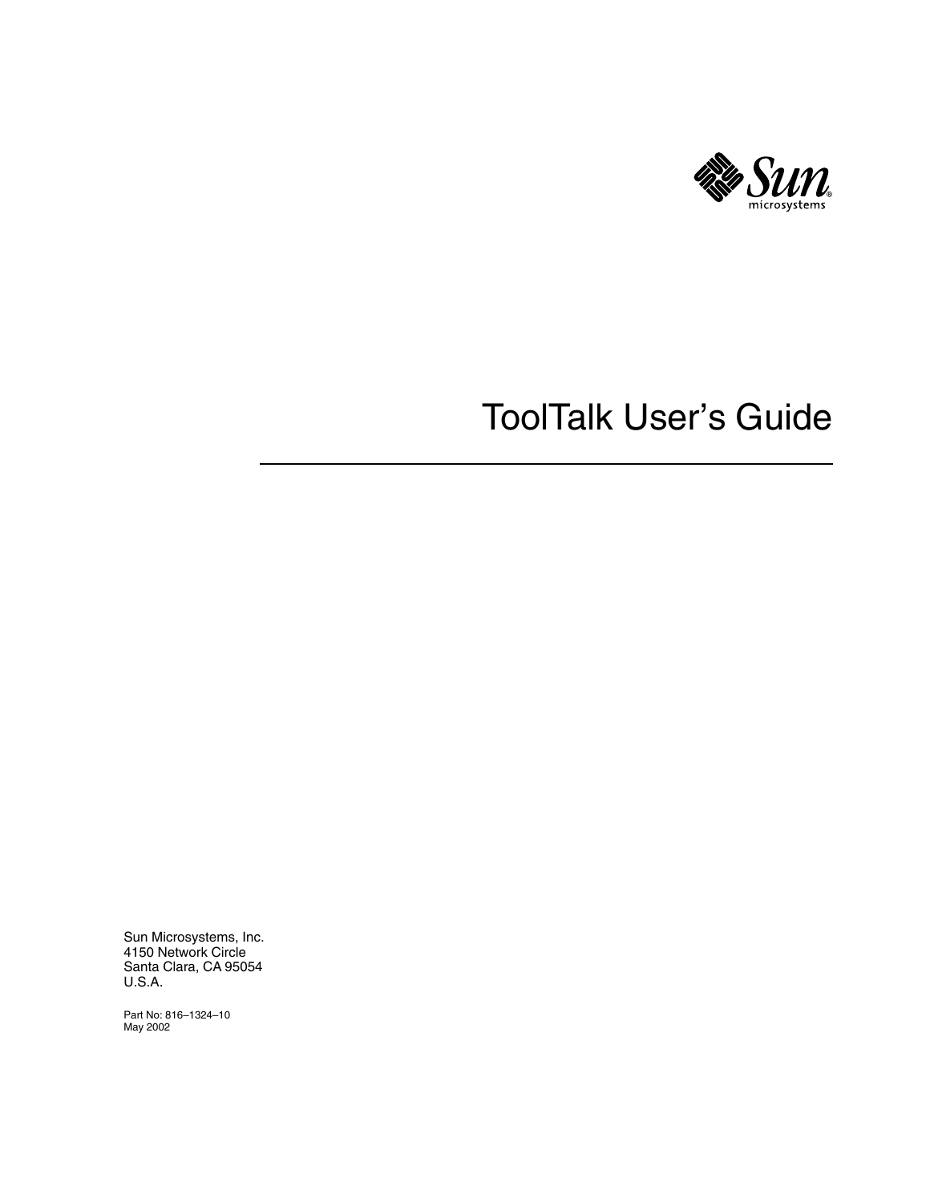# ToolTalk User's Guide

Sun Microsystems, Inc.
4150 Network Circle
Santa Clara, CA 95054
U.S.A.

Part No: 816–1324–10
May 2002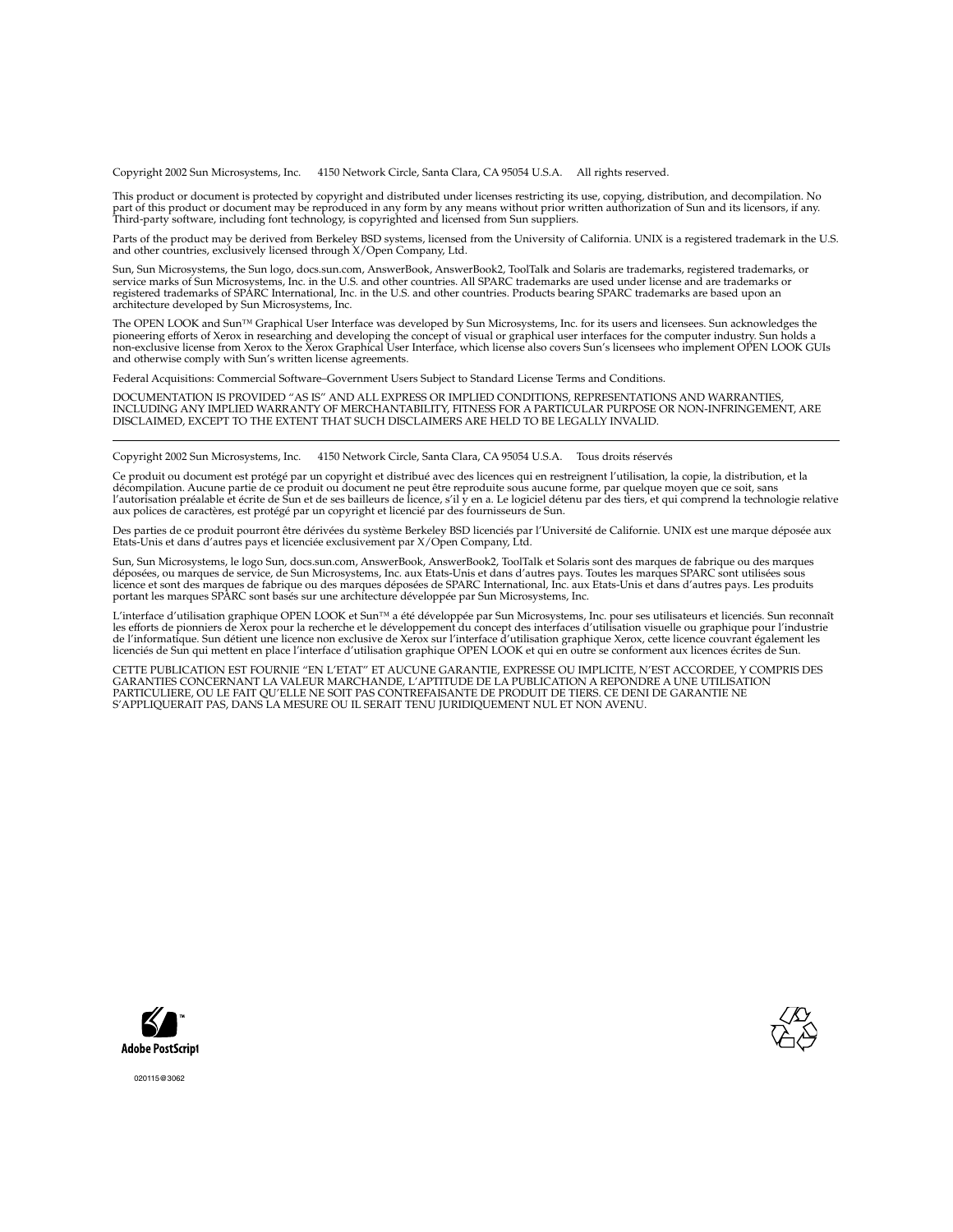Copyright 2002 Sun Microsystems, Inc. 4150 Network Circle, Santa Clara, CA 95054 U.S.A. All rights reserved.

This product or document is protected by copyright and distributed under licenses restricting its use, copying, distribution, and decompilation. No part of this product or document may be reproduced in any form by any means without prior written authorization of Sun and its licensors, if any. Third-party software, including font technology, is copyrighted and licensed from Sun suppliers.

Parts of the product may be derived from Berkeley BSD systems, licensed from the University of California. UNIX is a registered trademark in the U.S. and other countries, exclusively licensed through X/Open Company, Ltd.

Sun, Sun Microsystems, the Sun logo, docs.sun.com, AnswerBook, AnswerBook2, ToolTalk and Solaris are trademarks, registered trademarks, or service marks of Sun Microsystems, Inc. in the U.S. and other countries. All SPARC trademarks are used under license and are trademarks or registered trademarks of SPARC International, Inc. in the U.S. and other countries. Products bearing SPARC trademarks are based upon an architecture developed by Sun Microsystems, Inc.

The OPEN LOOK and Sun™ Graphical User Interface was developed by Sun Microsystems, Inc. for its users and licensees. Sun acknowledges the pioneering efforts of Xerox in researching and developing the concept of visual or graphical user interfaces for the computer industry. Sun holds a non-exclusive license from Xerox to the Xerox Graphical User Interface, which license also covers Sun's licensees who implement OPEN LOOK GUIs and otherwise comply with Sun's written license agreements.

Federal Acquisitions: Commercial Software–Government Users Subject to Standard License Terms and Conditions.

DOCUMENTATION IS PROVIDED "AS IS" AND ALL EXPRESS OR IMPLIED CONDITIONS, REPRESENTATIONS AND WARRANTIES, INCLUDING ANY IMPLIED WARRANTY OF MERCHANTABILITY, FITNESS FOR A PARTICULAR PURPOSE OR NON-INFRINGEMENT, ARE DISCLAIMED, EXCEPT TO THE EXTENT THAT SUCH DISCLAIMERS ARE HELD TO BE LEGALLY INVALID.

---

Copyright 2002 Sun Microsystems, Inc. 4150 Network Circle, Santa Clara, CA 95054 U.S.A. Tous droits réservés

Ce produit ou document est protégé par un copyright et distribué avec des licences qui en restreignent l'utilisation, la copie, la distribution, et la décompilation. Aucune partie de ce produit ou document ne peut être reproduite sous aucune forme, par quelque moyen que ce soit, sans l'autorisation préalable et écrite de Sun et de ses bailleurs de licence, s'il y en a. Le logiciel détenu par des tiers, et qui comprend la technologie relative aux polices de caractères, est protégé par un copyright et licencié par des fournisseurs de Sun.

Des parties de ce produit pourront être dérivées du système Berkeley BSD licenciés par l'Université de Californie. UNIX est une marque déposée aux Etats-Unis et dans d'autres pays et licenciée exclusivement par X/Open Company, Ltd.

Sun, Sun Microsystems, le logo Sun, docs.sun.com, AnswerBook, AnswerBook2, ToolTalk et Solaris sont des marques de fabrique ou des marques déposées, ou marques de service, de Sun Microsystems, Inc. aux Etats-Unis et dans d'autres pays. Toutes les marques SPARC sont utilisées sous licence et sont des marques de fabrique ou des marques déposées de SPARC International, Inc. aux Etats-Unis et dans d'autres pays. Les produits portant les marques SPARC sont basés sur une architecture développée par Sun Microsystems, Inc.

L'interface d'utilisation graphique OPEN LOOK et Sun™ a été développée par Sun Microsystems, Inc. pour ses utilisateurs et licenciés. Sun reconnaît les efforts de pionniers de Xerox pour la recherche et le développement du concept des interfaces d'utilisation visuelle ou graphique pour l'industrie de l'informatique. Sun détient une licence non exclusive de Xerox sur l'interface d'utilisation graphique Xerox, cette licence couvrant également les licenciés de Sun qui mettent en place l'interface d'utilisation graphique OPEN LOOK et qui en outre se conforment aux licences écrites de Sun.

CETTE PUBLICATION EST FOURNIE "EN L'ETAT" ET AUCUNE GARANTIE, EXPRESSE OU IMPLICITE, N'EST ACCORDEE, Y COMPRIS DES GARANTIES CONCERNANT LA VALEUR MARCHANDE, L'APTITUDE DE LA PUBLICATION A REPONDRE A UNE UTILISATION PARTICULIERE, OU LE FAIT QU'ELLE NE SOIT PAS CONTREFAISANTE DE PRODUIT DE TIERS. CE DENI DE GARANTIE NE S'APPLIQUERAIT PAS, DANS LA MESURE OU IL SERAIT TENU JURIDIQUEMENT NUL ET NON AVENU.

Adobe PostScript

020115@3062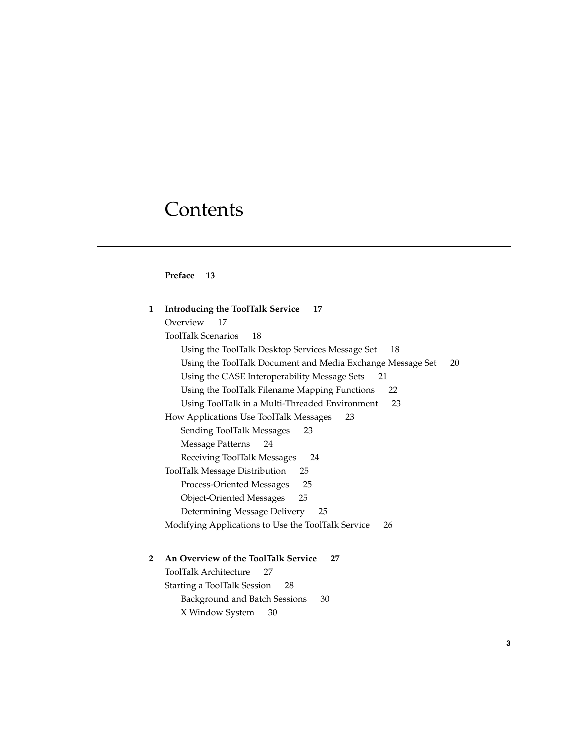# Contents

**Preface 13**

**1 Introducing the ToolTalk Service 17**

Overview 17

ToolTalk Scenarios 18

- Using the ToolTalk Desktop Services Message Set 18
- Using the ToolTalk Document and Media Exchange Message Set 20
- Using the CASE Interoperability Message Sets 21
- Using the ToolTalk Filename Mapping Functions 22
- Using ToolTalk in a Multi-Threaded Environment 23

How Applications Use ToolTalk Messages 23

- Sending ToolTalk Messages 23
- Message Patterns 24
- Receiving ToolTalk Messages 24

ToolTalk Message Distribution 25

- Process-Oriented Messages 25
- Object-Oriented Messages 25
- Determining Message Delivery 25

Modifying Applications to Use the ToolTalk Service 26

**2 An Overview of the ToolTalk Service 27**

ToolTalk Architecture 27

Starting a ToolTalk Session 28

- Background and Batch Sessions 30
- X Window System 30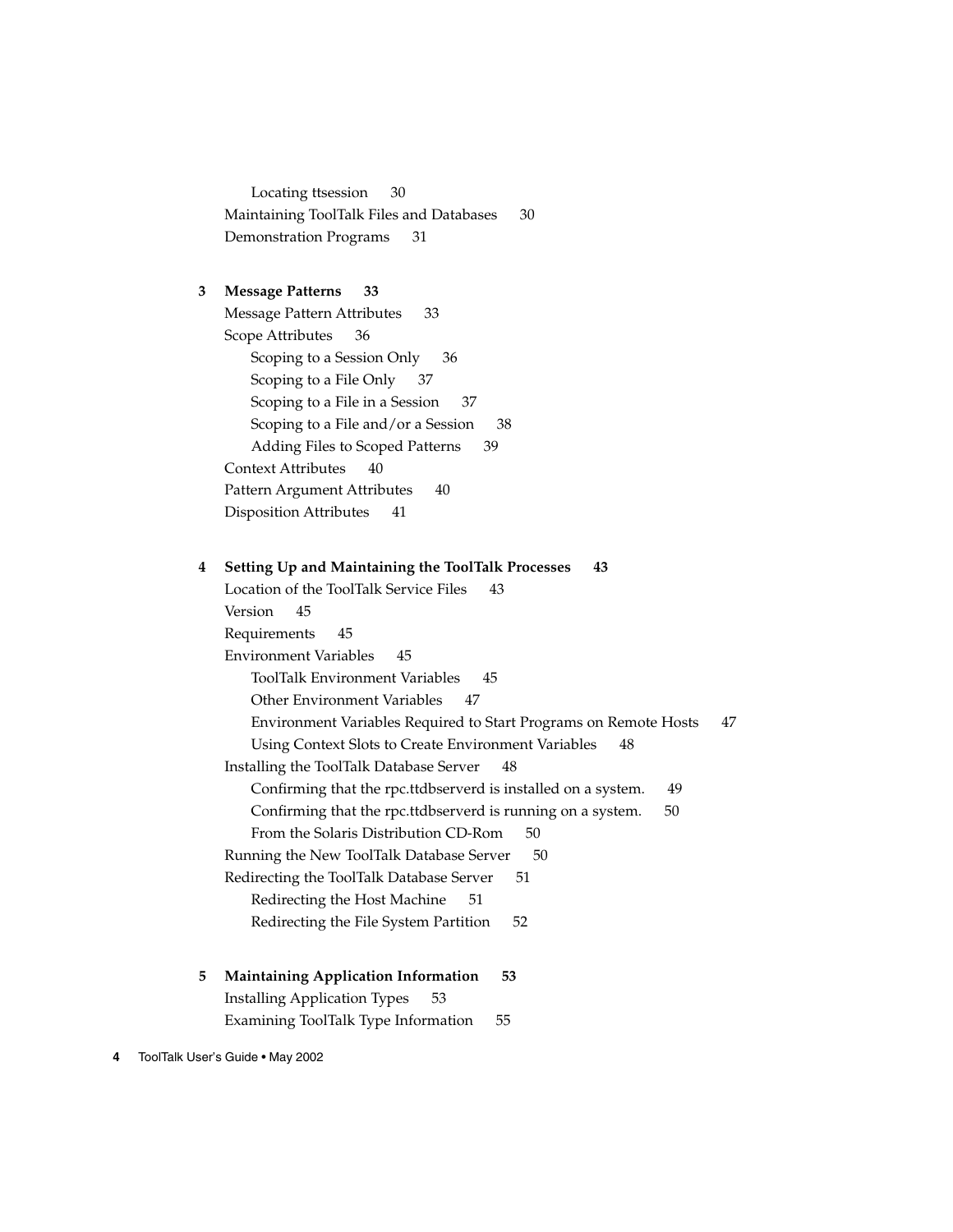Locating ttsession 30

Maintaining ToolTalk Files and Databases 30

Demonstration Programs 31

**3 Message Patterns 33**

Message Pattern Attributes 33

Scope Attributes 36

Scoping to a Session Only 36

Scoping to a File Only 37

Scoping to a File in a Session 37

Scoping to a File and/or a Session 38

Adding Files to Scoped Patterns 39

Context Attributes 40

Pattern Argument Attributes 40

Disposition Attributes 41

**4 Setting Up and Maintaining the ToolTalk Processes 43**

Location of the ToolTalk Service Files 43

Version 45

Requirements 45

Environment Variables 45

ToolTalk Environment Variables 45

Other Environment Variables 47

Environment Variables Required to Start Programs on Remote Hosts 47

Using Context Slots to Create Environment Variables 48

Installing the ToolTalk Database Server 48

Confirming that the rpc.ttdbserverd is installed on a system. 49

Confirming that the rpc.ttdbserverd is running on a system. 50

From the Solaris Distribution CD-Rom 50

Running the New ToolTalk Database Server 50

Redirecting the ToolTalk Database Server 51

Redirecting the Host Machine 51

Redirecting the File System Partition 52

**5 Maintaining Application Information 53**

Installing Application Types 53

Examining ToolTalk Type Information 55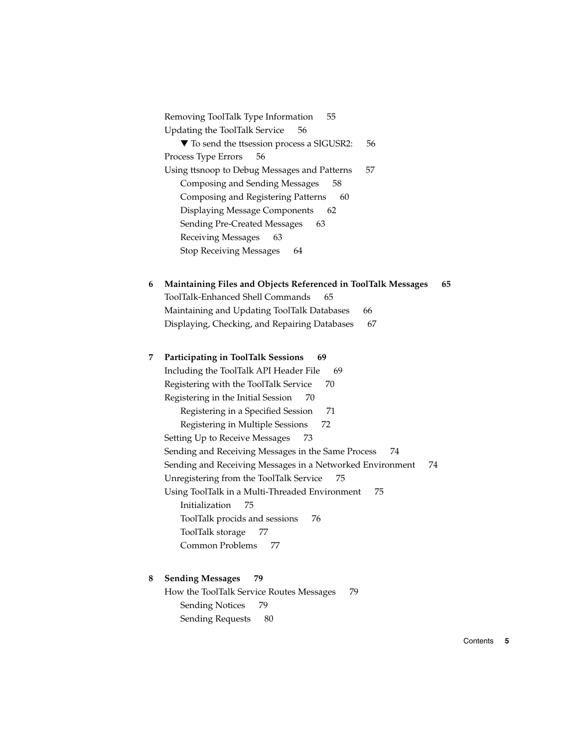Removing ToolTalk Type Information 55
Updating the ToolTalk Service 56
  ▼ To send the ttsession process a SIGUSR2: 56
Process Type Errors 56
Using ttsnoop to Debug Messages and Patterns 57
  Composing and Sending Messages 58
  Composing and Registering Patterns 60
  Displaying Message Components 62
  Sending Pre-Created Messages 63
  Receiving Messages 63
  Stop Receiving Messages 64

**6 Maintaining Files and Objects Referenced in ToolTalk Messages 65**
ToolTalk-Enhanced Shell Commands 65
Maintaining and Updating ToolTalk Databases 66
Displaying, Checking, and Repairing Databases 67

**7 Participating in ToolTalk Sessions 69**
Including the ToolTalk API Header File 69
Registering with the ToolTalk Service 70
Registering in the Initial Session 70
  Registering in a Specified Session 71
  Registering in Multiple Sessions 72
Setting Up to Receive Messages 73
Sending and Receiving Messages in the Same Process 74
Sending and Receiving Messages in a Networked Environment 74
Unregistering from the ToolTalk Service 75
Using ToolTalk in a Multi-Threaded Environment 75
  Initialization 75
  ToolTalk procids and sessions 76
  ToolTalk storage 77
  Common Problems 77

**8 Sending Messages 79**
How the ToolTalk Service Routes Messages 79
  Sending Notices 79
  Sending Requests 80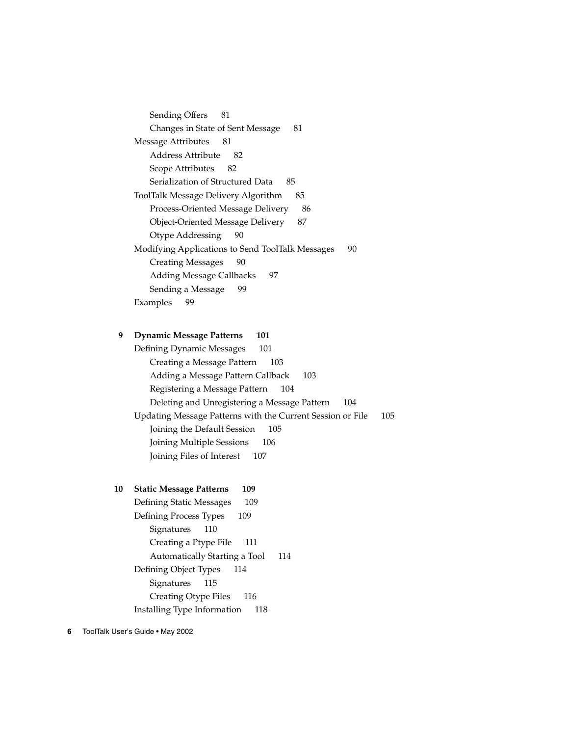Sending Offers 81
Changes in State of Sent Message 81

Message Attributes 81
Address Attribute 82
Scope Attributes 82
Serialization of Structured Data 85

ToolTalk Message Delivery Algorithm 85
Process-Oriented Message Delivery 86
Object-Oriented Message Delivery 87
Otype Addressing 90

Modifying Applications to Send ToolTalk Messages 90
Creating Messages 90
Adding Message Callbacks 97
Sending a Message 99

Examples 99

**9 Dynamic Message Patterns 101**

Defining Dynamic Messages 101
Creating a Message Pattern 103
Adding a Message Pattern Callback 103
Registering a Message Pattern 104
Deleting and Unregistering a Message Pattern 104

Updating Message Patterns with the Current Session or File 105
Joining the Default Session 105
Joining Multiple Sessions 106
Joining Files of Interest 107

**10 Static Message Patterns 109**

Defining Static Messages 109

Defining Process Types 109
Signatures 110
Creating a Ptype File 111
Automatically Starting a Tool 114

Defining Object Types 114
Signatures 115
Creating Otype Files 116

Installing Type Information 118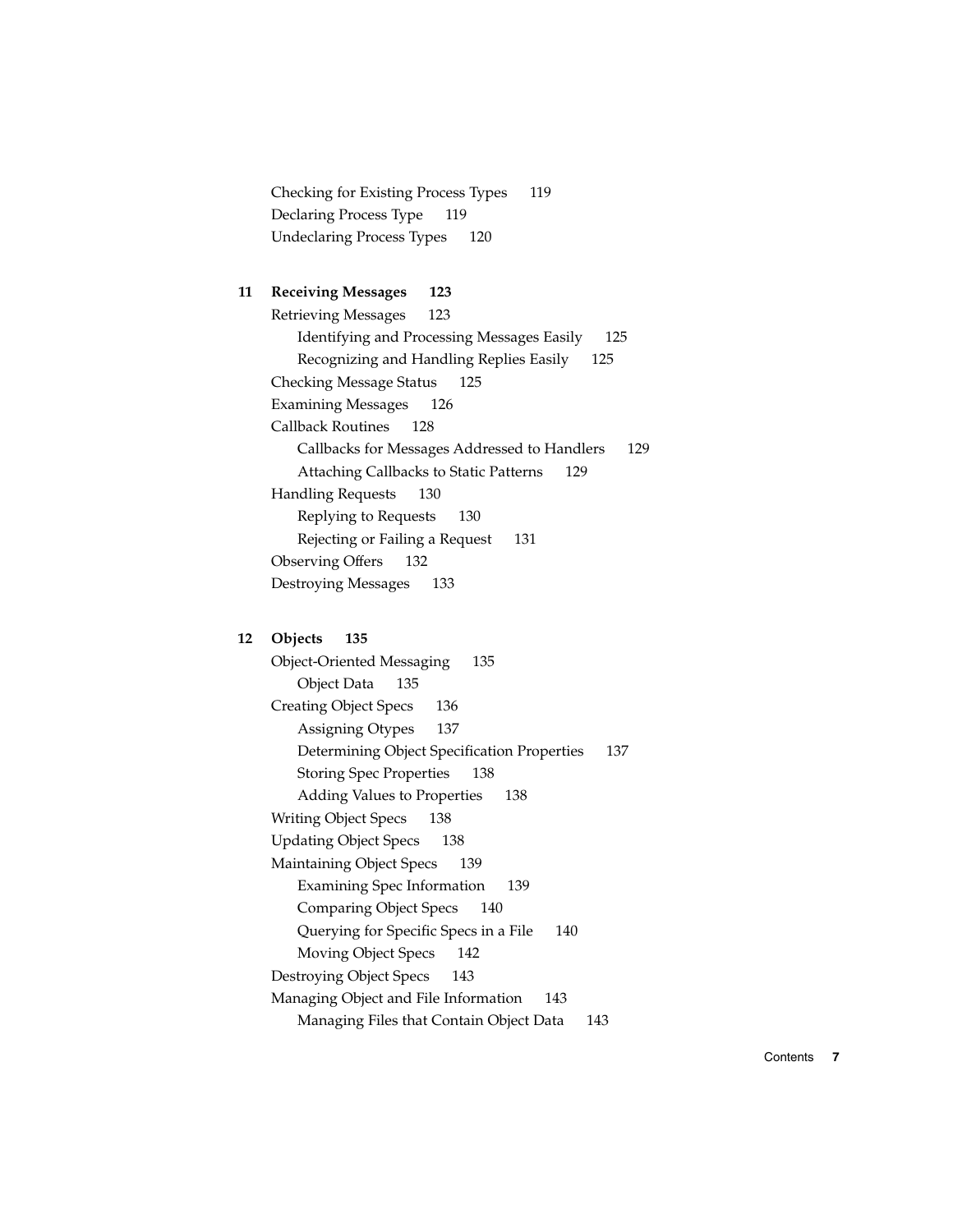Checking for Existing Process Types 119
Declaring Process Type 119
Undeclaring Process Types 120

**11 Receiving Messages 123**

- Retrieving Messages 123
  - Identifying and Processing Messages Easily 125
  - Recognizing and Handling Replies Easily 125
- Checking Message Status 125
- Examining Messages 126
- Callback Routines 128
  - Callbacks for Messages Addressed to Handlers 129
  - Attaching Callbacks to Static Patterns 129
- Handling Requests 130
  - Replying to Requests 130
  - Rejecting or Failing a Request 131
- Observing Offers 132
- Destroying Messages 133

**12 Objects 135**

- Object-Oriented Messaging 135
  - Object Data 135
- Creating Object Specs 136
  - Assigning Otypes 137
  - Determining Object Specification Properties 137
  - Storing Spec Properties 138
  - Adding Values to Properties 138
- Writing Object Specs 138
- Updating Object Specs 138
- Maintaining Object Specs 139
  - Examining Spec Information 139
  - Comparing Object Specs 140
  - Querying for Specific Specs in a File 140
  - Moving Object Specs 142
- Destroying Object Specs 143
- Managing Object and File Information 143
  - Managing Files that Contain Object Data 143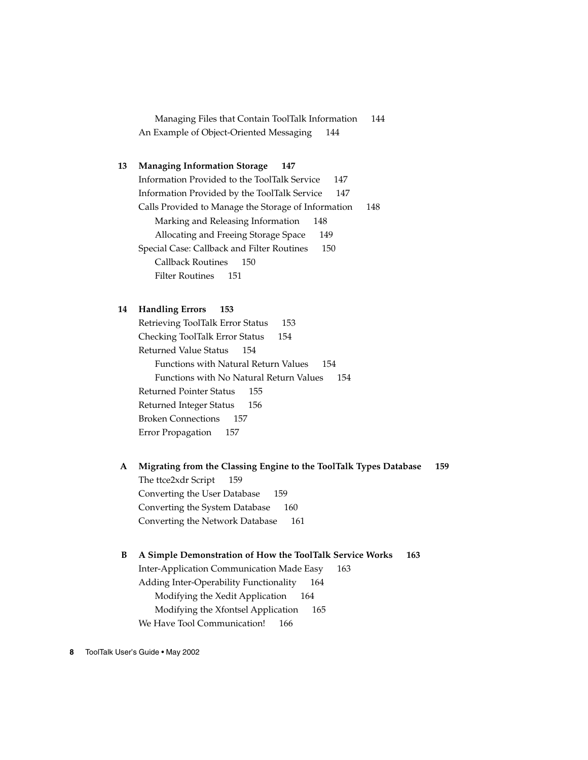Managing Files that Contain ToolTalk Information 144

An Example of Object-Oriented Messaging 144

**13 Managing Information Storage 147**

Information Provided to the ToolTalk Service 147

Information Provided by the ToolTalk Service 147

Calls Provided to Manage the Storage of Information 148

Marking and Releasing Information 148

Allocating and Freeing Storage Space 149

Special Case: Callback and Filter Routines 150

Callback Routines 150

Filter Routines 151

**14 Handling Errors 153**

Retrieving ToolTalk Error Status 153

Checking ToolTalk Error Status 154

Returned Value Status 154

Functions with Natural Return Values 154

Functions with No Natural Return Values 154

Returned Pointer Status 155

Returned Integer Status 156

Broken Connections 157

Error Propagation 157

**A Migrating from the Classing Engine to the ToolTalk Types Database 159**

The ttce2xdr Script 159

Converting the User Database 159

Converting the System Database 160

Converting the Network Database 161

**B A Simple Demonstration of How the ToolTalk Service Works 163**

Inter-Application Communication Made Easy 163

Adding Inter-Operability Functionality 164

Modifying the Xedit Application 164

Modifying the Xfontsel Application 165

We Have Tool Communication! 166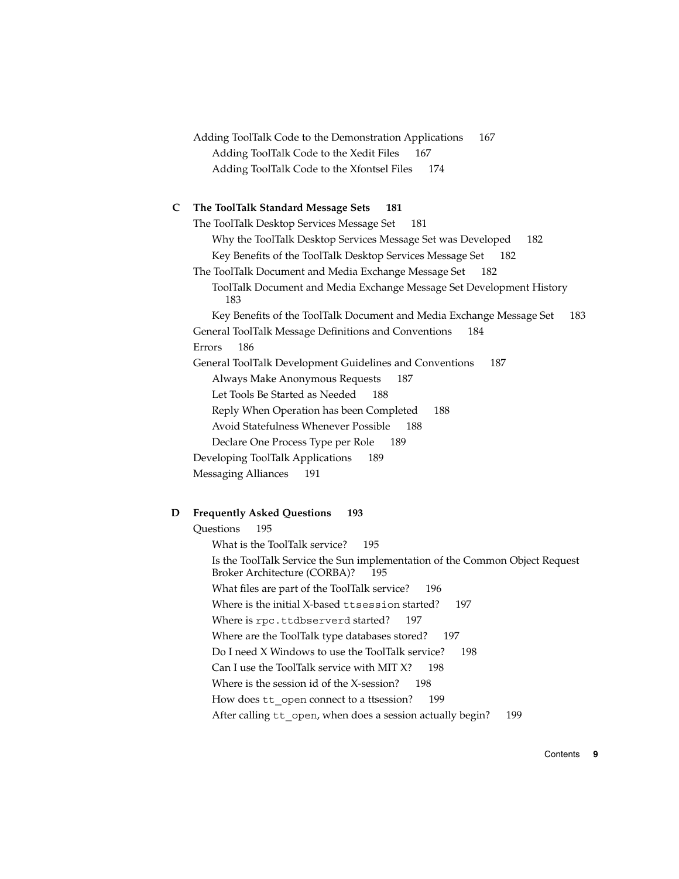Adding ToolTalk Code to the Demonstration Applications 167
  Adding ToolTalk Code to the Xedit Files 167
  Adding ToolTalk Code to the Xfontsel Files 174

**C The ToolTalk Standard Message Sets 181**

The ToolTalk Desktop Services Message Set 181
  Why the ToolTalk Desktop Services Message Set was Developed 182
  Key Benefits of the ToolTalk Desktop Services Message Set 182
The ToolTalk Document and Media Exchange Message Set 182
  ToolTalk Document and Media Exchange Message Set Development History 183
  Key Benefits of the ToolTalk Document and Media Exchange Message Set 183
General ToolTalk Message Definitions and Conventions 184
Errors 186
General ToolTalk Development Guidelines and Conventions 187
  Always Make Anonymous Requests 187
  Let Tools Be Started as Needed 188
  Reply When Operation has been Completed 188
  Avoid Statefulness Whenever Possible 188
  Declare One Process Type per Role 189
Developing ToolTalk Applications 189
Messaging Alliances 191

**D Frequently Asked Questions 193**

Questions 195
  What is the ToolTalk service? 195
  Is the ToolTalk Service the Sun implementation of the Common Object Request Broker Architecture (CORBA)? 195
  What files are part of the ToolTalk service? 196
  Where is the initial X-based `ttsession` started? 197
  Where is `rpc.ttdbserverd` started? 197
  Where are the ToolTalk type databases stored? 197
  Do I need X Windows to use the ToolTalk service? 198
  Can I use the ToolTalk service with MIT X? 198
  Where is the session id of the X-session? 198
  How does `tt_open` connect to a ttsession? 199
  After calling `tt_open`, when does a session actually begin? 199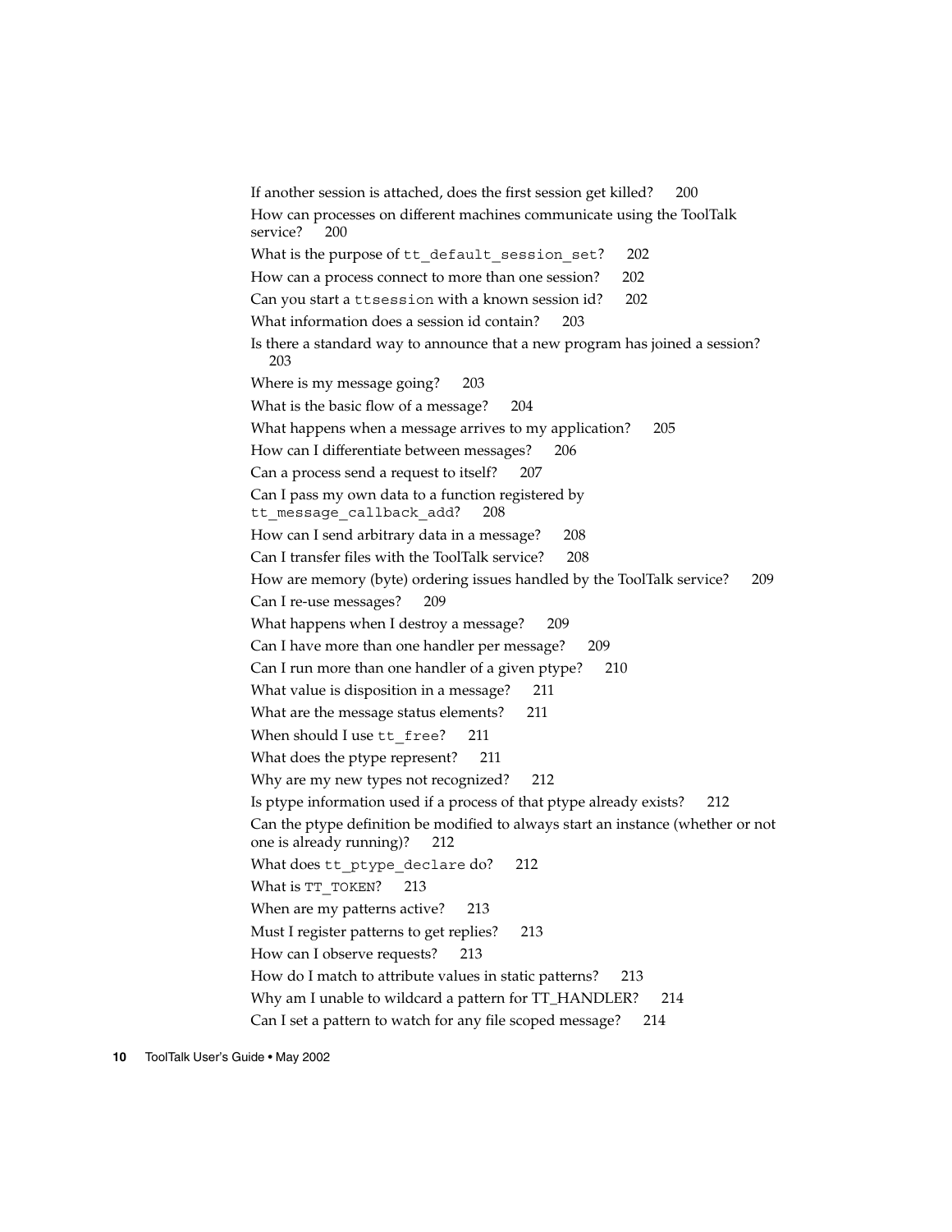If another session is attached, does the first session get killed? 200

How can processes on different machines communicate using the ToolTalk service? 200

What is the purpose of `tt_default_session_set`? 202

How can a process connect to more than one session? 202

Can you start a `ttsession` with a known session id? 202

What information does a session id contain? 203

Is there a standard way to announce that a new program has joined a session? 203

Where is my message going? 203

What is the basic flow of a message? 204

What happens when a message arrives to my application? 205

How can I differentiate between messages? 206

Can a process send a request to itself? 207

Can I pass my own data to a function registered by `tt_message_callback_add`? 208

How can I send arbitrary data in a message? 208

Can I transfer files with the ToolTalk service? 208

How are memory (byte) ordering issues handled by the ToolTalk service? 209

Can I re-use messages? 209

What happens when I destroy a message? 209

Can I have more than one handler per message? 209

Can I run more than one handler of a given ptype? 210

What value is disposition in a message? 211

What are the message status elements? 211

When should I use `tt_free`? 211

What does the ptype represent? 211

Why are my new types not recognized? 212

Is ptype information used if a process of that ptype already exists? 212

Can the ptype definition be modified to always start an instance (whether or not one is already running)? 212

What does `tt_ptype_declare` do? 212

What is `TT_TOKEN`? 213

When are my patterns active? 213

Must I register patterns to get replies? 213

How can I observe requests? 213

How do I match to attribute values in static patterns? 213

Why am I unable to wildcard a pattern for TT_HANDLER? 214

Can I set a pattern to watch for any file scoped message? 214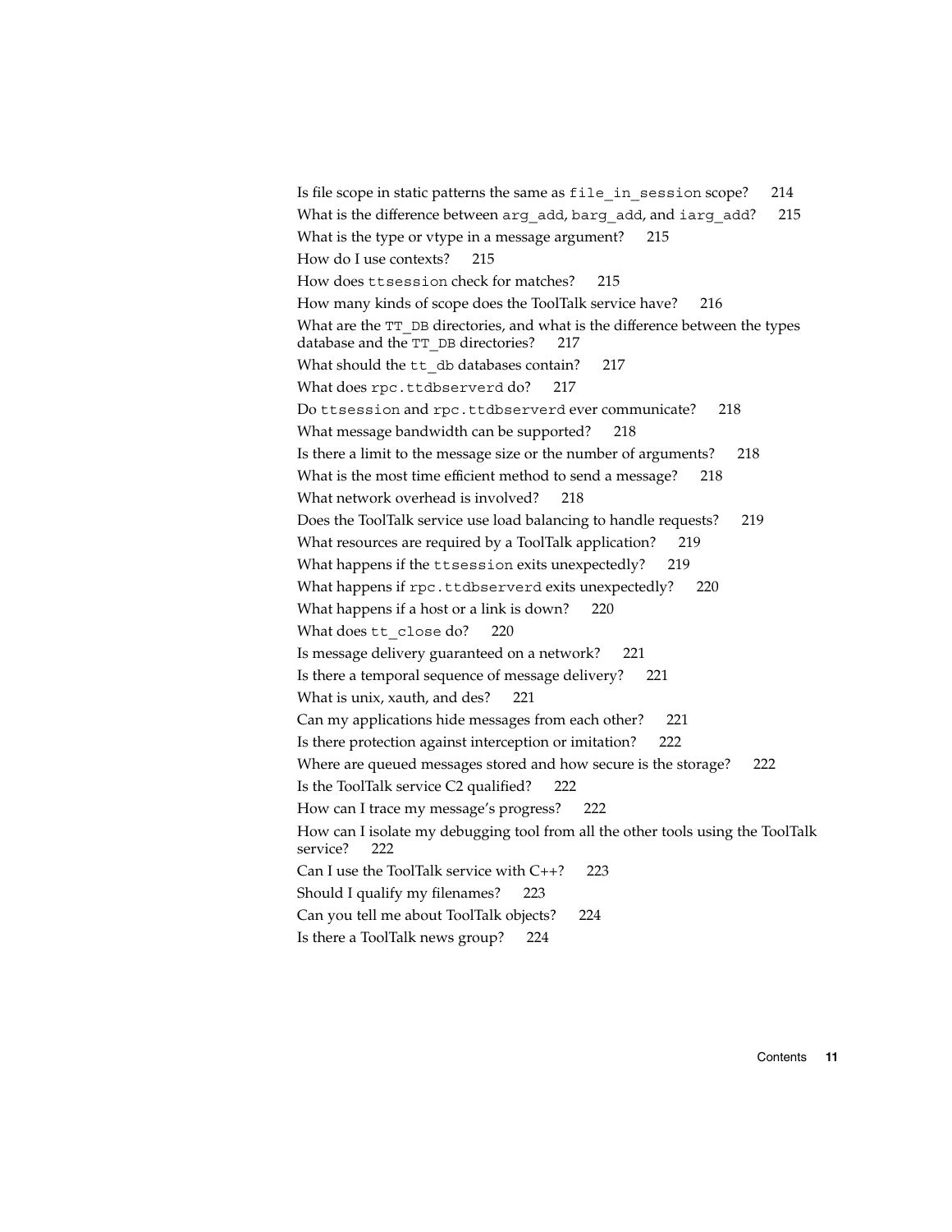Is file scope in static patterns the same as `file_in_session` scope? 214

What is the difference between `arg_add`, `barg_add`, and `iarg_add`? 215

What is the type or vtype in a message argument? 215

How do I use contexts? 215

How does `ttsession` check for matches? 215

How many kinds of scope does the ToolTalk service have? 216

What are the `TT_DB` directories, and what is the difference between the types database and the `TT_DB` directories? 217

What should the `tt_db` databases contain? 217

What does `rpc.ttdbserverd` do? 217

Do `ttsession` and `rpc.ttdbserverd` ever communicate? 218

What message bandwidth can be supported? 218

Is there a limit to the message size or the number of arguments? 218

What is the most time efficient method to send a message? 218

What network overhead is involved? 218

Does the ToolTalk service use load balancing to handle requests? 219

What resources are required by a ToolTalk application? 219

What happens if the `ttsession` exits unexpectedly? 219

What happens if `rpc.ttdbserverd` exits unexpectedly? 220

What happens if a host or a link is down? 220

What does `tt_close` do? 220

Is message delivery guaranteed on a network? 221

Is there a temporal sequence of message delivery? 221

What is unix, xauth, and des? 221

Can my applications hide messages from each other? 221

Is there protection against interception or imitation? 222

Where are queued messages stored and how secure is the storage? 222

Is the ToolTalk service C2 qualified? 222

How can I trace my message's progress? 222

How can I isolate my debugging tool from all the other tools using the ToolTalk service? 222

Can I use the ToolTalk service with C++? 223

Should I qualify my filenames? 223

Can you tell me about ToolTalk objects? 224

Is there a ToolTalk news group? 224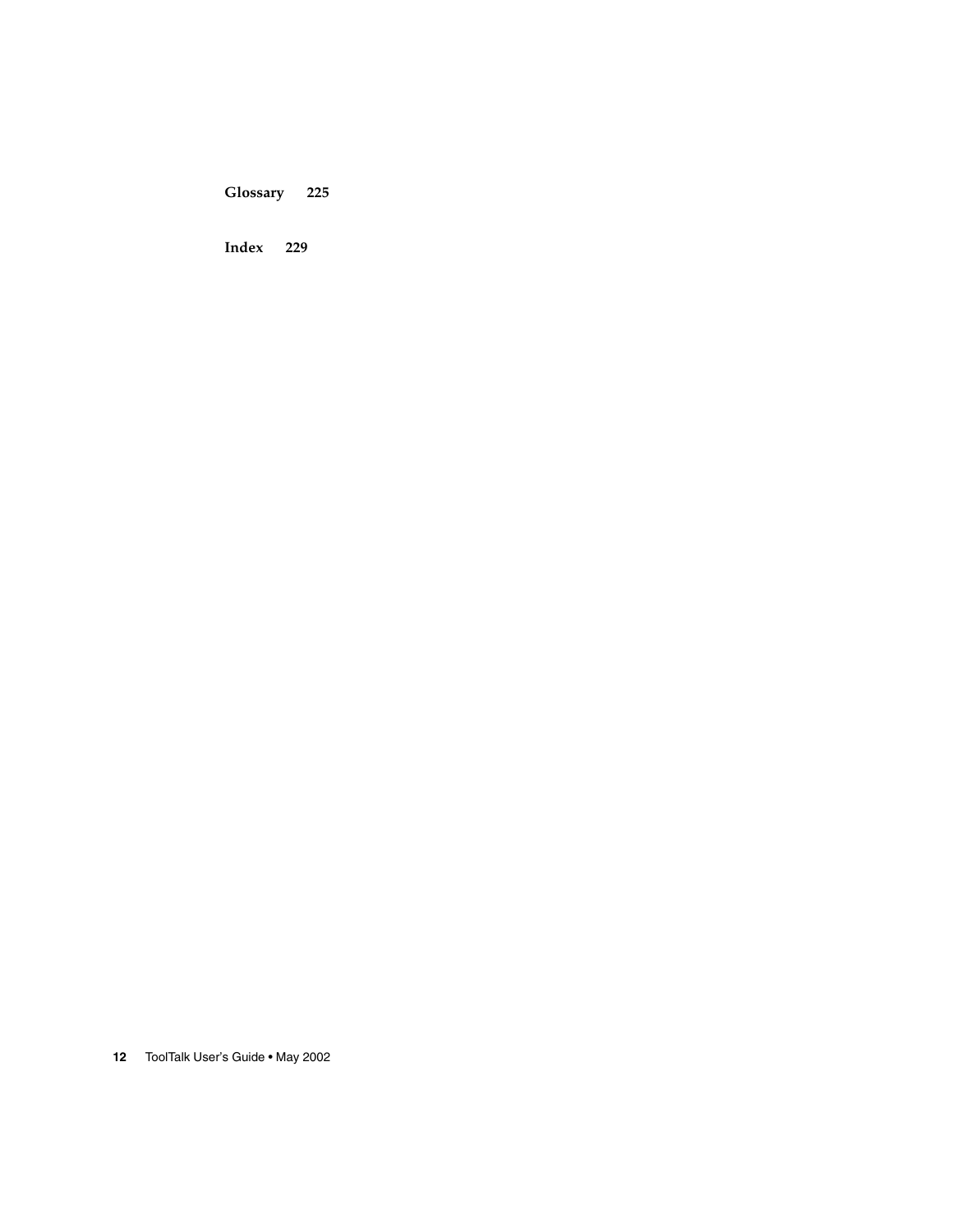**Glossary 225**

**Index 229**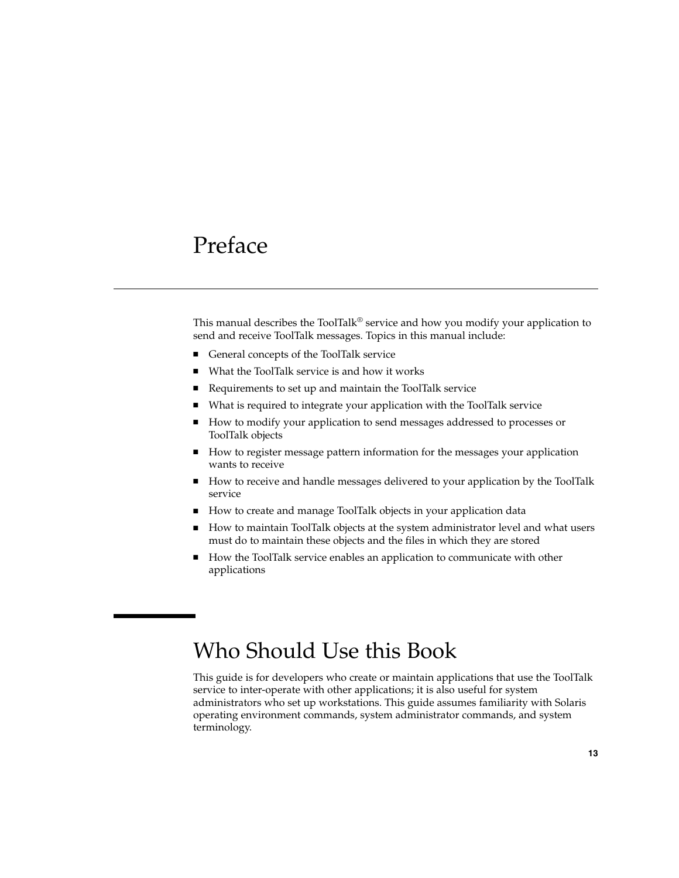# Preface

This manual describes the ToolTalk® service and how you modify your application to send and receive ToolTalk messages. Topics in this manual include:

- General concepts of the ToolTalk service
- What the ToolTalk service is and how it works
- Requirements to set up and maintain the ToolTalk service
- What is required to integrate your application with the ToolTalk service
- How to modify your application to send messages addressed to processes or ToolTalk objects
- How to register message pattern information for the messages your application wants to receive
- How to receive and handle messages delivered to your application by the ToolTalk service
- How to create and manage ToolTalk objects in your application data
- How to maintain ToolTalk objects at the system administrator level and what users must do to maintain these objects and the files in which they are stored
- How the ToolTalk service enables an application to communicate with other applications

## Who Should Use this Book

This guide is for developers who create or maintain applications that use the ToolTalk service to inter-operate with other applications; it is also useful for system administrators who set up workstations. This guide assumes familiarity with Solaris operating environment commands, system administrator commands, and system terminology.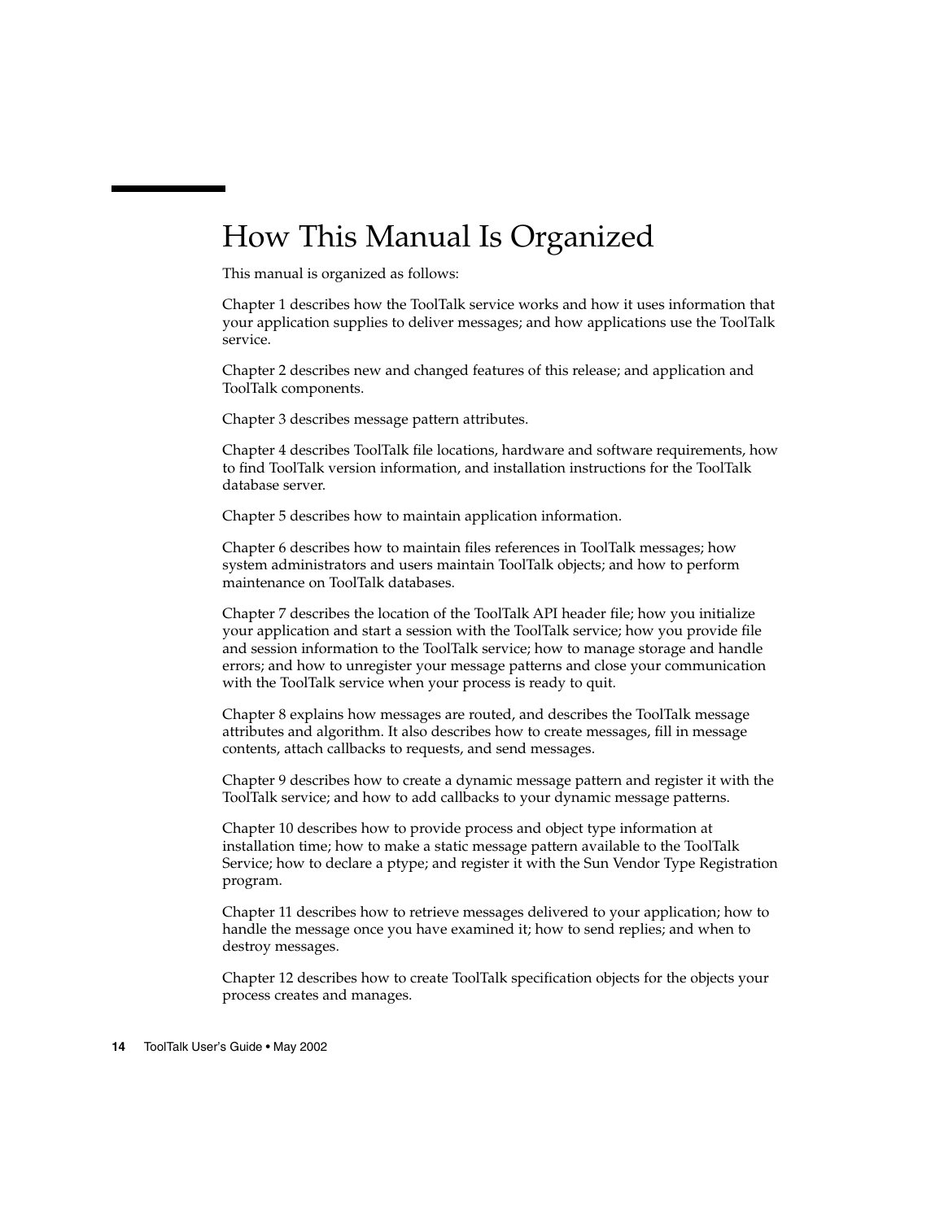# How This Manual Is Organized

This manual is organized as follows:

Chapter 1 describes how the ToolTalk service works and how it uses information that your application supplies to deliver messages; and how applications use the ToolTalk service.

Chapter 2 describes new and changed features of this release; and application and ToolTalk components.

Chapter 3 describes message pattern attributes.

Chapter 4 describes ToolTalk file locations, hardware and software requirements, how to find ToolTalk version information, and installation instructions for the ToolTalk database server.

Chapter 5 describes how to maintain application information.

Chapter 6 describes how to maintain files references in ToolTalk messages; how system administrators and users maintain ToolTalk objects; and how to perform maintenance on ToolTalk databases.

Chapter 7 describes the location of the ToolTalk API header file; how you initialize your application and start a session with the ToolTalk service; how you provide file and session information to the ToolTalk service; how to manage storage and handle errors; and how to unregister your message patterns and close your communication with the ToolTalk service when your process is ready to quit.

Chapter 8 explains how messages are routed, and describes the ToolTalk message attributes and algorithm. It also describes how to create messages, fill in message contents, attach callbacks to requests, and send messages.

Chapter 9 describes how to create a dynamic message pattern and register it with the ToolTalk service; and how to add callbacks to your dynamic message patterns.

Chapter 10 describes how to provide process and object type information at installation time; how to make a static message pattern available to the ToolTalk Service; how to declare a ptype; and register it with the Sun Vendor Type Registration program.

Chapter 11 describes how to retrieve messages delivered to your application; how to handle the message once you have examined it; how to send replies; and when to destroy messages.

Chapter 12 describes how to create ToolTalk specification objects for the objects your process creates and manages.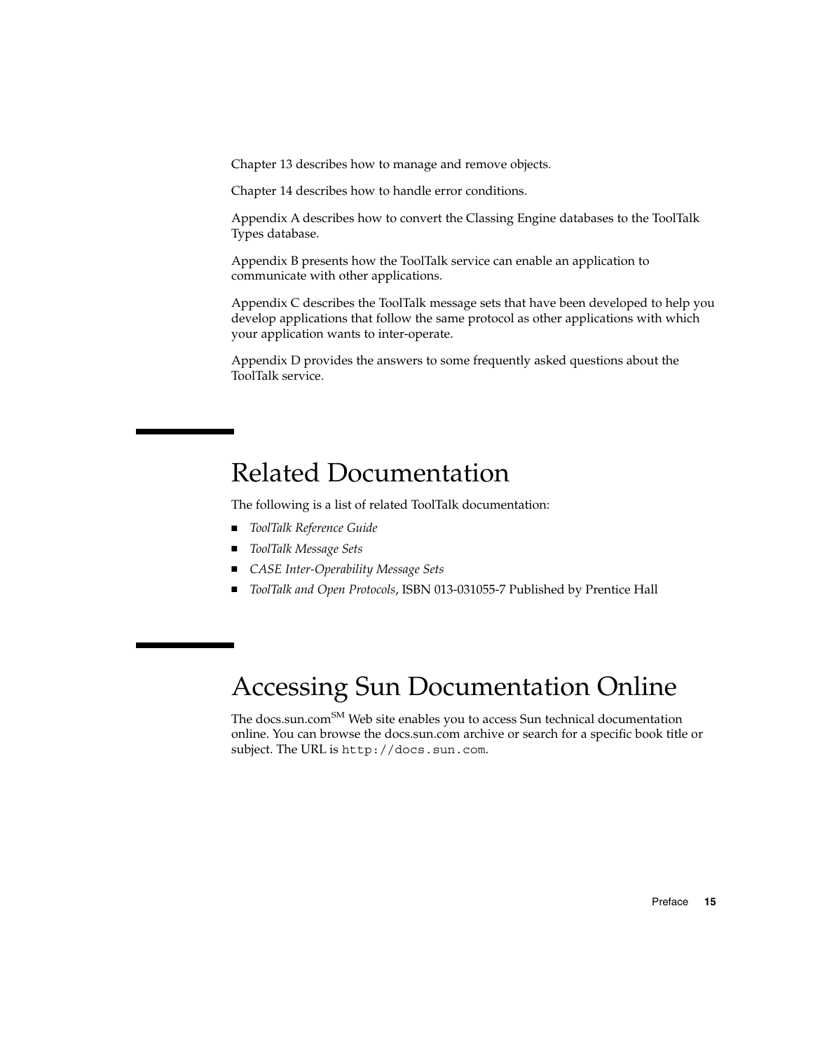Chapter 13 describes how to manage and remove objects.

Chapter 14 describes how to handle error conditions.

Appendix A describes how to convert the Classing Engine databases to the ToolTalk Types database.

Appendix B presents how the ToolTalk service can enable an application to communicate with other applications.

Appendix C describes the ToolTalk message sets that have been developed to help you develop applications that follow the same protocol as other applications with which your application wants to inter-operate.

Appendix D provides the answers to some frequently asked questions about the ToolTalk service.

## Related Documentation

The following is a list of related ToolTalk documentation:

- *ToolTalk Reference Guide*
- *ToolTalk Message Sets*
- *CASE Inter-Operability Message Sets*
- *ToolTalk and Open Protocols*, ISBN 013-031055-7 Published by Prentice Hall

## Accessing Sun Documentation Online

The docs.sun.com[SM] Web site enables you to access Sun technical documentation online. You can browse the docs.sun.com archive or search for a specific book title or subject. The URL is `http://docs.sun.com`.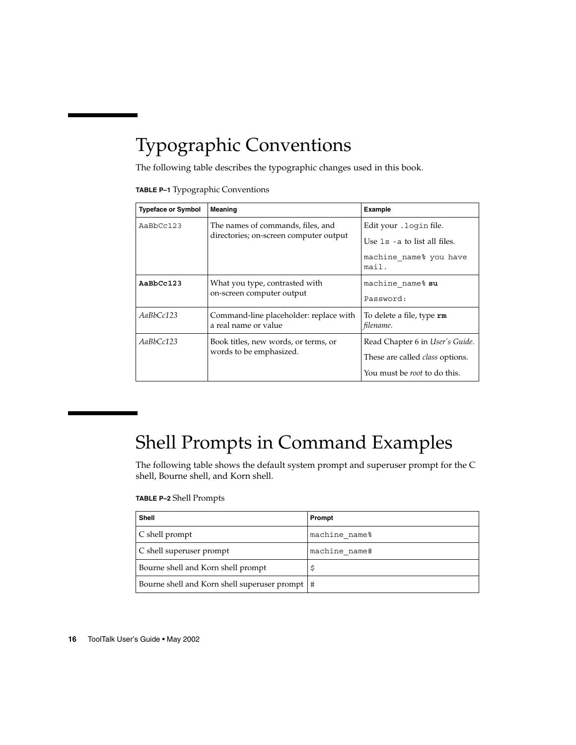## Typographic Conventions

The following table describes the typographic changes used in this book.

**TABLE P–1** Typographic Conventions

| Typeface or Symbol | Meaning | Example |
| --- | --- | --- |
| `AaBbCc123` | The names of commands, files, and directories; on-screen computer output | Edit your `.login` file.<br>Use `ls -a` to list all files.<br>`machine_name% you have mail.` |
| **`AaBbCc123`** | What you type, contrasted with on-screen computer output | `machine_name%` **`su`**<br>`Password:` |
| *AaBbCc123* | Command-line placeholder: replace with a real name or value | To delete a file, type **`rm`** *filename*. |
| *AaBbCc123* | Book titles, new words, or terms, or words to be emphasized. | Read Chapter 6 in *User's Guide*.<br>These are called *class* options.<br>You must be *root* to do this. |

## Shell Prompts in Command Examples

The following table shows the default system prompt and superuser prompt for the C shell, Bourne shell, and Korn shell.

**TABLE P–2** Shell Prompts

| Shell | Prompt |
| --- | --- |
| C shell prompt | `machine_name%` |
| C shell superuser prompt | `machine_name#` |
| Bourne shell and Korn shell prompt | `$` |
| Bourne shell and Korn shell superuser prompt | `#` |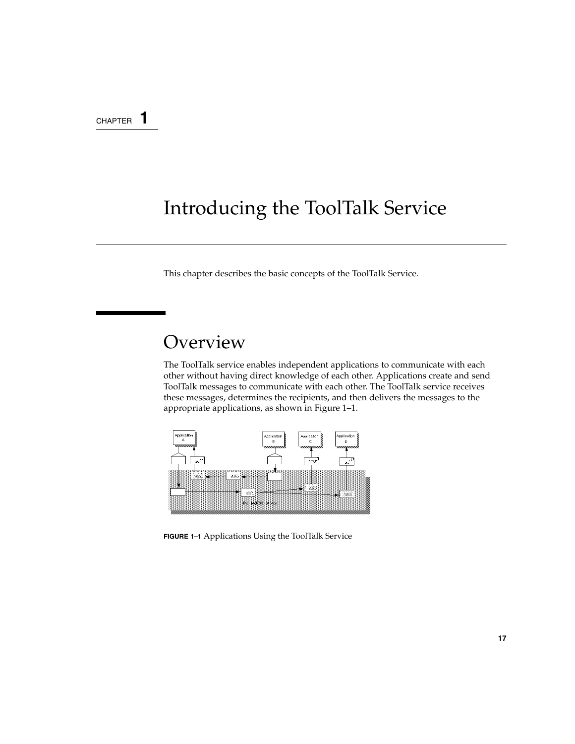# Introducing the ToolTalk Service

This chapter describes the basic concepts of the ToolTalk Service.

## Overview

The ToolTalk service enables independent applications to communicate with each other without having direct knowledge of each other. Applications create and send ToolTalk messages to communicate with each other. The ToolTalk service receives these messages, determines the recipients, and then delivers the messages to the appropriate applications, as shown in Figure 1–1.

**FIGURE 1–1** Applications Using the ToolTalk Service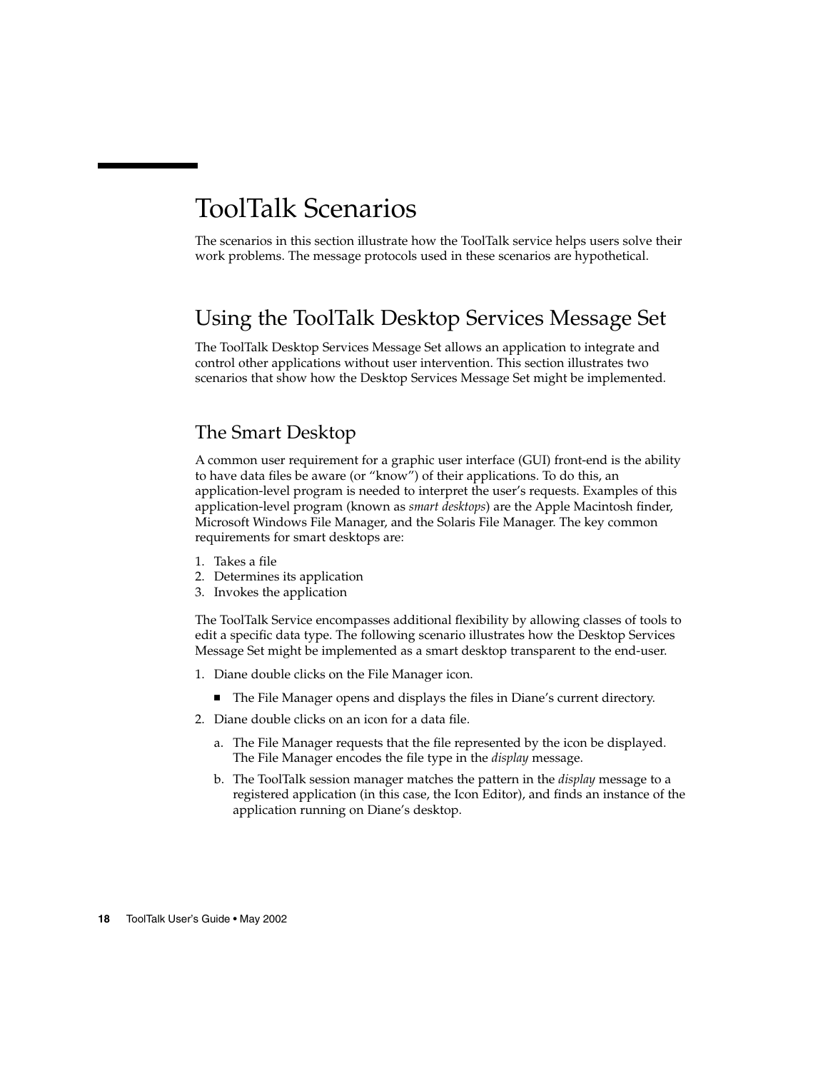# ToolTalk Scenarios

The scenarios in this section illustrate how the ToolTalk service helps users solve their work problems. The message protocols used in these scenarios are hypothetical.

## Using the ToolTalk Desktop Services Message Set

The ToolTalk Desktop Services Message Set allows an application to integrate and control other applications without user intervention. This section illustrates two scenarios that show how the Desktop Services Message Set might be implemented.

### The Smart Desktop

A common user requirement for a graphic user interface (GUI) front-end is the ability to have data files be aware (or "know") of their applications. To do this, an application-level program is needed to interpret the user's requests. Examples of this application-level program (known as *smart desktops*) are the Apple Macintosh finder, Microsoft Windows File Manager, and the Solaris File Manager. The key common requirements for smart desktops are:

1. Takes a file
2. Determines its application
3. Invokes the application

The ToolTalk Service encompasses additional flexibility by allowing classes of tools to edit a specific data type. The following scenario illustrates how the Desktop Services Message Set might be implemented as a smart desktop transparent to the end-user.

1. Diane double clicks on the File Manager icon.
   - The File Manager opens and displays the files in Diane's current directory.
2. Diane double clicks on an icon for a data file.
   a. The File Manager requests that the file represented by the icon be displayed. The File Manager encodes the file type in the *display* message.
   
   b. The ToolTalk session manager matches the pattern in the *display* message to a registered application (in this case, the Icon Editor), and finds an instance of the application running on Diane's desktop.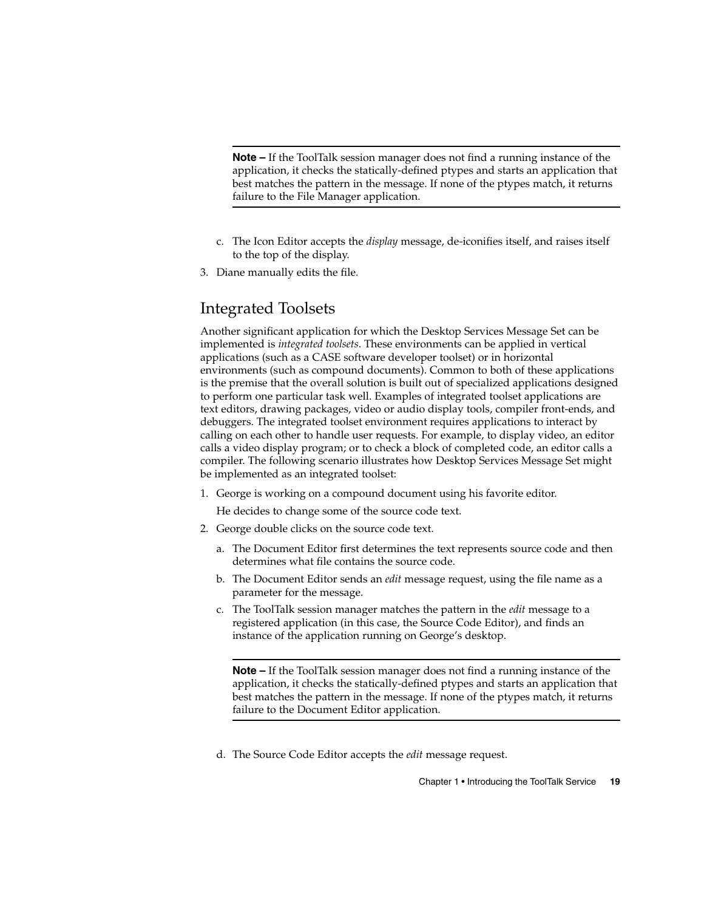---

**Note –** If the ToolTalk session manager does not find a running instance of the application, it checks the statically-defined ptypes and starts an application that best matches the pattern in the message. If none of the ptypes match, it returns failure to the File Manager application.

---

   c. The Icon Editor accepts the *display* message, de-iconifies itself, and raises itself to the top of the display.

3. Diane manually edits the file.

## Integrated Toolsets

Another significant application for which the Desktop Services Message Set can be implemented is *integrated toolsets*. These environments can be applied in vertical applications (such as a CASE software developer toolset) or in horizontal environments (such as compound documents). Common to both of these applications is the premise that the overall solution is built out of specialized applications designed to perform one particular task well. Examples of integrated toolset applications are text editors, drawing packages, video or audio display tools, compiler front-ends, and debuggers. The integrated toolset environment requires applications to interact by calling on each other to handle user requests. For example, to display video, an editor calls a video display program; or to check a block of completed code, an editor calls a compiler. The following scenario illustrates how Desktop Services Message Set might be implemented as an integrated toolset:

1. George is working on a compound document using his favorite editor.

   He decides to change some of the source code text.

2. George double clicks on the source code text.

   a. The Document Editor first determines the text represents source code and then determines what file contains the source code.

   b. The Document Editor sends an *edit* message request, using the file name as a parameter for the message.

   c. The ToolTalk session manager matches the pattern in the *edit* message to a registered application (in this case, the Source Code Editor), and finds an instance of the application running on George's desktop.

---

**Note –** If the ToolTalk session manager does not find a running instance of the application, it checks the statically-defined ptypes and starts an application that best matches the pattern in the message. If none of the ptypes match, it returns failure to the Document Editor application.

---

   d. The Source Code Editor accepts the *edit* message request.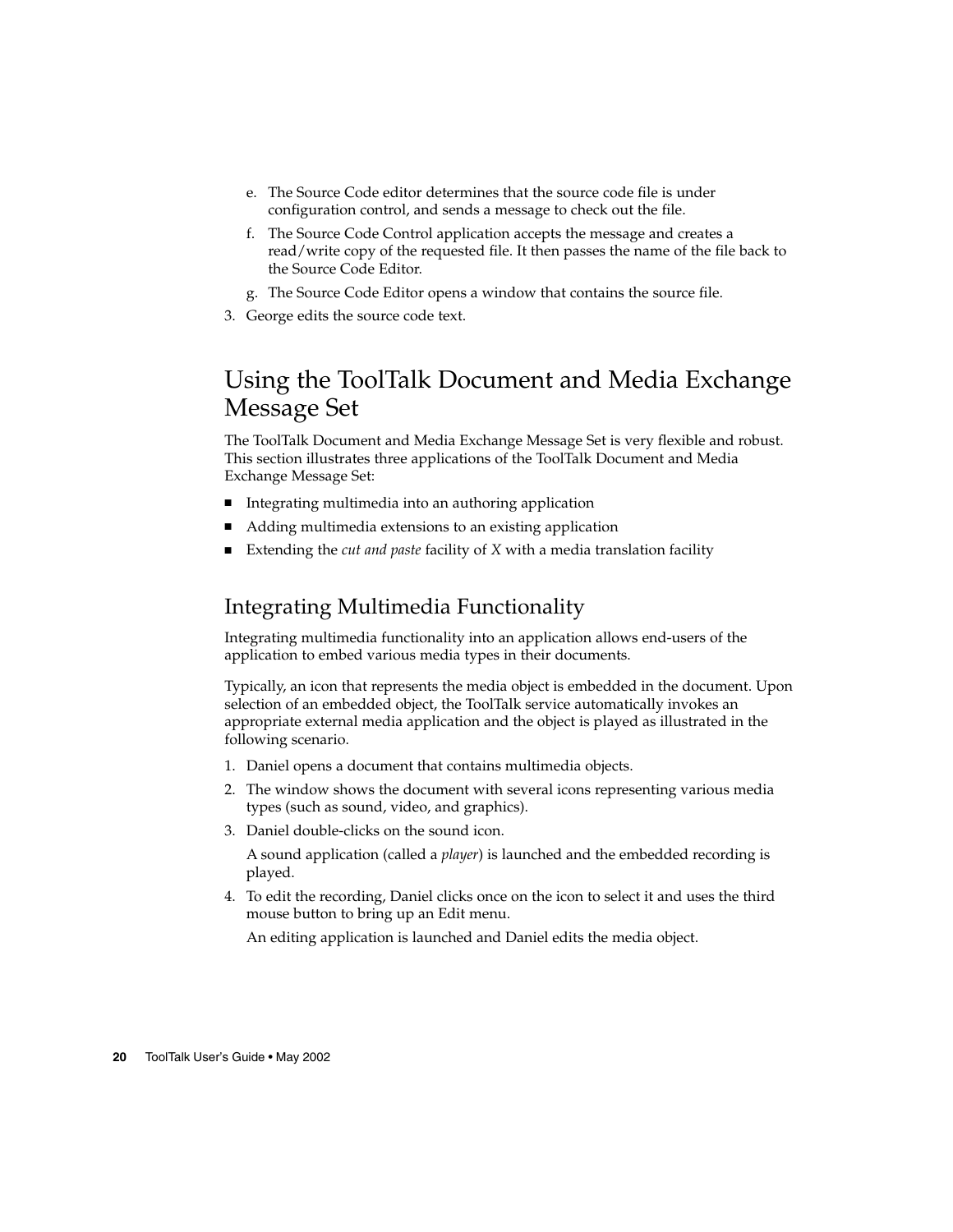e. The Source Code editor determines that the source code file is under configuration control, and sends a message to check out the file.

f. The Source Code Control application accepts the message and creates a read/write copy of the requested file. It then passes the name of the file back to the Source Code Editor.

g. The Source Code Editor opens a window that contains the source file.

3. George edits the source code text.

## Using the ToolTalk Document and Media Exchange Message Set

The ToolTalk Document and Media Exchange Message Set is very flexible and robust. This section illustrates three applications of the ToolTalk Document and Media Exchange Message Set:

- Integrating multimedia into an authoring application
- Adding multimedia extensions to an existing application
- Extending the *cut and paste* facility of *X* with a media translation facility

### Integrating Multimedia Functionality

Integrating multimedia functionality into an application allows end-users of the application to embed various media types in their documents.

Typically, an icon that represents the media object is embedded in the document. Upon selection of an embedded object, the ToolTalk service automatically invokes an appropriate external media application and the object is played as illustrated in the following scenario.

1. Daniel opens a document that contains multimedia objects.
2. The window shows the document with several icons representing various media types (such as sound, video, and graphics).
3. Daniel double-clicks on the sound icon.

   A sound application (called a *player*) is launched and the embedded recording is played.
4. To edit the recording, Daniel clicks once on the icon to select it and uses the third mouse button to bring up an Edit menu.

   An editing application is launched and Daniel edits the media object.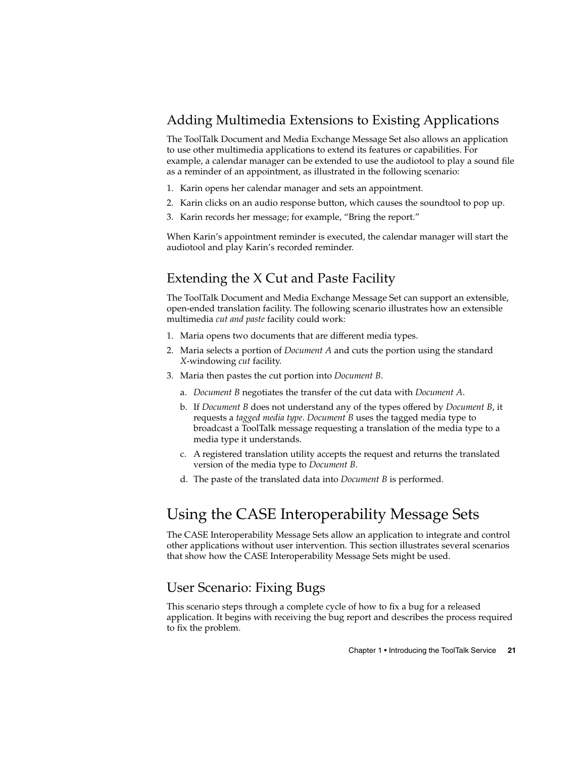## Adding Multimedia Extensions to Existing Applications

The ToolTalk Document and Media Exchange Message Set also allows an application to use other multimedia applications to extend its features or capabilities. For example, a calendar manager can be extended to use the audiotool to play a sound file as a reminder of an appointment, as illustrated in the following scenario:

1. Karin opens her calendar manager and sets an appointment.
2. Karin clicks on an audio response button, which causes the soundtool to pop up.
3. Karin records her message; for example, "Bring the report."

When Karin's appointment reminder is executed, the calendar manager will start the audiotool and play Karin's recorded reminder.

## Extending the X Cut and Paste Facility

The ToolTalk Document and Media Exchange Message Set can support an extensible, open-ended translation facility. The following scenario illustrates how an extensible multimedia *cut and paste* facility could work:

1. Maria opens two documents that are different media types.
2. Maria selects a portion of *Document A* and cuts the portion using the standard *X*-windowing *cut* facility.
3. Maria then pastes the cut portion into *Document B*.
   a. *Document B* negotiates the transfer of the cut data with *Document A*.
   b. If *Document B* does not understand any of the types offered by *Document B*, it requests a *tagged media type*. *Document B* uses the tagged media type to broadcast a ToolTalk message requesting a translation of the media type to a media type it understands.
   c. A registered translation utility accepts the request and returns the translated version of the media type to *Document B*.
   d. The paste of the translated data into *Document B* is performed.

# Using the CASE Interoperability Message Sets

The CASE Interoperability Message Sets allow an application to integrate and control other applications without user intervention. This section illustrates several scenarios that show how the CASE Interoperability Message Sets might be used.

## User Scenario: Fixing Bugs

This scenario steps through a complete cycle of how to fix a bug for a released application. It begins with receiving the bug report and describes the process required to fix the problem.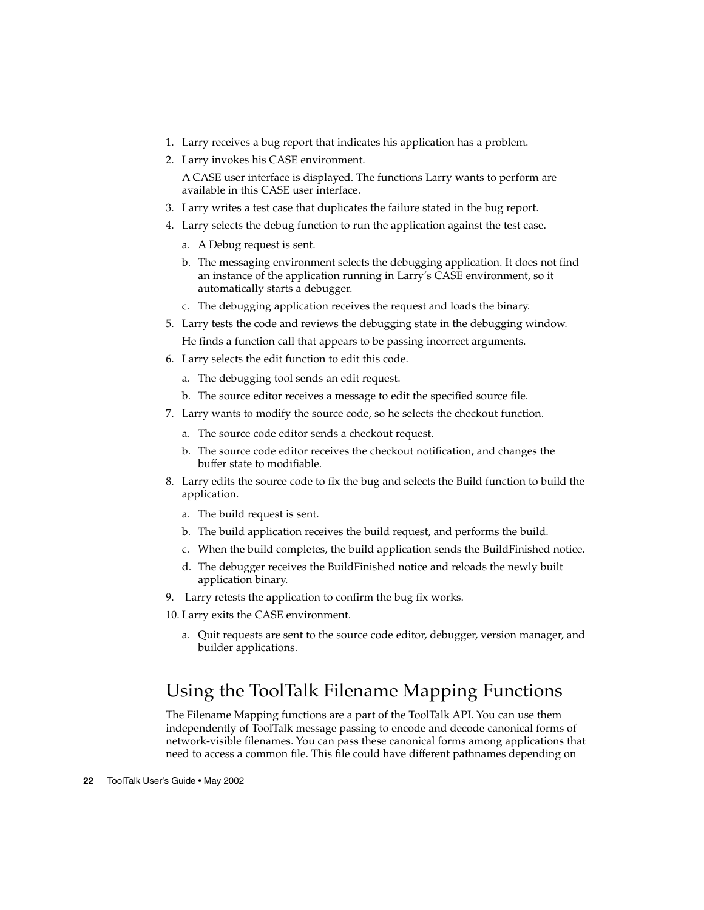1. Larry receives a bug report that indicates his application has a problem.
2. Larry invokes his CASE environment.

   A CASE user interface is displayed. The functions Larry wants to perform are available in this CASE user interface.
3. Larry writes a test case that duplicates the failure stated in the bug report.
4. Larry selects the debug function to run the application against the test case.
   a. A Debug request is sent.
   b. The messaging environment selects the debugging application. It does not find an instance of the application running in Larry's CASE environment, so it automatically starts a debugger.
   c. The debugging application receives the request and loads the binary.
5. Larry tests the code and reviews the debugging state in the debugging window.

   He finds a function call that appears to be passing incorrect arguments.
6. Larry selects the edit function to edit this code.
   a. The debugging tool sends an edit request.
   b. The source editor receives a message to edit the specified source file.
7. Larry wants to modify the source code, so he selects the checkout function.
   a. The source code editor sends a checkout request.
   b. The source code editor receives the checkout notification, and changes the buffer state to modifiable.
8. Larry edits the source code to fix the bug and selects the Build function to build the application.
   a. The build request is sent.
   b. The build application receives the build request, and performs the build.
   c. When the build completes, the build application sends the BuildFinished notice.
   d. The debugger receives the BuildFinished notice and reloads the newly built application binary.
9. Larry retests the application to confirm the bug fix works.
10. Larry exits the CASE environment.
    a. Quit requests are sent to the source code editor, debugger, version manager, and builder applications.

## Using the ToolTalk Filename Mapping Functions

The Filename Mapping functions are a part of the ToolTalk API. You can use them independently of ToolTalk message passing to encode and decode canonical forms of network-visible filenames. You can pass these canonical forms among applications that need to access a common file. This file could have different pathnames depending on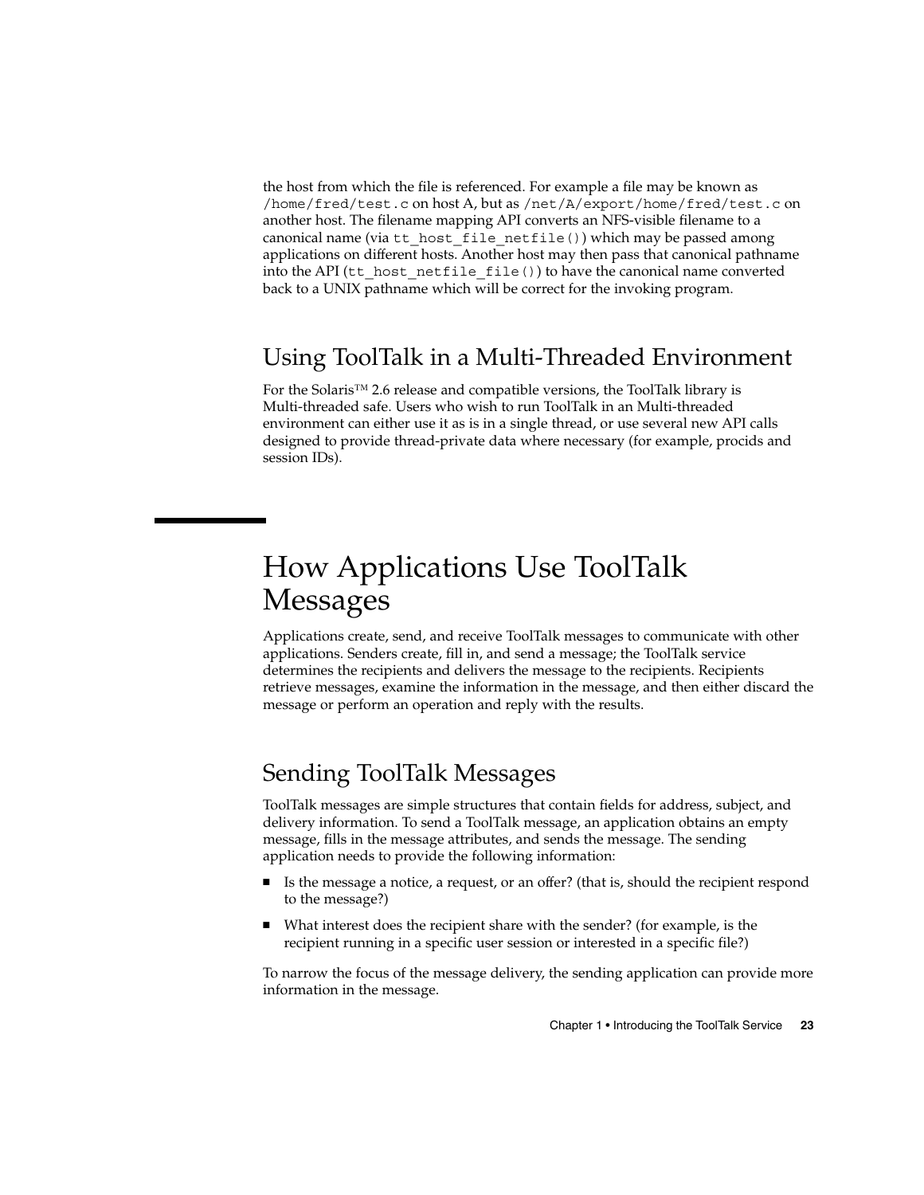the host from which the file is referenced. For example a file may be known as `/home/fred/test.c` on host A, but as `/net/A/export/home/fred/test.c` on another host. The filename mapping API converts an NFS-visible filename to a canonical name (via `tt_host_file_netfile()`) which may be passed among applications on different hosts. Another host may then pass that canonical pathname into the API (`tt_host_netfile_file()`) to have the canonical name converted back to a UNIX pathname which will be correct for the invoking program.

## Using ToolTalk in a Multi-Threaded Environment

For the Solaris™ 2.6 release and compatible versions, the ToolTalk library is Multi-threaded safe. Users who wish to run ToolTalk in an Multi-threaded environment can either use it as is in a single thread, or use several new API calls designed to provide thread-private data where necessary (for example, procids and session IDs).

# How Applications Use ToolTalk Messages

Applications create, send, and receive ToolTalk messages to communicate with other applications. Senders create, fill in, and send a message; the ToolTalk service determines the recipients and delivers the message to the recipients. Recipients retrieve messages, examine the information in the message, and then either discard the message or perform an operation and reply with the results.

## Sending ToolTalk Messages

ToolTalk messages are simple structures that contain fields for address, subject, and delivery information. To send a ToolTalk message, an application obtains an empty message, fills in the message attributes, and sends the message. The sending application needs to provide the following information:

- Is the message a notice, a request, or an offer? (that is, should the recipient respond to the message?)
- What interest does the recipient share with the sender? (for example, is the recipient running in a specific user session or interested in a specific file?)

To narrow the focus of the message delivery, the sending application can provide more information in the message.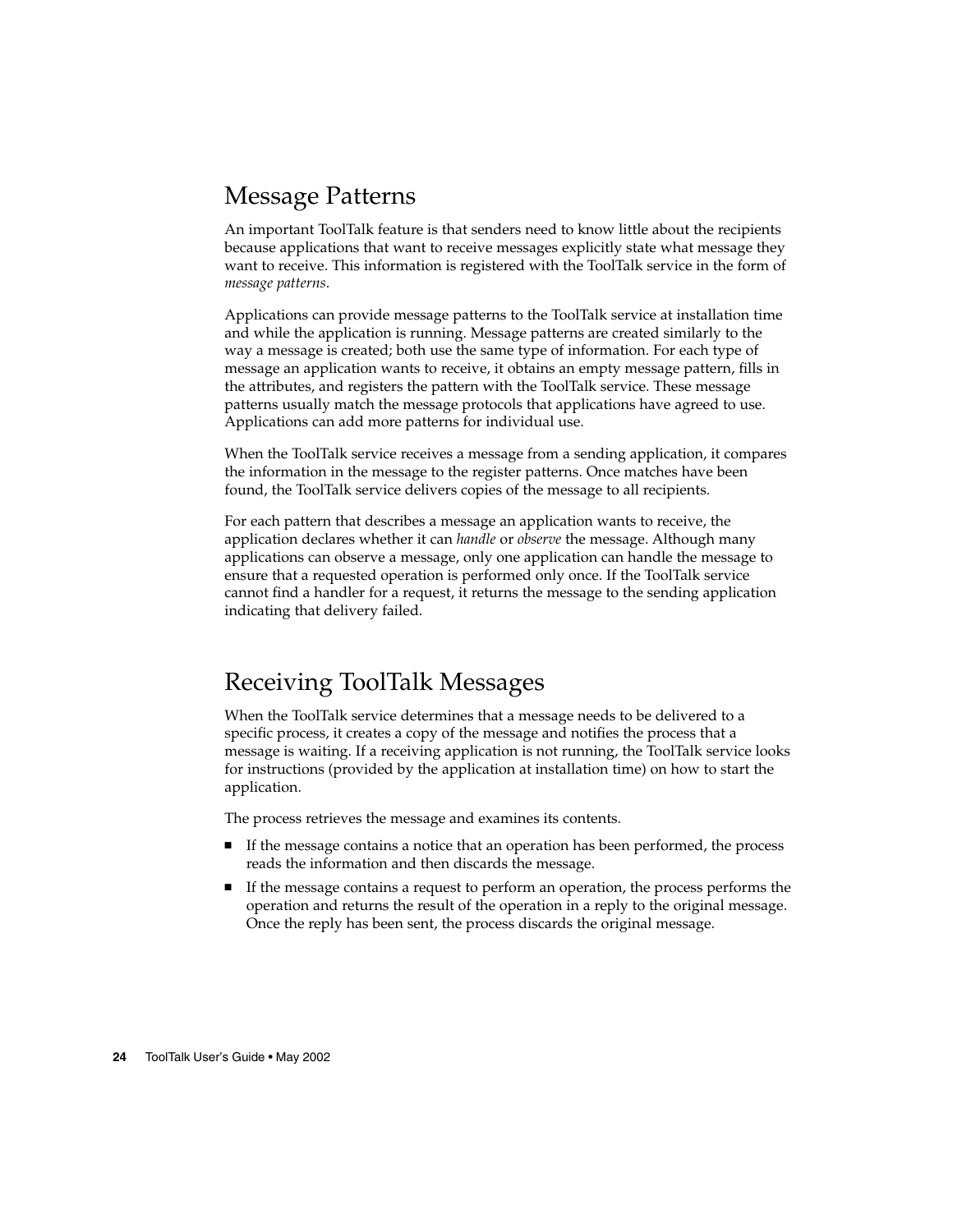## Message Patterns

An important ToolTalk feature is that senders need to know little about the recipients because applications that want to receive messages explicitly state what message they want to receive. This information is registered with the ToolTalk service in the form of *message patterns*.

Applications can provide message patterns to the ToolTalk service at installation time and while the application is running. Message patterns are created similarly to the way a message is created; both use the same type of information. For each type of message an application wants to receive, it obtains an empty message pattern, fills in the attributes, and registers the pattern with the ToolTalk service. These message patterns usually match the message protocols that applications have agreed to use. Applications can add more patterns for individual use.

When the ToolTalk service receives a message from a sending application, it compares the information in the message to the register patterns. Once matches have been found, the ToolTalk service delivers copies of the message to all recipients.

For each pattern that describes a message an application wants to receive, the application declares whether it can *handle* or *observe* the message. Although many applications can observe a message, only one application can handle the message to ensure that a requested operation is performed only once. If the ToolTalk service cannot find a handler for a request, it returns the message to the sending application indicating that delivery failed.

## Receiving ToolTalk Messages

When the ToolTalk service determines that a message needs to be delivered to a specific process, it creates a copy of the message and notifies the process that a message is waiting. If a receiving application is not running, the ToolTalk service looks for instructions (provided by the application at installation time) on how to start the application.

The process retrieves the message and examines its contents.

- If the message contains a notice that an operation has been performed, the process reads the information and then discards the message.
- If the message contains a request to perform an operation, the process performs the operation and returns the result of the operation in a reply to the original message. Once the reply has been sent, the process discards the original message.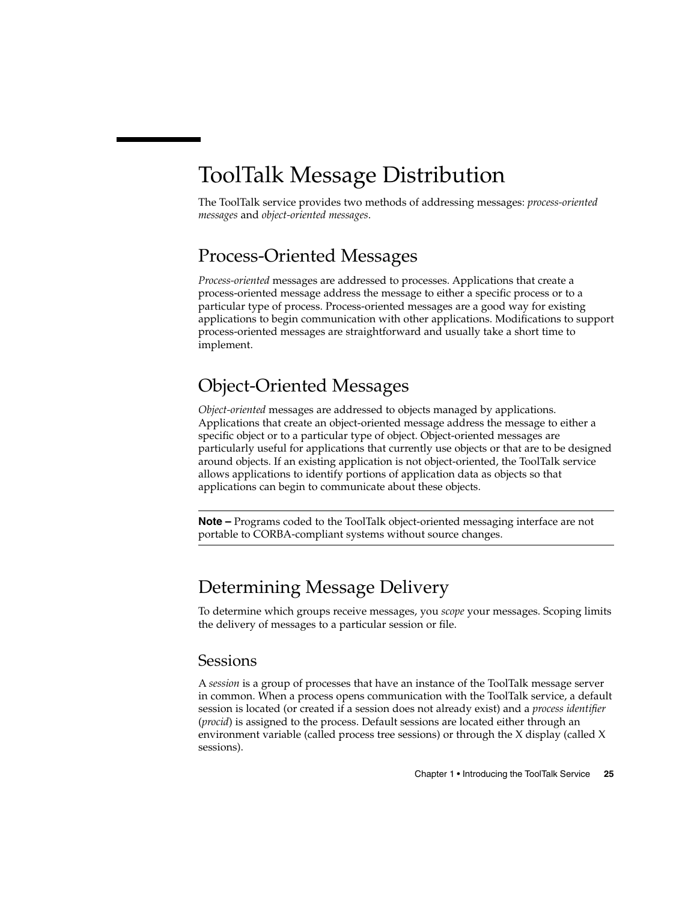# ToolTalk Message Distribution

The ToolTalk service provides two methods of addressing messages: *process-oriented messages* and *object-oriented messages*.

## Process-Oriented Messages

*Process-oriented* messages are addressed to processes. Applications that create a process-oriented message address the message to either a specific process or to a particular type of process. Process-oriented messages are a good way for existing applications to begin communication with other applications. Modifications to support process-oriented messages are straightforward and usually take a short time to implement.

## Object-Oriented Messages

*Object-oriented* messages are addressed to objects managed by applications. Applications that create an object-oriented message address the message to either a specific object or to a particular type of object. Object-oriented messages are particularly useful for applications that currently use objects or that are to be designed around objects. If an existing application is not object-oriented, the ToolTalk service allows applications to identify portions of application data as objects so that applications can begin to communicate about these objects.

---

**Note –** Programs coded to the ToolTalk object-oriented messaging interface are not portable to CORBA-compliant systems without source changes.

---

## Determining Message Delivery

To determine which groups receive messages, you *scope* your messages. Scoping limits the delivery of messages to a particular session or file.

### Sessions

A *session* is a group of processes that have an instance of the ToolTalk message server in common. When a process opens communication with the ToolTalk service, a default session is located (or created if a session does not already exist) and a *process identifier* (*procid*) is assigned to the process. Default sessions are located either through an environment variable (called process tree sessions) or through the X display (called X sessions).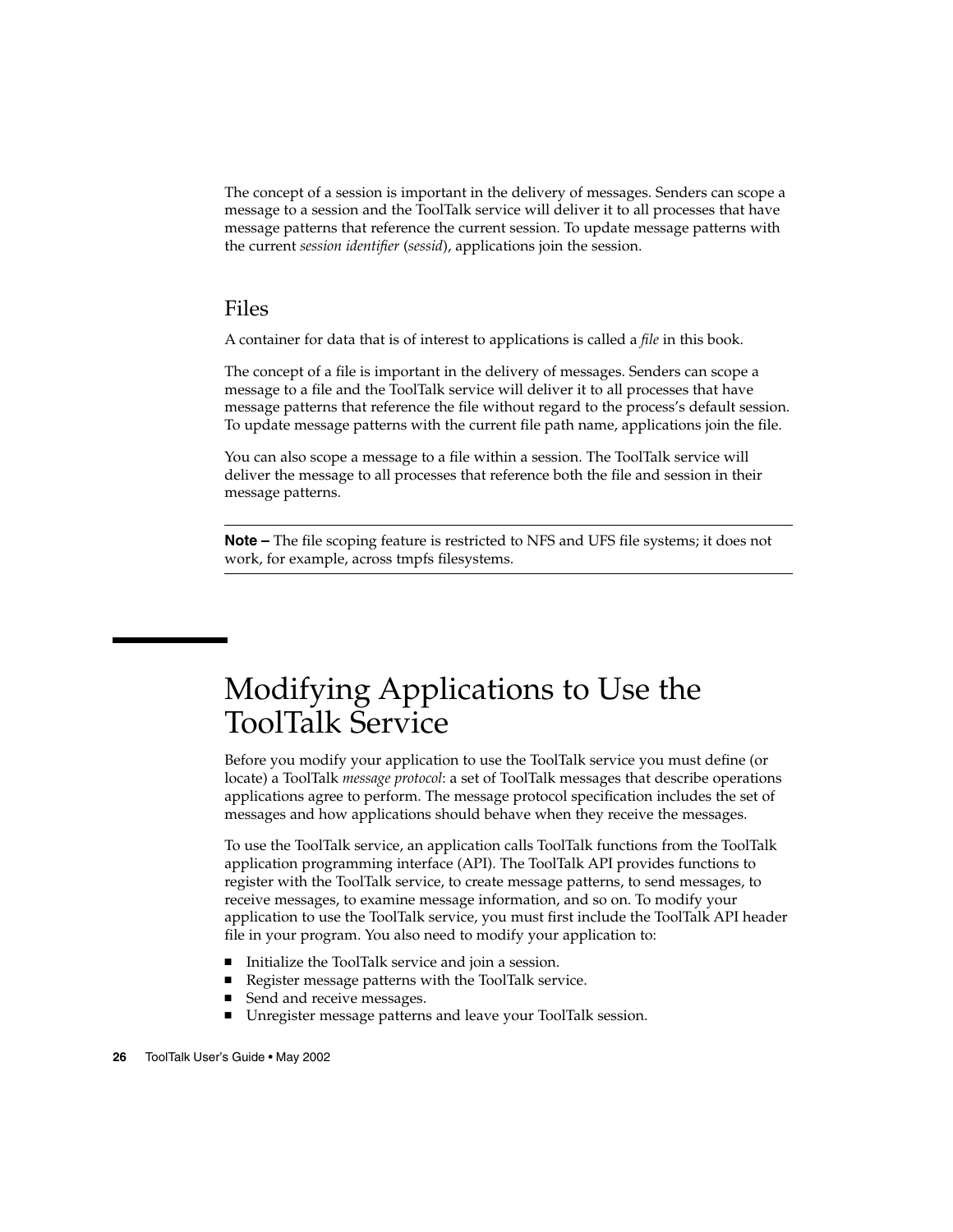The concept of a session is important in the delivery of messages. Senders can scope a message to a session and the ToolTalk service will deliver it to all processes that have message patterns that reference the current session. To update message patterns with the current *session identifier* (*sessid*), applications join the session.

### Files

A container for data that is of interest to applications is called a *file* in this book.

The concept of a file is important in the delivery of messages. Senders can scope a message to a file and the ToolTalk service will deliver it to all processes that have message patterns that reference the file without regard to the process's default session. To update message patterns with the current file path name, applications join the file.

You can also scope a message to a file within a session. The ToolTalk service will deliver the message to all processes that reference both the file and session in their message patterns.

---

**Note –** The file scoping feature is restricted to NFS and UFS file systems; it does not work, for example, across tmpfs filesystems.

---

## Modifying Applications to Use the ToolTalk Service

Before you modify your application to use the ToolTalk service you must define (or locate) a ToolTalk *message protocol*: a set of ToolTalk messages that describe operations applications agree to perform. The message protocol specification includes the set of messages and how applications should behave when they receive the messages.

To use the ToolTalk service, an application calls ToolTalk functions from the ToolTalk application programming interface (API). The ToolTalk API provides functions to register with the ToolTalk service, to create message patterns, to send messages, to receive messages, to examine message information, and so on. To modify your application to use the ToolTalk service, you must first include the ToolTalk API header file in your program. You also need to modify your application to:

- Initialize the ToolTalk service and join a session.
- Register message patterns with the ToolTalk service.
- Send and receive messages.
- Unregister message patterns and leave your ToolTalk session.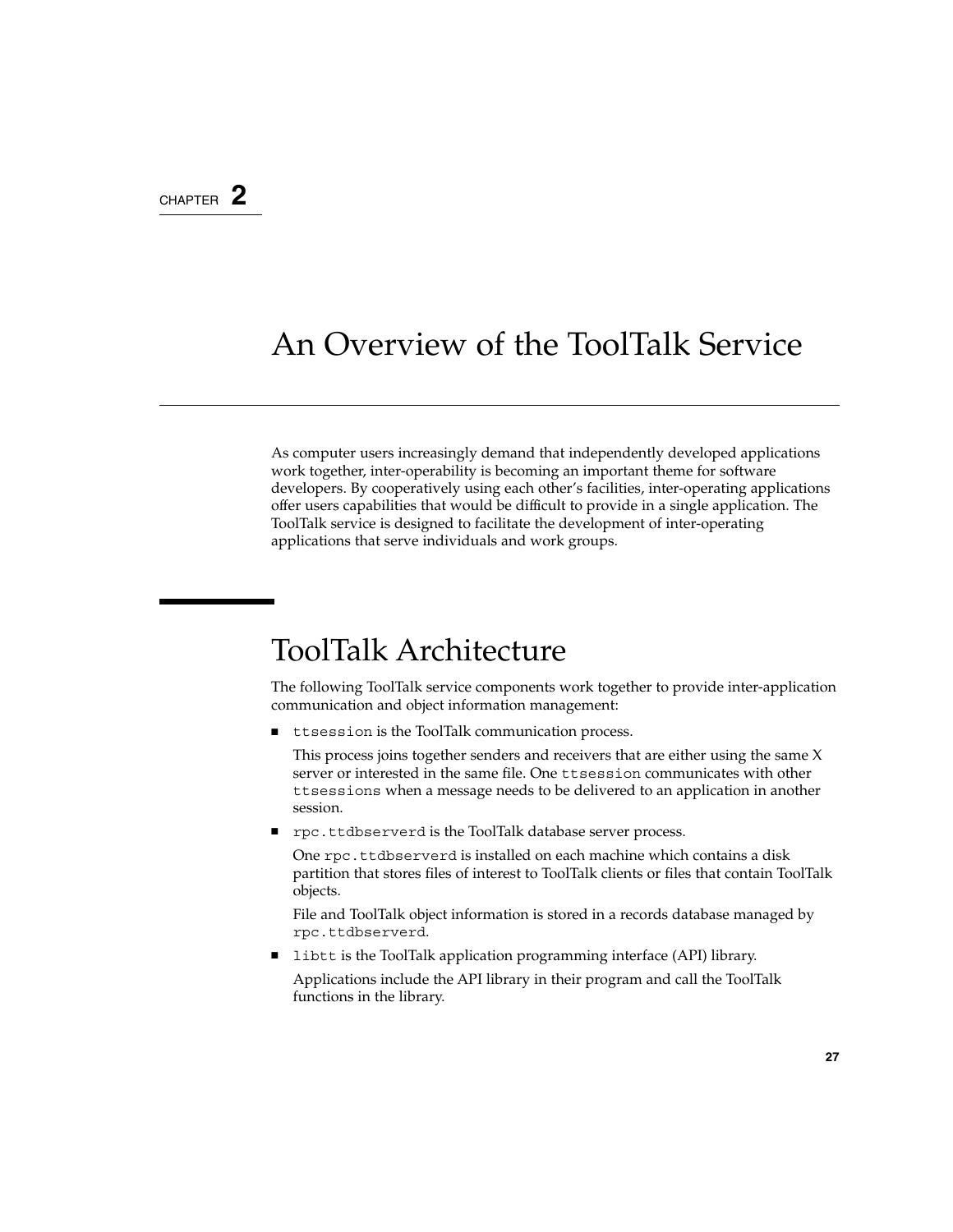CHAPTER 2

# An Overview of the ToolTalk Service

As computer users increasingly demand that independently developed applications work together, inter-operability is becoming an important theme for software developers. By cooperatively using each other's facilities, inter-operating applications offer users capabilities that would be difficult to provide in a single application. The ToolTalk service is designed to facilitate the development of inter-operating applications that serve individuals and work groups.

## ToolTalk Architecture

The following ToolTalk service components work together to provide inter-application communication and object information management:

- `ttsession` is the ToolTalk communication process.

  This process joins together senders and receivers that are either using the same X server or interested in the same file. One `ttsession` communicates with other `ttsessions` when a message needs to be delivered to an application in another session.

- `rpc.ttdbserverd` is the ToolTalk database server process.

  One `rpc.ttdbserverd` is installed on each machine which contains a disk partition that stores files of interest to ToolTalk clients or files that contain ToolTalk objects.

  File and ToolTalk object information is stored in a records database managed by `rpc.ttdbserverd`.

- `libtt` is the ToolTalk application programming interface (API) library.

  Applications include the API library in their program and call the ToolTalk functions in the library.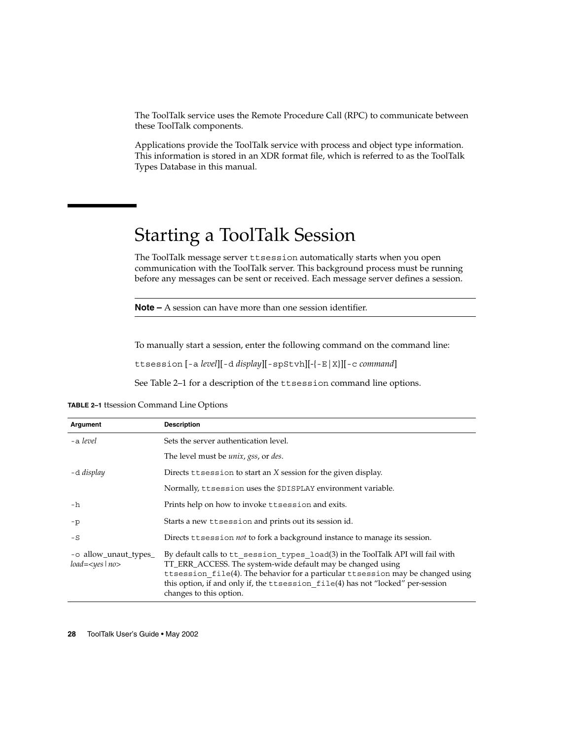The ToolTalk service uses the Remote Procedure Call (RPC) to communicate between these ToolTalk components.

Applications provide the ToolTalk service with process and object type information. This information is stored in an XDR format file, which is referred to as the ToolTalk Types Database in this manual.

# Starting a ToolTalk Session

The ToolTalk message server `ttsession` automatically starts when you open communication with the ToolTalk server. This background process must be running before any messages can be sent or received. Each message server defines a session.

---

**Note –** A session can have more than one session identifier.

---

To manually start a session, enter the following command on the command line:

`ttsession` [`-a` *level*][`-d` *display*][`-spStvh`][-{`-E`|`X`}][`-c` *command*]

See Table 2–1 for a description of the `ttsession` command line options.

**TABLE 2–1** ttsession Command Line Options

| Argument | Description |
| --- | --- |
| `-a` *level* | Sets the server authentication level. |
| | The level must be *unix*, *gss*, or *des*. |
| `-d` *display* | Directs `ttsession` to start an *X* session for the given display. |
| | Normally, `ttsession` uses the `$DISPLAY` environment variable. |
| `-h` | Prints help on how to invoke `ttsession` and exits. |
| `-p` | Starts a new `ttsession` and prints out its session id. |
| `-S` | Directs `ttsession` *not* to fork a background instance to manage its session. |
| `-o` allow_unaut_types_ *load=<yes\|no>* | By default calls to `tt_session_types_load`(3) in the ToolTalk API will fail with TT_ERR_ACCESS. The system-wide default may be changed using `ttsession_file`(4). The behavior for a particular `ttsession` may be changed using this option, if and only if, the `ttsession_file`(4) has not “locked” per-session changes to this option. |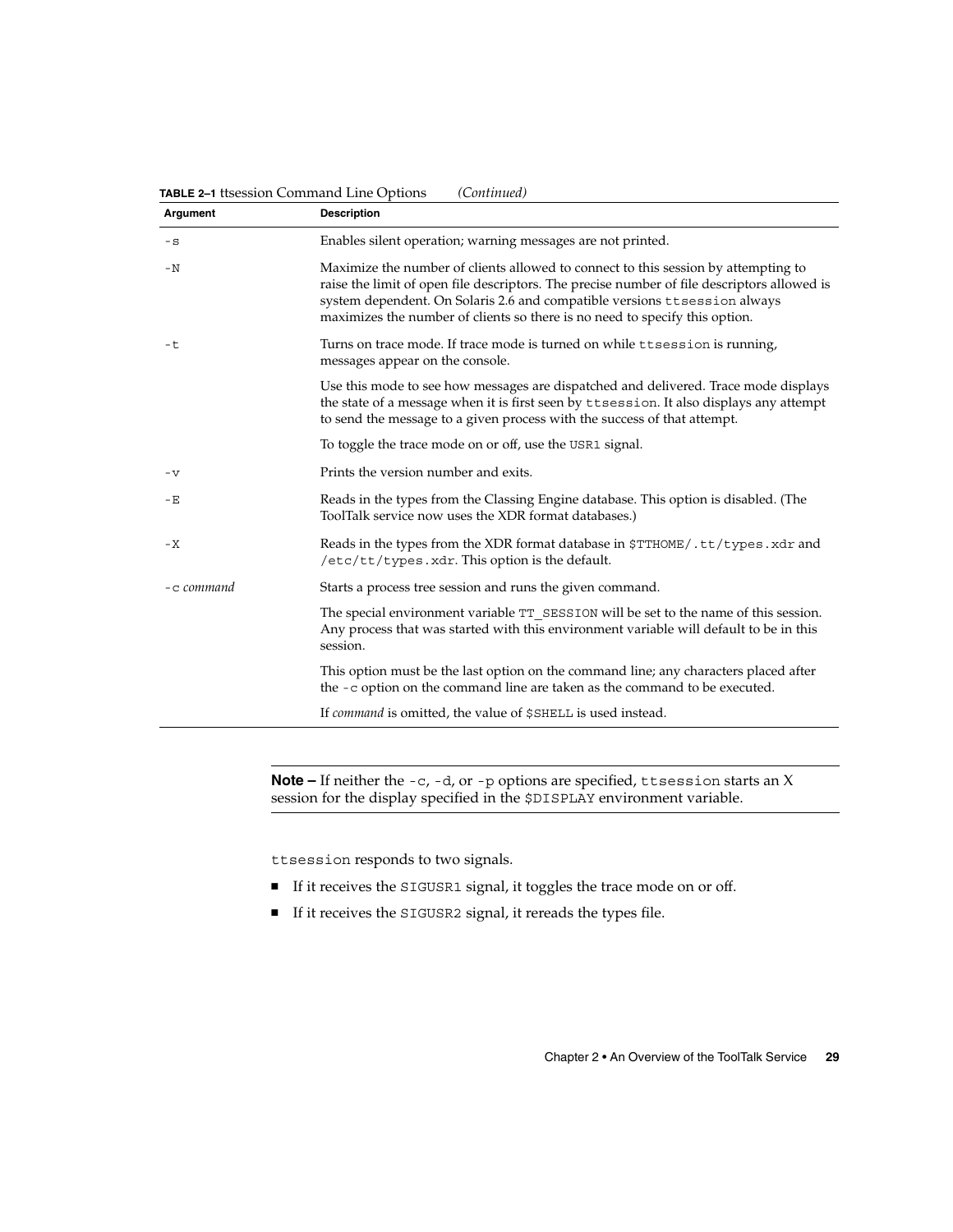**TABLE 2–1** ttsession Command Line Options *(Continued)*

| Argument | Description |
| --- | --- |
| `-s` | Enables silent operation; warning messages are not printed. |
| `-N` | Maximize the number of clients allowed to connect to this session by attempting to raise the limit of open file descriptors. The precise number of file descriptors allowed is system dependent. On Solaris 2.6 and compatible versions `ttsession` always maximizes the number of clients so there is no need to specify this option. |
| `-t` | Turns on trace mode. If trace mode is turned on while `ttsession` is running, messages appear on the console. |
| | Use this mode to see how messages are dispatched and delivered. Trace mode displays the state of a message when it is first seen by `ttsession`. It also displays any attempt to send the message to a given process with the success of that attempt. |
| | To toggle the trace mode on or off, use the `USR1` signal. |
| `-v` | Prints the version number and exits. |
| `-E` | Reads in the types from the Classing Engine database. This option is disabled. (The ToolTalk service now uses the XDR format databases.) |
| `-X` | Reads in the types from the XDR format database in `$TTHOME/.tt/types.xdr` and `/etc/tt/types.xdr`. This option is the default. |
| `-c` *command* | Starts a process tree session and runs the given command. |
| | The special environment variable `TT_SESSION` will be set to the name of this session. Any process that was started with this environment variable will default to be in this session. |
| | This option must be the last option on the command line; any characters placed after the `-c` option on the command line are taken as the command to be executed. |
| | If *command* is omitted, the value of `$SHELL` is used instead. |

---

**Note –** If neither the `-c`, `-d`, or `-p` options are specified, `ttsession` starts an X session for the display specified in the `$DISPLAY` environment variable.

---

`ttsession` responds to two signals.

- If it receives the `SIGUSR1` signal, it toggles the trace mode on or off.
- If it receives the `SIGUSR2` signal, it rereads the types file.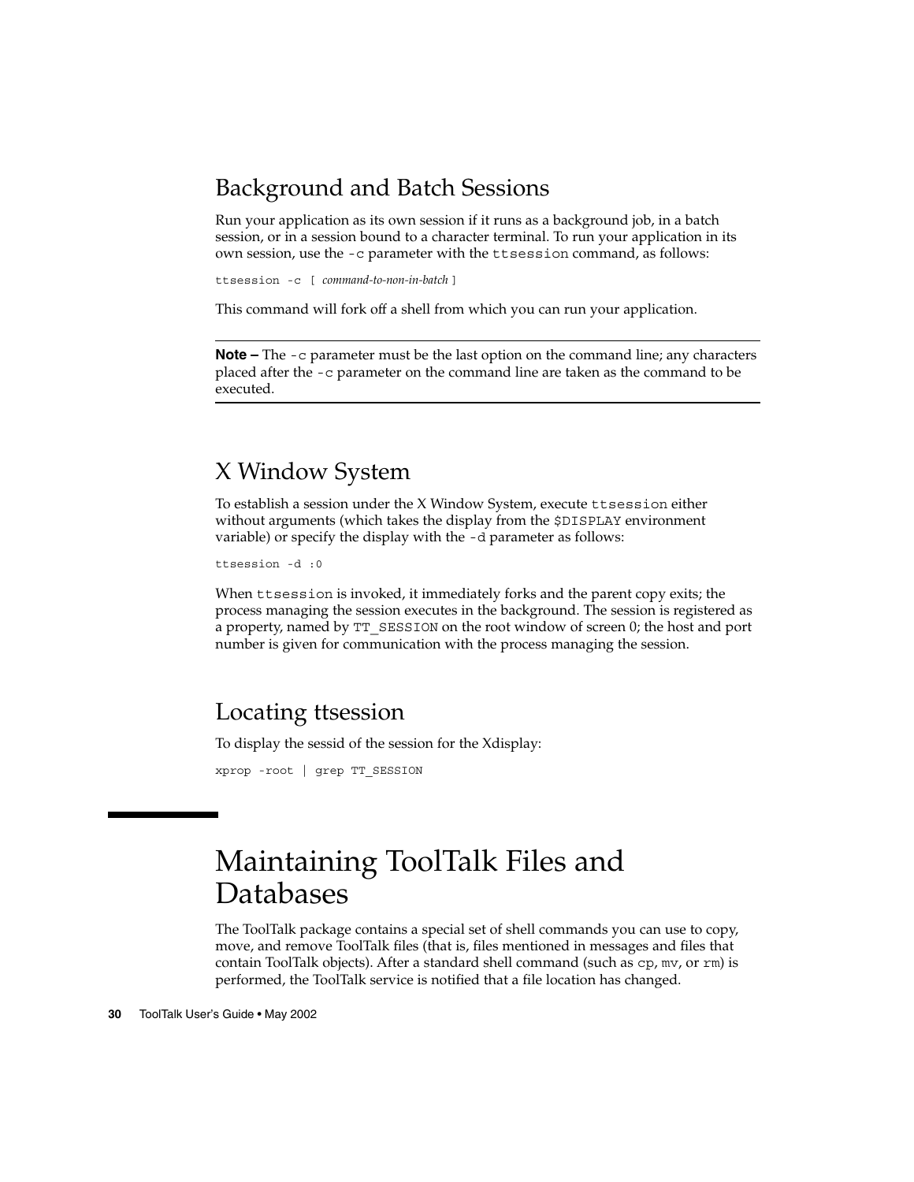## Background and Batch Sessions

Run your application as its own session if it runs as a background job, in a batch session, or in a session bound to a character terminal. To run your application in its own session, use the `-c` parameter with the `ttsession` command, as follows:

```
ttsession -c [ command-to-non-in-batch ]
```

This command will fork off a shell from which you can run your application.

---

**Note –** The `-c` parameter must be the last option on the command line; any characters placed after the `-c` parameter on the command line are taken as the command to be executed.

---

## X Window System

To establish a session under the X Window System, execute `ttsession` either without arguments (which takes the display from the `$DISPLAY` environment variable) or specify the display with the `-d` parameter as follows:

```
ttsession -d :0
```

When `ttsession` is invoked, it immediately forks and the parent copy exits; the process managing the session executes in the background. The session is registered as a property, named by `TT_SESSION` on the root window of screen 0; the host and port number is given for communication with the process managing the session.

## Locating ttsession

To display the sessid of the session for the Xdisplay:

```
xprop -root | grep TT_SESSION
```

# Maintaining ToolTalk Files and Databases

The ToolTalk package contains a special set of shell commands you can use to copy, move, and remove ToolTalk files (that is, files mentioned in messages and files that contain ToolTalk objects). After a standard shell command (such as `cp`, `mv`, or `rm`) is performed, the ToolTalk service is notified that a file location has changed.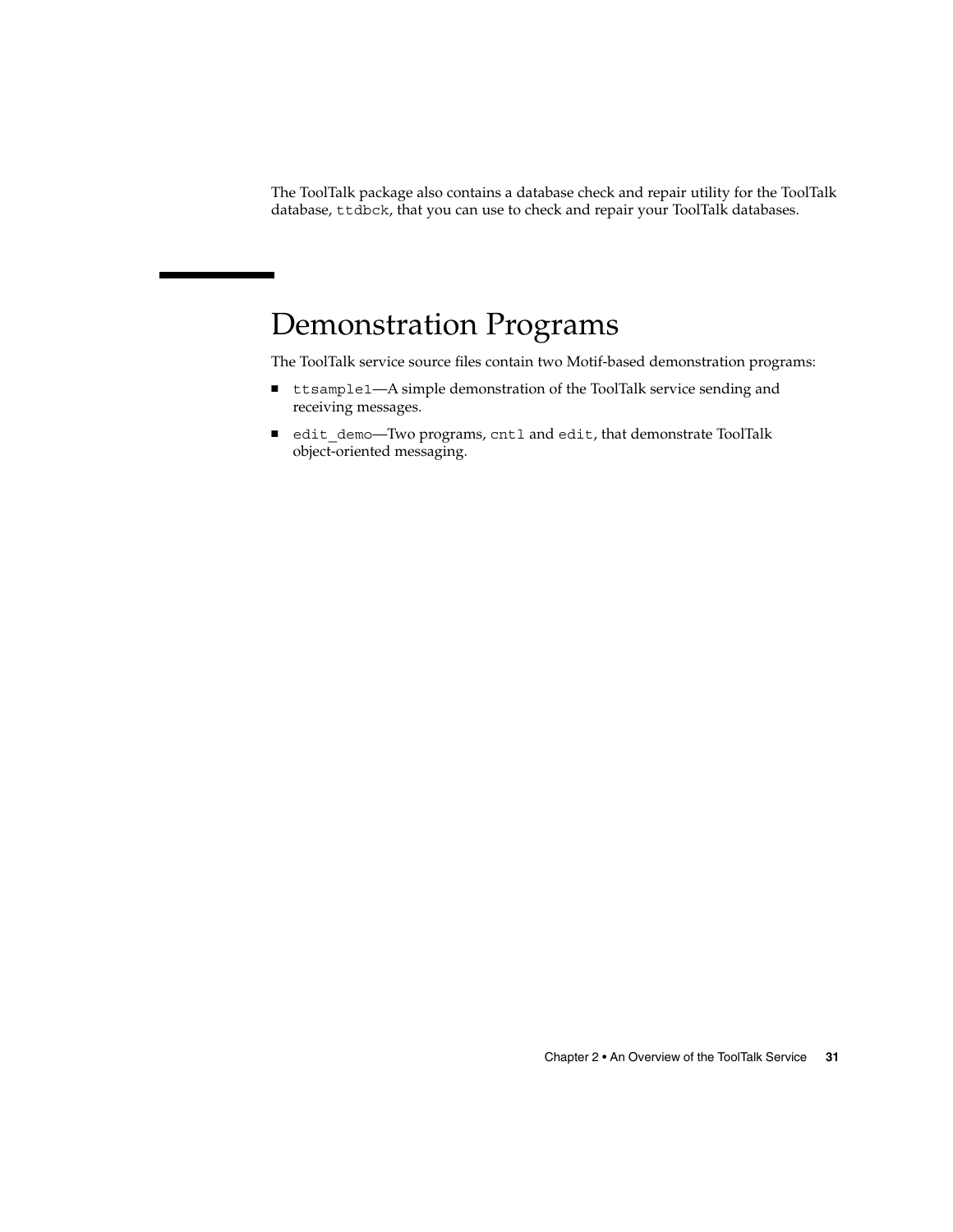The ToolTalk package also contains a database check and repair utility for the ToolTalk database, `ttdbck`, that you can use to check and repair your ToolTalk databases.

## Demonstration Programs

The ToolTalk service source files contain two Motif-based demonstration programs:

- `ttsample1`—A simple demonstration of the ToolTalk service sending and receiving messages.
- `edit_demo`—Two programs, `cntl` and `edit`, that demonstrate ToolTalk object-oriented messaging.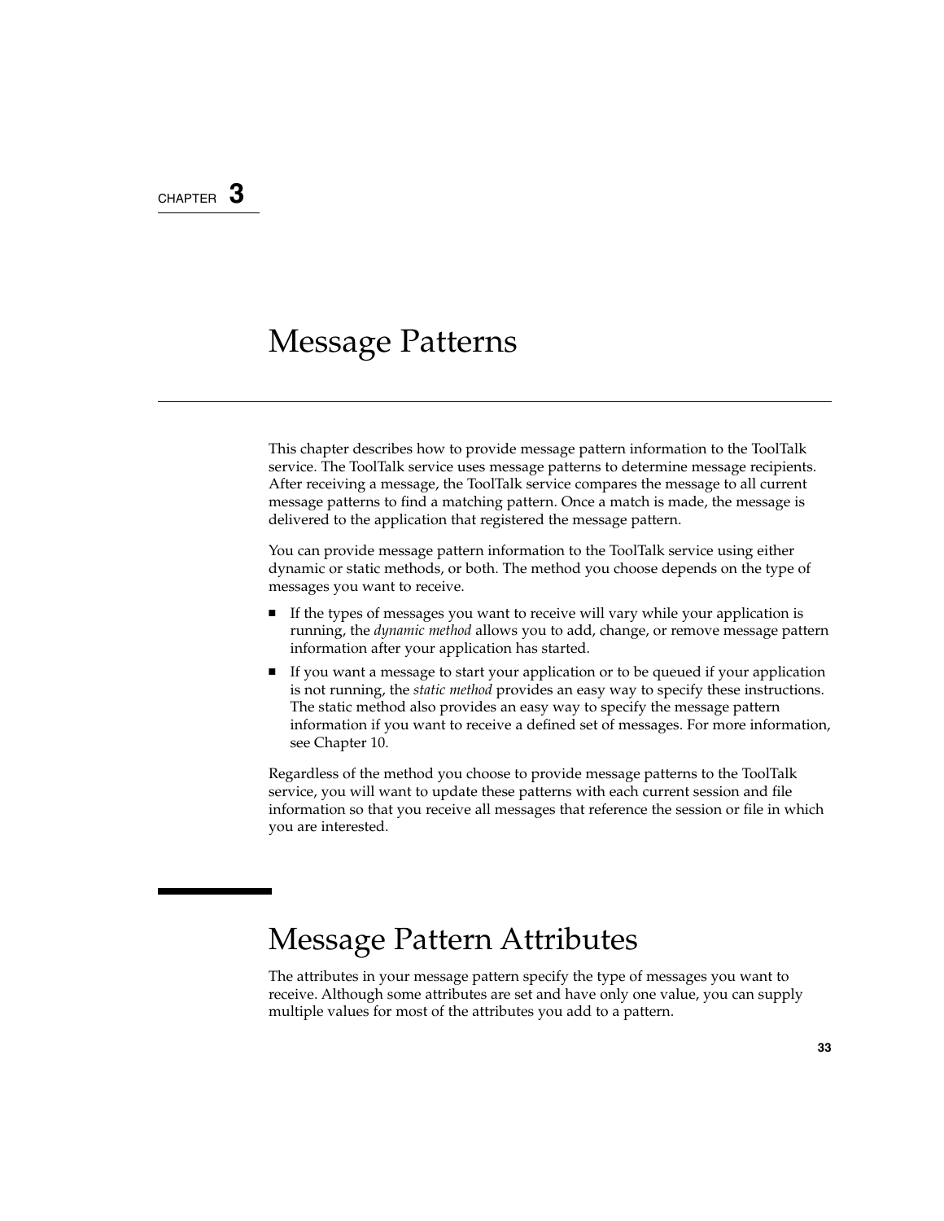CHAPTER 3

# Message Patterns

This chapter describes how to provide message pattern information to the ToolTalk service. The ToolTalk service uses message patterns to determine message recipients. After receiving a message, the ToolTalk service compares the message to all current message patterns to find a matching pattern. Once a match is made, the message is delivered to the application that registered the message pattern.

You can provide message pattern information to the ToolTalk service using either dynamic or static methods, or both. The method you choose depends on the type of messages you want to receive.

- If the types of messages you want to receive will vary while your application is running, the *dynamic method* allows you to add, change, or remove message pattern information after your application has started.
- If you want a message to start your application or to be queued if your application is not running, the *static method* provides an easy way to specify these instructions. The static method also provides an easy way to specify the message pattern information if you want to receive a defined set of messages. For more information, see Chapter 10.

Regardless of the method you choose to provide message patterns to the ToolTalk service, you will want to update these patterns with each current session and file information so that you receive all messages that reference the session or file in which you are interested.

## Message Pattern Attributes

The attributes in your message pattern specify the type of messages you want to receive. Although some attributes are set and have only one value, you can supply multiple values for most of the attributes you add to a pattern.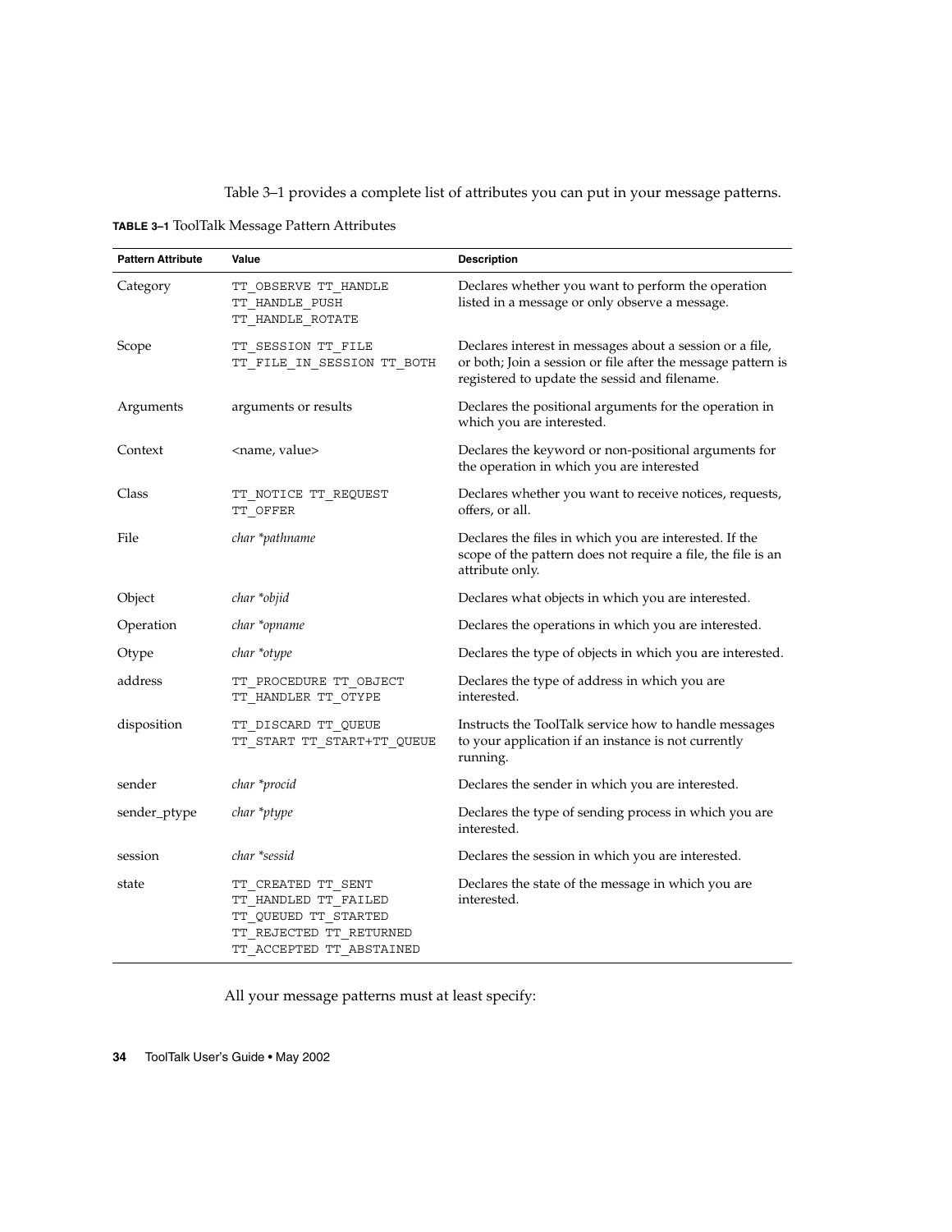Table 3–1 provides a complete list of attributes you can put in your message patterns.

**TABLE 3–1** ToolTalk Message Pattern Attributes

| Pattern Attribute | Value | Description |
| --- | --- | --- |
| Category | TT_OBSERVE TT_HANDLE TT_HANDLE_PUSH TT_HANDLE_ROTATE | Declares whether you want to perform the operation listed in a message or only observe a message. |
| Scope | TT_SESSION TT_FILE TT_FILE_IN_SESSION TT_BOTH | Declares interest in messages about a session or a file, or both; Join a session or file after the message pattern is registered to update the sessid and filename. |
| Arguments | arguments or results | Declares the positional arguments for the operation in which you are interested. |
| Context | <name, value> | Declares the keyword or non-positional arguments for the operation in which you are interested |
| Class | TT_NOTICE TT_REQUEST TT_OFFER | Declares whether you want to receive notices, requests, offers, or all. |
| File | *char *pathname* | Declares the files in which you are interested. If the scope of the pattern does not require a file, the file is an attribute only. |
| Object | *char *objid* | Declares what objects in which you are interested. |
| Operation | *char *opname* | Declares the operations in which you are interested. |
| Otype | *char *otype* | Declares the type of objects in which you are interested. |
| address | TT_PROCEDURE TT_OBJECT TT_HANDLER TT_OTYPE | Declares the type of address in which you are interested. |
| disposition | TT_DISCARD TT_QUEUE TT_START TT_START+TT_QUEUE | Instructs the ToolTalk service how to handle messages to your application if an instance is not currently running. |
| sender | *char *procid* | Declares the sender in which you are interested. |
| sender_ptype | *char *ptype* | Declares the type of sending process in which you are interested. |
| session | *char *sessid* | Declares the session in which you are interested. |
| state | TT_CREATED TT_SENT TT_HANDLED TT_FAILED TT_QUEUED TT_STARTED TT_REJECTED TT_RETURNED TT_ACCEPTED TT_ABSTAINED | Declares the state of the message in which you are interested. |

All your message patterns must at least specify: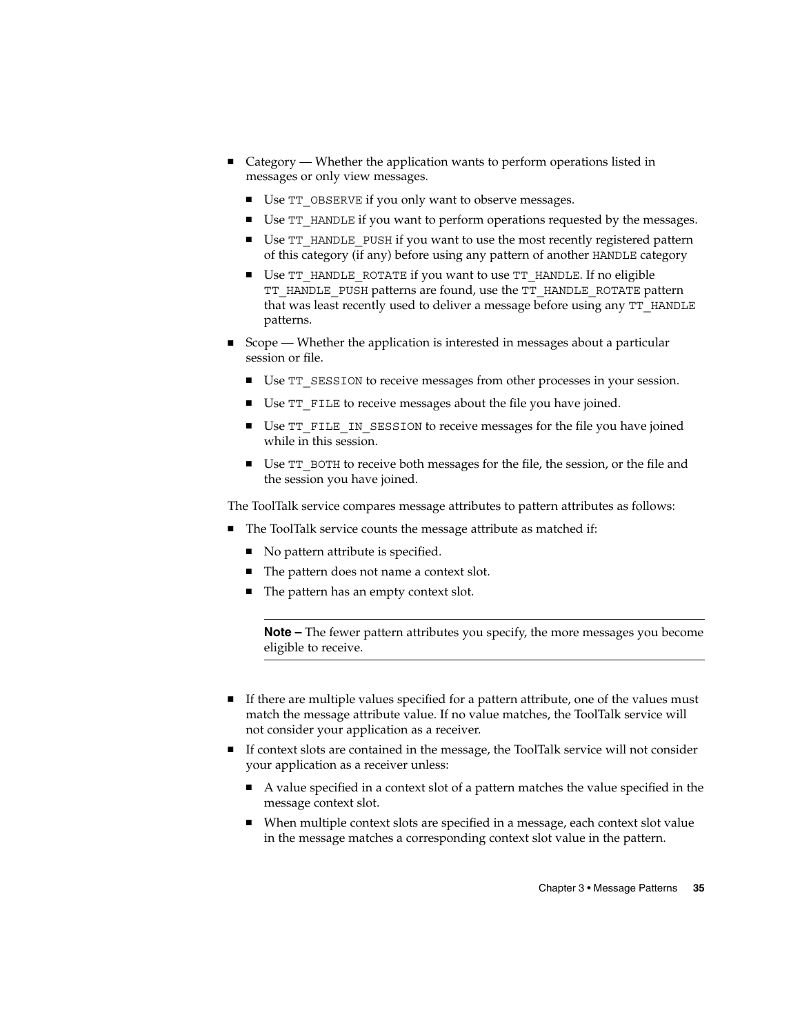- Category — Whether the application wants to perform operations listed in messages or only view messages.
  - Use `TT_OBSERVE` if you only want to observe messages.
  - Use `TT_HANDLE` if you want to perform operations requested by the messages.
  - Use `TT_HANDLE_PUSH` if you want to use the most recently registered pattern of this category (if any) before using any pattern of another `HANDLE` category
  - Use `TT_HANDLE_ROTATE` if you want to use `TT_HANDLE`. If no eligible `TT_HANDLE_PUSH` patterns are found, use the `TT_HANDLE_ROTATE` pattern that was least recently used to deliver a message before using any `TT_HANDLE` patterns.
- Scope — Whether the application is interested in messages about a particular session or file.
  - Use `TT_SESSION` to receive messages from other processes in your session.
  - Use `TT_FILE` to receive messages about the file you have joined.
  - Use `TT_FILE_IN_SESSION` to receive messages for the file you have joined while in this session.
  - Use `TT_BOTH` to receive both messages for the file, the session, or the file and the session you have joined.

The ToolTalk service compares message attributes to pattern attributes as follows:

- The ToolTalk service counts the message attribute as matched if:
  - No pattern attribute is specified.
  - The pattern does not name a context slot.
  - The pattern has an empty context slot.

  ---

  **Note –** The fewer pattern attributes you specify, the more messages you become eligible to receive.

  ---

- If there are multiple values specified for a pattern attribute, one of the values must match the message attribute value. If no value matches, the ToolTalk service will not consider your application as a receiver.
- If context slots are contained in the message, the ToolTalk service will not consider your application as a receiver unless:
  - A value specified in a context slot of a pattern matches the value specified in the message context slot.
  - When multiple context slots are specified in a message, each context slot value in the message matches a corresponding context slot value in the pattern.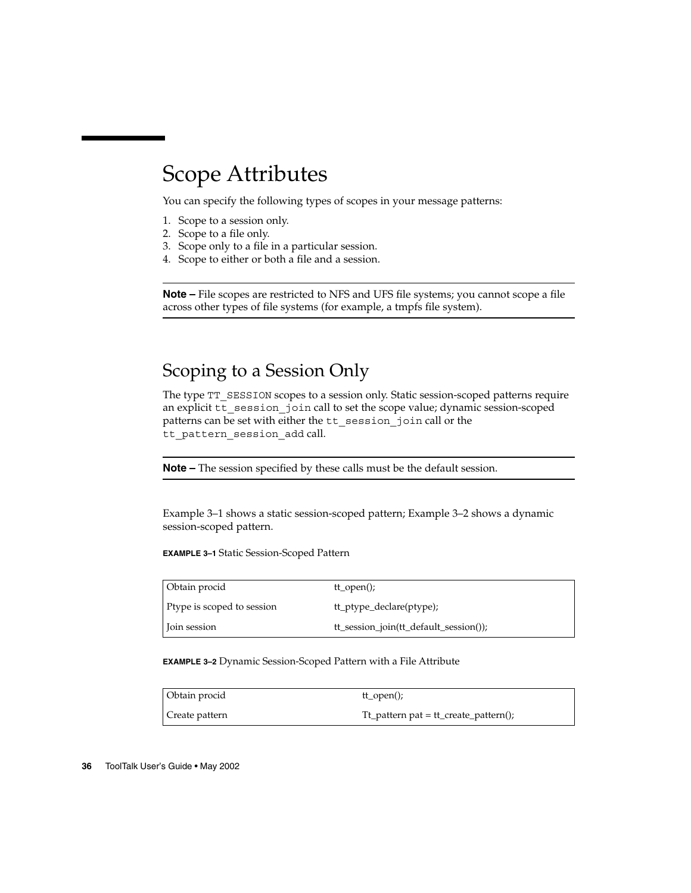# Scope Attributes

You can specify the following types of scopes in your message patterns:

1. Scope to a session only.
2. Scope to a file only.
3. Scope only to a file in a particular session.
4. Scope to either or both a file and a session.

---

**Note –** File scopes are restricted to NFS and UFS file systems; you cannot scope a file across other types of file systems (for example, a tmpfs file system).

---

## Scoping to a Session Only

The type `TT_SESSION` scopes to a session only. Static session-scoped patterns require an explicit `tt_session_join` call to set the scope value; dynamic session-scoped patterns can be set with either the `tt_session_join` call or the `tt_pattern_session_add` call.

---

**Note –** The session specified by these calls must be the default session.

---

Example 3–1 shows a static session-scoped pattern; Example 3–2 shows a dynamic session-scoped pattern.

**EXAMPLE 3–1** Static Session-Scoped Pattern

| | |
|---|---|
| Obtain procid | tt_open(); |
| Ptype is scoped to session | tt_ptype_declare(ptype); |
| Join session | tt_session_join(tt_default_session()); |

**EXAMPLE 3–2** Dynamic Session-Scoped Pattern with a File Attribute

| | |
|---|---|
| Obtain procid | tt_open(); |
| Create pattern | Tt_pattern pat = tt_create_pattern(); |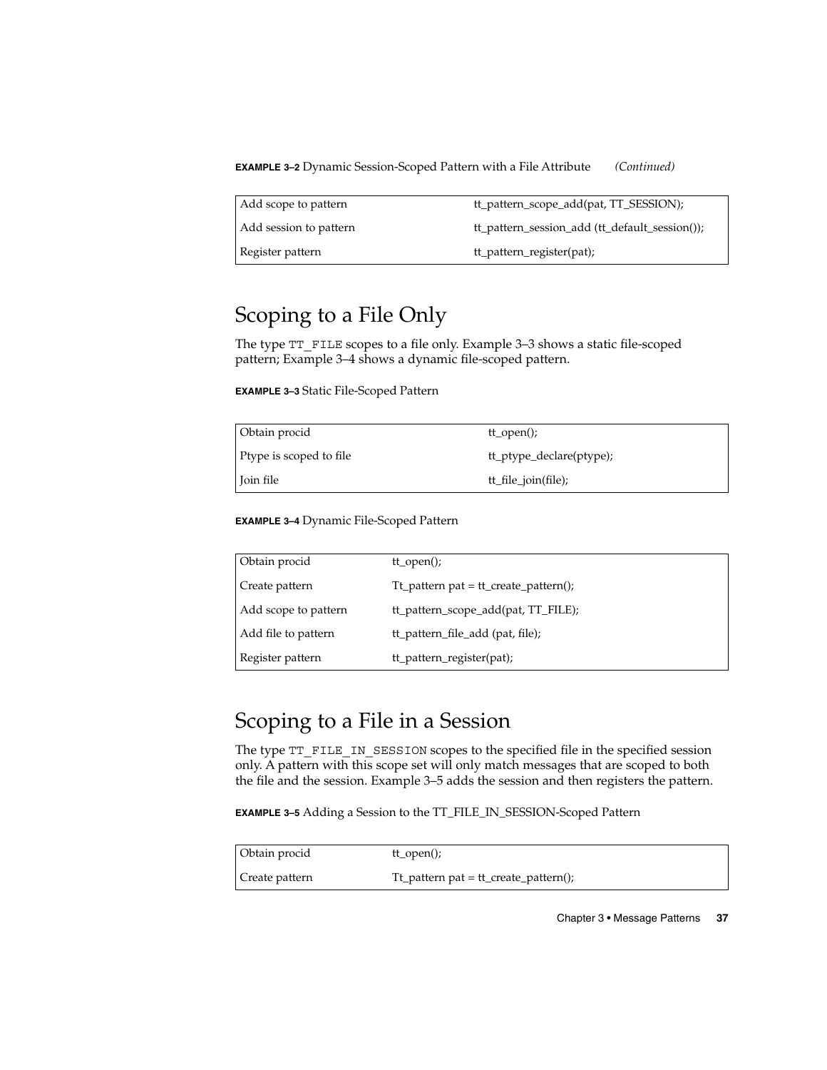**EXAMPLE 3–2** Dynamic Session-Scoped Pattern with a File Attribute *(Continued)*

| | |
|---|---|
| Add scope to pattern | tt_pattern_scope_add(pat, TT_SESSION); |
| Add session to pattern | tt_pattern_session_add (tt_default_session()); |
| Register pattern | tt_pattern_register(pat); |

## Scoping to a File Only

The type `TT_FILE` scopes to a file only. Example 3–3 shows a static file-scoped pattern; Example 3–4 shows a dynamic file-scoped pattern.

**EXAMPLE 3–3** Static File-Scoped Pattern

| | |
|---|---|
| Obtain procid | tt_open(); |
| Ptype is scoped to file | tt_ptype_declare(ptype); |
| Join file | tt_file_join(file); |

**EXAMPLE 3–4** Dynamic File-Scoped Pattern

| | |
|---|---|
| Obtain procid | tt_open(); |
| Create pattern | Tt_pattern pat = tt_create_pattern(); |
| Add scope to pattern | tt_pattern_scope_add(pat, TT_FILE); |
| Add file to pattern | tt_pattern_file_add (pat, file); |
| Register pattern | tt_pattern_register(pat); |

## Scoping to a File in a Session

The type `TT_FILE_IN_SESSION` scopes to the specified file in the specified session only. A pattern with this scope set will only match messages that are scoped to both the file and the session. Example 3–5 adds the session and then registers the pattern.

**EXAMPLE 3–5** Adding a Session to the TT_FILE_IN_SESSION-Scoped Pattern

| | |
|---|---|
| Obtain procid | tt_open(); |
| Create pattern | Tt_pattern pat = tt_create_pattern(); |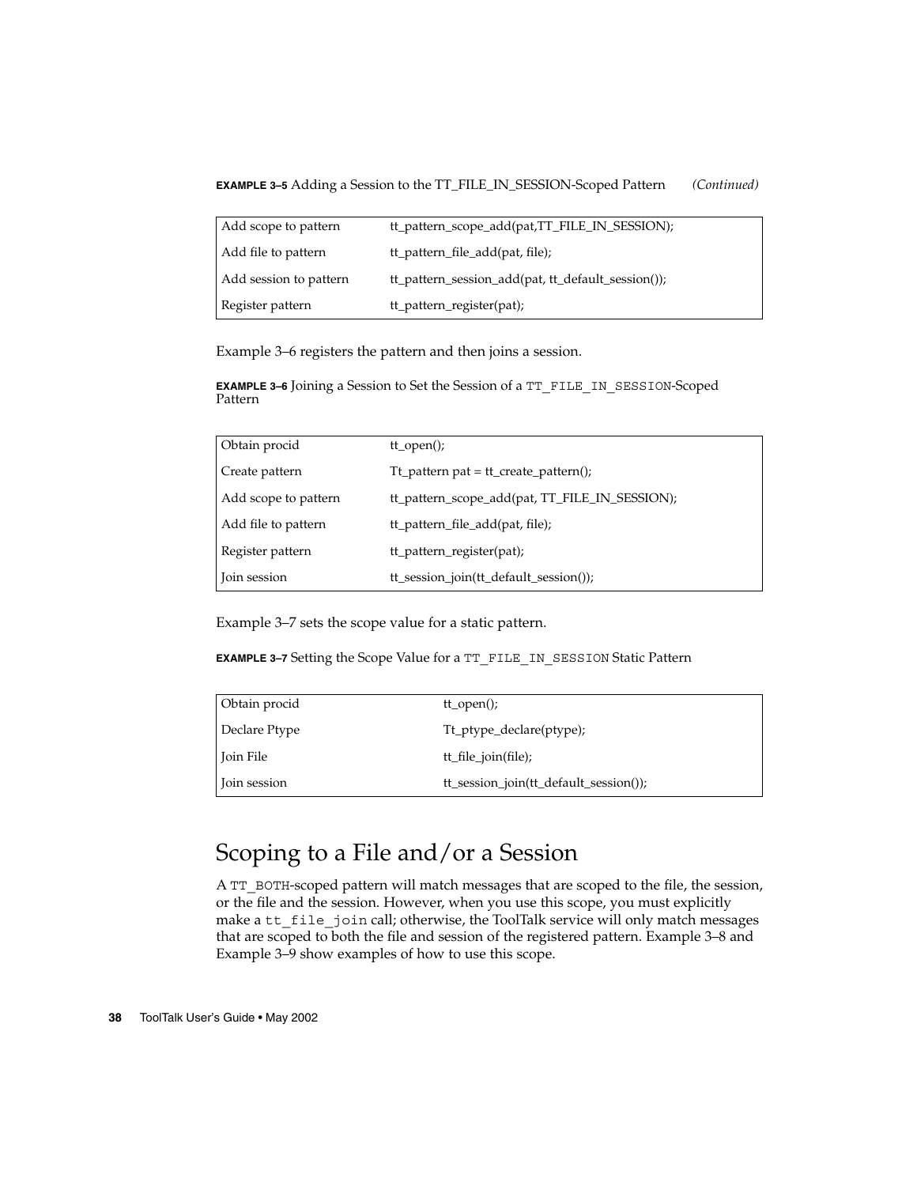**EXAMPLE 3–5** Adding a Session to the TT_FILE_IN_SESSION-Scoped Pattern *(Continued)*

| | |
|---|---|
| Add scope to pattern | tt_pattern_scope_add(pat,TT_FILE_IN_SESSION); |
| Add file to pattern | tt_pattern_file_add(pat, file); |
| Add session to pattern | tt_pattern_session_add(pat, tt_default_session()); |
| Register pattern | tt_pattern_register(pat); |

Example 3–6 registers the pattern and then joins a session.

**EXAMPLE 3–6** Joining a Session to Set the Session of a `TT_FILE_IN_SESSION`-Scoped Pattern

| | |
|---|---|
| Obtain procid | tt_open(); |
| Create pattern | Tt_pattern pat = tt_create_pattern(); |
| Add scope to pattern | tt_pattern_scope_add(pat, TT_FILE_IN_SESSION); |
| Add file to pattern | tt_pattern_file_add(pat, file); |
| Register pattern | tt_pattern_register(pat); |
| Join session | tt_session_join(tt_default_session()); |

Example 3–7 sets the scope value for a static pattern.

**EXAMPLE 3–7** Setting the Scope Value for a `TT_FILE_IN_SESSION` Static Pattern

| | |
|---|---|
| Obtain procid | tt_open(); |
| Declare Ptype | Tt_ptype_declare(ptype); |
| Join File | tt_file_join(file); |
| Join session | tt_session_join(tt_default_session()); |

## Scoping to a File and/or a Session

A `TT_BOTH`-scoped pattern will match messages that are scoped to the file, the session, or the file and the session. However, when you use this scope, you must explicitly make a `tt_file_join` call; otherwise, the ToolTalk service will only match messages that are scoped to both the file and session of the registered pattern. Example 3–8 and Example 3–9 show examples of how to use this scope.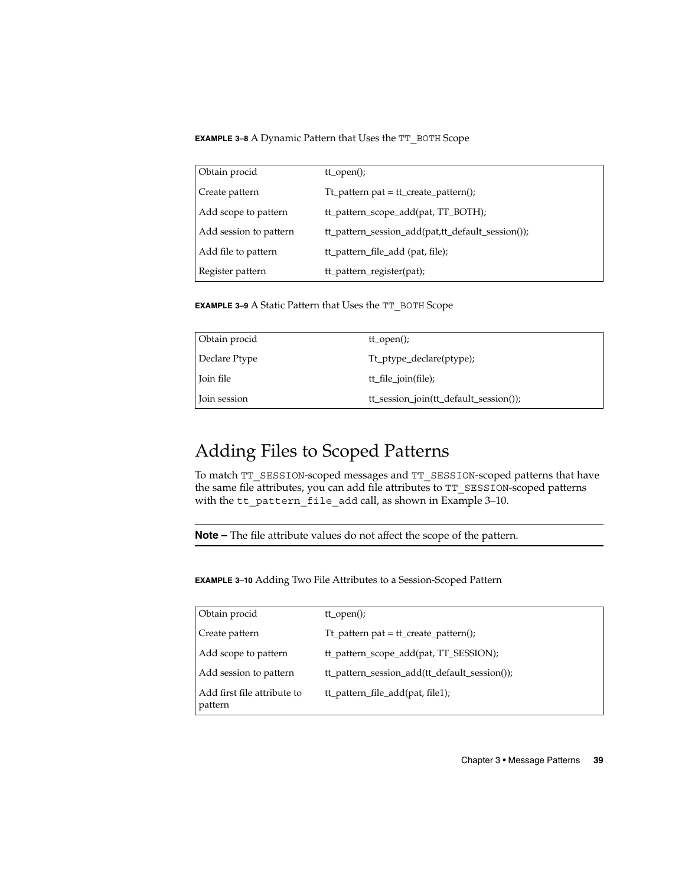**EXAMPLE 3–8** A Dynamic Pattern that Uses the `TT_BOTH` Scope

| | |
|---|---|
| Obtain procid | tt_open(); |
| Create pattern | Tt_pattern pat = tt_create_pattern(); |
| Add scope to pattern | tt_pattern_scope_add(pat, TT_BOTH); |
| Add session to pattern | tt_pattern_session_add(pat,tt_default_session()); |
| Add file to pattern | tt_pattern_file_add (pat, file); |
| Register pattern | tt_pattern_register(pat); |

**EXAMPLE 3–9** A Static Pattern that Uses the `TT_BOTH` Scope

| | |
|---|---|
| Obtain procid | tt_open(); |
| Declare Ptype | Tt_ptype_declare(ptype); |
| Join file | tt_file_join(file); |
| Join session | tt_session_join(tt_default_session()); |

## Adding Files to Scoped Patterns

To match `TT_SESSION`-scoped messages and `TT_SESSION`-scoped patterns that have the same file attributes, you can add file attributes to `TT_SESSION`-scoped patterns with the `tt_pattern_file_add` call, as shown in Example 3–10.

---

**Note –** The file attribute values do not affect the scope of the pattern.

---

**EXAMPLE 3–10** Adding Two File Attributes to a Session-Scoped Pattern

| | |
|---|---|
| Obtain procid | tt_open(); |
| Create pattern | Tt_pattern pat = tt_create_pattern(); |
| Add scope to pattern | tt_pattern_scope_add(pat, TT_SESSION); |
| Add session to pattern | tt_pattern_session_add(tt_default_session()); |
| Add first file attribute to pattern | tt_pattern_file_add(pat, file1); |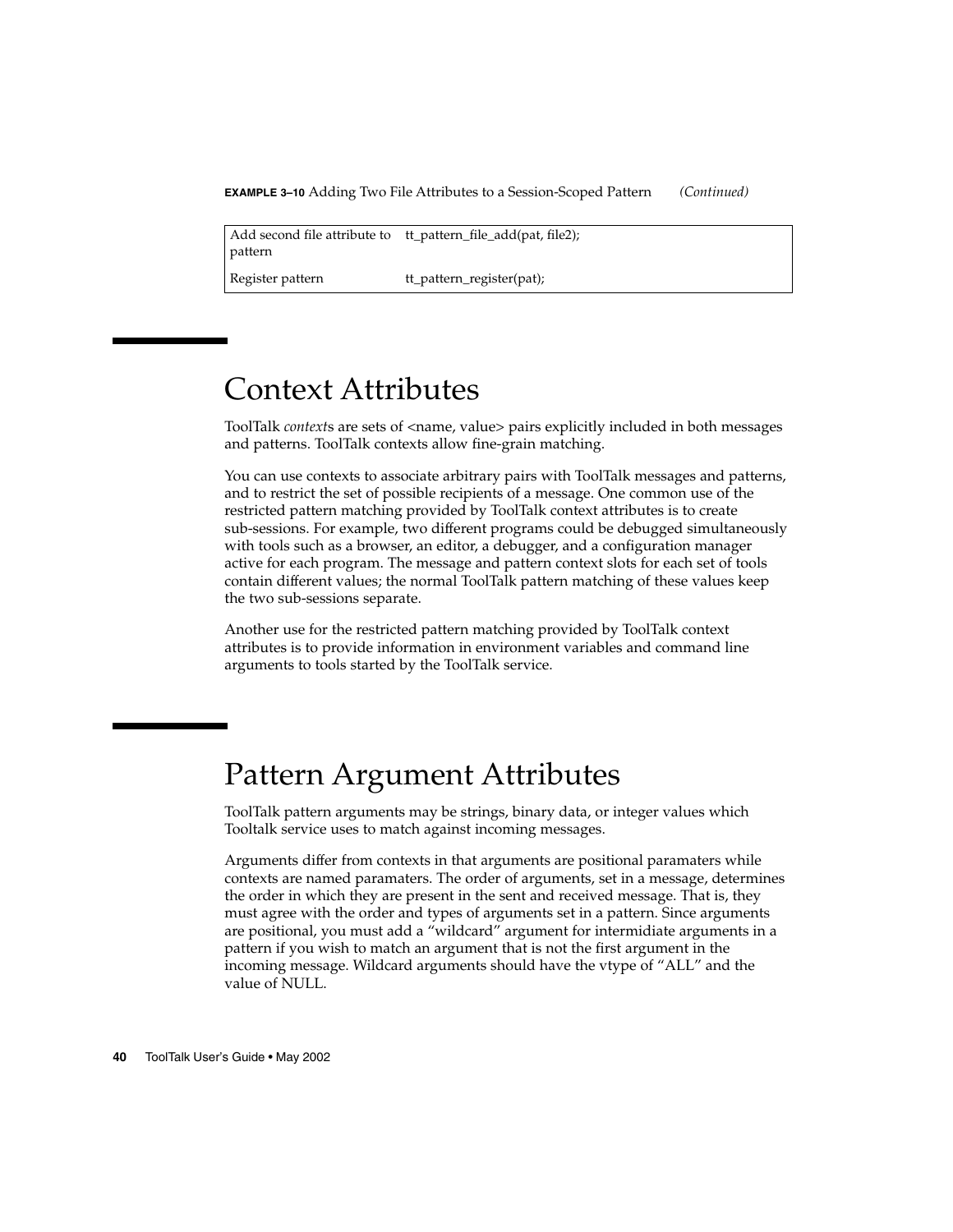**EXAMPLE 3–10** Adding Two File Attributes to a Session-Scoped Pattern *(Continued)*

| | |
|---|---|
| Add second file attribute to pattern | tt_pattern_file_add(pat, file2); |
| Register pattern | tt_pattern_register(pat); |

# Context Attributes

ToolTalk *context*s are sets of <name, value> pairs explicitly included in both messages and patterns. ToolTalk contexts allow fine-grain matching.

You can use contexts to associate arbitrary pairs with ToolTalk messages and patterns, and to restrict the set of possible recipients of a message. One common use of the restricted pattern matching provided by ToolTalk context attributes is to create sub-sessions. For example, two different programs could be debugged simultaneously with tools such as a browser, an editor, a debugger, and a configuration manager active for each program. The message and pattern context slots for each set of tools contain different values; the normal ToolTalk pattern matching of these values keep the two sub-sessions separate.

Another use for the restricted pattern matching provided by ToolTalk context attributes is to provide information in environment variables and command line arguments to tools started by the ToolTalk service.

# Pattern Argument Attributes

ToolTalk pattern arguments may be strings, binary data, or integer values which Tooltalk service uses to match against incoming messages.

Arguments differ from contexts in that arguments are positional paramaters while contexts are named paramaters. The order of arguments, set in a message, determines the order in which they are present in the sent and received message. That is, they must agree with the order and types of arguments set in a pattern. Since arguments are positional, you must add a “wildcard” argument for intermidiate arguments in a pattern if you wish to match an argument that is not the first argument in the incoming message. Wildcard arguments should have the vtype of “ALL” and the value of NULL.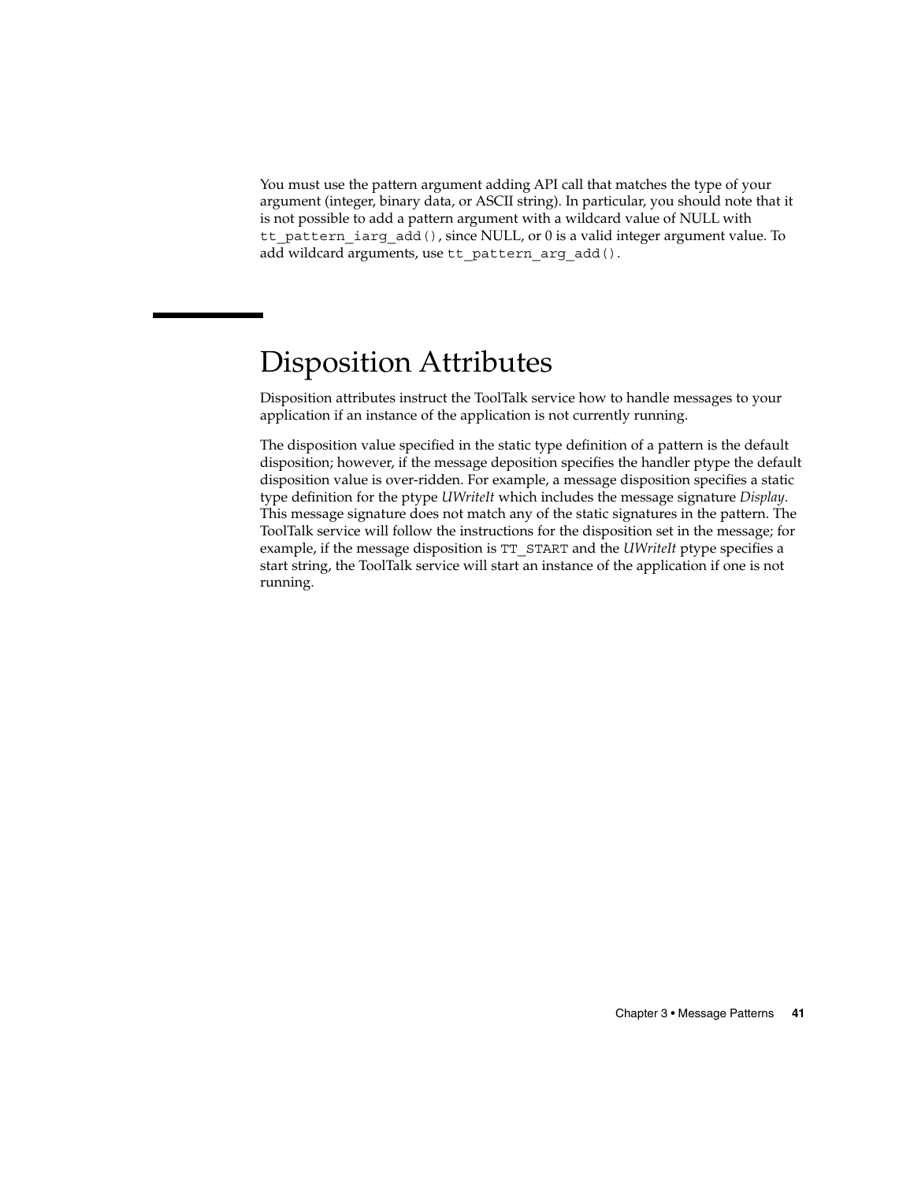You must use the pattern argument adding API call that matches the type of your argument (integer, binary data, or ASCII string). In particular, you should note that it is not possible to add a pattern argument with a wildcard value of NULL with `tt_pattern_iarg_add()`, since NULL, or 0 is a valid integer argument value. To add wildcard arguments, use `tt_pattern_arg_add()`.

## Disposition Attributes

Disposition attributes instruct the ToolTalk service how to handle messages to your application if an instance of the application is not currently running.

The disposition value specified in the static type definition of a pattern is the default disposition; however, if the message deposition specifies the handler ptype the default disposition value is over-ridden. For example, a message disposition specifies a static type definition for the ptype *UWriteIt* which includes the message signature *Display*. This message signature does not match any of the static signatures in the pattern. The ToolTalk service will follow the instructions for the disposition set in the message; for example, if the message disposition is `TT_START` and the *UWriteIt* ptype specifies a start string, the ToolTalk service will start an instance of the application if one is not running.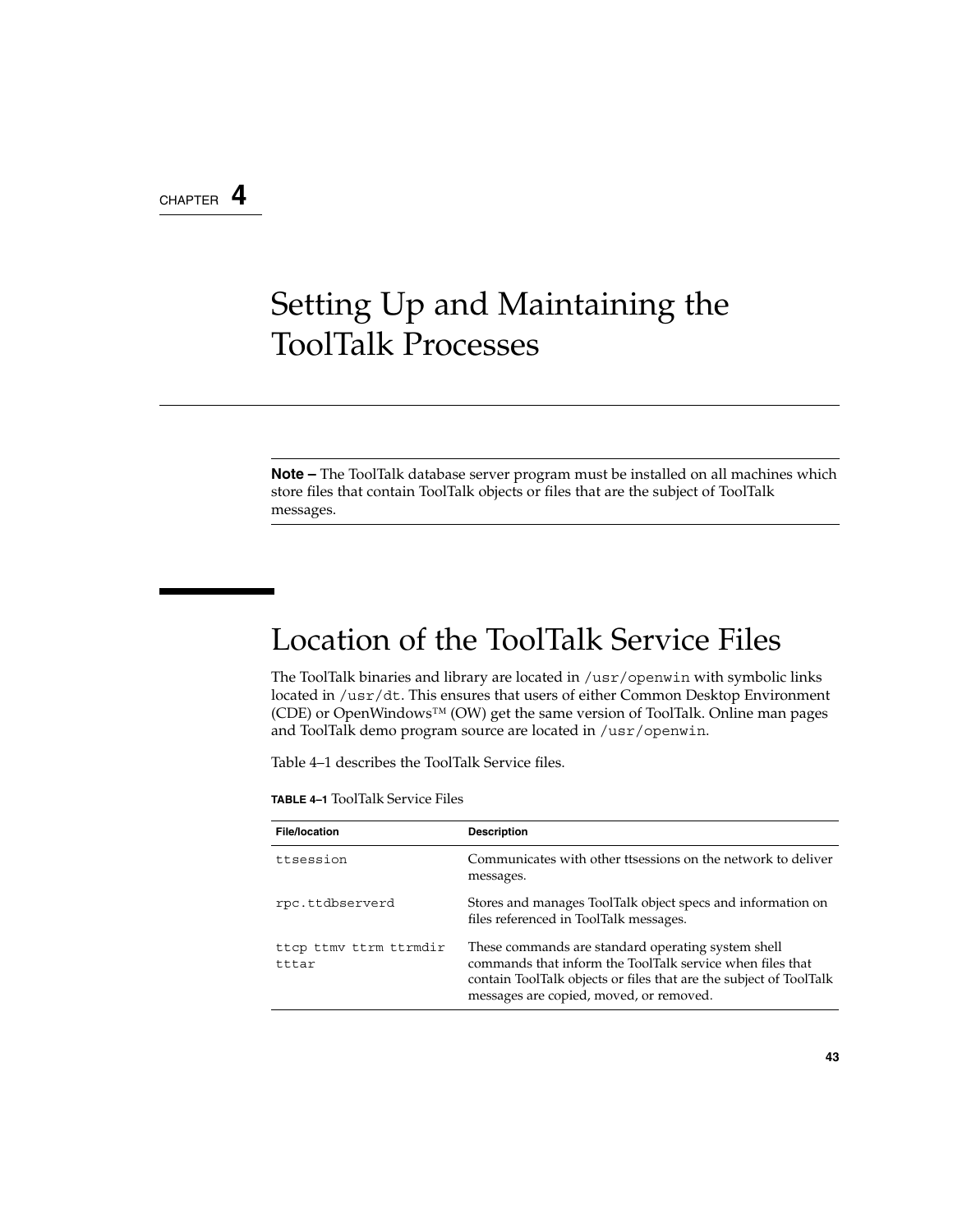CHAPTER 4

# Setting Up and Maintaining the ToolTalk Processes

---

**Note –** The ToolTalk database server program must be installed on all machines which store files that contain ToolTalk objects or files that are the subject of ToolTalk messages.

---

## Location of the ToolTalk Service Files

The ToolTalk binaries and library are located in `/usr/openwin` with symbolic links located in `/usr/dt`. This ensures that users of either Common Desktop Environment (CDE) or OpenWindows™ (OW) get the same version of ToolTalk. Online man pages and ToolTalk demo program source are located in `/usr/openwin`.

Table 4–1 describes the ToolTalk Service files.

**TABLE 4–1** ToolTalk Service Files

| File/location | Description |
| --- | --- |
| `ttsession` | Communicates with other ttsessions on the network to deliver messages. |
| `rpc.ttdbserverd` | Stores and manages ToolTalk object specs and information on files referenced in ToolTalk messages. |
| `ttcp ttmv ttrm ttrmdir tttar` | These commands are standard operating system shell commands that inform the ToolTalk service when files that contain ToolTalk objects or files that are the subject of ToolTalk messages are copied, moved, or removed. |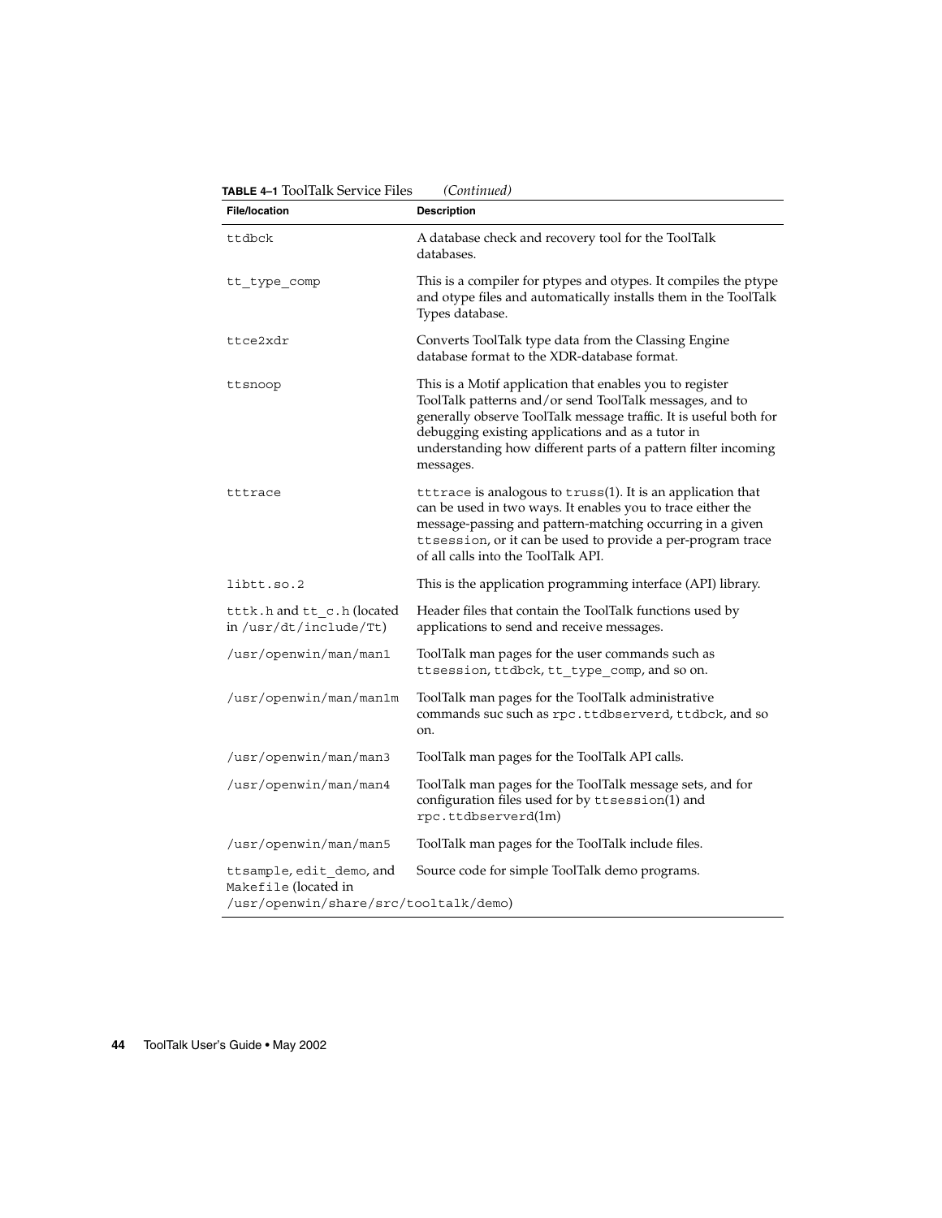**TABLE 4–1** ToolTalk Service Files *(Continued)*

| File/location | Description |
| --- | --- |
| ttdbck | A database check and recovery tool for the ToolTalk databases. |
| tt_type_comp | This is a compiler for ptypes and otypes. It compiles the ptype and otype files and automatically installs them in the ToolTalk Types database. |
| ttce2xdr | Converts ToolTalk type data from the Classing Engine database format to the XDR-database format. |
| ttsnoop | This is a Motif application that enables you to register ToolTalk patterns and/or send ToolTalk messages, and to generally observe ToolTalk message traffic. It is useful both for debugging existing applications and as a tutor in understanding how different parts of a pattern filter incoming messages. |
| tttrace | tttrace is analogous to truss(1). It is an application that can be used in two ways. It enables you to trace either the message-passing and pattern-matching occurring in a given ttsession, or it can be used to provide a per-program trace of all calls into the ToolTalk API. |
| libtt.so.2 | This is the application programming interface (API) library. |
| tttk.h and tt_c.h (located in /usr/dt/include/Tt) | Header files that contain the ToolTalk functions used by applications to send and receive messages. |
| /usr/openwin/man/man1 | ToolTalk man pages for the user commands such as ttsession, ttdbck, tt_type_comp, and so on. |
| /usr/openwin/man/man1m | ToolTalk man pages for the ToolTalk administrative commands suc such as rpc.ttdbserverd, ttdbck, and so on. |
| /usr/openwin/man/man3 | ToolTalk man pages for the ToolTalk API calls. |
| /usr/openwin/man/man4 | ToolTalk man pages for the ToolTalk message sets, and for configuration files used for by ttsession(1) and rpc.ttdbserverd(1m) |
| /usr/openwin/man/man5 | ToolTalk man pages for the ToolTalk include files. |
| ttsample, edit_demo, and Makefile (located in /usr/openwin/share/src/tooltalk/demo) | Source code for simple ToolTalk demo programs. |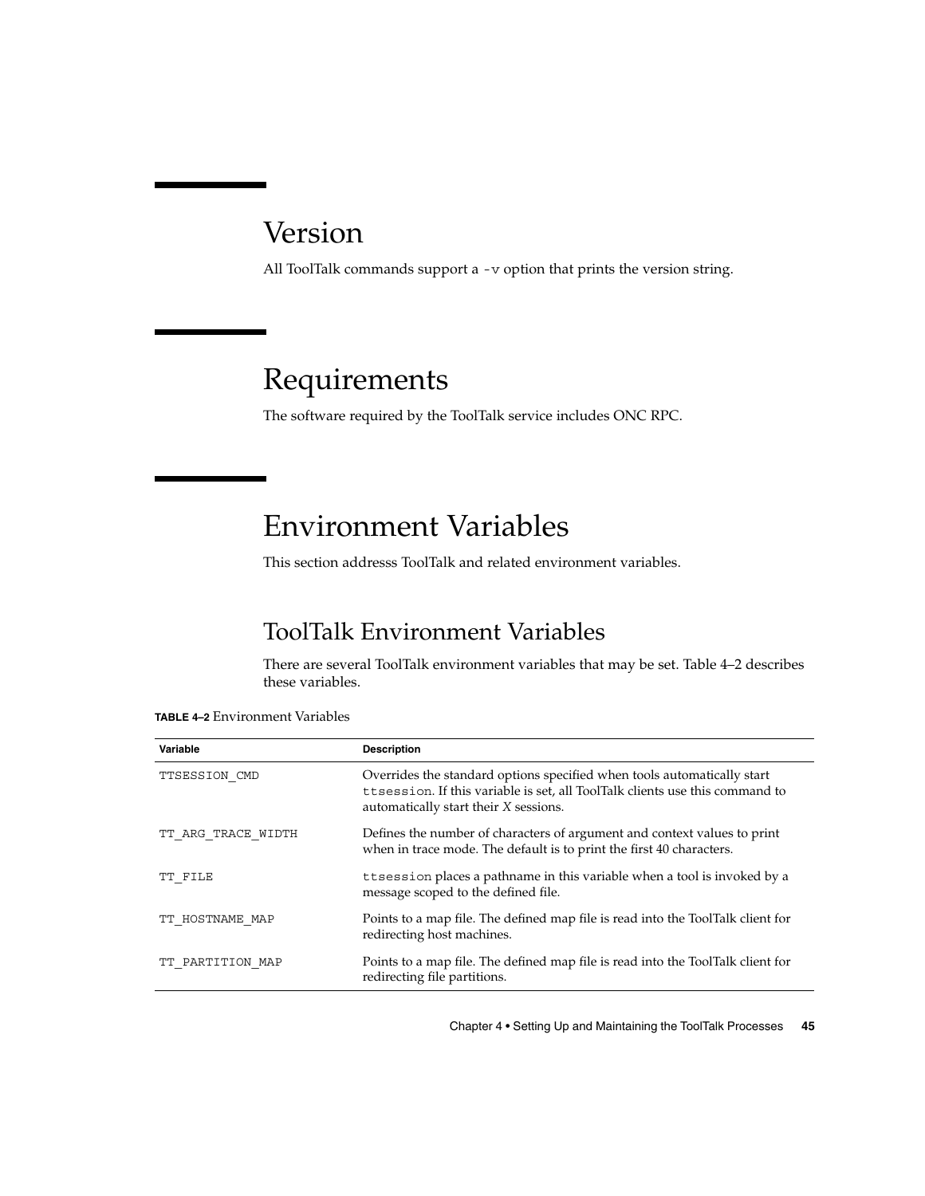# Version

All ToolTalk commands support a `-v` option that prints the version string.

# Requirements

The software required by the ToolTalk service includes ONC RPC.

# Environment Variables

This section addresss ToolTalk and related environment variables.

## ToolTalk Environment Variables

There are several ToolTalk environment variables that may be set. Table 4–2 describes these variables.

**TABLE 4–2** Environment Variables

| Variable | Description |
| --- | --- |
| TTSESSION_CMD | Overrides the standard options specified when tools automatically start `ttsession`. If this variable is set, all ToolTalk clients use this command to automatically start their *X* sessions. |
| TT_ARG_TRACE_WIDTH | Defines the number of characters of argument and context values to print when in trace mode. The default is to print the first 40 characters. |
| TT_FILE | `ttsession` places a pathname in this variable when a tool is invoked by a message scoped to the defined file. |
| TT_HOSTNAME_MAP | Points to a map file. The defined map file is read into the ToolTalk client for redirecting host machines. |
| TT_PARTITION_MAP | Points to a map file. The defined map file is read into the ToolTalk client for redirecting file partitions. |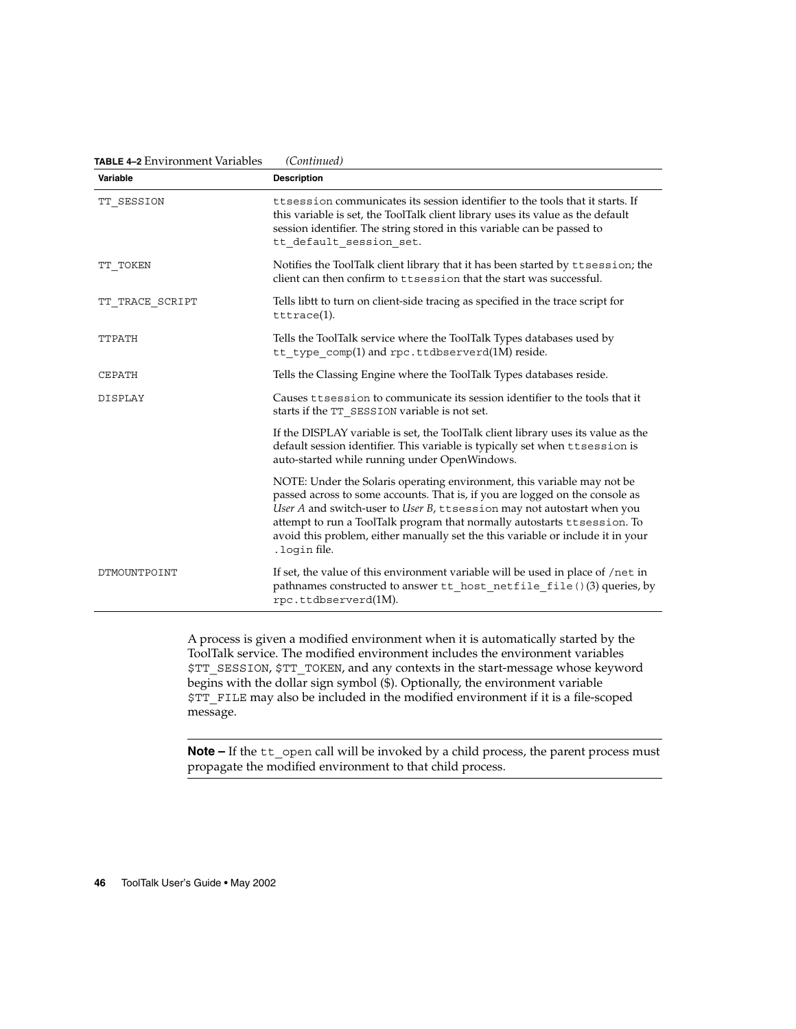**TABLE 4–2** Environment Variables *(Continued)*

| Variable | Description |
| --- | --- |
| TT_SESSION | ttsession communicates its session identifier to the tools that it starts. If this variable is set, the ToolTalk client library uses its value as the default session identifier. The string stored in this variable can be passed to tt_default_session_set. |
| TT_TOKEN | Notifies the ToolTalk client library that it has been started by ttsession; the client can then confirm to ttsession that the start was successful. |
| TT_TRACE_SCRIPT | Tells libtt to turn on client-side tracing as specified in the trace script for tttrace(1). |
| TTPATH | Tells the ToolTalk service where the ToolTalk Types databases used by tt_type_comp(1) and rpc.ttdbserverd(1M) reside. |
| CEPATH | Tells the Classing Engine where the ToolTalk Types databases reside. |
| DISPLAY | Causes ttsession to communicate its session identifier to the tools that it starts if the TT_SESSION variable is not set. |
| | If the DISPLAY variable is set, the ToolTalk client library uses its value as the default session identifier. This variable is typically set when ttsession is auto-started while running under OpenWindows. |
| | NOTE: Under the Solaris operating environment, this variable may not be passed across to some accounts. That is, if you are logged on the console as *User A* and switch-user to *User B*, ttsession may not autostart when you attempt to run a ToolTalk program that normally autostarts ttsession. To avoid this problem, either manually set the this variable or include it in your .login file. |
| DTMOUNTPOINT | If set, the value of this environment variable will be used in place of /net in pathnames constructed to answer tt_host_netfile_file()(3) queries, by rpc.ttdbserverd(1M). |

A process is given a modified environment when it is automatically started by the ToolTalk service. The modified environment includes the environment variables $TT_SESSION, $TT_TOKEN, and any contexts in the start-message whose keyword begins with the dollar sign symbol ($). Optionally, the environment variable $TT_FILE may also be included in the modified environment if it is a file-scoped message.

---

**Note –** If the tt_open call will be invoked by a child process, the parent process must propagate the modified environment to that child process.

---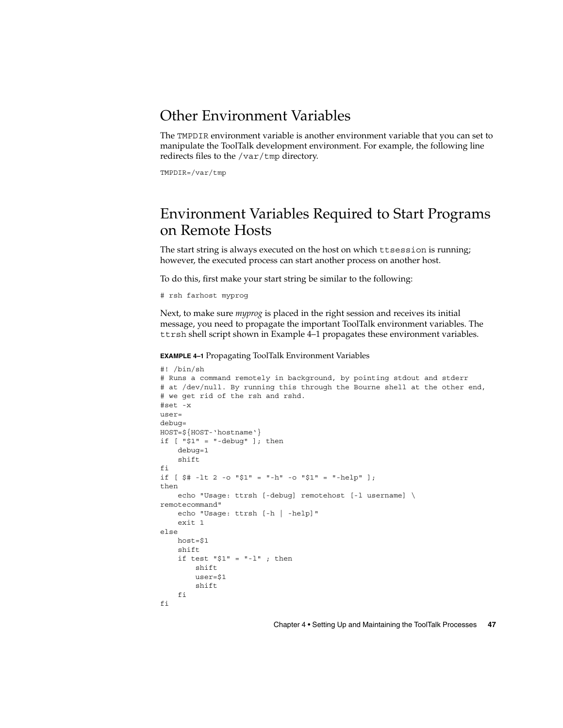## Other Environment Variables

The `TMPDIR` environment variable is another environment variable that you can set to manipulate the ToolTalk development environment. For example, the following line redirects files to the `/var/tmp` directory.

```
TMPDIR=/var/tmp
```

## Environment Variables Required to Start Programs on Remote Hosts

The start string is always executed on the host on which `ttsession` is running; however, the executed process can start another process on another host.

To do this, first make your start string be similar to the following:

```
# rsh farhost myprog
```

Next, to make sure *myprog* is placed in the right session and receives its initial message, you need to propagate the important ToolTalk environment variables. The `ttrsh` shell script shown in Example 4–1 propagates these environment variables.

**EXAMPLE 4–1** Propagating ToolTalk Environment Variables

```
#! /bin/sh
# Runs a command remotely in background, by pointing stdout and stderr
# at /dev/null. By running this through the Bourne shell at the other end,
# we get rid of the rsh and rshd.
#set -x
user=
debug=
HOST=${HOST-`hostname`}
if [ "$1" = "-debug" ]; then
    debug=1
    shift
fi
if [ $# -lt 2 -o "$1" = "-h" -o "$1" = "-help" ];
then
    echo "Usage: ttrsh [-debug] remotehost [-l username] \
remotecommand"
    echo "Usage: ttrsh [-h | -help]"
    exit 1
else
    host=$1
    shift
    if test "$1" = "-l" ; then
        shift
        user=$1
        shift
    fi
fi
```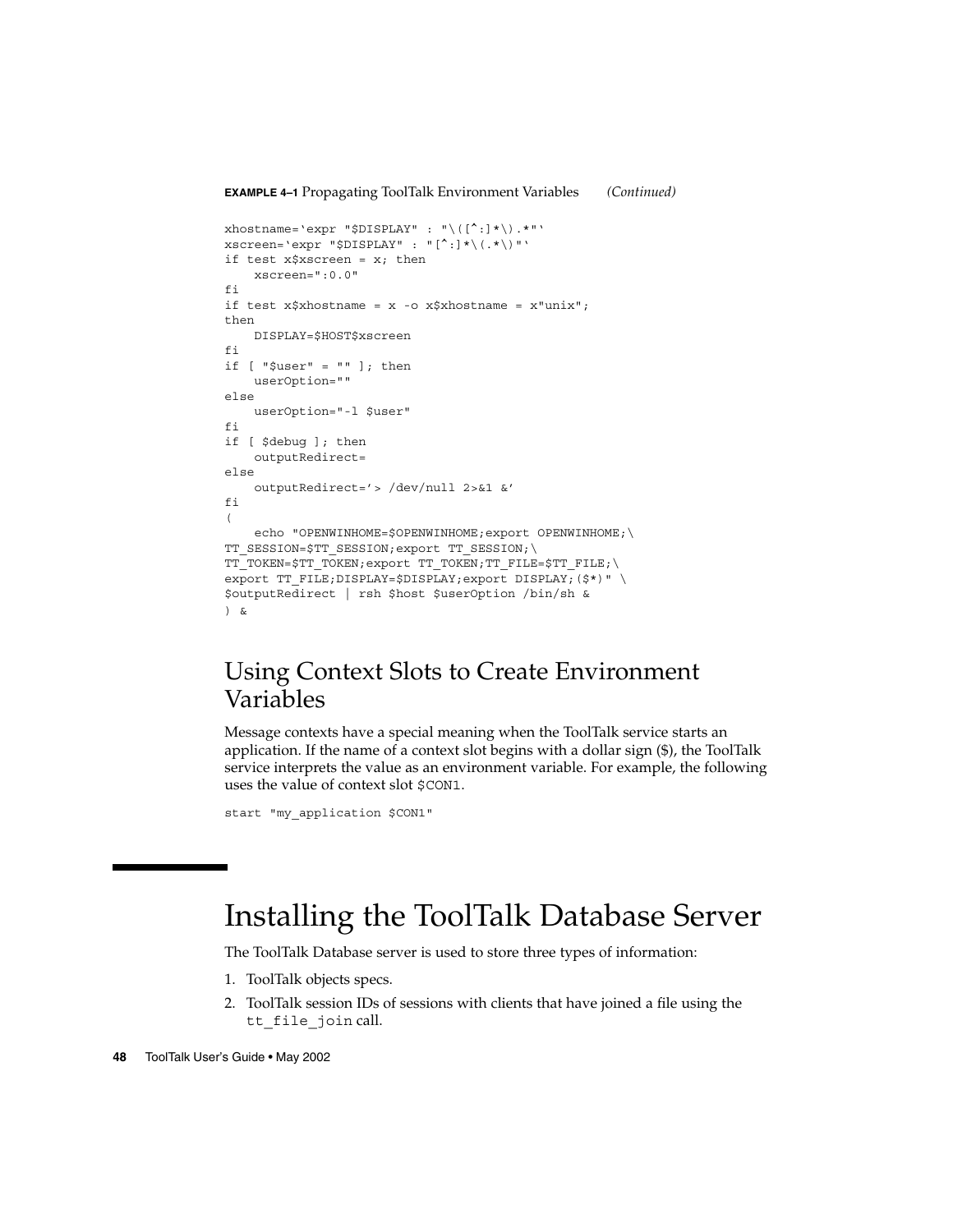**EXAMPLE 4–1** Propagating ToolTalk Environment Variables *(Continued)*

```
xhostname=`expr "$DISPLAY" : "\([^:]*\).*"`
xscreen=`expr "$DISPLAY" : "[^:]*\(.*\)"`
if test x$xscreen = x; then
    xscreen=":0.0"
fi
if test x$xhostname = x -o x$xhostname = x"unix";
then
    DISPLAY=$HOST$xscreen
fi
if [ "$user" = "" ]; then
    userOption=""
else
    userOption="-l $user"
fi
if [ $debug ]; then
    outputRedirect=
else
    outputRedirect='> /dev/null 2>&1 &'
fi
(
    echo "OPENWINHOME=$OPENWINHOME;export OPENWINHOME;\
TT_SESSION=$TT_SESSION;export TT_SESSION;\
TT_TOKEN=$TT_TOKEN;export TT_TOKEN;TT_FILE=$TT_FILE;\
export TT_FILE;DISPLAY=$DISPLAY;export DISPLAY;($*)" \
$outputRedirect | rsh $host $userOption /bin/sh &
) &
```

## Using Context Slots to Create Environment Variables

Message contexts have a special meaning when the ToolTalk service starts an application. If the name of a context slot begins with a dollar sign ($), the ToolTalk service interprets the value as an environment variable. For example, the following uses the value of context slot `$CON1`.

```
start "my_application $CON1"
```

# Installing the ToolTalk Database Server

The ToolTalk Database server is used to store three types of information:

1. ToolTalk objects specs.
2. ToolTalk session IDs of sessions with clients that have joined a file using the `tt_file_join` call.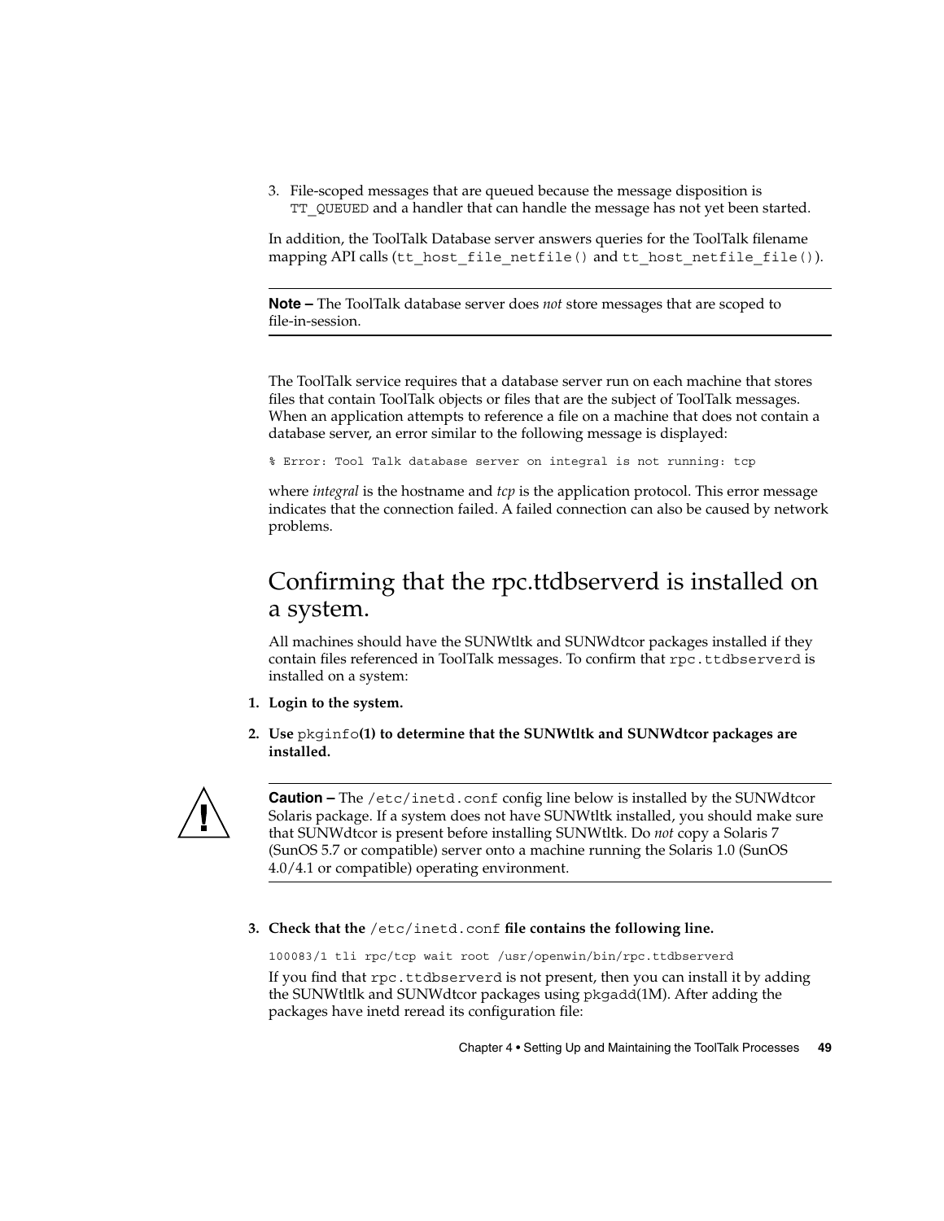3. File-scoped messages that are queued because the message disposition is `TT_QUEUED` and a handler that can handle the message has not yet been started.

In addition, the ToolTalk Database server answers queries for the ToolTalk filename mapping API calls (`tt_host_file_netfile()` and `tt_host_netfile_file()`).

---

**Note –** The ToolTalk database server does *not* store messages that are scoped to file-in-session.

---

The ToolTalk service requires that a database server run on each machine that stores files that contain ToolTalk objects or files that are the subject of ToolTalk messages. When an application attempts to reference a file on a machine that does not contain a database server, an error similar to the following message is displayed:

```
% Error: Tool Talk database server on integral is not running: tcp
```

where *integral* is the hostname and *tcp* is the application protocol. This error message indicates that the connection failed. A failed connection can also be caused by network problems.

## Confirming that the rpc.ttdbserverd is installed on a system.

All machines should have the SUNWtltk and SUNWdtcor packages installed if they contain files referenced in ToolTalk messages. To confirm that `rpc.ttdbserverd` is installed on a system:

1. **Login to the system.**
2. **Use `pkginfo`(1) to determine that the SUNWtltk and SUNWdtcor packages are installed.**

---

**Caution –** The `/etc/inetd.conf` config line below is installed by the SUNWdtcor Solaris package. If a system does not have SUNWtltk installed, you should make sure that SUNWdtcor is present before installing SUNWtltk. Do *not* copy a Solaris 7 (SunOS 5.7 or compatible) server onto a machine running the Solaris 1.0 (SunOS 4.0/4.1 or compatible) operating environment.

---

3. **Check that the `/etc/inetd.conf` file contains the following line.**

```
100083/1 tli rpc/tcp wait root /usr/openwin/bin/rpc.ttdbserverd
```

If you find that `rpc.ttdbserverd` is not present, then you can install it by adding the SUNWtltlk and SUNWdtcor packages using `pkgadd`(1M). After adding the packages have inetd reread its configuration file: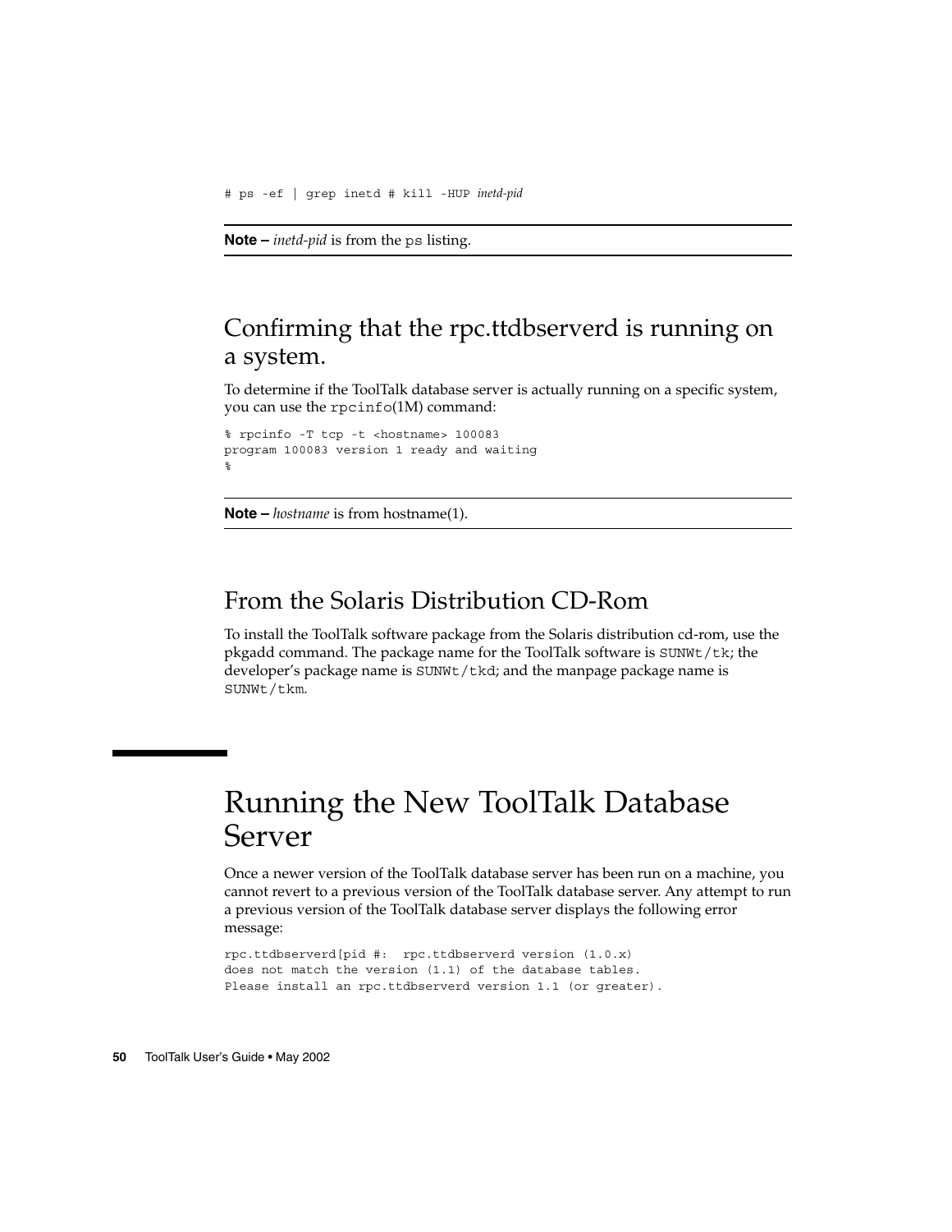```
# ps -ef | grep inetd # kill -HUP inetd-pid
```

---

**Note –** *inetd-pid* is from the ps listing.

---

## Confirming that the rpc.ttdbserverd is running on a system.

To determine if the ToolTalk database server is actually running on a specific system, you can use the rpcinfo(1M) command:

```
% rpcinfo -T tcp -t <hostname> 100083
program 100083 version 1 ready and waiting
%
```

---

**Note –** *hostname* is from hostname(1).

---

## From the Solaris Distribution CD-Rom

To install the ToolTalk software package from the Solaris distribution cd-rom, use the pkgadd command. The package name for the ToolTalk software is SUNWt/tk; the developer's package name is SUNWt/tkd; and the manpage package name is SUNWt/tkm.

# Running the New ToolTalk Database Server

Once a newer version of the ToolTalk database server has been run on a machine, you cannot revert to a previous version of the ToolTalk database server. Any attempt to run a previous version of the ToolTalk database server displays the following error message:

```
rpc.ttdbserverd[pid #:  rpc.ttdbserverd version (1.0.x)
does not match the version (1.1) of the database tables.
Please install an rpc.ttdbserverd version 1.1 (or greater).
```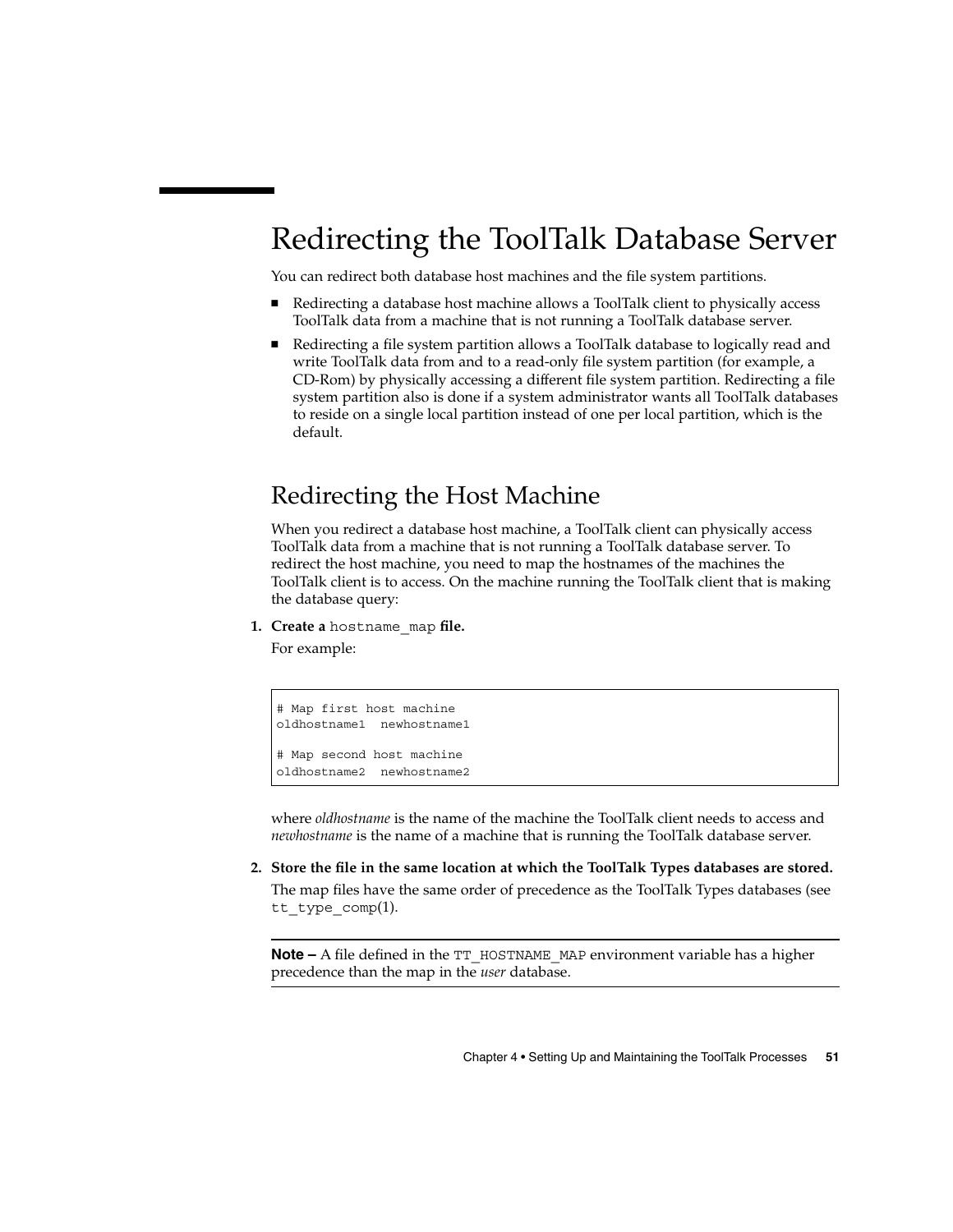# Redirecting the ToolTalk Database Server

You can redirect both database host machines and the file system partitions.

- Redirecting a database host machine allows a ToolTalk client to physically access ToolTalk data from a machine that is not running a ToolTalk database server.
- Redirecting a file system partition allows a ToolTalk database to logically read and write ToolTalk data from and to a read-only file system partition (for example, a CD-Rom) by physically accessing a different file system partition. Redirecting a file system partition also is done if a system administrator wants all ToolTalk databases to reside on a single local partition instead of one per local partition, which is the default.

## Redirecting the Host Machine

When you redirect a database host machine, a ToolTalk client can physically access ToolTalk data from a machine that is not running a ToolTalk database server. To redirect the host machine, you need to map the hostnames of the machines the ToolTalk client is to access. On the machine running the ToolTalk client that is making the database query:

1. **Create a `hostname_map` file.**

   For example:

```
# Map first host machine
oldhostname1  newhostname1

# Map second host machine
oldhostname2  newhostname2
```

   where *oldhostname* is the name of the machine the ToolTalk client needs to access and *newhostname* is the name of a machine that is running the ToolTalk database server.

2. **Store the file in the same location at which the ToolTalk Types databases are stored.**

   The map files have the same order of precedence as the ToolTalk Types databases (see `tt_type_comp`(1).

---

**Note –** A file defined in the `TT_HOSTNAME_MAP` environment variable has a higher precedence than the map in the *user* database.

---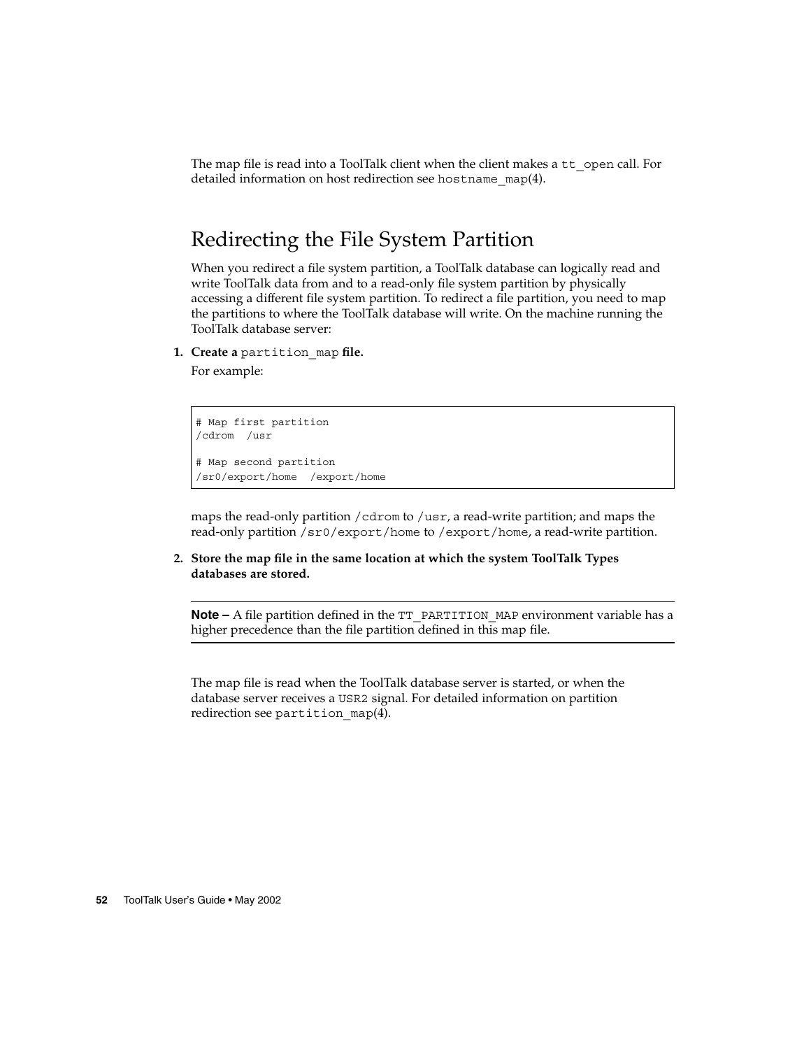The map file is read into a ToolTalk client when the client makes a `tt_open` call. For detailed information on host redirection see `hostname_map`(4).

## Redirecting the File System Partition

When you redirect a file system partition, a ToolTalk database can logically read and write ToolTalk data from and to a read-only file system partition by physically accessing a different file system partition. To redirect a file partition, you need to map the partitions to where the ToolTalk database will write. On the machine running the ToolTalk database server:

1. **Create a `partition_map` file.**

   For example:

   ```
   # Map first partition
   /cdrom  /usr

   # Map second partition
   /sr0/export/home  /export/home
   ```

   maps the read-only partition `/cdrom` to `/usr`, a read-write partition; and maps the read-only partition `/sr0/export/home` to `/export/home`, a read-write partition.

2. **Store the map file in the same location at which the system ToolTalk Types databases are stored.**

> **Note –** A file partition defined in the `TT_PARTITION_MAP` environment variable has a higher precedence than the file partition defined in this map file.

The map file is read when the ToolTalk database server is started, or when the database server receives a `USR2` signal. For detailed information on partition redirection see `partition_map`(4).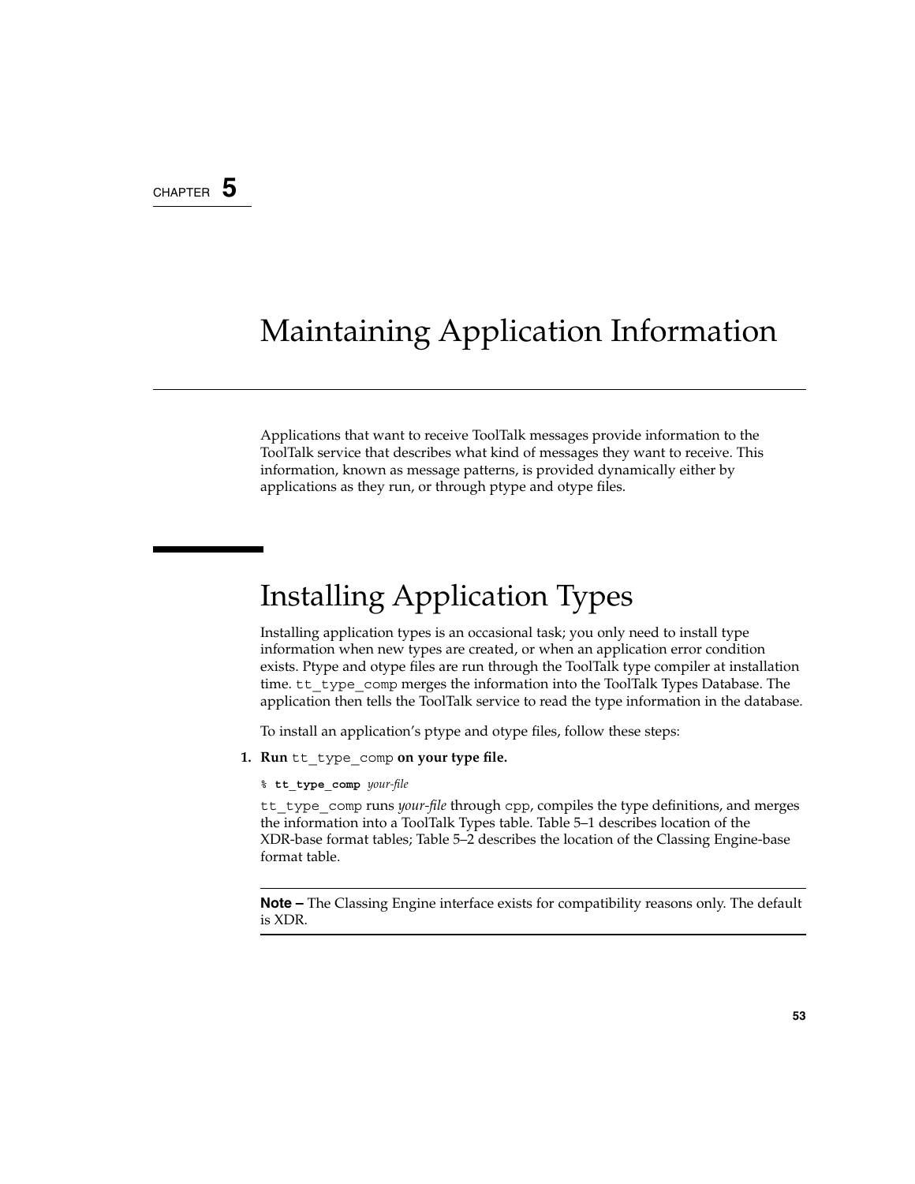CHAPTER 5

# Maintaining Application Information

Applications that want to receive ToolTalk messages provide information to the ToolTalk service that describes what kind of messages they want to receive. This information, known as message patterns, is provided dynamically either by applications as they run, or through ptype and otype files.

## Installing Application Types

Installing application types is an occasional task; you only need to install type information when new types are created, or when an application error condition exists. Ptype and otype files are run through the ToolTalk type compiler at installation time. `tt_type_comp` merges the information into the ToolTalk Types Database. The application then tells the ToolTalk service to read the type information in the database.

To install an application's ptype and otype files, follow these steps:

1. **Run `tt_type_comp` on your type file.**

   ```
   % tt_type_comp your-file
   ```

   `tt_type_comp` runs *your-file* through `cpp`, compiles the type definitions, and merges the information into a ToolTalk Types table. Table 5–1 describes location of the XDR-base format tables; Table 5–2 describes the location of the Classing Engine-base format table.

---

**Note –** The Classing Engine interface exists for compatibility reasons only. The default is XDR.

---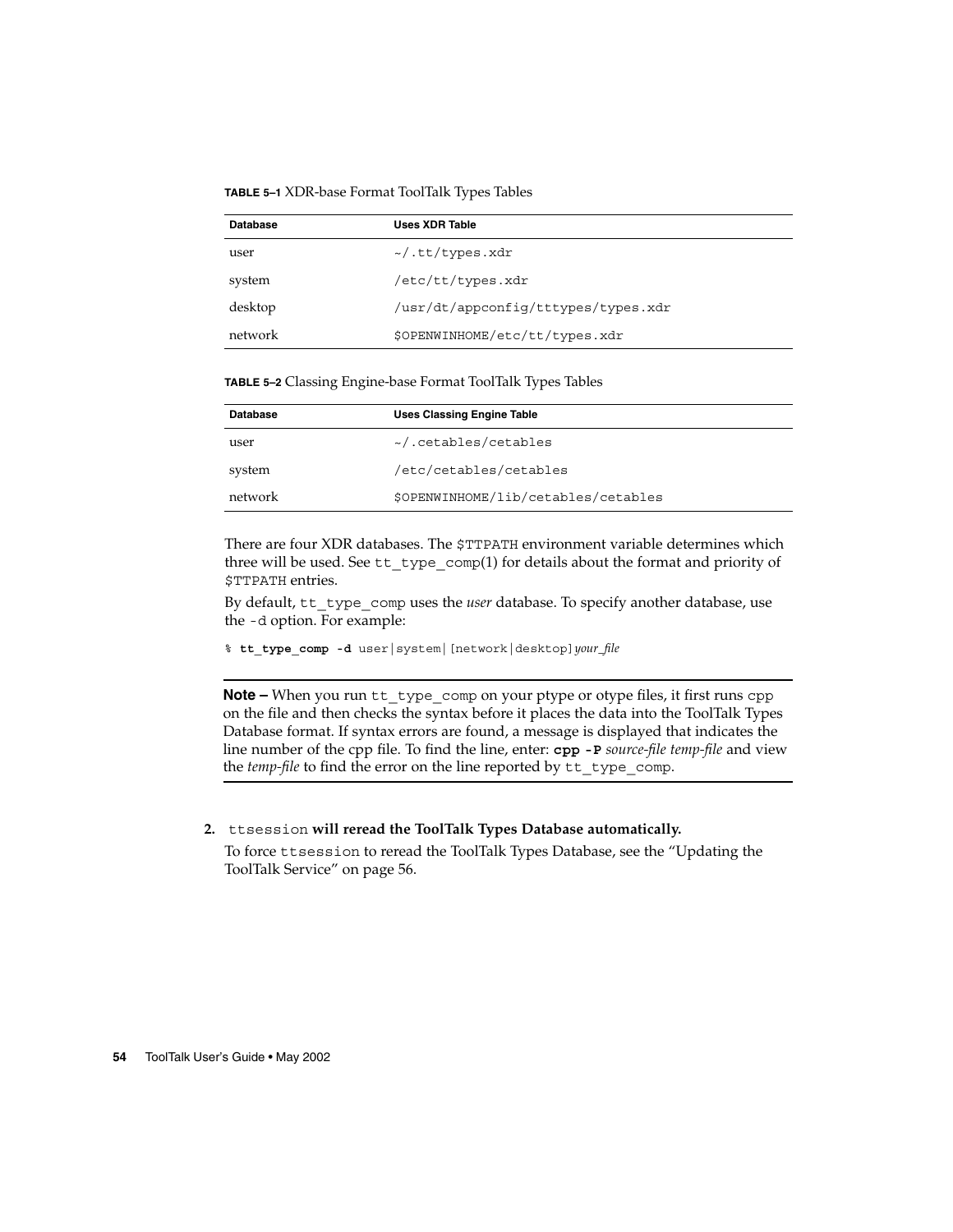**TABLE 5–1** XDR-base Format ToolTalk Types Tables

| Database | Uses XDR Table |
| --- | --- |
| user | `~/.tt/types.xdr` |
| system | `/etc/tt/types.xdr` |
| desktop | `/usr/dt/appconfig/tttypes/types.xdr` |
| network | `$OPENWINHOME/etc/tt/types.xdr` |

**TABLE 5–2** Classing Engine-base Format ToolTalk Types Tables

| Database | Uses Classing Engine Table |
| --- | --- |
| user | `~/.cetables/cetables` |
| system | `/etc/cetables/cetables` |
| network | `$OPENWINHOME/lib/cetables/cetables` |

There are four XDR databases. The `$TTPATH` environment variable determines which three will be used. See `tt_type_comp`(1) for details about the format and priority of `$TTPATH` entries.

By default, `tt_type_comp` uses the *user* database. To specify another database, use the `-d` option. For example:

```
% tt_type_comp -d user|system|[network|desktop]your_file
```

---

**Note –** When you run `tt_type_comp` on your ptype or otype files, it first runs `cpp` on the file and then checks the syntax before it places the data into the ToolTalk Types Database format. If syntax errors are found, a message is displayed that indicates the line number of the cpp file. To find the line, enter: **`cpp -P`** *source-file temp-file* and view the *temp-file* to find the error on the line reported by `tt_type_comp`.

---

2. `ttsession` **will reread the ToolTalk Types Database automatically.**

   To force `ttsession` to reread the ToolTalk Types Database, see the "Updating the ToolTalk Service" on page 56.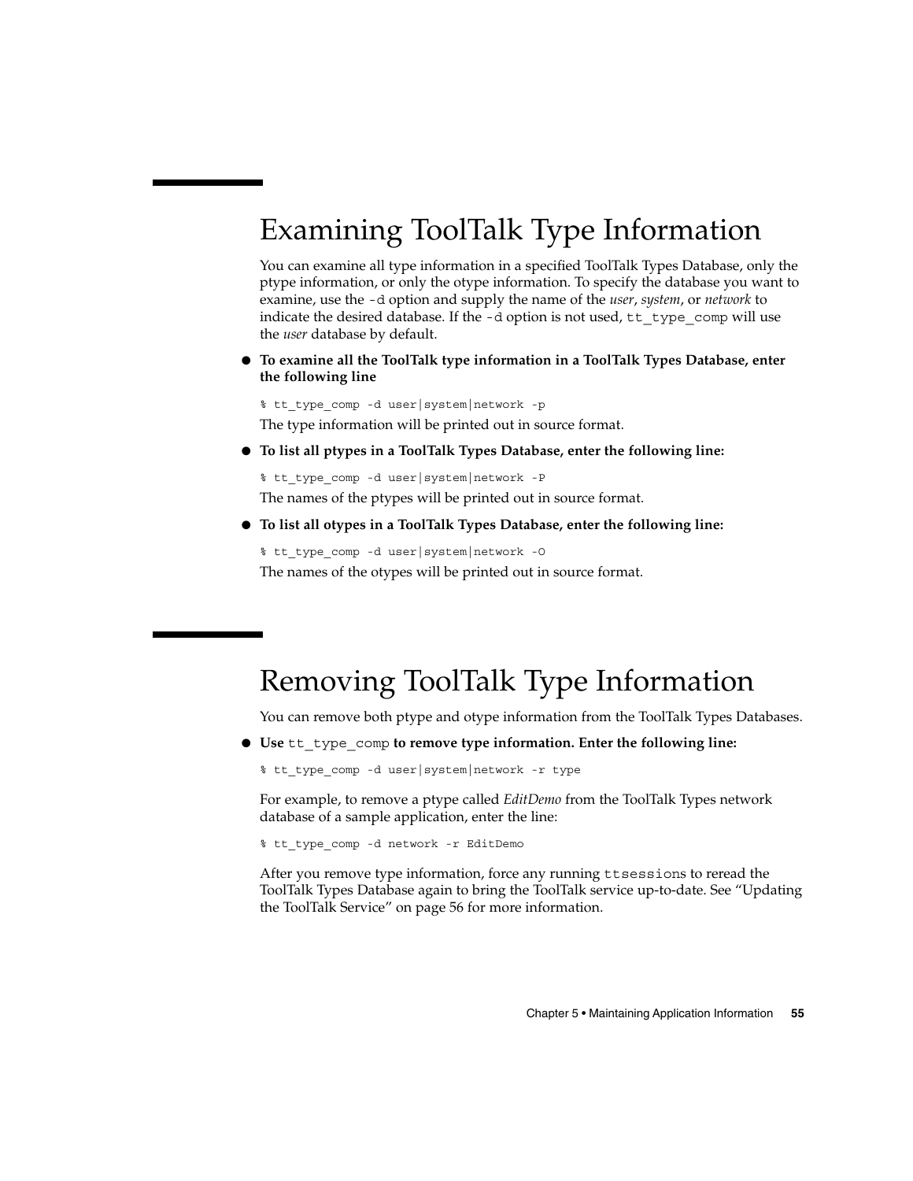## Examining ToolTalk Type Information

You can examine all type information in a specified ToolTalk Types Database, only the ptype information, or only the otype information. To specify the database you want to examine, use the `-d` option and supply the name of the *user*, *system*, or *network* to indicate the desired database. If the `-d` option is not used, `tt_type_comp` will use the *user* database by default.

- **To examine all the ToolTalk type information in a ToolTalk Types Database, enter the following line**

```
% tt_type_comp -d user|system|network -p
```

The type information will be printed out in source format.

- **To list all ptypes in a ToolTalk Types Database, enter the following line:**

```
% tt_type_comp -d user|system|network -P
```

The names of the ptypes will be printed out in source format.

- **To list all otypes in a ToolTalk Types Database, enter the following line:**

```
% tt_type_comp -d user|system|network -O
```

The names of the otypes will be printed out in source format.

## Removing ToolTalk Type Information

You can remove both ptype and otype information from the ToolTalk Types Databases.

- **Use** `tt_type_comp` **to remove type information. Enter the following line:**

```
% tt_type_comp -d user|system|network -r type
```

For example, to remove a ptype called *EditDemo* from the ToolTalk Types network database of a sample application, enter the line:

```
% tt_type_comp -d network -r EditDemo
```

After you remove type information, force any running `ttsessions` to reread the ToolTalk Types Database again to bring the ToolTalk service up-to-date. See "Updating the ToolTalk Service" on page 56 for more information.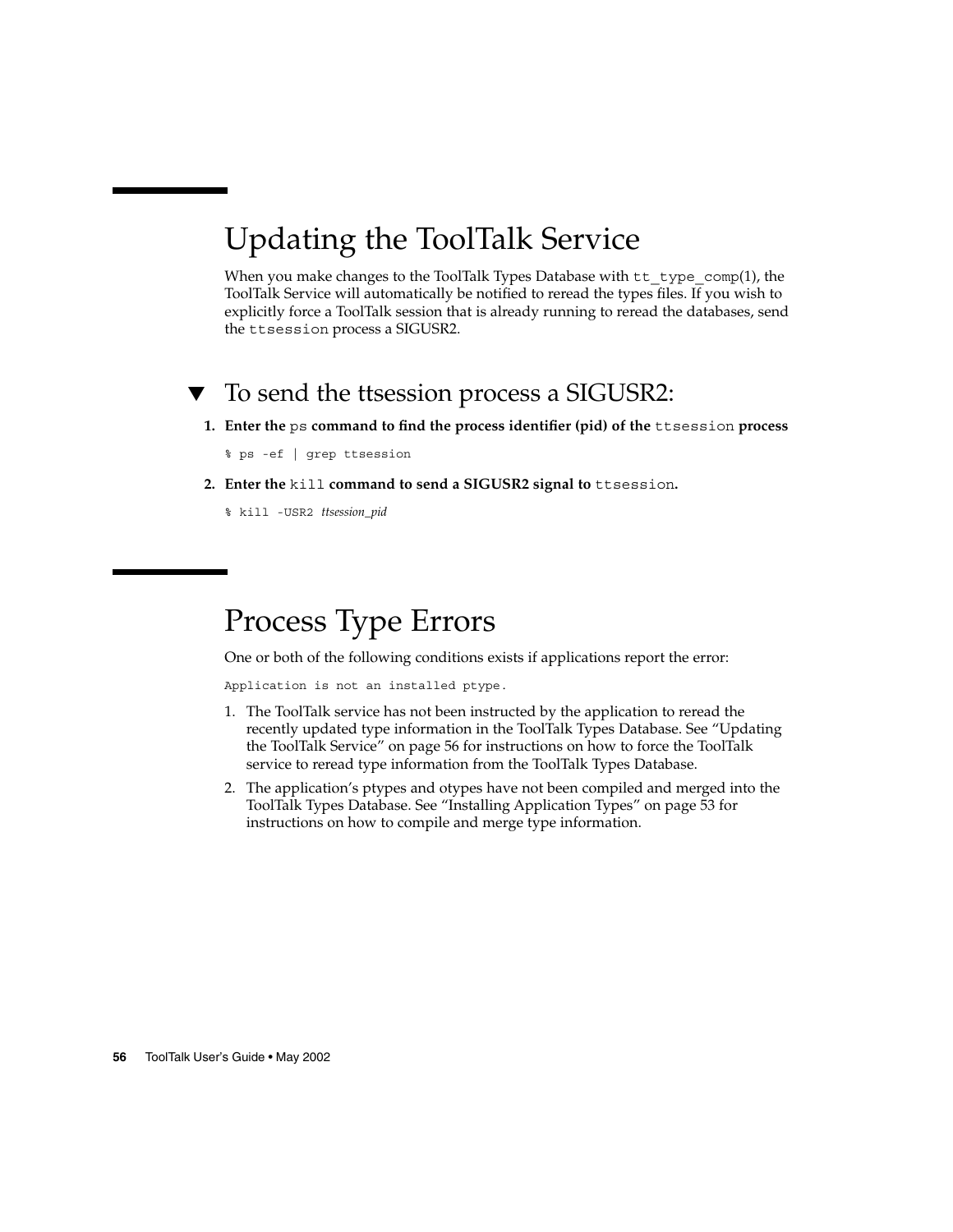## Updating the ToolTalk Service

When you make changes to the ToolTalk Types Database with `tt_type_comp`(1), the ToolTalk Service will automatically be notified to reread the types files. If you wish to explicitly force a ToolTalk session that is already running to reread the databases, send the `ttsession` process a SIGUSR2.

### ▼ To send the ttsession process a SIGUSR2:

1. **Enter the `ps` command to find the process identifier (pid) of the `ttsession` process**

```
% ps -ef | grep ttsession
```

2. **Enter the `kill` command to send a SIGUSR2 signal to `ttsession`.**

```
% kill -USR2 ttsession_pid
```

## Process Type Errors

One or both of the following conditions exists if applications report the error:

```
Application is not an installed ptype.
```

1. The ToolTalk service has not been instructed by the application to reread the recently updated type information in the ToolTalk Types Database. See "Updating the ToolTalk Service" on page 56 for instructions on how to force the ToolTalk service to reread type information from the ToolTalk Types Database.
2. The application's ptypes and otypes have not been compiled and merged into the ToolTalk Types Database. See "Installing Application Types" on page 53 for instructions on how to compile and merge type information.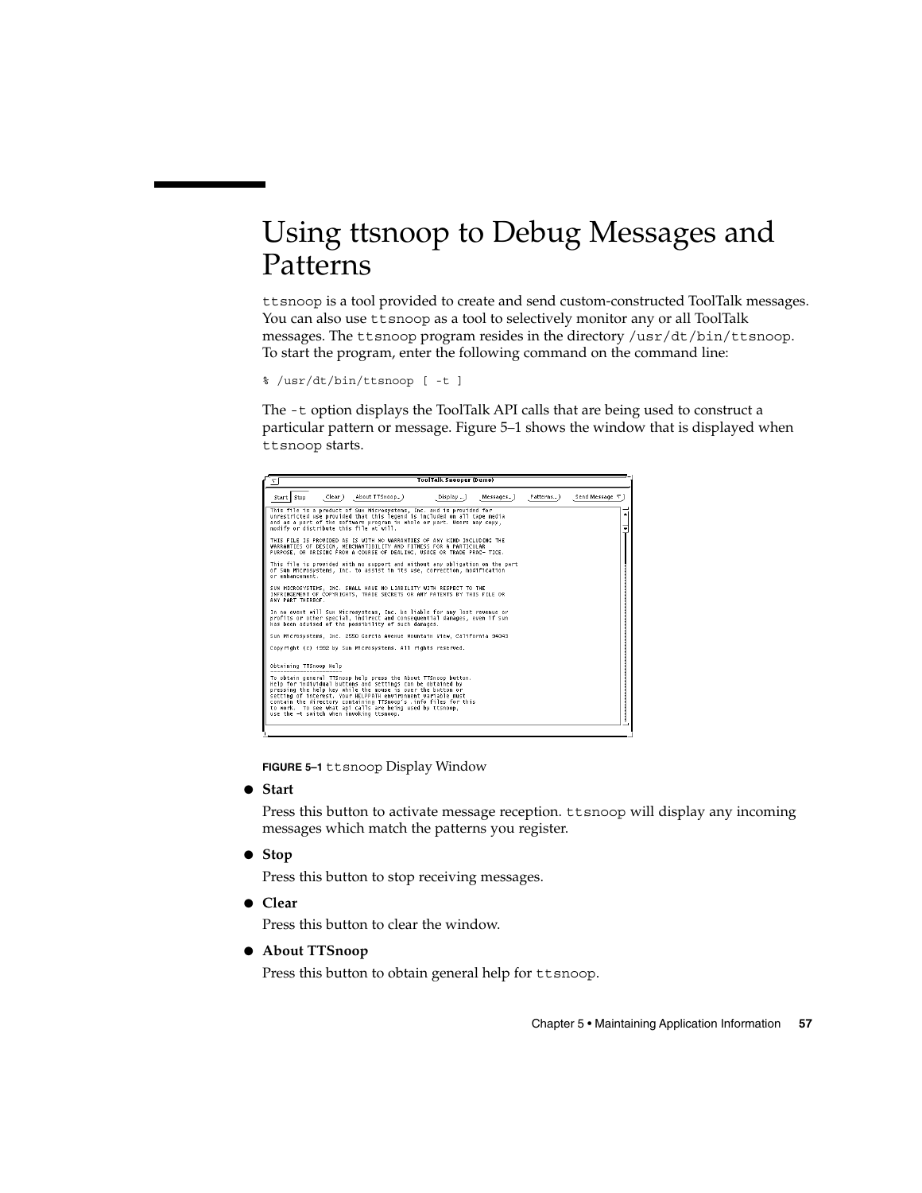# Using ttsnoop to Debug Messages and Patterns

ttsnoop is a tool provided to create and send custom-constructed ToolTalk messages. You can also use ttsnoop as a tool to selectively monitor any or all ToolTalk messages. The ttsnoop program resides in the directory /usr/dt/bin/ttsnoop. To start the program, enter the following command on the command line:

```
% /usr/dt/bin/ttsnoop [ -t ]
```

The -t option displays the ToolTalk API calls that are being used to construct a particular pattern or message. Figure 5–1 shows the window that is displayed when ttsnoop starts.

**FIGURE 5–1** ttsnoop Display Window

- **Start**

  Press this button to activate message reception. ttsnoop will display any incoming messages which match the patterns you register.

- **Stop**

  Press this button to stop receiving messages.

- **Clear**

  Press this button to clear the window.

- **About TTSnoop**

  Press this button to obtain general help for ttsnoop.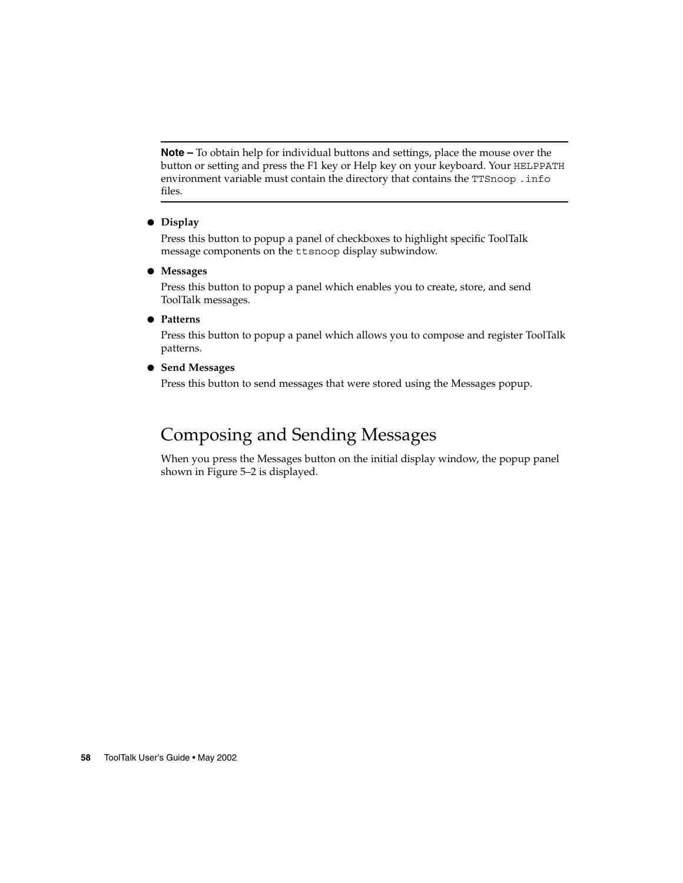---

**Note –** To obtain help for individual buttons and settings, place the mouse over the button or setting and press the F1 key or Help key on your keyboard. Your `HELPPATH` environment variable must contain the directory that contains the `TTSnoop .info` files.

---

- **Display**

  Press this button to popup a panel of checkboxes to highlight specific ToolTalk message components on the `ttsnoop` display subwindow.

- **Messages**

  Press this button to popup a panel which enables you to create, store, and send ToolTalk messages.

- **Patterns**

  Press this button to popup a panel which allows you to compose and register ToolTalk patterns.

- **Send Messages**

  Press this button to send messages that were stored using the Messages popup.

## Composing and Sending Messages

When you press the Messages button on the initial display window, the popup panel shown in Figure 5–2 is displayed.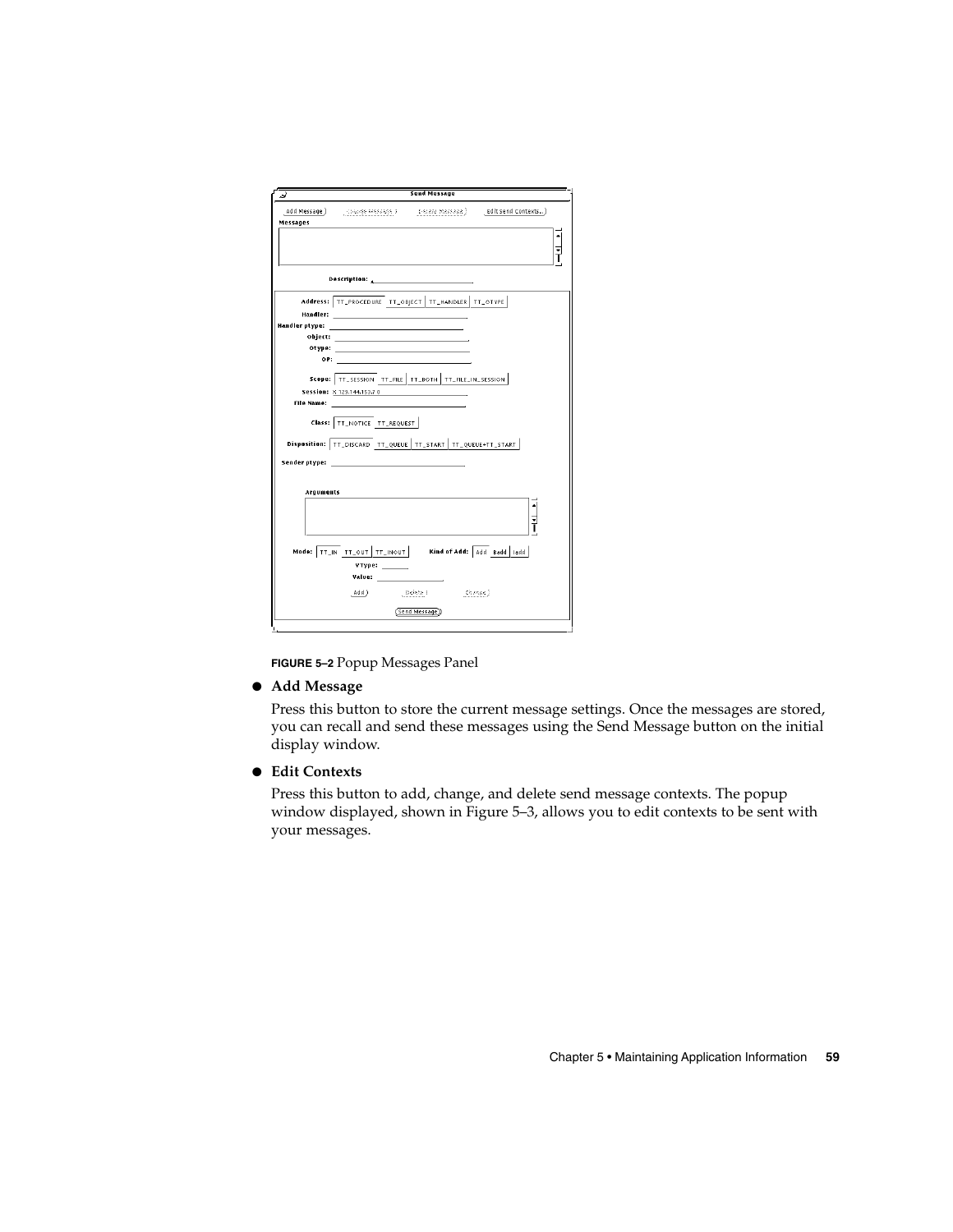**FIGURE 5–2** Popup Messages Panel

- **Add Message**

  Press this button to store the current message settings. Once the messages are stored, you can recall and send these messages using the Send Message button on the initial display window.

- **Edit Contexts**

  Press this button to add, change, and delete send message contexts. The popup window displayed, shown in Figure 5–3, allows you to edit contexts to be sent with your messages.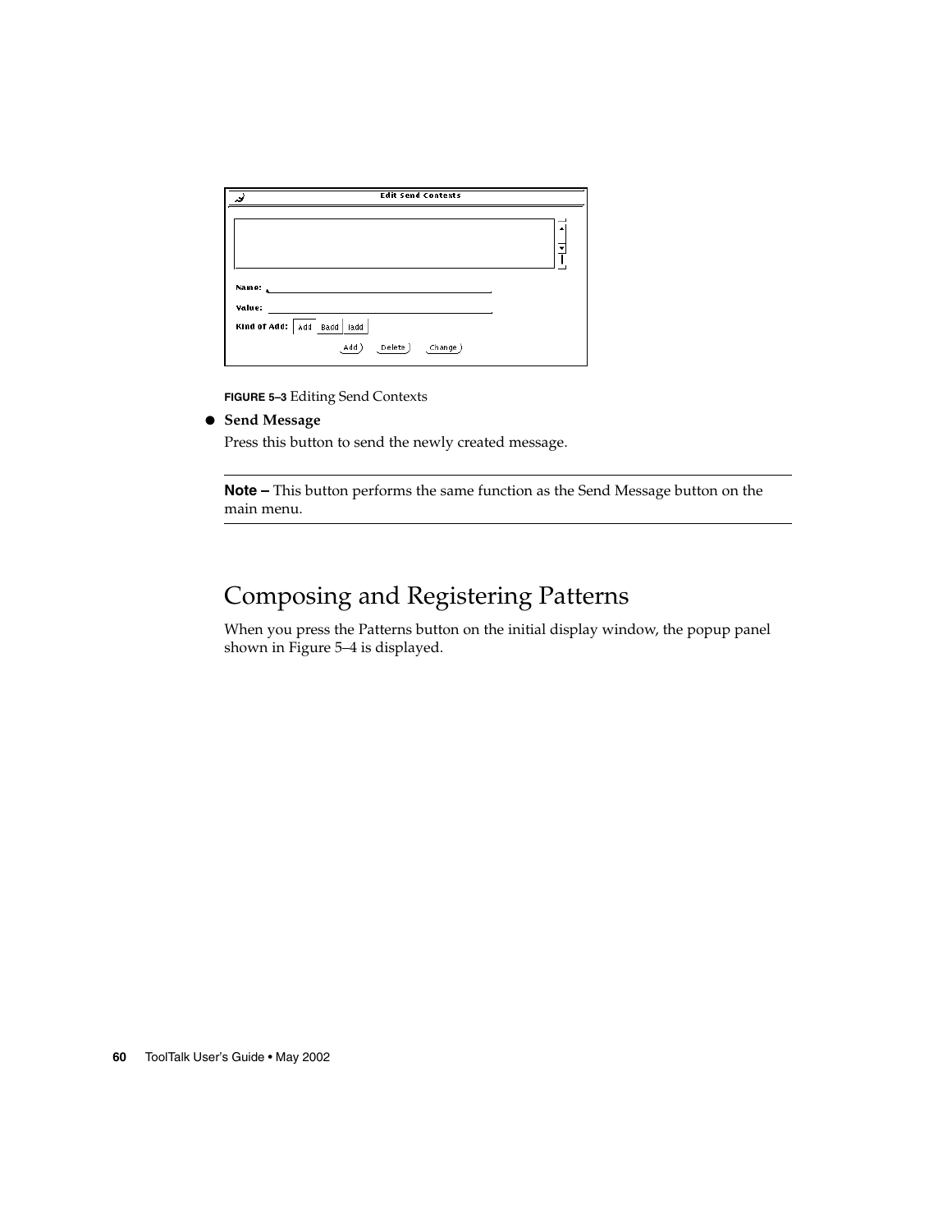FIGURE 5–3 Editing Send Contexts

- **Send Message**

  Press this button to send the newly created message.

---

**Note –** This button performs the same function as the Send Message button on the main menu.

---

## Composing and Registering Patterns

When you press the Patterns button on the initial display window, the popup panel shown in Figure 5–4 is displayed.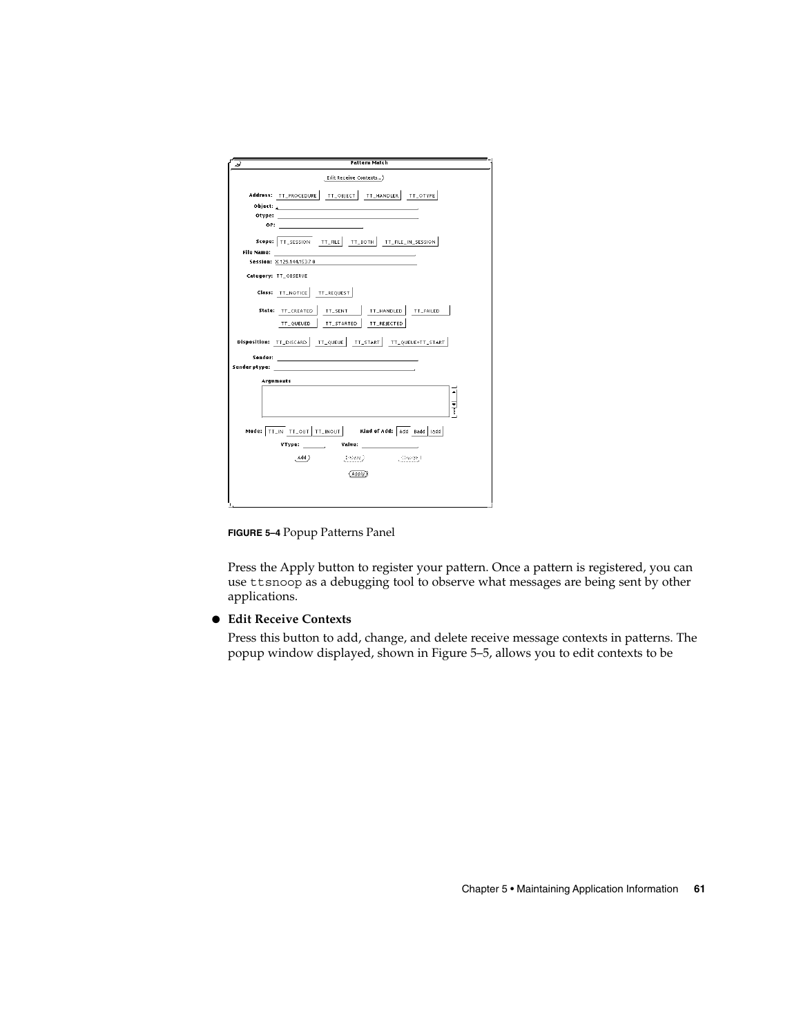FIGURE 5–4 Popup Patterns Panel

Press the Apply button to register your pattern. Once a pattern is registered, you can use `ttsnoop` as a debugging tool to observe what messages are being sent by other applications.

- **Edit Receive Contexts**

  Press this button to add, change, and delete receive message contexts in patterns. The popup window displayed, shown in Figure 5–5, allows you to edit contexts to be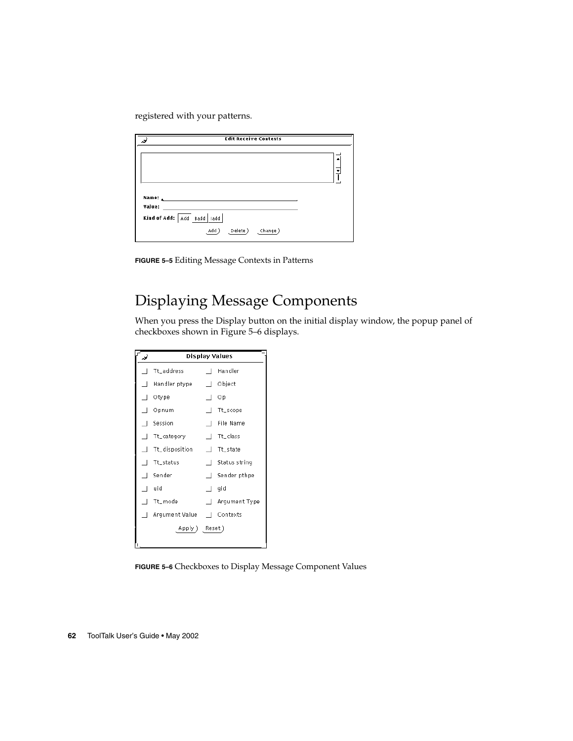registered with your patterns.

FIGURE 5–5 Editing Message Contexts in Patterns

## Displaying Message Components

When you press the Display button on the initial display window, the popup panel of checkboxes shown in Figure 5–6 displays.

FIGURE 5–6 Checkboxes to Display Message Component Values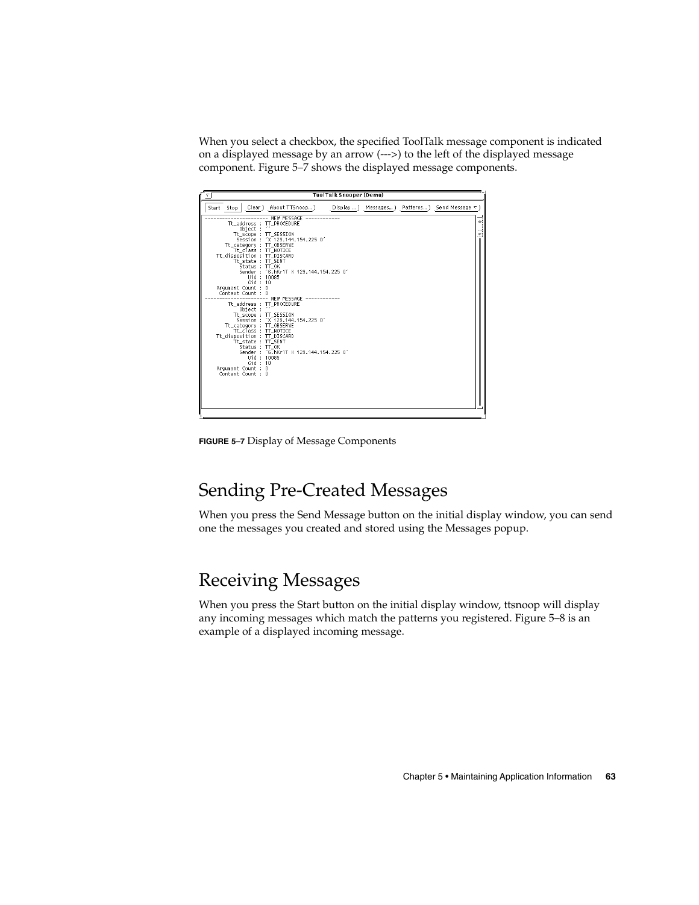When you select a checkbox, the specified ToolTalk message component is indicated on a displayed message by an arrow (--->) to the left of the displayed message component. Figure 5–7 shows the displayed message components.

**FIGURE 5–7** Display of Message Components

## Sending Pre-Created Messages

When you press the Send Message button on the initial display window, you can send one the messages you created and stored using the Messages popup.

## Receiving Messages

When you press the Start button on the initial display window, ttsnoop will display any incoming messages which match the patterns you registered. Figure 5–8 is an example of a displayed incoming message.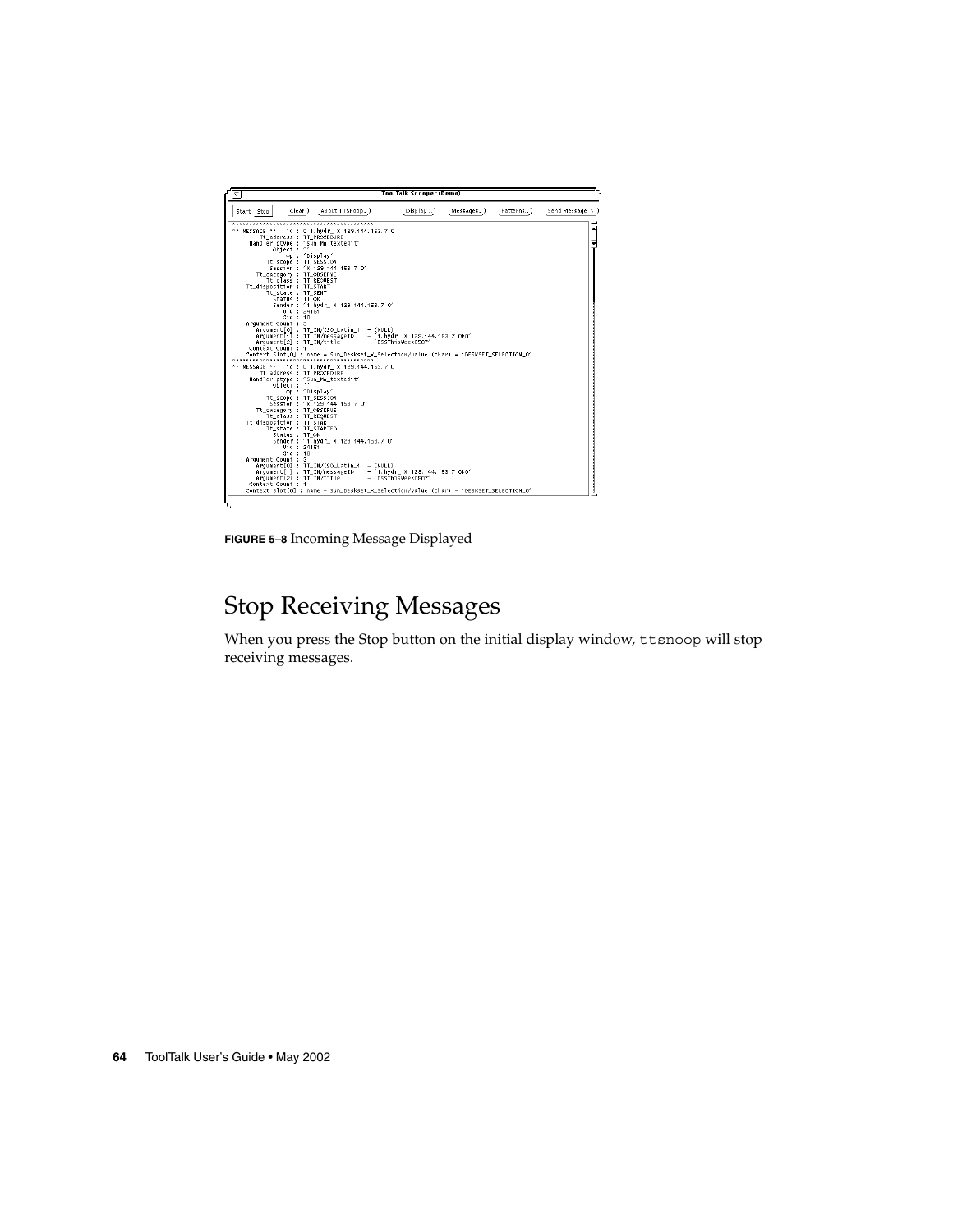**FIGURE 5–8** Incoming Message Displayed

## Stop Receiving Messages

When you press the Stop button on the initial display window, `ttsnoop` will stop receiving messages.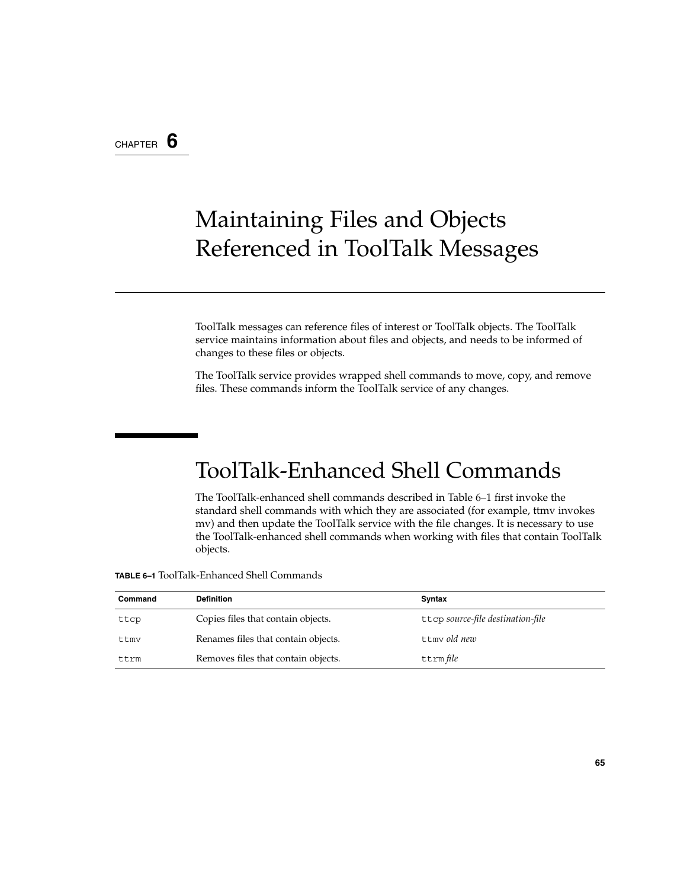CHAPTER **6**

# Maintaining Files and Objects Referenced in ToolTalk Messages

ToolTalk messages can reference files of interest or ToolTalk objects. The ToolTalk service maintains information about files and objects, and needs to be informed of changes to these files or objects.

The ToolTalk service provides wrapped shell commands to move, copy, and remove files. These commands inform the ToolTalk service of any changes.

## ToolTalk-Enhanced Shell Commands

The ToolTalk-enhanced shell commands described in Table 6–1 first invoke the standard shell commands with which they are associated (for example, ttmv invokes mv) and then update the ToolTalk service with the file changes. It is necessary to use the ToolTalk-enhanced shell commands when working with files that contain ToolTalk objects.

**TABLE 6–1** ToolTalk-Enhanced Shell Commands

| Command | Definition | Syntax |
| --- | --- | --- |
| `ttcp` | Copies files that contain objects. | `ttcp` *source-file destination-file* |
| `ttmv` | Renames files that contain objects. | `ttmv` *old new* |
| `ttrm` | Removes files that contain objects. | `ttrm` *file* |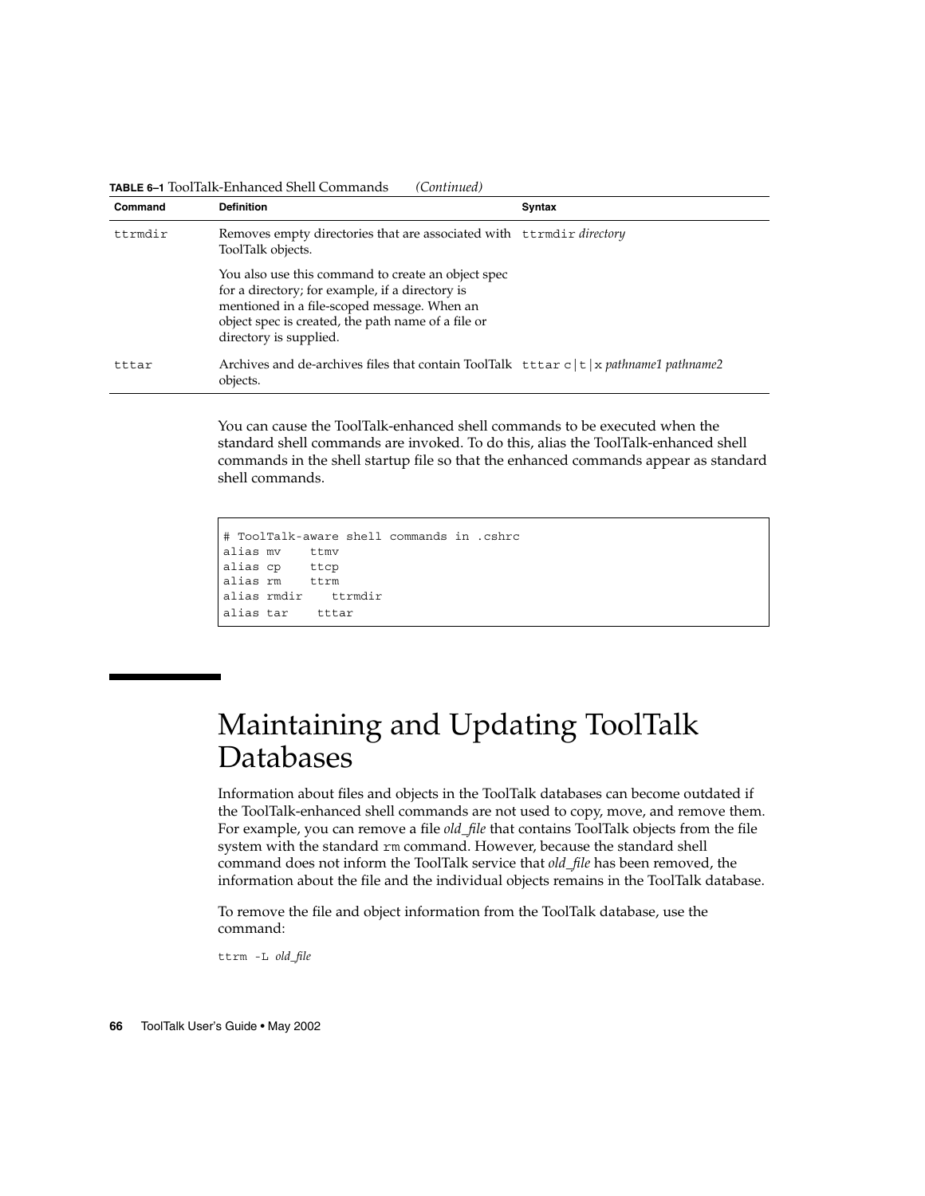**TABLE 6–1** ToolTalk-Enhanced Shell Commands *(Continued)*

| Command | Definition | Syntax |
| --- | --- | --- |
| ttrmdir | Removes empty directories that are associated with ToolTalk objects.<br><br>You also use this command to create an object spec for a directory; for example, if a directory is mentioned in a file-scoped message. When an object spec is created, the path name of a file or directory is supplied. | ttrmdir *directory* |
| tttar | Archives and de-archives files that contain ToolTalk objects. | tttar c\|t\|x *pathname1 pathname2* |

You can cause the ToolTalk-enhanced shell commands to be executed when the standard shell commands are invoked. To do this, alias the ToolTalk-enhanced shell commands in the shell startup file so that the enhanced commands appear as standard shell commands.

```
# ToolTalk-aware shell commands in .cshrc
alias mv    ttmv
alias cp    ttcp
alias rm    ttrm
alias rmdir    ttrmdir
alias tar    tttar
```

# Maintaining and Updating ToolTalk Databases

Information about files and objects in the ToolTalk databases can become outdated if the ToolTalk-enhanced shell commands are not used to copy, move, and remove them. For example, you can remove a file *old_file* that contains ToolTalk objects from the file system with the standard rm command. However, because the standard shell command does not inform the ToolTalk service that *old_file* has been removed, the information about the file and the individual objects remains in the ToolTalk database.

To remove the file and object information from the ToolTalk database, use the command:

ttrm -L *old_file*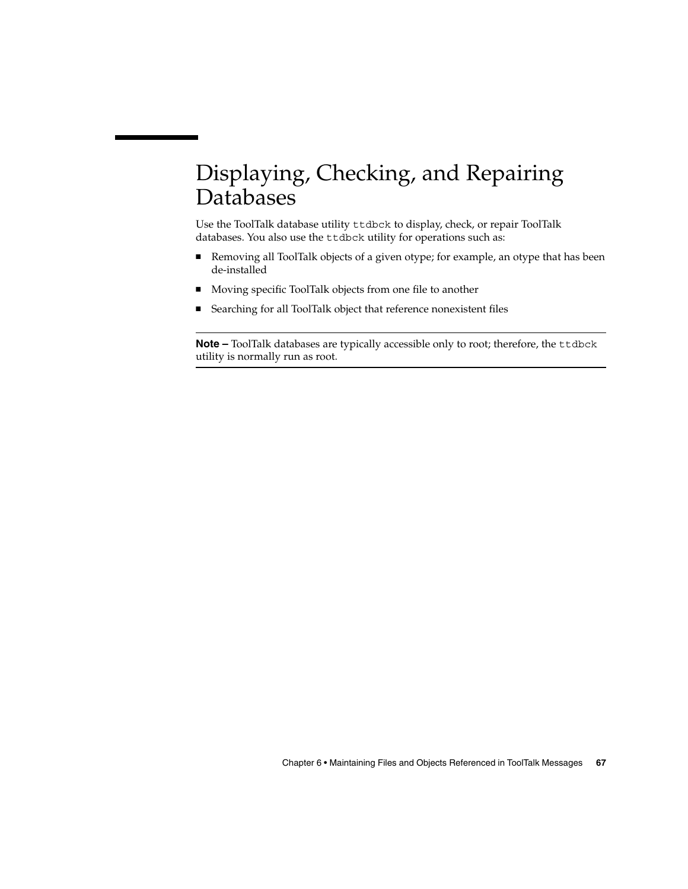## Displaying, Checking, and Repairing Databases

Use the ToolTalk database utility `ttdbck` to display, check, or repair ToolTalk databases. You also use the `ttdbck` utility for operations such as:

- Removing all ToolTalk objects of a given otype; for example, an otype that has been de-installed
- Moving specific ToolTalk objects from one file to another
- Searching for all ToolTalk object that reference nonexistent files

---

**Note –** ToolTalk databases are typically accessible only to root; therefore, the `ttdbck` utility is normally run as root.

---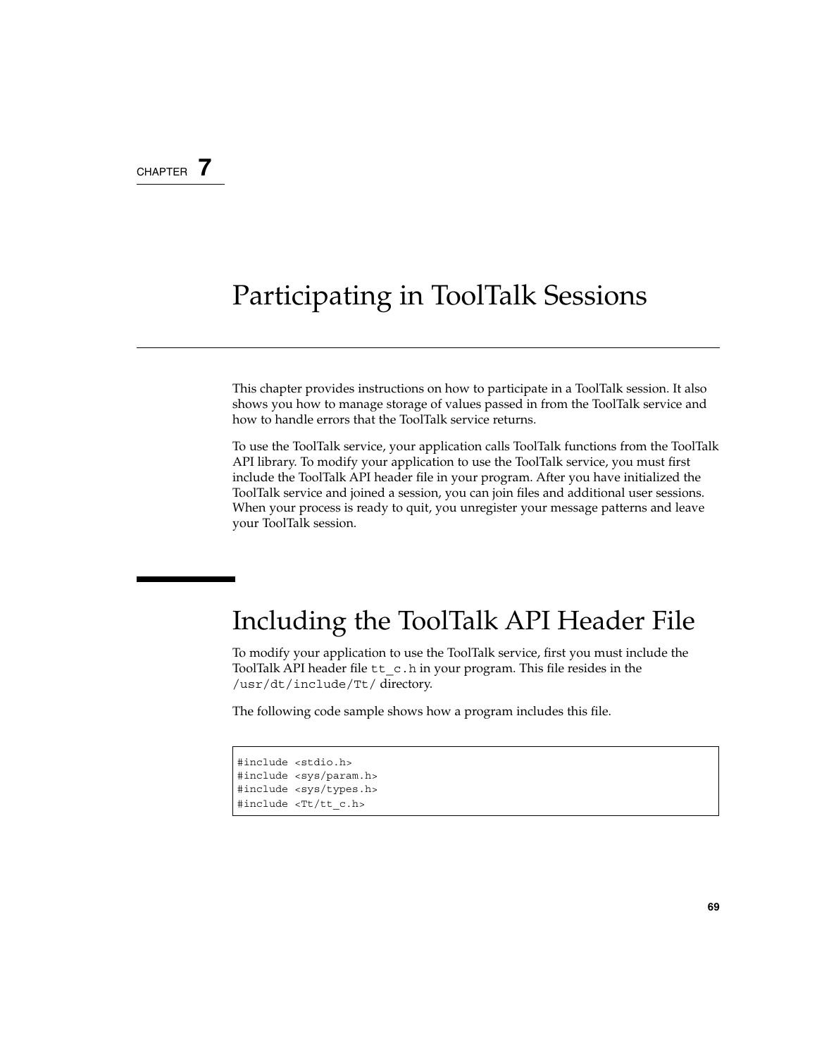CHAPTER 7

# Participating in ToolTalk Sessions

This chapter provides instructions on how to participate in a ToolTalk session. It also shows you how to manage storage of values passed in from the ToolTalk service and how to handle errors that the ToolTalk service returns.

To use the ToolTalk service, your application calls ToolTalk functions from the ToolTalk API library. To modify your application to use the ToolTalk service, you must first include the ToolTalk API header file in your program. After you have initialized the ToolTalk service and joined a session, you can join files and additional user sessions. When your process is ready to quit, you unregister your message patterns and leave your ToolTalk session.

## Including the ToolTalk API Header File

To modify your application to use the ToolTalk service, first you must include the ToolTalk API header file `tt_c.h` in your program. This file resides in the `/usr/dt/include/Tt/` directory.

The following code sample shows how a program includes this file.

```
#include <stdio.h>
#include <sys/param.h>
#include <sys/types.h>
#include <Tt/tt_c.h>
```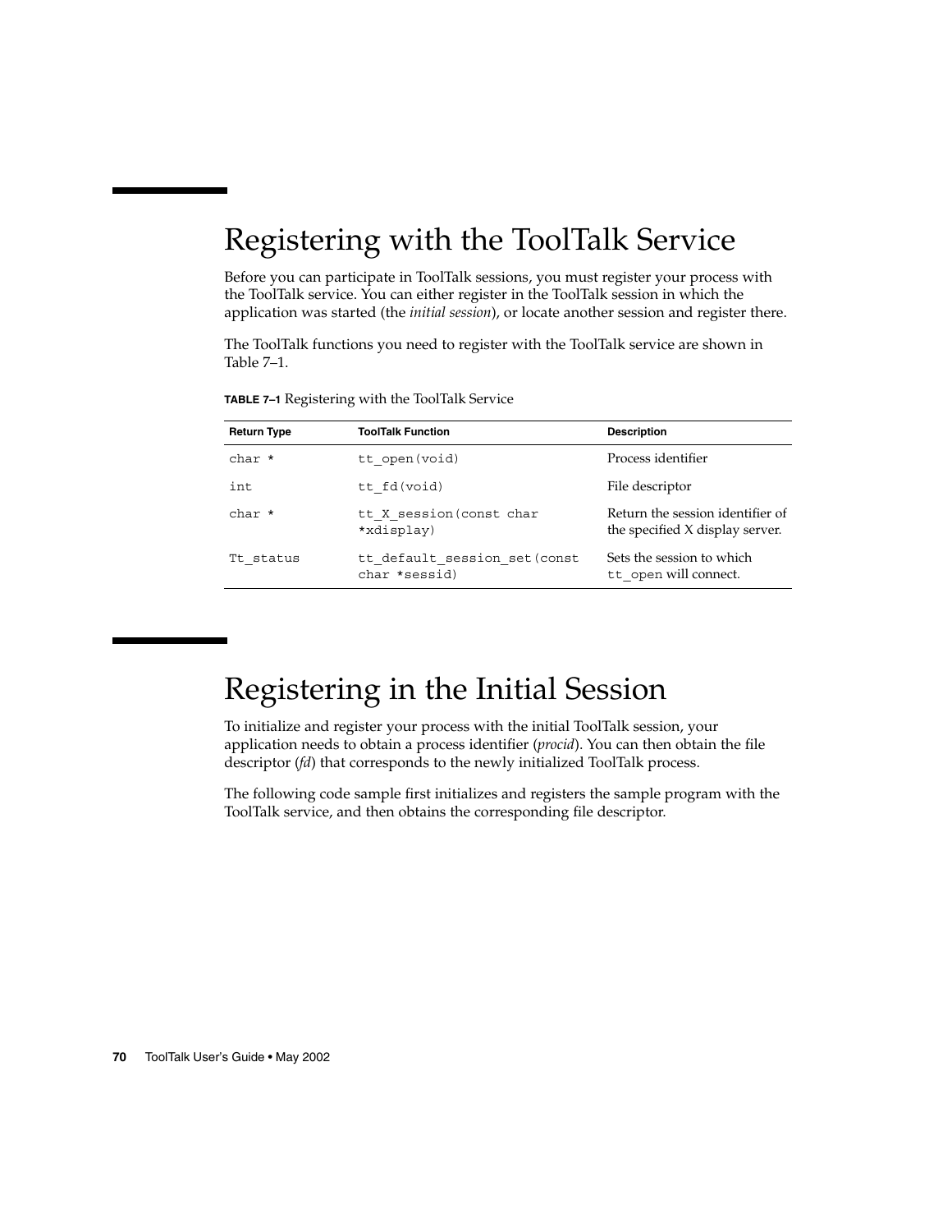# Registering with the ToolTalk Service

Before you can participate in ToolTalk sessions, you must register your process with the ToolTalk service. You can either register in the ToolTalk session in which the application was started (the *initial session*), or locate another session and register there.

The ToolTalk functions you need to register with the ToolTalk service are shown in Table 7–1.

**TABLE 7–1** Registering with the ToolTalk Service

| Return Type | ToolTalk Function | Description |
| --- | --- | --- |
| `char *` | `tt_open(void)` | Process identifier |
| `int` | `tt_fd(void)` | File descriptor |
| `char *` | `tt_X_session(const char *xdisplay)` | Return the session identifier of the specified X display server. |
| `Tt_status` | `tt_default_session_set(const char *sessid)` | Sets the session to which `tt_open` will connect. |

# Registering in the Initial Session

To initialize and register your process with the initial ToolTalk session, your application needs to obtain a process identifier (*procid*). You can then obtain the file descriptor (*fd*) that corresponds to the newly initialized ToolTalk process.

The following code sample first initializes and registers the sample program with the ToolTalk service, and then obtains the corresponding file descriptor.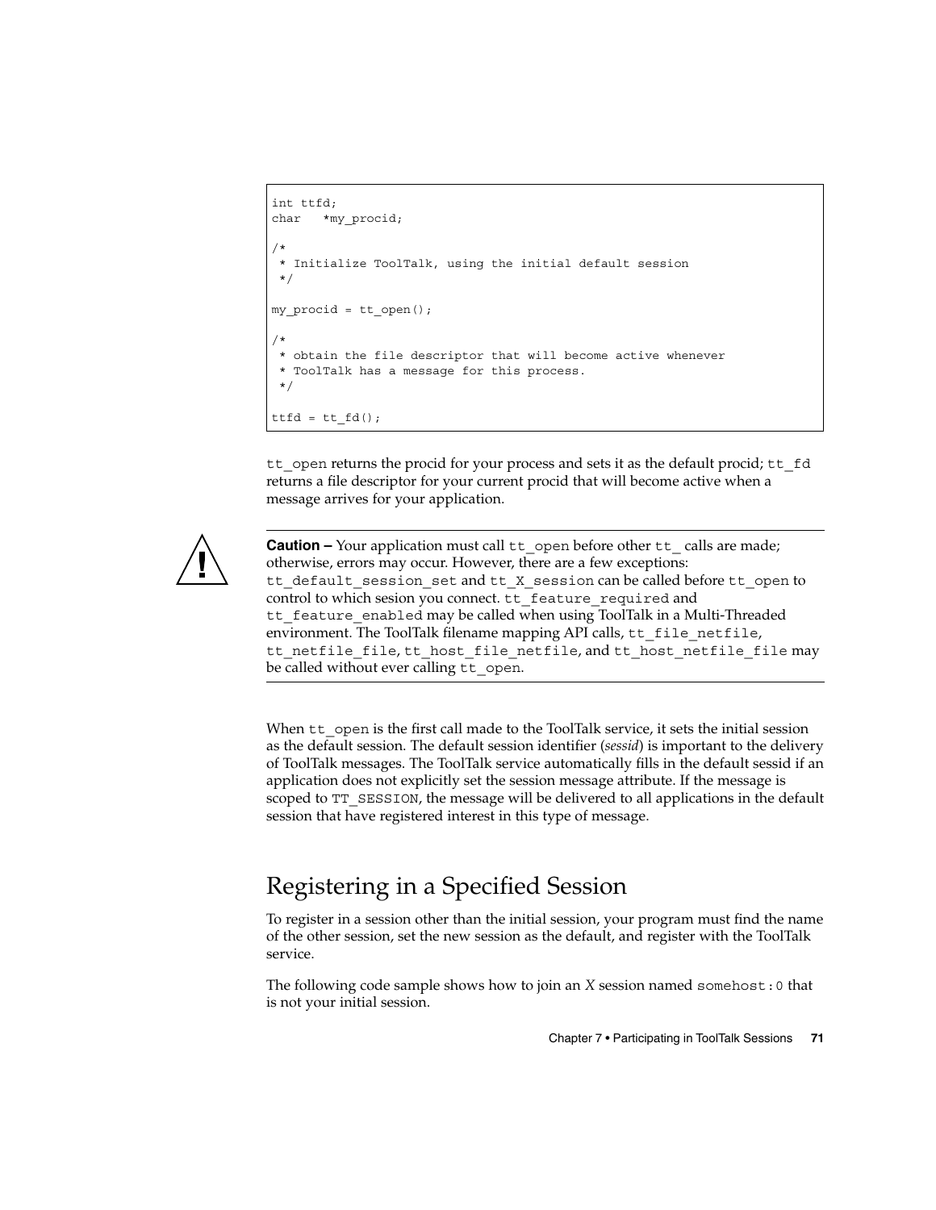```
int ttfd;
char   *my_procid;

/*
 * Initialize ToolTalk, using the initial default session
 */

my_procid = tt_open();

/*
 * obtain the file descriptor that will become active whenever
 * ToolTalk has a message for this process.
 */

ttfd = tt_fd();
```

`tt_open` returns the procid for your process and sets it as the default procid; `tt_fd` returns a file descriptor for your current procid that will become active when a message arrives for your application.

---

**Caution –** Your application must call `tt_open` before other `tt_` calls are made; otherwise, errors may occur. However, there are a few exceptions: `tt_default_session_set` and `tt_X_session` can be called before `tt_open` to control to which sesion you connect. `tt_feature_required` and `tt_feature_enabled` may be called when using ToolTalk in a Multi-Threaded environment. The ToolTalk filename mapping API calls, `tt_file_netfile`, `tt_netfile_file`, `tt_host_file_netfile`, and `tt_host_netfile_file` may be called without ever calling `tt_open`.

---

When `tt_open` is the first call made to the ToolTalk service, it sets the initial session as the default session. The default session identifier (*sessid*) is important to the delivery of ToolTalk messages. The ToolTalk service automatically fills in the default sessid if an application does not explicitly set the session message attribute. If the message is scoped to `TT_SESSION`, the message will be delivered to all applications in the default session that have registered interest in this type of message.

## Registering in a Specified Session

To register in a session other than the initial session, your program must find the name of the other session, set the new session as the default, and register with the ToolTalk service.

The following code sample shows how to join an *X* session named `somehost:0` that is not your initial session.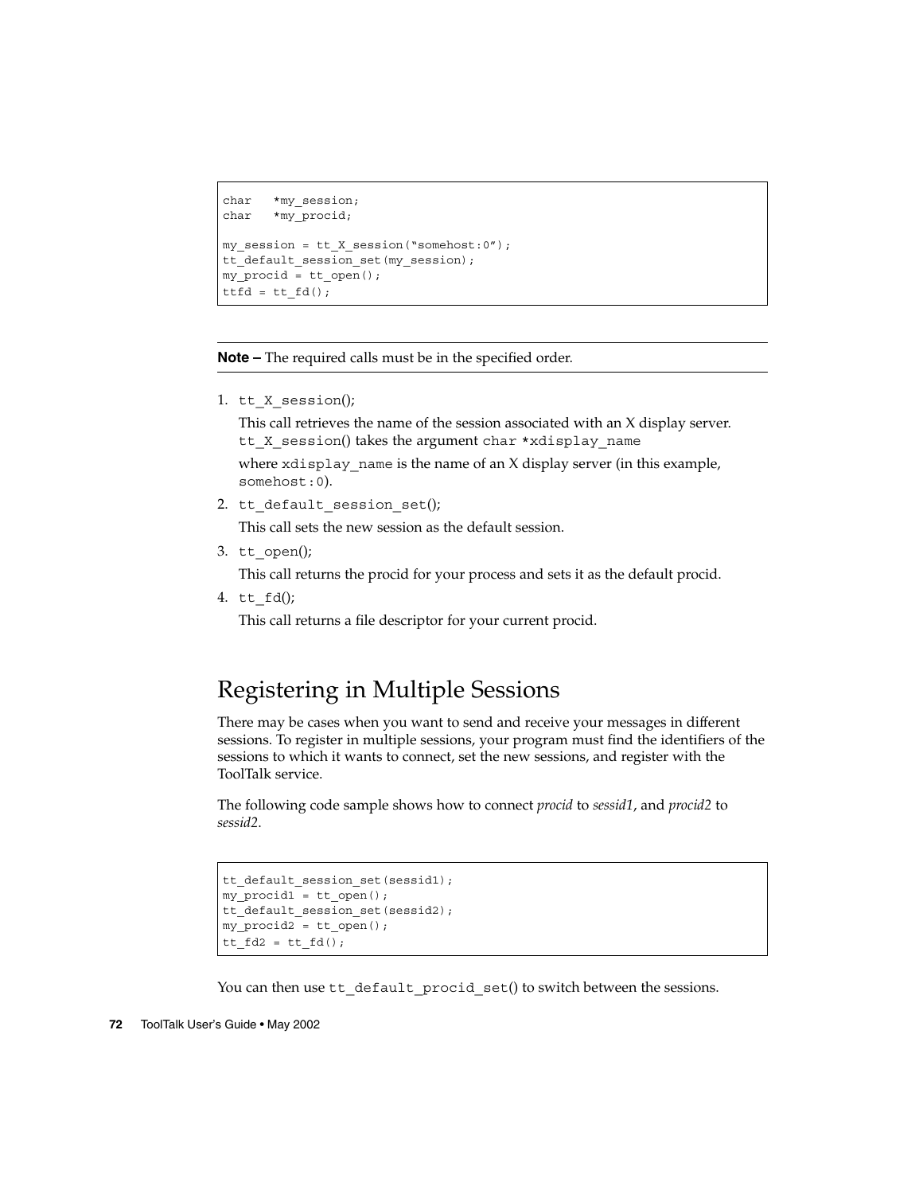```
char   *my_session;
char   *my_procid;

my_session = tt_X_session("somehost:0");
tt_default_session_set(my_session);
my_procid = tt_open();
ttfd = tt_fd();
```

---

**Note –** The required calls must be in the specified order.

---

1. `tt_X_session`();

   This call retrieves the name of the session associated with an X display server. `tt_X_session`() takes the argument `char *xdisplay_name`

   where `xdisplay_name` is the name of an X display server (in this example, `somehost:0`).

2. `tt_default_session_set`();

   This call sets the new session as the default session.

3. `tt_open`();

   This call returns the procid for your process and sets it as the default procid.

4. `tt_fd`();

   This call returns a file descriptor for your current procid.

## Registering in Multiple Sessions

There may be cases when you want to send and receive your messages in different sessions. To register in multiple sessions, your program must find the identifiers of the sessions to which it wants to connect, set the new sessions, and register with the ToolTalk service.

The following code sample shows how to connect *procid* to *sessid1*, and *procid2* to *sessid2*.

```
tt_default_session_set(sessid1);
my_procid1 = tt_open();
tt_default_session_set(sessid2);
my_procid2 = tt_open();
tt_fd2 = tt_fd();
```

You can then use `tt_default_procid_set`() to switch between the sessions.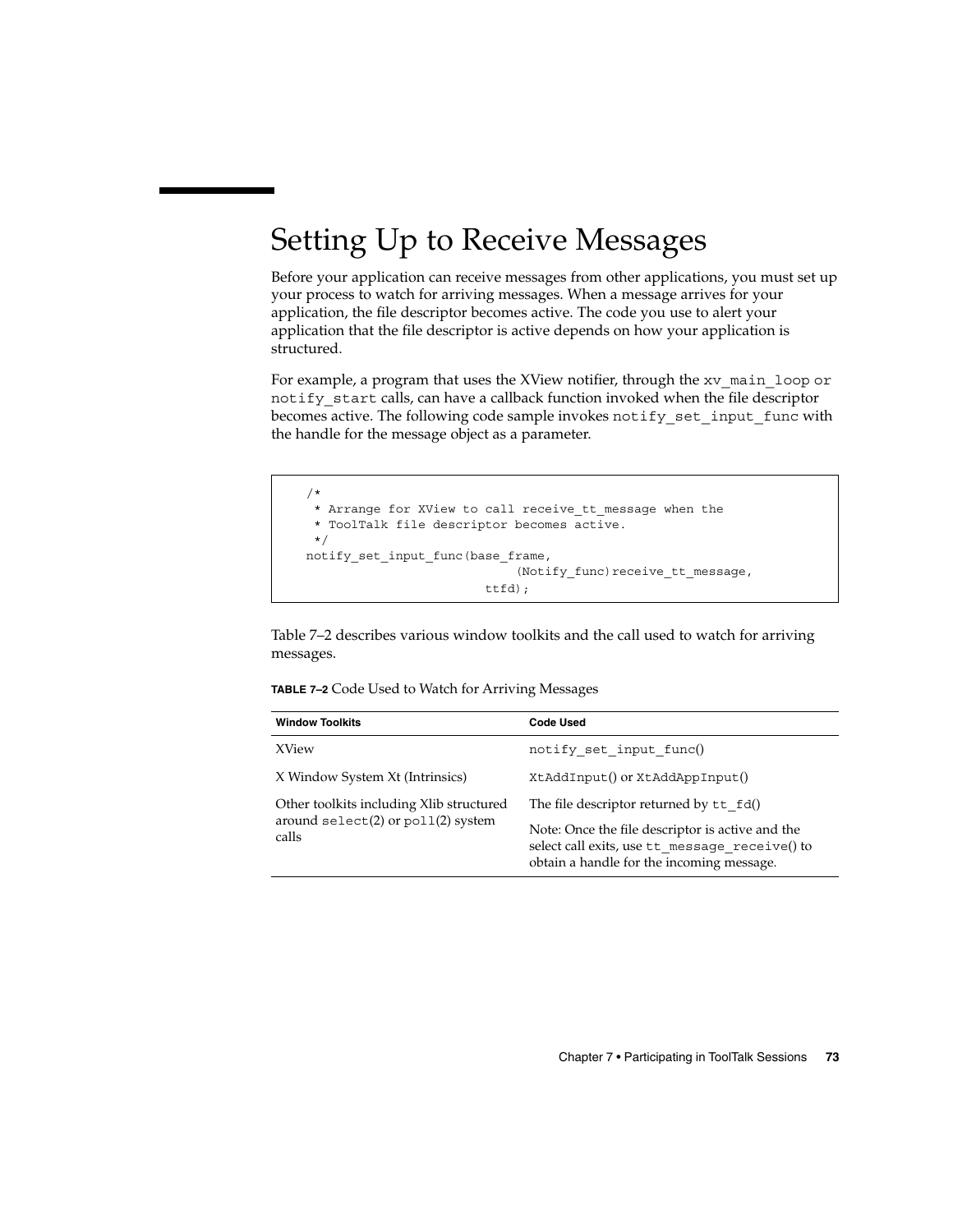# Setting Up to Receive Messages

Before your application can receive messages from other applications, you must set up your process to watch for arriving messages. When a message arrives for your application, the file descriptor becomes active. The code you use to alert your application that the file descriptor is active depends on how your application is structured.

For example, a program that uses the XView notifier, through the `xv_main_loop` or `notify_start` calls, can have a callback function invoked when the file descriptor becomes active. The following code sample invokes `notify_set_input_func` with the handle for the message object as a parameter.

```
/*
 * Arrange for XView to call receive_tt_message when the
 * ToolTalk file descriptor becomes active.
 */
notify_set_input_func(base_frame,
                             (Notify_func)receive_tt_message,
                         ttfd);
```

Table 7–2 describes various window toolkits and the call used to watch for arriving messages.

**TABLE 7–2** Code Used to Watch for Arriving Messages

| Window Toolkits | Code Used |
| --- | --- |
| XView | `notify_set_input_func()` |
| X Window System Xt (Intrinsics) | `XtAddInput()` or `XtAddAppInput()` |
| Other toolkits including Xlib structured around `select`(2) or `poll`(2) system calls | The file descriptor returned by `tt_fd()`<br><br>Note: Once the file descriptor is active and the select call exits, use `tt_message_receive()` to obtain a handle for the incoming message. |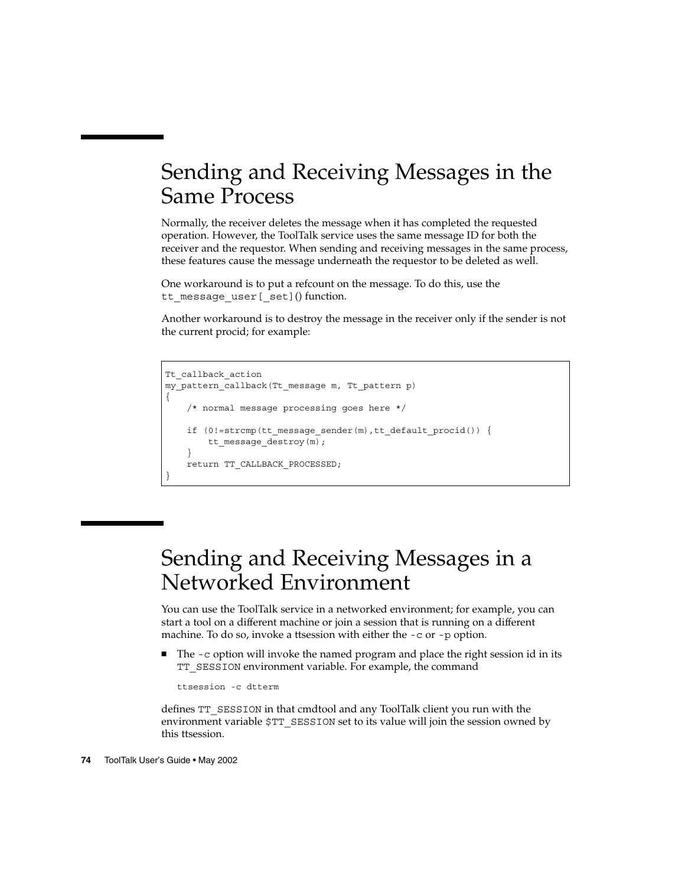## Sending and Receiving Messages in the Same Process

Normally, the receiver deletes the message when it has completed the requested operation. However, the ToolTalk service uses the same message ID for both the receiver and the requestor. When sending and receiving messages in the same process, these features cause the message underneath the requestor to be deleted as well.

One workaround is to put a refcount on the message. To do this, use the `tt_message_user[_set]()` function.

Another workaround is to destroy the message in the receiver only if the sender is not the current procid; for example:

```
Tt_callback_action
my_pattern_callback(Tt_message m, Tt_pattern p)
{
    /* normal message processing goes here */

    if (0!=strcmp(tt_message_sender(m),tt_default_procid()) {
        tt_message_destroy(m);
    }
    return TT_CALLBACK_PROCESSED;
}
```

## Sending and Receiving Messages in a Networked Environment

You can use the ToolTalk service in a networked environment; for example, you can start a tool on a different machine or join a session that is running on a different machine. To do so, invoke a ttsession with either the `-c` or `-p` option.

- The `-c` option will invoke the named program and place the right session id in its `TT_SESSION` environment variable. For example, the command

  ```
  ttsession -c dtterm
  ```

defines `TT_SESSION` in that cmdtool and any ToolTalk client you run with the environment variable `$TT_SESSION` set to its value will join the session owned by this ttsession.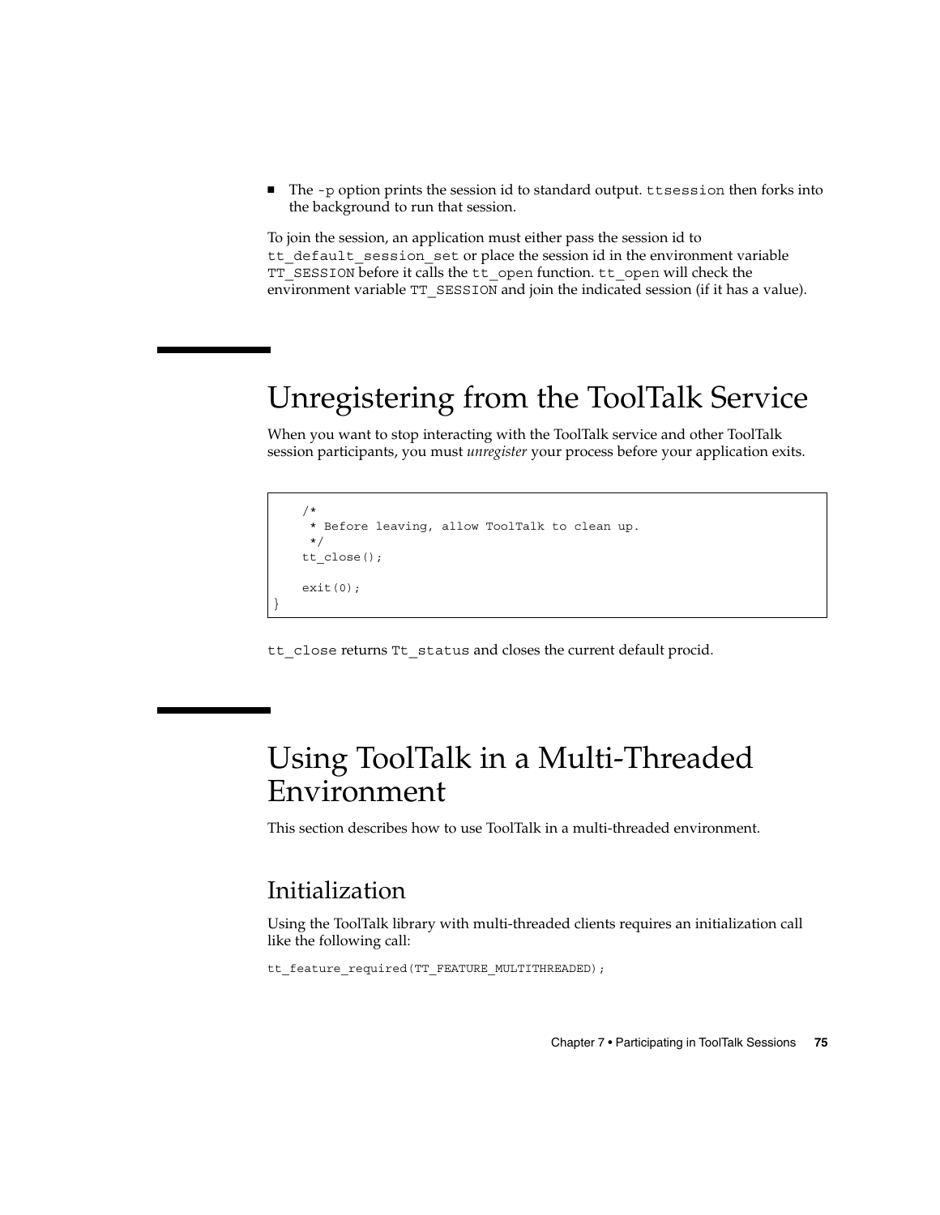- The `-p` option prints the session id to standard output. `ttsession` then forks into the background to run that session.

To join the session, an application must either pass the session id to `tt_default_session_set` or place the session id in the environment variable `TT_SESSION` before it calls the `tt_open` function. `tt_open` will check the environment variable `TT_SESSION` and join the indicated session (if it has a value).

# Unregistering from the ToolTalk Service

When you want to stop interacting with the ToolTalk service and other ToolTalk session participants, you must *unregister* your process before your application exits.

```
    /*
     * Before leaving, allow ToolTalk to clean up.
     */
    tt_close();

    exit(0);
}
```

`tt_close` returns `Tt_status` and closes the current default procid.

# Using ToolTalk in a Multi-Threaded Environment

This section describes how to use ToolTalk in a multi-threaded environment.

## Initialization

Using the ToolTalk library with multi-threaded clients requires an initialization call like the following call:

```
tt_feature_required(TT_FEATURE_MULTITHREADED);
```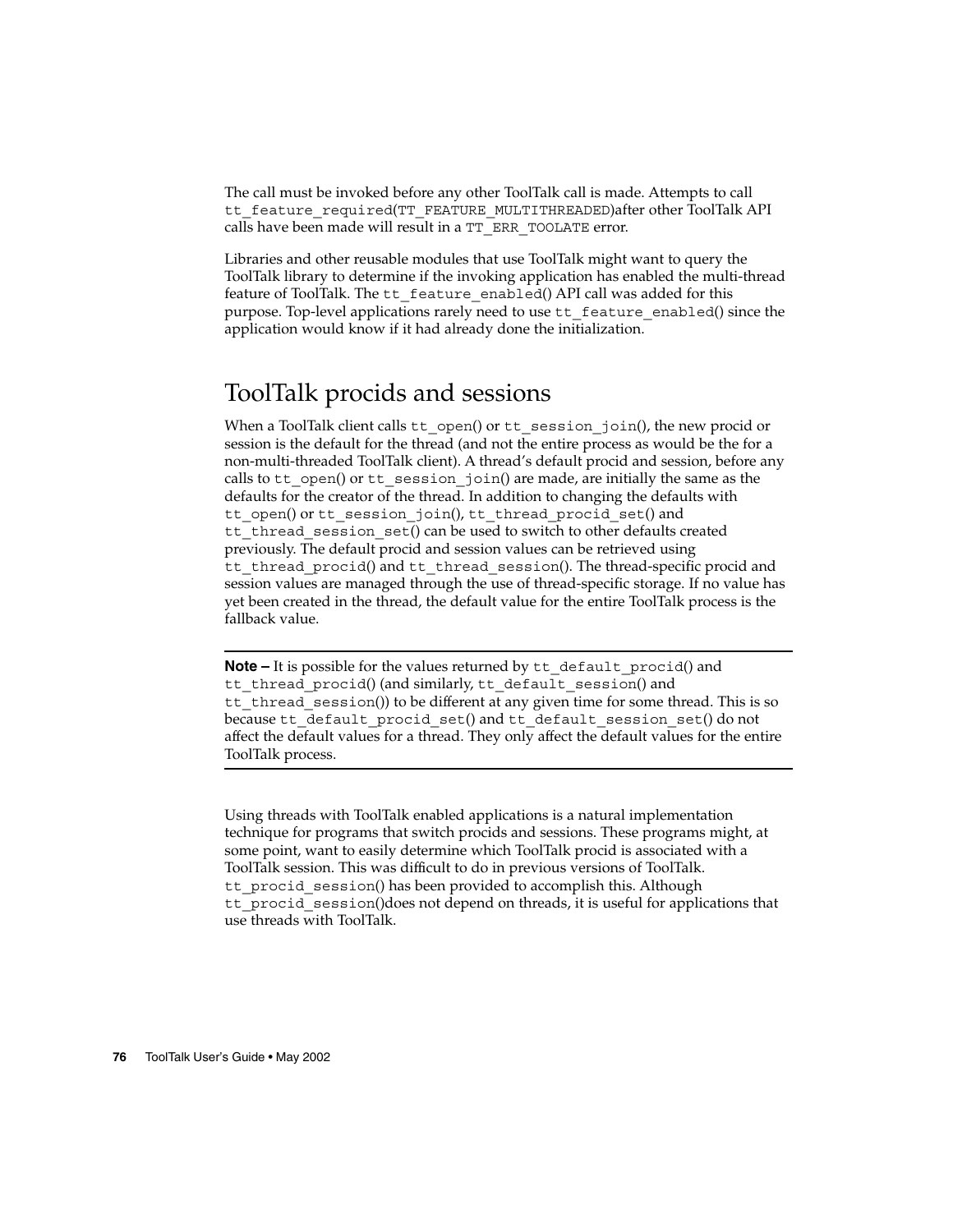The call must be invoked before any other ToolTalk call is made. Attempts to call `tt_feature_required(TT_FEATURE_MULTITHREADED)`after other ToolTalk API calls have been made will result in a `TT_ERR_TOOLATE` error.

Libraries and other reusable modules that use ToolTalk might want to query the ToolTalk library to determine if the invoking application has enabled the multi-thread feature of ToolTalk. The `tt_feature_enabled()` API call was added for this purpose. Top-level applications rarely need to use `tt_feature_enabled()` since the application would know if it had already done the initialization.

## ToolTalk procids and sessions

When a ToolTalk client calls `tt_open()` or `tt_session_join()`, the new procid or session is the default for the thread (and not the entire process as would be the for a non-multi-threaded ToolTalk client). A thread's default procid and session, before any calls to `tt_open()` or `tt_session_join()` are made, are initially the same as the defaults for the creator of the thread. In addition to changing the defaults with `tt_open()` or `tt_session_join()`, `tt_thread_procid_set()` and `tt_thread_session_set()` can be used to switch to other defaults created previously. The default procid and session values can be retrieved using `tt_thread_procid()` and `tt_thread_session()`. The thread-specific procid and session values are managed through the use of thread-specific storage. If no value has yet been created in the thread, the default value for the entire ToolTalk process is the fallback value.

---

**Note –** It is possible for the values returned by `tt_default_procid()` and `tt_thread_procid()` (and similarly, `tt_default_session()` and `tt_thread_session()`) to be different at any given time for some thread. This is so because `tt_default_procid_set()` and `tt_default_session_set()` do not affect the default values for a thread. They only affect the default values for the entire ToolTalk process.

---

Using threads with ToolTalk enabled applications is a natural implementation technique for programs that switch procids and sessions. These programs might, at some point, want to easily determine which ToolTalk procid is associated with a ToolTalk session. This was difficult to do in previous versions of ToolTalk. `tt_procid_session()` has been provided to accomplish this. Although `tt_procid_session()`does not depend on threads, it is useful for applications that use threads with ToolTalk.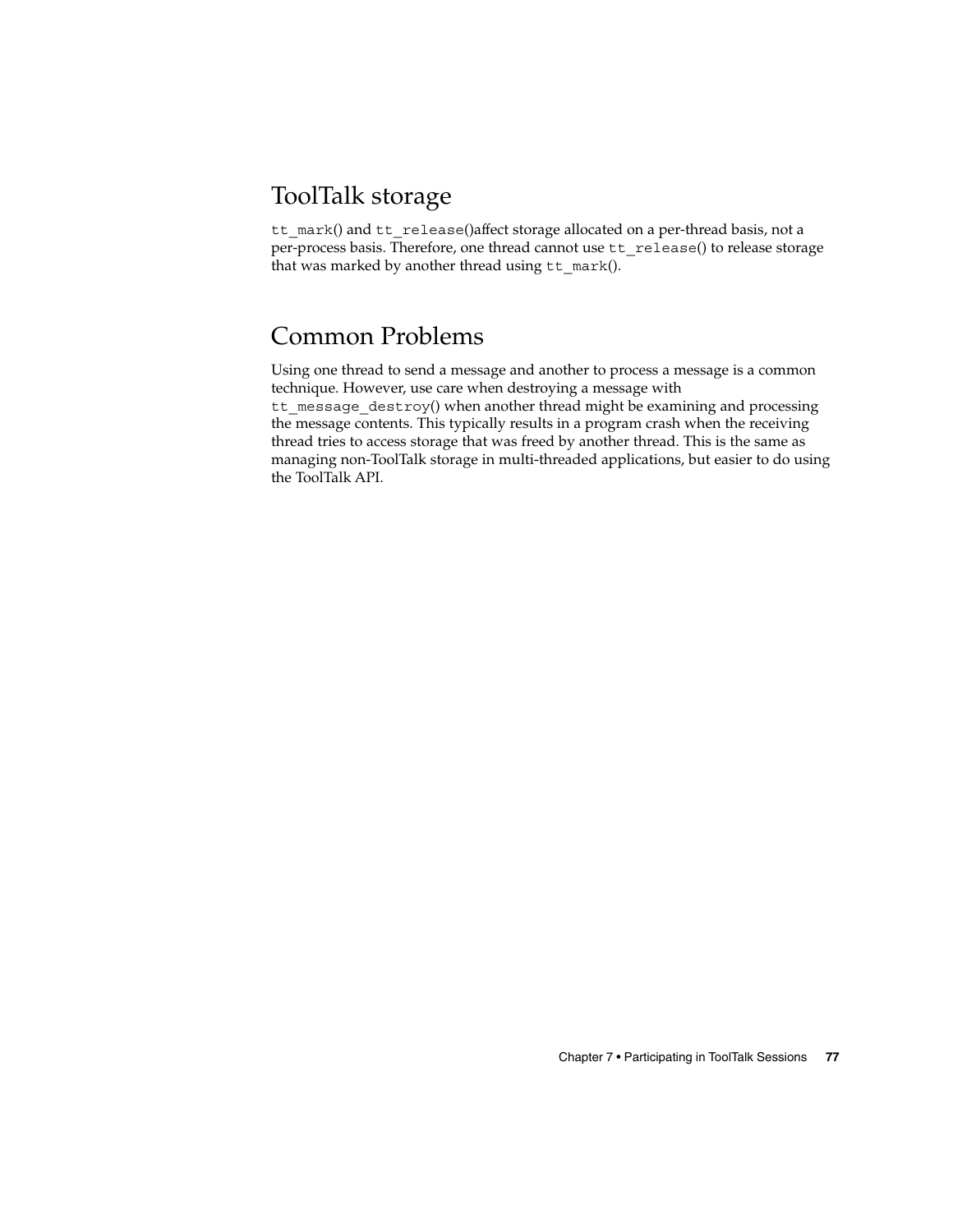## ToolTalk storage

`tt_mark`() and `tt_release`()affect storage allocated on a per-thread basis, not a per-process basis. Therefore, one thread cannot use `tt_release`() to release storage that was marked by another thread using `tt_mark`().

## Common Problems

Using one thread to send a message and another to process a message is a common technique. However, use care when destroying a message with `tt_message_destroy`() when another thread might be examining and processing the message contents. This typically results in a program crash when the receiving thread tries to access storage that was freed by another thread. This is the same as managing non-ToolTalk storage in multi-threaded applications, but easier to do using the ToolTalk API.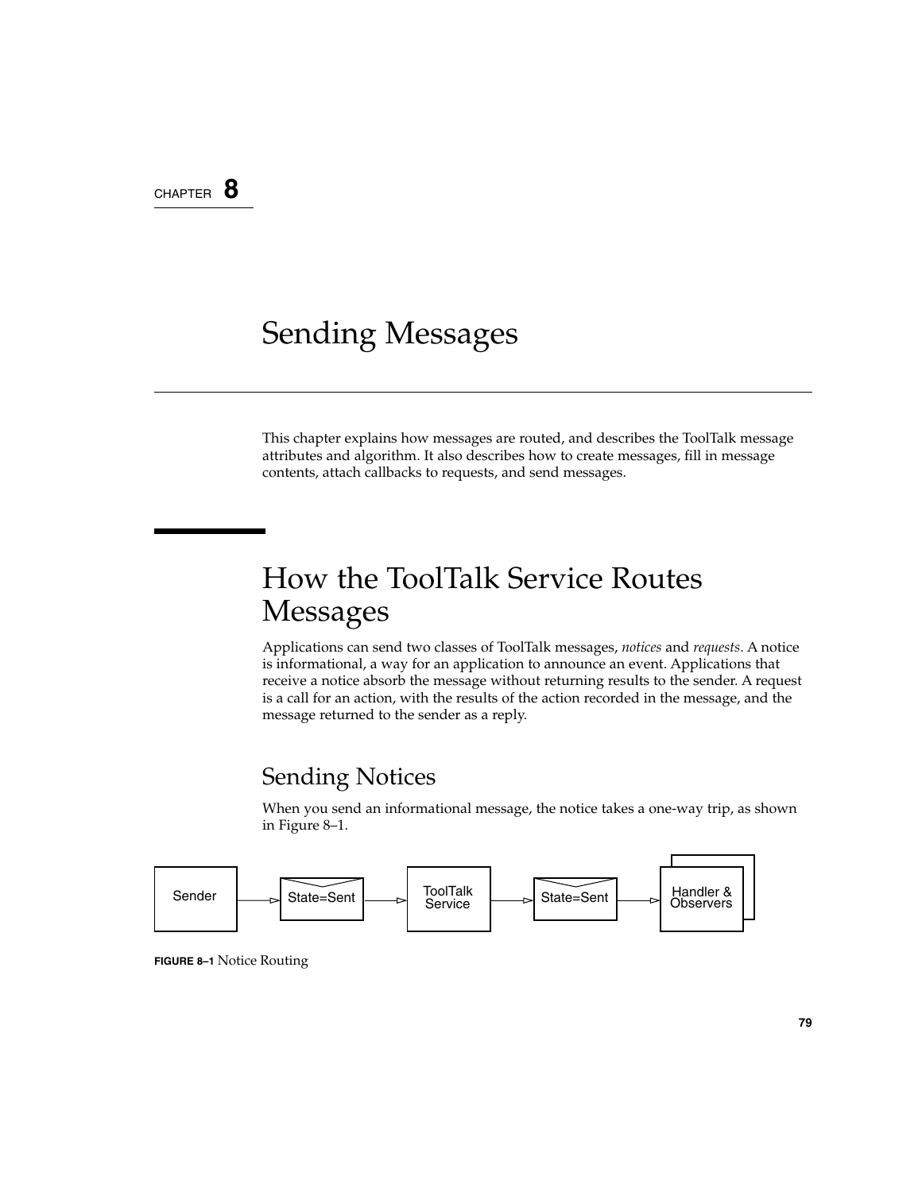CHAPTER 8

# Sending Messages

This chapter explains how messages are routed, and describes the ToolTalk message attributes and algorithm. It also describes how to create messages, fill in message contents, attach callbacks to requests, and send messages.

## How the ToolTalk Service Routes Messages

Applications can send two classes of ToolTalk messages, *notices* and *requests*. A notice is informational, a way for an application to announce an event. Applications that receive a notice absorb the message without returning results to the sender. A request is a call for an action, with the results of the action recorded in the message, and the message returned to the sender as a reply.

### Sending Notices

When you send an informational message, the notice takes a one-way trip, as shown in Figure 8–1.

Sender → State=Sent → ToolTalk Service → State=Sent → Handler & Observers

**FIGURE 8–1** Notice Routing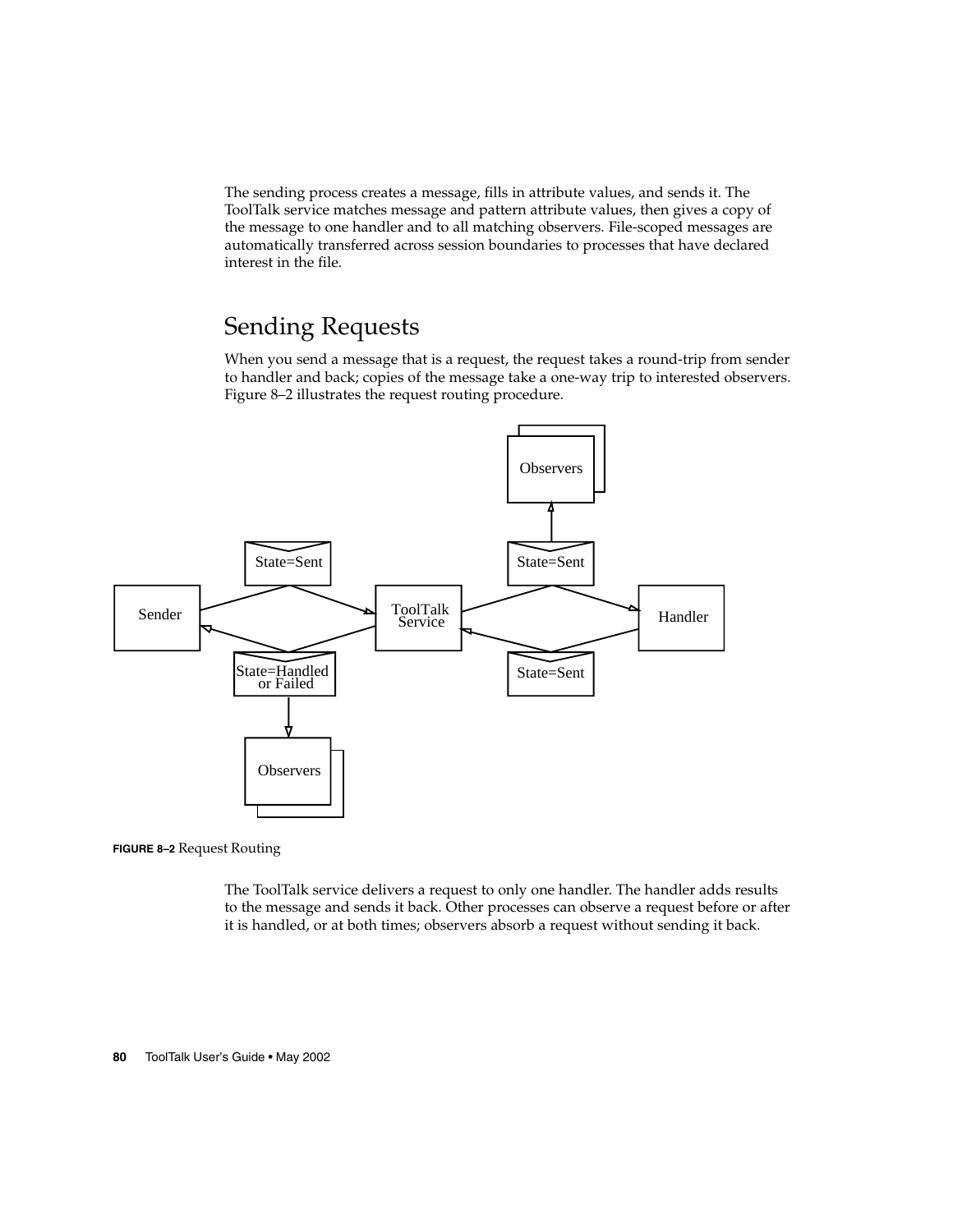The sending process creates a message, fills in attribute values, and sends it. The ToolTalk service matches message and pattern attribute values, then gives a copy of the message to one handler and to all matching observers. File-scoped messages are automatically transferred across session boundaries to processes that have declared interest in the file.

## Sending Requests

When you send a message that is a request, the request takes a round-trip from sender to handler and back; copies of the message take a one-way trip to interested observers. Figure 8–2 illustrates the request routing procedure.

**FIGURE 8–2** Request Routing

The ToolTalk service delivers a request to only one handler. The handler adds results to the message and sends it back. Other processes can observe a request before or after it is handled, or at both times; observers absorb a request without sending it back.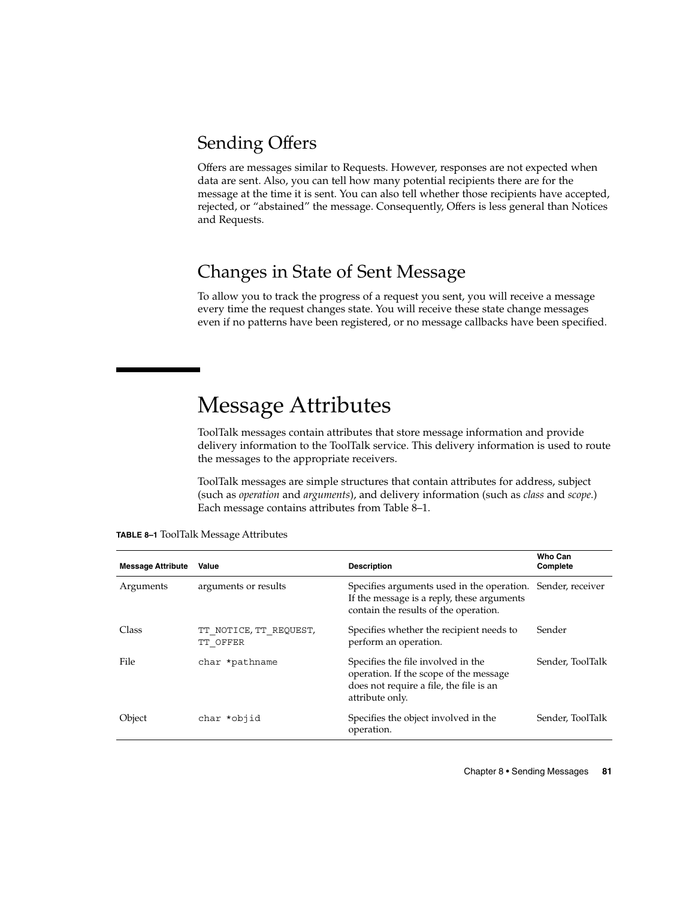## Sending Offers

Offers are messages similar to Requests. However, responses are not expected when data are sent. Also, you can tell how many potential recipients there are for the message at the time it is sent. You can also tell whether those recipients have accepted, rejected, or "abstained" the message. Consequently, Offers is less general than Notices and Requests.

## Changes in State of Sent Message

To allow you to track the progress of a request you sent, you will receive a message every time the request changes state. You will receive these state change messages even if no patterns have been registered, or no message callbacks have been specified.

# Message Attributes

ToolTalk messages contain attributes that store message information and provide delivery information to the ToolTalk service. This delivery information is used to route the messages to the appropriate receivers.

ToolTalk messages are simple structures that contain attributes for address, subject (such as *operation* and *arguments*), and delivery information (such as *class* and *scope*.) Each message contains attributes from Table 8–1.

**TABLE 8–1** ToolTalk Message Attributes

| Message Attribute | Value | Description | Who Can Complete |
|---|---|---|---|
| Arguments | arguments or results | Specifies arguments used in the operation. If the message is a reply, these arguments contain the results of the operation. | Sender, receiver |
| Class | `TT_NOTICE`, `TT_REQUEST`, `TT_OFFER` | Specifies whether the recipient needs to perform an operation. | Sender |
| File | `char *pathname` | Specifies the file involved in the operation. If the scope of the message does not require a file, the file is an attribute only. | Sender, ToolTalk |
| Object | `char *objid` | Specifies the object involved in the operation. | Sender, ToolTalk |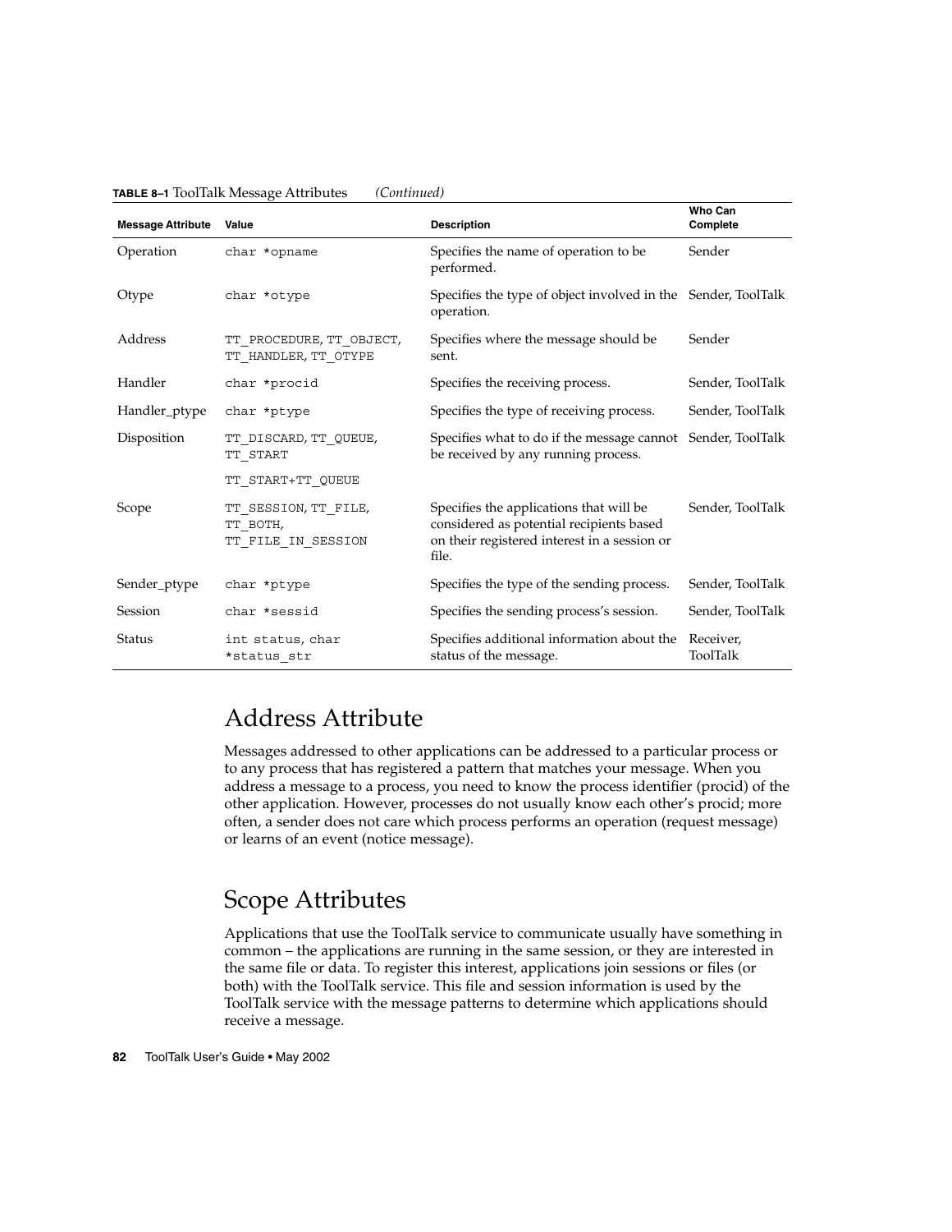**TABLE 8–1** ToolTalk Message Attributes *(Continued)*

| Message Attribute | Value | Description | Who Can Complete |
| --- | --- | --- | --- |
| Operation | `char *opname` | Specifies the name of operation to be performed. | Sender |
| Otype | `char *otype` | Specifies the type of object involved in the operation. | Sender, ToolTalk |
| Address | `TT_PROCEDURE`, `TT_OBJECT`, `TT_HANDLER`, `TT_OTYPE` | Specifies where the message should be sent. | Sender |
| Handler | `char *procid` | Specifies the receiving process. | Sender, ToolTalk |
| Handler_ptype | `char *ptype` | Specifies the type of receiving process. | Sender, ToolTalk |
| Disposition | `TT_DISCARD`, `TT_QUEUE`, `TT_START` `TT_START+TT_QUEUE` | Specifies what to do if the message cannot be received by any running process. | Sender, ToolTalk |
| Scope | `TT_SESSION`, `TT_FILE`, `TT_BOTH`, `TT_FILE_IN_SESSION` | Specifies the applications that will be considered as potential recipients based on their registered interest in a session or file. | Sender, ToolTalk |
| Sender_ptype | `char *ptype` | Specifies the type of the sending process. | Sender, ToolTalk |
| Session | `char *sessid` | Specifies the sending process's session. | Sender, ToolTalk |
| Status | `int status`, `char *status_str` | Specifies additional information about the status of the message. | Receiver, ToolTalk |

## Address Attribute

Messages addressed to other applications can be addressed to a particular process or to any process that has registered a pattern that matches your message. When you address a message to a process, you need to know the process identifier (procid) of the other application. However, processes do not usually know each other's procid; more often, a sender does not care which process performs an operation (request message) or learns of an event (notice message).

## Scope Attributes

Applications that use the ToolTalk service to communicate usually have something in common – the applications are running in the same session, or they are interested in the same file or data. To register this interest, applications join sessions or files (or both) with the ToolTalk service. This file and session information is used by the ToolTalk service with the message patterns to determine which applications should receive a message.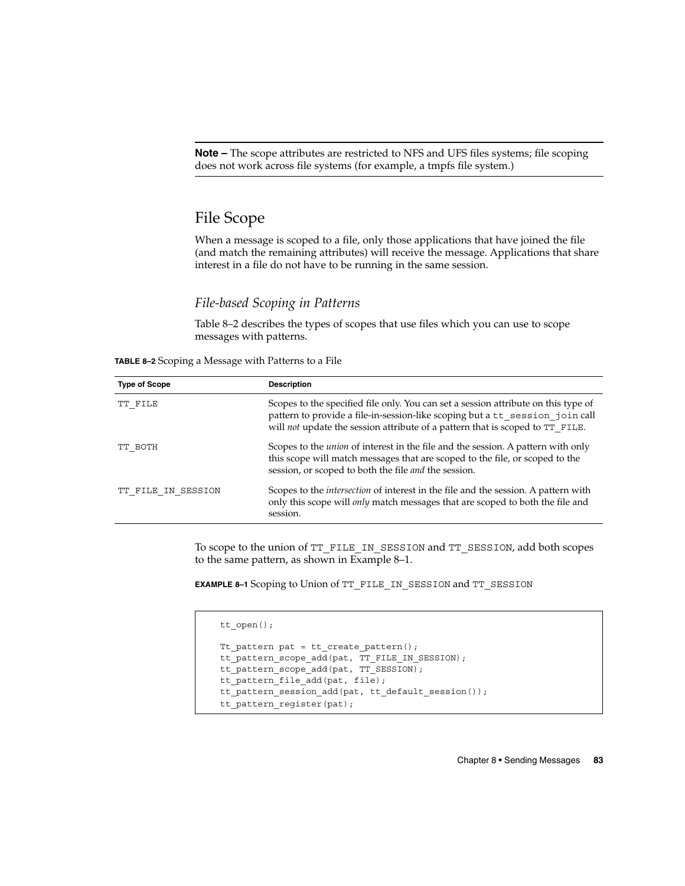**Note –** The scope attributes are restricted to NFS and UFS files systems; file scoping does not work across file systems (for example, a tmpfs file system.)

## File Scope

When a message is scoped to a file, only those applications that have joined the file (and match the remaining attributes) will receive the message. Applications that share interest in a file do not have to be running in the same session.

### *File-based Scoping in Patterns*

Table 8–2 describes the types of scopes that use files which you can use to scope messages with patterns.

**TABLE 8–2** Scoping a Message with Patterns to a File

| Type of Scope | Description |
| --- | --- |
| `TT_FILE` | Scopes to the specified file only. You can set a session attribute on this type of pattern to provide a file-in-session-like scoping but a `tt_session_join` call will *not* update the session attribute of a pattern that is scoped to `TT_FILE`. |
| `TT_BOTH` | Scopes to the *union* of interest in the file and the session. A pattern with only this scope will match messages that are scoped to the file, or scoped to the session, or scoped to both the file *and* the session. |
| `TT_FILE_IN_SESSION` | Scopes to the *intersection* of interest in the file and the session. A pattern with only this scope will *only* match messages that are scoped to both the file and session. |

To scope to the union of `TT_FILE_IN_SESSION` and `TT_SESSION`, add both scopes to the same pattern, as shown in Example 8–1.

**EXAMPLE 8–1** Scoping to Union of `TT_FILE_IN_SESSION` and `TT_SESSION`

```
tt_open();

Tt_pattern pat = tt_create_pattern();
tt_pattern_scope_add(pat, TT_FILE_IN_SESSION);
tt_pattern_scope_add(pat, TT_SESSION);
tt_pattern_file_add(pat, file);
tt_pattern_session_add(pat, tt_default_session());
tt_pattern_register(pat);
```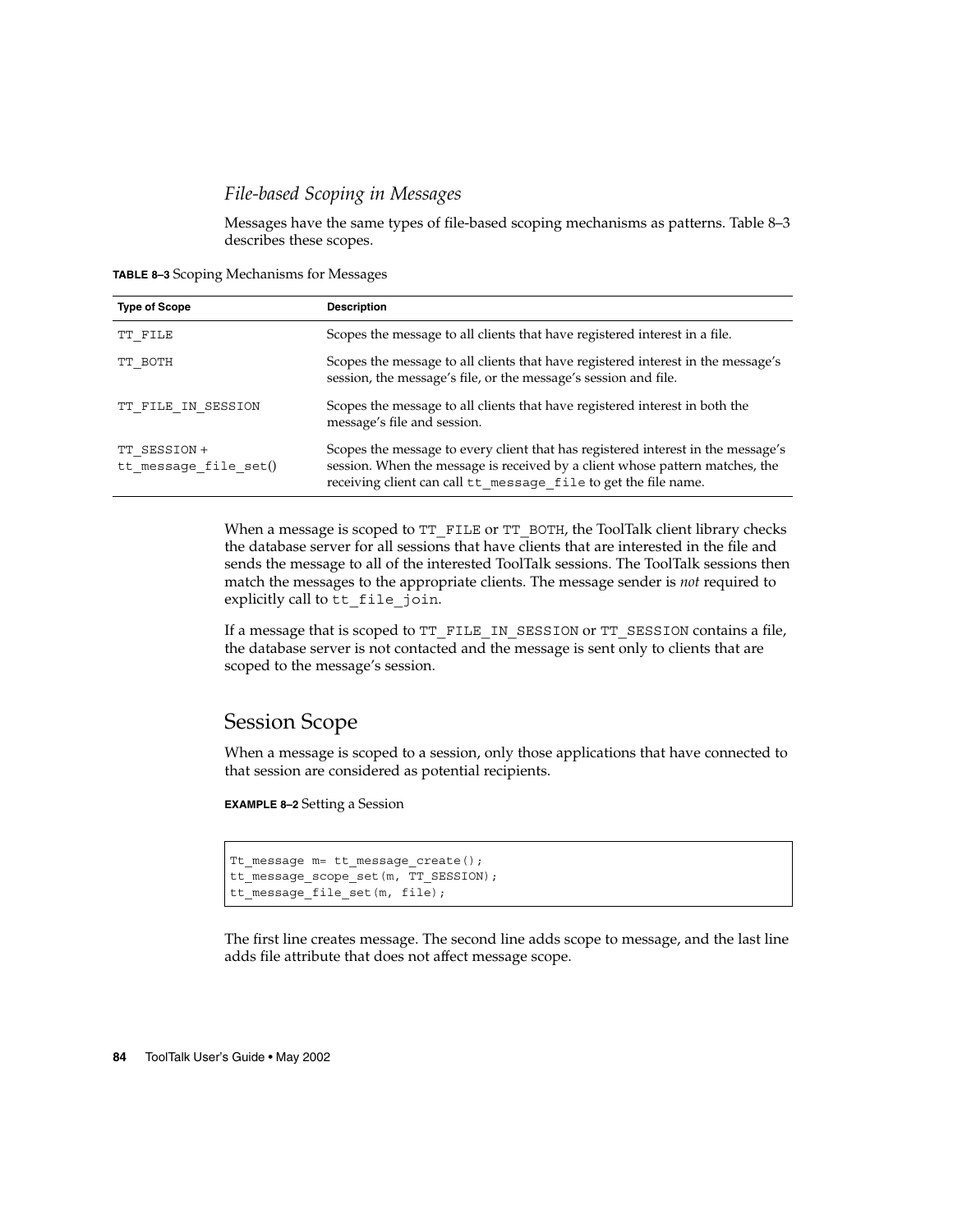### *File-based Scoping in Messages*

Messages have the same types of file-based scoping mechanisms as patterns. Table 8–3 describes these scopes.

**TABLE 8–3** Scoping Mechanisms for Messages

| Type of Scope | Description |
| --- | --- |
| `TT_FILE` | Scopes the message to all clients that have registered interest in a file. |
| `TT_BOTH` | Scopes the message to all clients that have registered interest in the message's session, the message's file, or the message's session and file. |
| `TT_FILE_IN_SESSION` | Scopes the message to all clients that have registered interest in both the message's file and session. |
| `TT_SESSION` + `tt_message_file_set()` | Scopes the message to every client that has registered interest in the message's session. When the message is received by a client whose pattern matches, the receiving client can call `tt_message_file` to get the file name. |

When a message is scoped to `TT_FILE` or `TT_BOTH`, the ToolTalk client library checks the database server for all sessions that have clients that are interested in the file and sends the message to all of the interested ToolTalk sessions. The ToolTalk sessions then match the messages to the appropriate clients. The message sender is *not* required to explicitly call to `tt_file_join`.

If a message that is scoped to `TT_FILE_IN_SESSION` or `TT_SESSION` contains a file, the database server is not contacted and the message is sent only to clients that are scoped to the message's session.

## Session Scope

When a message is scoped to a session, only those applications that have connected to that session are considered as potential recipients.

**EXAMPLE 8–2** Setting a Session

```
Tt_message m= tt_message_create();
tt_message_scope_set(m, TT_SESSION);
tt_message_file_set(m, file);
```

The first line creates message. The second line adds scope to message, and the last line adds file attribute that does not affect message scope.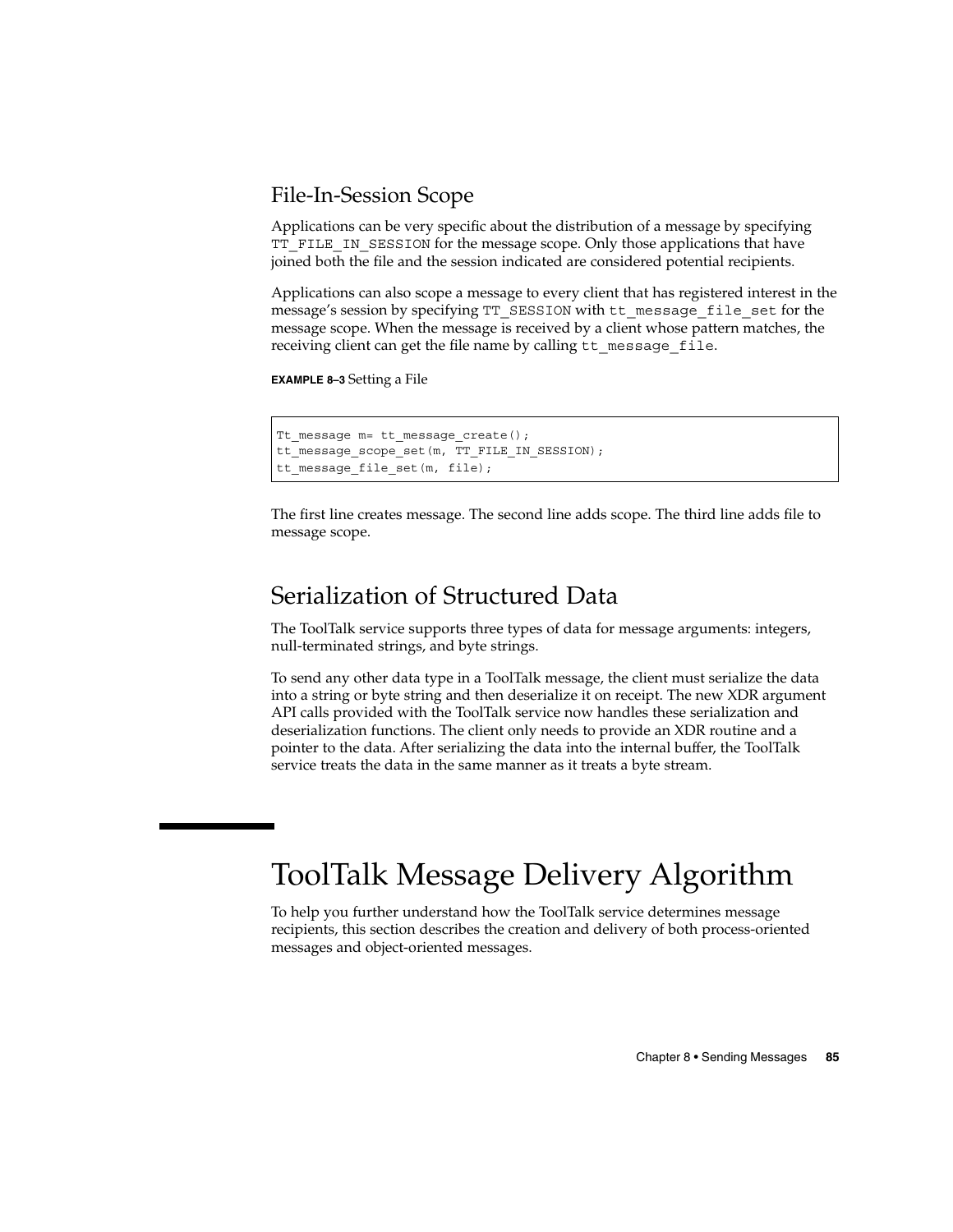## File-In-Session Scope

Applications can be very specific about the distribution of a message by specifying `TT_FILE_IN_SESSION` for the message scope. Only those applications that have joined both the file and the session indicated are considered potential recipients.

Applications can also scope a message to every client that has registered interest in the message's session by specifying `TT_SESSION` with `tt_message_file_set` for the message scope. When the message is received by a client whose pattern matches, the receiving client can get the file name by calling `tt_message_file`.

**EXAMPLE 8–3** Setting a File

```
Tt_message m= tt_message_create();
tt_message_scope_set(m, TT_FILE_IN_SESSION);
tt_message_file_set(m, file);
```

The first line creates message. The second line adds scope. The third line adds file to message scope.

## Serialization of Structured Data

The ToolTalk service supports three types of data for message arguments: integers, null-terminated strings, and byte strings.

To send any other data type in a ToolTalk message, the client must serialize the data into a string or byte string and then deserialize it on receipt. The new XDR argument API calls provided with the ToolTalk service now handles these serialization and deserialization functions. The client only needs to provide an XDR routine and a pointer to the data. After serializing the data into the internal buffer, the ToolTalk service treats the data in the same manner as it treats a byte stream.

# ToolTalk Message Delivery Algorithm

To help you further understand how the ToolTalk service determines message recipients, this section describes the creation and delivery of both process-oriented messages and object-oriented messages.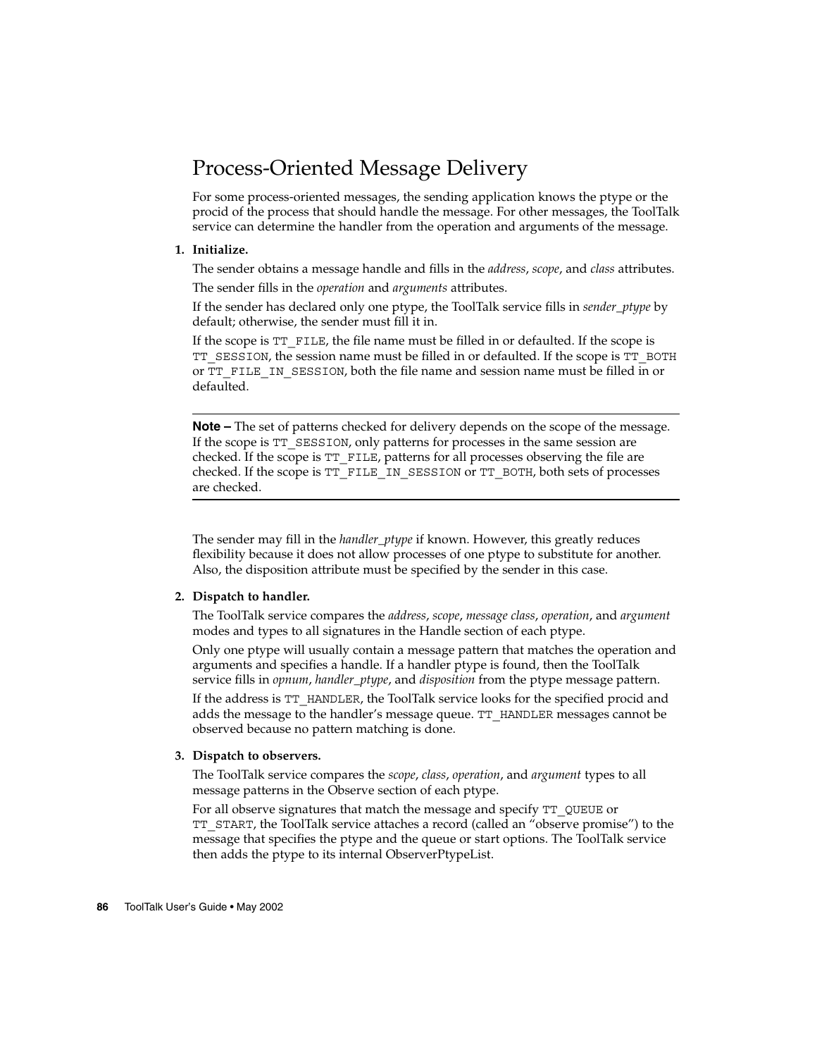## Process-Oriented Message Delivery

For some process-oriented messages, the sending application knows the ptype or the procid of the process that should handle the message. For other messages, the ToolTalk service can determine the handler from the operation and arguments of the message.

1. **Initialize.**

   The sender obtains a message handle and fills in the *address*, *scope*, and *class* attributes.

   The sender fills in the *operation* and *arguments* attributes.

   If the sender has declared only one ptype, the ToolTalk service fills in *sender_ptype* by default; otherwise, the sender must fill it in.

   If the scope is `TT_FILE`, the file name must be filled in or defaulted. If the scope is `TT_SESSION`, the session name must be filled in or defaulted. If the scope is `TT_BOTH` or `TT_FILE_IN_SESSION`, both the file name and session name must be filled in or defaulted.

   ---

   **Note –** The set of patterns checked for delivery depends on the scope of the message. If the scope is `TT_SESSION`, only patterns for processes in the same session are checked. If the scope is `TT_FILE`, patterns for all processes observing the file are checked. If the scope is `TT_FILE_IN_SESSION` or `TT_BOTH`, both sets of processes are checked.

   ---

   The sender may fill in the *handler_ptype* if known. However, this greatly reduces flexibility because it does not allow processes of one ptype to substitute for another. Also, the disposition attribute must be specified by the sender in this case.

2. **Dispatch to handler.**

   The ToolTalk service compares the *address*, *scope*, *message class*, *operation*, and *argument* modes and types to all signatures in the Handle section of each ptype.

   Only one ptype will usually contain a message pattern that matches the operation and arguments and specifies a handle. If a handler ptype is found, then the ToolTalk service fills in *opnum*, *handler_ptype*, and *disposition* from the ptype message pattern.

   If the address is `TT_HANDLER`, the ToolTalk service looks for the specified procid and adds the message to the handler's message queue. `TT_HANDLER` messages cannot be observed because no pattern matching is done.

3. **Dispatch to observers.**

   The ToolTalk service compares the *scope*, *class*, *operation*, and *argument* types to all message patterns in the Observe section of each ptype.

   For all observe signatures that match the message and specify `TT_QUEUE` or `TT_START`, the ToolTalk service attaches a record (called an "observe promise") to the message that specifies the ptype and the queue or start options. The ToolTalk service then adds the ptype to its internal ObserverPtypeList.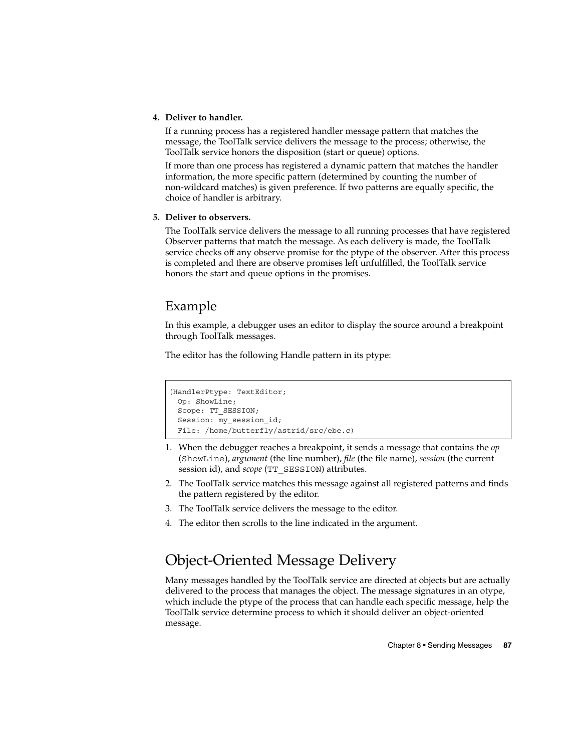4. **Deliver to handler.**

   If a running process has a registered handler message pattern that matches the message, the ToolTalk service delivers the message to the process; otherwise, the ToolTalk service honors the disposition (start or queue) options.

   If more than one process has registered a dynamic pattern that matches the handler information, the more specific pattern (determined by counting the number of non-wildcard matches) is given preference. If two patterns are equally specific, the choice of handler is arbitrary.

5. **Deliver to observers.**

   The ToolTalk service delivers the message to all running processes that have registered Observer patterns that match the message. As each delivery is made, the ToolTalk service checks off any observe promise for the ptype of the observer. After this process is completed and there are observe promises left unfulfilled, the ToolTalk service honors the start and queue options in the promises.

## Example

In this example, a debugger uses an editor to display the source around a breakpoint through ToolTalk messages.

The editor has the following Handle pattern in its ptype:

```
(HandlerPtype: TextEditor;
  Op: ShowLine;
  Scope: TT_SESSION;
  Session: my_session_id;
  File: /home/butterfly/astrid/src/ebe.c)
```

1. When the debugger reaches a breakpoint, it sends a message that contains the *op* (`ShowLine`), *argument* (the line number), *file* (the file name), *session* (the current session id), and *scope* (`TT_SESSION`) attributes.
2. The ToolTalk service matches this message against all registered patterns and finds the pattern registered by the editor.
3. The ToolTalk service delivers the message to the editor.
4. The editor then scrolls to the line indicated in the argument.

# Object-Oriented Message Delivery

Many messages handled by the ToolTalk service are directed at objects but are actually delivered to the process that manages the object. The message signatures in an otype, which include the ptype of the process that can handle each specific message, help the ToolTalk service determine process to which it should deliver an object-oriented message.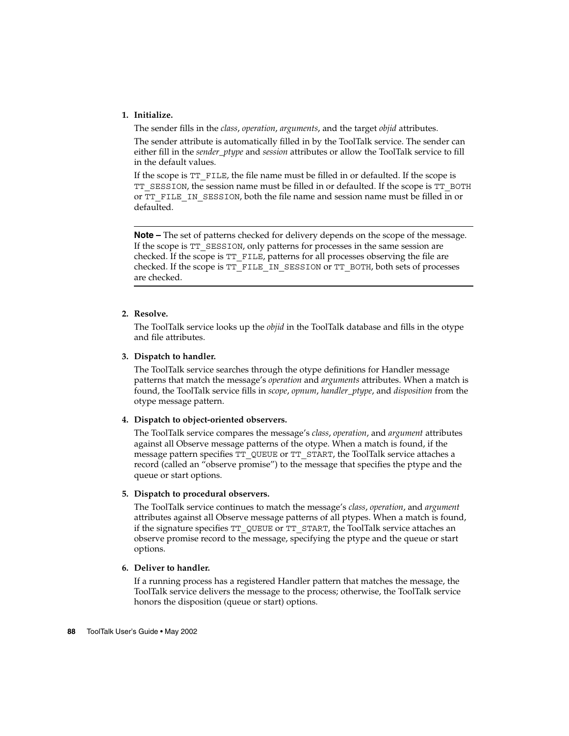1. **Initialize.**

   The sender fills in the *class*, *operation*, *arguments*, and the target *objid* attributes.

   The sender attribute is automatically filled in by the ToolTalk service. The sender can either fill in the *sender_ptype* and *session* attributes or allow the ToolTalk service to fill in the default values.

   If the scope is `TT_FILE`, the file name must be filled in or defaulted. If the scope is `TT_SESSION`, the session name must be filled in or defaulted. If the scope is `TT_BOTH` or `TT_FILE_IN_SESSION`, both the file name and session name must be filled in or defaulted.

   ---

   **Note –** The set of patterns checked for delivery depends on the scope of the message. If the scope is `TT_SESSION`, only patterns for processes in the same session are checked. If the scope is `TT_FILE`, patterns for all processes observing the file are checked. If the scope is `TT_FILE_IN_SESSION` or `TT_BOTH`, both sets of processes are checked.

   ---

2. **Resolve.**

   The ToolTalk service looks up the *objid* in the ToolTalk database and fills in the otype and file attributes.

3. **Dispatch to handler.**

   The ToolTalk service searches through the otype definitions for Handler message patterns that match the message's *operation* and *arguments* attributes. When a match is found, the ToolTalk service fills in *scope*, *opnum*, *handler_ptype*, and *disposition* from the otype message pattern.

4. **Dispatch to object-oriented observers.**

   The ToolTalk service compares the message's *class*, *operation*, and *argument* attributes against all Observe message patterns of the otype. When a match is found, if the message pattern specifies `TT_QUEUE` or `TT_START`, the ToolTalk service attaches a record (called an "observe promise") to the message that specifies the ptype and the queue or start options.

5. **Dispatch to procedural observers.**

   The ToolTalk service continues to match the message's *class*, *operation*, and *argument* attributes against all Observe message patterns of all ptypes. When a match is found, if the signature specifies `TT_QUEUE` or `TT_START`, the ToolTalk service attaches an observe promise record to the message, specifying the ptype and the queue or start options.

6. **Deliver to handler.**

   If a running process has a registered Handler pattern that matches the message, the ToolTalk service delivers the message to the process; otherwise, the ToolTalk service honors the disposition (queue or start) options.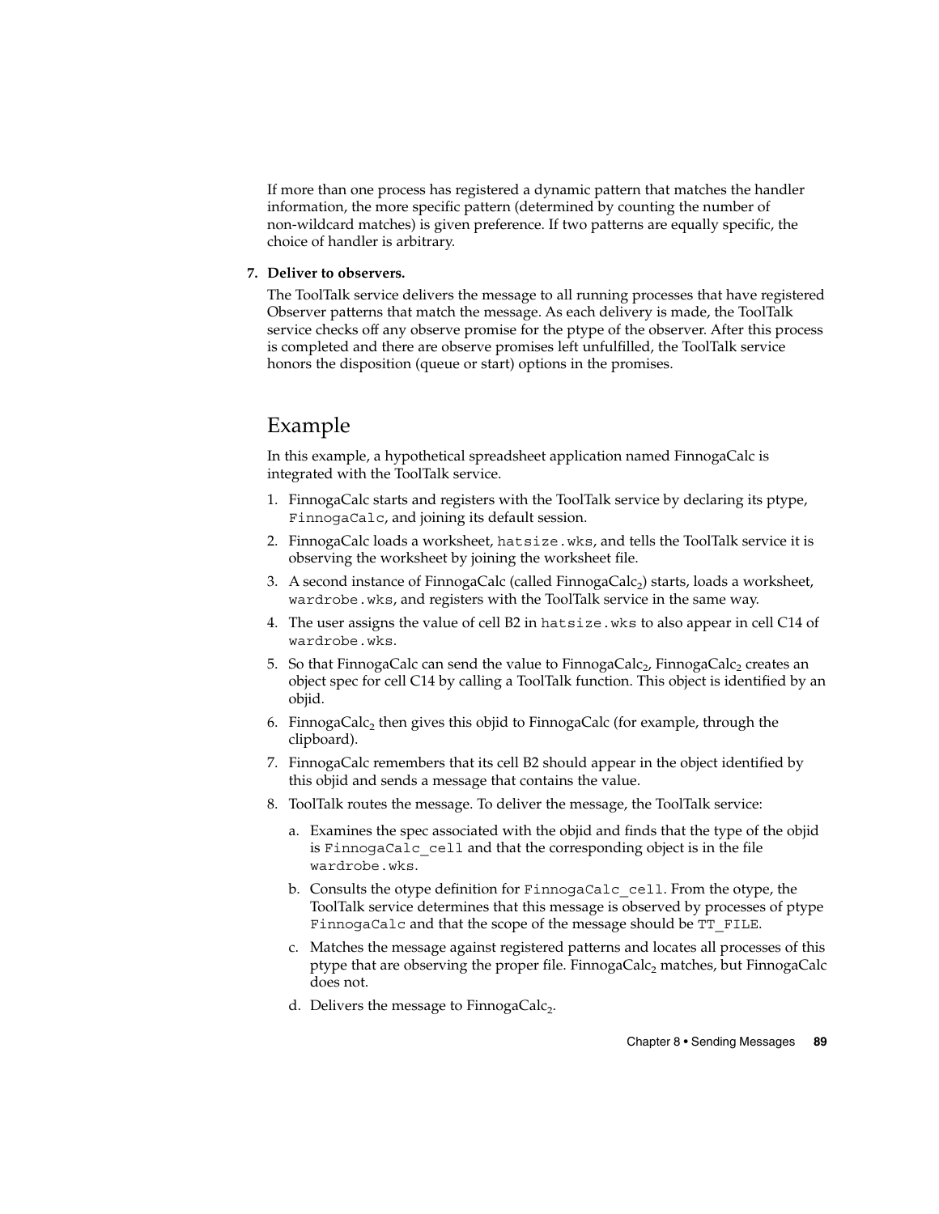If more than one process has registered a dynamic pattern that matches the handler information, the more specific pattern (determined by counting the number of non-wildcard matches) is given preference. If two patterns are equally specific, the choice of handler is arbitrary.

7. **Deliver to observers.**

   The ToolTalk service delivers the message to all running processes that have registered Observer patterns that match the message. As each delivery is made, the ToolTalk service checks off any observe promise for the ptype of the observer. After this process is completed and there are observe promises left unfulfilled, the ToolTalk service honors the disposition (queue or start) options in the promises.

## Example

In this example, a hypothetical spreadsheet application named FinnogaCalc is integrated with the ToolTalk service.

1. FinnogaCalc starts and registers with the ToolTalk service by declaring its ptype, `FinnogaCalc`, and joining its default session.
2. FinnogaCalc loads a worksheet, `hatsize.wks`, and tells the ToolTalk service it is observing the worksheet by joining the worksheet file.
3. A second instance of FinnogaCalc (called $FinnogaCalc_2$) starts, loads a worksheet, `wardrobe.wks`, and registers with the ToolTalk service in the same way.
4. The user assigns the value of cell B2 in `hatsize.wks` to also appear in cell C14 of `wardrobe.wks`.
5. So that FinnogaCalc can send the value to $FinnogaCalc_2$, $FinnogaCalc_2$ creates an object spec for cell C14 by calling a ToolTalk function. This object is identified by an objid.
6. $FinnogaCalc_2$ then gives this objid to FinnogaCalc (for example, through the clipboard).
7. FinnogaCalc remembers that its cell B2 should appear in the object identified by this objid and sends a message that contains the value.
8. ToolTalk routes the message. To deliver the message, the ToolTalk service:

   a. Examines the spec associated with the objid and finds that the type of the objid is `FinnogaCalc_cell` and that the corresponding object is in the file `wardrobe.wks`.

   b. Consults the otype definition for `FinnogaCalc_cell`. From the otype, the ToolTalk service determines that this message is observed by processes of ptype `FinnogaCalc` and that the scope of the message should be `TT_FILE`.

   c. Matches the message against registered patterns and locates all processes of this ptype that are observing the proper file. $FinnogaCalc_2$ matches, but FinnogaCalc does not.

   d. Delivers the message to $FinnogaCalc_2$.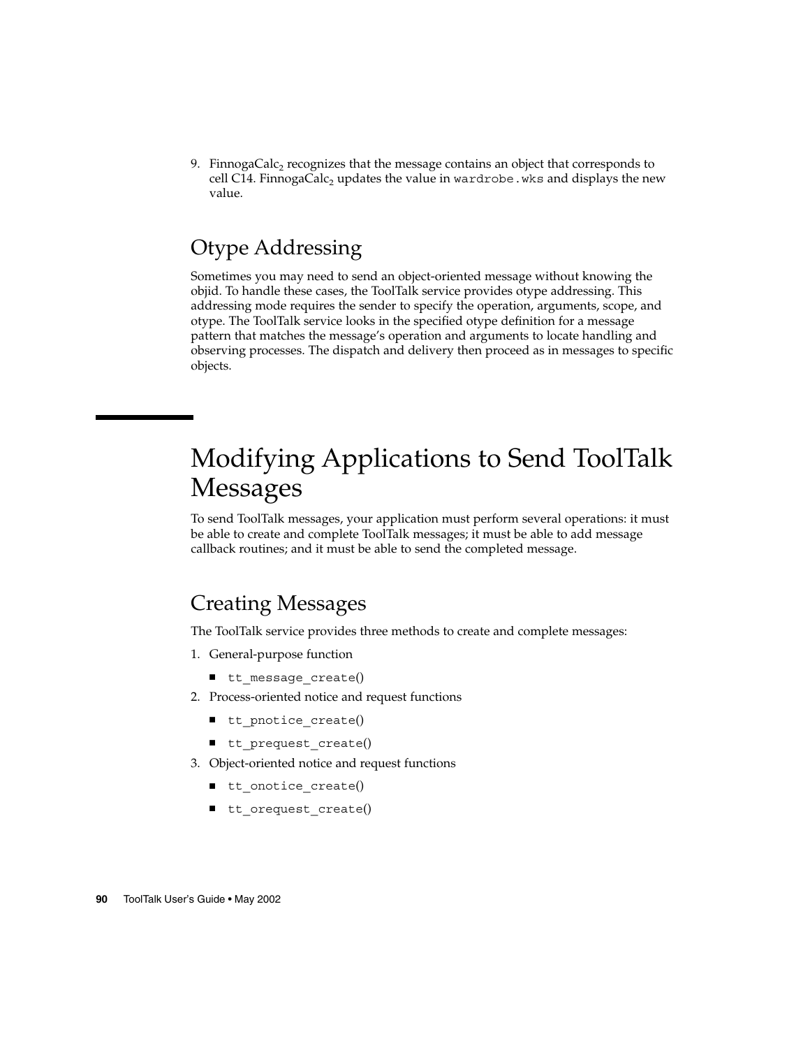9. FinnogaCalc$_2$ recognizes that the message contains an object that corresponds to cell C14. FinnogaCalc$_2$ updates the value in `wardrobe.wks` and displays the new value.

## Otype Addressing

Sometimes you may need to send an object-oriented message without knowing the objid. To handle these cases, the ToolTalk service provides otype addressing. This addressing mode requires the sender to specify the operation, arguments, scope, and otype. The ToolTalk service looks in the specified otype definition for a message pattern that matches the message's operation and arguments to locate handling and observing processes. The dispatch and delivery then proceed as in messages to specific objects.

# Modifying Applications to Send ToolTalk Messages

To send ToolTalk messages, your application must perform several operations: it must be able to create and complete ToolTalk messages; it must be able to add message callback routines; and it must be able to send the completed message.

## Creating Messages

The ToolTalk service provides three methods to create and complete messages:

1. General-purpose function
   - `tt_message_create()`
2. Process-oriented notice and request functions
   - `tt_pnotice_create()`
   - `tt_prequest_create()`
3. Object-oriented notice and request functions
   - `tt_onotice_create()`
   - `tt_orequest_create()`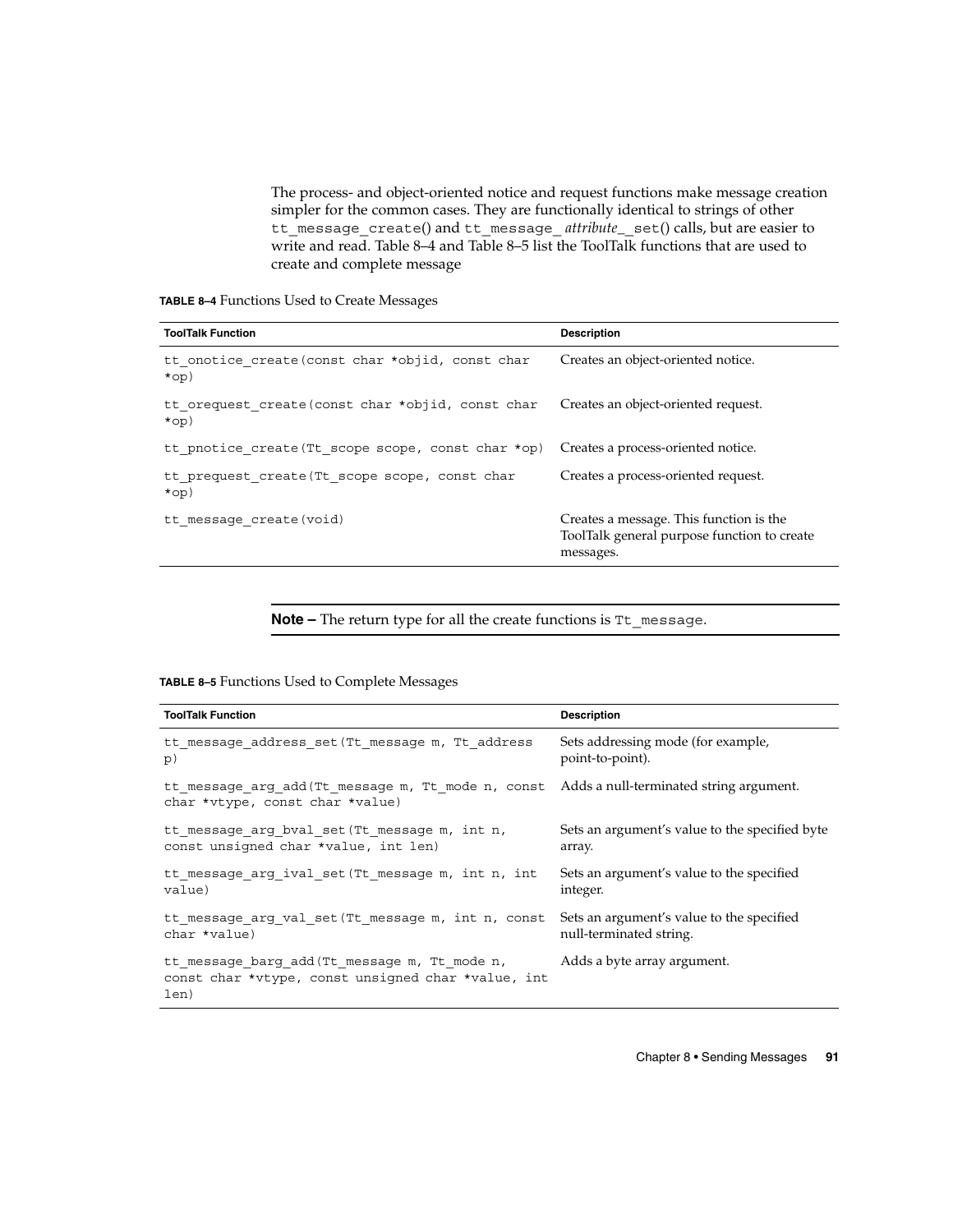The process- and object-oriented notice and request functions make message creation simpler for the common cases. They are functionally identical to strings of other `tt_message_create()` and `tt_message_` *attribute*`_set()` calls, but are easier to write and read. Table 8–4 and Table 8–5 list the ToolTalk functions that are used to create and complete message

**TABLE 8–4** Functions Used to Create Messages

| ToolTalk Function | Description |
| --- | --- |
| `tt_onotice_create(const char *objid, const char *op)` | Creates an object-oriented notice. |
| `tt_orequest_create(const char *objid, const char *op)` | Creates an object-oriented request. |
| `tt_pnotice_create(Tt_scope scope, const char *op)` | Creates a process-oriented notice. |
| `tt_prequest_create(Tt_scope scope, const char *op)` | Creates a process-oriented request. |
| `tt_message_create(void)` | Creates a message. This function is the ToolTalk general purpose function to create messages. |

**Note –** The return type for all the create functions is `Tt_message`.

**TABLE 8–5** Functions Used to Complete Messages

| ToolTalk Function | Description |
| --- | --- |
| `tt_message_address_set(Tt_message m, Tt_address p)` | Sets addressing mode (for example, point-to-point). |
| `tt_message_arg_add(Tt_message m, Tt_mode n, const char *vtype, const char *value)` | Adds a null-terminated string argument. |
| `tt_message_arg_bval_set(Tt_message m, int n, const unsigned char *value, int len)` | Sets an argument's value to the specified byte array. |
| `tt_message_arg_ival_set(Tt_message m, int n, int value)` | Sets an argument's value to the specified integer. |
| `tt_message_arg_val_set(Tt_message m, int n, const char *value)` | Sets an argument's value to the specified null-terminated string. |
| `tt_message_barg_add(Tt_message m, Tt_mode n, const char *vtype, const unsigned char *value, int len)` | Adds a byte array argument. |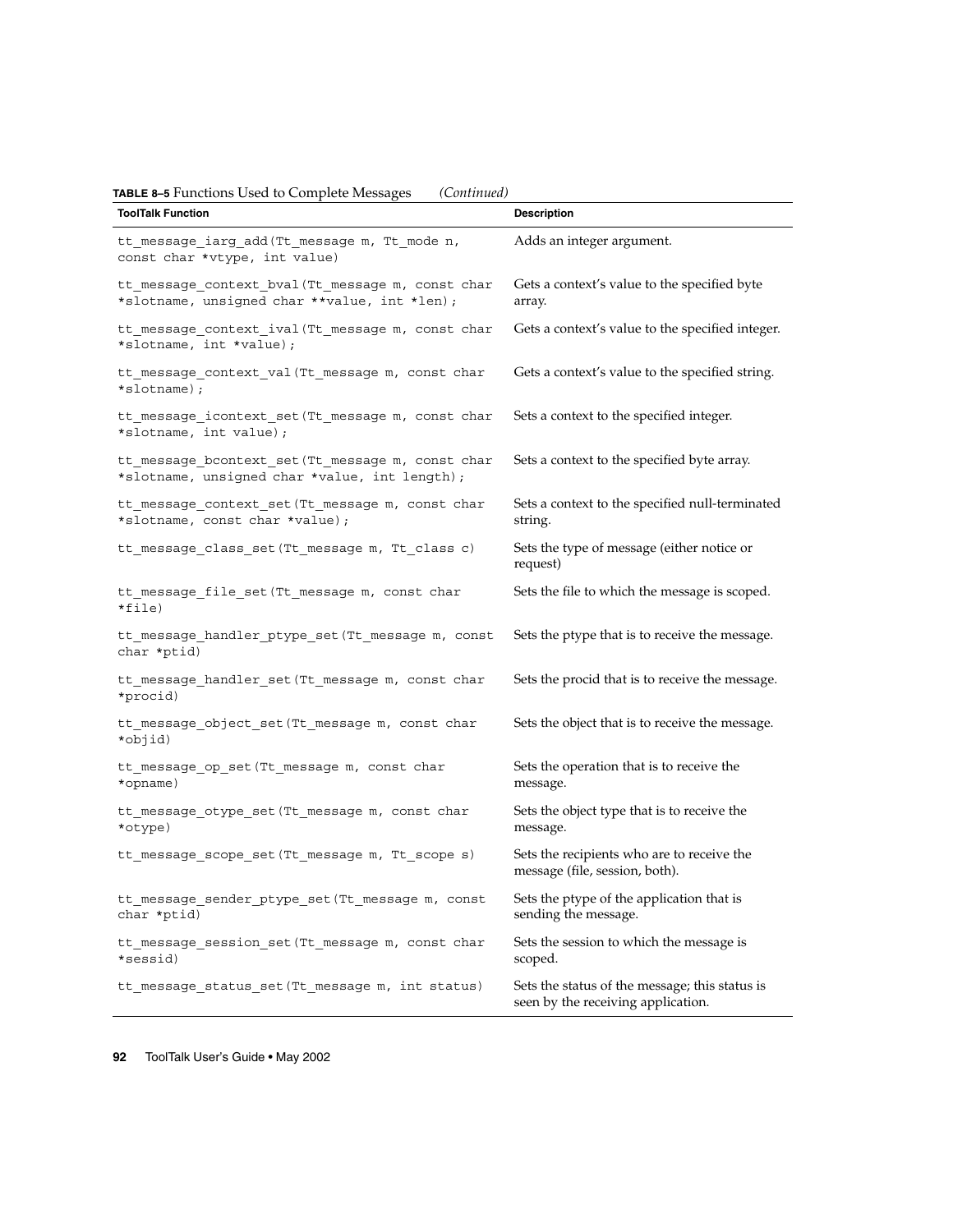**TABLE 8–5** Functions Used to Complete Messages *(Continued)*

| ToolTalk Function | Description |
| --- | --- |
| tt_message_iarg_add(Tt_message m, Tt_mode n, const char *vtype, int value) | Adds an integer argument. |
| tt_message_context_bval(Tt_message m, const char *slotname, unsigned char **value, int *len); | Gets a context's value to the specified byte array. |
| tt_message_context_ival(Tt_message m, const char *slotname, int *value); | Gets a context's value to the specified integer. |
| tt_message_context_val(Tt_message m, const char *slotname); | Gets a context's value to the specified string. |
| tt_message_icontext_set(Tt_message m, const char *slotname, int value); | Sets a context to the specified integer. |
| tt_message_bcontext_set(Tt_message m, const char *slotname, unsigned char *value, int length); | Sets a context to the specified byte array. |
| tt_message_context_set(Tt_message m, const char *slotname, const char *value); | Sets a context to the specified null-terminated string. |
| tt_message_class_set(Tt_message m, Tt_class c) | Sets the type of message (either notice or request) |
| tt_message_file_set(Tt_message m, const char *file) | Sets the file to which the message is scoped. |
| tt_message_handler_ptype_set(Tt_message m, const char *ptid) | Sets the ptype that is to receive the message. |
| tt_message_handler_set(Tt_message m, const char *procid) | Sets the procid that is to receive the message. |
| tt_message_object_set(Tt_message m, const char *objid) | Sets the object that is to receive the message. |
| tt_message_op_set(Tt_message m, const char *opname) | Sets the operation that is to receive the message. |
| tt_message_otype_set(Tt_message m, const char *otype) | Sets the object type that is to receive the message. |
| tt_message_scope_set(Tt_message m, Tt_scope s) | Sets the recipients who are to receive the message (file, session, both). |
| tt_message_sender_ptype_set(Tt_message m, const char *ptid) | Sets the ptype of the application that is sending the message. |
| tt_message_session_set(Tt_message m, const char *sessid) | Sets the session to which the message is scoped. |
| tt_message_status_set(Tt_message m, int status) | Sets the status of the message; this status is seen by the receiving application. |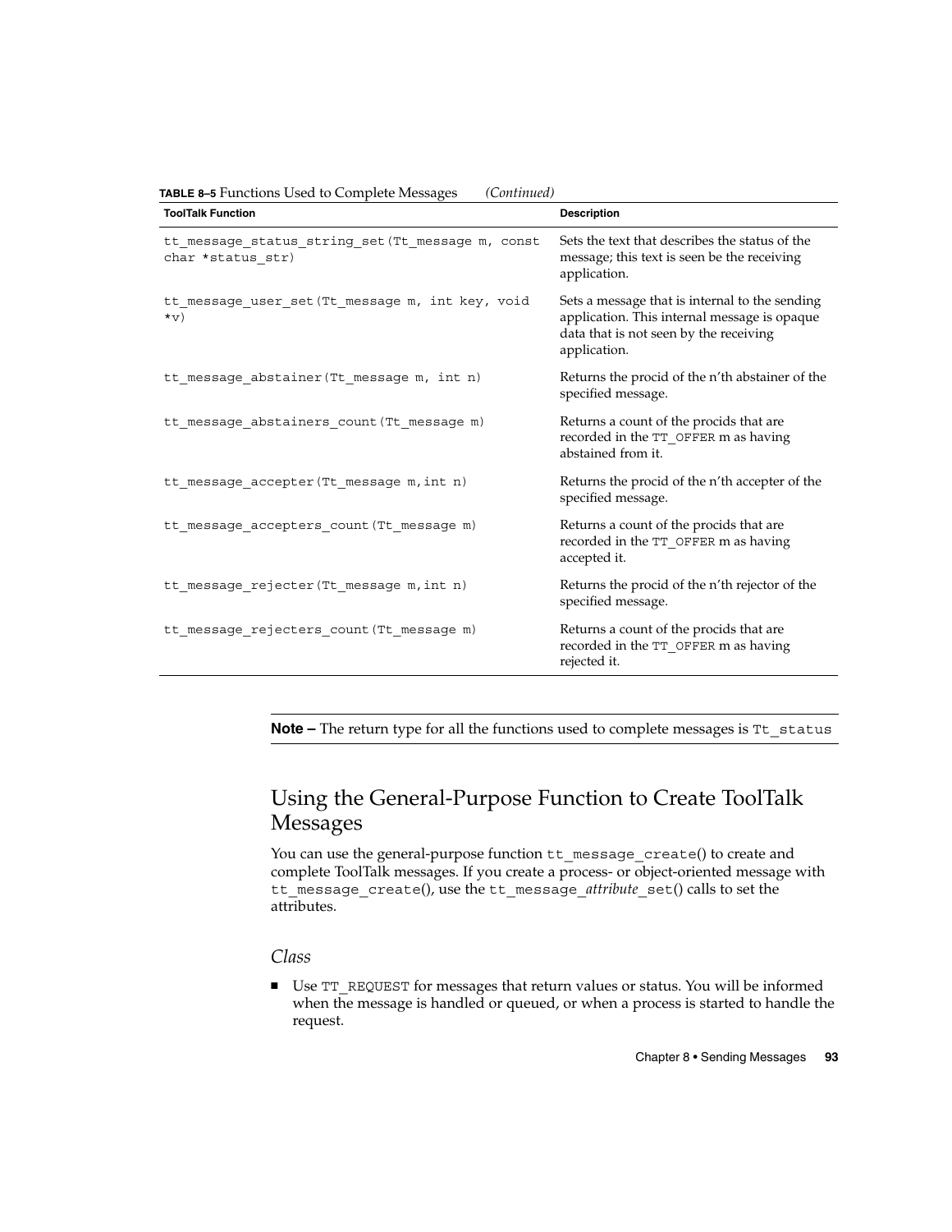**TABLE 8–5** Functions Used to Complete Messages *(Continued)*

| ToolTalk Function | Description |
| --- | --- |
| `tt_message_status_string_set(Tt_message m, const char *status_str)` | Sets the text that describes the status of the message; this text is seen be the receiving application. |
| `tt_message_user_set(Tt_message m, int key, void *v)` | Sets a message that is internal to the sending application. This internal message is opaque data that is not seen by the receiving application. |
| `tt_message_abstainer(Tt_message m, int n)` | Returns the procid of the n'th abstainer of the specified message. |
| `tt_message_abstainers_count(Tt_message m)` | Returns a count of the procids that are recorded in the `TT_OFFER` m as having abstained from it. |
| `tt_message_accepter(Tt_message m,int n)` | Returns the procid of the n'th accepter of the specified message. |
| `tt_message_accepters_count(Tt_message m)` | Returns a count of the procids that are recorded in the `TT_OFFER` m as having accepted it. |
| `tt_message_rejecter(Tt_message m,int n)` | Returns the procid of the n'th rejector of the specified message. |
| `tt_message_rejecters_count(Tt_message m)` | Returns a count of the procids that are recorded in the `TT_OFFER` m as having rejected it. |

**Note –** The return type for all the functions used to complete messages is `Tt_status`

## Using the General-Purpose Function to Create ToolTalk Messages

You can use the general-purpose function `tt_message_create`() to create and complete ToolTalk messages. If you create a process- or object-oriented message with `tt_message_create`(), use the `tt_message_`*attribute*`_set`() calls to set the attributes.

### *Class*

- Use `TT_REQUEST` for messages that return values or status. You will be informed when the message is handled or queued, or when a process is started to handle the request.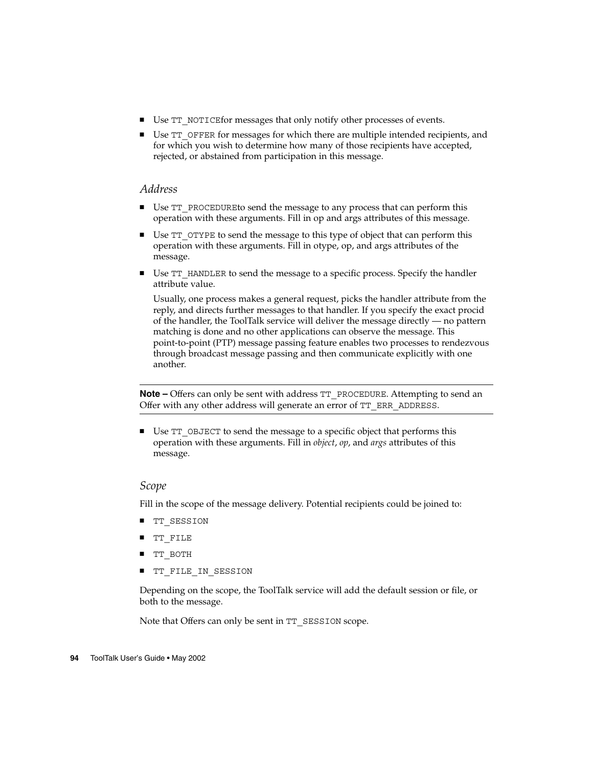- Use `TT_NOTICE`for messages that only notify other processes of events.
- Use `TT_OFFER` for messages for which there are multiple intended recipients, and for which you wish to determine how many of those recipients have accepted, rejected, or abstained from participation in this message.

### *Address*

- Use `TT_PROCEDURE`to send the message to any process that can perform this operation with these arguments. Fill in op and args attributes of this message.
- Use `TT_OTYPE` to send the message to this type of object that can perform this operation with these arguments. Fill in otype, op, and args attributes of the message.
- Use `TT_HANDLER` to send the message to a specific process. Specify the handler attribute value.

  Usually, one process makes a general request, picks the handler attribute from the reply, and directs further messages to that handler. If you specify the exact procid of the handler, the ToolTalk service will deliver the message directly — no pattern matching is done and no other applications can observe the message. This point-to-point (PTP) message passing feature enables two processes to rendezvous through broadcast message passing and then communicate explicitly with one another.

---

**Note –** Offers can only be sent with address `TT_PROCEDURE`. Attempting to send an Offer with any other address will generate an error of `TT_ERR_ADDRESS`.

---

- Use `TT_OBJECT` to send the message to a specific object that performs this operation with these arguments. Fill in *object*, *op*, and *args* attributes of this message.

### *Scope*

Fill in the scope of the message delivery. Potential recipients could be joined to:

- `TT_SESSION`
- `TT_FILE`
- `TT_BOTH`
- `TT_FILE_IN_SESSION`

Depending on the scope, the ToolTalk service will add the default session or file, or both to the message.

Note that Offers can only be sent in `TT_SESSION` scope.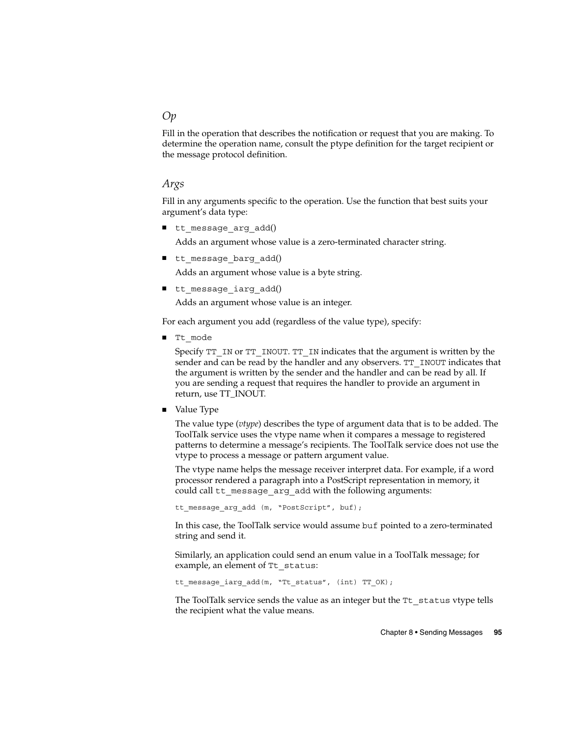### *Op*

Fill in the operation that describes the notification or request that you are making. To determine the operation name, consult the ptype definition for the target recipient or the message protocol definition.

### *Args*

Fill in any arguments specific to the operation. Use the function that best suits your argument's data type:

- `tt_message_arg_add()`

  Adds an argument whose value is a zero-terminated character string.

- `tt_message_barg_add()`

  Adds an argument whose value is a byte string.

- `tt_message_iarg_add()`

  Adds an argument whose value is an integer.

For each argument you add (regardless of the value type), specify:

- `Tt_mode`

  Specify `TT_IN` or `TT_INOUT`. `TT_IN` indicates that the argument is written by the sender and can be read by the handler and any observers. `TT_INOUT` indicates that the argument is written by the sender and the handler and can be read by all. If you are sending a request that requires the handler to provide an argument in return, use TT_INOUT.

- Value Type

  The value type (*vtype*) describes the type of argument data that is to be added. The ToolTalk service uses the vtype name when it compares a message to registered patterns to determine a message's recipients. The ToolTalk service does not use the vtype to process a message or pattern argument value.

  The vtype name helps the message receiver interpret data. For example, if a word processor rendered a paragraph into a PostScript representation in memory, it could call `tt_message_arg_add` with the following arguments:

  ```
  tt_message_arg_add (m, "PostScript", buf);
  ```

  In this case, the ToolTalk service would assume `buf` pointed to a zero-terminated string and send it.

  Similarly, an application could send an enum value in a ToolTalk message; for example, an element of `Tt_status`:

  ```
  tt_message_iarg_add(m, "Tt_status", (int) TT_OK);
  ```

  The ToolTalk service sends the value as an integer but the `Tt_status` vtype tells the recipient what the value means.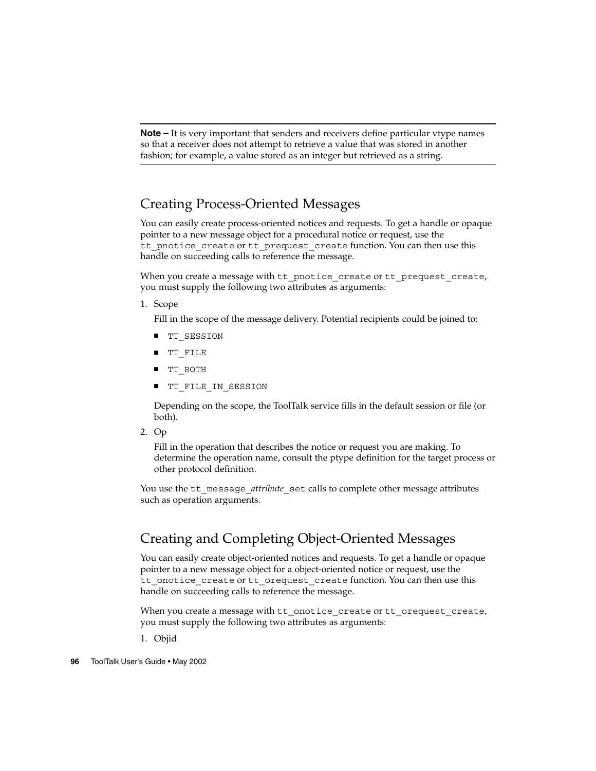**Note –** It is very important that senders and receivers define particular vtype names so that a receiver does not attempt to retrieve a value that was stored in another fashion; for example, a value stored as an integer but retrieved as a string.

## Creating Process-Oriented Messages

You can easily create process-oriented notices and requests. To get a handle or opaque pointer to a new message object for a procedural notice or request, use the `tt_pnotice_create` or `tt_prequest_create` function. You can then use this handle on succeeding calls to reference the message.

When you create a message with `tt_pnotice_create` or `tt_prequest_create`, you must supply the following two attributes as arguments:

1. Scope

   Fill in the scope of the message delivery. Potential recipients could be joined to:

   - `TT_SESSION`
   - `TT_FILE`
   - `TT_BOTH`
   - `TT_FILE_IN_SESSION`

   Depending on the scope, the ToolTalk service fills in the default session or file (or both).

2. Op

   Fill in the operation that describes the notice or request you are making. To determine the operation name, consult the ptype definition for the target process or other protocol definition.

You use the `tt_message_`*attribute*`_set` calls to complete other message attributes such as operation arguments.

## Creating and Completing Object-Oriented Messages

You can easily create object-oriented notices and requests. To get a handle or opaque pointer to a new message object for a object-oriented notice or request, use the `tt_onotice_create` or `tt_orequest_create` function. You can then use this handle on succeeding calls to reference the message.

When you create a message with `tt_onotice_create` or `tt_orequest_create`, you must supply the following two attributes as arguments:

1. Objid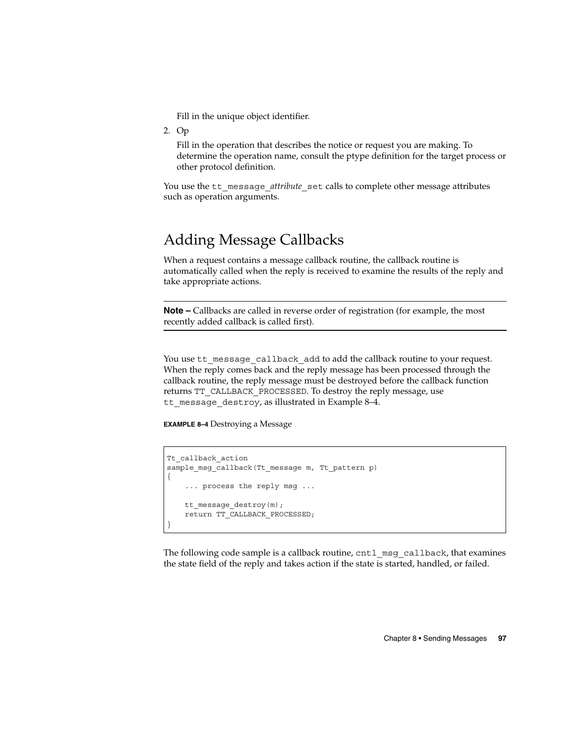Fill in the unique object identifier.

2. Op

   Fill in the operation that describes the notice or request you are making. To determine the operation name, consult the ptype definition for the target process or other protocol definition.

You use the `tt_message_`*attribute*`_set` calls to complete other message attributes such as operation arguments.

## Adding Message Callbacks

When a request contains a message callback routine, the callback routine is automatically called when the reply is received to examine the results of the reply and take appropriate actions.

---

**Note –** Callbacks are called in reverse order of registration (for example, the most recently added callback is called first).

---

You use `tt_message_callback_add` to add the callback routine to your request. When the reply comes back and the reply message has been processed through the callback routine, the reply message must be destroyed before the callback function returns `TT_CALLBACK_PROCESSED`. To destroy the reply message, use `tt_message_destroy`, as illustrated in Example 8–4.

**EXAMPLE 8–4** Destroying a Message

```
Tt_callback_action
sample_msg_callback(Tt_message m, Tt_pattern p)
{
    ... process the reply msg ...

    tt_message_destroy(m);
    return TT_CALLBACK_PROCESSED;
}
```

The following code sample is a callback routine, `cntl_msg_callback`, that examines the state field of the reply and takes action if the state is started, handled, or failed.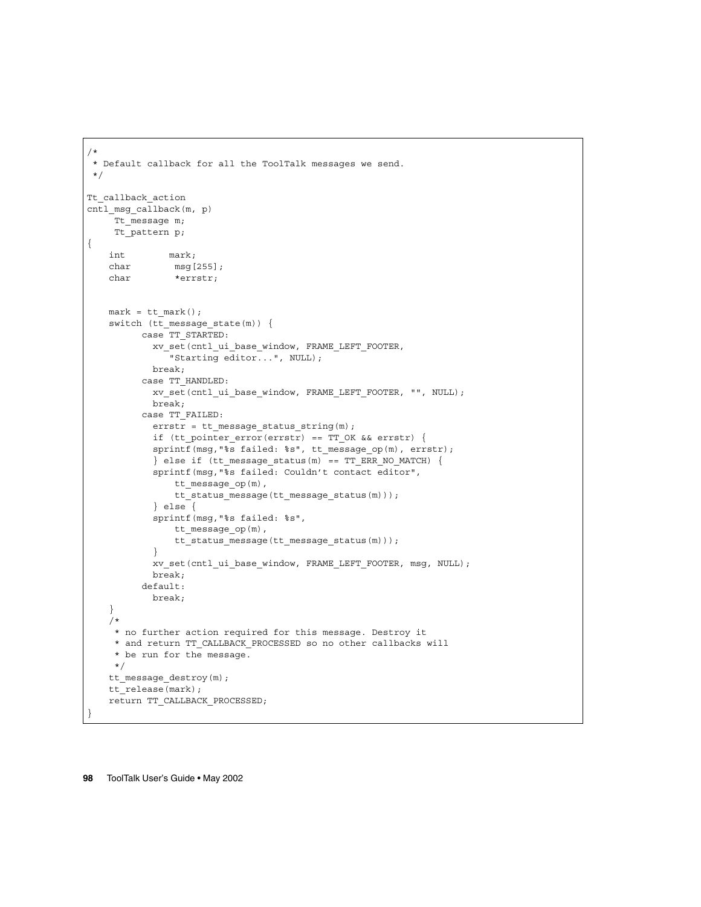```
/*
 * Default callback for all the ToolTalk messages we send.
 */

Tt_callback_action
cntl_msg_callback(m, p)
     Tt_message m;
     Tt_pattern p;
{
    int         mark;
    char         msg[255];
    char         *errstr;


    mark = tt_mark();
    switch (tt_message_state(m)) {
          case TT_STARTED:
            xv_set(cntl_ui_base_window, FRAME_LEFT_FOOTER,
               "Starting editor...", NULL);
            break;
          case TT_HANDLED:
            xv_set(cntl_ui_base_window, FRAME_LEFT_FOOTER, "", NULL);
            break;
          case TT_FAILED:
            errstr = tt_message_status_string(m);
            if (tt_pointer_error(errstr) == TT_OK && errstr) {
            sprintf(msg,"%s failed: %s", tt_message_op(m), errstr);
            } else if (tt_message_status(m) == TT_ERR_NO_MATCH) {
            sprintf(msg,"%s failed: Couldn't contact editor",
                tt_message_op(m),
                tt_status_message(tt_message_status(m)));
            } else {
            sprintf(msg,"%s failed: %s",
                tt_message_op(m),
                tt_status_message(tt_message_status(m)));
            }
            xv_set(cntl_ui_base_window, FRAME_LEFT_FOOTER, msg, NULL);
            break;
          default:
            break;
    }
    /*
     * no further action required for this message. Destroy it
     * and return TT_CALLBACK_PROCESSED so no other callbacks will
     * be run for the message.
     */
    tt_message_destroy(m);
    tt_release(mark);
    return TT_CALLBACK_PROCESSED;
}
```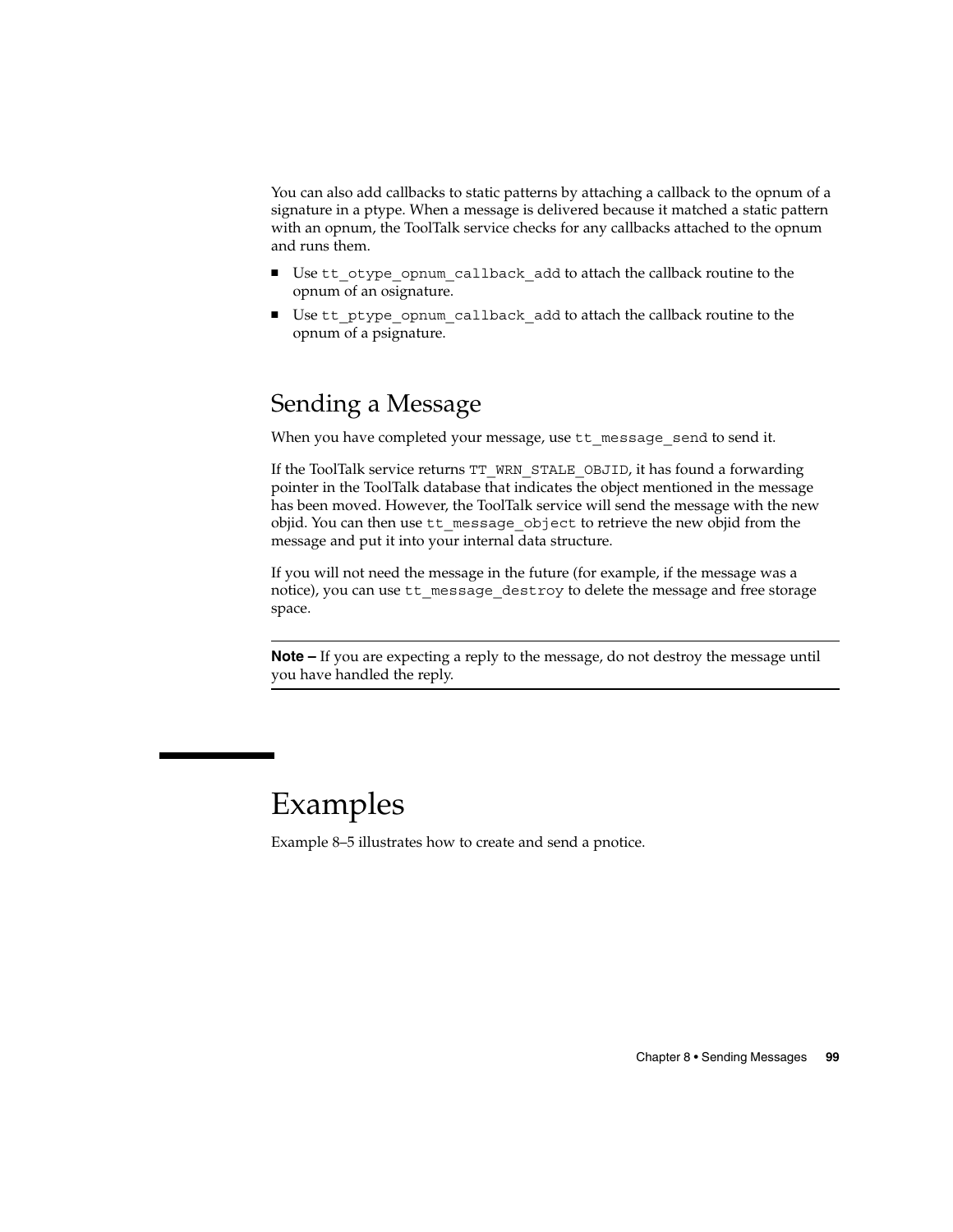You can also add callbacks to static patterns by attaching a callback to the opnum of a signature in a ptype. When a message is delivered because it matched a static pattern with an opnum, the ToolTalk service checks for any callbacks attached to the opnum and runs them.

- Use `tt_otype_opnum_callback_add` to attach the callback routine to the opnum of an osignature.
- Use `tt_ptype_opnum_callback_add` to attach the callback routine to the opnum of a psignature.

## Sending a Message

When you have completed your message, use `tt_message_send` to send it.

If the ToolTalk service returns `TT_WRN_STALE_OBJID`, it has found a forwarding pointer in the ToolTalk database that indicates the object mentioned in the message has been moved. However, the ToolTalk service will send the message with the new objid. You can then use `tt_message_object` to retrieve the new objid from the message and put it into your internal data structure.

If you will not need the message in the future (for example, if the message was a notice), you can use `tt_message_destroy` to delete the message and free storage space.

---

**Note –** If you are expecting a reply to the message, do not destroy the message until you have handled the reply.

---

# Examples

Example 8–5 illustrates how to create and send a pnotice.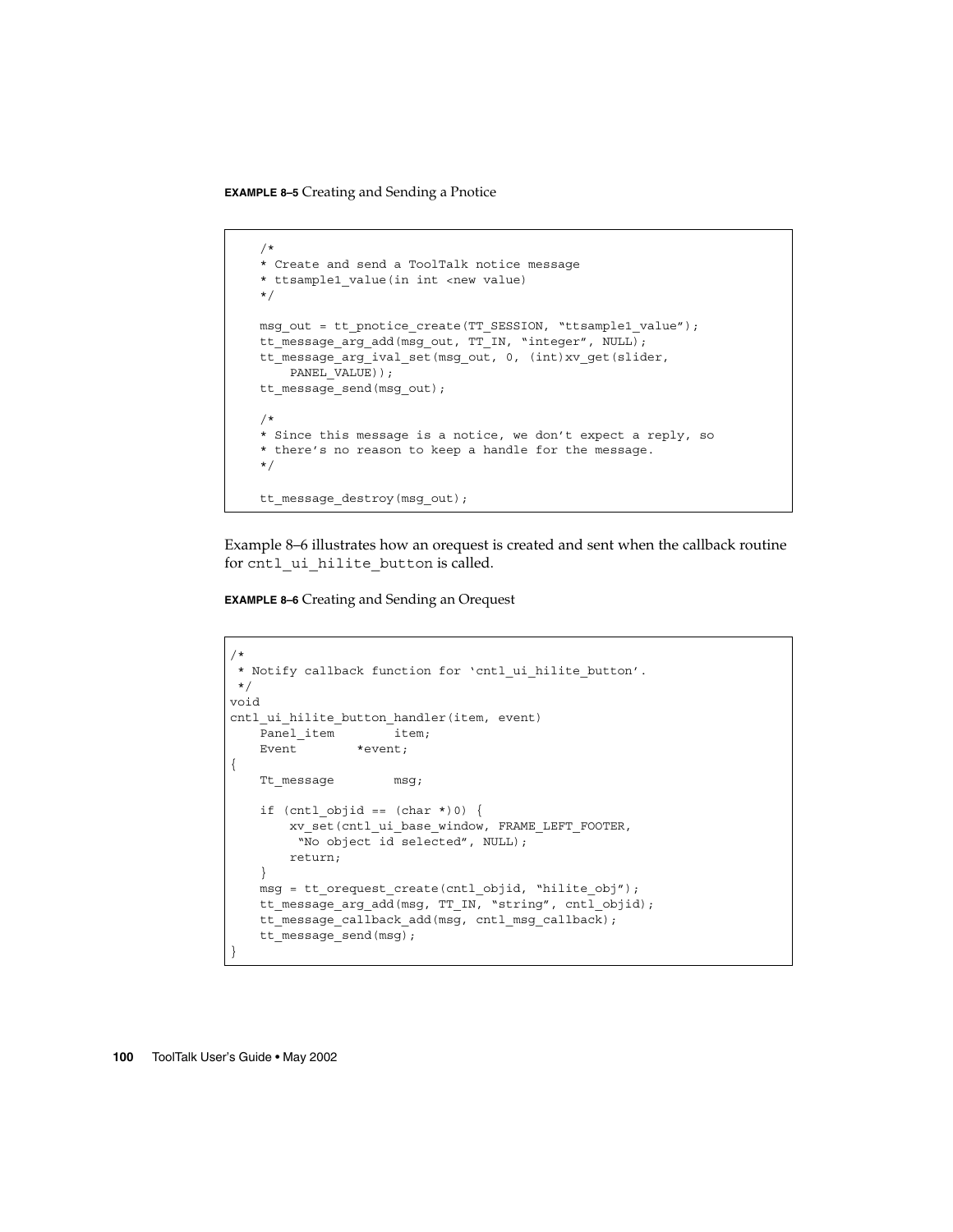**EXAMPLE 8–5** Creating and Sending a Pnotice

```
    /*
    * Create and send a ToolTalk notice message
    * ttsample1_value(in int <new value)
    */

    msg_out = tt_pnotice_create(TT_SESSION, "ttsample1_value");
    tt_message_arg_add(msg_out, TT_IN, "integer", NULL);
    tt_message_arg_ival_set(msg_out, 0, (int)xv_get(slider,
        PANEL_VALUE));
    tt_message_send(msg_out);

    /*
    * Since this message is a notice, we don't expect a reply, so
    * there's no reason to keep a handle for the message.
    */

    tt_message_destroy(msg_out);
```

Example 8–6 illustrates how an orequest is created and sent when the callback routine for `cntl_ui_hilite_button` is called.

**EXAMPLE 8–6** Creating and Sending an Orequest

```
/*
 * Notify callback function for 'cntl_ui_hilite_button'.
 */
void
cntl_ui_hilite_button_handler(item, event)
    Panel_item        item;
    Event        *event;
{
    Tt_message        msg;

    if (cntl_objid == (char *)0) {
        xv_set(cntl_ui_base_window, FRAME_LEFT_FOOTER,
         "No object id selected", NULL);
        return;
    }
    msg = tt_orequest_create(cntl_objid, "hilite_obj");
    tt_message_arg_add(msg, TT_IN, "string", cntl_objid);
    tt_message_callback_add(msg, cntl_msg_callback);
    tt_message_send(msg);
}
```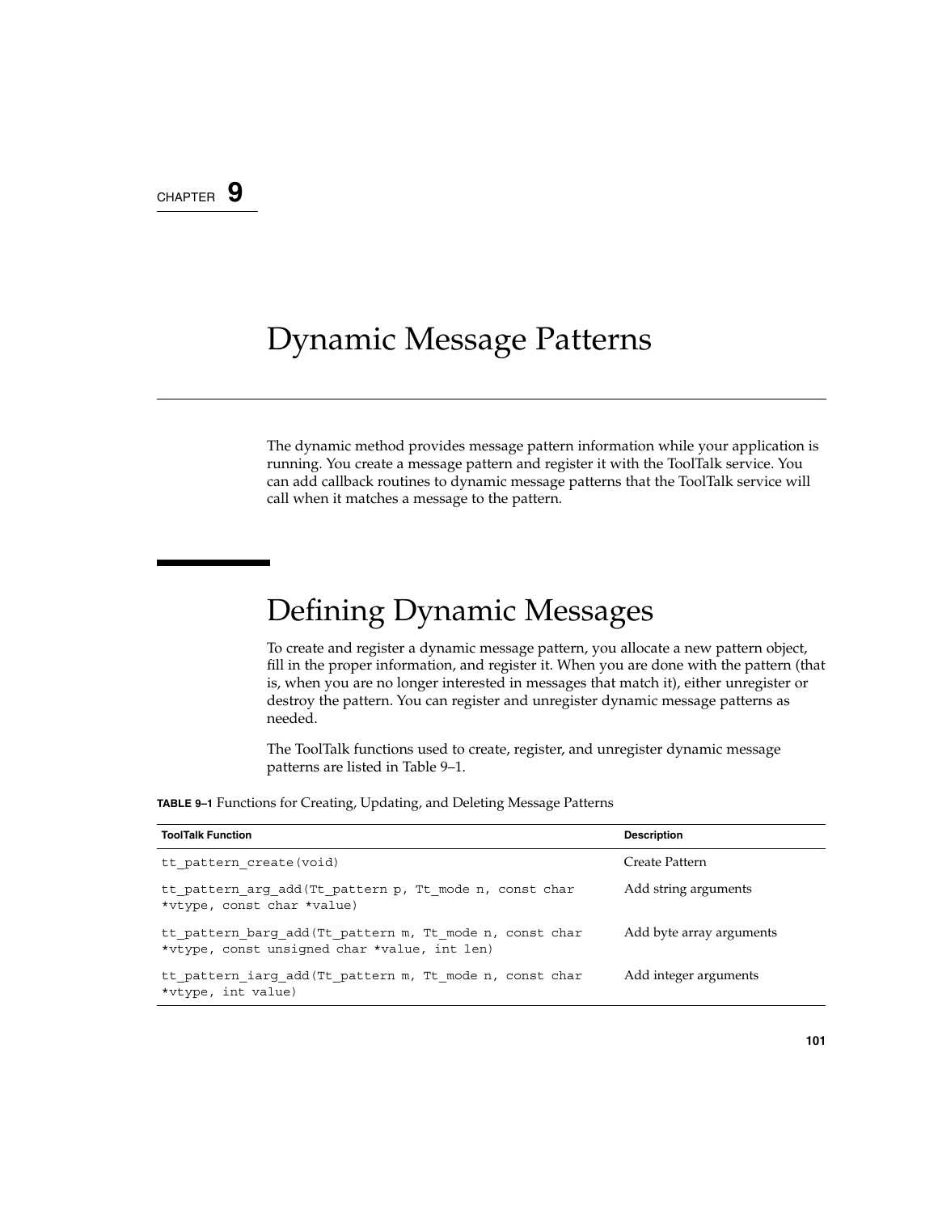CHAPTER 9

# Dynamic Message Patterns

The dynamic method provides message pattern information while your application is running. You create a message pattern and register it with the ToolTalk service. You can add callback routines to dynamic message patterns that the ToolTalk service will call when it matches a message to the pattern.

## Defining Dynamic Messages

To create and register a dynamic message pattern, you allocate a new pattern object, fill in the proper information, and register it. When you are done with the pattern (that is, when you are no longer interested in messages that match it), either unregister or destroy the pattern. You can register and unregister dynamic message patterns as needed.

The ToolTalk functions used to create, register, and unregister dynamic message patterns are listed in Table 9–1.

**TABLE 9–1** Functions for Creating, Updating, and Deleting Message Patterns

| ToolTalk Function | Description |
| --- | --- |
| `tt_pattern_create(void)` | Create Pattern |
| `tt_pattern_arg_add(Tt_pattern p, Tt_mode n, const char *vtype, const char *value)` | Add string arguments |
| `tt_pattern_barg_add(Tt_pattern m, Tt_mode n, const char *vtype, const unsigned char *value, int len)` | Add byte array arguments |
| `tt_pattern_iarg_add(Tt_pattern m, Tt_mode n, const char *vtype, int value)` | Add integer arguments |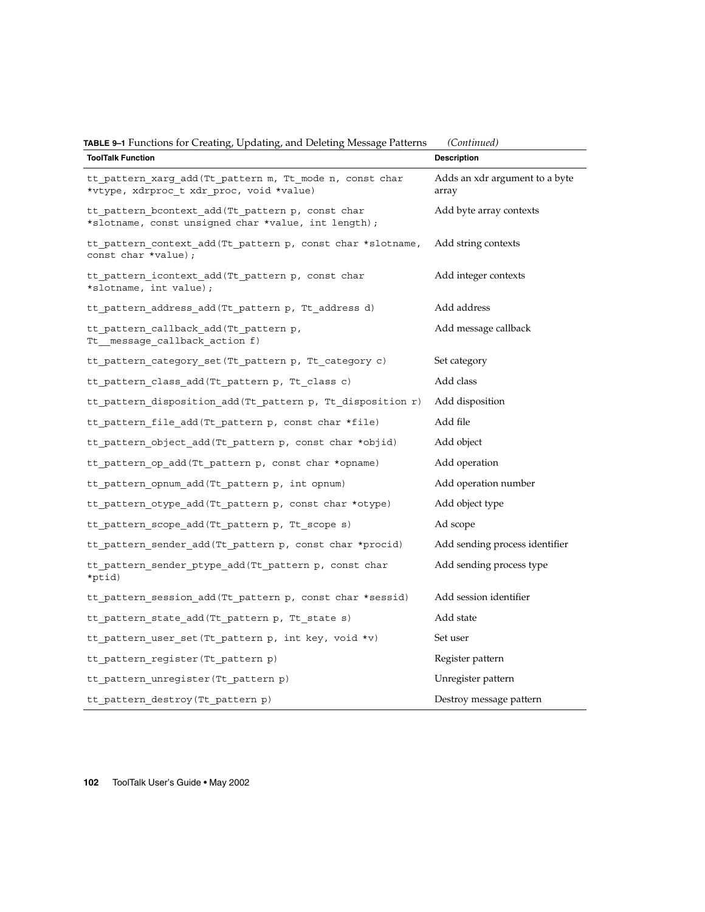**TABLE 9–1** Functions for Creating, Updating, and Deleting Message Patterns *(Continued)*

| ToolTalk Function | Description |
| --- | --- |
| `tt_pattern_xarg_add(Tt_pattern m, Tt_mode n, const char *vtype, xdrproc_t xdr_proc, void *value)` | Adds an xdr argument to a byte array |
| `tt_pattern_bcontext_add(Tt_pattern p, const char *slotname, const unsigned char *value, int length);` | Add byte array contexts |
| `tt_pattern_context_add(Tt_pattern p, const char *slotname, const char *value);` | Add string contexts |
| `tt_pattern_icontext_add(Tt_pattern p, const char *slotname, int value);` | Add integer contexts |
| `tt_pattern_address_add(Tt_pattern p, Tt_address d)` | Add address |
| `tt_pattern_callback_add(Tt_pattern p, Tt__message_callback_action f)` | Add message callback |
| `tt_pattern_category_set(Tt_pattern p, Tt_category c)` | Set category |
| `tt_pattern_class_add(Tt_pattern p, Tt_class c)` | Add class |
| `tt_pattern_disposition_add(Tt_pattern p, Tt_disposition r)` | Add disposition |
| `tt_pattern_file_add(Tt_pattern p, const char *file)` | Add file |
| `tt_pattern_object_add(Tt_pattern p, const char *objid)` | Add object |
| `tt_pattern_op_add(Tt_pattern p, const char *opname)` | Add operation |
| `tt_pattern_opnum_add(Tt_pattern p, int opnum)` | Add operation number |
| `tt_pattern_otype_add(Tt_pattern p, const char *otype)` | Add object type |
| `tt_pattern_scope_add(Tt_pattern p, Tt_scope s)` | Ad scope |
| `tt_pattern_sender_add(Tt_pattern p, const char *procid)` | Add sending process identifier |
| `tt_pattern_sender_ptype_add(Tt_pattern p, const char *ptid)` | Add sending process type |
| `tt_pattern_session_add(Tt_pattern p, const char *sessid)` | Add session identifier |
| `tt_pattern_state_add(Tt_pattern p, Tt_state s)` | Add state |
| `tt_pattern_user_set(Tt_pattern p, int key, void *v)` | Set user |
| `tt_pattern_register(Tt_pattern p)` | Register pattern |
| `tt_pattern_unregister(Tt_pattern p)` | Unregister pattern |
| `tt_pattern_destroy(Tt_pattern p)` | Destroy message pattern |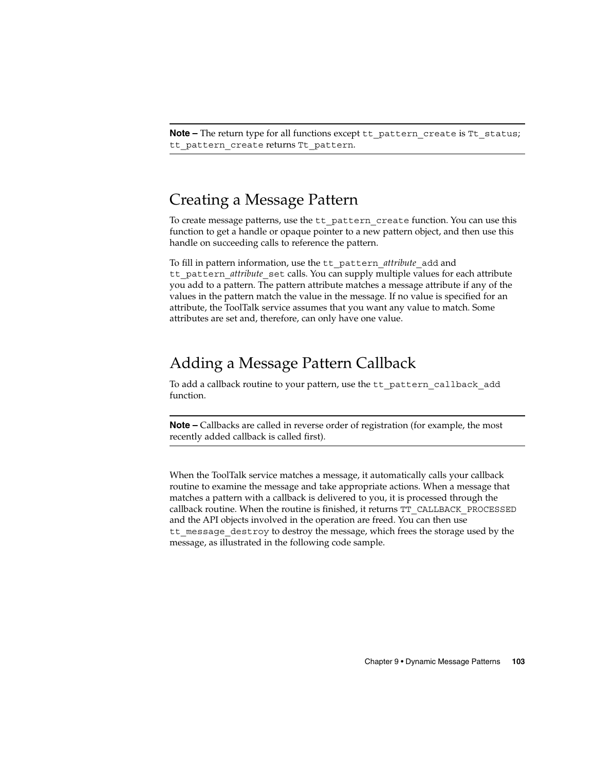**Note –** The return type for all functions except `tt_pattern_create` is `Tt_status`; `tt_pattern_create` returns `Tt_pattern`.

## Creating a Message Pattern

To create message patterns, use the `tt_pattern_create` function. You can use this function to get a handle or opaque pointer to a new pattern object, and then use this handle on succeeding calls to reference the pattern.

To fill in pattern information, use the `tt_pattern_`*attribute*`_add` and `tt_pattern_`*attribute*`_set` calls. You can supply multiple values for each attribute you add to a pattern. The pattern attribute matches a message attribute if any of the values in the pattern match the value in the message. If no value is specified for an attribute, the ToolTalk service assumes that you want any value to match. Some attributes are set and, therefore, can only have one value.

## Adding a Message Pattern Callback

To add a callback routine to your pattern, use the `tt_pattern_callback_add` function.

**Note –** Callbacks are called in reverse order of registration (for example, the most recently added callback is called first).

When the ToolTalk service matches a message, it automatically calls your callback routine to examine the message and take appropriate actions. When a message that matches a pattern with a callback is delivered to you, it is processed through the callback routine. When the routine is finished, it returns `TT_CALLBACK_PROCESSED` and the API objects involved in the operation are freed. You can then use `tt_message_destroy` to destroy the message, which frees the storage used by the message, as illustrated in the following code sample.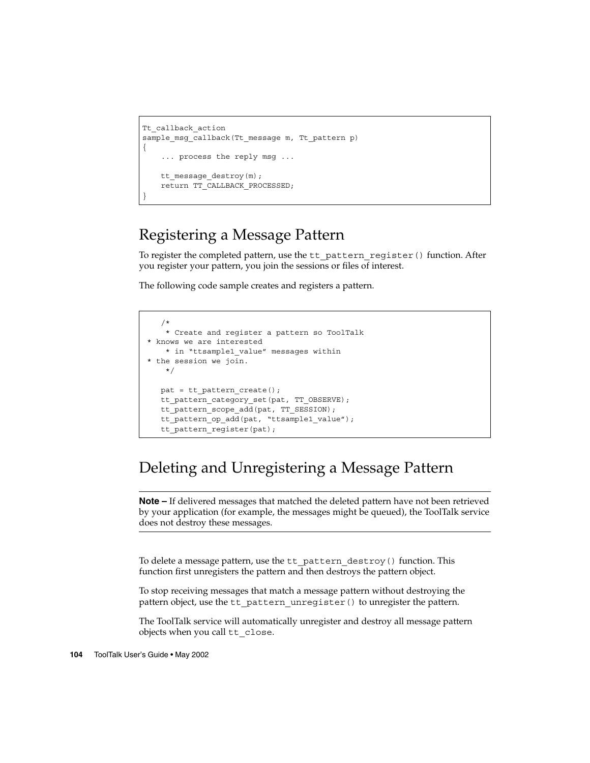```
Tt_callback_action
sample_msg_callback(Tt_message m, Tt_pattern p)
{
    ... process the reply msg ...

    tt_message_destroy(m);
    return TT_CALLBACK_PROCESSED;
}
```

## Registering a Message Pattern

To register the completed pattern, use the `tt_pattern_register()` function. After you register your pattern, you join the sessions or files of interest.

The following code sample creates and registers a pattern.

```
    /*
     * Create and register a pattern so ToolTalk
 * knows we are interested
     * in "ttsample1_value" messages within
 * the session we join.
     */

    pat = tt_pattern_create();
    tt_pattern_category_set(pat, TT_OBSERVE);
    tt_pattern_scope_add(pat, TT_SESSION);
    tt_pattern_op_add(pat, "ttsample1_value");
    tt_pattern_register(pat);
```

## Deleting and Unregistering a Message Pattern

---

**Note –** If delivered messages that matched the deleted pattern have not been retrieved by your application (for example, the messages might be queued), the ToolTalk service does not destroy these messages.

---

To delete a message pattern, use the `tt_pattern_destroy()` function. This function first unregisters the pattern and then destroys the pattern object.

To stop receiving messages that match a message pattern without destroying the pattern object, use the `tt_pattern_unregister()` to unregister the pattern.

The ToolTalk service will automatically unregister and destroy all message pattern objects when you call `tt_close`.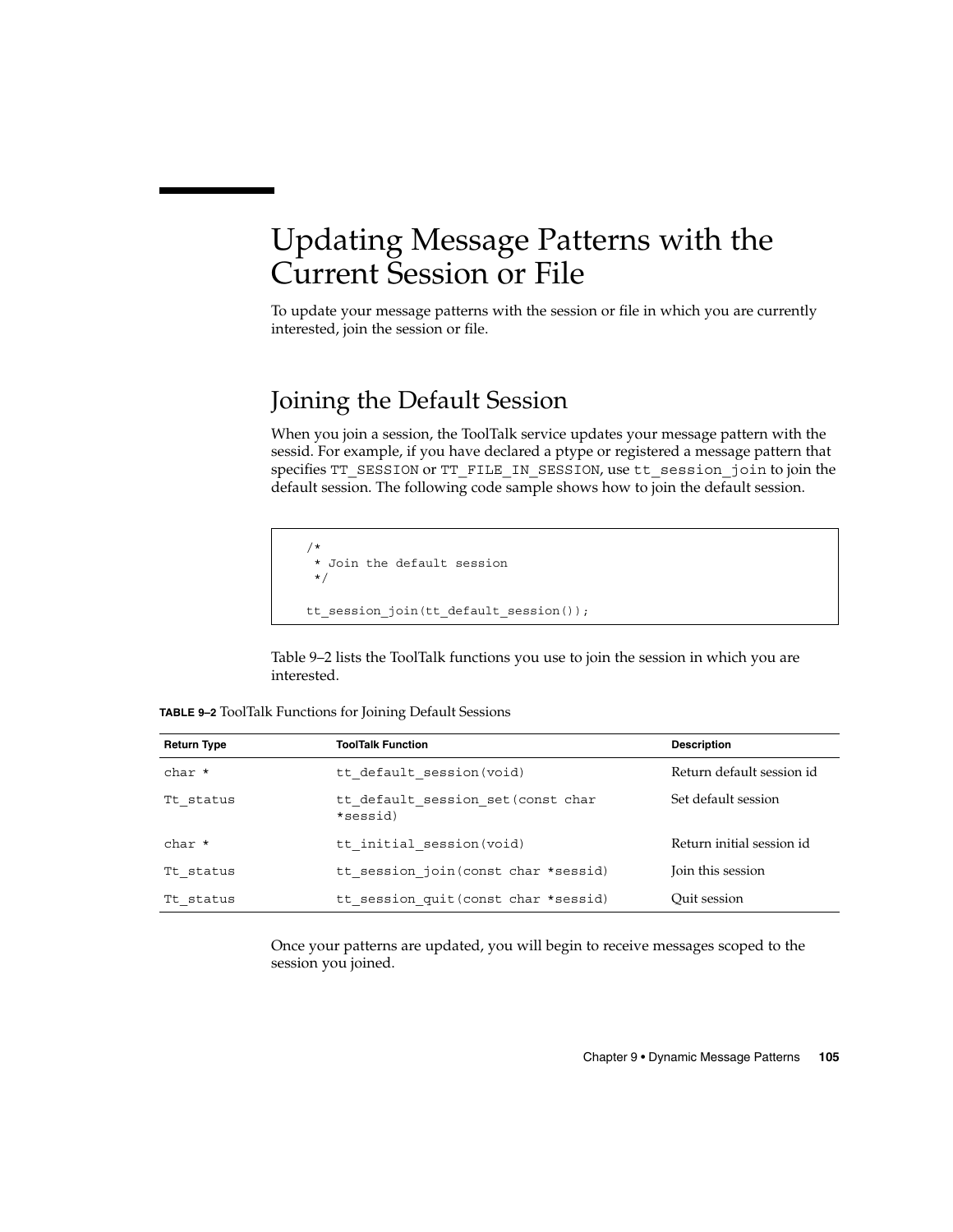# Updating Message Patterns with the Current Session or File

To update your message patterns with the session or file in which you are currently interested, join the session or file.

## Joining the Default Session

When you join a session, the ToolTalk service updates your message pattern with the sessid. For example, if you have declared a ptype or registered a message pattern that specifies `TT_SESSION` or `TT_FILE_IN_SESSION`, use `tt_session_join` to join the default session. The following code sample shows how to join the default session.

```
/*
 * Join the default session
 */

tt_session_join(tt_default_session());
```

Table 9–2 lists the ToolTalk functions you use to join the session in which you are interested.

**TABLE 9–2** ToolTalk Functions for Joining Default Sessions

| Return Type | ToolTalk Function | Description |
| --- | --- | --- |
| `char *` | `tt_default_session(void)` | Return default session id |
| `Tt_status` | `tt_default_session_set(const char *sessid)` | Set default session |
| `char *` | `tt_initial_session(void)` | Return initial session id |
| `Tt_status` | `tt_session_join(const char *sessid)` | Join this session |
| `Tt_status` | `tt_session_quit(const char *sessid)` | Quit session |

Once your patterns are updated, you will begin to receive messages scoped to the session you joined.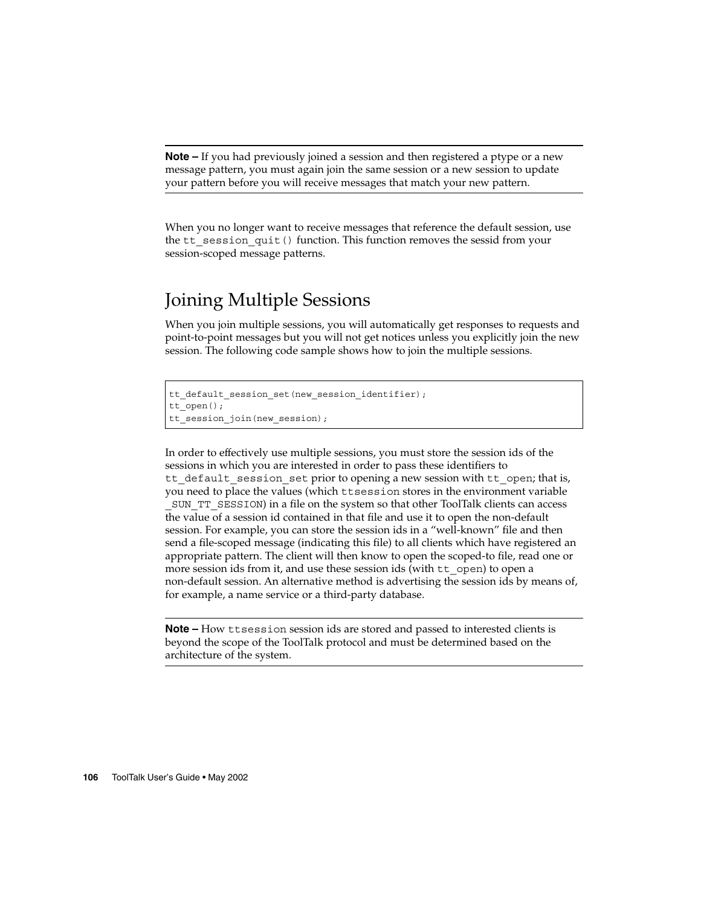**Note –** If you had previously joined a session and then registered a ptype or a new message pattern, you must again join the same session or a new session to update your pattern before you will receive messages that match your new pattern.

When you no longer want to receive messages that reference the default session, use the `tt_session_quit()` function. This function removes the sessid from your session-scoped message patterns.

## Joining Multiple Sessions

When you join multiple sessions, you will automatically get responses to requests and point-to-point messages but you will not get notices unless you explicitly join the new session. The following code sample shows how to join the multiple sessions.

```
tt_default_session_set(new_session_identifier);
tt_open();
tt_session_join(new_session);
```

In order to effectively use multiple sessions, you must store the session ids of the sessions in which you are interested in order to pass these identifiers to `tt_default_session_set` prior to opening a new session with `tt_open`; that is, you need to place the values (which `ttsession` stores in the environment variable `_SUN_TT_SESSION`) in a file on the system so that other ToolTalk clients can access the value of a session id contained in that file and use it to open the non-default session. For example, you can store the session ids in a "well-known" file and then send a file-scoped message (indicating this file) to all clients which have registered an appropriate pattern. The client will then know to open the scoped-to file, read one or more session ids from it, and use these session ids (with `tt_open`) to open a non-default session. An alternative method is advertising the session ids by means of, for example, a name service or a third-party database.

**Note –** How `ttsession` session ids are stored and passed to interested clients is beyond the scope of the ToolTalk protocol and must be determined based on the architecture of the system.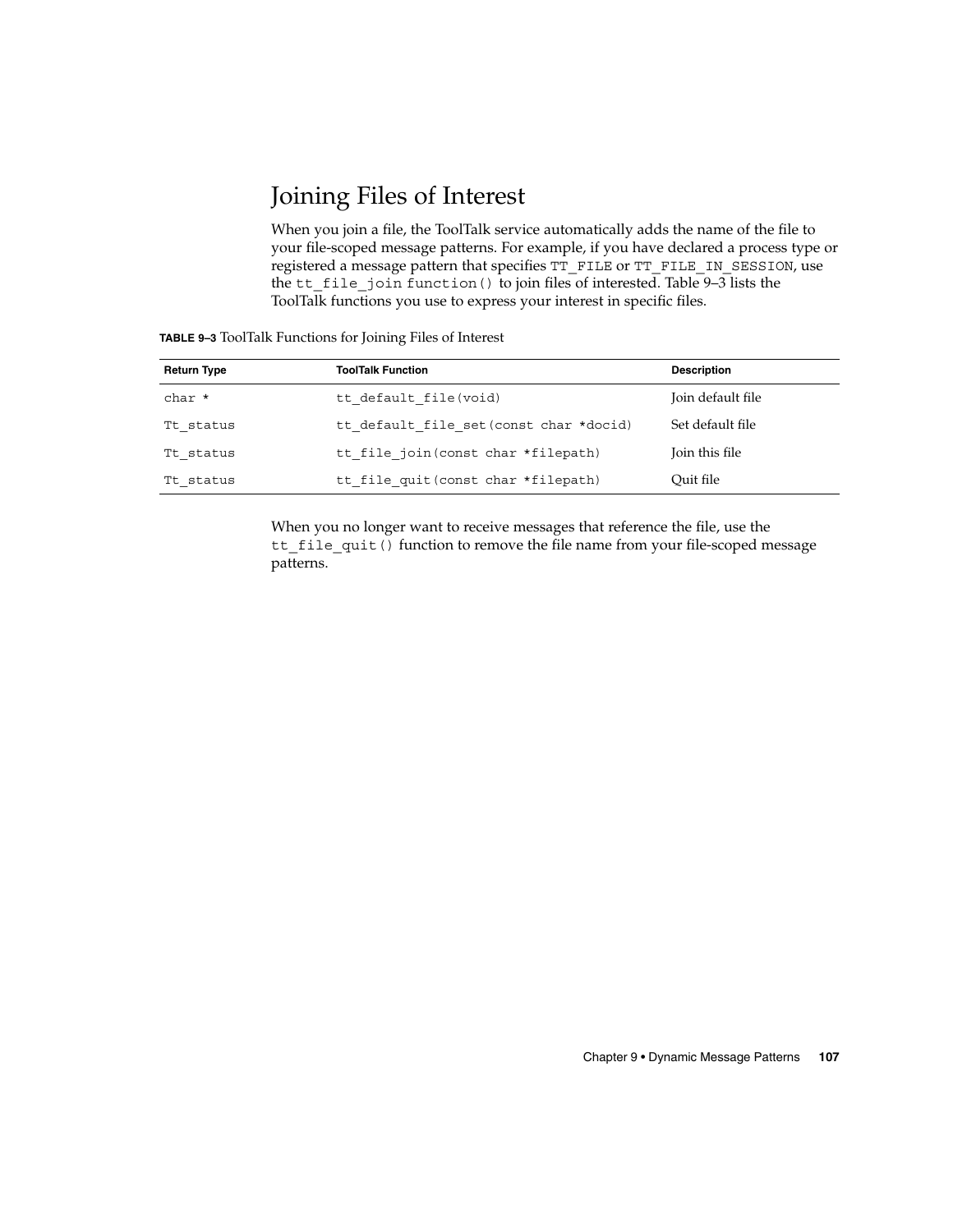## Joining Files of Interest

When you join a file, the ToolTalk service automatically adds the name of the file to your file-scoped message patterns. For example, if you have declared a process type or registered a message pattern that specifies `TT_FILE` or `TT_FILE_IN_SESSION`, use the `tt_file_join function()` to join files of interested. Table 9–3 lists the ToolTalk functions you use to express your interest in specific files.

**TABLE 9–3** ToolTalk Functions for Joining Files of Interest

| Return Type | ToolTalk Function | Description |
| --- | --- | --- |
| `char *` | `tt_default_file(void)` | Join default file |
| `Tt_status` | `tt_default_file_set(const char *docid)` | Set default file |
| `Tt_status` | `tt_file_join(const char *filepath)` | Join this file |
| `Tt_status` | `tt_file_quit(const char *filepath)` | Quit file |

When you no longer want to receive messages that reference the file, use the `tt_file_quit()` function to remove the file name from your file-scoped message patterns.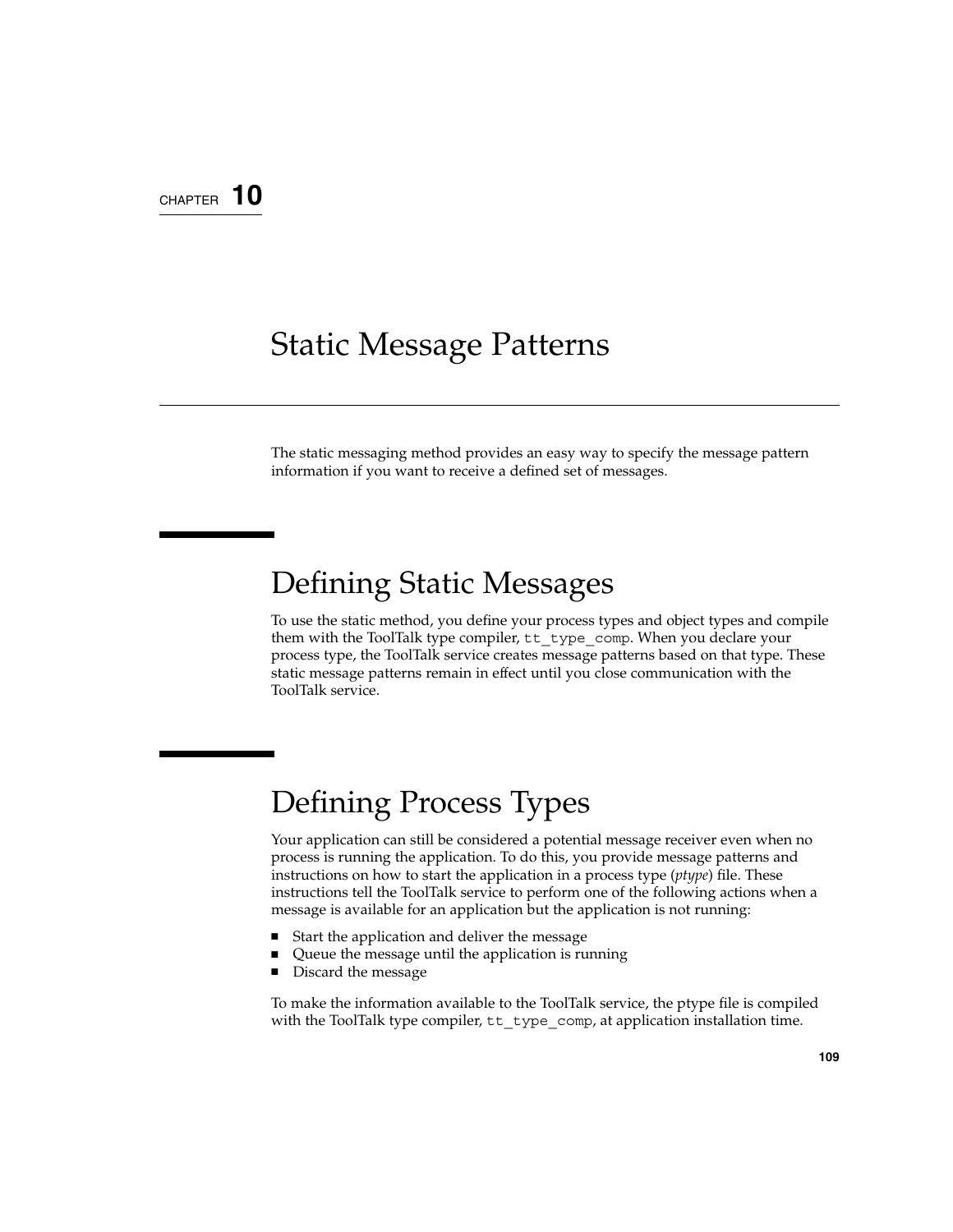CHAPTER 10

# Static Message Patterns

The static messaging method provides an easy way to specify the message pattern information if you want to receive a defined set of messages.

## Defining Static Messages

To use the static method, you define your process types and object types and compile them with the ToolTalk type compiler, `tt_type_comp`. When you declare your process type, the ToolTalk service creates message patterns based on that type. These static message patterns remain in effect until you close communication with the ToolTalk service.

## Defining Process Types

Your application can still be considered a potential message receiver even when no process is running the application. To do this, you provide message patterns and instructions on how to start the application in a process type (*ptype*) file. These instructions tell the ToolTalk service to perform one of the following actions when a message is available for an application but the application is not running:

- Start the application and deliver the message
- Queue the message until the application is running
- Discard the message

To make the information available to the ToolTalk service, the ptype file is compiled with the ToolTalk type compiler, `tt_type_comp`, at application installation time.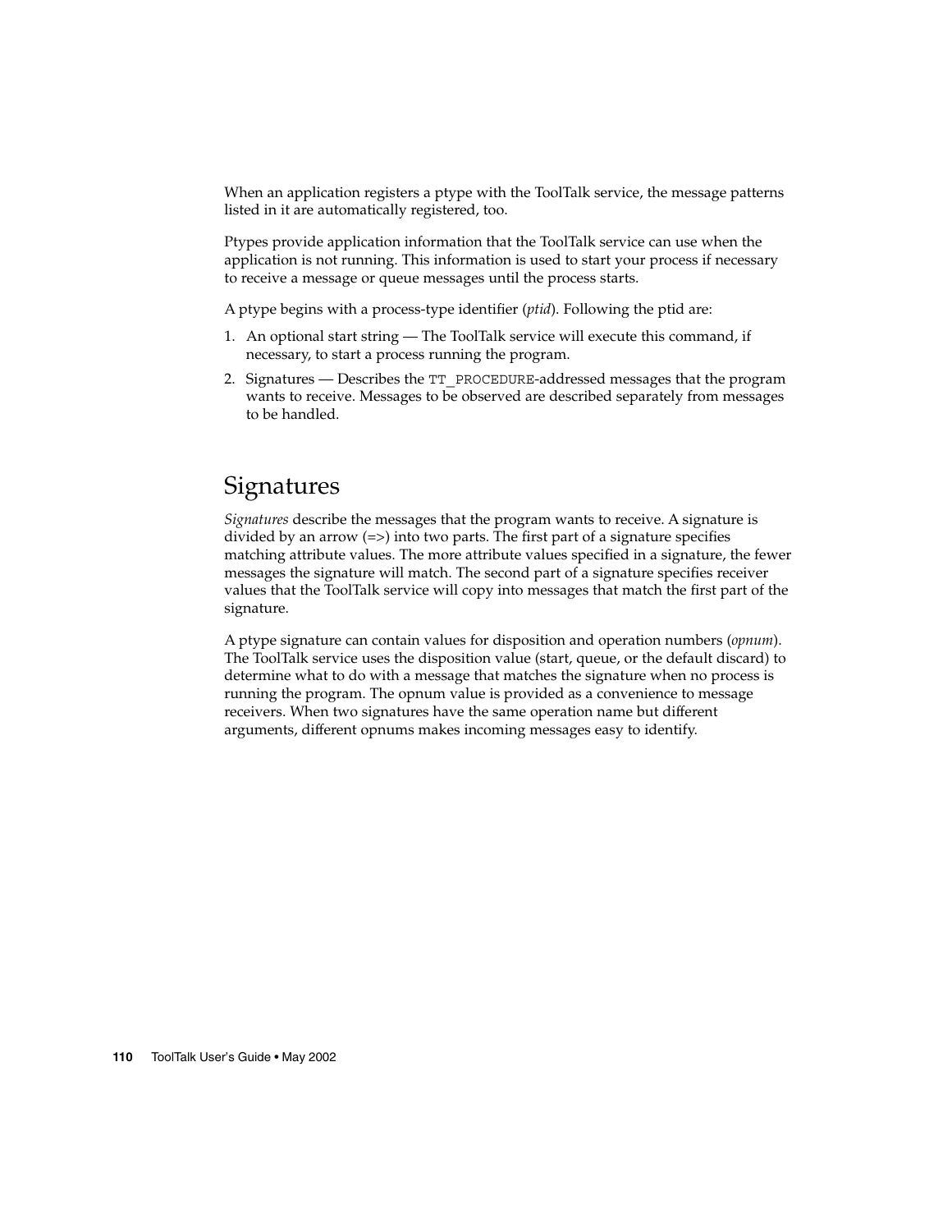When an application registers a ptype with the ToolTalk service, the message patterns listed in it are automatically registered, too.

Ptypes provide application information that the ToolTalk service can use when the application is not running. This information is used to start your process if necessary to receive a message or queue messages until the process starts.

A ptype begins with a process-type identifier (*ptid*). Following the ptid are:

1. An optional start string — The ToolTalk service will execute this command, if necessary, to start a process running the program.
2. Signatures — Describes the `TT_PROCEDURE`-addressed messages that the program wants to receive. Messages to be observed are described separately from messages to be handled.

## Signatures

*Signatures* describe the messages that the program wants to receive. A signature is divided by an arrow (=>) into two parts. The first part of a signature specifies matching attribute values. The more attribute values specified in a signature, the fewer messages the signature will match. The second part of a signature specifies receiver values that the ToolTalk service will copy into messages that match the first part of the signature.

A ptype signature can contain values for disposition and operation numbers (*opnum*). The ToolTalk service uses the disposition value (start, queue, or the default discard) to determine what to do with a message that matches the signature when no process is running the program. The opnum value is provided as a convenience to message receivers. When two signatures have the same operation name but different arguments, different opnums makes incoming messages easy to identify.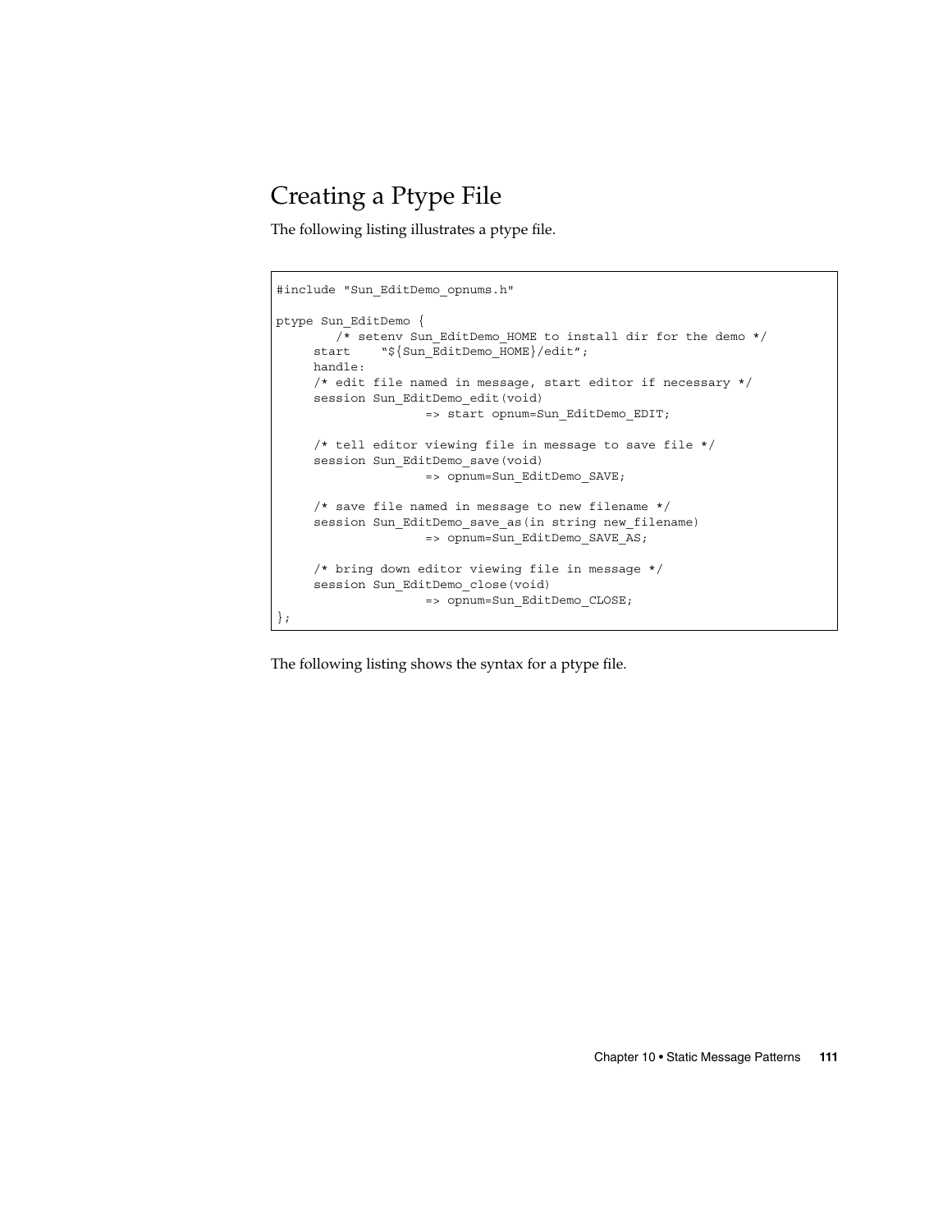## Creating a Ptype File

The following listing illustrates a ptype file.

```
#include "Sun_EditDemo_opnums.h"

ptype Sun_EditDemo {
        /* setenv Sun_EditDemo_HOME to install dir for the demo */
     start    "${Sun_EditDemo_HOME}/edit";
     handle:
     /* edit file named in message, start editor if necessary */
     session Sun_EditDemo_edit(void)
                    => start opnum=Sun_EditDemo_EDIT;

     /* tell editor viewing file in message to save file */
     session Sun_EditDemo_save(void)
                    => opnum=Sun_EditDemo_SAVE;

     /* save file named in message to new filename */
     session Sun_EditDemo_save_as(in string new_filename)
                    => opnum=Sun_EditDemo_SAVE_AS;

     /* bring down editor viewing file in message */
     session Sun_EditDemo_close(void)
                    => opnum=Sun_EditDemo_CLOSE;
};
```

The following listing shows the syntax for a ptype file.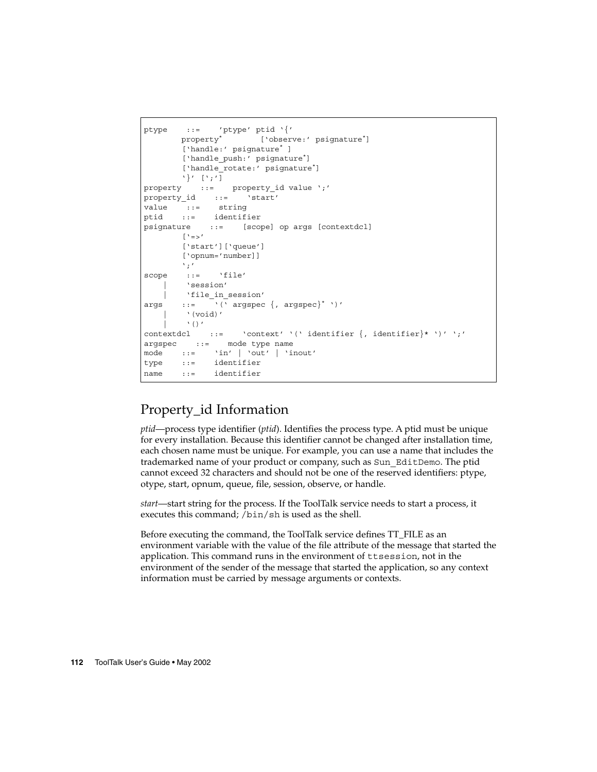```
ptype    ::=    'ptype' ptid '{'
        property*         ['observe:' psignature*]
        ['handle:' psignature* ]
        ['handle_push:' psignature*]
        ['handle_rotate:' psignature*]
        '}' [';']
property    ::=    property_id value ';'
property_id    ::=    'start'
value    ::=    string
ptid    ::=    identifier
psignature    ::=    [scope] op args [contextdcl]
        ['=>'
        ['start']['queue']
        ['opnum='number]]
        ';'
scope    ::=    'file'
    |    'session'
    |    'file_in_session'
args    ::=    '(' argspec {, argspec}* ')'
    |    '(void)'
    |    '()'
contextdcl    ::=    'context' '(' identifier {, identifier}* ')' ';'
argspec    ::=    mode type name
mode    ::=    'in' | 'out' | 'inout'
type    ::=    identifier
name    ::=    identifier
```

## Property_id Information

*ptid*—process type identifier (*ptid*). Identifies the process type. A ptid must be unique for every installation. Because this identifier cannot be changed after installation time, each chosen name must be unique. For example, you can use a name that includes the trademarked name of your product or company, such as `Sun_EditDemo`. The ptid cannot exceed 32 characters and should not be one of the reserved identifiers: ptype, otype, start, opnum, queue, file, session, observe, or handle.

*start*—start string for the process. If the ToolTalk service needs to start a process, it executes this command; `/bin/sh` is used as the shell.

Before executing the command, the ToolTalk service defines TT_FILE as an environment variable with the value of the file attribute of the message that started the application. This command runs in the environment of `ttsession`, not in the environment of the sender of the message that started the application, so any context information must be carried by message arguments or contexts.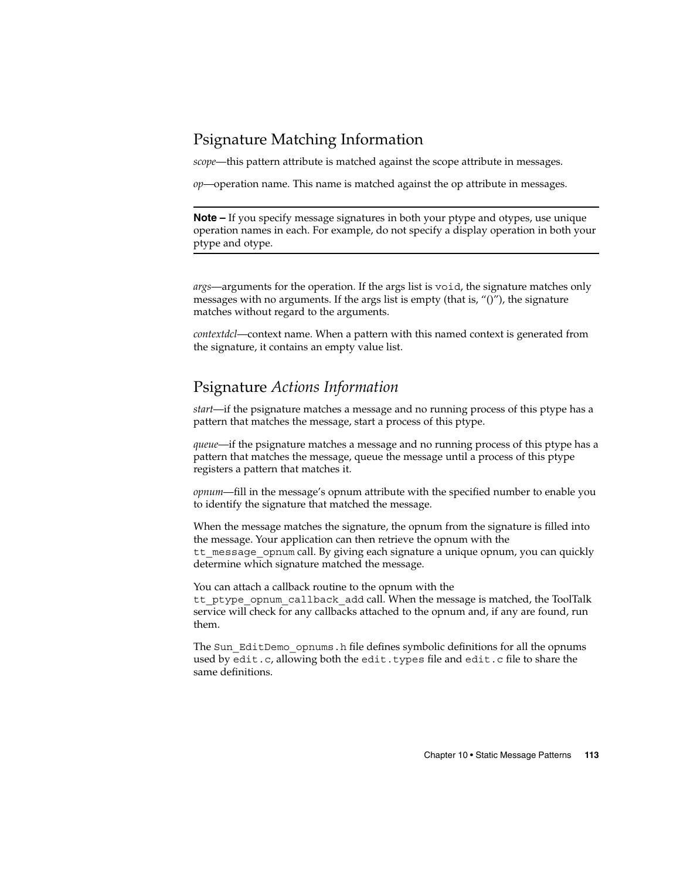## Psignature Matching Information

*scope*—this pattern attribute is matched against the scope attribute in messages.

*op*—operation name. This name is matched against the op attribute in messages.

---

**Note –** If you specify message signatures in both your ptype and otypes, use unique operation names in each. For example, do not specify a display operation in both your ptype and otype.

---

*args*—arguments for the operation. If the args list is `void`, the signature matches only messages with no arguments. If the args list is empty (that is, "()"), the signature matches without regard to the arguments.

*contextdcl*—context name. When a pattern with this named context is generated from the signature, it contains an empty value list.

## Psignature *Actions Information*

*start*—if the psignature matches a message and no running process of this ptype has a pattern that matches the message, start a process of this ptype.

*queue*—if the psignature matches a message and no running process of this ptype has a pattern that matches the message, queue the message until a process of this ptype registers a pattern that matches it.

*opnum*—fill in the message's opnum attribute with the specified number to enable you to identify the signature that matched the message.

When the message matches the signature, the opnum from the signature is filled into the message. Your application can then retrieve the opnum with the `tt_message_opnum` call. By giving each signature a unique opnum, you can quickly determine which signature matched the message.

You can attach a callback routine to the opnum with the `tt_ptype_opnum_callback_add` call. When the message is matched, the ToolTalk service will check for any callbacks attached to the opnum and, if any are found, run them.

The `Sun_EditDemo_opnums.h` file defines symbolic definitions for all the opnums used by `edit.c`, allowing both the `edit.types` file and `edit.c` file to share the same definitions.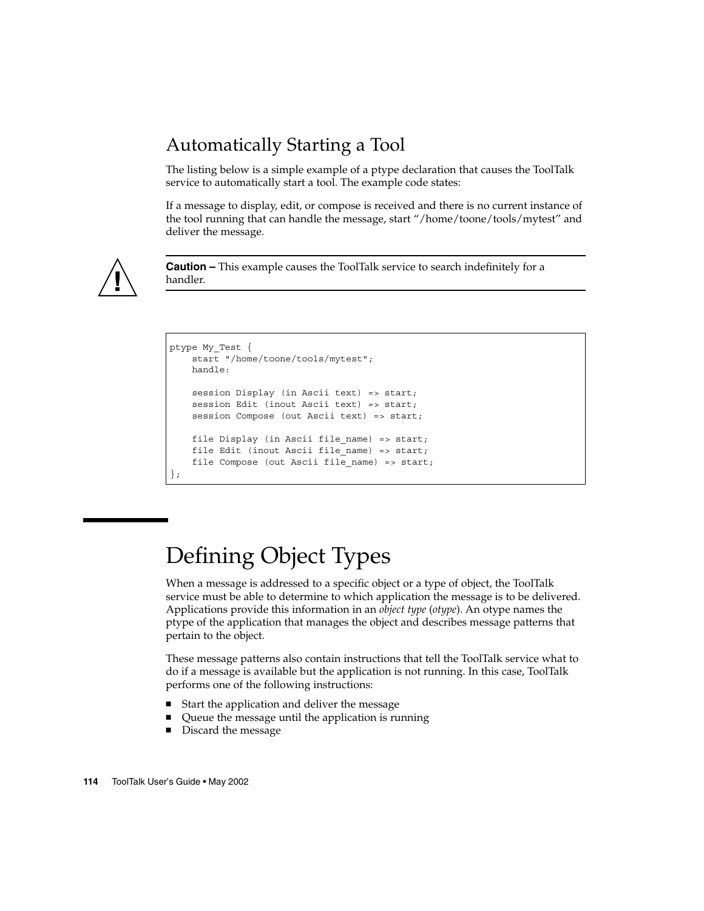## Automatically Starting a Tool

The listing below is a simple example of a ptype declaration that causes the ToolTalk service to automatically start a tool. The example code states:

If a message to display, edit, or compose is received and there is no current instance of the tool running that can handle the message, start "/home/toone/tools/mytest" and deliver the message.

---

**Caution –** This example causes the ToolTalk service to search indefinitely for a handler.

---

```
ptype My_Test {
    start "/home/toone/tools/mytest";
    handle:

    session Display (in Ascii text) => start;
    session Edit (inout Ascii text) => start;
    session Compose (out Ascii text) => start;

    file Display (in Ascii file_name) => start;
    file Edit (inout Ascii file_name) => start;
    file Compose (out Ascii file_name) => start;
};
```

# Defining Object Types

When a message is addressed to a specific object or a type of object, the ToolTalk service must be able to determine to which application the message is to be delivered. Applications provide this information in an *object type* (*otype*). An otype names the ptype of the application that manages the object and describes message patterns that pertain to the object.

These message patterns also contain instructions that tell the ToolTalk service what to do if a message is available but the application is not running. In this case, ToolTalk performs one of the following instructions:

- Start the application and deliver the message
- Queue the message until the application is running
- Discard the message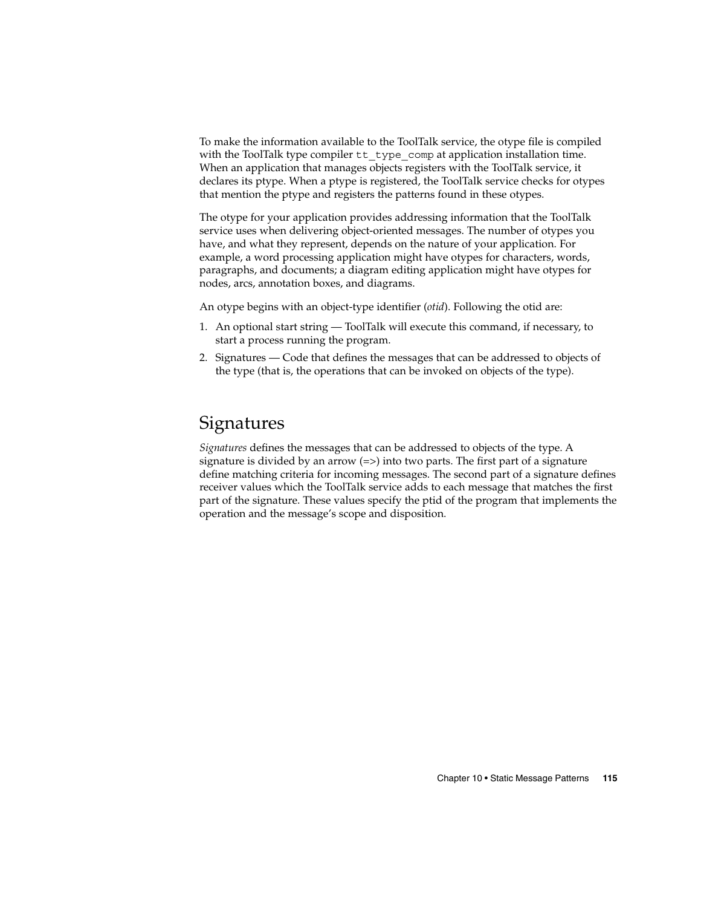To make the information available to the ToolTalk service, the otype file is compiled with the ToolTalk type compiler `tt_type_comp` at application installation time. When an application that manages objects registers with the ToolTalk service, it declares its ptype. When a ptype is registered, the ToolTalk service checks for otypes that mention the ptype and registers the patterns found in these otypes.

The otype for your application provides addressing information that the ToolTalk service uses when delivering object-oriented messages. The number of otypes you have, and what they represent, depends on the nature of your application. For example, a word processing application might have otypes for characters, words, paragraphs, and documents; a diagram editing application might have otypes for nodes, arcs, annotation boxes, and diagrams.

An otype begins with an object-type identifier (*otid*). Following the otid are:

1. An optional start string — ToolTalk will execute this command, if necessary, to start a process running the program.
2. Signatures — Code that defines the messages that can be addressed to objects of the type (that is, the operations that can be invoked on objects of the type).

## Signatures

*Signatures* defines the messages that can be addressed to objects of the type. A signature is divided by an arrow (=>) into two parts. The first part of a signature define matching criteria for incoming messages. The second part of a signature defines receiver values which the ToolTalk service adds to each message that matches the first part of the signature. These values specify the ptid of the program that implements the operation and the message's scope and disposition.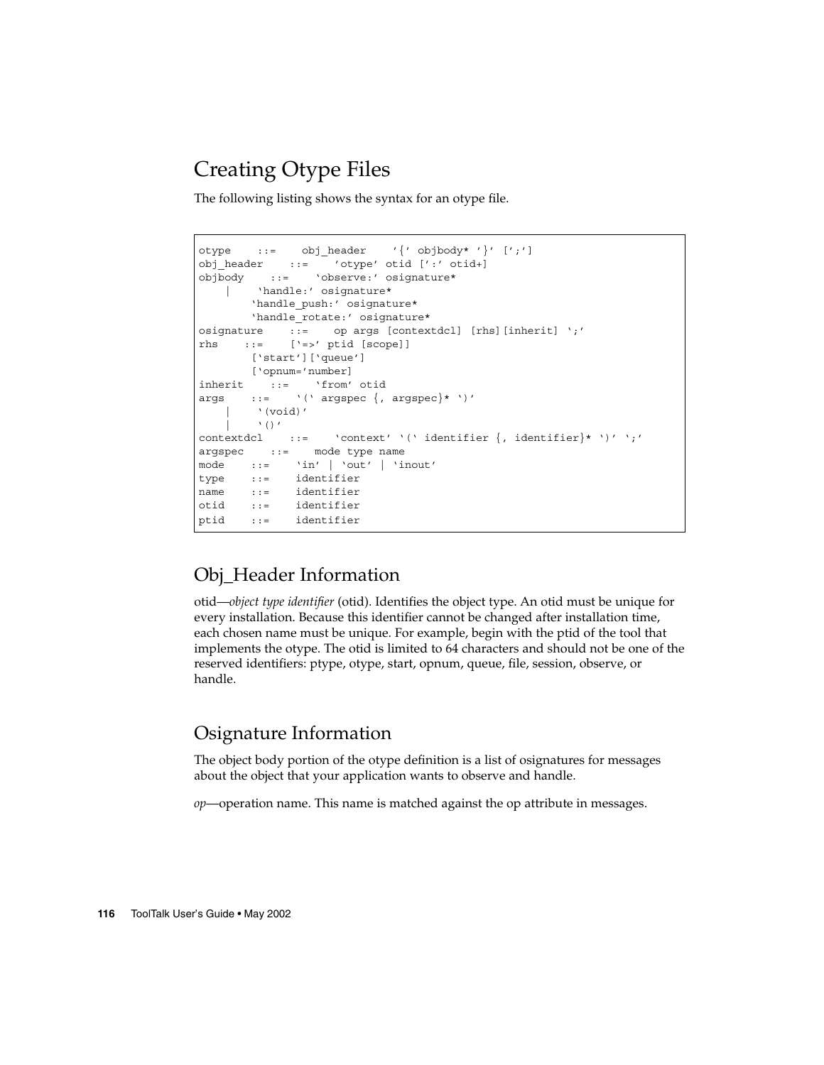## Creating Otype Files

The following listing shows the syntax for an otype file.

```
otype    ::=    obj_header    '{' objbody* '}' [';']
obj_header    ::=    'otype' otid [':' otid+]
objbody    ::=    'observe:' osignature*
    |    'handle:' osignature*
        'handle_push:' osignature*
        'handle_rotate:' osignature*
osignature    ::=    op args [contextdcl] [rhs][inherit] ';'
rhs    ::=    ['=>' ptid [scope]]
        ['start']['queue']
        ['opnum='number]
inherit    ::=    'from' otid
args    ::=    '(' argspec {, argspec}* ')'
    |    '(void)'
    |    '()'
contextdcl    ::=    'context' '(' identifier {, identifier}* ')' ';'
argspec    ::=    mode type name
mode    ::=    'in' | 'out' | 'inout'
type    ::=    identifier
name    ::=    identifier
otid    ::=    identifier
ptid    ::=    identifier
```

### Obj_Header Information

otid—*object type identifier* (otid). Identifies the object type. An otid must be unique for every installation. Because this identifier cannot be changed after installation time, each chosen name must be unique. For example, begin with the ptid of the tool that implements the otype. The otid is limited to 64 characters and should not be one of the reserved identifiers: ptype, otype, start, opnum, queue, file, session, observe, or handle.

### Osignature Information

The object body portion of the otype definition is a list of osignatures for messages about the object that your application wants to observe and handle.

*op*—operation name. This name is matched against the op attribute in messages.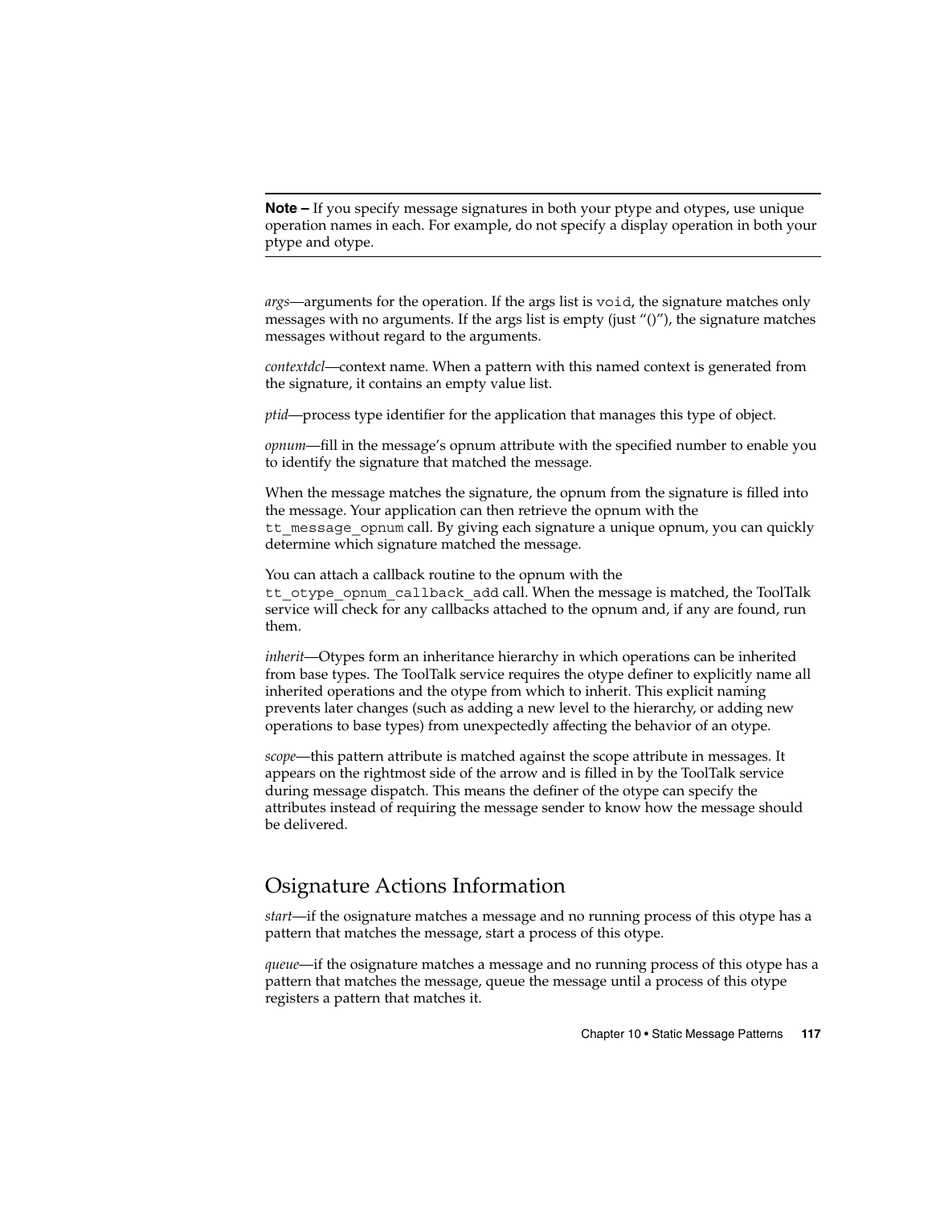---

**Note –** If you specify message signatures in both your ptype and otypes, use unique operation names in each. For example, do not specify a display operation in both your ptype and otype.

---

*args*—arguments for the operation. If the args list is `void`, the signature matches only messages with no arguments. If the args list is empty (just "()"), the signature matches messages without regard to the arguments.

*contextdcl*—context name. When a pattern with this named context is generated from the signature, it contains an empty value list.

*ptid*—process type identifier for the application that manages this type of object.

*opnum*—fill in the message's opnum attribute with the specified number to enable you to identify the signature that matched the message.

When the message matches the signature, the opnum from the signature is filled into the message. Your application can then retrieve the opnum with the `tt_message_opnum` call. By giving each signature a unique opnum, you can quickly determine which signature matched the message.

You can attach a callback routine to the opnum with the `tt_otype_opnum_callback_add` call. When the message is matched, the ToolTalk service will check for any callbacks attached to the opnum and, if any are found, run them.

*inherit*—Otypes form an inheritance hierarchy in which operations can be inherited from base types. The ToolTalk service requires the otype definer to explicitly name all inherited operations and the otype from which to inherit. This explicit naming prevents later changes (such as adding a new level to the hierarchy, or adding new operations to base types) from unexpectedly affecting the behavior of an otype.

*scope*—this pattern attribute is matched against the scope attribute in messages. It appears on the rightmost side of the arrow and is filled in by the ToolTalk service during message dispatch. This means the definer of the otype can specify the attributes instead of requiring the message sender to know how the message should be delivered.

## Osignature Actions Information

*start*—if the osignature matches a message and no running process of this otype has a pattern that matches the message, start a process of this otype.

*queue*—if the osignature matches a message and no running process of this otype has a pattern that matches the message, queue the message until a process of this otype registers a pattern that matches it.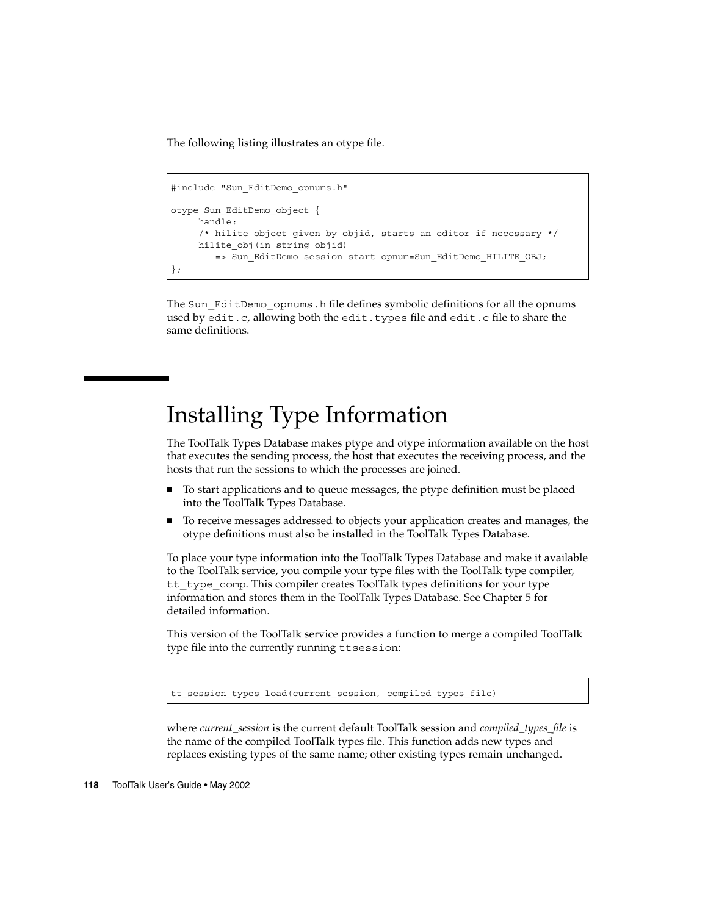The following listing illustrates an otype file.

```
#include "Sun_EditDemo_opnums.h"

otype Sun_EditDemo_object {
     handle:
     /* hilite object given by objid, starts an editor if necessary */
     hilite_obj(in string objid)
        => Sun_EditDemo session start opnum=Sun_EditDemo_HILITE_OBJ;
};
```

The `Sun_EditDemo_opnums.h` file defines symbolic definitions for all the opnums used by `edit.c`, allowing both the `edit.types` file and `edit.c` file to share the same definitions.

# Installing Type Information

The ToolTalk Types Database makes ptype and otype information available on the host that executes the sending process, the host that executes the receiving process, and the hosts that run the sessions to which the processes are joined.

- To start applications and to queue messages, the ptype definition must be placed into the ToolTalk Types Database.
- To receive messages addressed to objects your application creates and manages, the otype definitions must also be installed in the ToolTalk Types Database.

To place your type information into the ToolTalk Types Database and make it available to the ToolTalk service, you compile your type files with the ToolTalk type compiler, `tt_type_comp`. This compiler creates ToolTalk types definitions for your type information and stores them in the ToolTalk Types Database. See Chapter 5 for detailed information.

This version of the ToolTalk service provides a function to merge a compiled ToolTalk type file into the currently running `ttsession`:

```
tt_session_types_load(current_session, compiled_types_file)
```

where *current_session* is the current default ToolTalk session and *compiled_types_file* is the name of the compiled ToolTalk types file. This function adds new types and replaces existing types of the same name; other existing types remain unchanged.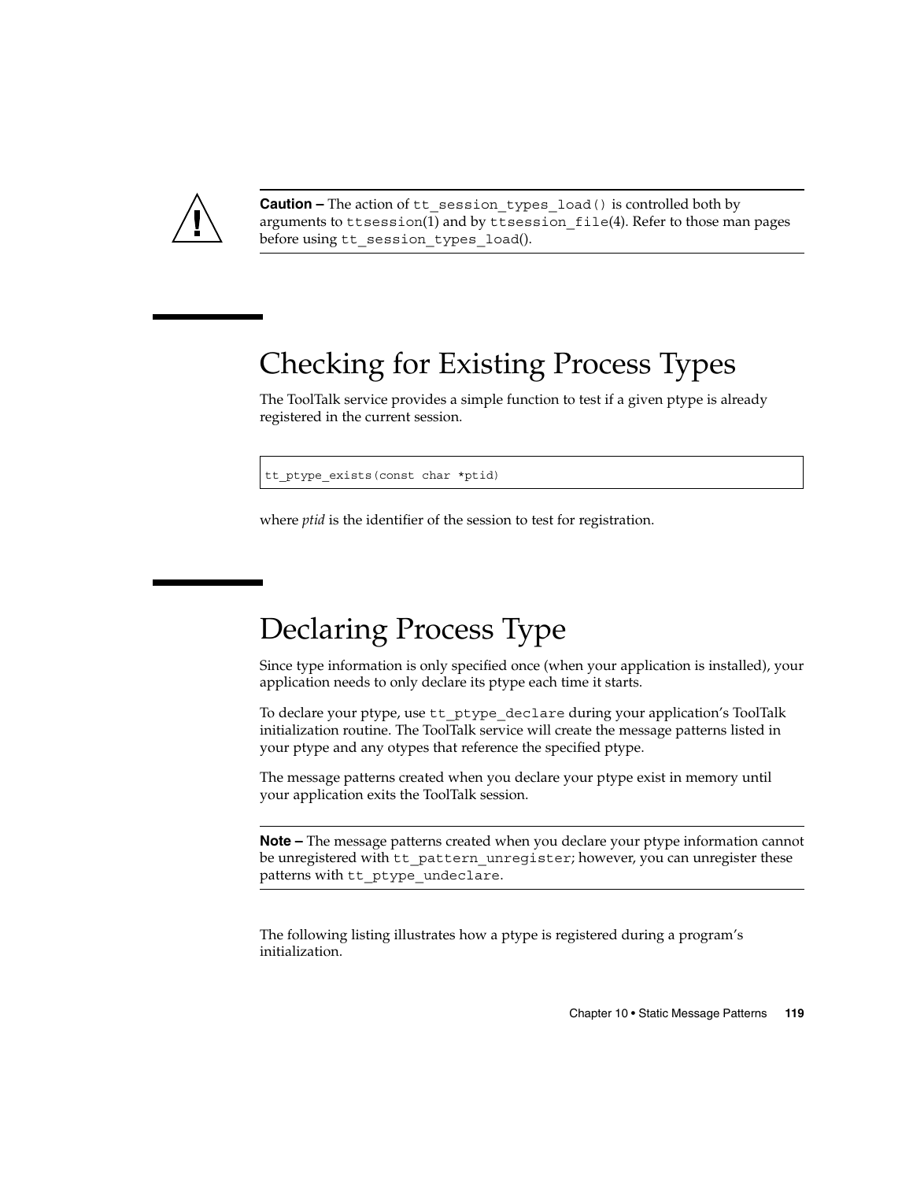**Caution –** The action of tt_session_types_load() is controlled both by arguments to ttsession(1) and by ttsession_file(4). Refer to those man pages before using tt_session_types_load().

## Checking for Existing Process Types

The ToolTalk service provides a simple function to test if a given ptype is already registered in the current session.

```
tt_ptype_exists(const char *ptid)
```

where *ptid* is the identifier of the session to test for registration.

## Declaring Process Type

Since type information is only specified once (when your application is installed), your application needs to only declare its ptype each time it starts.

To declare your ptype, use tt_ptype_declare during your application's ToolTalk initialization routine. The ToolTalk service will create the message patterns listed in your ptype and any otypes that reference the specified ptype.

The message patterns created when you declare your ptype exist in memory until your application exits the ToolTalk session.

**Note –** The message patterns created when you declare your ptype information cannot be unregistered with tt_pattern_unregister; however, you can unregister these patterns with tt_ptype_undeclare.

The following listing illustrates how a ptype is registered during a program's initialization.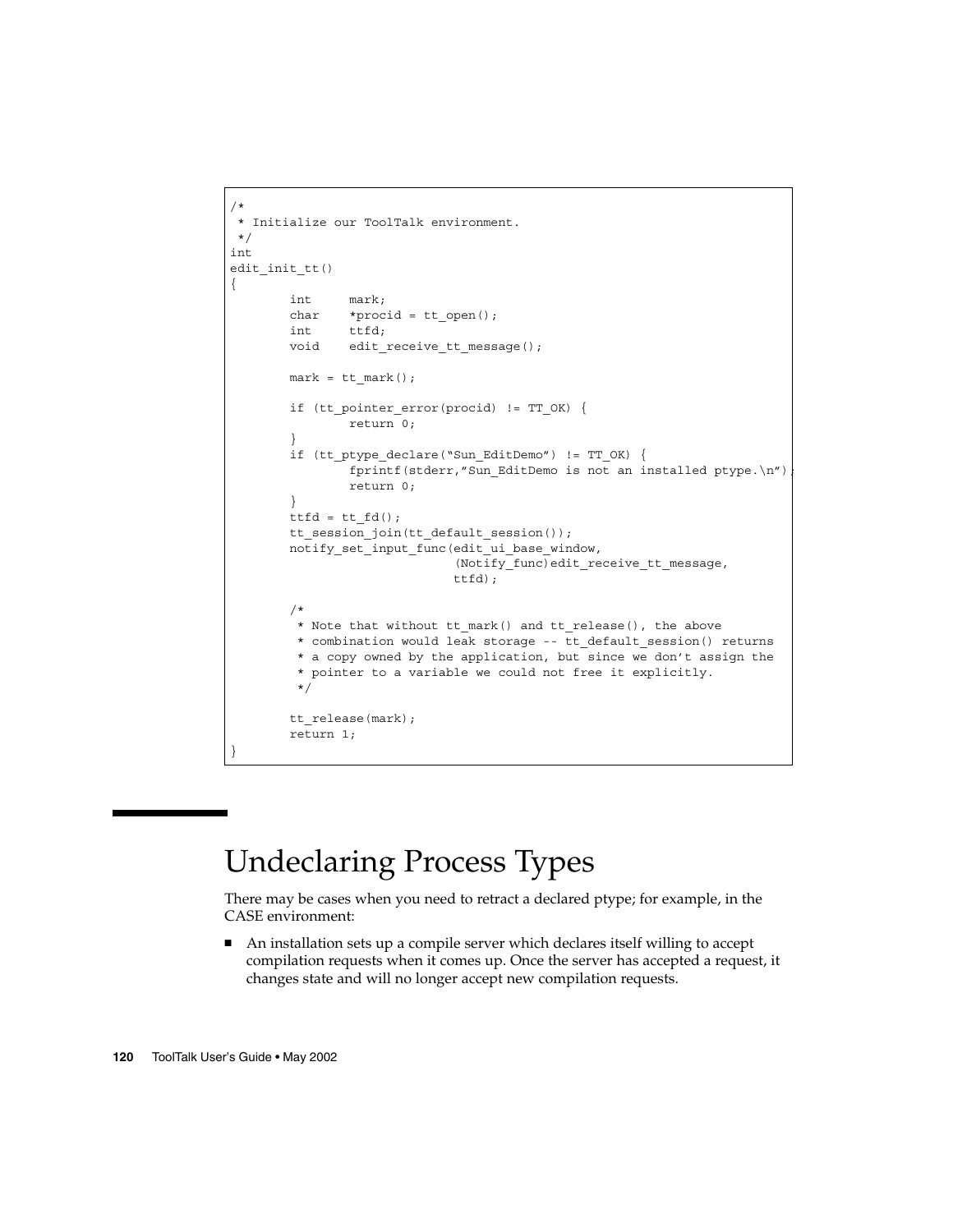```
/*
 * Initialize our ToolTalk environment.
 */
int
edit_init_tt()
{
        int     mark;
        char    *procid = tt_open();
        int     ttfd;
        void    edit_receive_tt_message();

        mark = tt_mark();

        if (tt_pointer_error(procid) != TT_OK) {
                return 0;
        }
        if (tt_ptype_declare("Sun_EditDemo") != TT_OK) {
                fprintf(stderr,"Sun_EditDemo is not an installed ptype.\n");
                return 0;
        }
        ttfd = tt_fd();
        tt_session_join(tt_default_session());
        notify_set_input_func(edit_ui_base_window,
                              (Notify_func)edit_receive_tt_message,
                              ttfd);

        /*
         * Note that without tt_mark() and tt_release(), the above
         * combination would leak storage -- tt_default_session() returns
         * a copy owned by the application, but since we don't assign the
         * pointer to a variable we could not free it explicitly.
         */

        tt_release(mark);
        return 1;
}
```

## Undeclaring Process Types

There may be cases when you need to retract a declared ptype; for example, in the CASE environment:

- An installation sets up a compile server which declares itself willing to accept compilation requests when it comes up. Once the server has accepted a request, it changes state and will no longer accept new compilation requests.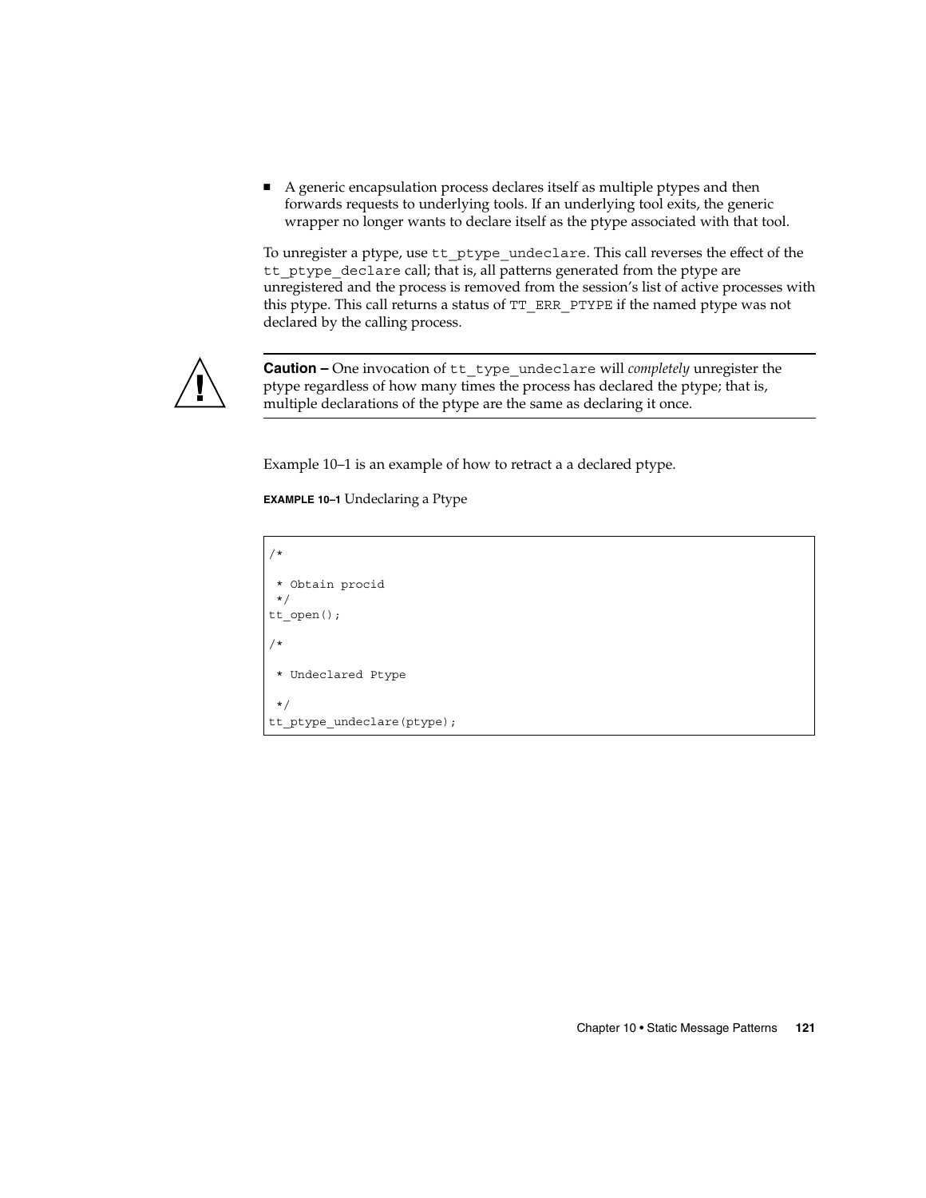- A generic encapsulation process declares itself as multiple ptypes and then forwards requests to underlying tools. If an underlying tool exits, the generic wrapper no longer wants to declare itself as the ptype associated with that tool.

To unregister a ptype, use `tt_ptype_undeclare`. This call reverses the effect of the `tt_ptype_declare` call; that is, all patterns generated from the ptype are unregistered and the process is removed from the session's list of active processes with this ptype. This call returns a status of `TT_ERR_PTYPE` if the named ptype was not declared by the calling process.

---

**Caution –** One invocation of `tt_type_undeclare` will *completely* unregister the ptype regardless of how many times the process has declared the ptype; that is, multiple declarations of the ptype are the same as declaring it once.

---

Example 10–1 is an example of how to retract a a declared ptype.

**EXAMPLE 10–1** Undeclaring a Ptype

```
/*

 * Obtain procid
 */
tt_open();

/*

 * Undeclared Ptype

 */
tt_ptype_undeclare(ptype);
```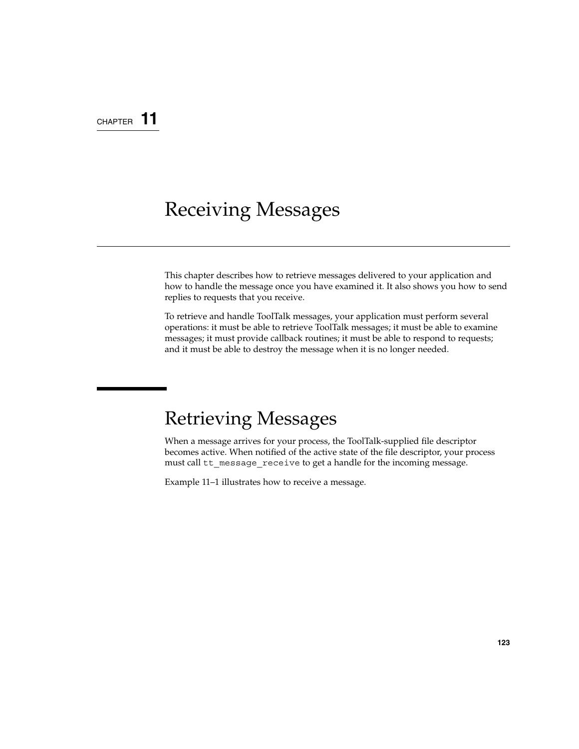# CHAPTER 11

# Receiving Messages

This chapter describes how to retrieve messages delivered to your application and how to handle the message once you have examined it. It also shows you how to send replies to requests that you receive.

To retrieve and handle ToolTalk messages, your application must perform several operations: it must be able to retrieve ToolTalk messages; it must be able to examine messages; it must provide callback routines; it must be able to respond to requests; and it must be able to destroy the message when it is no longer needed.

## Retrieving Messages

When a message arrives for your process, the ToolTalk-supplied file descriptor becomes active. When notified of the active state of the file descriptor, your process must call `tt_message_receive` to get a handle for the incoming message.

Example 11–1 illustrates how to receive a message.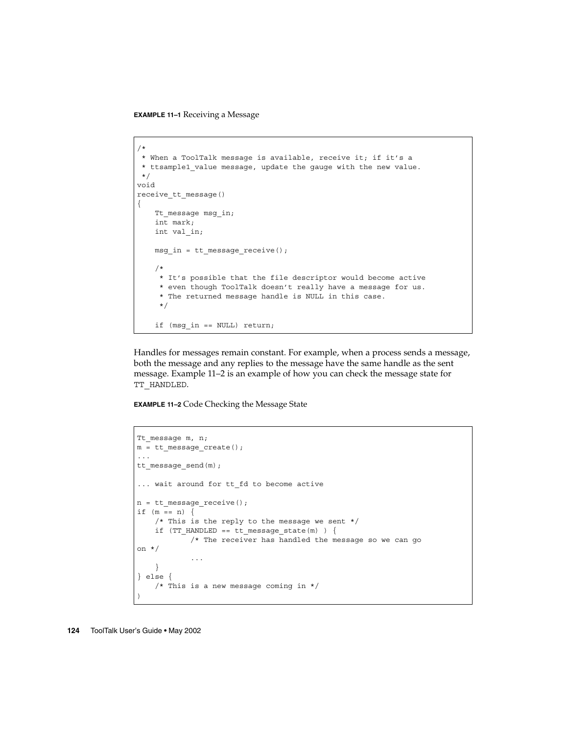**EXAMPLE 11–1** Receiving a Message

```
/*
 * When a ToolTalk message is available, receive it; if it's a
 * ttsample1_value message, update the gauge with the new value.
 */
void
receive_tt_message()
{
    Tt_message msg_in;
    int mark;
    int val_in;

    msg_in = tt_message_receive();

    /*
     * It's possible that the file descriptor would become active
     * even though ToolTalk doesn't really have a message for us.
     * The returned message handle is NULL in this case.
     */

    if (msg_in == NULL) return;
```

Handles for messages remain constant. For example, when a process sends a message, both the message and any replies to the message have the same handle as the sent message. Example 11–2 is an example of how you can check the message state for TT_HANDLED.

**EXAMPLE 11–2** Code Checking the Message State

```
Tt_message m, n;
m = tt_message_create();
...
tt_message_send(m);

... wait around for tt_fd to become active

n = tt_message_receive();
if (m == n) {
    /* This is the reply to the message we sent */
    if (TT_HANDLED == tt_message_state(m) ) {
            /* The receiver has handled the message so we can go
on */
            ...
    }
} else {
    /* This is a new message coming in */
)
```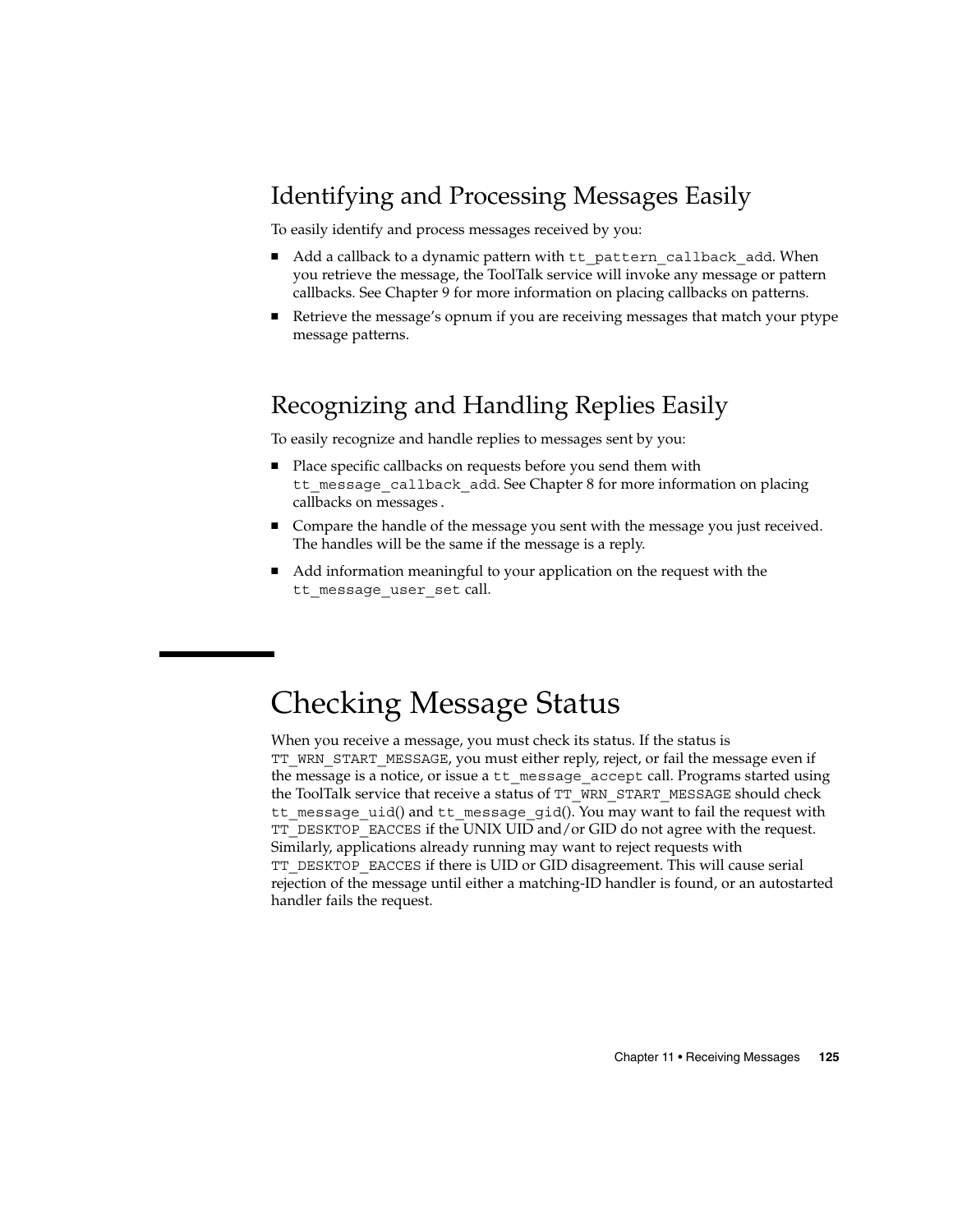## Identifying and Processing Messages Easily

To easily identify and process messages received by you:

- Add a callback to a dynamic pattern with `tt_pattern_callback_add`. When you retrieve the message, the ToolTalk service will invoke any message or pattern callbacks. See Chapter 9 for more information on placing callbacks on patterns.
- Retrieve the message's opnum if you are receiving messages that match your ptype message patterns.

## Recognizing and Handling Replies Easily

To easily recognize and handle replies to messages sent by you:

- Place specific callbacks on requests before you send them with `tt_message_callback_add`. See Chapter 8 for more information on placing callbacks on messages .
- Compare the handle of the message you sent with the message you just received. The handles will be the same if the message is a reply.
- Add information meaningful to your application on the request with the `tt_message_user_set` call.

# Checking Message Status

When you receive a message, you must check its status. If the status is `TT_WRN_START_MESSAGE`, you must either reply, reject, or fail the message even if the message is a notice, or issue a `tt_message_accept` call. Programs started using the ToolTalk service that receive a status of `TT_WRN_START_MESSAGE` should check `tt_message_uid`() and `tt_message_gid`(). You may want to fail the request with `TT_DESKTOP_EACCES` if the UNIX UID and/or GID do not agree with the request. Similarly, applications already running may want to reject requests with `TT_DESKTOP_EACCES` if there is UID or GID disagreement. This will cause serial rejection of the message until either a matching-ID handler is found, or an autostarted handler fails the request.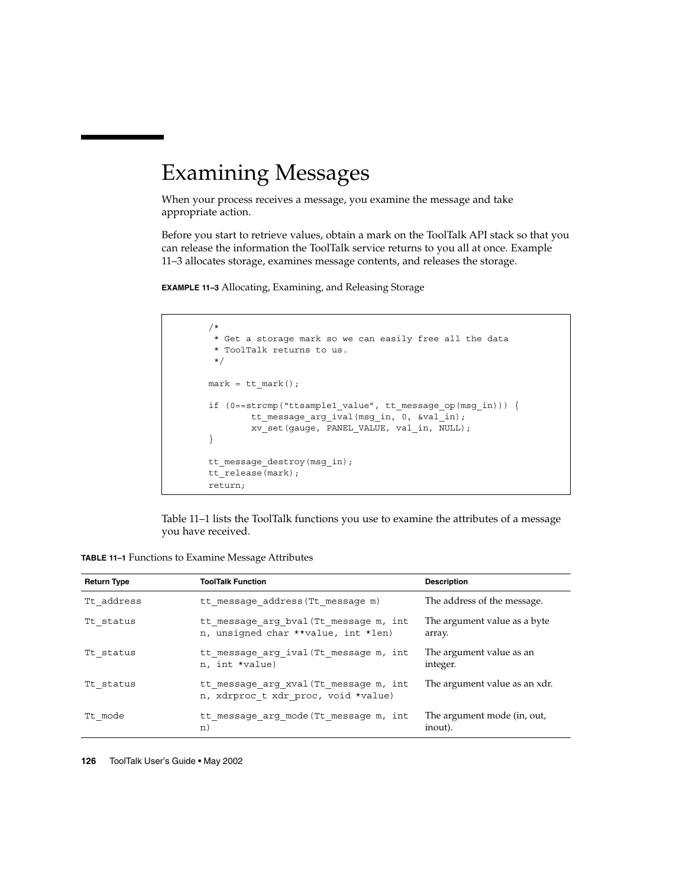# Examining Messages

When your process receives a message, you examine the message and take appropriate action.

Before you start to retrieve values, obtain a mark on the ToolTalk API stack so that you can release the information the ToolTalk service returns to you all at once. Example 11–3 allocates storage, examines message contents, and releases the storage.

**EXAMPLE 11–3** Allocating, Examining, and Releasing Storage

```
/*
 * Get a storage mark so we can easily free all the data
 * ToolTalk returns to us.
 */

mark = tt_mark();

if (0==strcmp("ttsample1_value", tt_message_op(msg_in))) {
        tt_message_arg_ival(msg_in, 0, &val_in);
        xv_set(gauge, PANEL_VALUE, val_in, NULL);
}

tt_message_destroy(msg_in);
tt_release(mark);
return;
```

Table 11–1 lists the ToolTalk functions you use to examine the attributes of a message you have received.

**TABLE 11–1** Functions to Examine Message Attributes

| Return Type | ToolTalk Function | Description |
| --- | --- | --- |
| `Tt_address` | `tt_message_address(Tt_message m)` | The address of the message. |
| `Tt_status` | `tt_message_arg_bval(Tt_message m, int n, unsigned char **value, int *len)` | The argument value as a byte array. |
| `Tt_status` | `tt_message_arg_ival(Tt_message m, int n, int *value)` | The argument value as an integer. |
| `Tt_status` | `tt_message_arg_xval(Tt_message m, int n, xdrproc_t xdr_proc, void *value)` | The argument value as an xdr. |
| `Tt_mode` | `tt_message_arg_mode(Tt_message m, int n)` | The argument mode (in, out, inout). |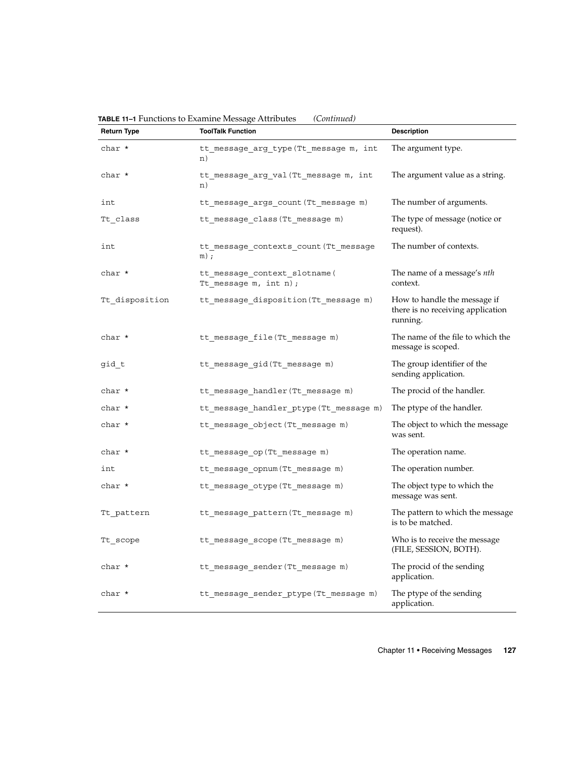**TABLE 11–1** Functions to Examine Message Attributes *(Continued)*

| Return Type | ToolTalk Function | Description |
| --- | --- | --- |
| char * | tt_message_arg_type(Tt_message m, int n) | The argument type. |
| char * | tt_message_arg_val(Tt_message m, int n) | The argument value as a string. |
| int | tt_message_args_count(Tt_message m) | The number of arguments. |
| Tt_class | tt_message_class(Tt_message m) | The type of message (notice or request). |
| int | tt_message_contexts_count(Tt_message m); | The number of contexts. |
| char * | tt_message_context_slotname( Tt_message m, int n); | The name of a message's *nth* context. |
| Tt_disposition | tt_message_disposition(Tt_message m) | How to handle the message if there is no receiving application running. |
| char * | tt_message_file(Tt_message m) | The name of the file to which the message is scoped. |
| gid_t | tt_message_gid(Tt_message m) | The group identifier of the sending application. |
| char * | tt_message_handler(Tt_message m) | The procid of the handler. |
| char * | tt_message_handler_ptype(Tt_message m) | The ptype of the handler. |
| char * | tt_message_object(Tt_message m) | The object to which the message was sent. |
| char * | tt_message_op(Tt_message m) | The operation name. |
| int | tt_message_opnum(Tt_message m) | The operation number. |
| char * | tt_message_otype(Tt_message m) | The object type to which the message was sent. |
| Tt_pattern | tt_message_pattern(Tt_message m) | The pattern to which the message is to be matched. |
| Tt_scope | tt_message_scope(Tt_message m) | Who is to receive the message (FILE, SESSION, BOTH). |
| char * | tt_message_sender(Tt_message m) | The procid of the sending application. |
| char * | tt_message_sender_ptype(Tt_message m) | The ptype of the sending application. |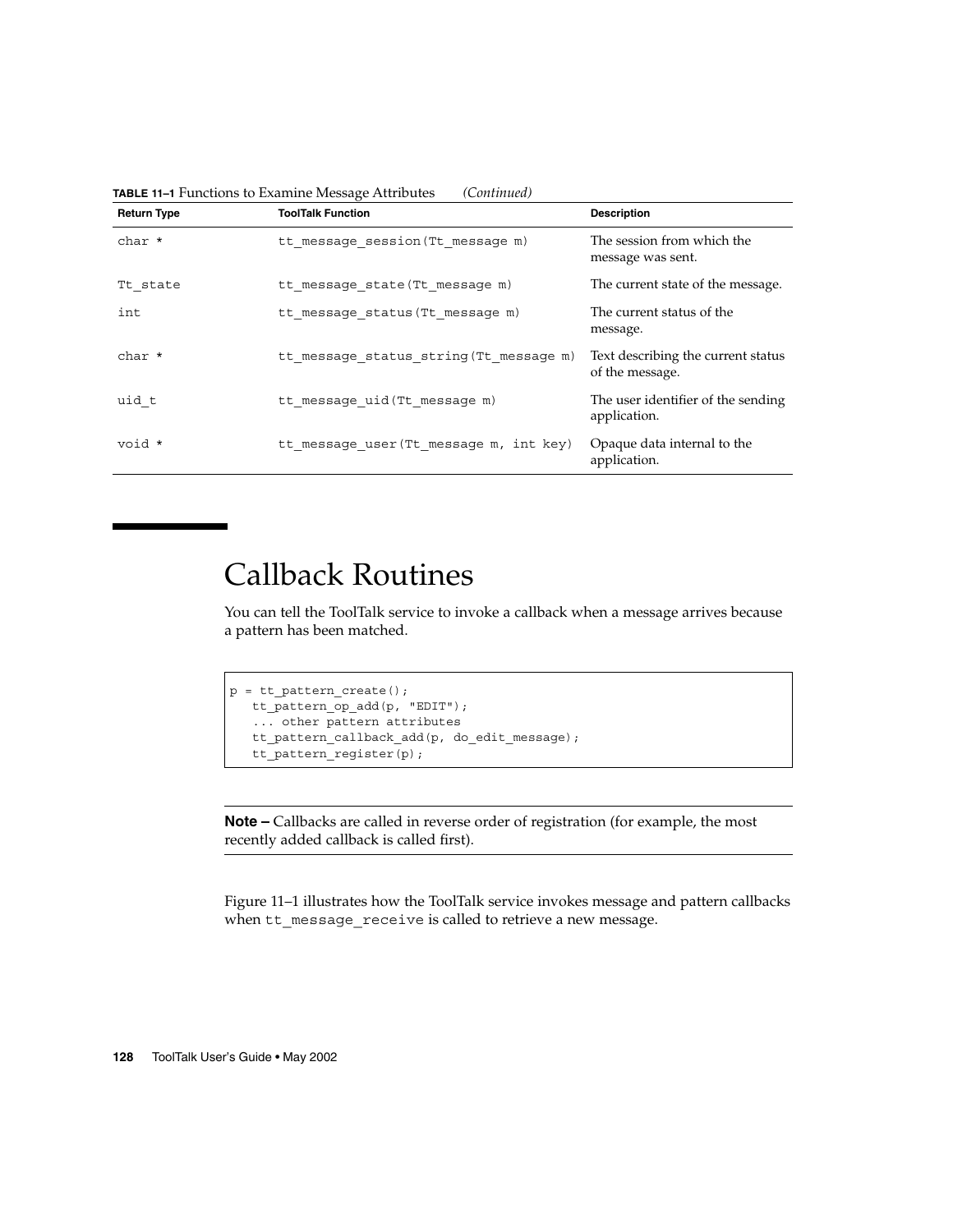**TABLE 11–1** Functions to Examine Message Attributes *(Continued)*

| Return Type | ToolTalk Function | Description |
|---|---|---|
| char * | tt_message_session(Tt_message m) | The session from which the message was sent. |
| Tt_state | tt_message_state(Tt_message m) | The current state of the message. |
| int | tt_message_status(Tt_message m) | The current status of the message. |
| char * | tt_message_status_string(Tt_message m) | Text describing the current status of the message. |
| uid_t | tt_message_uid(Tt_message m) | The user identifier of the sending application. |
| void * | tt_message_user(Tt_message m, int key) | Opaque data internal to the application. |

# Callback Routines

You can tell the ToolTalk service to invoke a callback when a message arrives because a pattern has been matched.

```
p = tt_pattern_create();
   tt_pattern_op_add(p, "EDIT");
   ... other pattern attributes
   tt_pattern_callback_add(p, do_edit_message);
   tt_pattern_register(p);
```

---

**Note –** Callbacks are called in reverse order of registration (for example, the most recently added callback is called first).

---

Figure 11–1 illustrates how the ToolTalk service invokes message and pattern callbacks when `tt_message_receive` is called to retrieve a new message.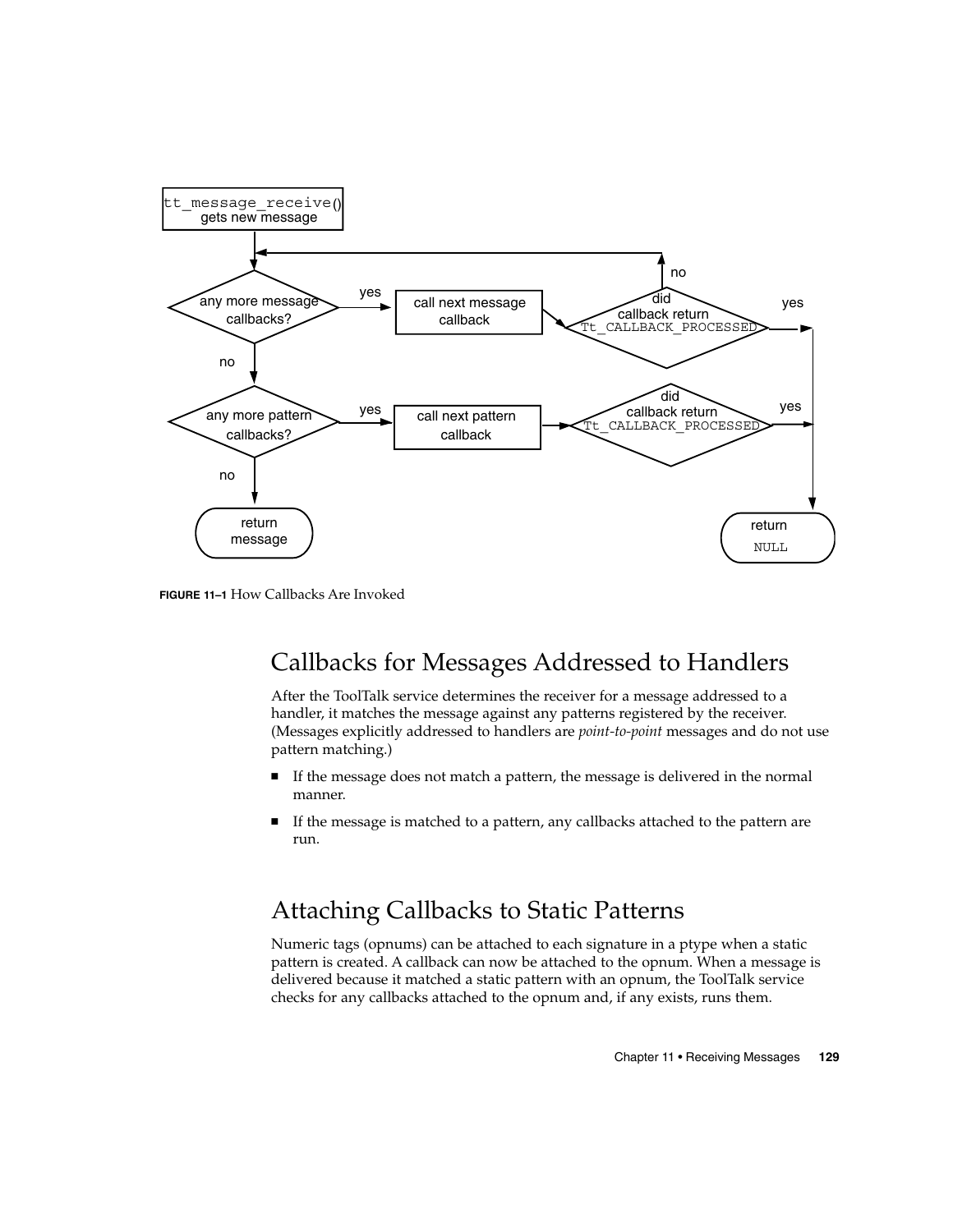**FIGURE 11–1** How Callbacks Are Invoked

## Callbacks for Messages Addressed to Handlers

After the ToolTalk service determines the receiver for a message addressed to a handler, it matches the message against any patterns registered by the receiver. (Messages explicitly addressed to handlers are *point-to-point* messages and do not use pattern matching.)

- If the message does not match a pattern, the message is delivered in the normal manner.
- If the message is matched to a pattern, any callbacks attached to the pattern are run.

## Attaching Callbacks to Static Patterns

Numeric tags (opnums) can be attached to each signature in a ptype when a static pattern is created. A callback can now be attached to the opnum. When a message is delivered because it matched a static pattern with an opnum, the ToolTalk service checks for any callbacks attached to the opnum and, if any exists, runs them.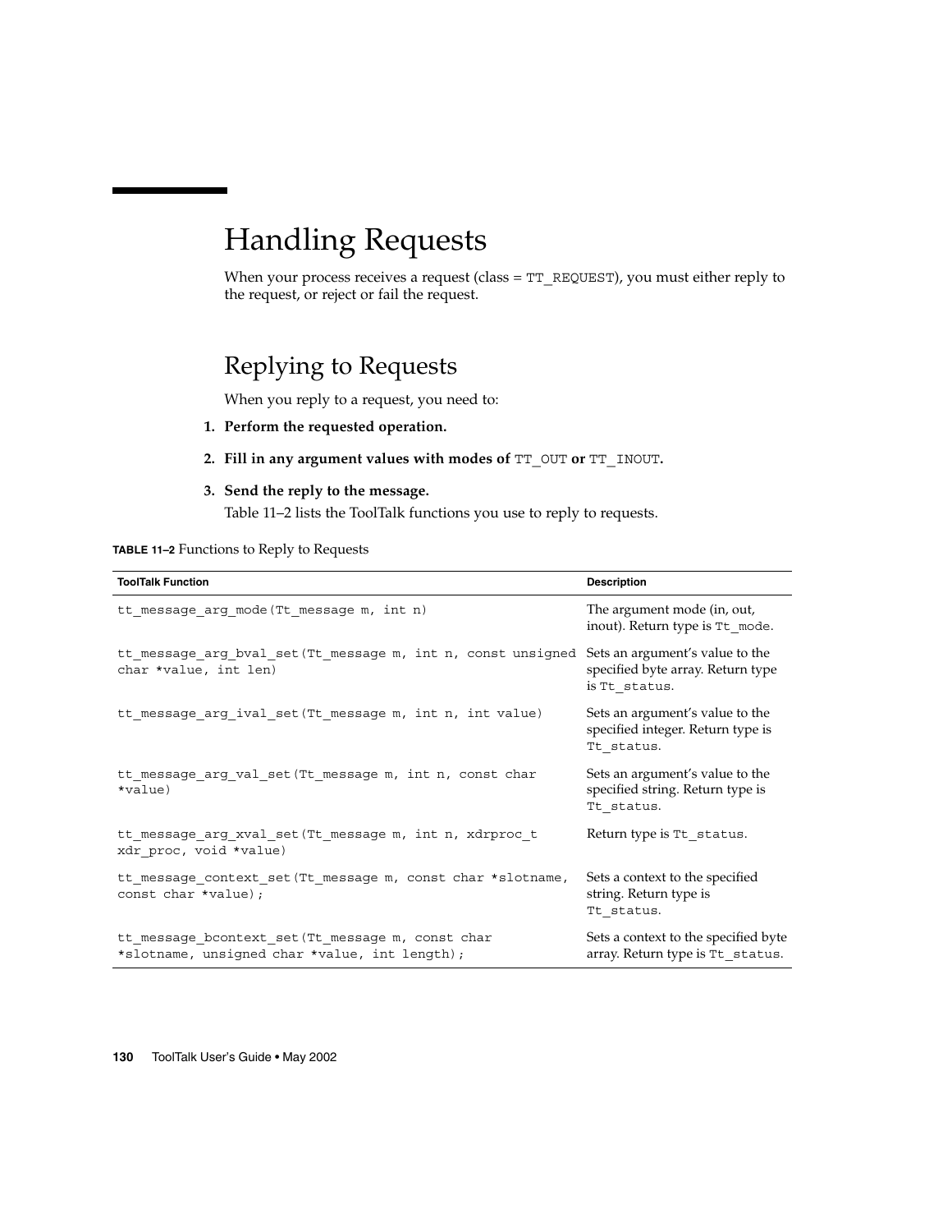# Handling Requests

When your process receives a request (class = `TT_REQUEST`), you must either reply to the request, or reject or fail the request.

## Replying to Requests

When you reply to a request, you need to:

1. **Perform the requested operation.**
2. **Fill in any argument values with modes of `TT_OUT` or `TT_INOUT`.**
3. **Send the reply to the message.**

   Table 11–2 lists the ToolTalk functions you use to reply to requests.

**TABLE 11–2** Functions to Reply to Requests

| ToolTalk Function | Description |
| --- | --- |
| `tt_message_arg_mode(Tt_message m, int n)` | The argument mode (in, out, inout). Return type is `Tt_mode`. |
| `tt_message_arg_bval_set(Tt_message m, int n, const unsigned char *value, int len)` | Sets an argument's value to the specified byte array. Return type is `Tt_status`. |
| `tt_message_arg_ival_set(Tt_message m, int n, int value)` | Sets an argument's value to the specified integer. Return type is `Tt_status`. |
| `tt_message_arg_val_set(Tt_message m, int n, const char *value)` | Sets an argument's value to the specified string. Return type is `Tt_status`. |
| `tt_message_arg_xval_set(Tt_message m, int n, xdrproc_t xdr_proc, void *value)` | Return type is `Tt_status`. |
| `tt_message_context_set(Tt_message m, const char *slotname, const char *value);` | Sets a context to the specified string. Return type is `Tt_status`. |
| `tt_message_bcontext_set(Tt_message m, const char *slotname, unsigned char *value, int length);` | Sets a context to the specified byte array. Return type is `Tt_status`. |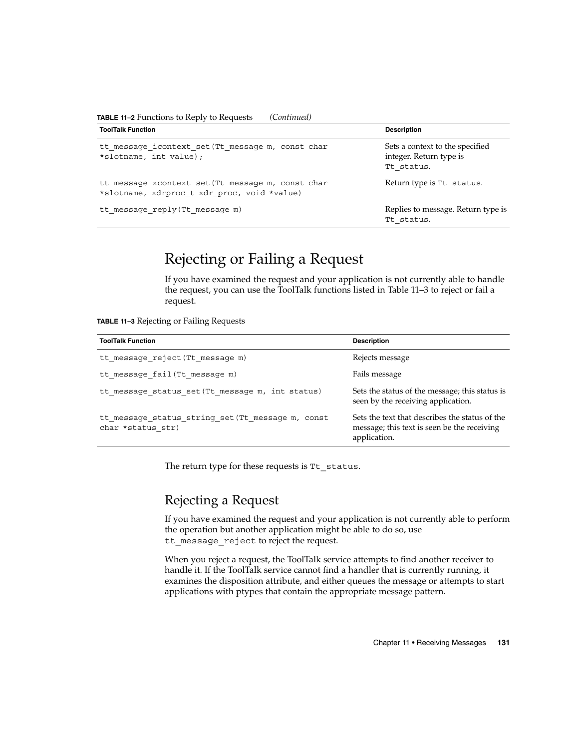**TABLE 11–2** Functions to Reply to Requests *(Continued)*

| ToolTalk Function | Description |
| --- | --- |
| `tt_message_icontext_set(Tt_message m, const char *slotname, int value);` | Sets a context to the specified integer. Return type is `Tt_status`. |
| `tt_message_xcontext_set(Tt_message m, const char *slotname, xdrproc_t xdr_proc, void *value)` | Return type is `Tt_status`. |
| `tt_message_reply(Tt_message m)` | Replies to message. Return type is `Tt_status`. |

# Rejecting or Failing a Request

If you have examined the request and your application is not currently able to handle the request, you can use the ToolTalk functions listed in Table 11–3 to reject or fail a request.

**TABLE 11–3** Rejecting or Failing Requests

| ToolTalk Function | Description |
| --- | --- |
| `tt_message_reject(Tt_message m)` | Rejects message |
| `tt_message_fail(Tt_message m)` | Fails message |
| `tt_message_status_set(Tt_message m, int status)` | Sets the status of the message; this status is seen by the receiving application. |
| `tt_message_status_string_set(Tt_message m, const char *status_str)` | Sets the text that describes the status of the message; this text is seen be the receiving application. |

The return type for these requests is `Tt_status`.

## Rejecting a Request

If you have examined the request and your application is not currently able to perform the operation but another application might be able to do so, use `tt_message_reject` to reject the request.

When you reject a request, the ToolTalk service attempts to find another receiver to handle it. If the ToolTalk service cannot find a handler that is currently running, it examines the disposition attribute, and either queues the message or attempts to start applications with ptypes that contain the appropriate message pattern.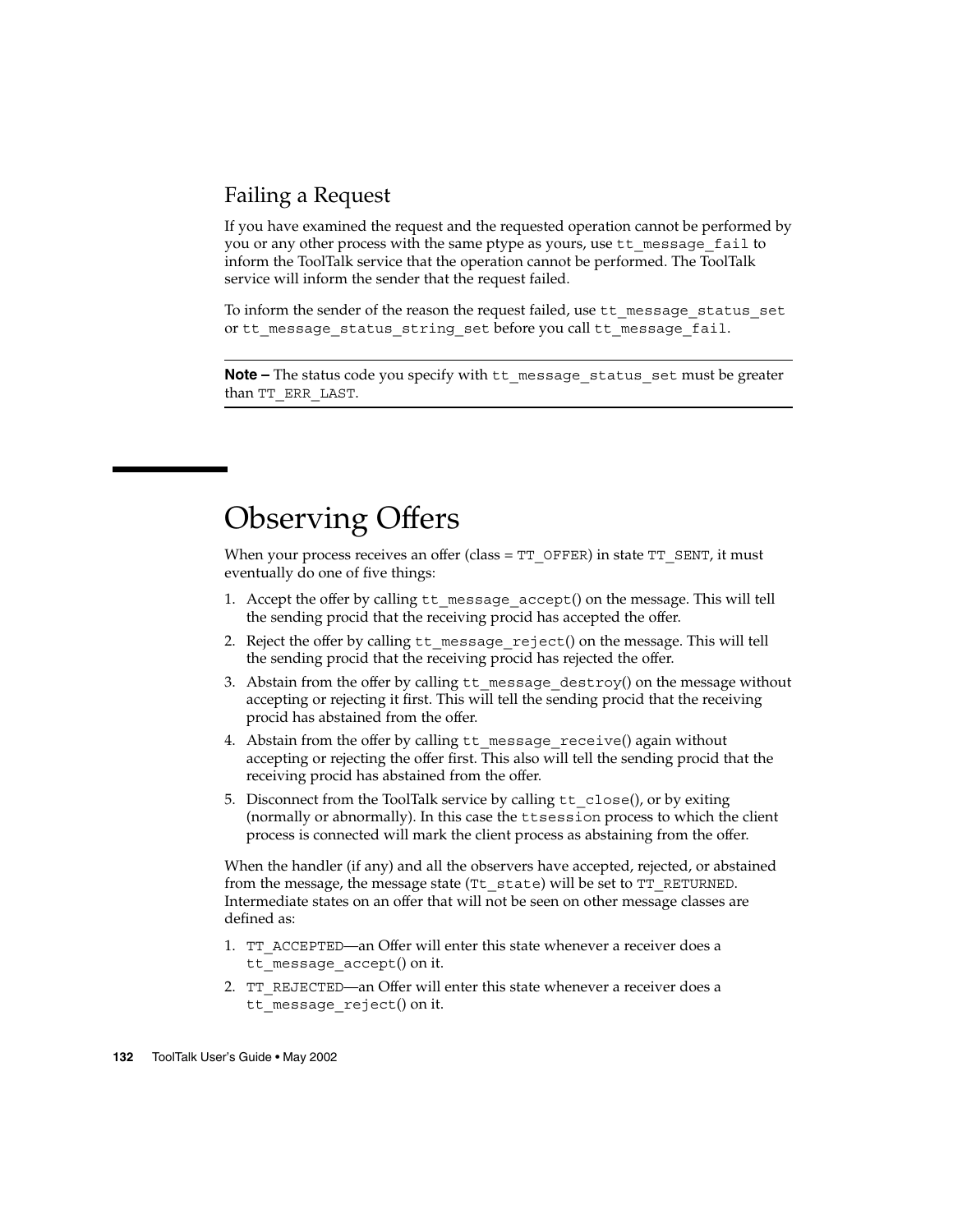### Failing a Request

If you have examined the request and the requested operation cannot be performed by you or any other process with the same ptype as yours, use `tt_message_fail` to inform the ToolTalk service that the operation cannot be performed. The ToolTalk service will inform the sender that the request failed.

To inform the sender of the reason the request failed, use `tt_message_status_set` or `tt_message_status_string_set` before you call `tt_message_fail`.

---

**Note –** The status code you specify with `tt_message_status_set` must be greater than `TT_ERR_LAST`.

---

## Observing Offers

When your process receives an offer (class = `TT_OFFER`) in state `TT_SENT`, it must eventually do one of five things:

1. Accept the offer by calling `tt_message_accept`() on the message. This will tell the sending procid that the receiving procid has accepted the offer.
2. Reject the offer by calling `tt_message_reject`() on the message. This will tell the sending procid that the receiving procid has rejected the offer.
3. Abstain from the offer by calling `tt_message_destroy`() on the message without accepting or rejecting it first. This will tell the sending procid that the receiving procid has abstained from the offer.
4. Abstain from the offer by calling `tt_message_receive`() again without accepting or rejecting the offer first. This also will tell the sending procid that the receiving procid has abstained from the offer.
5. Disconnect from the ToolTalk service by calling `tt_close`(), or by exiting (normally or abnormally). In this case the `ttsession` process to which the client process is connected will mark the client process as abstaining from the offer.

When the handler (if any) and all the observers have accepted, rejected, or abstained from the message, the message state (`Tt_state`) will be set to `TT_RETURNED`. Intermediate states on an offer that will not be seen on other message classes are defined as:

1. `TT_ACCEPTED`—an Offer will enter this state whenever a receiver does a `tt_message_accept`() on it.
2. `TT_REJECTED`—an Offer will enter this state whenever a receiver does a `tt_message_reject`() on it.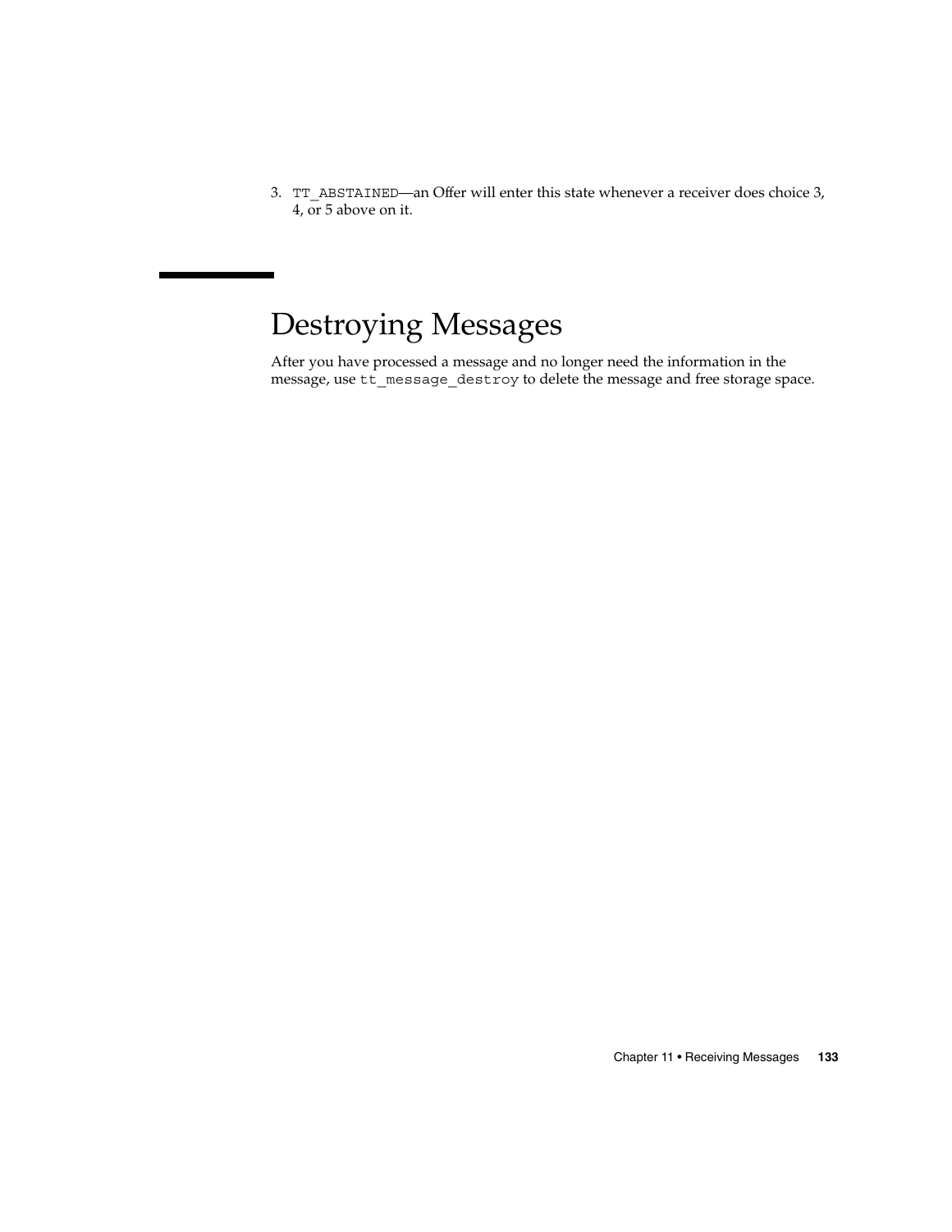3. `TT_ABSTAINED`—an Offer will enter this state whenever a receiver does choice 3, 4, or 5 above on it.

# Destroying Messages

After you have processed a message and no longer need the information in the message, use `tt_message_destroy` to delete the message and free storage space.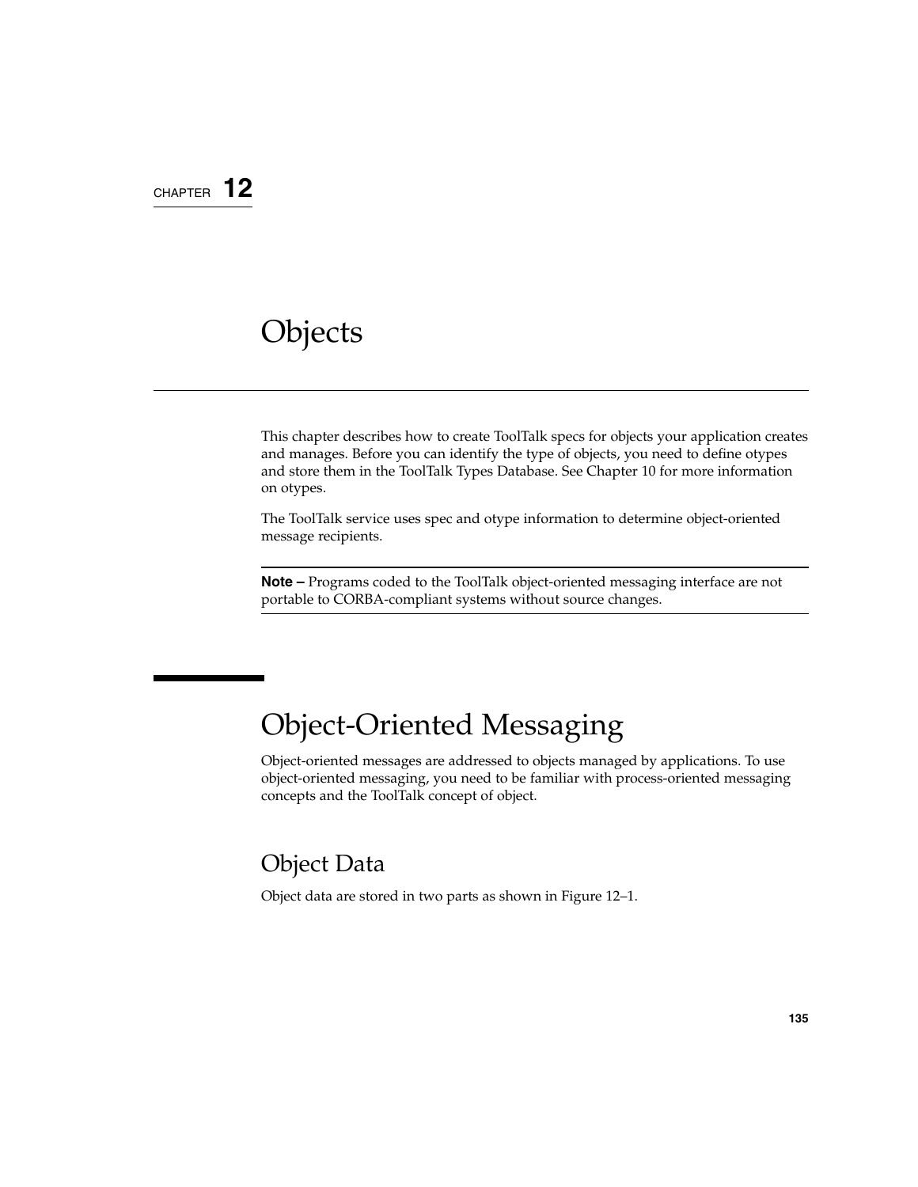CHAPTER 12

# Objects

This chapter describes how to create ToolTalk specs for objects your application creates and manages. Before you can identify the type of objects, you need to define otypes and store them in the ToolTalk Types Database. See Chapter 10 for more information on otypes.

The ToolTalk service uses spec and otype information to determine object-oriented message recipients.

---

**Note –** Programs coded to the ToolTalk object-oriented messaging interface are not portable to CORBA-compliant systems without source changes.

---

## Object-Oriented Messaging

Object-oriented messages are addressed to objects managed by applications. To use object-oriented messaging, you need to be familiar with process-oriented messaging concepts and the ToolTalk concept of object.

### Object Data

Object data are stored in two parts as shown in Figure 12–1.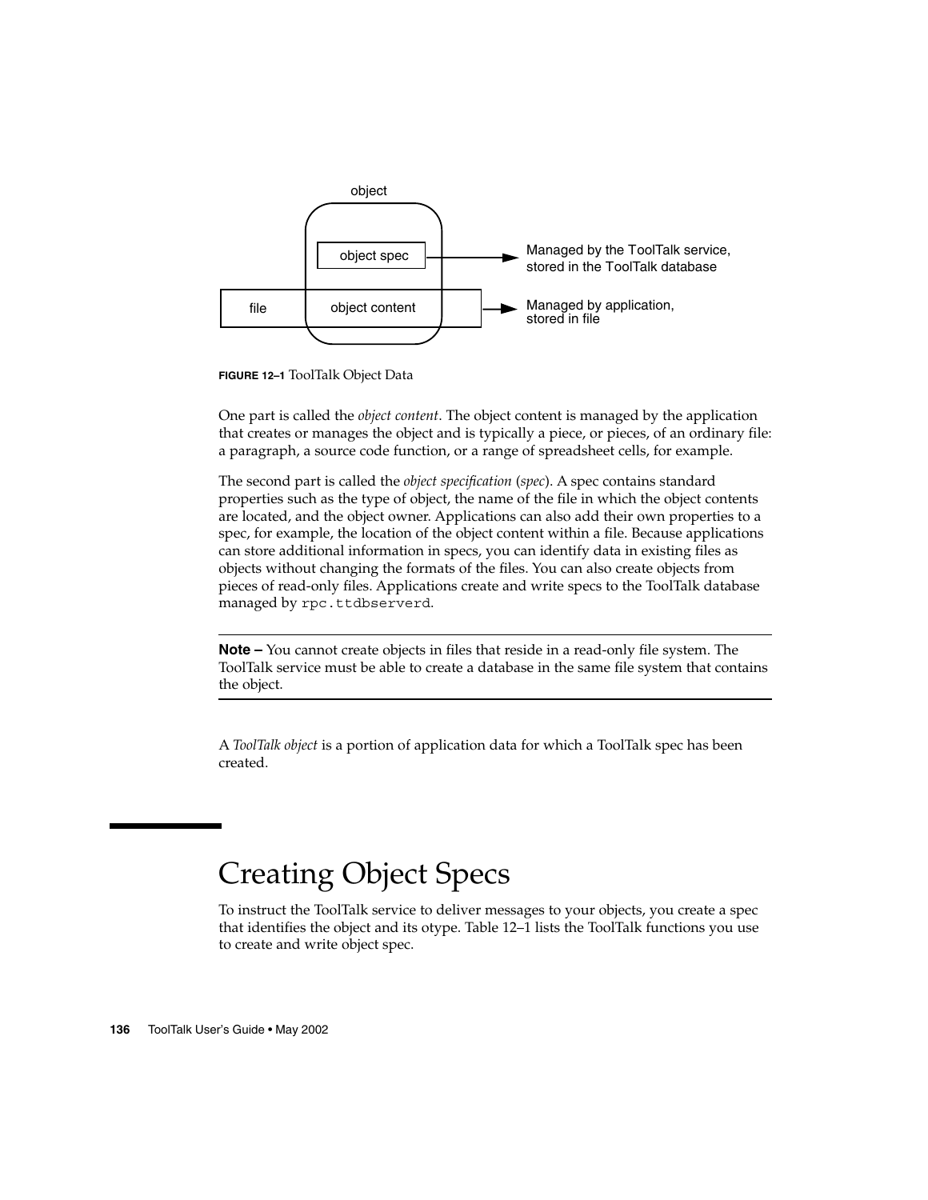object

object spec → Managed by the ToolTalk service, stored in the ToolTalk database

file | object content → Managed by application, stored in file

**FIGURE 12–1** ToolTalk Object Data

One part is called the *object content*. The object content is managed by the application that creates or manages the object and is typically a piece, or pieces, of an ordinary file: a paragraph, a source code function, or a range of spreadsheet cells, for example.

The second part is called the *object specification* (*spec*). A spec contains standard properties such as the type of object, the name of the file in which the object contents are located, and the object owner. Applications can also add their own properties to a spec, for example, the location of the object content within a file. Because applications can store additional information in specs, you can identify data in existing files as objects without changing the formats of the files. You can also create objects from pieces of read-only files. Applications create and write specs to the ToolTalk database managed by `rpc.ttdbserverd`.

---

**Note –** You cannot create objects in files that reside in a read-only file system. The ToolTalk service must be able to create a database in the same file system that contains the object.

---

A *ToolTalk object* is a portion of application data for which a ToolTalk spec has been created.

# Creating Object Specs

To instruct the ToolTalk service to deliver messages to your objects, you create a spec that identifies the object and its otype. Table 12–1 lists the ToolTalk functions you use to create and write object spec.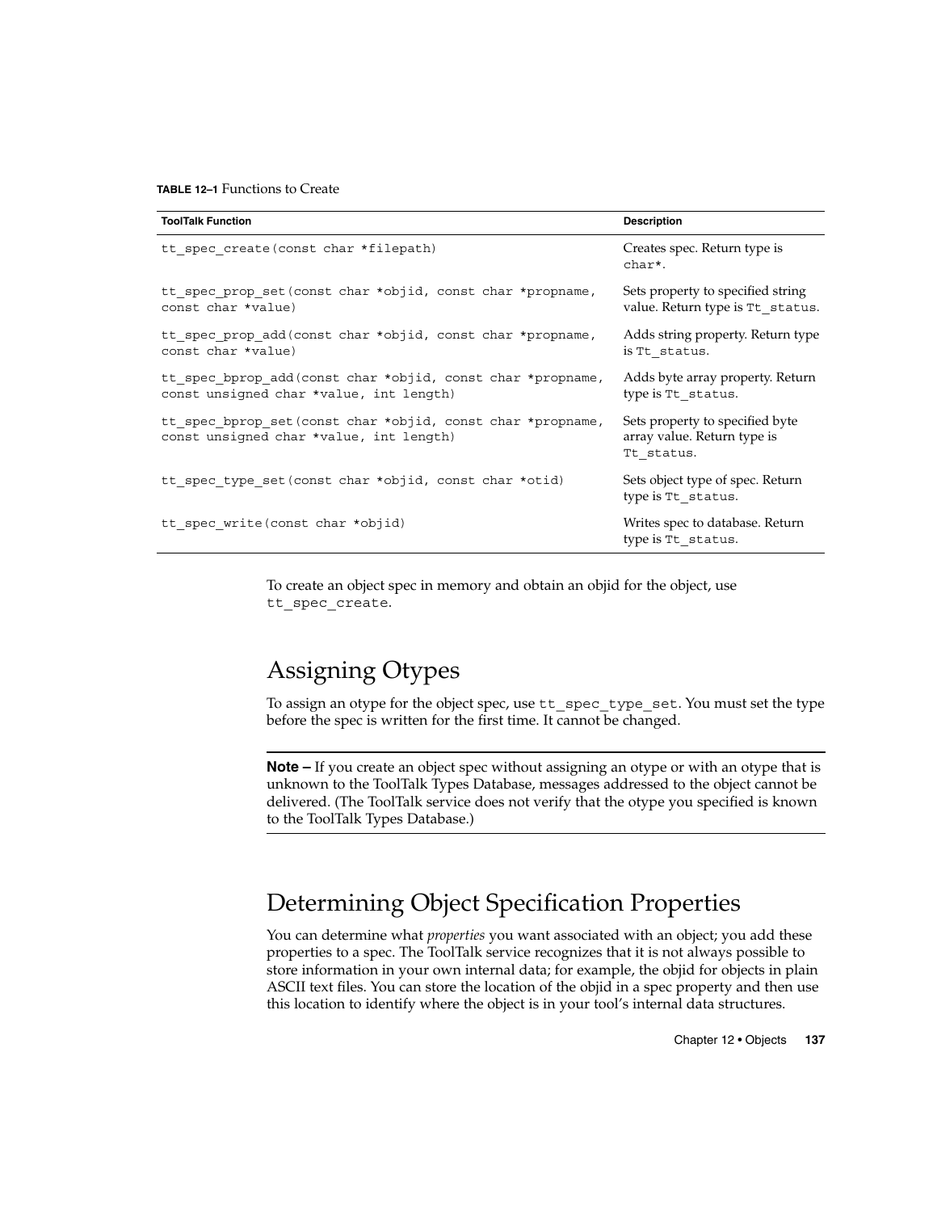**TABLE 12–1** Functions to Create

| ToolTalk Function | Description |
| --- | --- |
| `tt_spec_create(const char *filepath)` | Creates spec. Return type is `char*`. |
| `tt_spec_prop_set(const char *objid, const char *propname, const char *value)` | Sets property to specified string value. Return type is `Tt_status`. |
| `tt_spec_prop_add(const char *objid, const char *propname, const char *value)` | Adds string property. Return type is `Tt_status`. |
| `tt_spec_bprop_add(const char *objid, const char *propname, const unsigned char *value, int length)` | Adds byte array property. Return type is `Tt_status`. |
| `tt_spec_bprop_set(const char *objid, const char *propname, const unsigned char *value, int length)` | Sets property to specified byte array value. Return type is `Tt_status`. |
| `tt_spec_type_set(const char *objid, const char *otid)` | Sets object type of spec. Return type is `Tt_status`. |
| `tt_spec_write(const char *objid)` | Writes spec to database. Return type is `Tt_status`. |

To create an object spec in memory and obtain an objid for the object, use `tt_spec_create`.

## Assigning Otypes

To assign an otype for the object spec, use `tt_spec_type_set`. You must set the type before the spec is written for the first time. It cannot be changed.

---

**Note –** If you create an object spec without assigning an otype or with an otype that is unknown to the ToolTalk Types Database, messages addressed to the object cannot be delivered. (The ToolTalk service does not verify that the otype you specified is known to the ToolTalk Types Database.)

---

## Determining Object Specification Properties

You can determine what *properties* you want associated with an object; you add these properties to a spec. The ToolTalk service recognizes that it is not always possible to store information in your own internal data; for example, the objid for objects in plain ASCII text files. You can store the location of the objid in a spec property and then use this location to identify where the object is in your tool's internal data structures.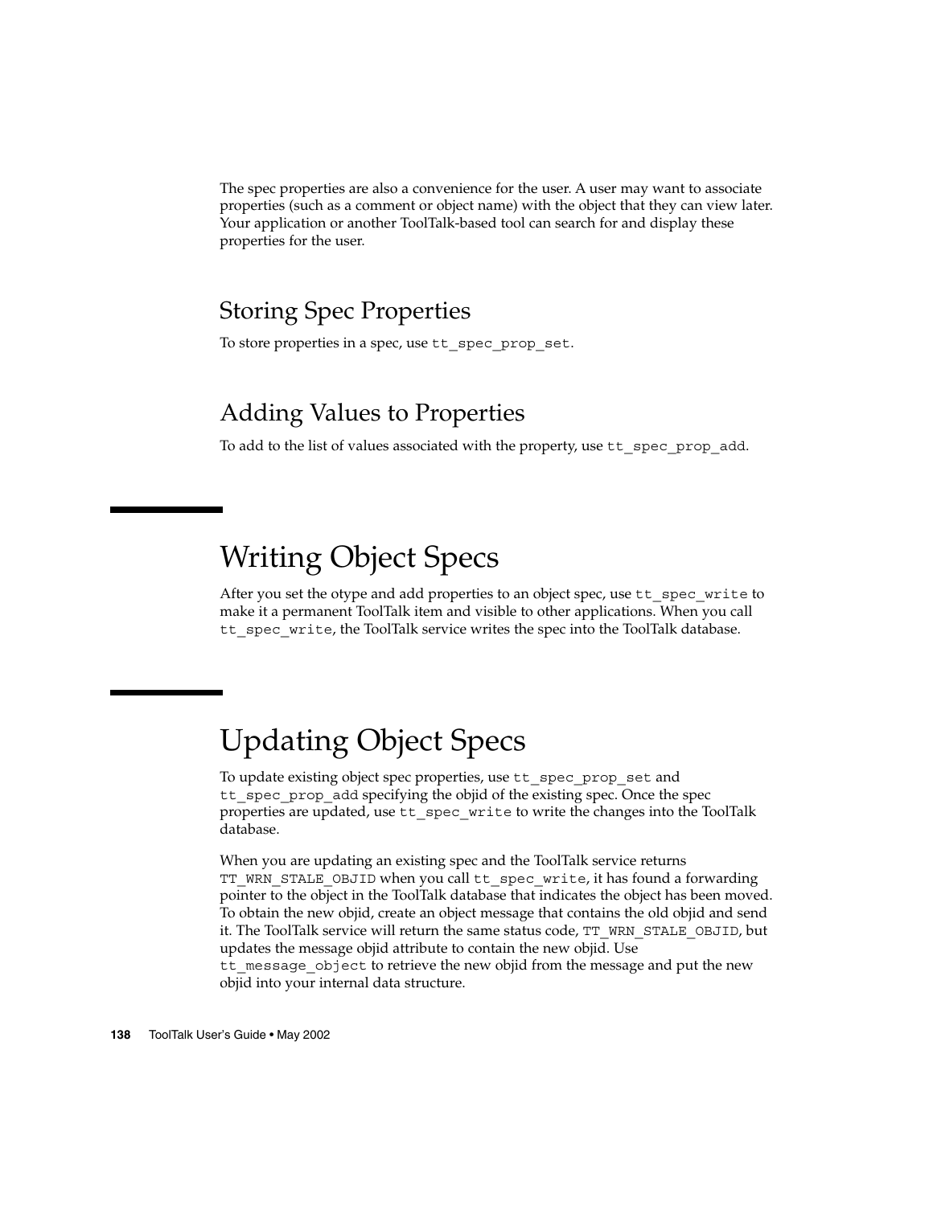The spec properties are also a convenience for the user. A user may want to associate properties (such as a comment or object name) with the object that they can view later. Your application or another ToolTalk-based tool can search for and display these properties for the user.

### Storing Spec Properties

To store properties in a spec, use `tt_spec_prop_set`.

### Adding Values to Properties

To add to the list of values associated with the property, use `tt_spec_prop_add`.

## Writing Object Specs

After you set the otype and add properties to an object spec, use `tt_spec_write` to make it a permanent ToolTalk item and visible to other applications. When you call `tt_spec_write`, the ToolTalk service writes the spec into the ToolTalk database.

## Updating Object Specs

To update existing object spec properties, use `tt_spec_prop_set` and `tt_spec_prop_add` specifying the objid of the existing spec. Once the spec properties are updated, use `tt_spec_write` to write the changes into the ToolTalk database.

When you are updating an existing spec and the ToolTalk service returns `TT_WRN_STALE_OBJID` when you call `tt_spec_write`, it has found a forwarding pointer to the object in the ToolTalk database that indicates the object has been moved. To obtain the new objid, create an object message that contains the old objid and send it. The ToolTalk service will return the same status code, `TT_WRN_STALE_OBJID`, but updates the message objid attribute to contain the new objid. Use `tt_message_object` to retrieve the new objid from the message and put the new objid into your internal data structure.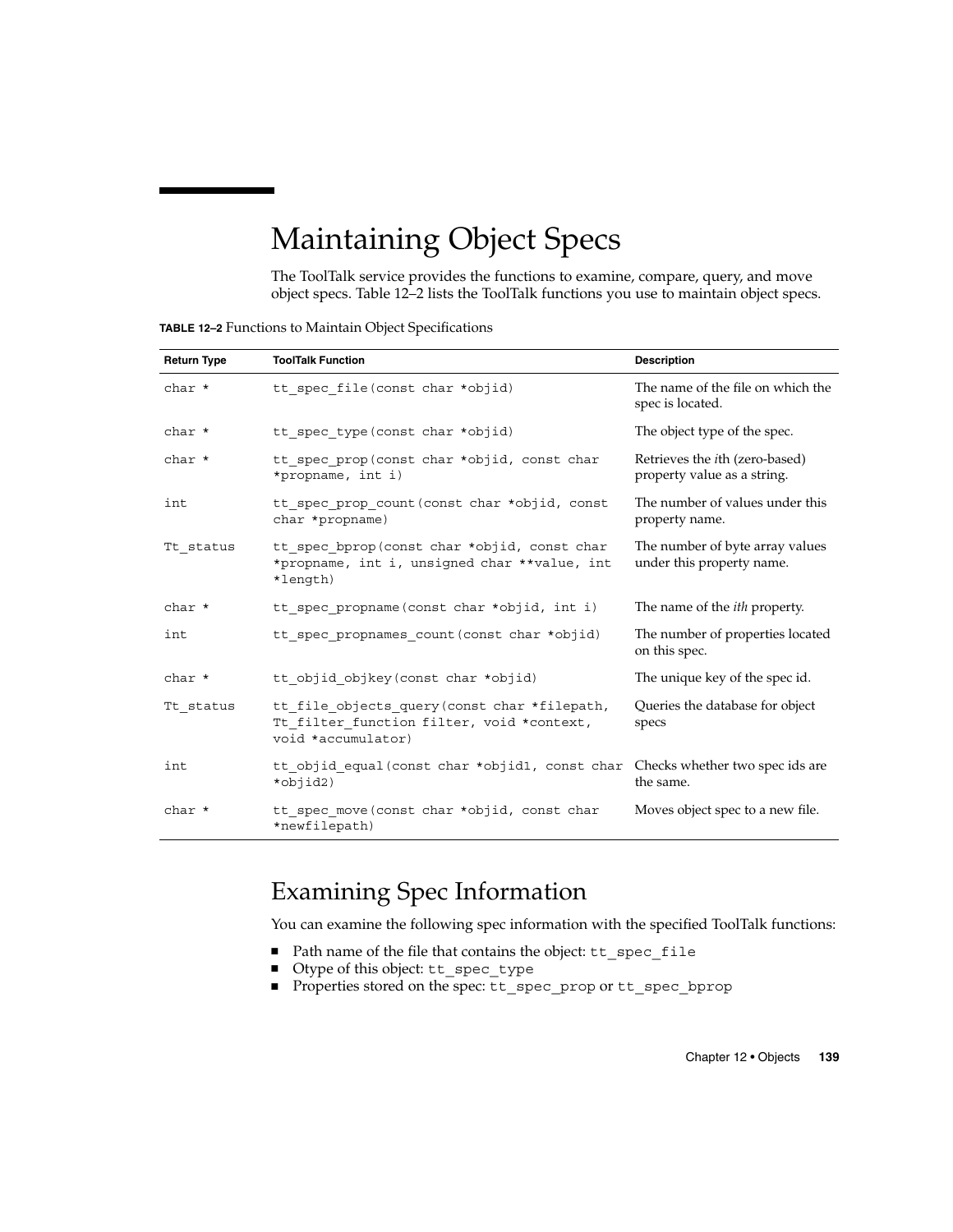# Maintaining Object Specs

The ToolTalk service provides the functions to examine, compare, query, and move object specs. Table 12–2 lists the ToolTalk functions you use to maintain object specs.

**TABLE 12–2** Functions to Maintain Object Specifications

| Return Type | ToolTalk Function | Description |
| --- | --- | --- |
| `char *` | `tt_spec_file(const char *objid)` | The name of the file on which the spec is located. |
| `char *` | `tt_spec_type(const char *objid)` | The object type of the spec. |
| `char *` | `tt_spec_prop(const char *objid, const char *propname, int i)` | Retrieves the *i*th (zero-based) property value as a string. |
| `int` | `tt_spec_prop_count(const char *objid, const char *propname)` | The number of values under this property name. |
| `Tt_status` | `tt_spec_bprop(const char *objid, const char *propname, int i, unsigned char **value, int *length)` | The number of byte array values under this property name. |
| `char *` | `tt_spec_propname(const char *objid, int i)` | The name of the *ith* property. |
| `int` | `tt_spec_propnames_count(const char *objid)` | The number of properties located on this spec. |
| `char *` | `tt_objid_objkey(const char *objid)` | The unique key of the spec id. |
| `Tt_status` | `tt_file_objects_query(const char *filepath, Tt_filter_function filter, void *context, void *accumulator)` | Queries the database for object specs |
| `int` | `tt_objid_equal(const char *objid1, const char *objid2)` | Checks whether two spec ids are the same. |
| `char *` | `tt_spec_move(const char *objid, const char *newfilepath)` | Moves object spec to a new file. |

## Examining Spec Information

You can examine the following spec information with the specified ToolTalk functions:

- Path name of the file that contains the object: `tt_spec_file`
- Otype of this object: `tt_spec_type`
- Properties stored on the spec: `tt_spec_prop` or `tt_spec_bprop`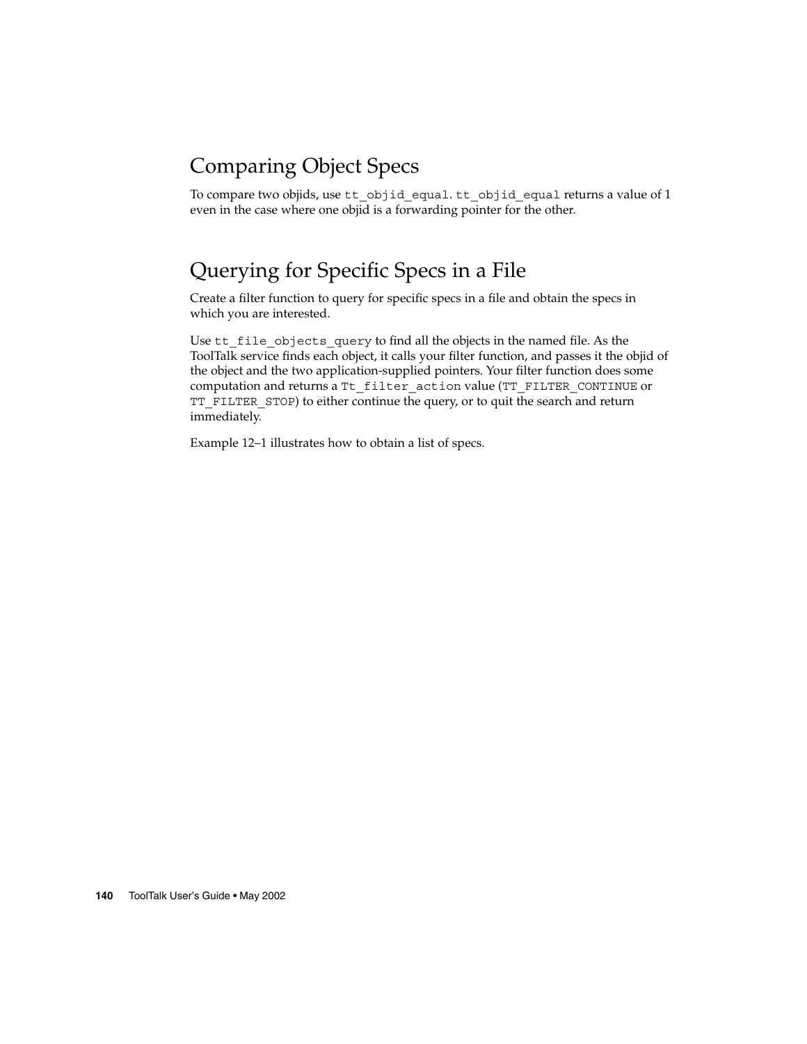## Comparing Object Specs

To compare two objids, use `tt_objid_equal`. `tt_objid_equal` returns a value of 1 even in the case where one objid is a forwarding pointer for the other.

## Querying for Specific Specs in a File

Create a filter function to query for specific specs in a file and obtain the specs in which you are interested.

Use `tt_file_objects_query` to find all the objects in the named file. As the ToolTalk service finds each object, it calls your filter function, and passes it the objid of the object and the two application-supplied pointers. Your filter function does some computation and returns a `Tt_filter_action` value (`TT_FILTER_CONTINUE` or `TT_FILTER_STOP`) to either continue the query, or to quit the search and return immediately.

Example 12–1 illustrates how to obtain a list of specs.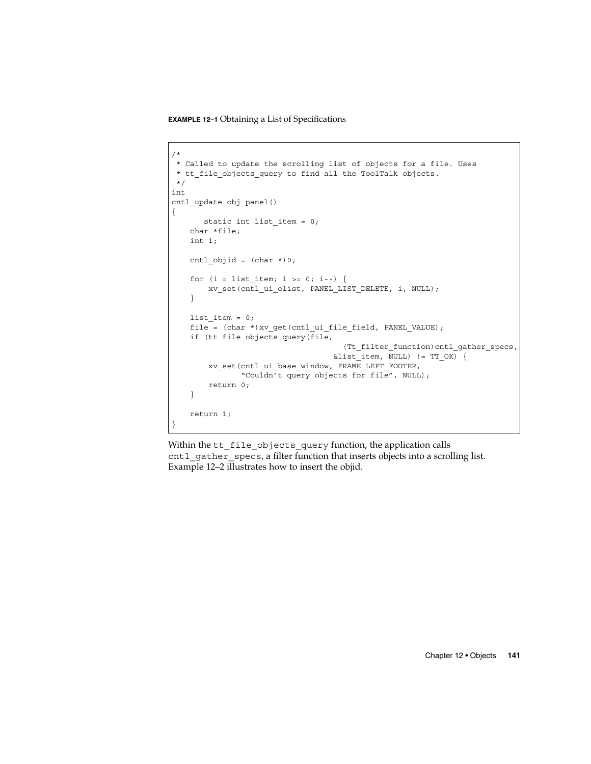**EXAMPLE 12–1** Obtaining a List of Specifications

```
/*
 * Called to update the scrolling list of objects for a file. Uses
 * tt_file_objects_query to find all the ToolTalk objects.
 */
int
cntl_update_obj_panel()
{
       static int list_item = 0;
    char *file;
    int i;

    cntl_objid = (char *)0;

    for (i = list_item; i >= 0; i--) {
        xv_set(cntl_ui_olist, PANEL_LIST_DELETE, i, NULL);
    }

    list_item = 0;
    file = (char *)xv_get(cntl_ui_file_field, PANEL_VALUE);
    if (tt_file_objects_query(file,
                                     (Tt_filter_function)cntl_gather_specs,
                                   &list_item, NULL) != TT_OK) {
        xv_set(cntl_ui_base_window, FRAME_LEFT_FOOTER,
                "Couldn't query objects for file", NULL);
        return 0;
    }

    return 1;
}
```

Within the `tt_file_objects_query` function, the application calls `cntl_gather_specs`, a filter function that inserts objects into a scrolling list. Example 12–2 illustrates how to insert the objid.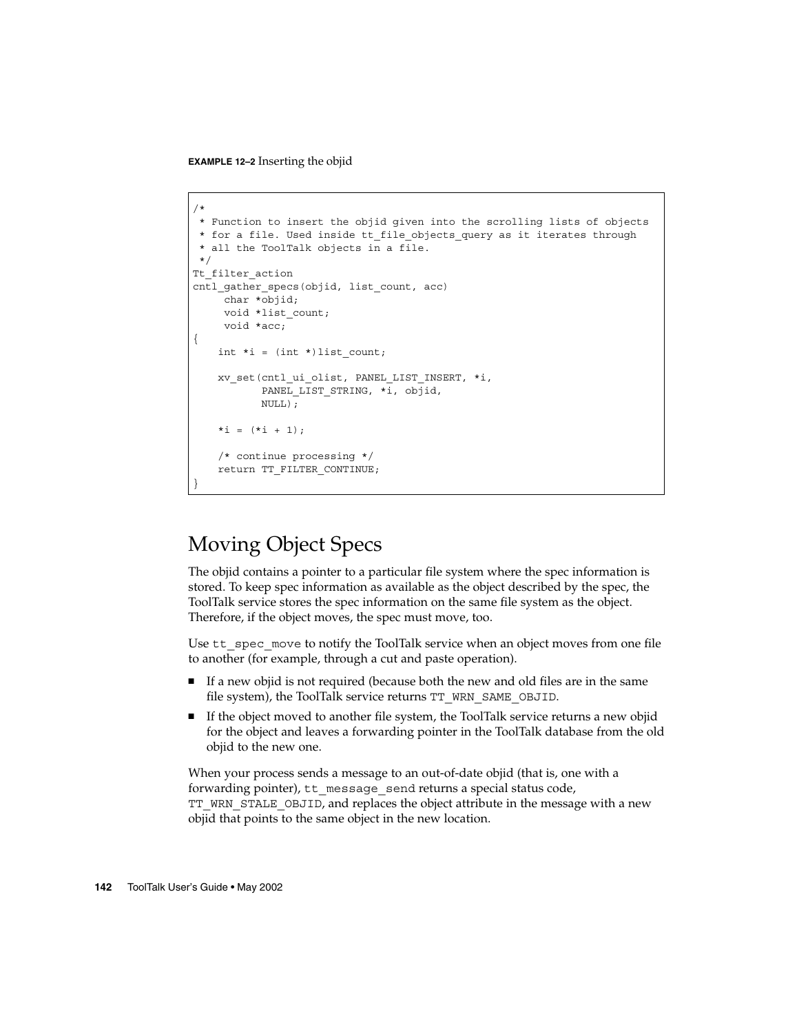**EXAMPLE 12–2** Inserting the objid

```
/*
 * Function to insert the objid given into the scrolling lists of objects
 * for a file. Used inside tt_file_objects_query as it iterates through
 * all the ToolTalk objects in a file.
 */
Tt_filter_action
cntl_gather_specs(objid, list_count, acc)
     char *objid;
     void *list_count;
     void *acc;
{
    int *i = (int *)list_count;

    xv_set(cntl_ui_olist, PANEL_LIST_INSERT, *i,
           PANEL_LIST_STRING, *i, objid,
           NULL);

    *i = (*i + 1);

    /* continue processing */
    return TT_FILTER_CONTINUE;
}
```

## Moving Object Specs

The objid contains a pointer to a particular file system where the spec information is stored. To keep spec information as available as the object described by the spec, the ToolTalk service stores the spec information on the same file system as the object. Therefore, if the object moves, the spec must move, too.

Use `tt_spec_move` to notify the ToolTalk service when an object moves from one file to another (for example, through a cut and paste operation).

- If a new objid is not required (because both the new and old files are in the same file system), the ToolTalk service returns `TT_WRN_SAME_OBJID`.
- If the object moved to another file system, the ToolTalk service returns a new objid for the object and leaves a forwarding pointer in the ToolTalk database from the old objid to the new one.

When your process sends a message to an out-of-date objid (that is, one with a forwarding pointer), `tt_message_send` returns a special status code, `TT_WRN_STALE_OBJID`, and replaces the object attribute in the message with a new objid that points to the same object in the new location.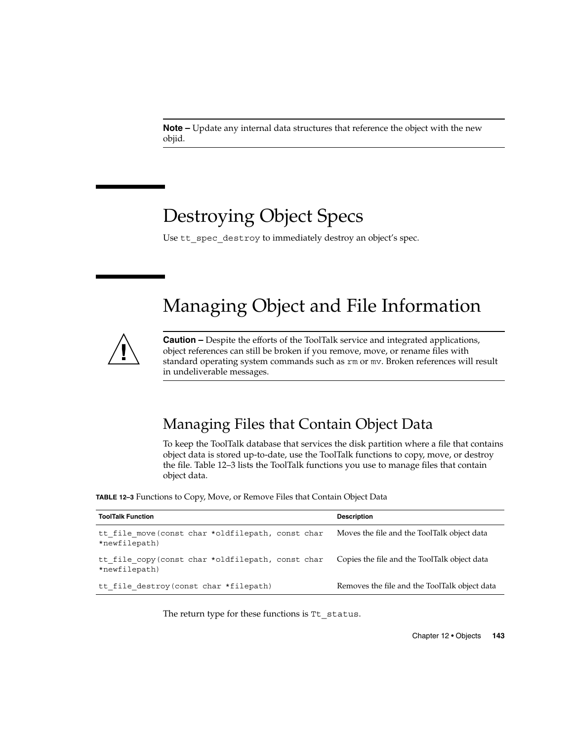**Note –** Update any internal data structures that reference the object with the new objid.

# Destroying Object Specs

Use `tt_spec_destroy` to immediately destroy an object's spec.

# Managing Object and File Information

**Caution –** Despite the efforts of the ToolTalk service and integrated applications, object references can still be broken if you remove, move, or rename files with standard operating system commands such as `rm` or `mv`. Broken references will result in undeliverable messages.

## Managing Files that Contain Object Data

To keep the ToolTalk database that services the disk partition where a file that contains object data is stored up-to-date, use the ToolTalk functions to copy, move, or destroy the file. Table 12–3 lists the ToolTalk functions you use to manage files that contain object data.

**TABLE 12–3** Functions to Copy, Move, or Remove Files that Contain Object Data

| ToolTalk Function | Description |
| --- | --- |
| `tt_file_move(const char *oldfilepath, const char *newfilepath)` | Moves the file and the ToolTalk object data |
| `tt_file_copy(const char *oldfilepath, const char *newfilepath)` | Copies the file and the ToolTalk object data |
| `tt_file_destroy(const char *filepath)` | Removes the file and the ToolTalk object data |

The return type for these functions is `Tt_status`.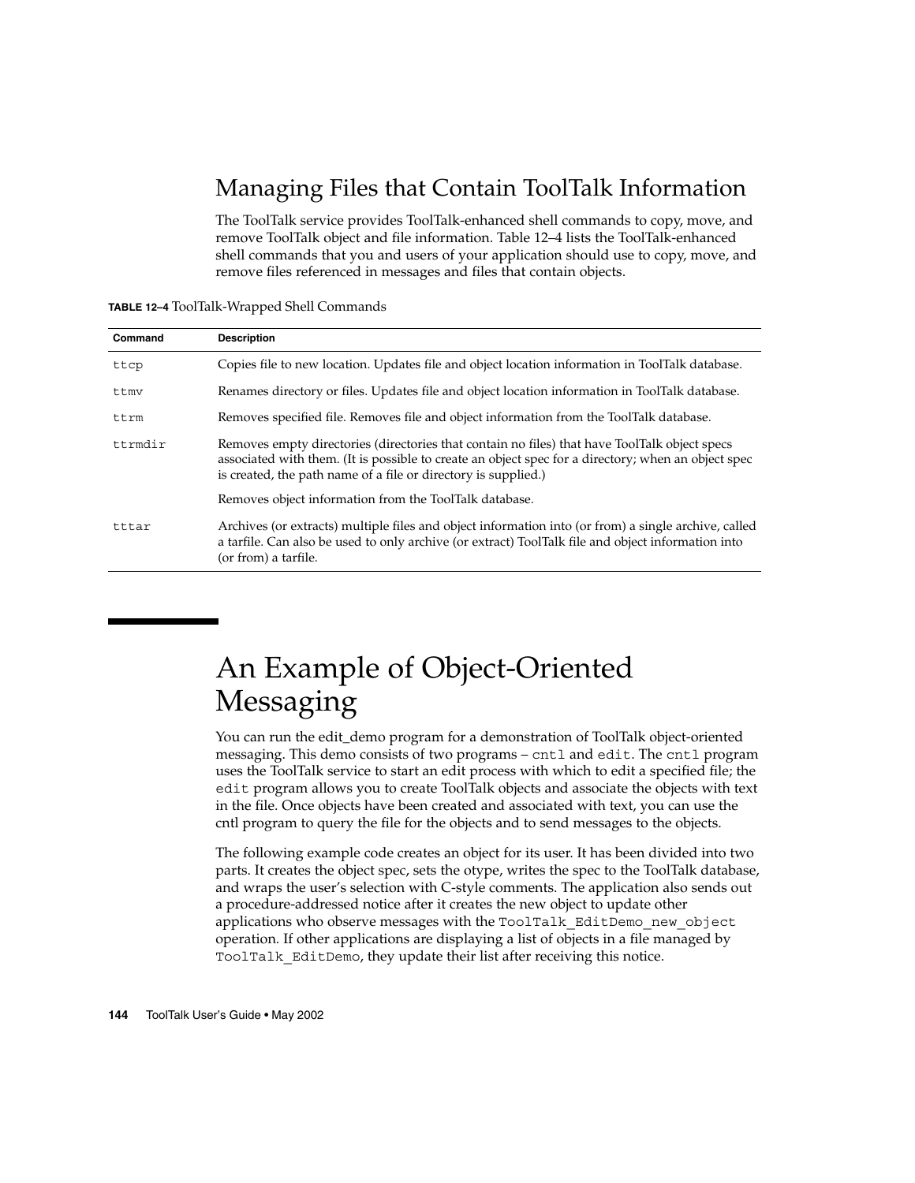## Managing Files that Contain ToolTalk Information

The ToolTalk service provides ToolTalk-enhanced shell commands to copy, move, and remove ToolTalk object and file information. Table 12–4 lists the ToolTalk-enhanced shell commands that you and users of your application should use to copy, move, and remove files referenced in messages and files that contain objects.

**TABLE 12–4** ToolTalk-Wrapped Shell Commands

| Command | Description |
| --- | --- |
| `ttcp` | Copies file to new location. Updates file and object location information in ToolTalk database. |
| `ttmv` | Renames directory or files. Updates file and object location information in ToolTalk database. |
| `ttrm` | Removes specified file. Removes file and object information from the ToolTalk database. |
| `ttrmdir` | Removes empty directories (directories that contain no files) that have ToolTalk object specs associated with them. (It is possible to create an object spec for a directory; when an object spec is created, the path name of a file or directory is supplied.)<br><br>Removes object information from the ToolTalk database. |
| `tttar` | Archives (or extracts) multiple files and object information into (or from) a single archive, called a tarfile. Can also be used to only archive (or extract) ToolTalk file and object information into (or from) a tarfile. |

# An Example of Object-Oriented Messaging

You can run the edit_demo program for a demonstration of ToolTalk object-oriented messaging. This demo consists of two programs – `cntl` and `edit`. The `cntl` program uses the ToolTalk service to start an edit process with which to edit a specified file; the `edit` program allows you to create ToolTalk objects and associate the objects with text in the file. Once objects have been created and associated with text, you can use the cntl program to query the file for the objects and to send messages to the objects.

The following example code creates an object for its user. It has been divided into two parts. It creates the object spec, sets the otype, writes the spec to the ToolTalk database, and wraps the user's selection with C-style comments. The application also sends out a procedure-addressed notice after it creates the new object to update other applications who observe messages with the `ToolTalk_EditDemo_new_object` operation. If other applications are displaying a list of objects in a file managed by `ToolTalk_EditDemo`, they update their list after receiving this notice.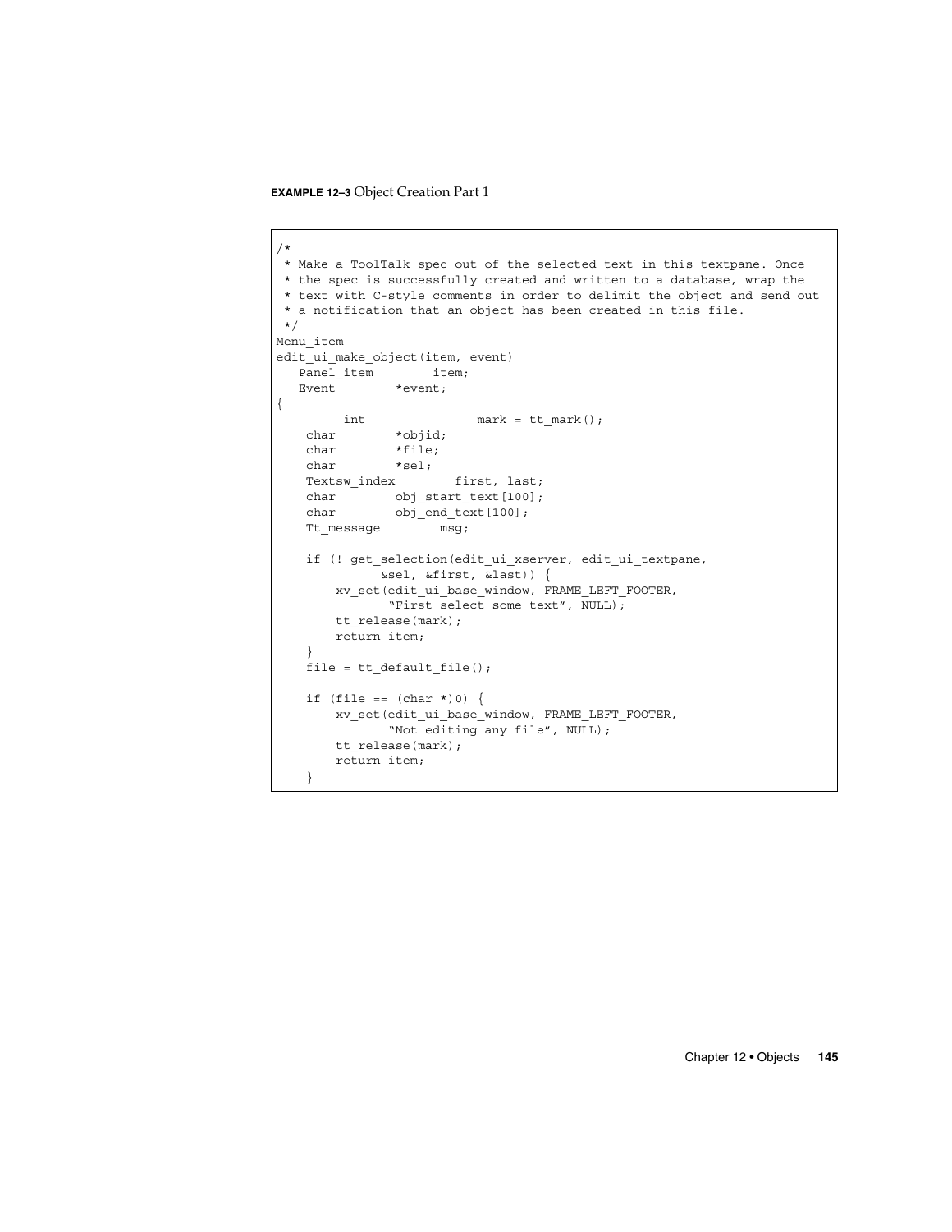**EXAMPLE 12–3** Object Creation Part 1

```
/*
 * Make a ToolTalk spec out of the selected text in this textpane. Once
 * the spec is successfully created and written to a database, wrap the
 * text with C-style comments in order to delimit the object and send out
 * a notification that an object has been created in this file.
 */
Menu_item
edit_ui_make_object(item, event)
   Panel_item        item;
   Event        *event;
{
        int                mark = tt_mark();
    char        *objid;
    char        *file;
    char        *sel;
    Textsw_index        first, last;
    char        obj_start_text[100];
    char        obj_end_text[100];
    Tt_message        msg;

    if (! get_selection(edit_ui_xserver, edit_ui_textpane,
              &sel, &first, &last)) {
        xv_set(edit_ui_base_window, FRAME_LEFT_FOOTER,
               "First select some text", NULL);
        tt_release(mark);
        return item;
    }
    file = tt_default_file();

    if (file == (char *)0) {
        xv_set(edit_ui_base_window, FRAME_LEFT_FOOTER,
               "Not editing any file", NULL);
        tt_release(mark);
        return item;
    }
```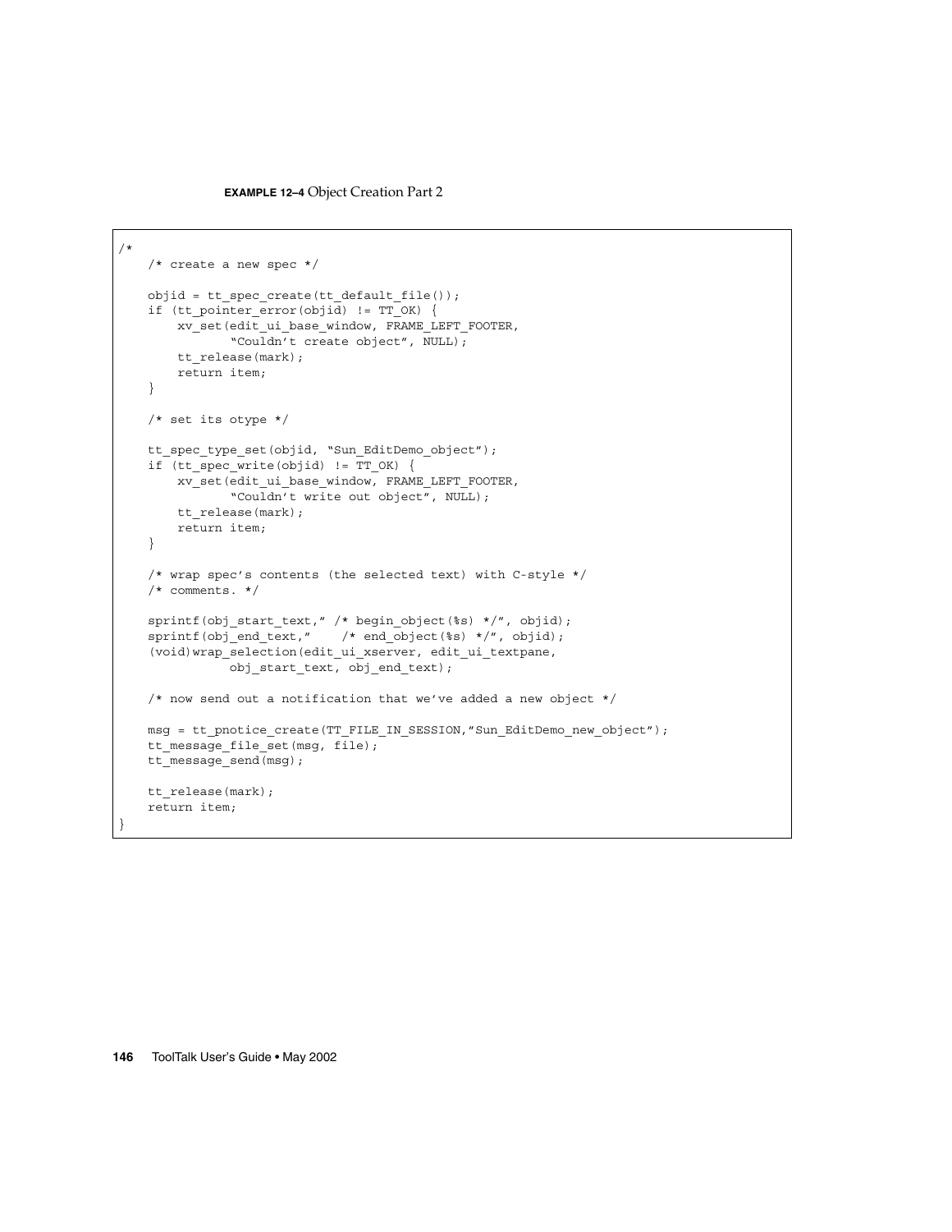**EXAMPLE 12–4** Object Creation Part 2

```
/*
    /* create a new spec */

    objid = tt_spec_create(tt_default_file());
    if (tt_pointer_error(objid) != TT_OK) {
        xv_set(edit_ui_base_window, FRAME_LEFT_FOOTER,
               "Couldn't create object", NULL);
        tt_release(mark);
        return item;
    }

    /* set its otype */

    tt_spec_type_set(objid, "Sun_EditDemo_object");
    if (tt_spec_write(objid) != TT_OK) {
        xv_set(edit_ui_base_window, FRAME_LEFT_FOOTER,
               "Couldn't write out object", NULL);
        tt_release(mark);
        return item;
    }

    /* wrap spec's contents (the selected text) with C-style */
    /* comments. */

    sprintf(obj_start_text," /* begin_object(%s) */", objid);
    sprintf(obj_end_text,"    /* end_object(%s) */", objid);
    (void)wrap_selection(edit_ui_xserver, edit_ui_textpane,
               obj_start_text, obj_end_text);

    /* now send out a notification that we've added a new object */

    msg = tt_pnotice_create(TT_FILE_IN_SESSION,"Sun_EditDemo_new_object");
    tt_message_file_set(msg, file);
    tt_message_send(msg);

    tt_release(mark);
    return item;
}
```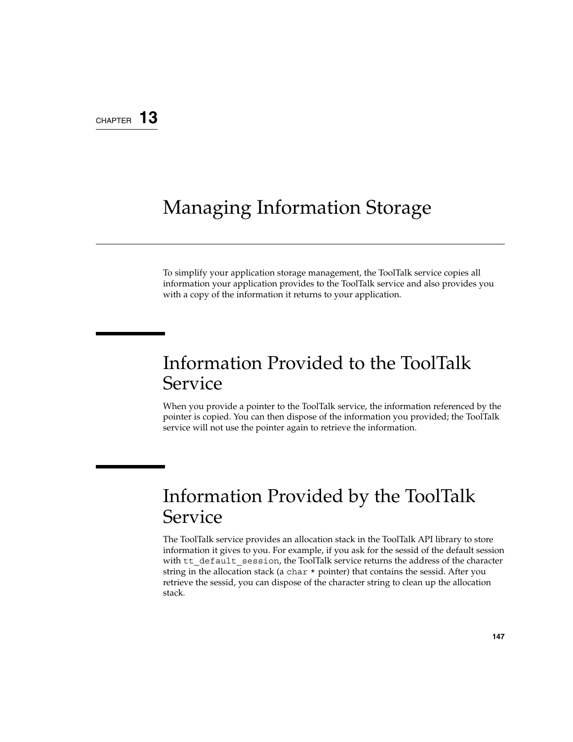# CHAPTER 13

# Managing Information Storage

To simplify your application storage management, the ToolTalk service copies all information your application provides to the ToolTalk service and also provides you with a copy of the information it returns to your application.

## Information Provided to the ToolTalk Service

When you provide a pointer to the ToolTalk service, the information referenced by the pointer is copied. You can then dispose of the information you provided; the ToolTalk service will not use the pointer again to retrieve the information.

## Information Provided by the ToolTalk Service

The ToolTalk service provides an allocation stack in the ToolTalk API library to store information it gives to you. For example, if you ask for the sessid of the default session with `tt_default_session`, the ToolTalk service returns the address of the character string in the allocation stack (a `char *` pointer) that contains the sessid. After you retrieve the sessid, you can dispose of the character string to clean up the allocation stack.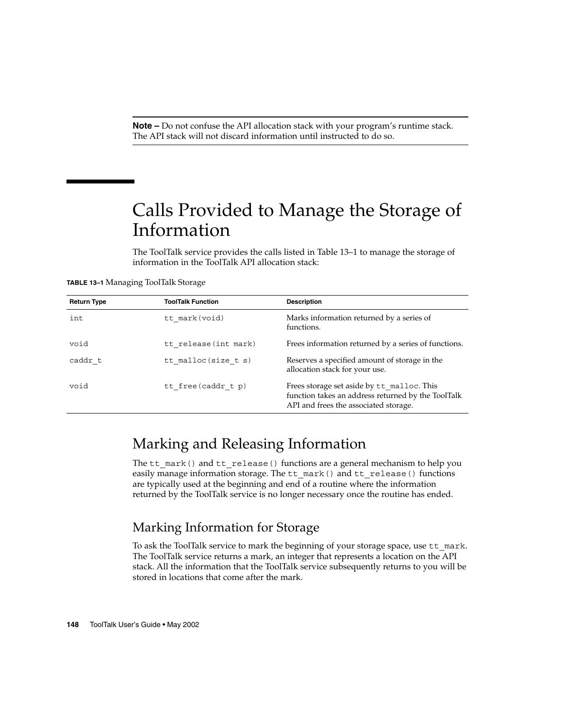**Note –** Do not confuse the API allocation stack with your program's runtime stack. The API stack will not discard information until instructed to do so.

# Calls Provided to Manage the Storage of Information

The ToolTalk service provides the calls listed in Table 13–1 to manage the storage of information in the ToolTalk API allocation stack:

**TABLE 13–1** Managing ToolTalk Storage

| Return Type | ToolTalk Function | Description |
| --- | --- | --- |
| `int` | `tt_mark(void)` | Marks information returned by a series of functions. |
| `void` | `tt_release(int mark)` | Frees information returned by a series of functions. |
| `caddr_t` | `tt_malloc(size_t s)` | Reserves a specified amount of storage in the allocation stack for your use. |
| `void` | `tt_free(caddr_t p)` | Frees storage set aside by `tt_malloc`. This function takes an address returned by the ToolTalk API and frees the associated storage. |

## Marking and Releasing Information

The `tt_mark()` and `tt_release()` functions are a general mechanism to help you easily manage information storage. The `tt_mark()` and `tt_release()` functions are typically used at the beginning and end of a routine where the information returned by the ToolTalk service is no longer necessary once the routine has ended.

### Marking Information for Storage

To ask the ToolTalk service to mark the beginning of your storage space, use `tt_mark`. The ToolTalk service returns a mark, an integer that represents a location on the API stack. All the information that the ToolTalk service subsequently returns to you will be stored in locations that come after the mark.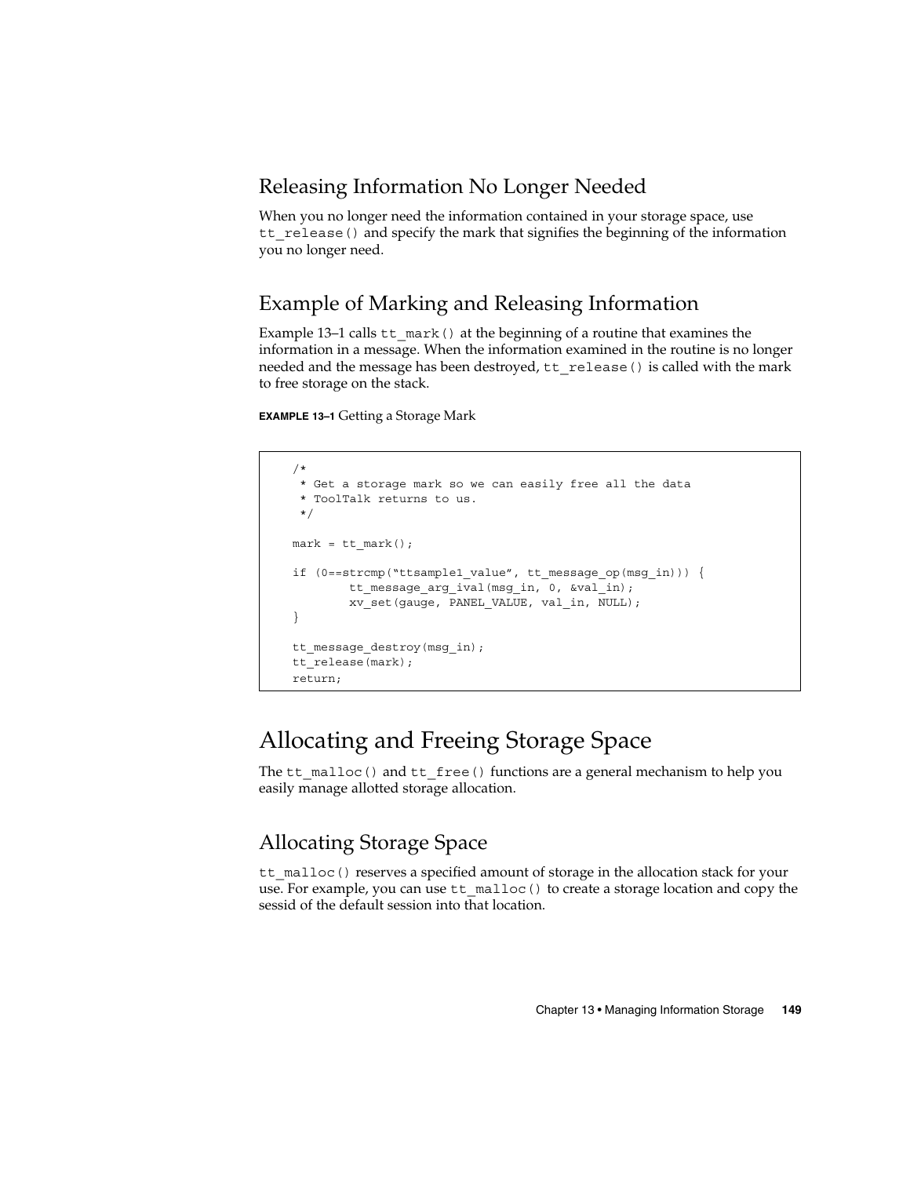## Releasing Information No Longer Needed

When you no longer need the information contained in your storage space, use `tt_release()` and specify the mark that signifies the beginning of the information you no longer need.

## Example of Marking and Releasing Information

Example 13–1 calls `tt_mark()` at the beginning of a routine that examines the information in a message. When the information examined in the routine is no longer needed and the message has been destroyed, `tt_release()` is called with the mark to free storage on the stack.

**EXAMPLE 13–1** Getting a Storage Mark

```
/*
 * Get a storage mark so we can easily free all the data
 * ToolTalk returns to us.
 */

mark = tt_mark();

if (0==strcmp("ttsample1_value", tt_message_op(msg_in))) {
        tt_message_arg_ival(msg_in, 0, &val_in);
        xv_set(gauge, PANEL_VALUE, val_in, NULL);
}

tt_message_destroy(msg_in);
tt_release(mark);
return;
```

# Allocating and Freeing Storage Space

The `tt_malloc()` and `tt_free()` functions are a general mechanism to help you easily manage allotted storage allocation.

## Allocating Storage Space

`tt_malloc()` reserves a specified amount of storage in the allocation stack for your use. For example, you can use `tt_malloc()` to create a storage location and copy the sessid of the default session into that location.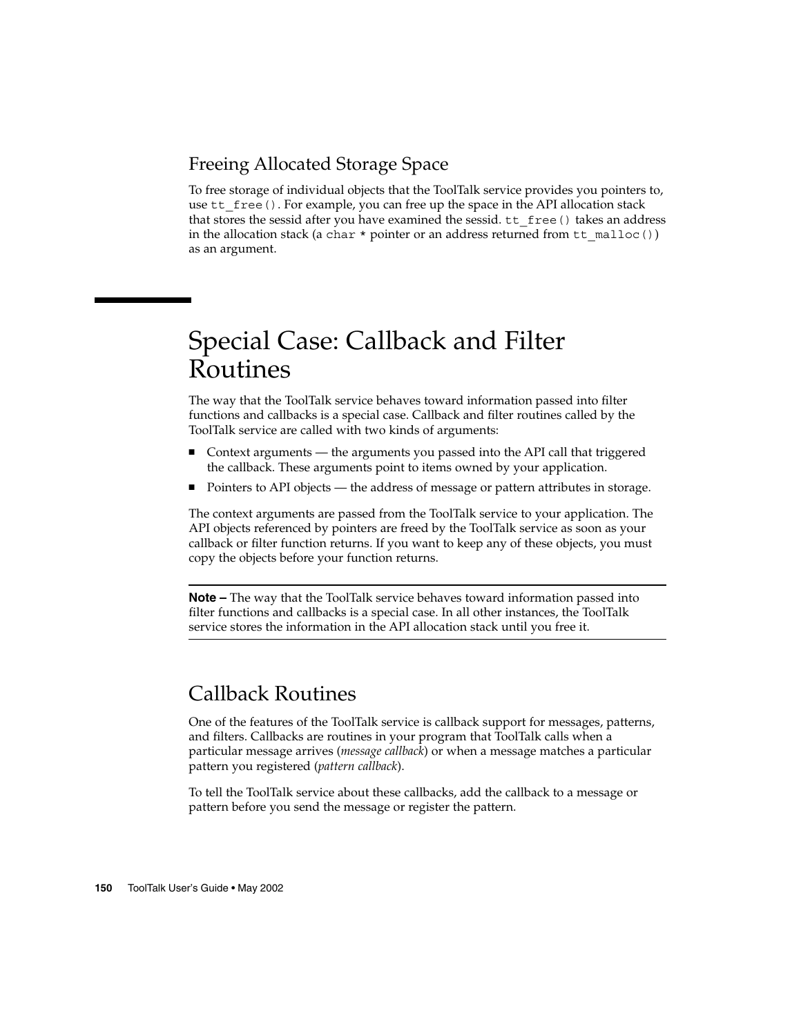### Freeing Allocated Storage Space

To free storage of individual objects that the ToolTalk service provides you pointers to, use `tt_free()`. For example, you can free up the space in the API allocation stack that stores the sessid after you have examined the sessid. `tt_free()` takes an address in the allocation stack (a `char *` pointer or an address returned from `tt_malloc()`) as an argument.

## Special Case: Callback and Filter Routines

The way that the ToolTalk service behaves toward information passed into filter functions and callbacks is a special case. Callback and filter routines called by the ToolTalk service are called with two kinds of arguments:

- Context arguments — the arguments you passed into the API call that triggered the callback. These arguments point to items owned by your application.
- Pointers to API objects — the address of message or pattern attributes in storage.

The context arguments are passed from the ToolTalk service to your application. The API objects referenced by pointers are freed by the ToolTalk service as soon as your callback or filter function returns. If you want to keep any of these objects, you must copy the objects before your function returns.

---

**Note –** The way that the ToolTalk service behaves toward information passed into filter functions and callbacks is a special case. In all other instances, the ToolTalk service stores the information in the API allocation stack until you free it.

---

### Callback Routines

One of the features of the ToolTalk service is callback support for messages, patterns, and filters. Callbacks are routines in your program that ToolTalk calls when a particular message arrives (*message callback*) or when a message matches a particular pattern you registered (*pattern callback*).

To tell the ToolTalk service about these callbacks, add the callback to a message or pattern before you send the message or register the pattern.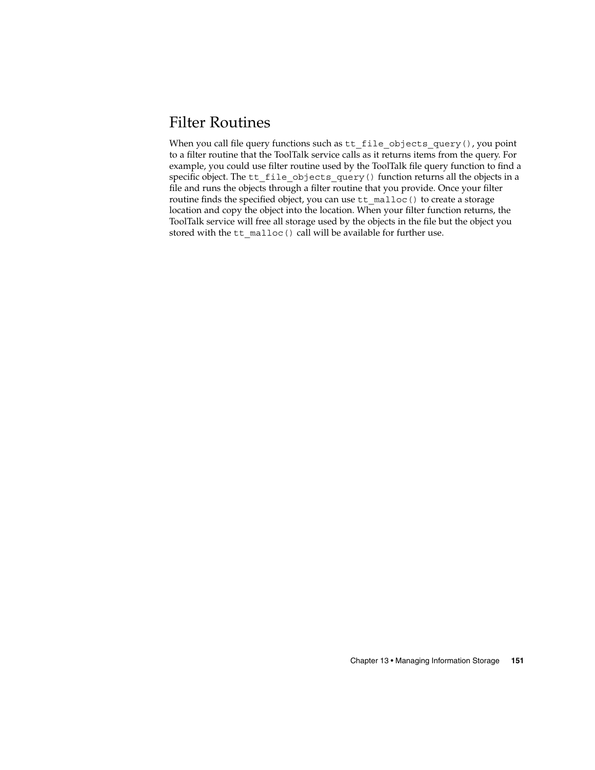## Filter Routines

When you call file query functions such as `tt_file_objects_query()`, you point to a filter routine that the ToolTalk service calls as it returns items from the query. For example, you could use filter routine used by the ToolTalk file query function to find a specific object. The `tt_file_objects_query()` function returns all the objects in a file and runs the objects through a filter routine that you provide. Once your filter routine finds the specified object, you can use `tt_malloc()` to create a storage location and copy the object into the location. When your filter function returns, the ToolTalk service will free all storage used by the objects in the file but the object you stored with the `tt_malloc()` call will be available for further use.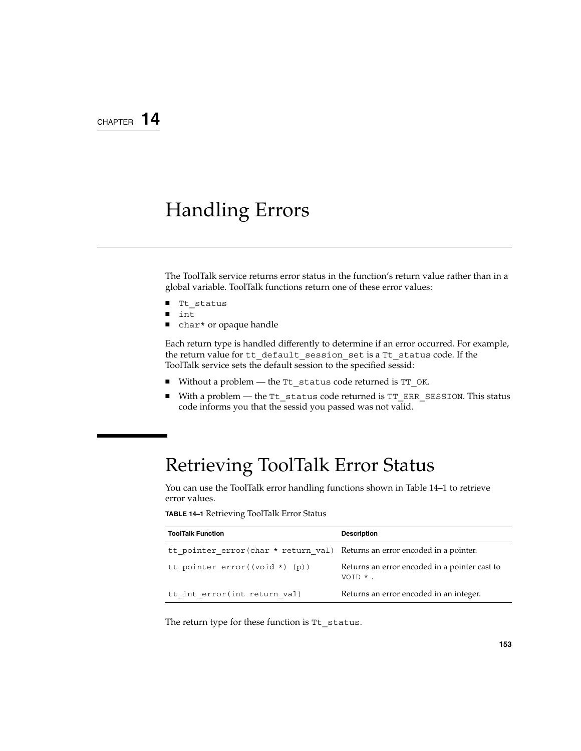CHAPTER 14

# Handling Errors

The ToolTalk service returns error status in the function's return value rather than in a global variable. ToolTalk functions return one of these error values:

- `Tt_status`
- `int`
- `char*` or opaque handle

Each return type is handled differently to determine if an error occurred. For example, the return value for `tt_default_session_set` is a `Tt_status` code. If the ToolTalk service sets the default session to the specified sessid:

- Without a problem — the `Tt_status` code returned is `TT_OK`.
- With a problem — the `Tt_status` code returned is `TT_ERR_SESSION`. This status code informs you that the sessid you passed was not valid.

## Retrieving ToolTalk Error Status

You can use the ToolTalk error handling functions shown in Table 14–1 to retrieve error values.

**TABLE 14–1** Retrieving ToolTalk Error Status

| ToolTalk Function | Description |
| --- | --- |
| `tt_pointer_error(char * return_val)` | Returns an error encoded in a pointer. |
| `tt_pointer_error((void *) (p))` | Returns an error encoded in a pointer cast to `VOID *`. |
| `tt_int_error(int return_val)` | Returns an error encoded in an integer. |

The return type for these function is `Tt_status`.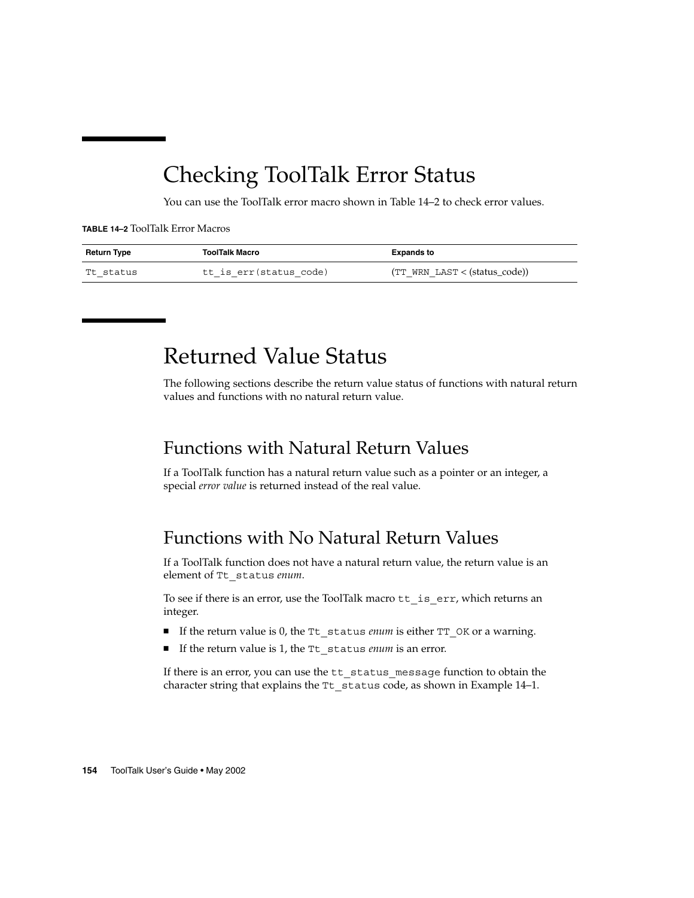## Checking ToolTalk Error Status

You can use the ToolTalk error macro shown in Table 14–2 to check error values.

**TABLE 14–2** ToolTalk Error Macros

| Return Type | ToolTalk Macro | Expands to |
| --- | --- | --- |
| `Tt_status` | `tt_is_err(status_code)` | (`TT_WRN_LAST` < (status_code)) |

## Returned Value Status

The following sections describe the return value status of functions with natural return values and functions with no natural return value.

### Functions with Natural Return Values

If a ToolTalk function has a natural return value such as a pointer or an integer, a special *error value* is returned instead of the real value.

### Functions with No Natural Return Values

If a ToolTalk function does not have a natural return value, the return value is an element of `Tt_status` *enum*.

To see if there is an error, use the ToolTalk macro `tt_is_err`, which returns an integer.

- If the return value is 0, the `Tt_status` *enum* is either `TT_OK` or a warning.
- If the return value is 1, the `Tt_status` *enum* is an error.

If there is an error, you can use the `tt_status_message` function to obtain the character string that explains the `Tt_status` code, as shown in Example 14–1.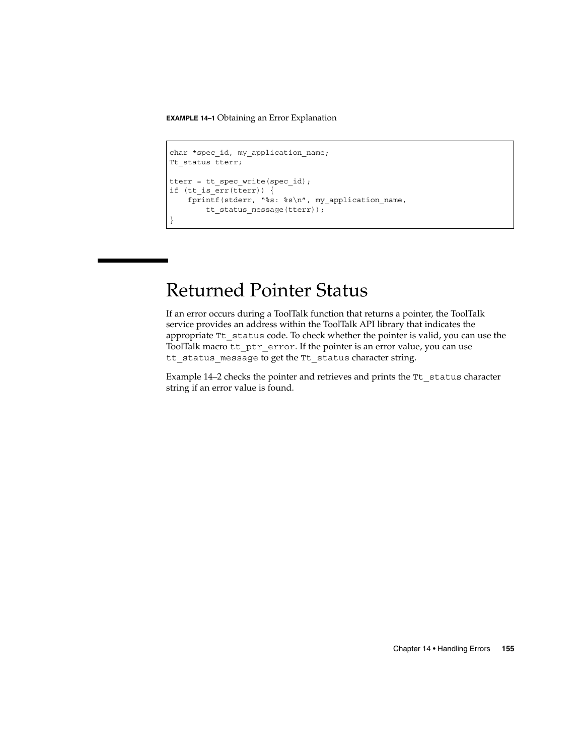**EXAMPLE 14–1** Obtaining an Error Explanation

```
char *spec_id, my_application_name;
Tt_status tterr;

tterr = tt_spec_write(spec_id);
if (tt_is_err(tterr)) {
    fprintf(stderr, "%s: %s\n", my_application_name,
        tt_status_message(tterr));
}
```

# Returned Pointer Status

If an error occurs during a ToolTalk function that returns a pointer, the ToolTalk service provides an address within the ToolTalk API library that indicates the appropriate `Tt_status` code. To check whether the pointer is valid, you can use the ToolTalk macro `tt_ptr_error`. If the pointer is an error value, you can use `tt_status_message` to get the `Tt_status` character string.

Example 14–2 checks the pointer and retrieves and prints the `Tt_status` character string if an error value is found.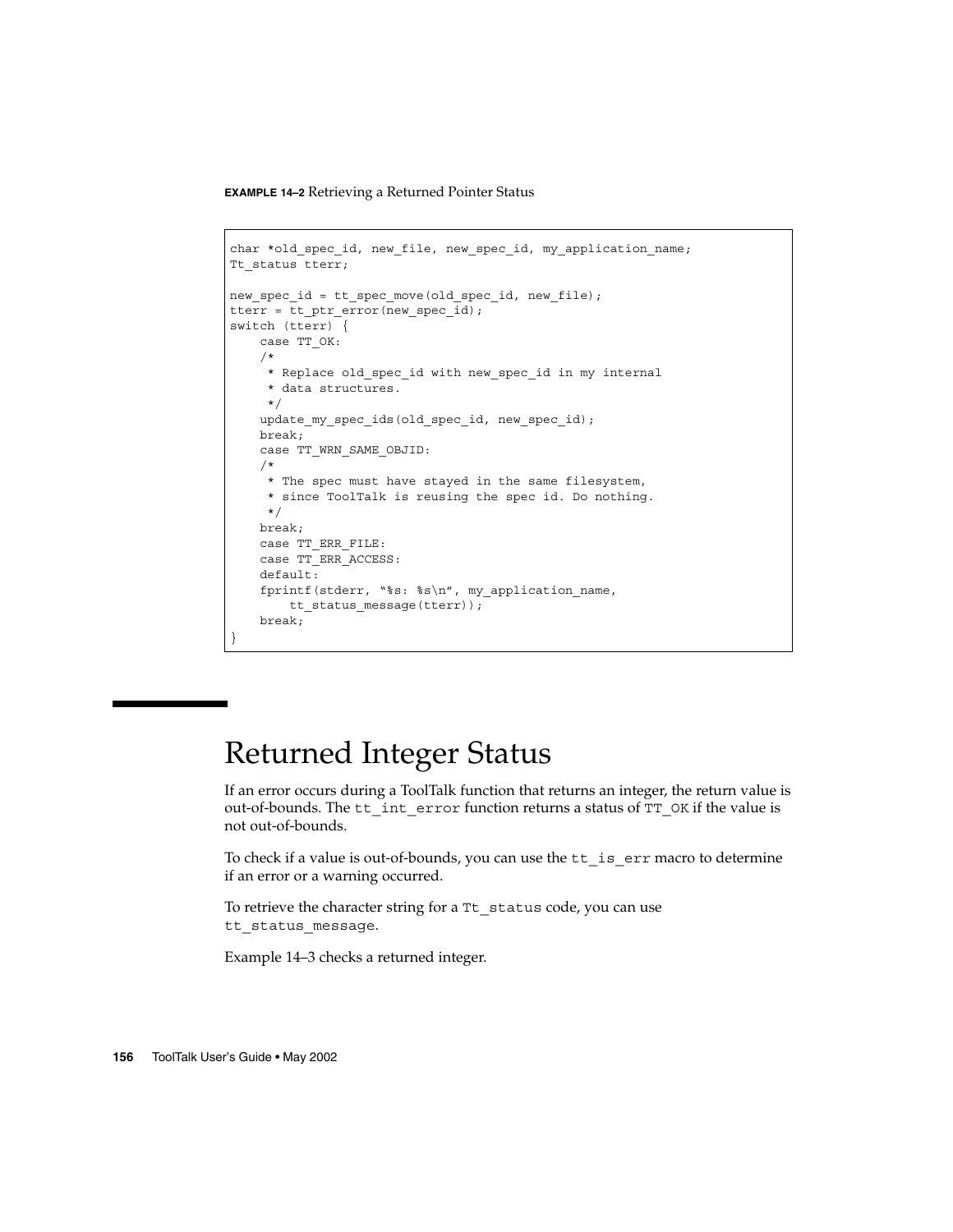**EXAMPLE 14–2** Retrieving a Returned Pointer Status

```
char *old_spec_id, new_file, new_spec_id, my_application_name;
Tt_status tterr;

new_spec_id = tt_spec_move(old_spec_id, new_file);
tterr = tt_ptr_error(new_spec_id);
switch (tterr) {
    case TT_OK:
    /*
     * Replace old_spec_id with new_spec_id in my internal
     * data structures.
     */
    update_my_spec_ids(old_spec_id, new_spec_id);
    break;
    case TT_WRN_SAME_OBJID:
    /*
     * The spec must have stayed in the same filesystem,
     * since ToolTalk is reusing the spec id. Do nothing.
     */
    break;
    case TT_ERR_FILE:
    case TT_ERR_ACCESS:
    default:
    fprintf(stderr, "%s: %s\n", my_application_name,
        tt_status_message(tterr));
    break;
}
```

## Returned Integer Status

If an error occurs during a ToolTalk function that returns an integer, the return value is out-of-bounds. The `tt_int_error` function returns a status of `TT_OK` if the value is not out-of-bounds.

To check if a value is out-of-bounds, you can use the `tt_is_err` macro to determine if an error or a warning occurred.

To retrieve the character string for a `Tt_status` code, you can use `tt_status_message`.

Example 14–3 checks a returned integer.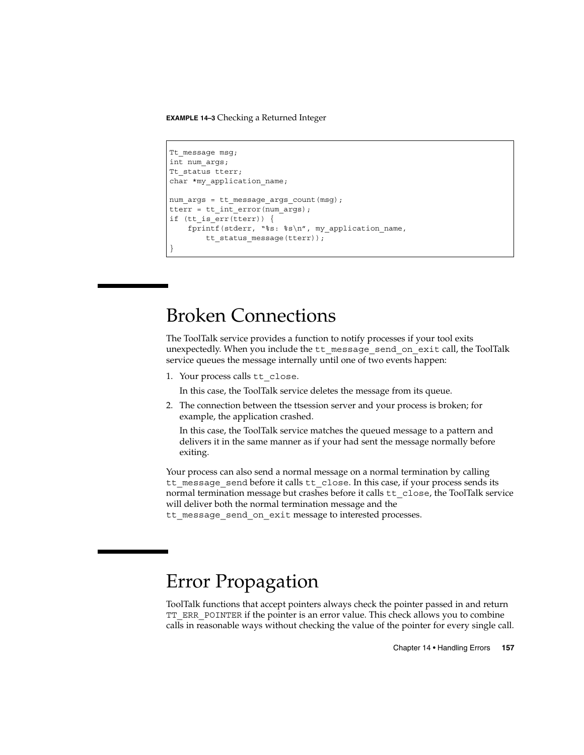**EXAMPLE 14–3** Checking a Returned Integer

```
Tt_message msg;
int num_args;
Tt_status tterr;
char *my_application_name;

num_args = tt_message_args_count(msg);
tterr = tt_int_error(num_args);
if (tt_is_err(tterr)) {
    fprintf(stderr, "%s: %s\n", my_application_name,
        tt_status_message(tterr));
}
```

# Broken Connections

The ToolTalk service provides a function to notify processes if your tool exits unexpectedly. When you include the `tt_message_send_on_exit` call, the ToolTalk service queues the message internally until one of two events happen:

1. Your process calls `tt_close`.

   In this case, the ToolTalk service deletes the message from its queue.

2. The connection between the ttsession server and your process is broken; for example, the application crashed.

   In this case, the ToolTalk service matches the queued message to a pattern and delivers it in the same manner as if your had sent the message normally before exiting.

Your process can also send a normal message on a normal termination by calling `tt_message_send` before it calls `tt_close`. In this case, if your process sends its normal termination message but crashes before it calls `tt_close`, the ToolTalk service will deliver both the normal termination message and the `tt_message_send_on_exit` message to interested processes.

# Error Propagation

ToolTalk functions that accept pointers always check the pointer passed in and return `TT_ERR_POINTER` if the pointer is an error value. This check allows you to combine calls in reasonable ways without checking the value of the pointer for every single call.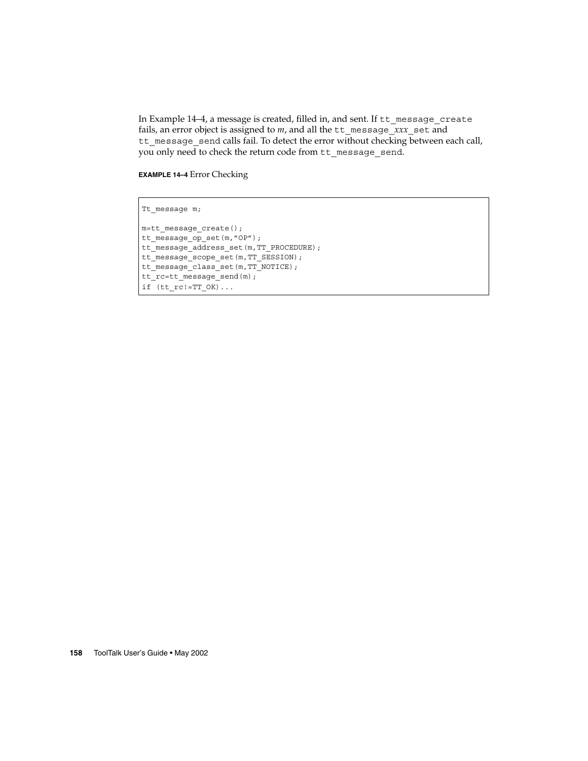In Example 14–4, a message is created, filled in, and sent. If `tt_message_create` fails, an error object is assigned to *m*, and all the `tt_message_`*xxx*`_set` and `tt_message_send` calls fail. To detect the error without checking between each call, you only need to check the return code from `tt_message_send`.

**EXAMPLE 14–4** Error Checking

```
Tt_message m;

m=tt_message_create();
tt_message_op_set(m,"OP");
tt_message_address_set(m,TT_PROCEDURE);
tt_message_scope_set(m,TT_SESSION);
tt_message_class_set(m,TT_NOTICE);
tt_rc=tt_message_send(m);
if (tt_rc!=TT_OK)...
```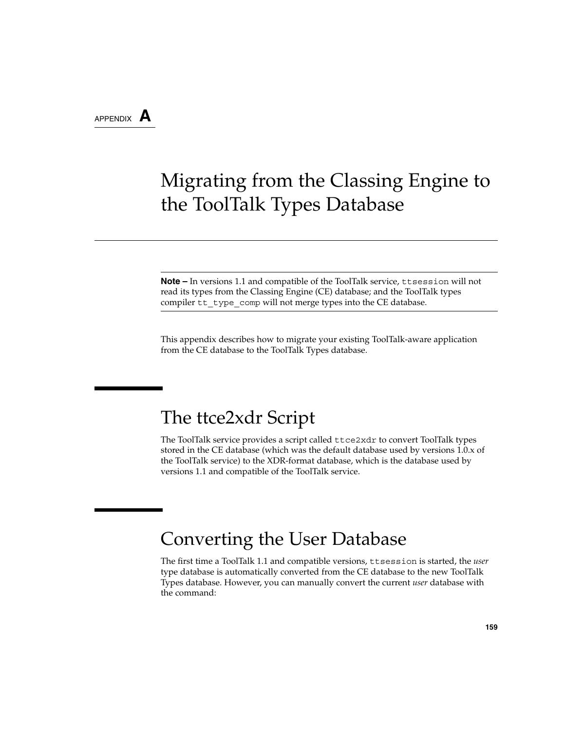APPENDIX **A**

# Migrating from the Classing Engine to the ToolTalk Types Database

---

**Note –** In versions 1.1 and compatible of the ToolTalk service, `ttsession` will not read its types from the Classing Engine (CE) database; and the ToolTalk types compiler `tt_type_comp` will not merge types into the CE database.

---

This appendix describes how to migrate your existing ToolTalk-aware application from the CE database to the ToolTalk Types database.

## The ttce2xdr Script

The ToolTalk service provides a script called `ttce2xdr` to convert ToolTalk types stored in the CE database (which was the default database used by versions 1.0.x of the ToolTalk service) to the XDR-format database, which is the database used by versions 1.1 and compatible of the ToolTalk service.

## Converting the User Database

The first time a ToolTalk 1.1 and compatible versions, `ttsession` is started, the *user* type database is automatically converted from the CE database to the new ToolTalk Types database. However, you can manually convert the current *user* database with the command: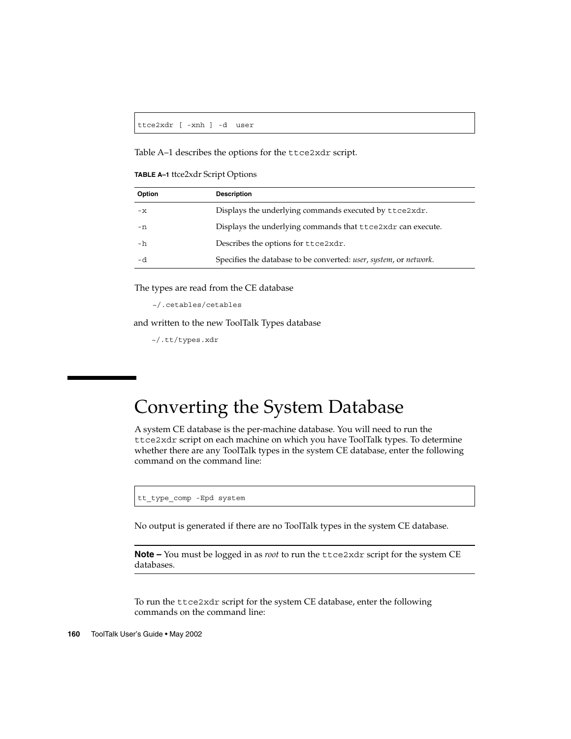```
ttce2xdr [ -xnh ] -d  user
```

Table A–1 describes the options for the `ttce2xdr` script.

**TABLE A–1** ttce2xdr Script Options

| Option | Description |
| --- | --- |
| `-x` | Displays the underlying commands executed by `ttce2xdr`. |
| `-n` | Displays the underlying commands that `ttce2xdr` can execute. |
| `-h` | Describes the options for `ttce2xdr`. |
| `-d` | Specifies the database to be converted: *user*, *system*, or *network*. |

The types are read from the CE database

```
~/.cetables/cetables
```

and written to the new ToolTalk Types database

```
~/.tt/types.xdr
```

# Converting the System Database

A system CE database is the per-machine database. You will need to run the `ttce2xdr` script on each machine on which you have ToolTalk types. To determine whether there are any ToolTalk types in the system CE database, enter the following command on the command line:

```
tt_type_comp -Epd system
```

No output is generated if there are no ToolTalk types in the system CE database.

---

**Note –** You must be logged in as *root* to run the `ttce2xdr` script for the system CE databases.

---

To run the `ttce2xdr` script for the system CE database, enter the following commands on the command line: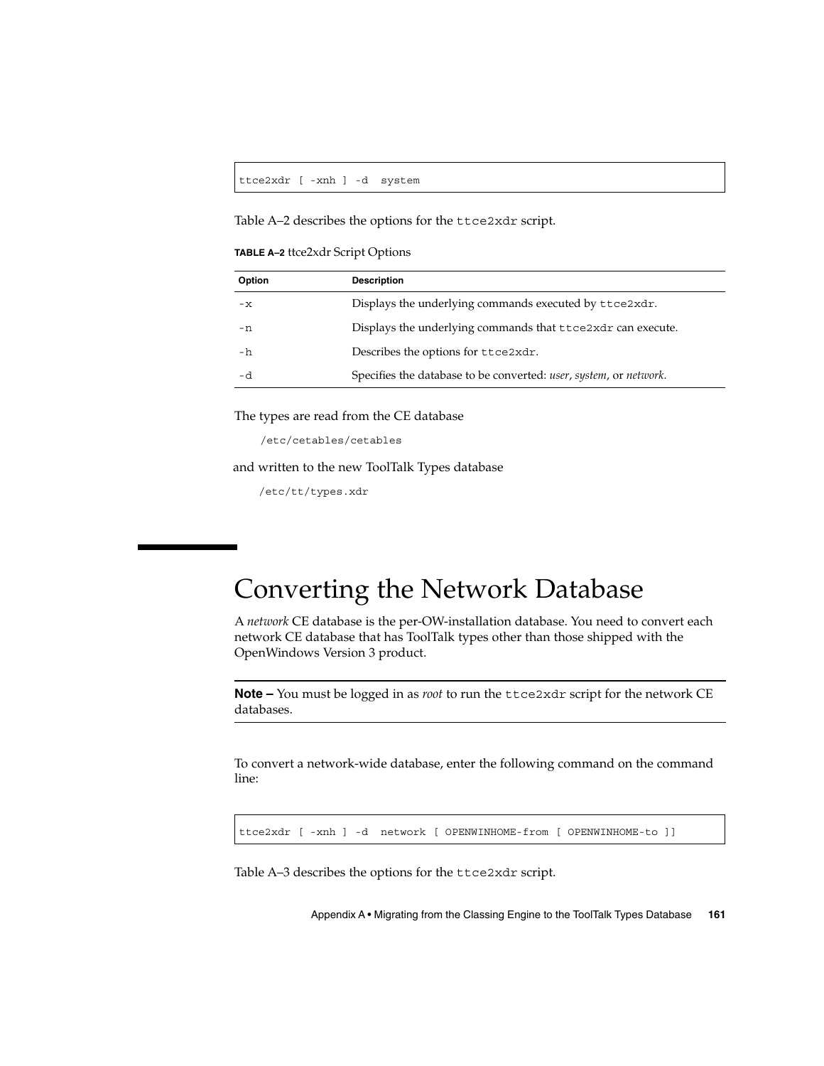```
ttce2xdr [ -xnh ] -d  system
```

Table A–2 describes the options for the `ttce2xdr` script.

**TABLE A–2** ttce2xdr Script Options

| Option | Description |
| --- | --- |
| `-x` | Displays the underlying commands executed by `ttce2xdr`. |
| `-n` | Displays the underlying commands that `ttce2xdr` can execute. |
| `-h` | Describes the options for `ttce2xdr`. |
| `-d` | Specifies the database to be converted: *user*, *system*, or *network*. |

The types are read from the CE database

```
/etc/cetables/cetables
```

and written to the new ToolTalk Types database

```
/etc/tt/types.xdr
```

## Converting the Network Database

A *network* CE database is the per-OW-installation database. You need to convert each network CE database that has ToolTalk types other than those shipped with the OpenWindows Version 3 product.

**Note –** You must be logged in as *root* to run the `ttce2xdr` script for the network CE databases.

To convert a network-wide database, enter the following command on the command line:

```
ttce2xdr [ -xnh ] -d  network [ OPENWINHOME-from [ OPENWINHOME-to ]]
```

Table A–3 describes the options for the `ttce2xdr` script.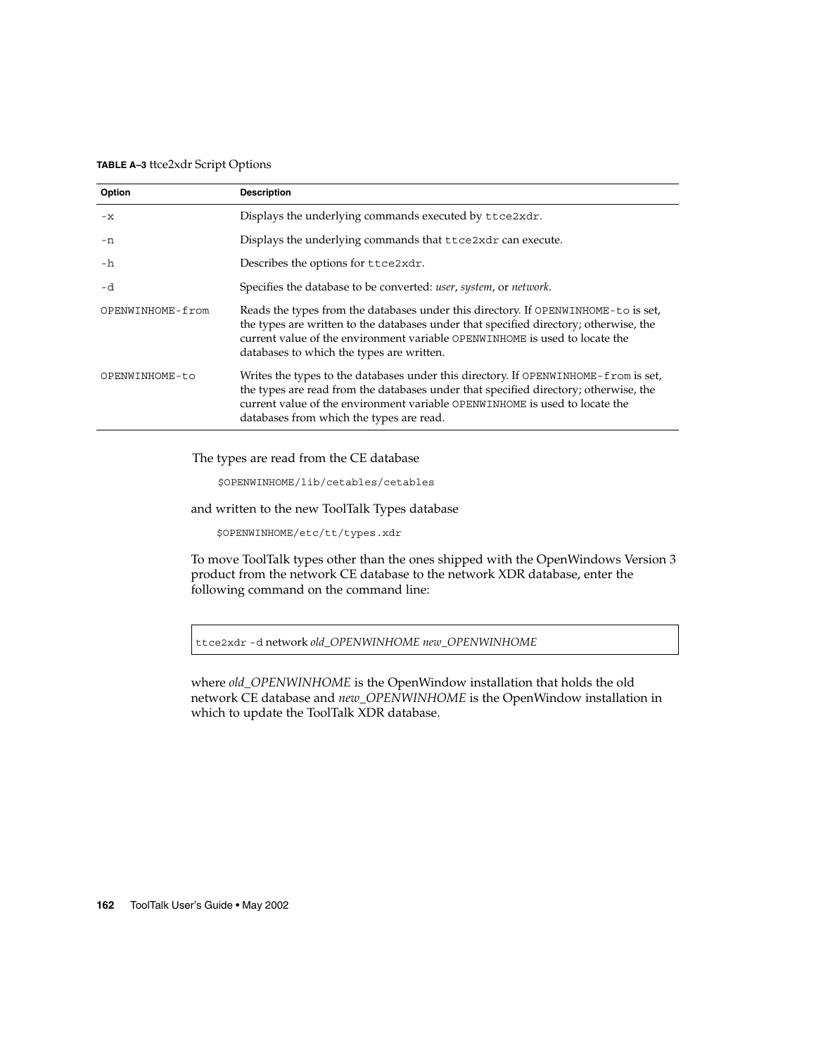**TABLE A–3** ttce2xdr Script Options

| Option | Description |
| --- | --- |
| `-x` | Displays the underlying commands executed by `ttce2xdr`. |
| `-n` | Displays the underlying commands that `ttce2xdr` can execute. |
| `-h` | Describes the options for `ttce2xdr`. |
| `-d` | Specifies the database to be converted: *user*, *system*, or *network*. |
| `OPENWINHOME-from` | Reads the types from the databases under this directory. If `OPENWINHOME-to` is set, the types are written to the databases under that specified directory; otherwise, the current value of the environment variable `OPENWINHOME` is used to locate the databases to which the types are written. |
| `OPENWINHOME-to` | Writes the types to the databases under this directory. If `OPENWINHOME-from` is set, the types are read from the databases under that specified directory; otherwise, the current value of the environment variable `OPENWINHOME` is used to locate the databases from which the types are read. |

The types are read from the CE database

```
$OPENWINHOME/lib/cetables/cetables
```

and written to the new ToolTalk Types database

```
$OPENWINHOME/etc/tt/types.xdr
```

To move ToolTalk types other than the ones shipped with the OpenWindows Version 3 product from the network CE database to the network XDR database, enter the following command on the command line:

```
ttce2xdr -d network old_OPENWINHOME new_OPENWINHOME
```

where *old_OPENWINHOME* is the OpenWindow installation that holds the old network CE database and *new_OPENWINHOME* is the OpenWindow installation in which to update the ToolTalk XDR database.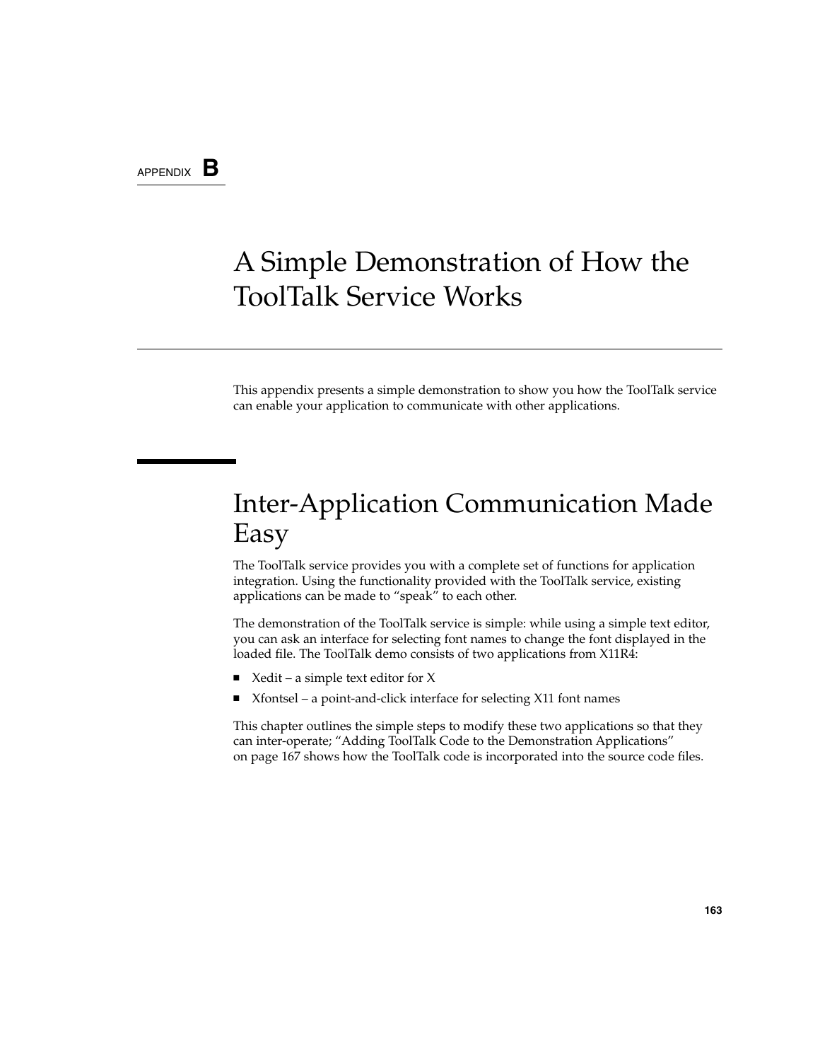APPENDIX **B**

# A Simple Demonstration of How the ToolTalk Service Works

This appendix presents a simple demonstration to show you how the ToolTalk service can enable your application to communicate with other applications.

## Inter-Application Communication Made Easy

The ToolTalk service provides you with a complete set of functions for application integration. Using the functionality provided with the ToolTalk service, existing applications can be made to "speak" to each other.

The demonstration of the ToolTalk service is simple: while using a simple text editor, you can ask an interface for selecting font names to change the font displayed in the loaded file. The ToolTalk demo consists of two applications from X11R4:

- Xedit – a simple text editor for X
- Xfontsel – a point-and-click interface for selecting X11 font names

This chapter outlines the simple steps to modify these two applications so that they can inter-operate; "Adding ToolTalk Code to the Demonstration Applications" on page 167 shows how the ToolTalk code is incorporated into the source code files.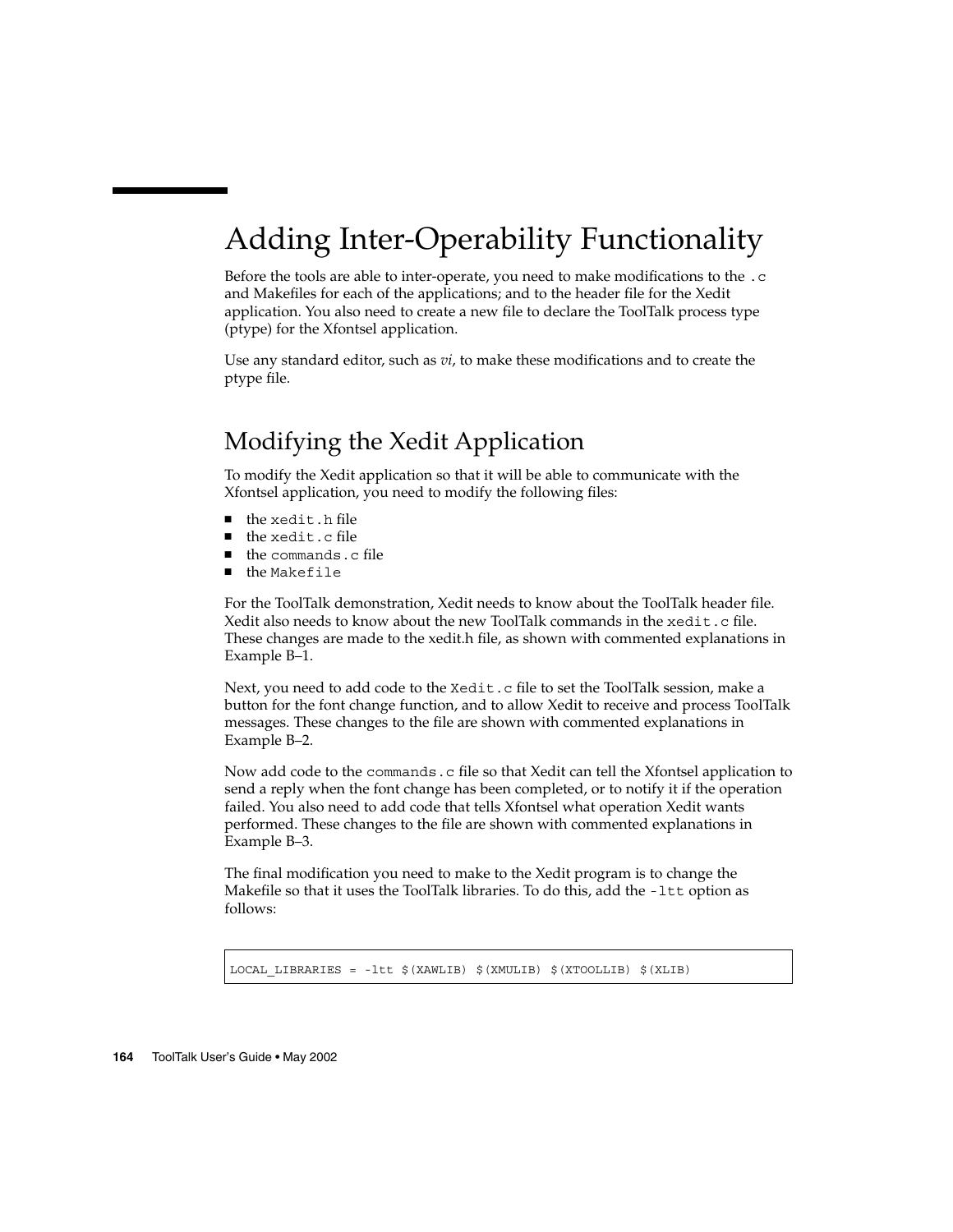# Adding Inter-Operability Functionality

Before the tools are able to inter-operate, you need to make modifications to the `.c` and Makefiles for each of the applications; and to the header file for the Xedit application. You also need to create a new file to declare the ToolTalk process type (ptype) for the Xfontsel application.

Use any standard editor, such as *vi*, to make these modifications and to create the ptype file.

## Modifying the Xedit Application

To modify the Xedit application so that it will be able to communicate with the Xfontsel application, you need to modify the following files:

- the `xedit.h` file
- the `xedit.c` file
- the `commands.c` file
- the `Makefile`

For the ToolTalk demonstration, Xedit needs to know about the ToolTalk header file. Xedit also needs to know about the new ToolTalk commands in the `xedit.c` file. These changes are made to the xedit.h file, as shown with commented explanations in Example B–1.

Next, you need to add code to the `Xedit.c` file to set the ToolTalk session, make a button for the font change function, and to allow Xedit to receive and process ToolTalk messages. These changes to the file are shown with commented explanations in Example B–2.

Now add code to the `commands.c` file so that Xedit can tell the Xfontsel application to send a reply when the font change has been completed, or to notify it if the operation failed. You also need to add code that tells Xfontsel what operation Xedit wants performed. These changes to the file are shown with commented explanations in Example B–3.

The final modification you need to make to the Xedit program is to change the Makefile so that it uses the ToolTalk libraries. To do this, add the `-ltt` option as follows:

```
LOCAL_LIBRARIES = -ltt $(XAWLIB) $(XMULIB) $(XTOOLLIB) $(XLIB)
```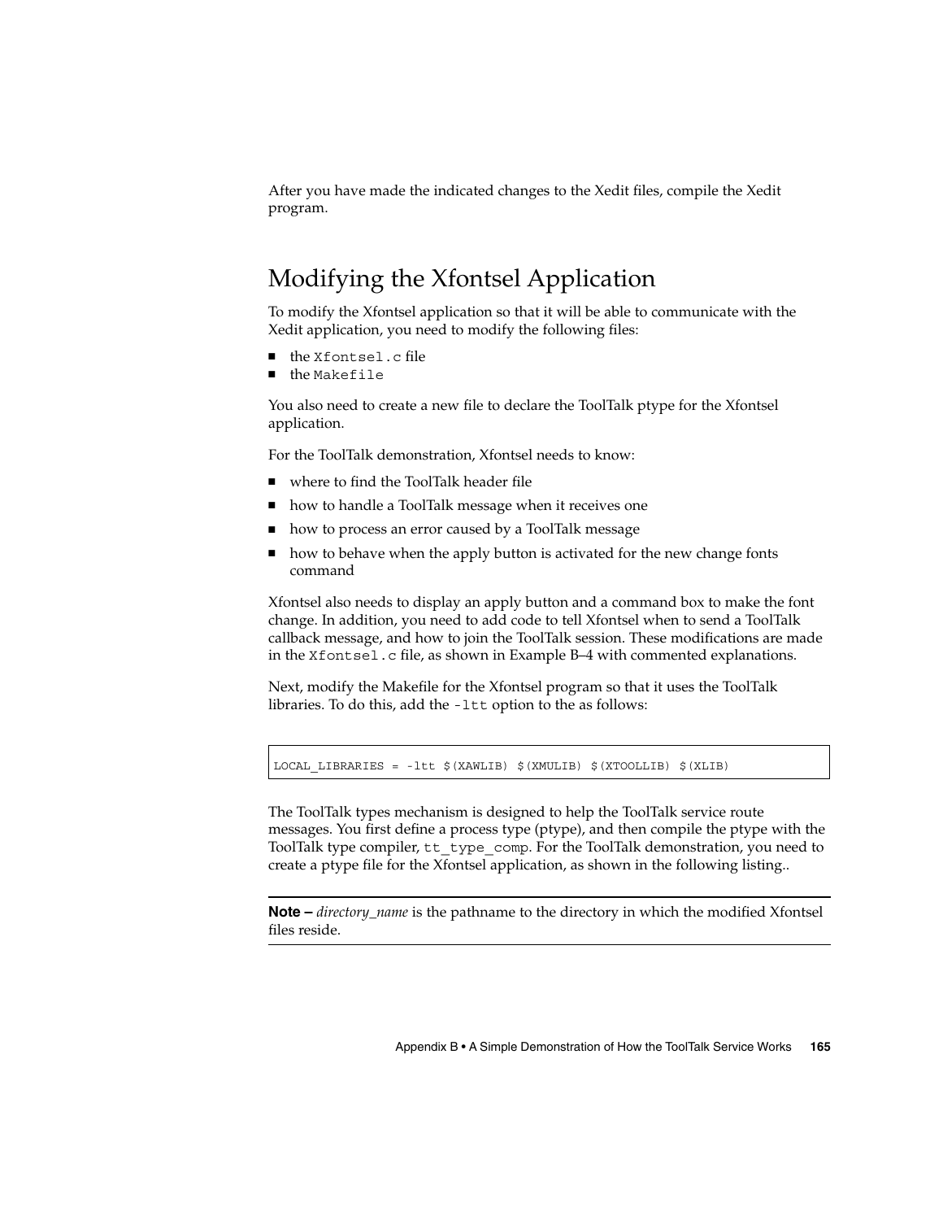After you have made the indicated changes to the Xedit files, compile the Xedit program.

## Modifying the Xfontsel Application

To modify the Xfontsel application so that it will be able to communicate with the Xedit application, you need to modify the following files:

- the `Xfontsel.c` file
- the `Makefile`

You also need to create a new file to declare the ToolTalk ptype for the Xfontsel application.

For the ToolTalk demonstration, Xfontsel needs to know:

- where to find the ToolTalk header file
- how to handle a ToolTalk message when it receives one
- how to process an error caused by a ToolTalk message
- how to behave when the apply button is activated for the new change fonts command

Xfontsel also needs to display an apply button and a command box to make the font change. In addition, you need to add code to tell Xfontsel when to send a ToolTalk callback message, and how to join the ToolTalk session. These modifications are made in the `Xfontsel.c` file, as shown in Example B–4 with commented explanations.

Next, modify the Makefile for the Xfontsel program so that it uses the ToolTalk libraries. To do this, add the `-ltt` option to the as follows:

```
LOCAL_LIBRARIES = -ltt $(XAWLIB) $(XMULIB) $(XTOOLLIB) $(XLIB)
```

The ToolTalk types mechanism is designed to help the ToolTalk service route messages. You first define a process type (ptype), and then compile the ptype with the ToolTalk type compiler, `tt_type_comp`. For the ToolTalk demonstration, you need to create a ptype file for the Xfontsel application, as shown in the following listing..

---

**Note –** *directory_name* is the pathname to the directory in which the modified Xfontsel files reside.

---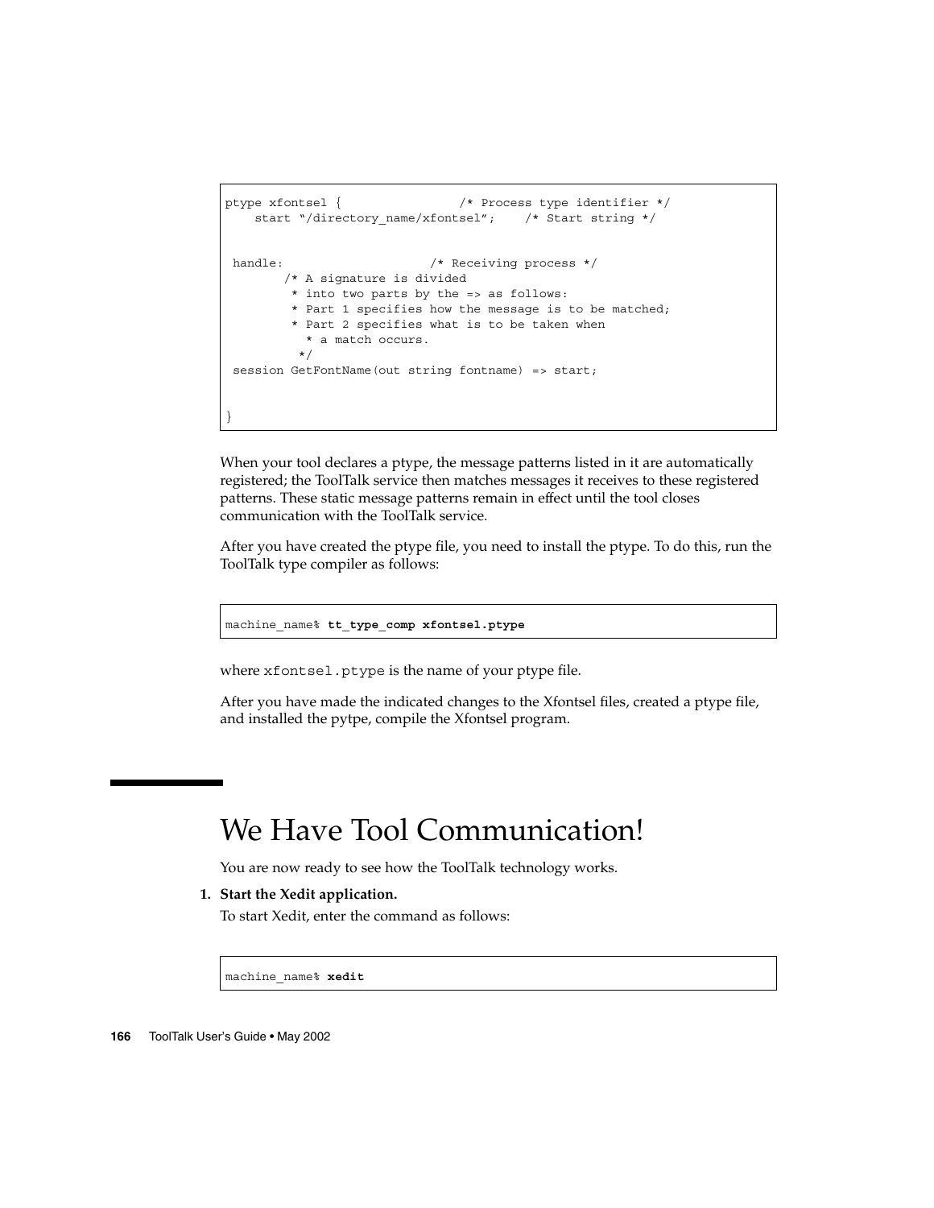```
ptype xfontsel {                /* Process type identifier */
    start "/directory_name/xfontsel";    /* Start string */


 handle:                    /* Receiving process */
        /* A signature is divided
         * into two parts by the => as follows:
         * Part 1 specifies how the message is to be matched;
         * Part 2 specifies what is to be taken when
           * a match occurs.
          */
 session GetFontName(out string fontname) => start;


}
```

When your tool declares a ptype, the message patterns listed in it are automatically registered; the ToolTalk service then matches messages it receives to these registered patterns. These static message patterns remain in effect until the tool closes communication with the ToolTalk service.

After you have created the ptype file, you need to install the ptype. To do this, run the ToolTalk type compiler as follows:

```
machine_name% tt_type_comp xfontsel.ptype
```

where `xfontsel.ptype` is the name of your ptype file.

After you have made the indicated changes to the Xfontsel files, created a ptype file, and installed the pytpe, compile the Xfontsel program.

# We Have Tool Communication!

You are now ready to see how the ToolTalk technology works.

1. **Start the Xedit application.**

   To start Xedit, enter the command as follows:

```
machine_name% xedit
```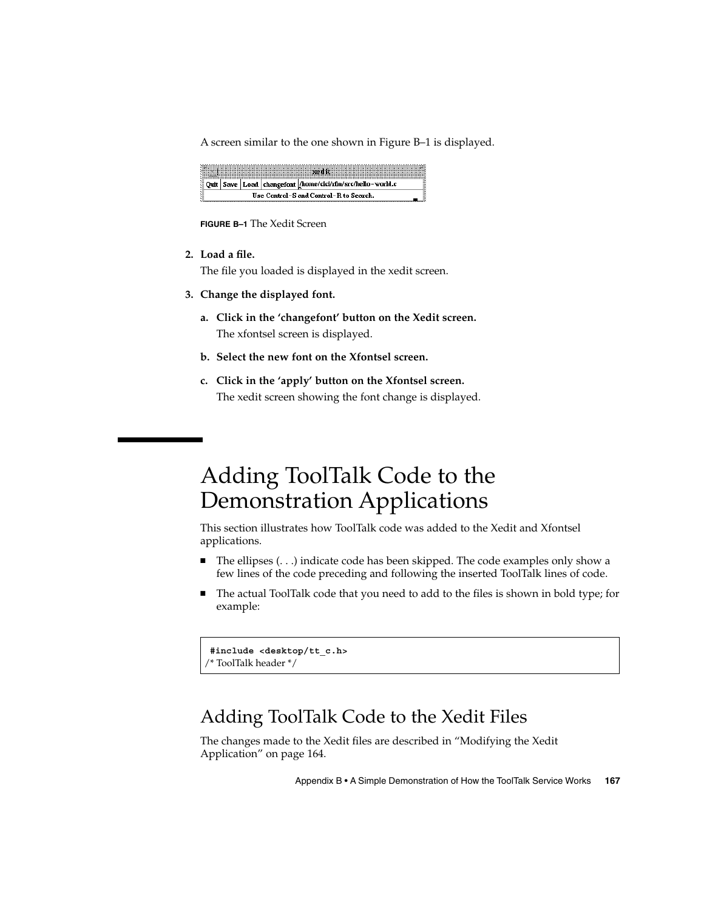A screen similar to the one shown in Figure B–1 is displayed.

**FIGURE B–1** The Xedit Screen

2. **Load a file.**

   The file you loaded is displayed in the xedit screen.

3. **Change the displayed font.**

   a. **Click in the 'changefont' button on the Xedit screen.**

      The xfontsel screen is displayed.

   b. **Select the new font on the Xfontsel screen.**

   c. **Click in the 'apply' button on the Xfontsel screen.**

      The xedit screen showing the font change is displayed.

# Adding ToolTalk Code to the Demonstration Applications

This section illustrates how ToolTalk code was added to the Xedit and Xfontsel applications.

- The ellipses (. . .) indicate code has been skipped. The code examples only show a few lines of the code preceding and following the inserted ToolTalk lines of code.
- The actual ToolTalk code that you need to add to the files is shown in bold type; for example:

```
 #include <desktop/tt_c.h>
/* ToolTalk header */
```

## Adding ToolTalk Code to the Xedit Files

The changes made to the Xedit files are described in "Modifying the Xedit Application" on page 164.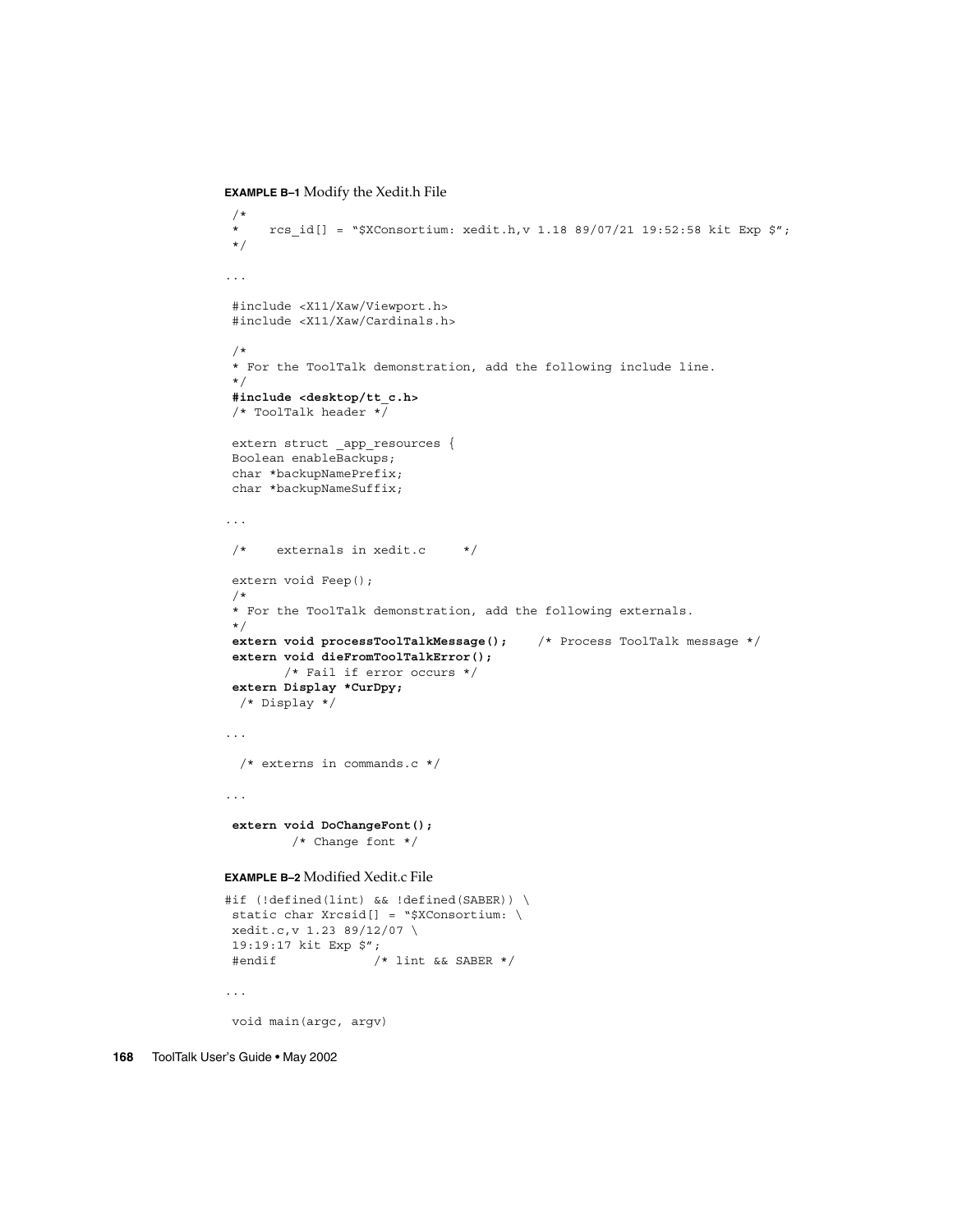**EXAMPLE B–1** Modify the Xedit.h File

```
 /*
 *    rcs_id[] = "$XConsortium: xedit.h,v 1.18 89/07/21 19:52:58 kit Exp $";
 */

...

 #include <X11/Xaw/Viewport.h>
 #include <X11/Xaw/Cardinals.h>

 /*
 * For the ToolTalk demonstration, add the following include line.
 */
 #include <desktop/tt_c.h>
 /* ToolTalk header */

 extern struct _app_resources {
 Boolean enableBackups;
 char *backupNamePrefix;
 char *backupNameSuffix;

...

 /*    externals in xedit.c     */

 extern void Feep();
 /*
 * For the ToolTalk demonstration, add the following externals.
 */
 extern void processToolTalkMessage();    /* Process ToolTalk message */
 extern void dieFromToolTalkError();
        /* Fail if error occurs */
 extern Display *CurDpy;
  /* Display */

...

  /* externs in commands.c */

...

 extern void DoChangeFont();
         /* Change font */
```

**EXAMPLE B–2** Modified Xedit.c File

```
#if (!defined(lint) && !defined(SABER)) \
 static char Xrcsid[] = "$XConsortium: \
 xedit.c,v 1.23 89/12/07 \
 19:19:17 kit Exp $";
 #endif             /* lint && SABER */

...

 void main(argc, argv)
```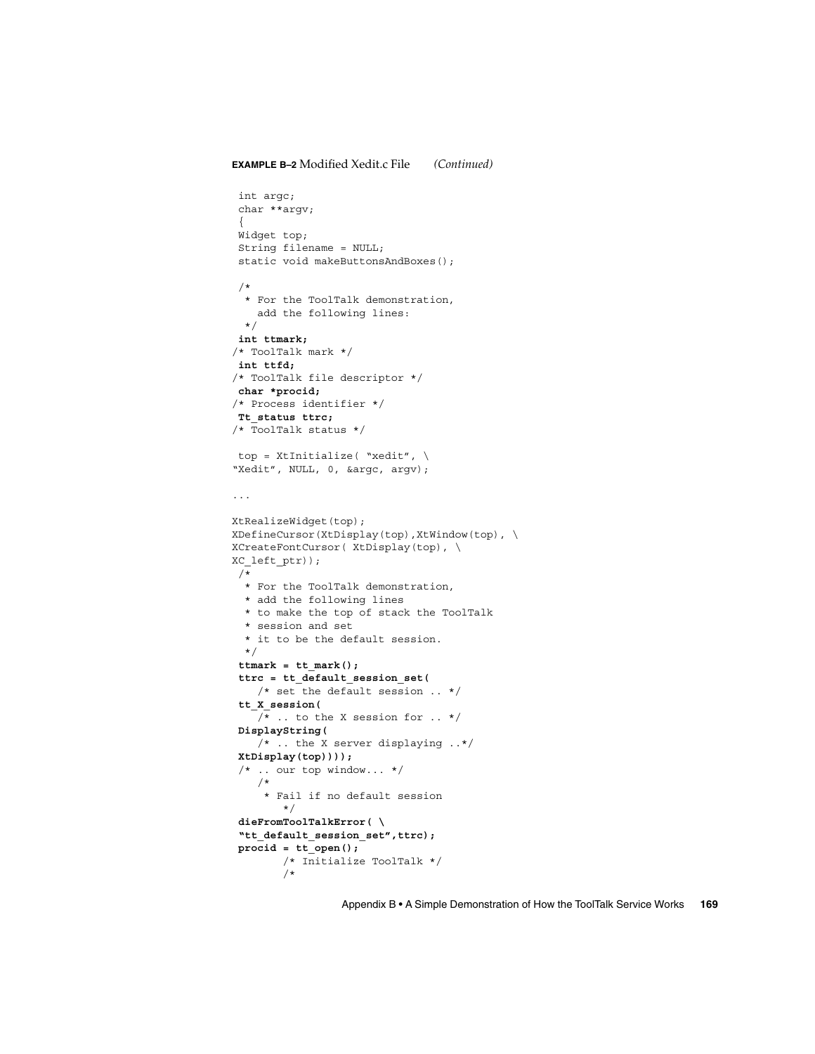**EXAMPLE B–2** Modified Xedit.c File *(Continued)*

```
 int argc;
 char **argv;
 {
 Widget top;
 String filename = NULL;
 static void makeButtonsAndBoxes();

 /*
  * For the ToolTalk demonstration,
    add the following lines:
  */
 int ttmark;
/* ToolTalk mark */
 int ttfd;
/* ToolTalk file descriptor */
 char *procid;
/* Process identifier */
 Tt_status ttrc;
/* ToolTalk status */

 top = XtInitialize( "xedit", \
"Xedit", NULL, 0, &argc, argv);

...

XtRealizeWidget(top);
XDefineCursor(XtDisplay(top),XtWindow(top), \
XCreateFontCursor( XtDisplay(top), \
XC_left_ptr));
 /*
  * For the ToolTalk demonstration,
  * add the following lines
  * to make the top of stack the ToolTalk
  * session and set
  * it to be the default session.
  */
 ttmark = tt_mark();
 ttrc = tt_default_session_set(
    /* set the default session .. */
 tt_X_session(
    /* .. to the X session for .. */
 DisplayString(
    /* .. the X server displaying ..*/
 XtDisplay(top))));
 /* .. our top window... */
    /*
     * Fail if no default session
        */
 dieFromToolTalkError( \
 "tt_default_session_set",ttrc);
 procid = tt_open();
        /* Initialize ToolTalk */
        /*
```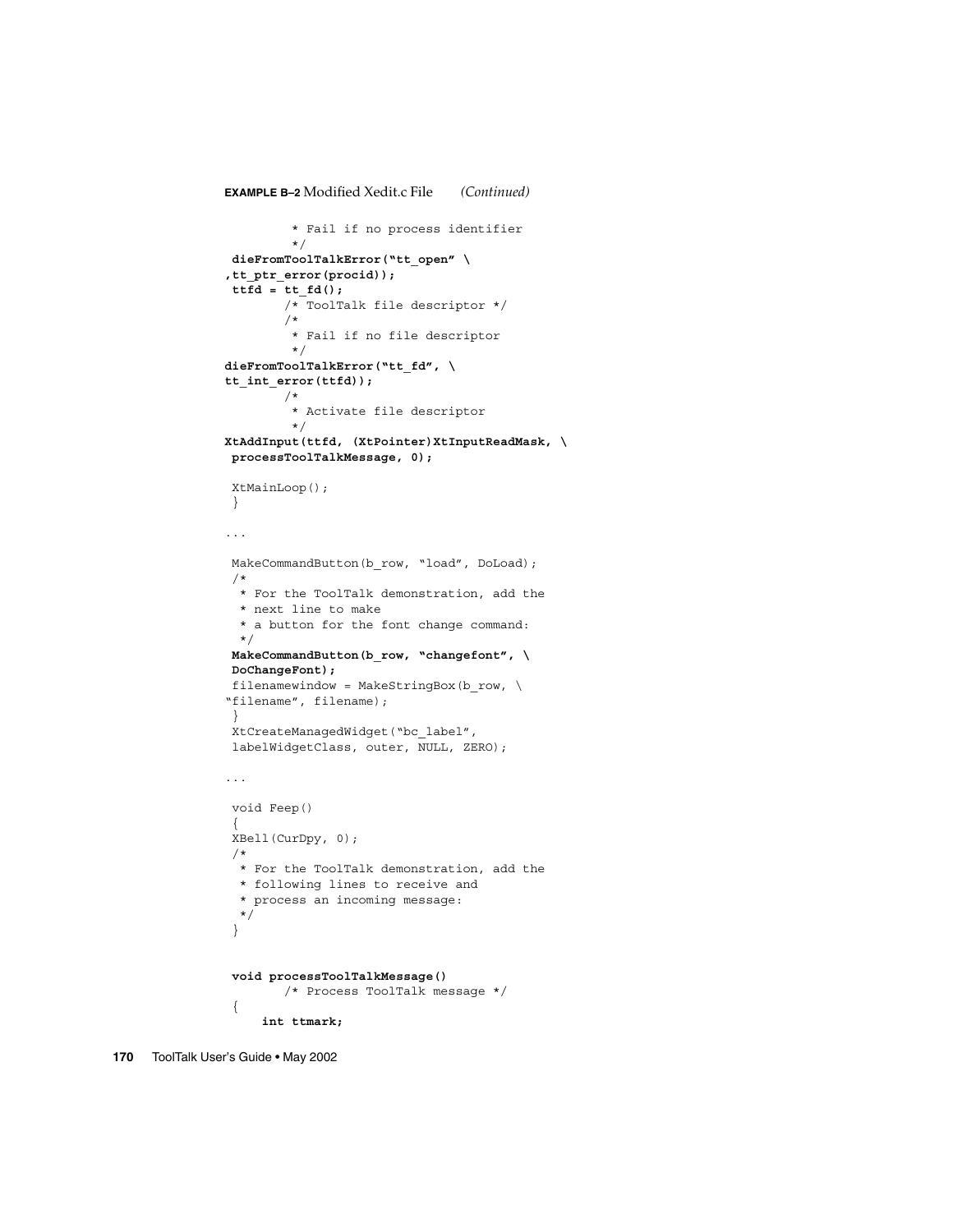**EXAMPLE B–2** Modified Xedit.c File *(Continued)*

```
         * Fail if no process identifier
         */
 dieFromToolTalkError("tt_open" \
,tt_ptr_error(procid));
 ttfd = tt_fd();
        /* ToolTalk file descriptor */
        /*
         * Fail if no file descriptor
         */
dieFromToolTalkError("tt_fd", \
tt_int_error(ttfd));
        /*
         * Activate file descriptor
         */
XtAddInput(ttfd, (XtPointer)XtInputReadMask, \
 processToolTalkMessage, 0);

 XtMainLoop();
 }

...

 MakeCommandButton(b_row, "load", DoLoad);
 /*
  * For the ToolTalk demonstration, add the
  * next line to make
  * a button for the font change command:
  */
 MakeCommandButton(b_row, "changefont", \
 DoChangeFont);
 filenamewindow = MakeStringBox(b_row, \
"filename", filename);
 }
 XtCreateManagedWidget("bc_label",
 labelWidgetClass, outer, NULL, ZERO);

...

 void Feep()
 {
 XBell(CurDpy, 0);
 /*
  * For the ToolTalk demonstration, add the
  * following lines to receive and
  * process an incoming message:
  */
 }


 void processToolTalkMessage()
        /* Process ToolTalk message */
 {
     int ttmark;
```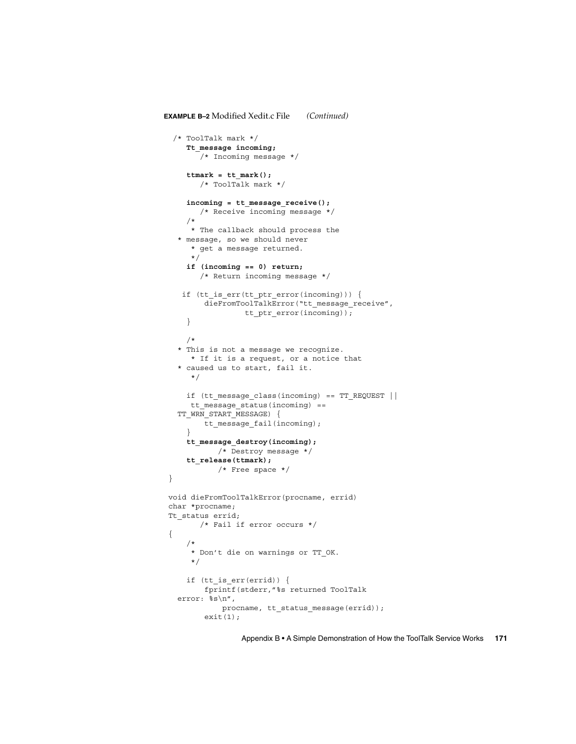**EXAMPLE B–2** Modified Xedit.c File *(Continued)*

```
 /* ToolTalk mark */
    Tt_message incoming;
       /* Incoming message */

    ttmark = tt_mark();
       /* ToolTalk mark */

    incoming = tt_message_receive();
       /* Receive incoming message */
    /*
     * The callback should process the
  * message, so we should never
     * get a message returned.
     */
    if (incoming == 0) return;
       /* Return incoming message */

   if (tt_is_err(tt_ptr_error(incoming))) {
        dieFromToolTalkError("tt_message_receive",
                 tt_ptr_error(incoming));
    }

    /*
  * This is not a message we recognize.
     * If it is a request, or a notice that
  * caused us to start, fail it.
     */

    if (tt_message_class(incoming) == TT_REQUEST ||
     tt_message_status(incoming) ==
  TT_WRN_START_MESSAGE) {
        tt_message_fail(incoming);
    }
    tt_message_destroy(incoming);
           /* Destroy message */
    tt_release(ttmark);
           /* Free space */
}

void dieFromToolTalkError(procname, errid)
char *procname;
Tt_status errid;
       /* Fail if error occurs */
{
    /*
     * Don't die on warnings or TT_OK.
     */

    if (tt_is_err(errid)) {
        fprintf(stderr,"%s returned ToolTalk
  error: %s\n",
            procname, tt_status_message(errid));
        exit(1);
```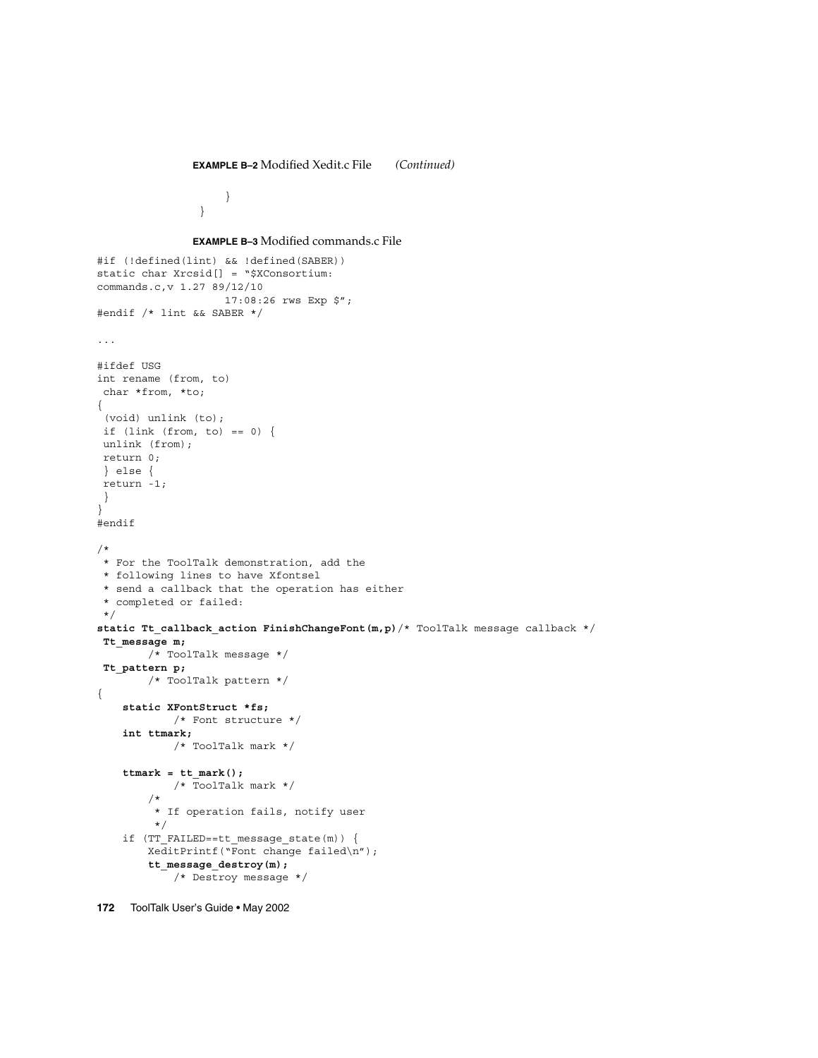**EXAMPLE B–2** Modified Xedit.c File *(Continued)*

```
            }
        }
```

**EXAMPLE B–3** Modified commands.c File

```
#if (!defined(lint) && !defined(SABER))
static char Xrcsid[] = "$XConsortium:
commands.c,v 1.27 89/12/10
                    17:08:26 rws Exp $";
#endif /* lint && SABER */

...

#ifdef USG
int rename (from, to)
 char *from, *to;
{
 (void) unlink (to);
 if (link (from, to) == 0) {
 unlink (from);
 return 0;
 } else {
 return -1;
 }
}
#endif

/*
 * For the ToolTalk demonstration, add the
 * following lines to have Xfontsel
 * send a callback that the operation has either
 * completed or failed:
 */
static Tt_callback_action FinishChangeFont(m,p)/* ToolTalk message callback */
 Tt_message m;
        /* ToolTalk message */
 Tt_pattern p;
        /* ToolTalk pattern */
{
    static XFontStruct *fs;
            /* Font structure */
    int ttmark;
            /* ToolTalk mark */

    ttmark = tt_mark();
            /* ToolTalk mark */
        /*
         * If operation fails, notify user
         */
    if (TT_FAILED==tt_message_state(m)) {
        XeditPrintf("Font change failed\n");
        tt_message_destroy(m);
            /* Destroy message */
```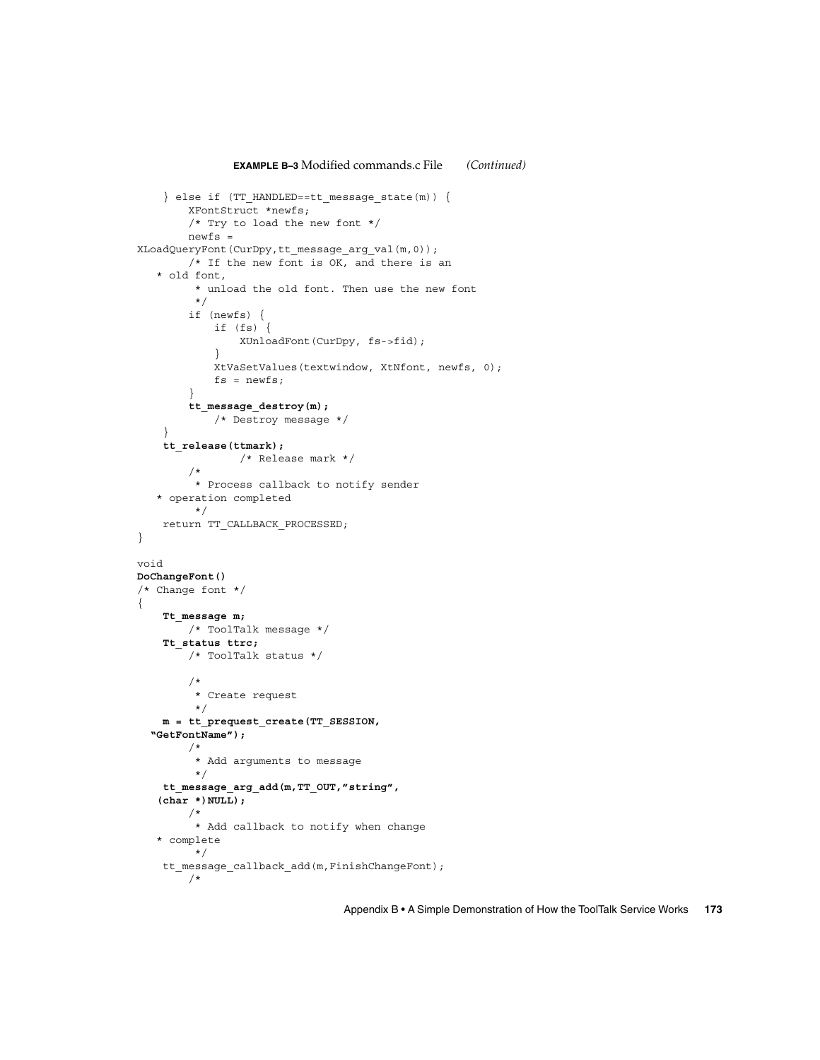**EXAMPLE B–3** Modified commands.c File *(Continued)*

```
    } else if (TT_HANDLED==tt_message_state(m)) {
        XFontStruct *newfs;
        /* Try to load the new font */
        newfs =
XLoadQueryFont(CurDpy,tt_message_arg_val(m,0));
        /* If the new font is OK, and there is an
   * old font,
         * unload the old font. Then use the new font
         */
        if (newfs) {
            if (fs) {
                XUnloadFont(CurDpy, fs->fid);
            }
            XtVaSetValues(textwindow, XtNfont, newfs, 0);
            fs = newfs;
        }
        tt_message_destroy(m);
            /* Destroy message */
    }
    tt_release(ttmark);
                /* Release mark */
        /*
         * Process callback to notify sender
   * operation completed
         */
    return TT_CALLBACK_PROCESSED;
}

void
DoChangeFont()
/* Change font */
{
    Tt_message m;
        /* ToolTalk message */
    Tt_status ttrc;
        /* ToolTalk status */

        /*
         * Create request
         */
    m = tt_prequest_create(TT_SESSION,
  "GetFontName");
        /*
         * Add arguments to message
         */
    tt_message_arg_add(m,TT_OUT,"string",
   (char *)NULL);
        /*
         * Add callback to notify when change
   * complete
         */
    tt_message_callback_add(m,FinishChangeFont);
        /*
```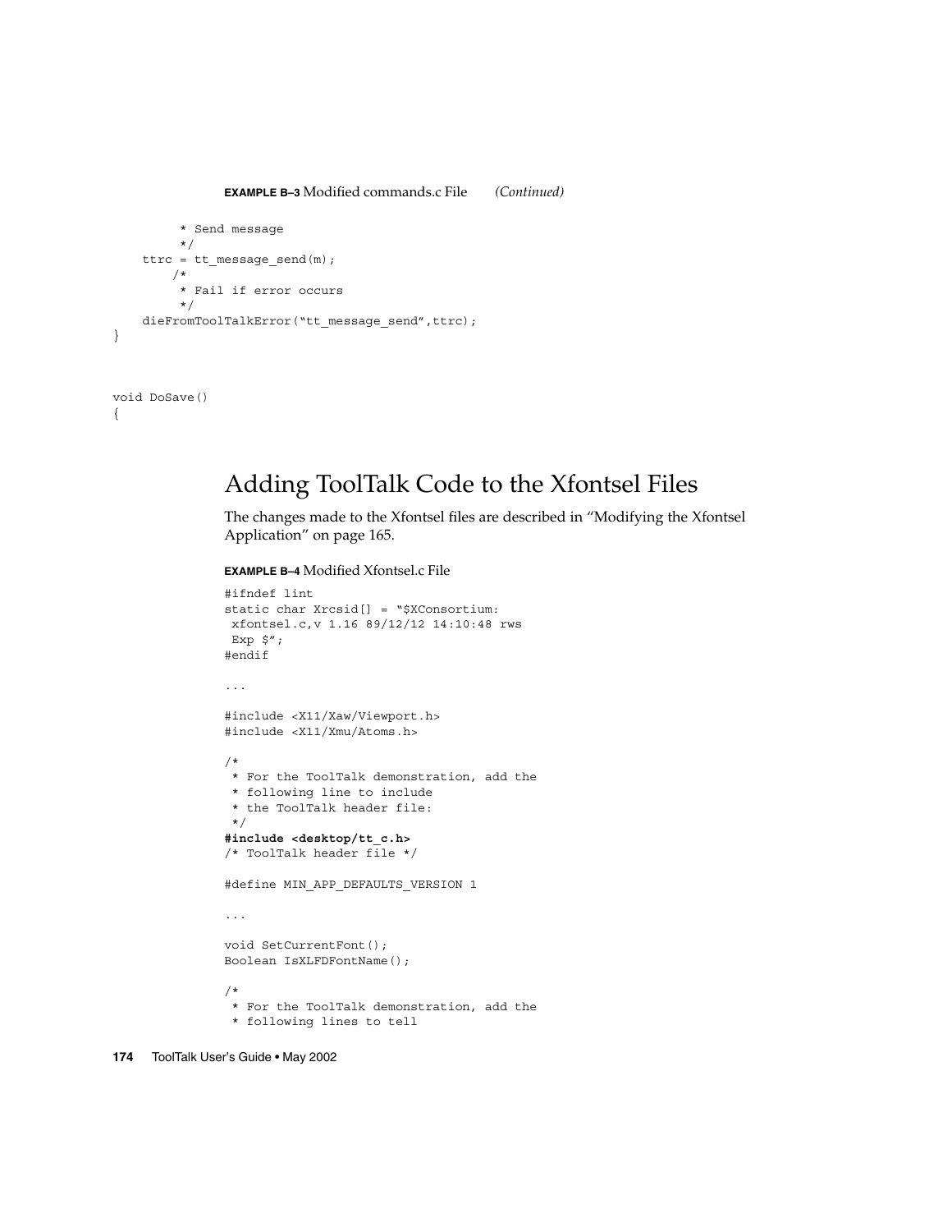**EXAMPLE B–3** Modified commands.c File *(Continued)*

```
         * Send message
         */
    ttrc = tt_message_send(m);
        /*
         * Fail if error occurs
         */
    dieFromToolTalkError("tt_message_send",ttrc);
}


void DoSave()
{
```

## Adding ToolTalk Code to the Xfontsel Files

The changes made to the Xfontsel files are described in "Modifying the Xfontsel Application" on page 165.

**EXAMPLE B–4** Modified Xfontsel.c File

```
#ifndef lint
static char Xrcsid[] = "$XConsortium:
 xfontsel.c,v 1.16 89/12/12 14:10:48 rws
 Exp $";
#endif

...

#include <X11/Xaw/Viewport.h>
#include <X11/Xmu/Atoms.h>

/*
 * For the ToolTalk demonstration, add the
 * following line to include
 * the ToolTalk header file:
 */
#include <desktop/tt_c.h>
/* ToolTalk header file */

#define MIN_APP_DEFAULTS_VERSION 1

...

void SetCurrentFont();
Boolean IsXLFDFontName();

/*
 * For the ToolTalk demonstration, add the
 * following lines to tell
```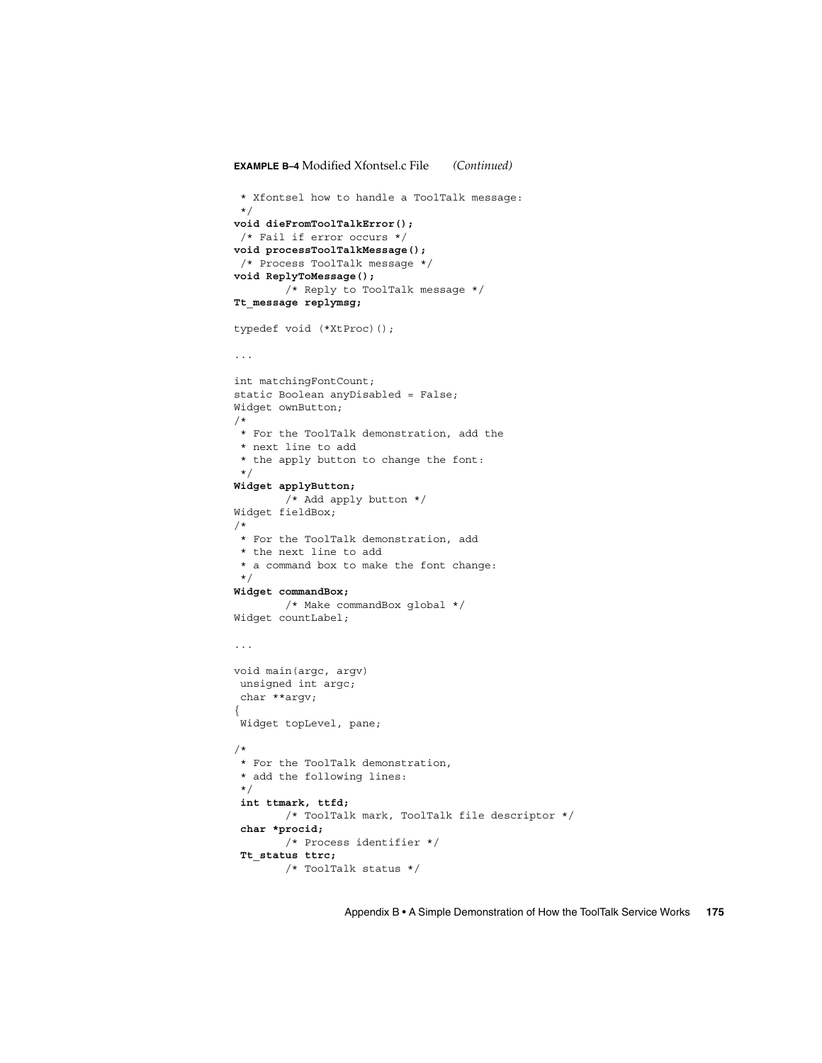**EXAMPLE B–4** Modified Xfontsel.c File *(Continued)*

```
 * Xfontsel how to handle a ToolTalk message:
 */
void dieFromToolTalkError();
 /* Fail if error occurs */
void processToolTalkMessage();
 /* Process ToolTalk message */
void ReplyToMessage();
        /* Reply to ToolTalk message */
Tt_message replymsg;

typedef void (*XtProc)();

...

int matchingFontCount;
static Boolean anyDisabled = False;
Widget ownButton;
/*
 * For the ToolTalk demonstration, add the
 * next line to add
 * the apply button to change the font:
 */
Widget applyButton;
        /* Add apply button */
Widget fieldBox;
/*
 * For the ToolTalk demonstration, add
 * the next line to add
 * a command box to make the font change:
 */
Widget commandBox;
        /* Make commandBox global */
Widget countLabel;

...

void main(argc, argv)
 unsigned int argc;
 char **argv;
{
 Widget topLevel, pane;

/*
 * For the ToolTalk demonstration,
 * add the following lines:
 */
 int ttmark, ttfd;
        /* ToolTalk mark, ToolTalk file descriptor */
 char *procid;
        /* Process identifier */
 Tt_status ttrc;
        /* ToolTalk status */
```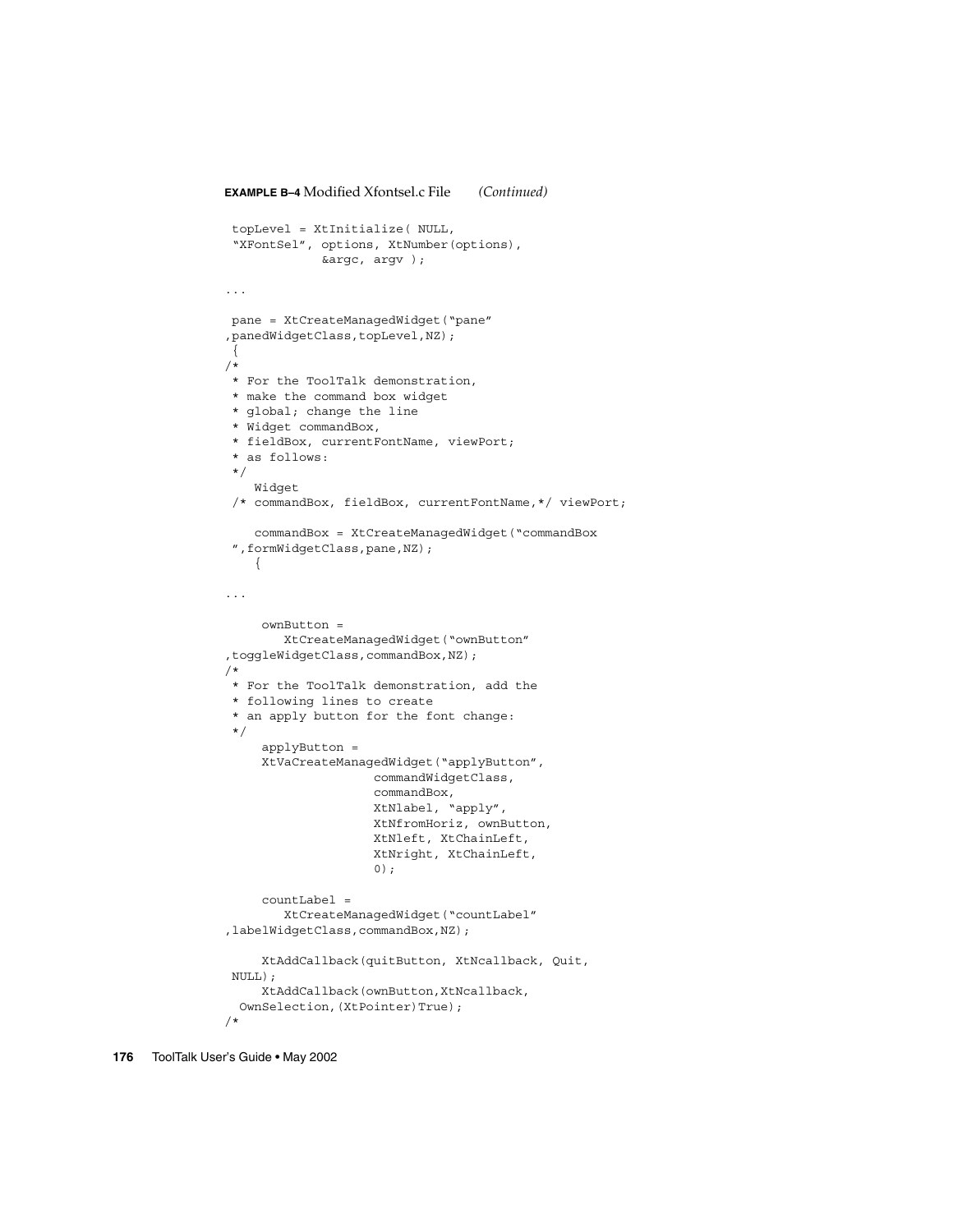**EXAMPLE B–4** Modified Xfontsel.c File *(Continued)*

```
 topLevel = XtInitialize( NULL,
 "XFontSel", options, XtNumber(options),
             &argc, argv );

...

 pane = XtCreateManagedWidget("pane"
,panedWidgetClass,topLevel,NZ);
 {
/*
 * For the ToolTalk demonstration,
 * make the command box widget
 * global; change the line
 * Widget commandBox,
 * fieldBox, currentFontName, viewPort;
 * as follows:
 */
    Widget
 /* commandBox, fieldBox, currentFontName,*/ viewPort;

    commandBox = XtCreateManagedWidget("commandBox
 ",formWidgetClass,pane,NZ);
    {

...

     ownButton =
        XtCreateManagedWidget("ownButton"
,toggleWidgetClass,commandBox,NZ);
/*
 * For the ToolTalk demonstration, add the
 * following lines to create
 * an apply button for the font change:
 */
     applyButton =
     XtVaCreateManagedWidget("applyButton",
                    commandWidgetClass,
                    commandBox,
                    XtNlabel, "apply",
                    XtNfromHoriz, ownButton,
                    XtNleft, XtChainLeft,
                    XtNright, XtChainLeft,
                    0);

     countLabel =
        XtCreateManagedWidget("countLabel"
,labelWidgetClass,commandBox,NZ);

     XtAddCallback(quitButton, XtNcallback, Quit,
 NULL);
     XtAddCallback(ownButton,XtNcallback,
  OwnSelection,(XtPointer)True);
/*
```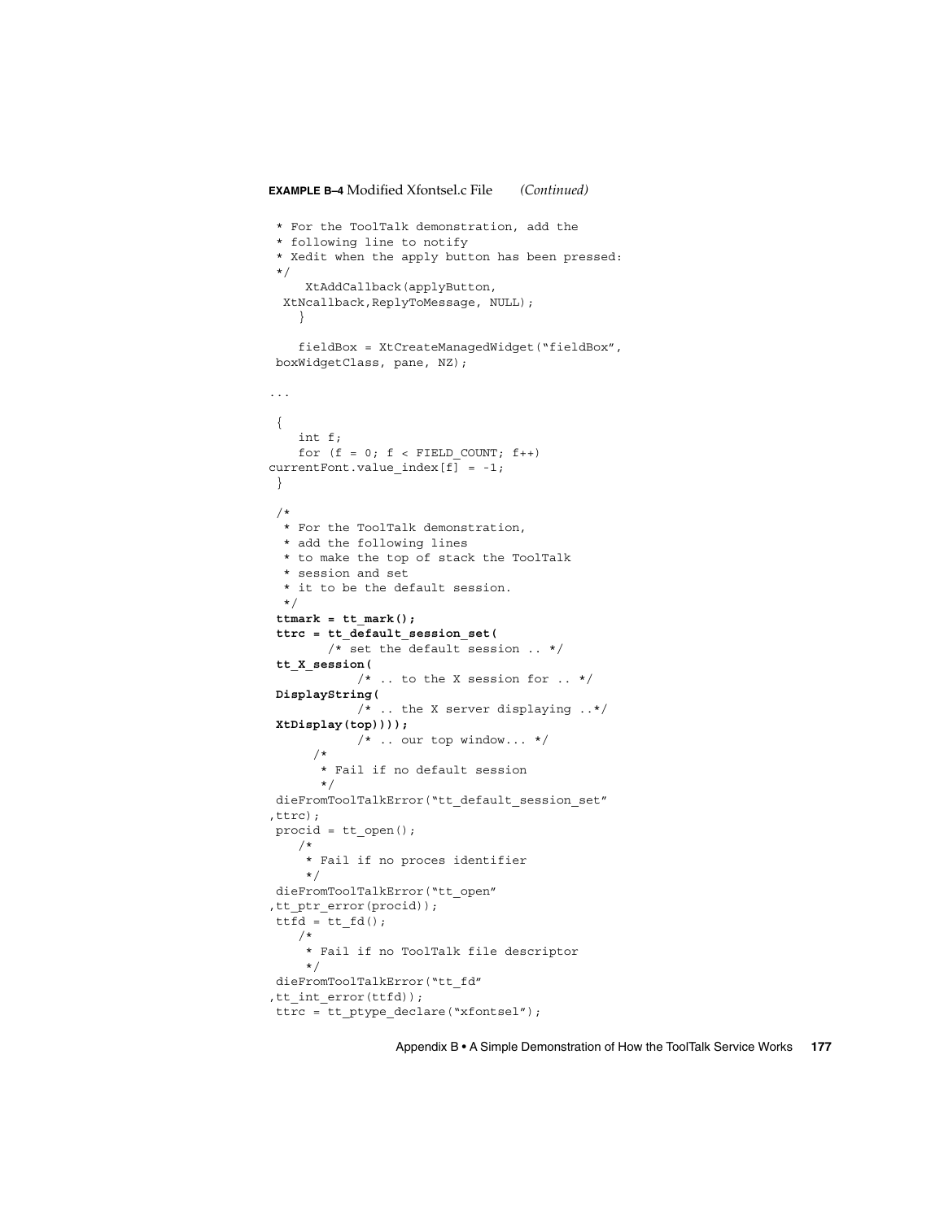**EXAMPLE B–4** Modified Xfontsel.c File *(Continued)*

```
 * For the ToolTalk demonstration, add the
 * following line to notify
 * Xedit when the apply button has been pressed:
 */
     XtAddCallback(applyButton,
  XtNcallback,ReplyToMessage, NULL);
    }

    fieldBox = XtCreateManagedWidget("fieldBox",
 boxWidgetClass, pane, NZ);

...

 {
    int f;
    for (f = 0; f < FIELD_COUNT; f++)
currentFont.value_index[f] = -1;
 }

 /*
  * For the ToolTalk demonstration,
  * add the following lines
  * to make the top of stack the ToolTalk
  * session and set
  * it to be the default session.
  */
 ttmark = tt_mark();
 ttrc = tt_default_session_set(
        /* set the default session .. */
 tt_X_session(
           /* .. to the X session for .. */
 DisplayString(
           /* .. the X server displaying ..*/
 XtDisplay(top))));
           /* .. our top window... */
      /*
       * Fail if no default session
       */
 dieFromToolTalkError("tt_default_session_set"
,ttrc);
 procid = tt_open();
    /*
     * Fail if no proces identifier
     */
 dieFromToolTalkError("tt_open"
,tt_ptr_error(procid));
 ttfd = tt_fd();
    /*
     * Fail if no ToolTalk file descriptor
     */
 dieFromToolTalkError("tt_fd"
,tt_int_error(ttfd));
 ttrc = tt_ptype_declare("xfontsel");
```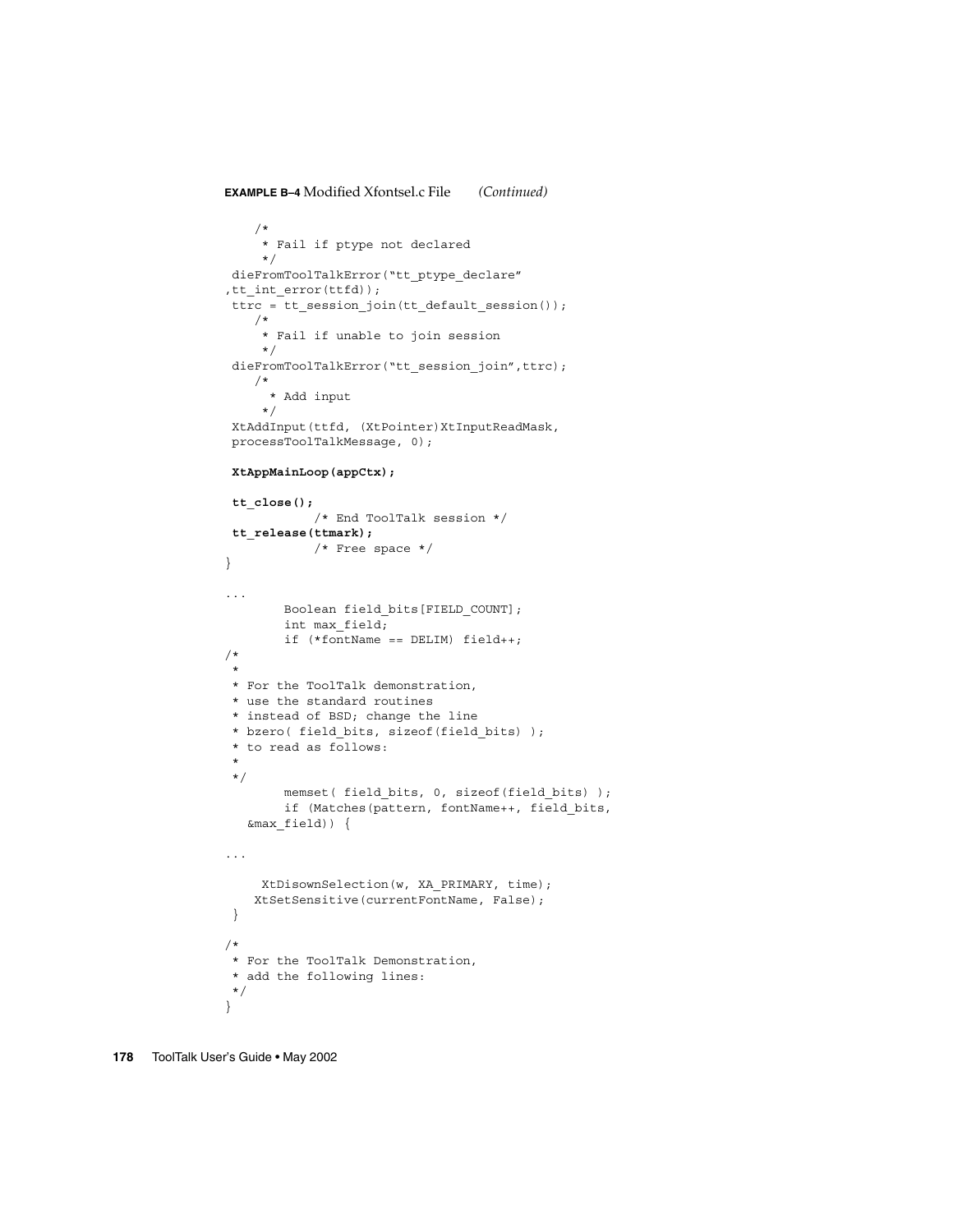**EXAMPLE B–4** Modified Xfontsel.c File *(Continued)*

```
    /*
     * Fail if ptype not declared
     */
 dieFromToolTalkError("tt_ptype_declare"
,tt_int_error(ttfd));
 ttrc = tt_session_join(tt_default_session());
    /*
     * Fail if unable to join session
     */
 dieFromToolTalkError("tt_session_join",ttrc);
    /*
      * Add input
     */
 XtAddInput(ttfd, (XtPointer)XtInputReadMask,
 processToolTalkMessage, 0);

 XtAppMainLoop(appCtx);

 tt_close();
            /* End ToolTalk session */
 tt_release(ttmark);
            /* Free space */
}

...
        Boolean field_bits[FIELD_COUNT];
        int max_field;
        if (*fontName == DELIM) field++;
/*
 *
 * For the ToolTalk demonstration,
 * use the standard routines
 * instead of BSD; change the line
 * bzero( field_bits, sizeof(field_bits) );
 * to read as follows:
 *
 */
        memset( field_bits, 0, sizeof(field_bits) );
        if (Matches(pattern, fontName++, field_bits,
   &max_field)) {

...

     XtDisownSelection(w, XA_PRIMARY, time);
    XtSetSensitive(currentFontName, False);
 }

/*
 * For the ToolTalk Demonstration,
 * add the following lines:
 */
}
```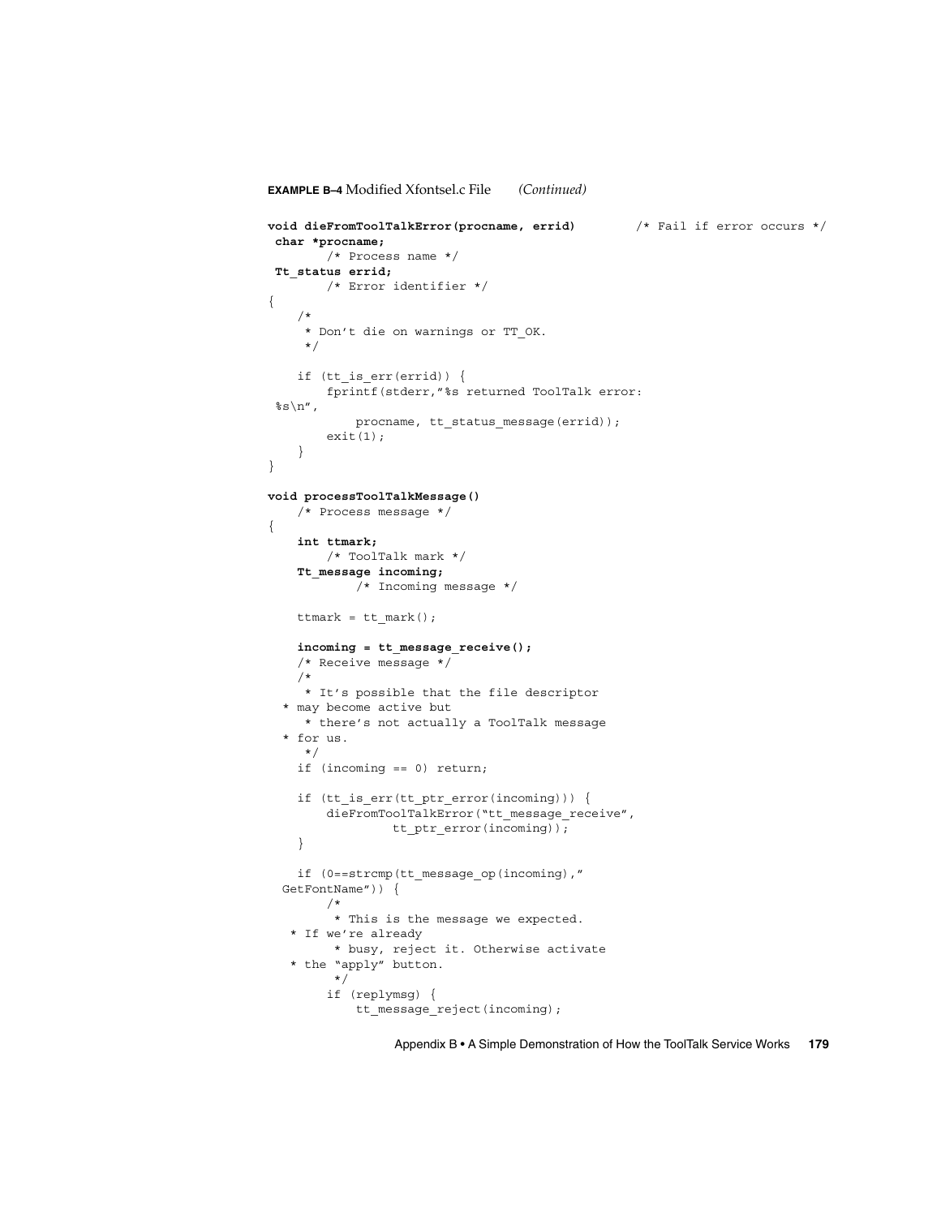**EXAMPLE B–4** Modified Xfontsel.c File *(Continued)*

```
void dieFromToolTalkError(procname, errid)        /* Fail if error occurs */
 char *procname;
        /* Process name */
 Tt_status errid;
        /* Error identifier */
{
    /*
     * Don't die on warnings or TT_OK.
     */

    if (tt_is_err(errid)) {
        fprintf(stderr,"%s returned ToolTalk error:
 %s\n",
            procname, tt_status_message(errid));
        exit(1);
    }
}

void processToolTalkMessage()
    /* Process message */
{
    int ttmark;
        /* ToolTalk mark */
    Tt_message incoming;
            /* Incoming message */

    ttmark = tt_mark();

    incoming = tt_message_receive();
    /* Receive message */
    /*
     * It's possible that the file descriptor
  * may become active but
     * there's not actually a ToolTalk message
  * for us.
     */
    if (incoming == 0) return;

    if (tt_is_err(tt_ptr_error(incoming))) {
        dieFromToolTalkError("tt_message_receive",
                 tt_ptr_error(incoming));
    }

    if (0==strcmp(tt_message_op(incoming),"
  GetFontName")) {
        /*
         * This is the message we expected.
   * If we're already
         * busy, reject it. Otherwise activate
   * the "apply" button.
        */
        if (replymsg) {
            tt_message_reject(incoming);
```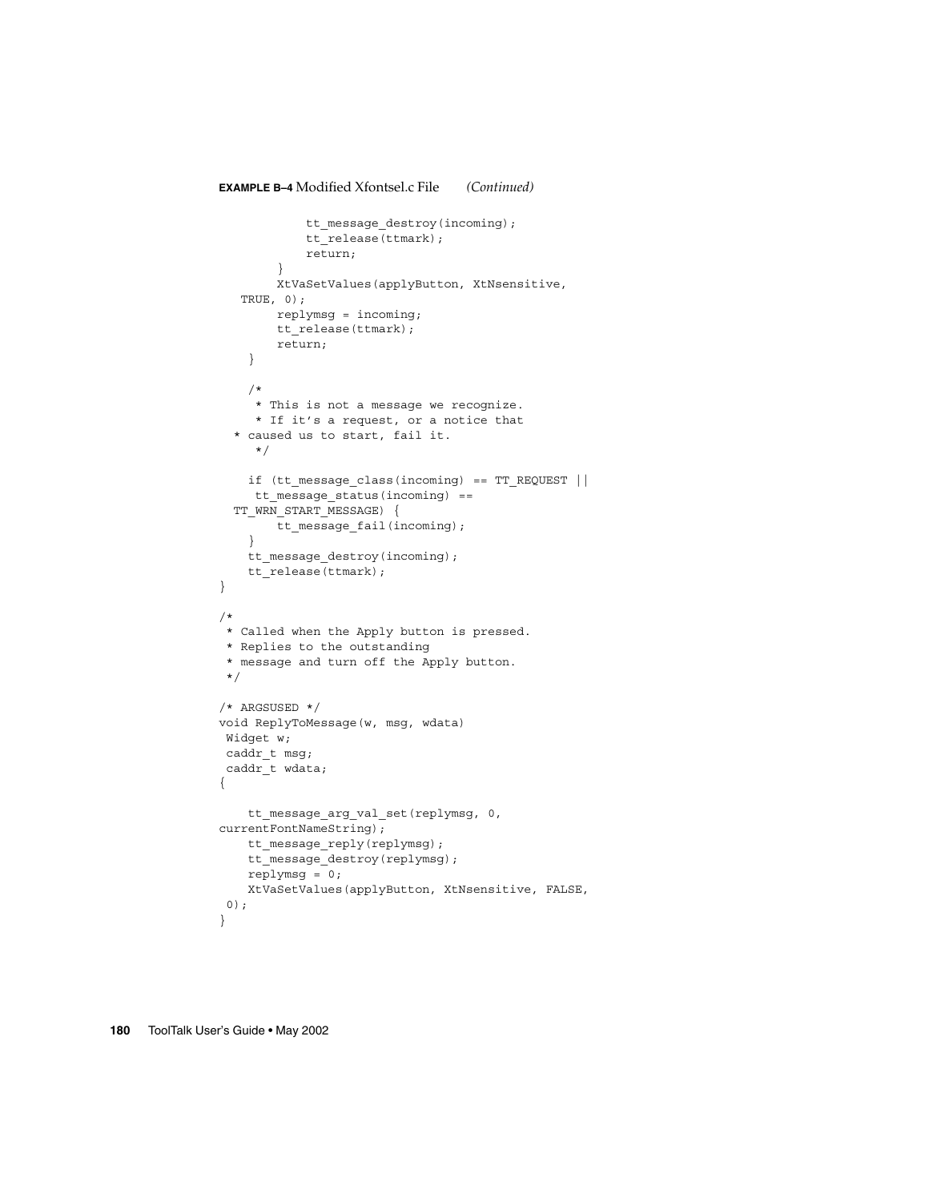**EXAMPLE B–4** Modified Xfontsel.c File *(Continued)*

```
            tt_message_destroy(incoming);
            tt_release(ttmark);
            return;
        }
        XtVaSetValues(applyButton, XtNsensitive,
   TRUE, 0);
        replymsg = incoming;
        tt_release(ttmark);
        return;
    }

    /*
     * This is not a message we recognize.
     * If it's a request, or a notice that
  * caused us to start, fail it.
     */

    if (tt_message_class(incoming) == TT_REQUEST ||
     tt_message_status(incoming) ==
  TT_WRN_START_MESSAGE) {
        tt_message_fail(incoming);
    }
    tt_message_destroy(incoming);
    tt_release(ttmark);
}

/*
 * Called when the Apply button is pressed.
 * Replies to the outstanding
 * message and turn off the Apply button.
 */

/* ARGSUSED */
void ReplyToMessage(w, msg, wdata)
 Widget w;
 caddr_t msg;
 caddr_t wdata;
{

    tt_message_arg_val_set(replymsg, 0,
currentFontNameString);
    tt_message_reply(replymsg);
    tt_message_destroy(replymsg);
    replymsg = 0;
    XtVaSetValues(applyButton, XtNsensitive, FALSE,
 0);
}
```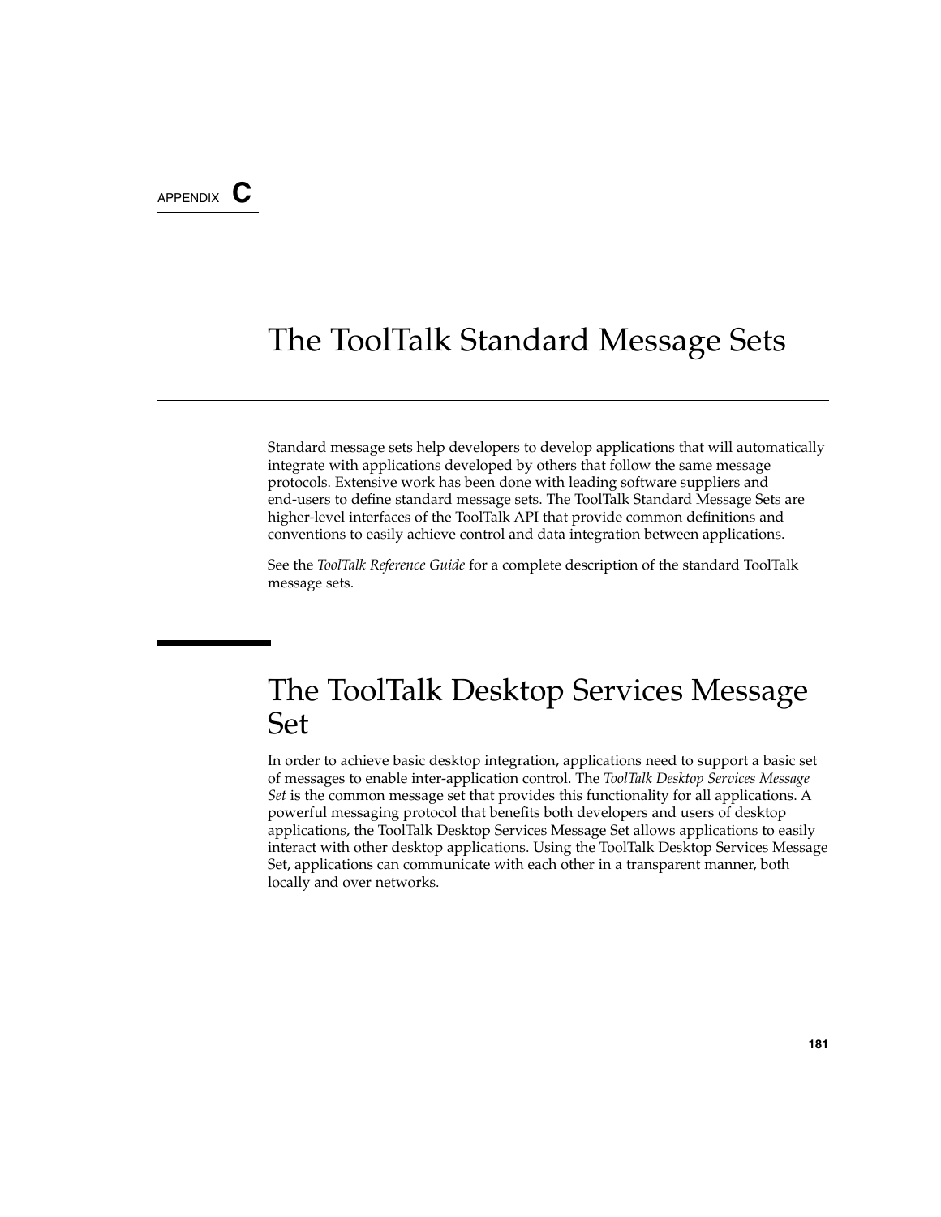APPENDIX **C**

# The ToolTalk Standard Message Sets

Standard message sets help developers to develop applications that will automatically integrate with applications developed by others that follow the same message protocols. Extensive work has been done with leading software suppliers and end-users to define standard message sets. The ToolTalk Standard Message Sets are higher-level interfaces of the ToolTalk API that provide common definitions and conventions to easily achieve control and data integration between applications.

See the *ToolTalk Reference Guide* for a complete description of the standard ToolTalk message sets.

## The ToolTalk Desktop Services Message Set

In order to achieve basic desktop integration, applications need to support a basic set of messages to enable inter-application control. The *ToolTalk Desktop Services Message Set* is the common message set that provides this functionality for all applications. A powerful messaging protocol that benefits both developers and users of desktop applications, the ToolTalk Desktop Services Message Set allows applications to easily interact with other desktop applications. Using the ToolTalk Desktop Services Message Set, applications can communicate with each other in a transparent manner, both locally and over networks.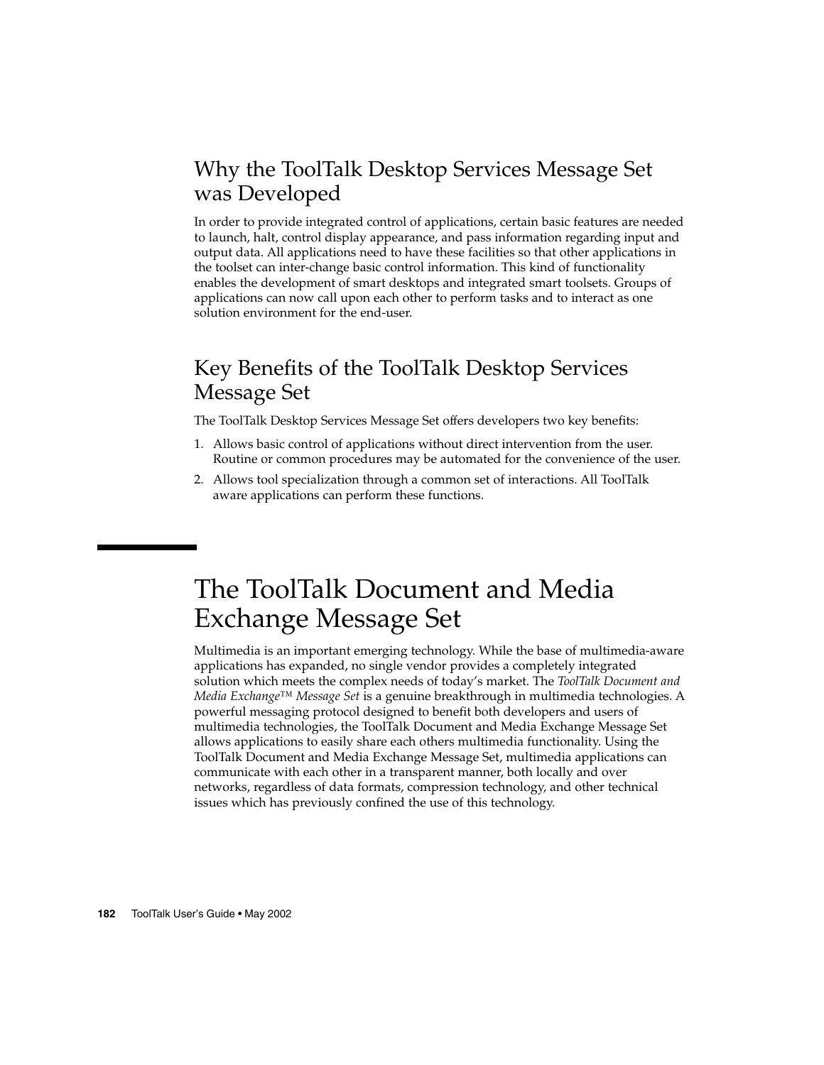## Why the ToolTalk Desktop Services Message Set was Developed

In order to provide integrated control of applications, certain basic features are needed to launch, halt, control display appearance, and pass information regarding input and output data. All applications need to have these facilities so that other applications in the toolset can inter-change basic control information. This kind of functionality enables the development of smart desktops and integrated smart toolsets. Groups of applications can now call upon each other to perform tasks and to interact as one solution environment for the end-user.

## Key Benefits of the ToolTalk Desktop Services Message Set

The ToolTalk Desktop Services Message Set offers developers two key benefits:

1. Allows basic control of applications without direct intervention from the user. Routine or common procedures may be automated for the convenience of the user.
2. Allows tool specialization through a common set of interactions. All ToolTalk aware applications can perform these functions.

# The ToolTalk Document and Media Exchange Message Set

Multimedia is an important emerging technology. While the base of multimedia-aware applications has expanded, no single vendor provides a completely integrated solution which meets the complex needs of today's market. The *ToolTalk Document and Media Exchange™ Message Set* is a genuine breakthrough in multimedia technologies. A powerful messaging protocol designed to benefit both developers and users of multimedia technologies, the ToolTalk Document and Media Exchange Message Set allows applications to easily share each others multimedia functionality. Using the ToolTalk Document and Media Exchange Message Set, multimedia applications can communicate with each other in a transparent manner, both locally and over networks, regardless of data formats, compression technology, and other technical issues which has previously confined the use of this technology.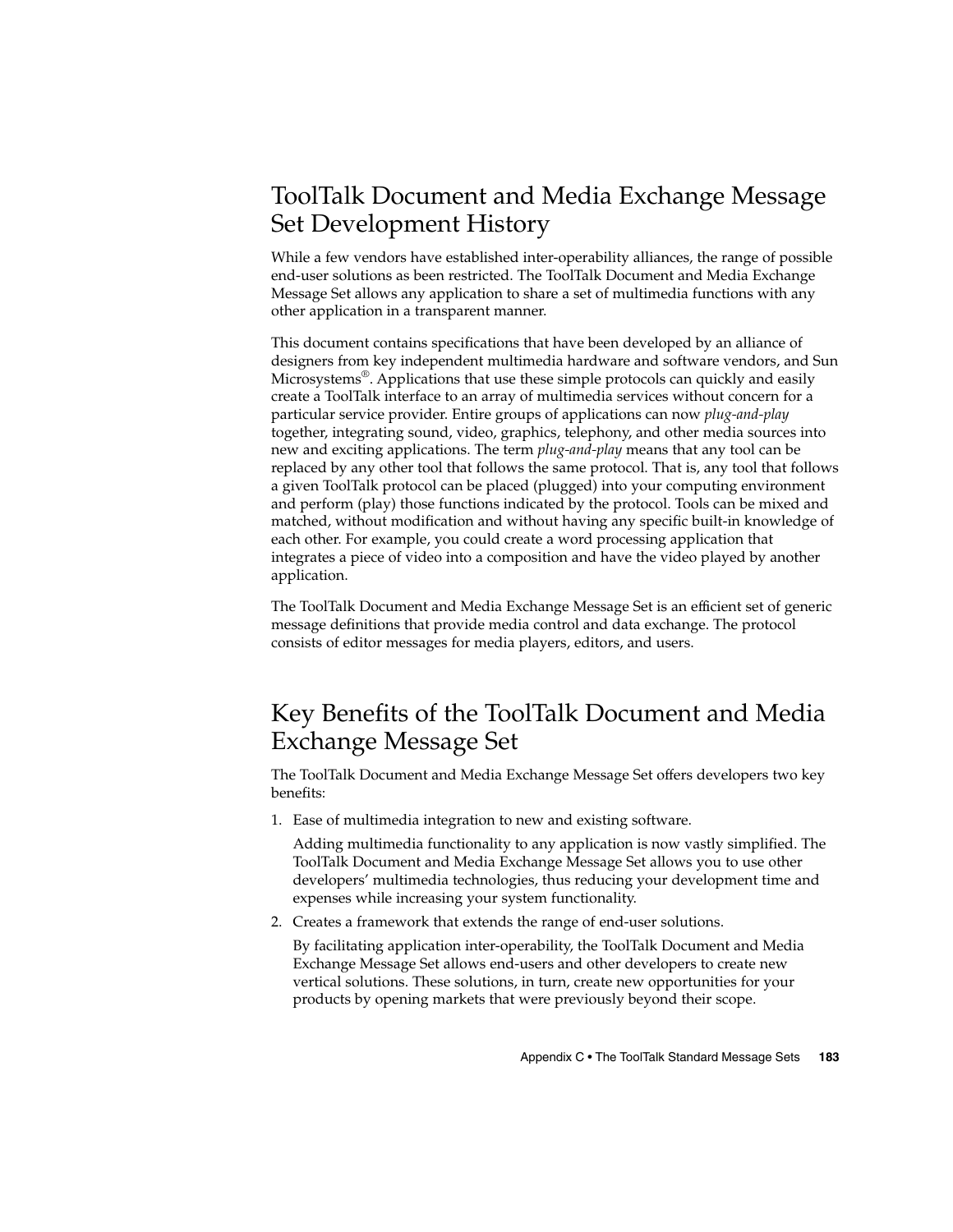## ToolTalk Document and Media Exchange Message Set Development History

While a few vendors have established inter-operability alliances, the range of possible end-user solutions as been restricted. The ToolTalk Document and Media Exchange Message Set allows any application to share a set of multimedia functions with any other application in a transparent manner.

This document contains specifications that have been developed by an alliance of designers from key independent multimedia hardware and software vendors, and Sun Microsystems®. Applications that use these simple protocols can quickly and easily create a ToolTalk interface to an array of multimedia services without concern for a particular service provider. Entire groups of applications can now *plug-and-play* together, integrating sound, video, graphics, telephony, and other media sources into new and exciting applications. The term *plug-and-play* means that any tool can be replaced by any other tool that follows the same protocol. That is, any tool that follows a given ToolTalk protocol can be placed (plugged) into your computing environment and perform (play) those functions indicated by the protocol. Tools can be mixed and matched, without modification and without having any specific built-in knowledge of each other. For example, you could create a word processing application that integrates a piece of video into a composition and have the video played by another application.

The ToolTalk Document and Media Exchange Message Set is an efficient set of generic message definitions that provide media control and data exchange. The protocol consists of editor messages for media players, editors, and users.

## Key Benefits of the ToolTalk Document and Media Exchange Message Set

The ToolTalk Document and Media Exchange Message Set offers developers two key benefits:

1. Ease of multimedia integration to new and existing software.

   Adding multimedia functionality to any application is now vastly simplified. The ToolTalk Document and Media Exchange Message Set allows you to use other developers' multimedia technologies, thus reducing your development time and expenses while increasing your system functionality.

2. Creates a framework that extends the range of end-user solutions.

   By facilitating application inter-operability, the ToolTalk Document and Media Exchange Message Set allows end-users and other developers to create new vertical solutions. These solutions, in turn, create new opportunities for your products by opening markets that were previously beyond their scope.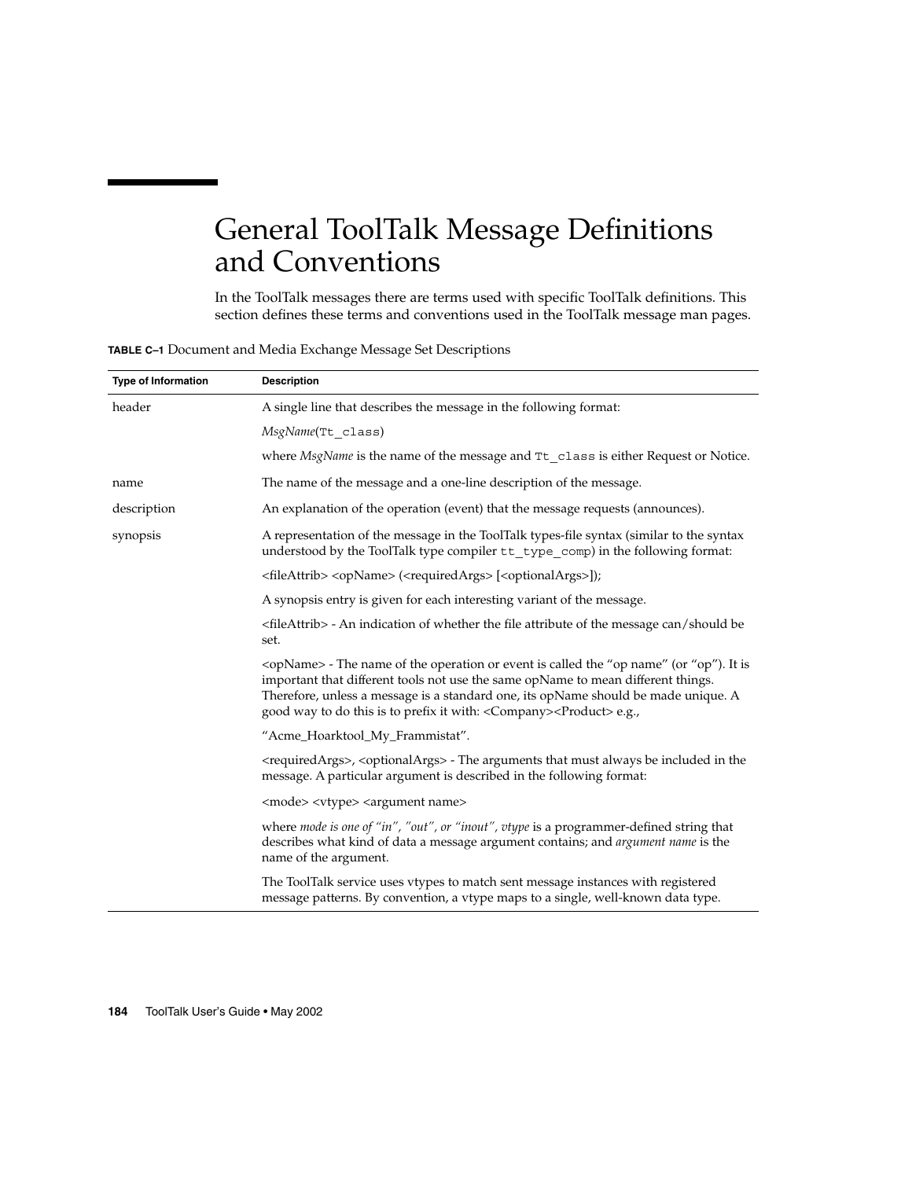# General ToolTalk Message Definitions and Conventions

In the ToolTalk messages there are terms used with specific ToolTalk definitions. This section defines these terms and conventions used in the ToolTalk message man pages.

**TABLE C–1** Document and Media Exchange Message Set Descriptions

| Type of Information | Description |
| --- | --- |
| header | A single line that describes the message in the following format:<br><br>*MsgName*(`Tt_class`)<br><br>where *MsgName* is the name of the message and `Tt_class` is either Request or Notice. |
| name | The name of the message and a one-line description of the message. |
| description | An explanation of the operation (event) that the message requests (announces). |
| synopsis | A representation of the message in the ToolTalk types-file syntax (similar to the syntax understood by the ToolTalk type compiler `tt_type_comp`) in the following format:<br><br><fileAttrib> <opName> (<requiredArgs> [<optionalArgs>]);<br><br>A synopsis entry is given for each interesting variant of the message.<br><br><fileAttrib> - An indication of whether the file attribute of the message can/should be set.<br><br><opName> - The name of the operation or event is called the "op name" (or "op"). It is important that different tools not use the same opName to mean different things. Therefore, unless a message is a standard one, its opName should be made unique. A good way to do this is to prefix it with: <Company><Product> e.g.,<br><br>"Acme_Hoarktool_My_Frammistat".<br><br><requiredArgs>, <optionalArgs> - The arguments that must always be included in the message. A particular argument is described in the following format:<br><br><mode> <vtype> <argument name><br><br>where *mode is one of "in", "out", or "inout", vtype* is a programmer-defined string that describes what kind of data a message argument contains; and *argument name* is the name of the argument.<br><br>The ToolTalk service uses vtypes to match sent message instances with registered message patterns. By convention, a vtype maps to a single, well-known data type. |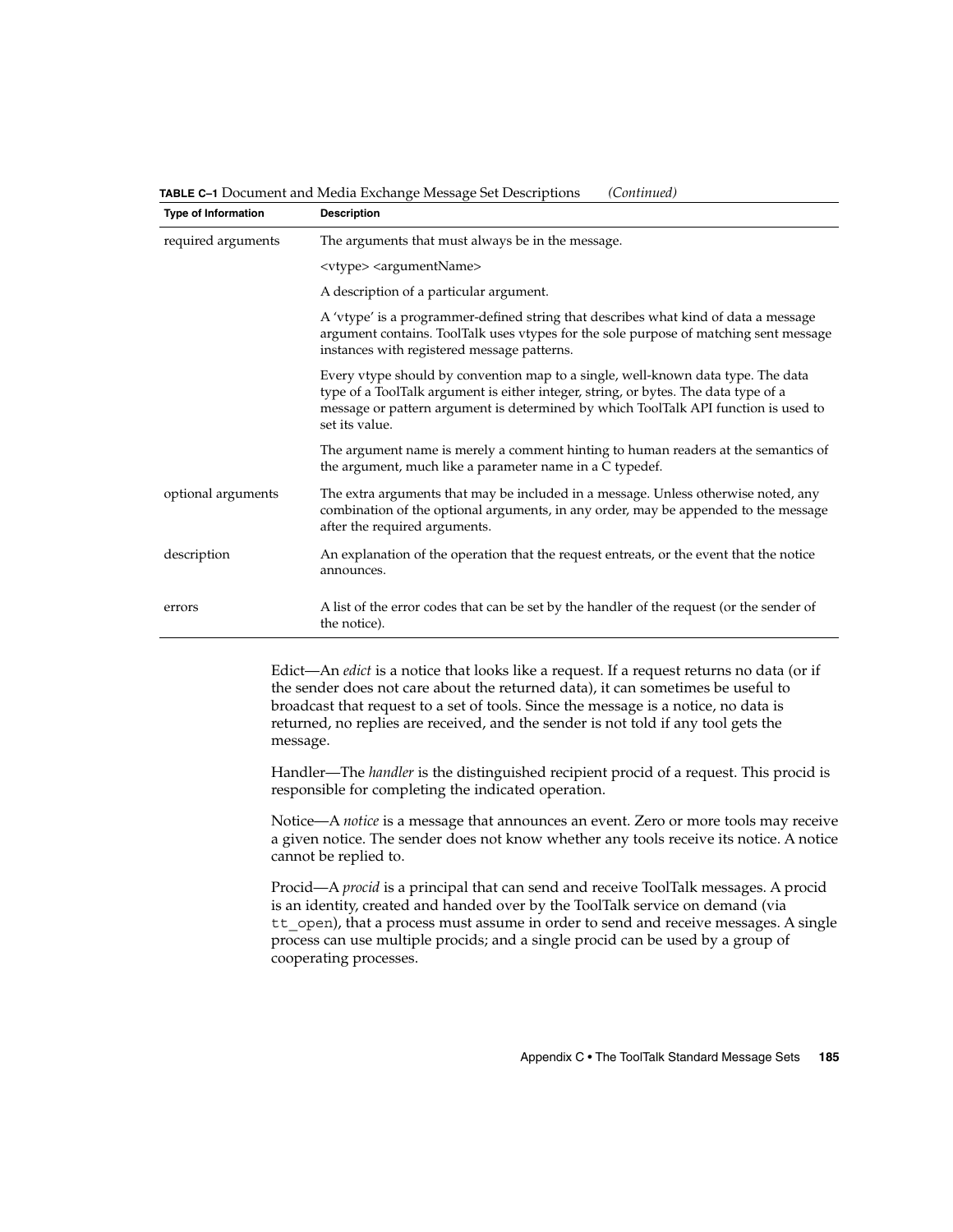**TABLE C–1** Document and Media Exchange Message Set Descriptions *(Continued)*

| Type of Information | Description |
| --- | --- |
| required arguments | The arguments that must always be in the message. |
| | <vtype> <argumentName> |
| | A description of a particular argument. |
| | A 'vtype' is a programmer-defined string that describes what kind of data a message argument contains. ToolTalk uses vtypes for the sole purpose of matching sent message instances with registered message patterns. |
| | Every vtype should by convention map to a single, well-known data type. The data type of a ToolTalk argument is either integer, string, or bytes. The data type of a message or pattern argument is determined by which ToolTalk API function is used to set its value. |
| | The argument name is merely a comment hinting to human readers at the semantics of the argument, much like a parameter name in a C typedef. |
| optional arguments | The extra arguments that may be included in a message. Unless otherwise noted, any combination of the optional arguments, in any order, may be appended to the message after the required arguments. |
| description | An explanation of the operation that the request entreats, or the event that the notice announces. |
| errors | A list of the error codes that can be set by the handler of the request (or the sender of the notice). |

Edict—An *edict* is a notice that looks like a request. If a request returns no data (or if the sender does not care about the returned data), it can sometimes be useful to broadcast that request to a set of tools. Since the message is a notice, no data is returned, no replies are received, and the sender is not told if any tool gets the message.

Handler—The *handler* is the distinguished recipient procid of a request. This procid is responsible for completing the indicated operation.

Notice—A *notice* is a message that announces an event. Zero or more tools may receive a given notice. The sender does not know whether any tools receive its notice. A notice cannot be replied to.

Procid—A *procid* is a principal that can send and receive ToolTalk messages. A procid is an identity, created and handed over by the ToolTalk service on demand (via `tt_open`), that a process must assume in order to send and receive messages. A single process can use multiple procids; and a single procid can be used by a group of cooperating processes.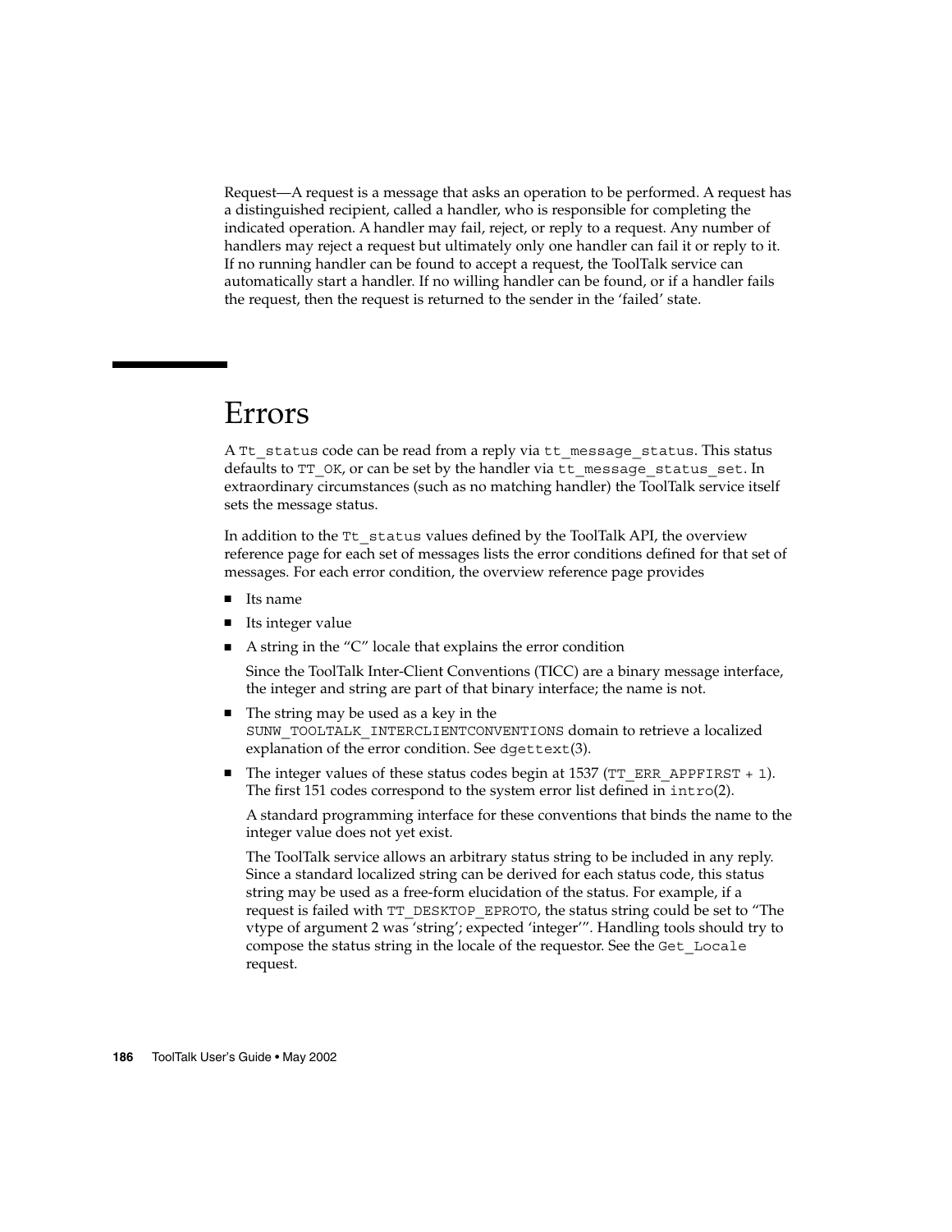Request—A request is a message that asks an operation to be performed. A request has a distinguished recipient, called a handler, who is responsible for completing the indicated operation. A handler may fail, reject, or reply to a request. Any number of handlers may reject a request but ultimately only one handler can fail it or reply to it. If no running handler can be found to accept a request, the ToolTalk service can automatically start a handler. If no willing handler can be found, or if a handler fails the request, then the request is returned to the sender in the 'failed' state.

# Errors

A `Tt_status` code can be read from a reply via `tt_message_status`. This status defaults to `TT_OK`, or can be set by the handler via `tt_message_status_set`. In extraordinary circumstances (such as no matching handler) the ToolTalk service itself sets the message status.

In addition to the `Tt_status` values defined by the ToolTalk API, the overview reference page for each set of messages lists the error conditions defined for that set of messages. For each error condition, the overview reference page provides

- Its name
- Its integer value
- A string in the "C" locale that explains the error condition

  Since the ToolTalk Inter-Client Conventions (TICC) are a binary message interface, the integer and string are part of that binary interface; the name is not.

- The string may be used as a key in the `SUNW_TOOLTALK_INTERCLIENTCONVENTIONS` domain to retrieve a localized explanation of the error condition. See `dgettext`(3).
- The integer values of these status codes begin at 1537 (`TT_ERR_APPFIRST + 1`). The first 151 codes correspond to the system error list defined in `intro`(2).

  A standard programming interface for these conventions that binds the name to the integer value does not yet exist.

  The ToolTalk service allows an arbitrary status string to be included in any reply. Since a standard localized string can be derived for each status code, this status string may be used as a free-form elucidation of the status. For example, if a request is failed with `TT_DESKTOP_EPROTO`, the status string could be set to "The vtype of argument 2 was 'string'; expected 'integer'". Handling tools should try to compose the status string in the locale of the requestor. See the `Get_Locale` request.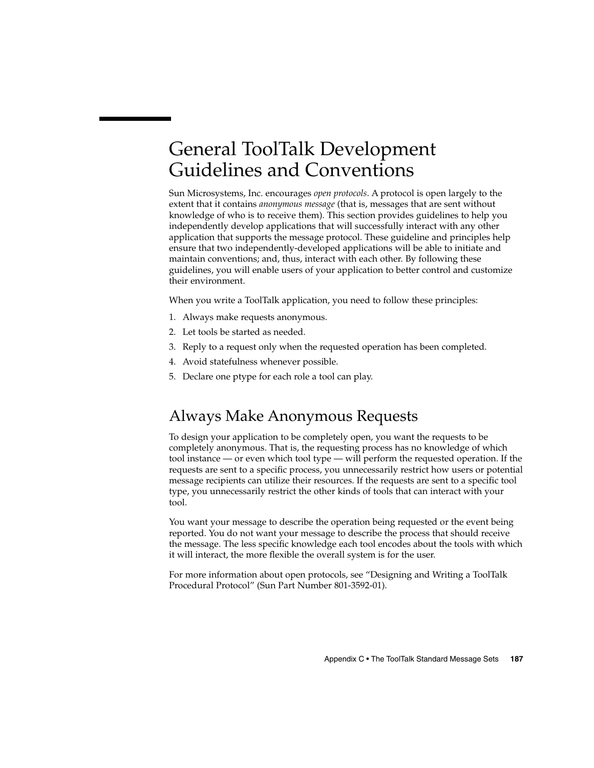# General ToolTalk Development Guidelines and Conventions

Sun Microsystems, Inc. encourages *open protocols*. A protocol is open largely to the extent that it contains *anonymous message* (that is, messages that are sent without knowledge of who is to receive them). This section provides guidelines to help you independently develop applications that will successfully interact with any other application that supports the message protocol. These guideline and principles help ensure that two independently-developed applications will be able to initiate and maintain conventions; and, thus, interact with each other. By following these guidelines, you will enable users of your application to better control and customize their environment.

When you write a ToolTalk application, you need to follow these principles:

1. Always make requests anonymous.
2. Let tools be started as needed.
3. Reply to a request only when the requested operation has been completed.
4. Avoid statefulness whenever possible.
5. Declare one ptype for each role a tool can play.

## Always Make Anonymous Requests

To design your application to be completely open, you want the requests to be completely anonymous. That is, the requesting process has no knowledge of which tool instance — or even which tool type — will perform the requested operation. If the requests are sent to a specific process, you unnecessarily restrict how users or potential message recipients can utilize their resources. If the requests are sent to a specific tool type, you unnecessarily restrict the other kinds of tools that can interact with your tool.

You want your message to describe the operation being requested or the event being reported. You do not want your message to describe the process that should receive the message. The less specific knowledge each tool encodes about the tools with which it will interact, the more flexible the overall system is for the user.

For more information about open protocols, see "Designing and Writing a ToolTalk Procedural Protocol" (Sun Part Number 801-3592-01).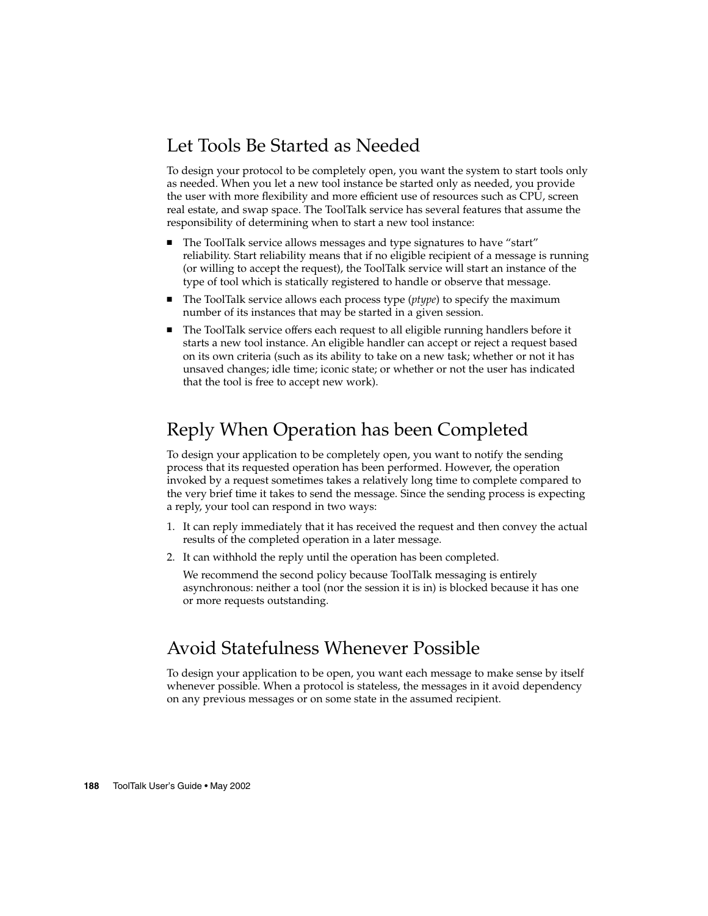## Let Tools Be Started as Needed

To design your protocol to be completely open, you want the system to start tools only as needed. When you let a new tool instance be started only as needed, you provide the user with more flexibility and more efficient use of resources such as CPU, screen real estate, and swap space. The ToolTalk service has several features that assume the responsibility of determining when to start a new tool instance:

- The ToolTalk service allows messages and type signatures to have "start" reliability. Start reliability means that if no eligible recipient of a message is running (or willing to accept the request), the ToolTalk service will start an instance of the type of tool which is statically registered to handle or observe that message.
- The ToolTalk service allows each process type (*ptype*) to specify the maximum number of its instances that may be started in a given session.
- The ToolTalk service offers each request to all eligible running handlers before it starts a new tool instance. An eligible handler can accept or reject a request based on its own criteria (such as its ability to take on a new task; whether or not it has unsaved changes; idle time; iconic state; or whether or not the user has indicated that the tool is free to accept new work).

## Reply When Operation has been Completed

To design your application to be completely open, you want to notify the sending process that its requested operation has been performed. However, the operation invoked by a request sometimes takes a relatively long time to complete compared to the very brief time it takes to send the message. Since the sending process is expecting a reply, your tool can respond in two ways:

1. It can reply immediately that it has received the request and then convey the actual results of the completed operation in a later message.
2. It can withhold the reply until the operation has been completed.

   We recommend the second policy because ToolTalk messaging is entirely asynchronous: neither a tool (nor the session it is in) is blocked because it has one or more requests outstanding.

## Avoid Statefulness Whenever Possible

To design your application to be open, you want each message to make sense by itself whenever possible. When a protocol is stateless, the messages in it avoid dependency on any previous messages or on some state in the assumed recipient.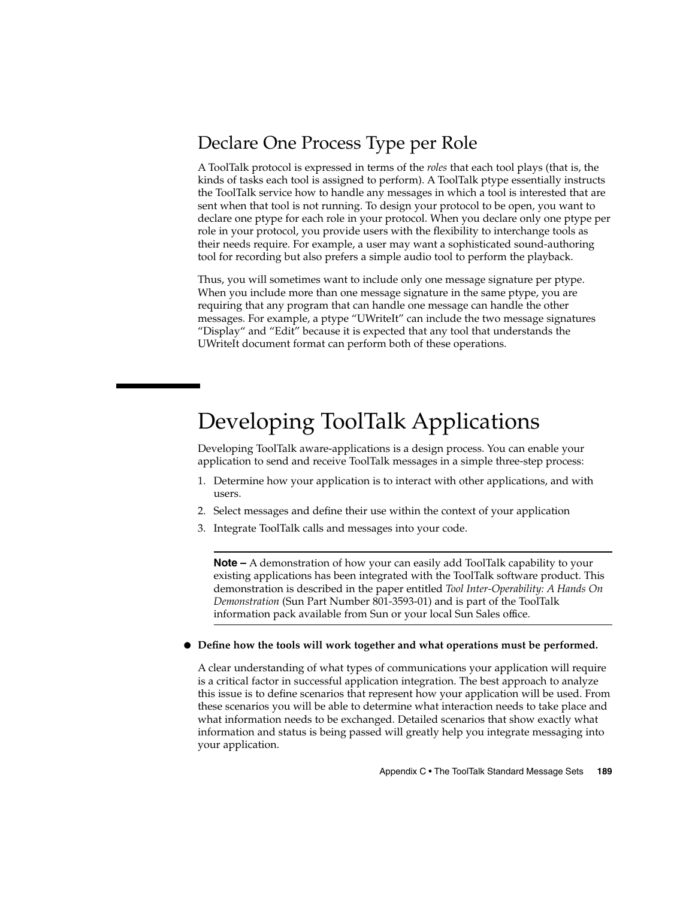## Declare One Process Type per Role

A ToolTalk protocol is expressed in terms of the *roles* that each tool plays (that is, the kinds of tasks each tool is assigned to perform). A ToolTalk ptype essentially instructs the ToolTalk service how to handle any messages in which a tool is interested that are sent when that tool is not running. To design your protocol to be open, you want to declare one ptype for each role in your protocol. When you declare only one ptype per role in your protocol, you provide users with the flexibility to interchange tools as their needs require. For example, a user may want a sophisticated sound-authoring tool for recording but also prefers a simple audio tool to perform the playback.

Thus, you will sometimes want to include only one message signature per ptype. When you include more than one message signature in the same ptype, you are requiring that any program that can handle one message can handle the other messages. For example, a ptype "UWriteIt" can include the two message signatures "Display" and "Edit" because it is expected that any tool that understands the UWriteIt document format can perform both of these operations.

# Developing ToolTalk Applications

Developing ToolTalk aware-applications is a design process. You can enable your application to send and receive ToolTalk messages in a simple three-step process:

1. Determine how your application is to interact with other applications, and with users.
2. Select messages and define their use within the context of your application
3. Integrate ToolTalk calls and messages into your code.

---

**Note –** A demonstration of how your can easily add ToolTalk capability to your existing applications has been integrated with the ToolTalk software product. This demonstration is described in the paper entitled *Tool Inter-Operability: A Hands On Demonstration* (Sun Part Number 801-3593-01) and is part of the ToolTalk information pack available from Sun or your local Sun Sales office.

---

- **Define how the tools will work together and what operations must be performed.**

A clear understanding of what types of communications your application will require is a critical factor in successful application integration. The best approach to analyze this issue is to define scenarios that represent how your application will be used. From these scenarios you will be able to determine what interaction needs to take place and what information needs to be exchanged. Detailed scenarios that show exactly what information and status is being passed will greatly help you integrate messaging into your application.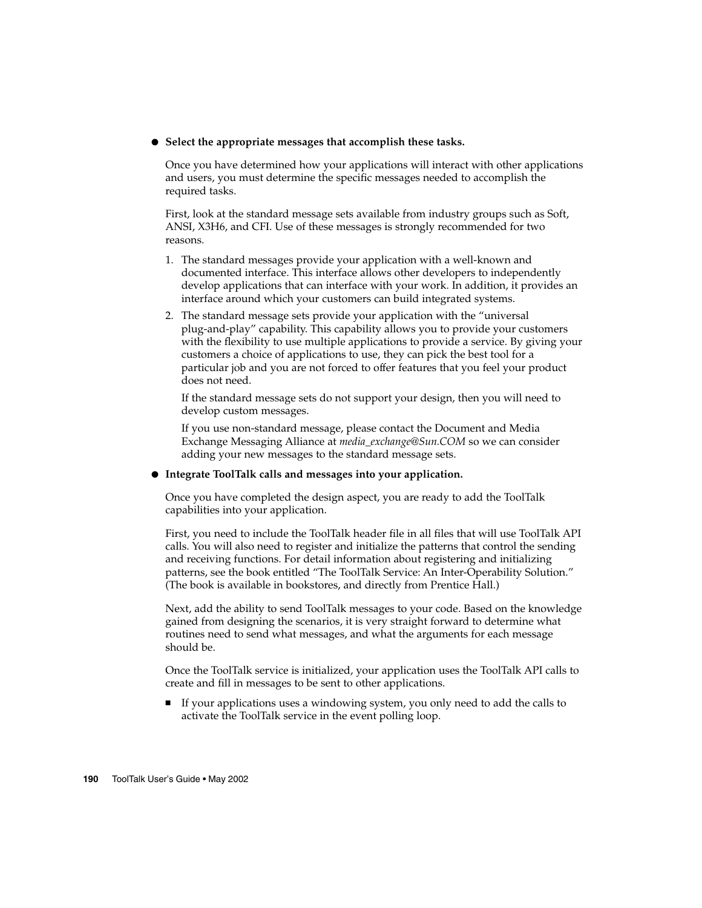- **Select the appropriate messages that accomplish these tasks.**

  Once you have determined how your applications will interact with other applications and users, you must determine the specific messages needed to accomplish the required tasks.

  First, look at the standard message sets available from industry groups such as Soft, ANSI, X3H6, and CFI. Use of these messages is strongly recommended for two reasons.

  1. The standard messages provide your application with a well-known and documented interface. This interface allows other developers to independently develop applications that can interface with your work. In addition, it provides an interface around which your customers can build integrated systems.
  2. The standard message sets provide your application with the "universal plug-and-play" capability. This capability allows you to provide your customers with the flexibility to use multiple applications to provide a service. By giving your customers a choice of applications to use, they can pick the best tool for a particular job and you are not forced to offer features that you feel your product does not need.

     If the standard message sets do not support your design, then you will need to develop custom messages.

     If you use non-standard message, please contact the Document and Media Exchange Messaging Alliance at *media_exchange@Sun.COM* so we can consider adding your new messages to the standard message sets.

- **Integrate ToolTalk calls and messages into your application.**

  Once you have completed the design aspect, you are ready to add the ToolTalk capabilities into your application.

  First, you need to include the ToolTalk header file in all files that will use ToolTalk API calls. You will also need to register and initialize the patterns that control the sending and receiving functions. For detail information about registering and initializing patterns, see the book entitled "The ToolTalk Service: An Inter-Operability Solution." (The book is available in bookstores, and directly from Prentice Hall.)

  Next, add the ability to send ToolTalk messages to your code. Based on the knowledge gained from designing the scenarios, it is very straight forward to determine what routines need to send what messages, and what the arguments for each message should be.

  Once the ToolTalk service is initialized, your application uses the ToolTalk API calls to create and fill in messages to be sent to other applications.

  - If your applications uses a windowing system, you only need to add the calls to activate the ToolTalk service in the event polling loop.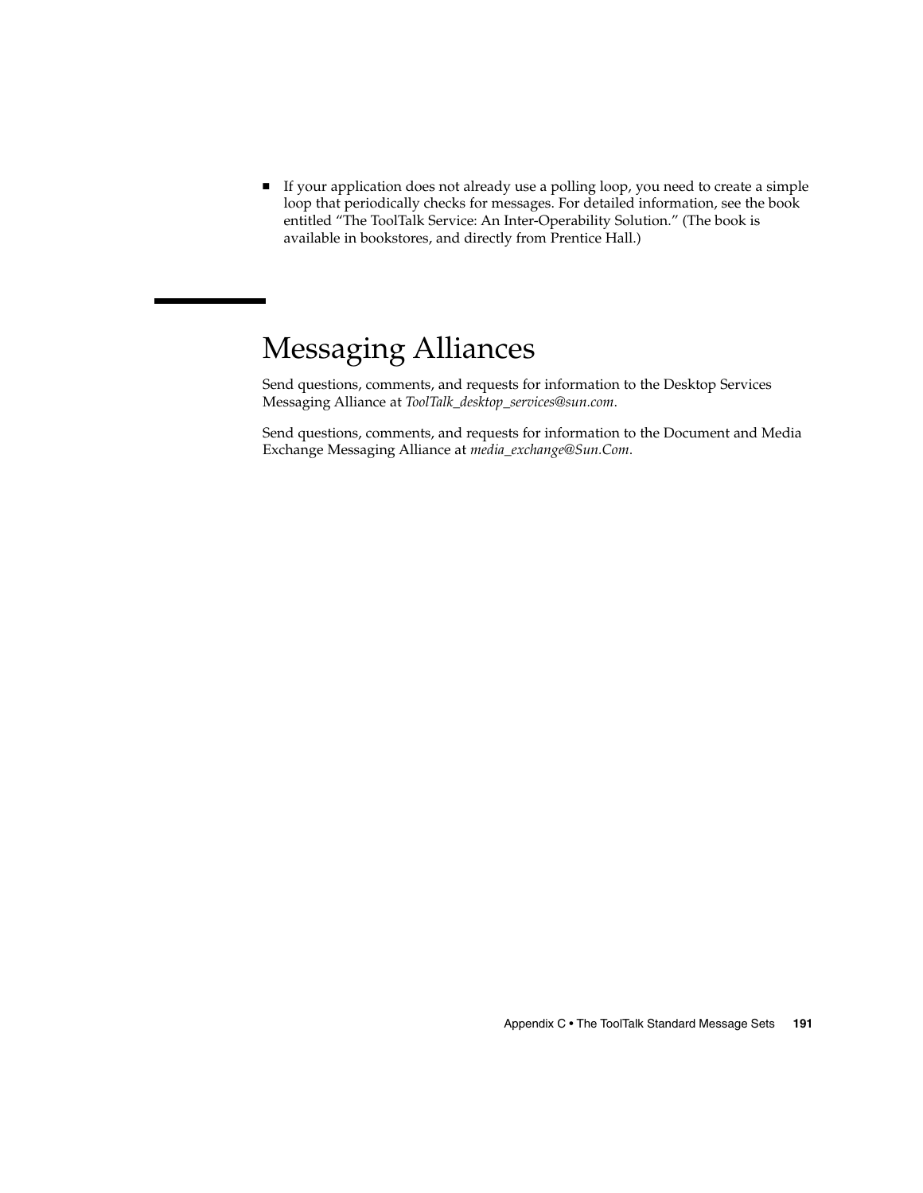- If your application does not already use a polling loop, you need to create a simple loop that periodically checks for messages. For detailed information, see the book entitled “The ToolTalk Service: An Inter-Operability Solution.” (The book is available in bookstores, and directly from Prentice Hall.)

## Messaging Alliances

Send questions, comments, and requests for information to the Desktop Services Messaging Alliance at *ToolTalk_desktop_services@sun.com*.

Send questions, comments, and requests for information to the Document and Media Exchange Messaging Alliance at *media_exchange@Sun.Com*.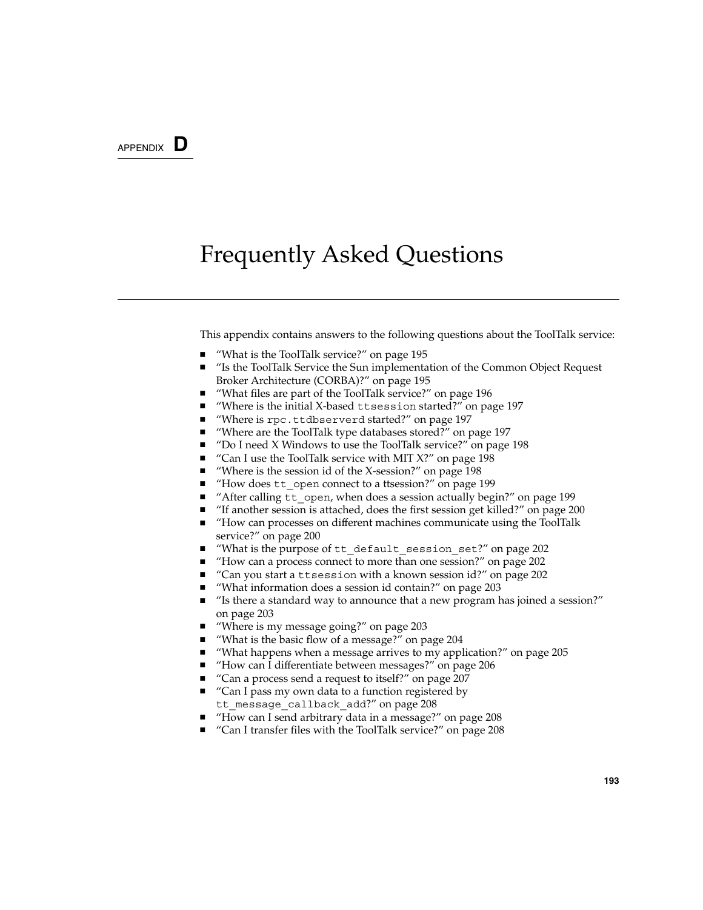APPENDIX **D**

# Frequently Asked Questions

This appendix contains answers to the following questions about the ToolTalk service:

- "What is the ToolTalk service?" on page 195
- "Is the ToolTalk Service the Sun implementation of the Common Object Request Broker Architecture (CORBA)?" on page 195
- "What files are part of the ToolTalk service?" on page 196
- "Where is the initial X-based `ttsession` started?" on page 197
- "Where is `rpc.ttdbserverd` started?" on page 197
- "Where are the ToolTalk type databases stored?" on page 197
- "Do I need X Windows to use the ToolTalk service?" on page 198
- "Can I use the ToolTalk service with MIT X?" on page 198
- "Where is the session id of the X-session?" on page 198
- "How does `tt_open` connect to a ttsession?" on page 199
- "After calling `tt_open`, when does a session actually begin?" on page 199
- "If another session is attached, does the first session get killed?" on page 200
- "How can processes on different machines communicate using the ToolTalk service?" on page 200
- "What is the purpose of `tt_default_session_set`?" on page 202
- "How can a process connect to more than one session?" on page 202
- "Can you start a `ttsession` with a known session id?" on page 202
- "What information does a session id contain?" on page 203
- "Is there a standard way to announce that a new program has joined a session?" on page 203
- "Where is my message going?" on page 203
- "What is the basic flow of a message?" on page 204
- "What happens when a message arrives to my application?" on page 205
- "How can I differentiate between messages?" on page 206
- "Can a process send a request to itself?" on page 207
- "Can I pass my own data to a function registered by `tt_message_callback_add`?" on page 208
- "How can I send arbitrary data in a message?" on page 208
- "Can I transfer files with the ToolTalk service?" on page 208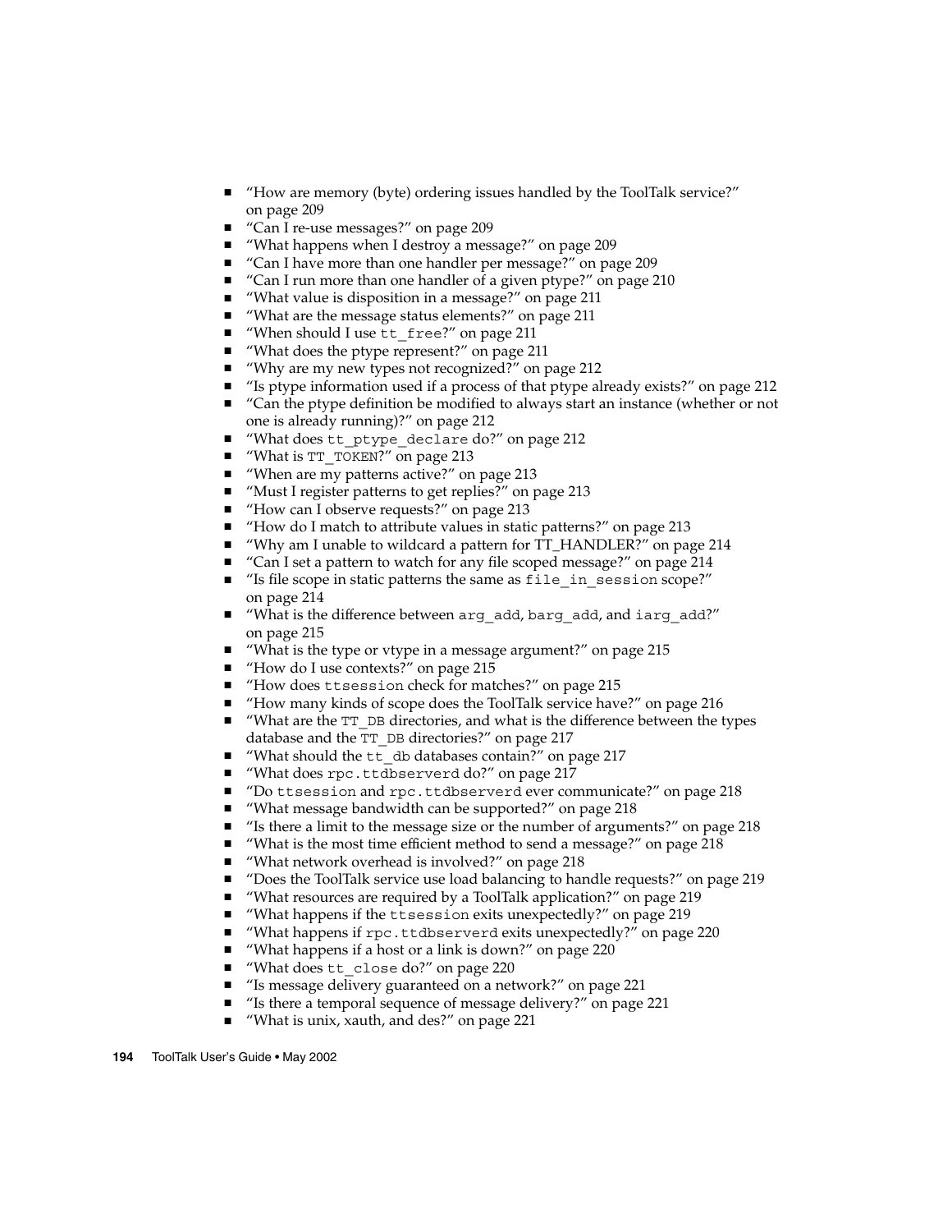- "How are memory (byte) ordering issues handled by the ToolTalk service?" on page 209
- "Can I re-use messages?" on page 209
- "What happens when I destroy a message?" on page 209
- "Can I have more than one handler per message?" on page 209
- "Can I run more than one handler of a given ptype?" on page 210
- "What value is disposition in a message?" on page 211
- "What are the message status elements?" on page 211
- "When should I use `tt_free`?" on page 211
- "What does the ptype represent?" on page 211
- "Why are my new types not recognized?" on page 212
- "Is ptype information used if a process of that ptype already exists?" on page 212
- "Can the ptype definition be modified to always start an instance (whether or not one is already running)?" on page 212
- "What does `tt_ptype_declare` do?" on page 212
- "What is `TT_TOKEN`?" on page 213
- "When are my patterns active?" on page 213
- "Must I register patterns to get replies?" on page 213
- "How can I observe requests?" on page 213
- "How do I match to attribute values in static patterns?" on page 213
- "Why am I unable to wildcard a pattern for TT_HANDLER?" on page 214
- "Can I set a pattern to watch for any file scoped message?" on page 214
- "Is file scope in static patterns the same as `file_in_session` scope?" on page 214
- "What is the difference between `arg_add`, `barg_add`, and `iarg_add`?" on page 215
- "What is the type or vtype in a message argument?" on page 215
- "How do I use contexts?" on page 215
- "How does `ttsession` check for matches?" on page 215
- "How many kinds of scope does the ToolTalk service have?" on page 216
- "What are the `TT_DB` directories, and what is the difference between the types database and the `TT_DB` directories?" on page 217
- "What should the `tt_db` databases contain?" on page 217
- "What does `rpc.ttdbserverd` do?" on page 217
- "Do `ttsession` and `rpc.ttdbserverd` ever communicate?" on page 218
- "What message bandwidth can be supported?" on page 218
- "Is there a limit to the message size or the number of arguments?" on page 218
- "What is the most time efficient method to send a message?" on page 218
- "What network overhead is involved?" on page 218
- "Does the ToolTalk service use load balancing to handle requests?" on page 219
- "What resources are required by a ToolTalk application?" on page 219
- "What happens if the `ttsession` exits unexpectedly?" on page 219
- "What happens if `rpc.ttdbserverd` exits unexpectedly?" on page 220
- "What happens if a host or a link is down?" on page 220
- "What does `tt_close` do?" on page 220
- "Is message delivery guaranteed on a network?" on page 221
- "Is there a temporal sequence of message delivery?" on page 221
- "What is unix, xauth, and des?" on page 221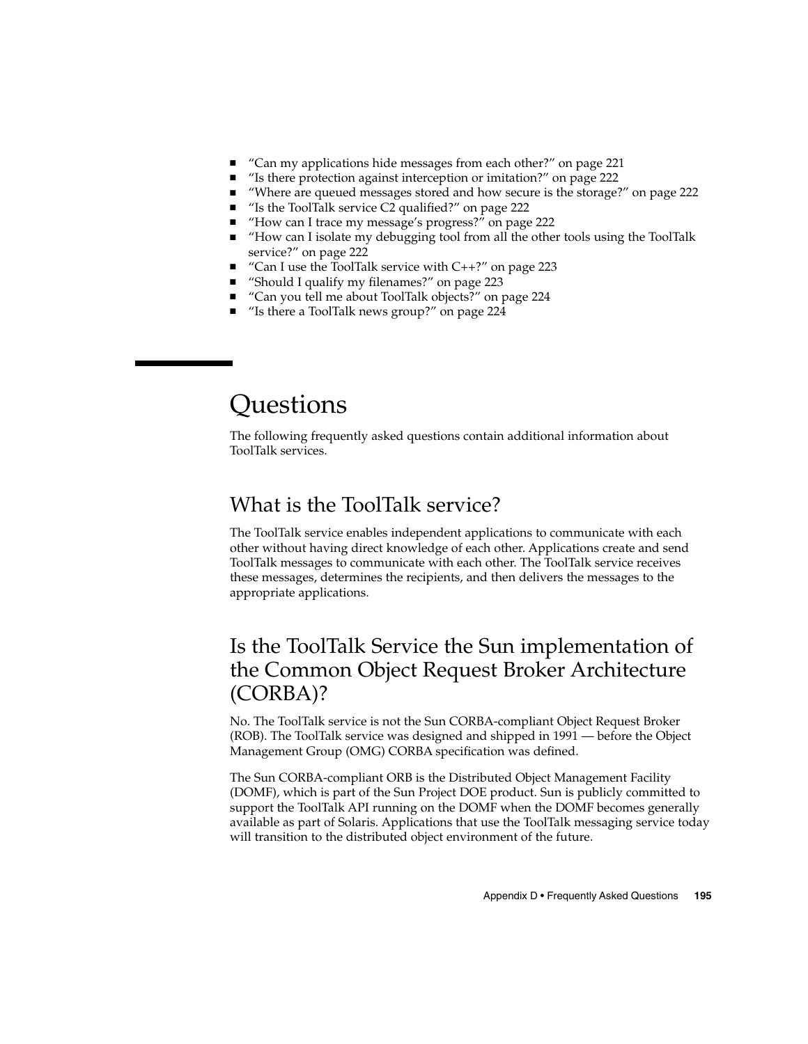- "Can my applications hide messages from each other?" on page 221
- "Is there protection against interception or imitation?" on page 222
- "Where are queued messages stored and how secure is the storage?" on page 222
- "Is the ToolTalk service C2 qualified?" on page 222
- "How can I trace my message's progress?" on page 222
- "How can I isolate my debugging tool from all the other tools using the ToolTalk service?" on page 222
- "Can I use the ToolTalk service with C++?" on page 223
- "Should I qualify my filenames?" on page 223
- "Can you tell me about ToolTalk objects?" on page 224
- "Is there a ToolTalk news group?" on page 224

# Questions

The following frequently asked questions contain additional information about ToolTalk services.

## What is the ToolTalk service?

The ToolTalk service enables independent applications to communicate with each other without having direct knowledge of each other. Applications create and send ToolTalk messages to communicate with each other. The ToolTalk service receives these messages, determines the recipients, and then delivers the messages to the appropriate applications.

## Is the ToolTalk Service the Sun implementation of the Common Object Request Broker Architecture (CORBA)?

No. The ToolTalk service is not the Sun CORBA-compliant Object Request Broker (ROB). The ToolTalk service was designed and shipped in 1991 — before the Object Management Group (OMG) CORBA specification was defined.

The Sun CORBA-compliant ORB is the Distributed Object Management Facility (DOMF), which is part of the Sun Project DOE product. Sun is publicly committed to support the ToolTalk API running on the DOMF when the DOMF becomes generally available as part of Solaris. Applications that use the ToolTalk messaging service today will transition to the distributed object environment of the future.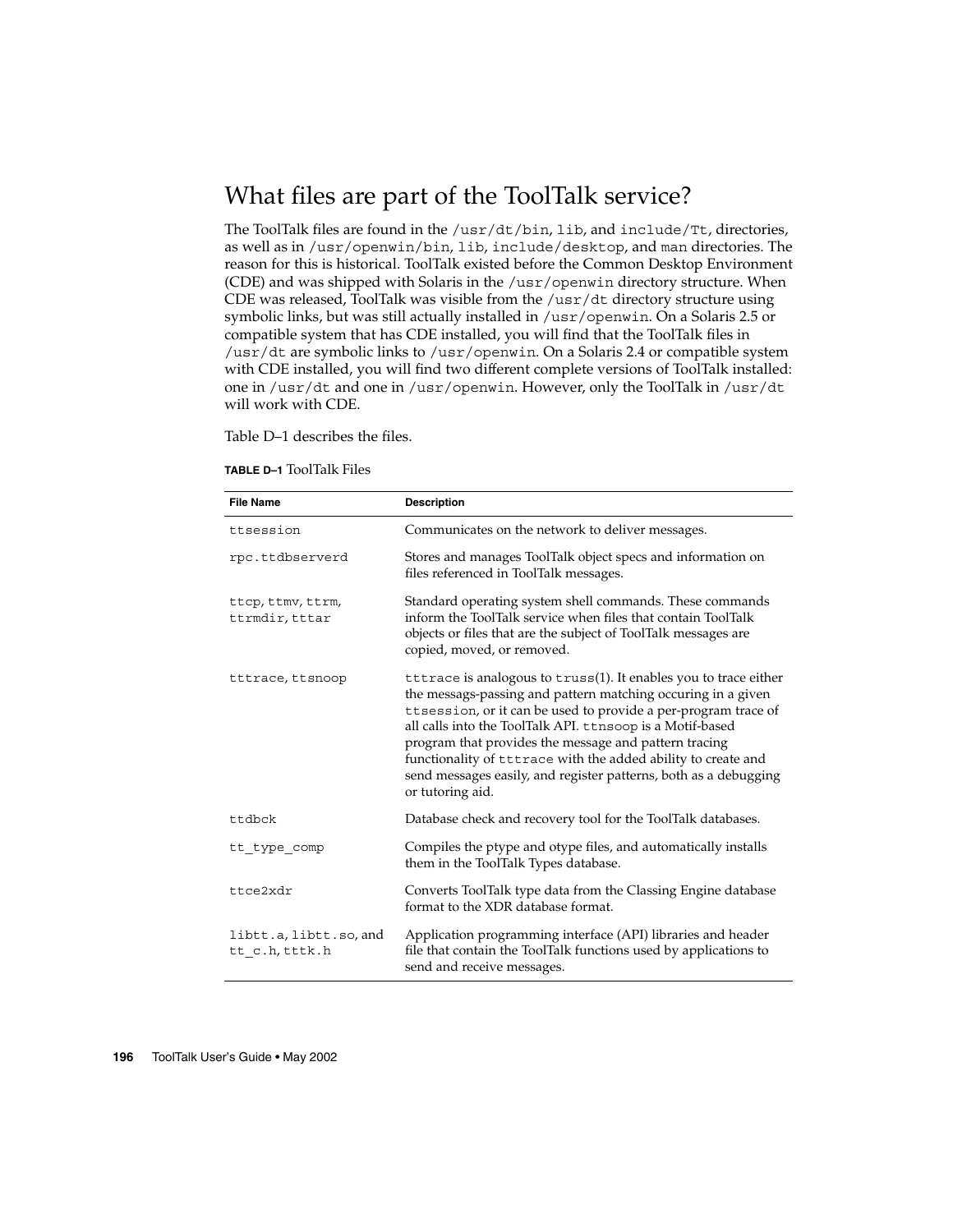## What files are part of the ToolTalk service?

The ToolTalk files are found in the `/usr/dt/bin`, `lib`, and `include/Tt`, directories, as well as in `/usr/openwin/bin`, `lib`, `include/desktop`, and `man` directories. The reason for this is historical. ToolTalk existed before the Common Desktop Environment (CDE) and was shipped with Solaris in the `/usr/openwin` directory structure. When CDE was released, ToolTalk was visible from the `/usr/dt` directory structure using symbolic links, but was still actually installed in `/usr/openwin`. On a Solaris 2.5 or compatible system that has CDE installed, you will find that the ToolTalk files in `/usr/dt` are symbolic links to `/usr/openwin`. On a Solaris 2.4 or compatible system with CDE installed, you will find two different complete versions of ToolTalk installed: one in `/usr/dt` and one in `/usr/openwin`. However, only the ToolTalk in `/usr/dt` will work with CDE.

Table D–1 describes the files.

**TABLE D–1** ToolTalk Files

| File Name | Description |
|---|---|
| `ttsession` | Communicates on the network to deliver messages. |
| `rpc.ttdbserverd` | Stores and manages ToolTalk object specs and information on files referenced in ToolTalk messages. |
| `ttcp`, `ttmv`, `ttrm`, `ttrmdir`, `tttar` | Standard operating system shell commands. These commands inform the ToolTalk service when files that contain ToolTalk objects or files that are the subject of ToolTalk messages are copied, moved, or removed. |
| `tttrace`, `ttsnoop` | `tttrace` is analogous to `truss`(1). It enables you to trace either the messags-passing and pattern matching occuring in a given `ttsession`, or it can be used to provide a per-program trace of all calls into the ToolTalk API. `ttnsoop` is a Motif-based program that provides the message and pattern tracing functionality of `tttrace` with the added ability to create and send messages easily, and register patterns, both as a debugging or tutoring aid. |
| `ttdbck` | Database check and recovery tool for the ToolTalk databases. |
| `tt_type_comp` | Compiles the ptype and otype files, and automatically installs them in the ToolTalk Types database. |
| `ttce2xdr` | Converts ToolTalk type data from the Classing Engine database format to the XDR database format. |
| `libtt.a`, `libtt.so`, and `tt_c.h`, `tttk.h` | Application programming interface (API) libraries and header file that contain the ToolTalk functions used by applications to send and receive messages. |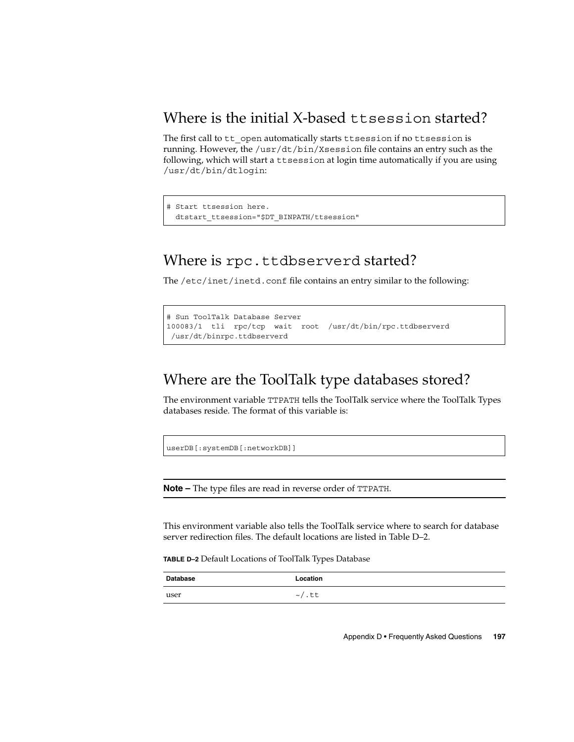## Where is the initial X-based `ttsession` started?

The first call to `tt_open` automatically starts `ttsession` if no `ttsession` is running. However, the `/usr/dt/bin/Xsession` file contains an entry such as the following, which will start a `ttsession` at login time automatically if you are using `/usr/dt/bin/dtlogin`:

```
# Start ttsession here.
  dtstart_ttsession="$DT_BINPATH/ttsession"
```

## Where is `rpc.ttdbserverd` started?

The `/etc/inet/inetd.conf` file contains an entry similar to the following:

```
# Sun ToolTalk Database Server
100083/1  tli  rpc/tcp  wait  root  /usr/dt/bin/rpc.ttdbserverd
 /usr/dt/binrpc.ttdbserverd
```

## Where are the ToolTalk type databases stored?

The environment variable `TTPATH` tells the ToolTalk service where the ToolTalk Types databases reside. The format of this variable is:

```
userDB[:systemDB[:networkDB]]
```

---

**Note –** The type files are read in reverse order of `TTPATH`.

---

This environment variable also tells the ToolTalk service where to search for database server redirection files. The default locations are listed in Table D–2.

**TABLE D–2** Default Locations of ToolTalk Types Database

| Database | Location |
| --- | --- |
| user | `~/.tt` |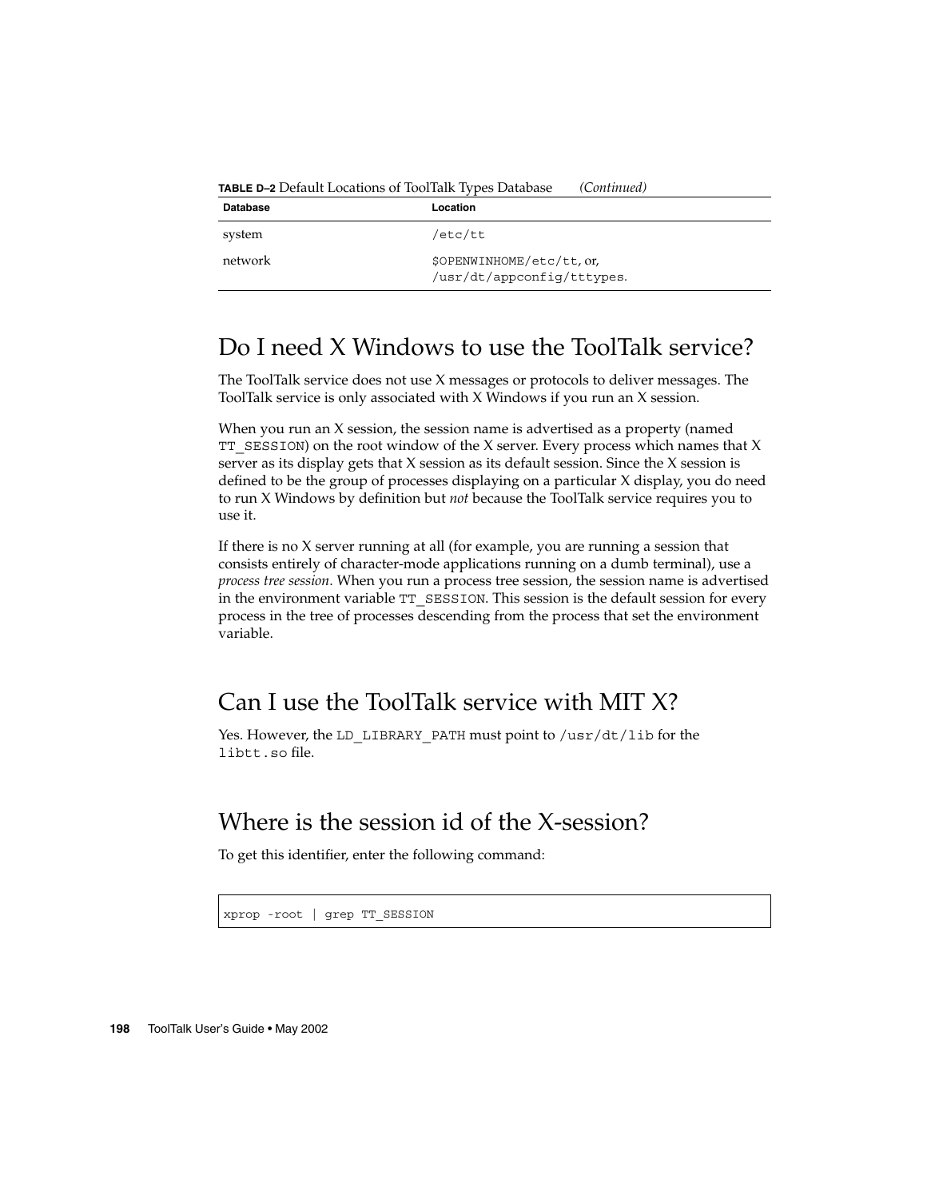**TABLE D–2** Default Locations of ToolTalk Types Database *(Continued)*

| Database | Location |
| --- | --- |
| system | /etc/tt |
| network | $OPENWINHOME/etc/tt, or, /usr/dt/appconfig/tttypes. |

## Do I need X Windows to use the ToolTalk service?

The ToolTalk service does not use X messages or protocols to deliver messages. The ToolTalk service is only associated with X Windows if you run an X session.

When you run an X session, the session name is advertised as a property (named `TT_SESSION`) on the root window of the X server. Every process which names that X server as its display gets that X session as its default session. Since the X session is defined to be the group of processes displaying on a particular X display, you do need to run X Windows by definition but *not* because the ToolTalk service requires you to use it.

If there is no X server running at all (for example, you are running a session that consists entirely of character-mode applications running on a dumb terminal), use a *process tree session*. When you run a process tree session, the session name is advertised in the environment variable `TT_SESSION`. This session is the default session for every process in the tree of processes descending from the process that set the environment variable.

## Can I use the ToolTalk service with MIT X?

Yes. However, the `LD_LIBRARY_PATH` must point to `/usr/dt/lib` for the `libtt.so` file.

## Where is the session id of the X-session?

To get this identifier, enter the following command:

```
xprop -root | grep TT_SESSION
```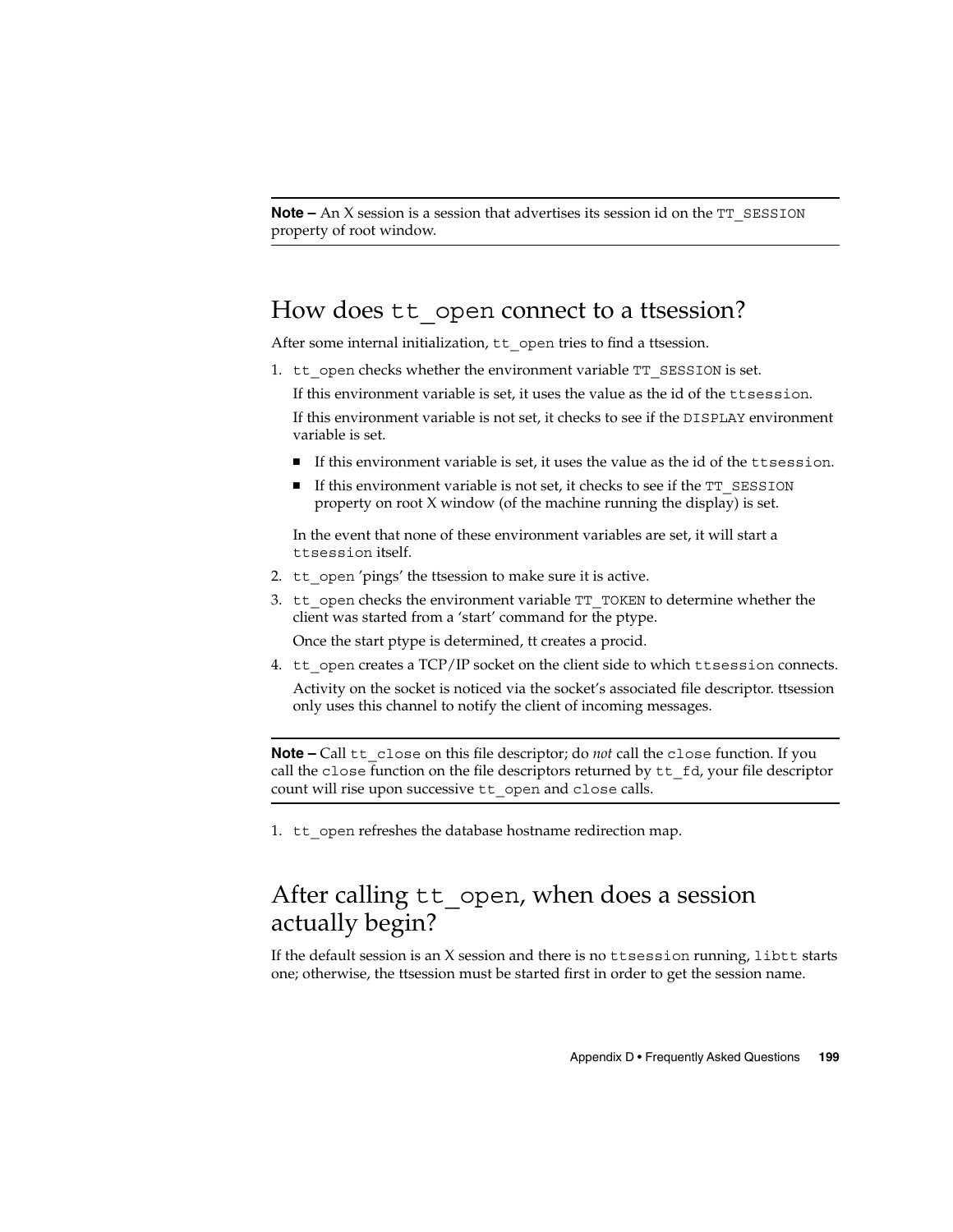**Note –** An X session is a session that advertises its session id on the `TT_SESSION` property of root window.

## How does `tt_open` connect to a ttsession?

After some internal initialization, `tt_open` tries to find a ttsession.

1. `tt_open` checks whether the environment variable `TT_SESSION` is set.

   If this environment variable is set, it uses the value as the id of the `ttsession`.

   If this environment variable is not set, it checks to see if the `DISPLAY` environment variable is set.

   - If this environment variable is set, it uses the value as the id of the `ttsession`.
   - If this environment variable is not set, it checks to see if the `TT_SESSION` property on root X window (of the machine running the display) is set.

   In the event that none of these environment variables are set, it will start a `ttsession` itself.

2. `tt_open` 'pings' the ttsession to make sure it is active.
3. `tt_open` checks the environment variable `TT_TOKEN` to determine whether the client was started from a 'start' command for the ptype.

   Once the start ptype is determined, tt creates a procid.

4. `tt_open` creates a TCP/IP socket on the client side to which `ttsession` connects.

   Activity on the socket is noticed via the socket's associated file descriptor. ttsession only uses this channel to notify the client of incoming messages.

**Note –** Call `tt_close` on this file descriptor; do *not* call the `close` function. If you call the `close` function on the file descriptors returned by `tt_fd`, your file descriptor count will rise upon successive `tt_open` and `close` calls.

1. `tt_open` refreshes the database hostname redirection map.

## After calling `tt_open`, when does a session actually begin?

If the default session is an X session and there is no `ttsession` running, `libtt` starts one; otherwise, the ttsession must be started first in order to get the session name.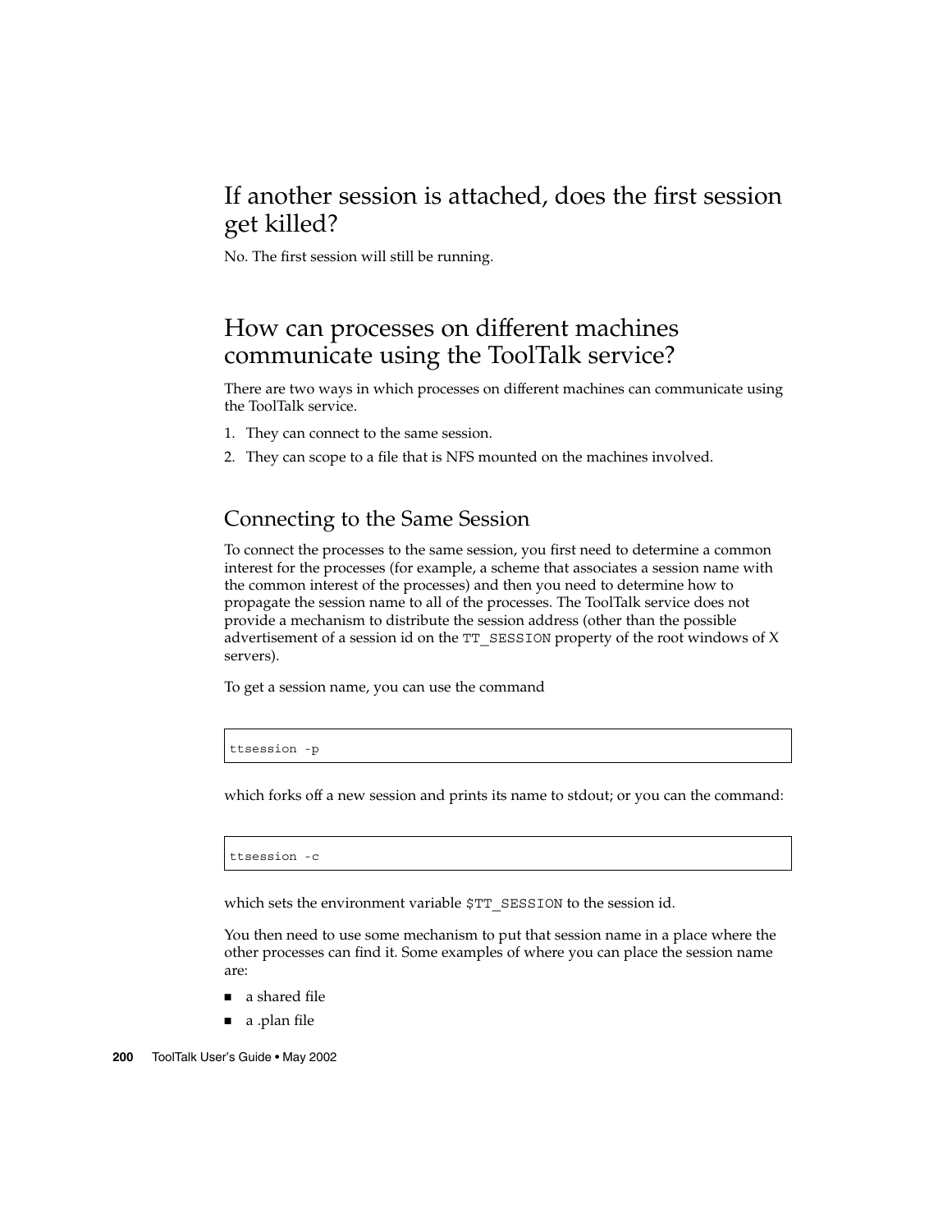## If another session is attached, does the first session get killed?

No. The first session will still be running.

## How can processes on different machines communicate using the ToolTalk service?

There are two ways in which processes on different machines can communicate using the ToolTalk service.

1. They can connect to the same session.
2. They can scope to a file that is NFS mounted on the machines involved.

### Connecting to the Same Session

To connect the processes to the same session, you first need to determine a common interest for the processes (for example, a scheme that associates a session name with the common interest of the processes) and then you need to determine how to propagate the session name to all of the processes. The ToolTalk service does not provide a mechanism to distribute the session address (other than the possible advertisement of a session id on the `TT_SESSION` property of the root windows of X servers).

To get a session name, you can use the command

```
ttsession -p
```

which forks off a new session and prints its name to stdout; or you can the command:

```
ttsession -c
```

which sets the environment variable `$TT_SESSION` to the session id.

You then need to use some mechanism to put that session name in a place where the other processes can find it. Some examples of where you can place the session name are:

- a shared file
- a .plan file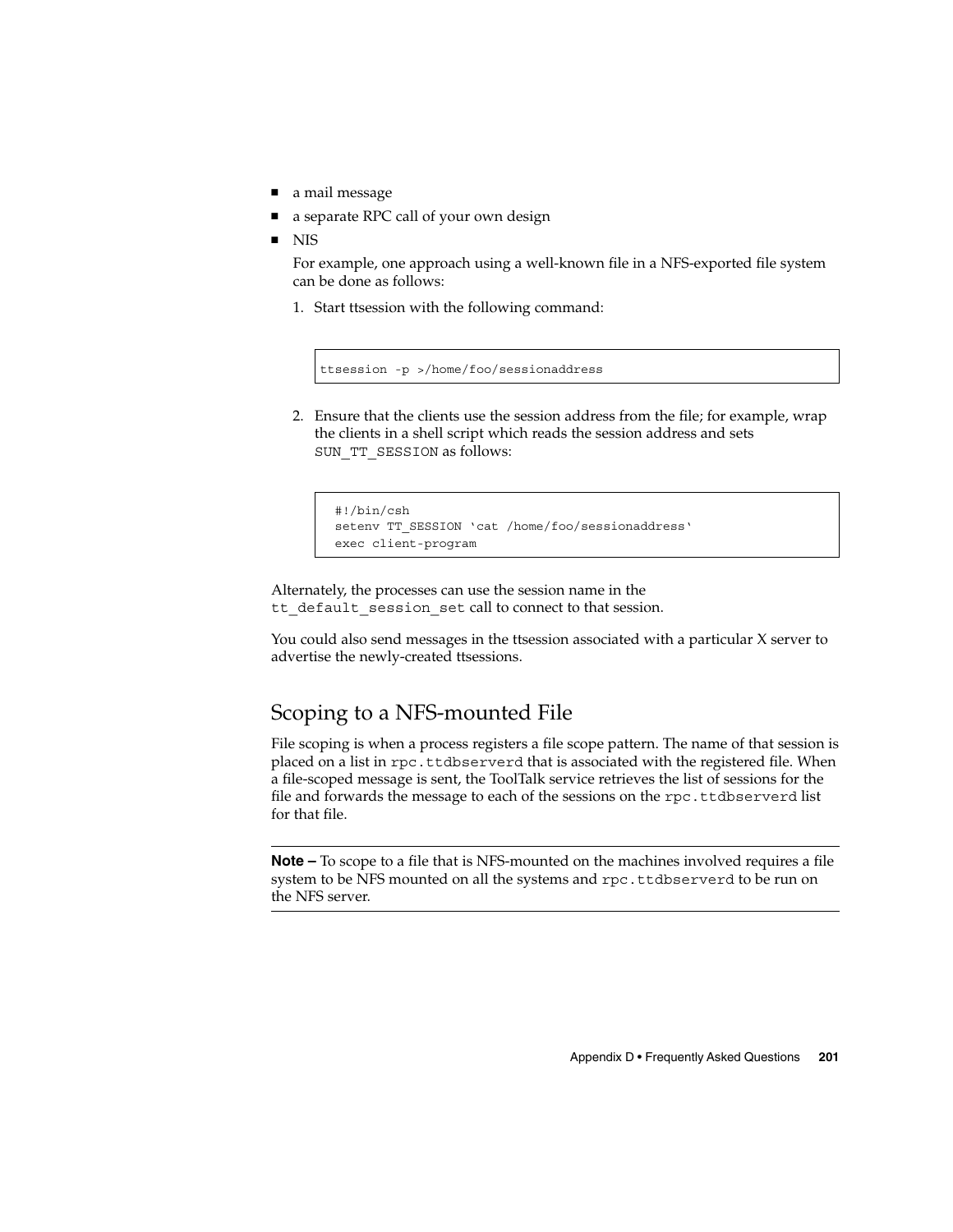- a mail message
- a separate RPC call of your own design
- NIS

  For example, one approach using a well-known file in a NFS-exported file system can be done as follows:

  1. Start ttsession with the following command:

     ```
     ttsession -p >/home/foo/sessionaddress
     ```

  2. Ensure that the clients use the session address from the file; for example, wrap the clients in a shell script which reads the session address and sets SUN_TT_SESSION as follows:

     ```
     #!/bin/csh
     setenv TT_SESSION ‘cat /home/foo/sessionaddress‘
     exec client-program
     ```

Alternately, the processes can use the session name in the tt_default_session_set call to connect to that session.

You could also send messages in the ttsession associated with a particular X server to advertise the newly-created ttsessions.

## Scoping to a NFS-mounted File

File scoping is when a process registers a file scope pattern. The name of that session is placed on a list in rpc.ttdbserverd that is associated with the registered file. When a file-scoped message is sent, the ToolTalk service retrieves the list of sessions for the file and forwards the message to each of the sessions on the rpc.ttdbserverd list for that file.

---

**Note –** To scope to a file that is NFS-mounted on the machines involved requires a file system to be NFS mounted on all the systems and rpc.ttdbserverd to be run on the NFS server.

---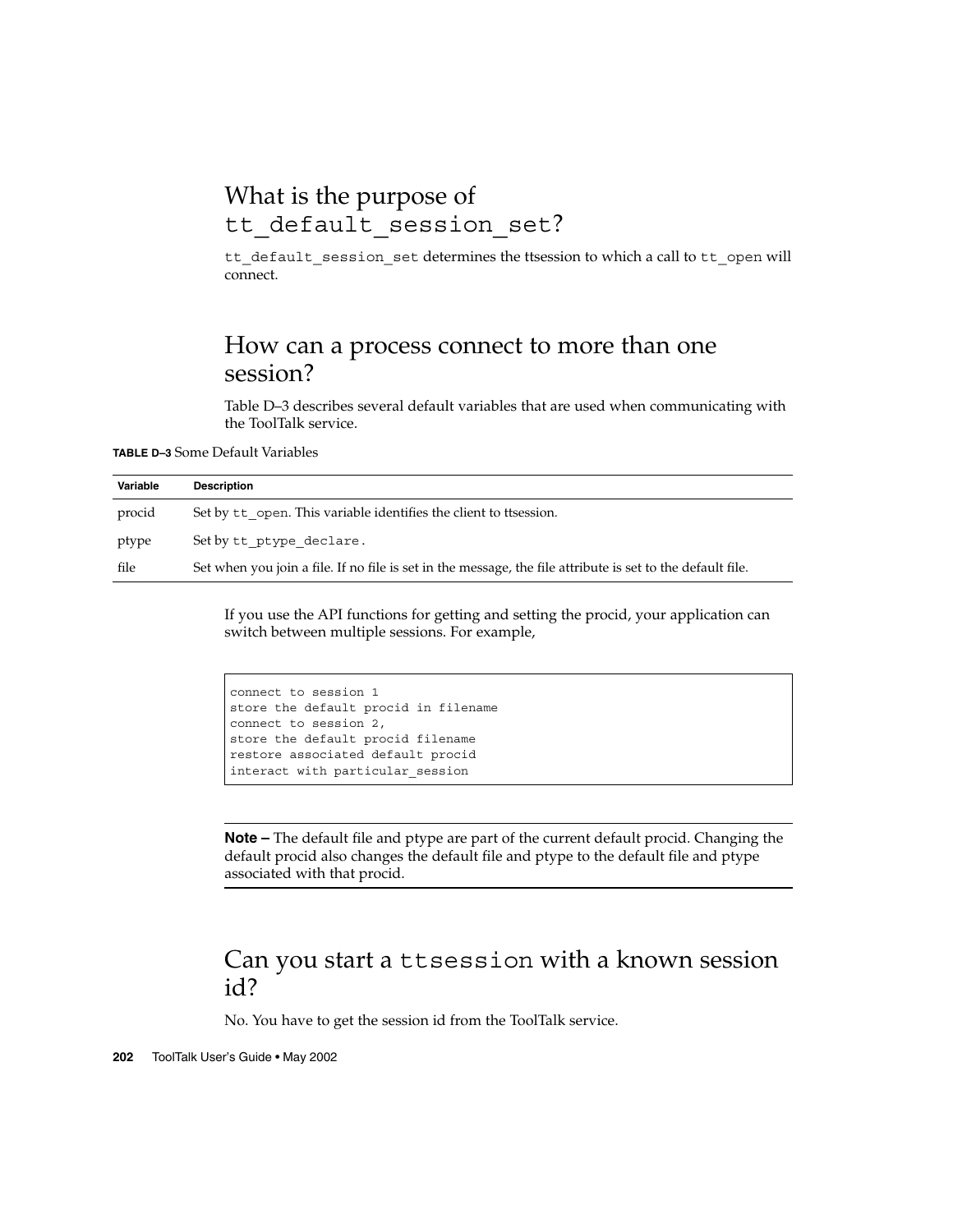## What is the purpose of `tt_default_session_set`?

`tt_default_session_set` determines the ttsession to which a call to `tt_open` will connect.

## How can a process connect to more than one session?

Table D–3 describes several default variables that are used when communicating with the ToolTalk service.

**TABLE D–3** Some Default Variables

| Variable | Description |
| --- | --- |
| procid | Set by `tt_open`. This variable identifies the client to ttsession. |
| ptype | Set by `tt_ptype_declare`. |
| file | Set when you join a file. If no file is set in the message, the file attribute is set to the default file. |

If you use the API functions for getting and setting the procid, your application can switch between multiple sessions. For example,

```
connect to session 1
store the default procid in filename
connect to session 2,
store the default procid filename
restore associated default procid
interact with particular_session
```

---

**Note –** The default file and ptype are part of the current default procid. Changing the default procid also changes the default file and ptype to the default file and ptype associated with that procid.

---

## Can you start a `ttsession` with a known session id?

No. You have to get the session id from the ToolTalk service.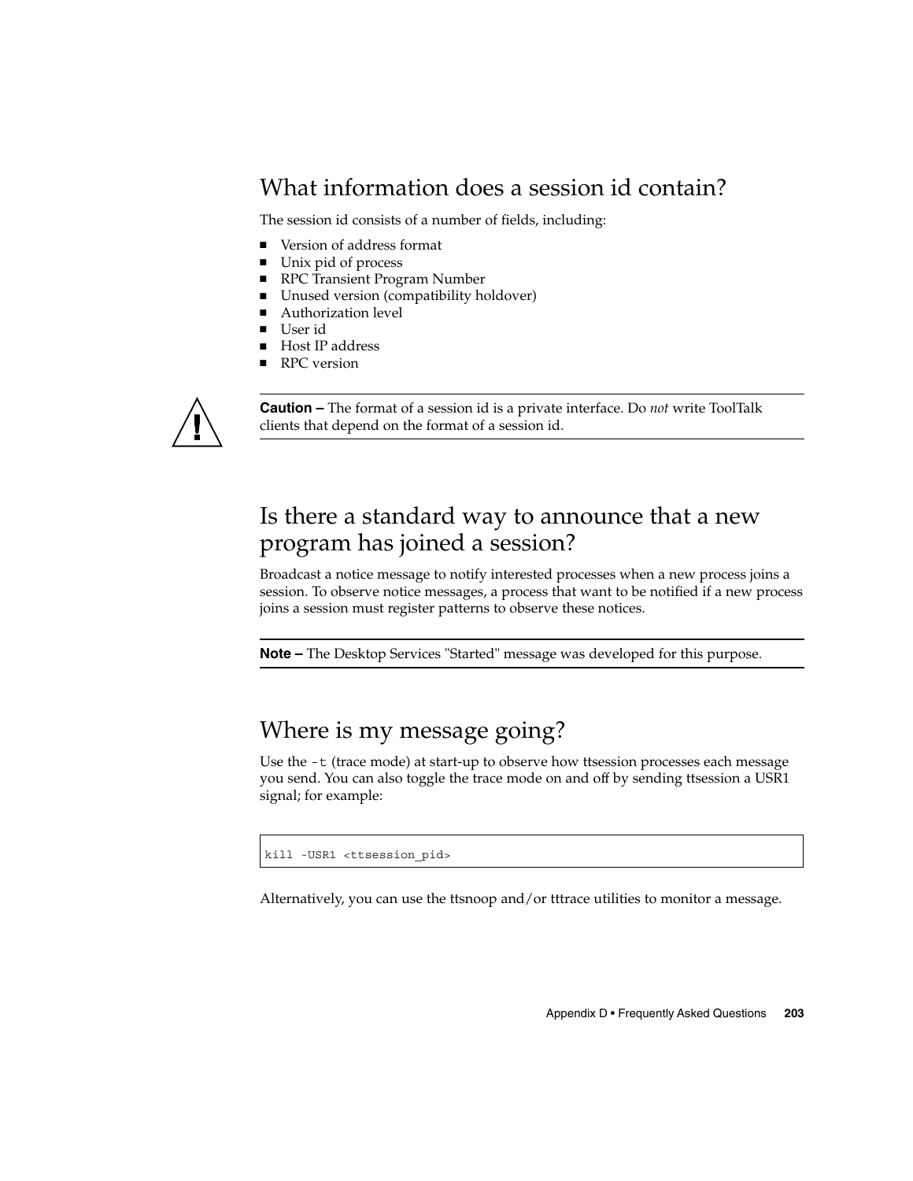## What information does a session id contain?

The session id consists of a number of fields, including:

- Version of address format
- Unix pid of process
- RPC Transient Program Number
- Unused version (compatibility holdover)
- Authorization level
- User id
- Host IP address
- RPC version

---

**Caution –** The format of a session id is a private interface. Do *not* write ToolTalk clients that depend on the format of a session id.

---

## Is there a standard way to announce that a new program has joined a session?

Broadcast a notice message to notify interested processes when a new process joins a session. To observe notice messages, a process that want to be notified if a new process joins a session must register patterns to observe these notices.

---

**Note –** The Desktop Services "Started" message was developed for this purpose.

---

## Where is my message going?

Use the `-t` (trace mode) at start-up to observe how ttsession processes each message you send. You can also toggle the trace mode on and off by sending ttsession a USR1 signal; for example:

```
kill -USR1 <ttsession_pid>
```

Alternatively, you can use the ttsnoop and/or tttrace utilities to monitor a message.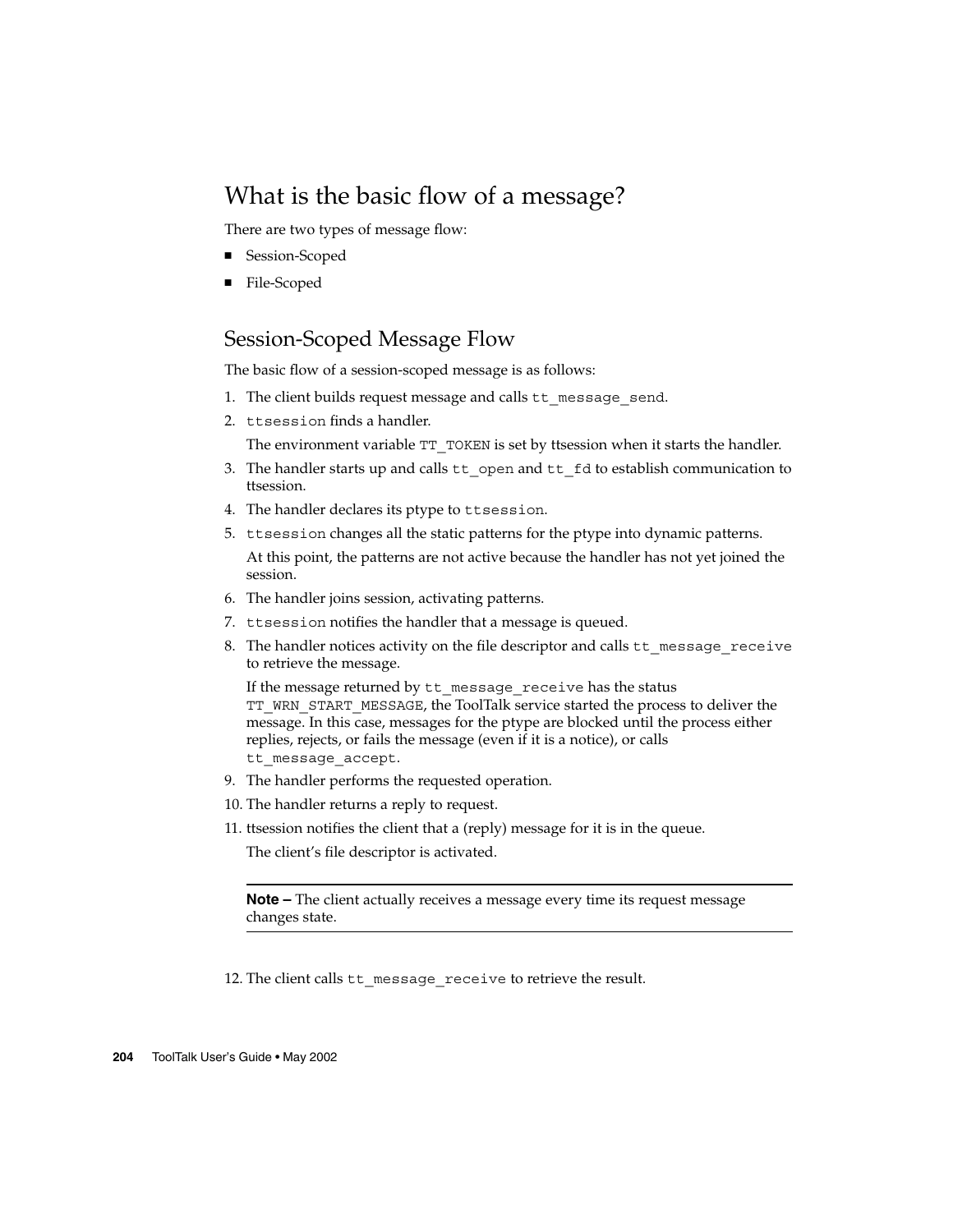# What is the basic flow of a message?

There are two types of message flow:

- Session-Scoped
- File-Scoped

## Session-Scoped Message Flow

The basic flow of a session-scoped message is as follows:

1. The client builds request message and calls `tt_message_send`.
2. `ttsession` finds a handler.

   The environment variable `TT_TOKEN` is set by ttsession when it starts the handler.
3. The handler starts up and calls `tt_open` and `tt_fd` to establish communication to ttsession.
4. The handler declares its ptype to `ttsession`.
5. `ttsession` changes all the static patterns for the ptype into dynamic patterns.

   At this point, the patterns are not active because the handler has not yet joined the session.
6. The handler joins session, activating patterns.
7. `ttsession` notifies the handler that a message is queued.
8. The handler notices activity on the file descriptor and calls `tt_message_receive` to retrieve the message.

   If the message returned by `tt_message_receive` has the status `TT_WRN_START_MESSAGE`, the ToolTalk service started the process to deliver the message. In this case, messages for the ptype are blocked until the process either replies, rejects, or fails the message (even if it is a notice), or calls `tt_message_accept`.
9. The handler performs the requested operation.
10. The handler returns a reply to request.
11. ttsession notifies the client that a (reply) message for it is in the queue.

    The client's file descriptor is activated.

---

**Note –** The client actually receives a message every time its request message changes state.

---

12. The client calls `tt_message_receive` to retrieve the result.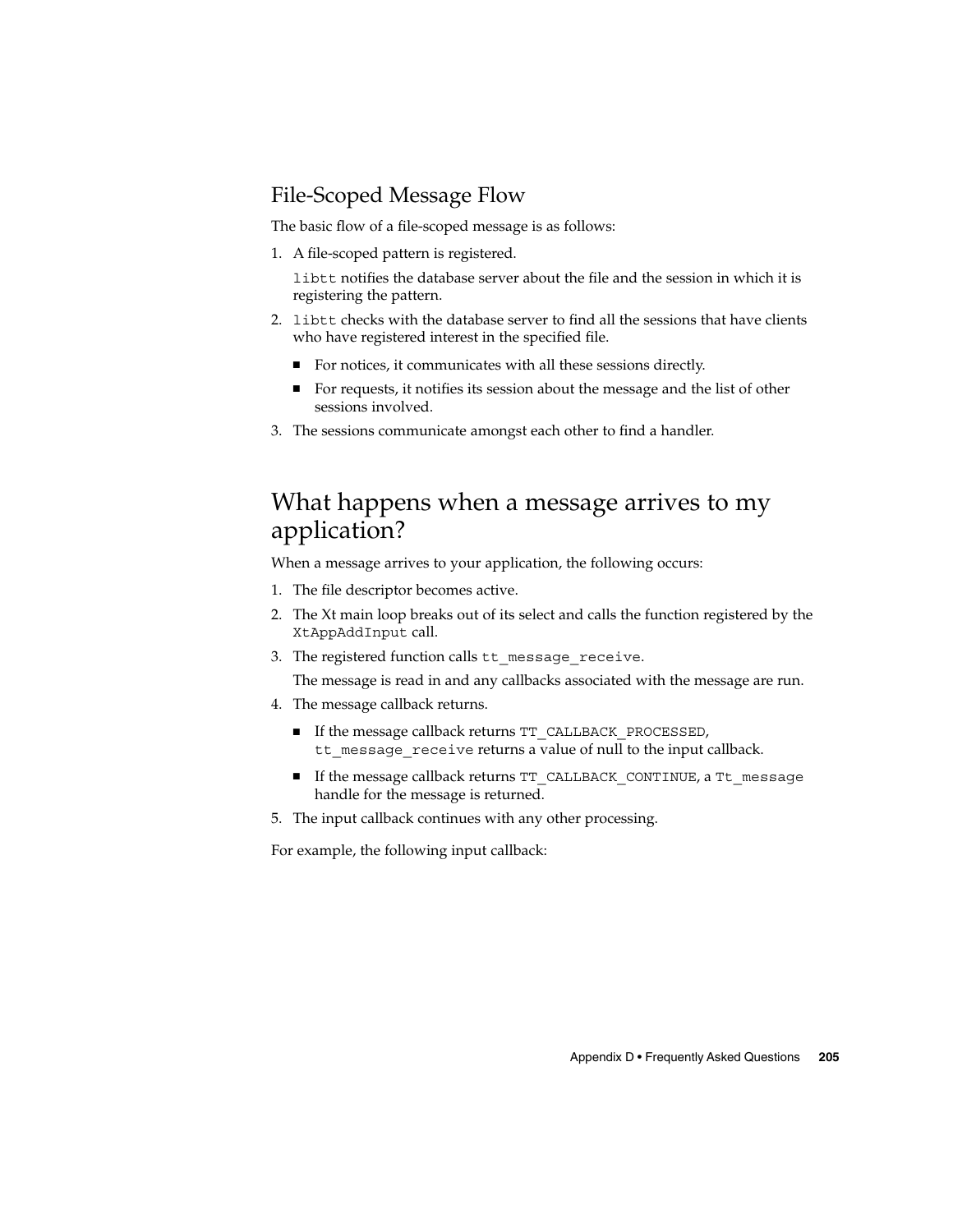## File-Scoped Message Flow

The basic flow of a file-scoped message is as follows:

1. A file-scoped pattern is registered.

   `libtt` notifies the database server about the file and the session in which it is registering the pattern.

2. `libtt` checks with the database server to find all the sessions that have clients who have registered interest in the specified file.

   - For notices, it communicates with all these sessions directly.
   - For requests, it notifies its session about the message and the list of other sessions involved.

3. The sessions communicate amongst each other to find a handler.

# What happens when a message arrives to my application?

When a message arrives to your application, the following occurs:

1. The file descriptor becomes active.
2. The Xt main loop breaks out of its select and calls the function registered by the `XtAppAddInput` call.
3. The registered function calls `tt_message_receive`.

   The message is read in and any callbacks associated with the message are run.

4. The message callback returns.

   - If the message callback returns `TT_CALLBACK_PROCESSED`, `tt_message_receive` returns a value of null to the input callback.
   - If the message callback returns `TT_CALLBACK_CONTINUE`, a `Tt_message` handle for the message is returned.

5. The input callback continues with any other processing.

For example, the following input callback: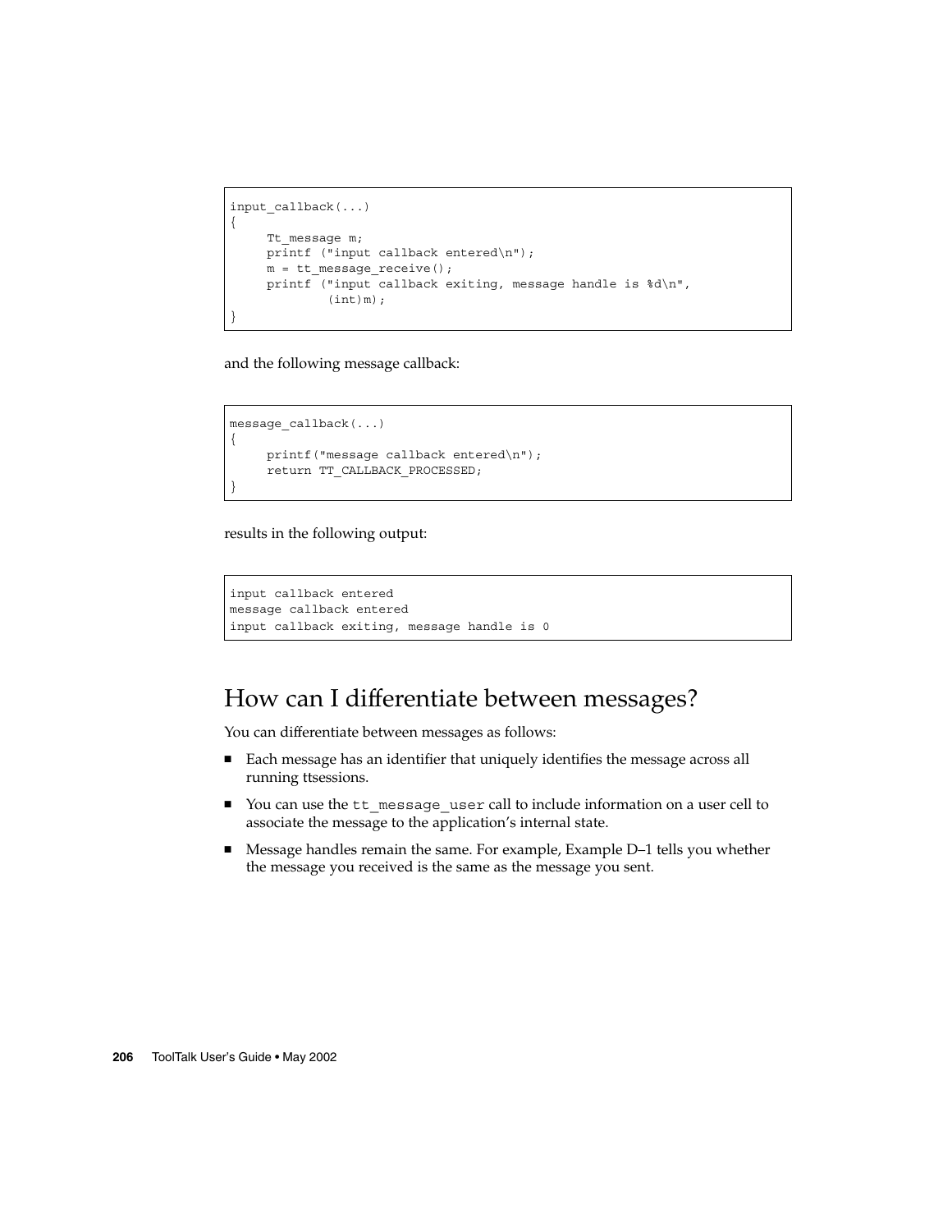```
input_callback(...)
{
     Tt_message m;
     printf ("input callback entered\n");
     m = tt_message_receive();
     printf ("input callback exiting, message handle is %d\n",
             (int)m);
}
```

and the following message callback:

```
message_callback(...)
{
     printf("message callback entered\n");
     return TT_CALLBACK_PROCESSED;
}
```

results in the following output:

```
input callback entered
message callback entered
input callback exiting, message handle is 0
```

## How can I differentiate between messages?

You can differentiate between messages as follows:

- Each message has an identifier that uniquely identifies the message across all running ttsessions.
- You can use the `tt_message_user` call to include information on a user cell to associate the message to the application's internal state.
- Message handles remain the same. For example, Example D–1 tells you whether the message you received is the same as the message you sent.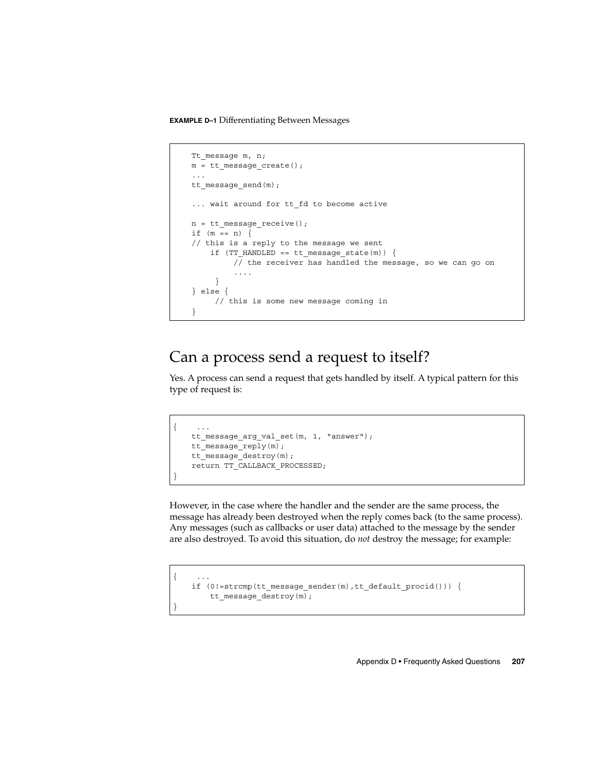**EXAMPLE D–1** Differentiating Between Messages

```
Tt_message m, n;
m = tt_message_create();
...
tt_message_send(m);

... wait around for tt_fd to become active

n = tt_message_receive();
if (m == n) {
// this is a reply to the message we sent
    if (TT_HANDLED == tt_message_state(m)) {
         // the receiver has handled the message, so we can go on
         ....
    }
} else {
    // this is some new message coming in
}
```

## Can a process send a request to itself?

Yes. A process can send a request that gets handled by itself. A typical pattern for this type of request is:

```
{    ...
    tt_message_arg_val_set(m, 1, "answer");
    tt_message_reply(m);
    tt_message_destroy(m);
    return TT_CALLBACK_PROCESSED;
}
```

However, in the case where the handler and the sender are the same process, the message has already been destroyed when the reply comes back (to the same process). Any messages (such as callbacks or user data) attached to the message by the sender are also destroyed. To avoid this situation, do *not* destroy the message; for example:

```
{    ...
    if (0!=strcmp(tt_message_sender(m),tt_default_procid())) {
        tt_message_destroy(m);
}
```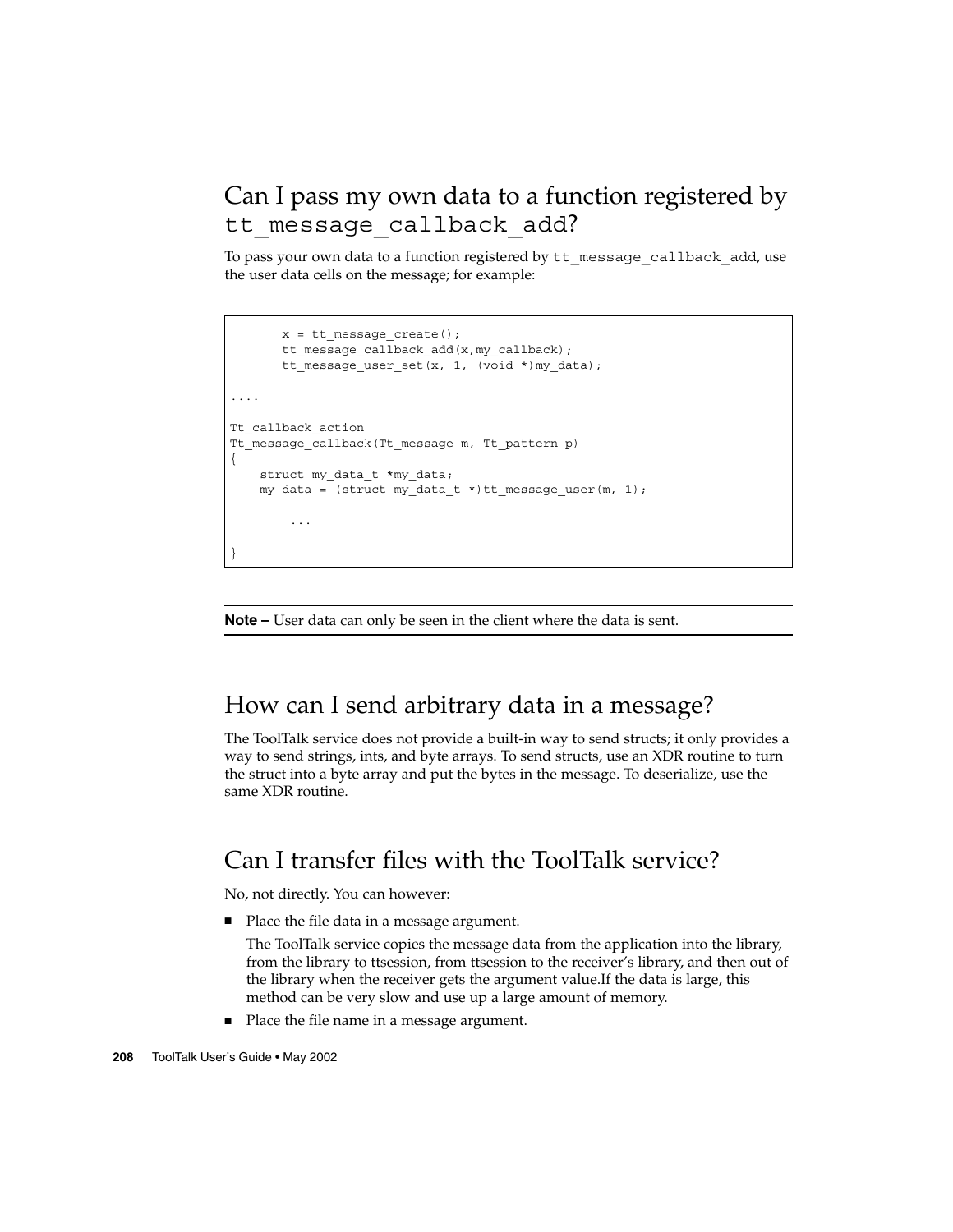## Can I pass my own data to a function registered by `tt_message_callback_add`?

To pass your own data to a function registered by `tt_message_callback_add`, use the user data cells on the message; for example:

```
       x = tt_message_create();
       tt_message_callback_add(x,my_callback);
       tt_message_user_set(x, 1, (void *)my_data);

....

Tt_callback_action
Tt_message_callback(Tt_message m, Tt_pattern p)
{
    struct my_data_t *my_data;
    my data = (struct my_data_t *)tt_message_user(m, 1);

        ...

}
```

**Note –** User data can only be seen in the client where the data is sent.

## How can I send arbitrary data in a message?

The ToolTalk service does not provide a built-in way to send structs; it only provides a way to send strings, ints, and byte arrays. To send structs, use an XDR routine to turn the struct into a byte array and put the bytes in the message. To deserialize, use the same XDR routine.

## Can I transfer files with the ToolTalk service?

No, not directly. You can however:

- Place the file data in a message argument.

  The ToolTalk service copies the message data from the application into the library, from the library to ttsession, from ttsession to the receiver's library, and then out of the library when the receiver gets the argument value.If the data is large, this method can be very slow and use up a large amount of memory.

- Place the file name in a message argument.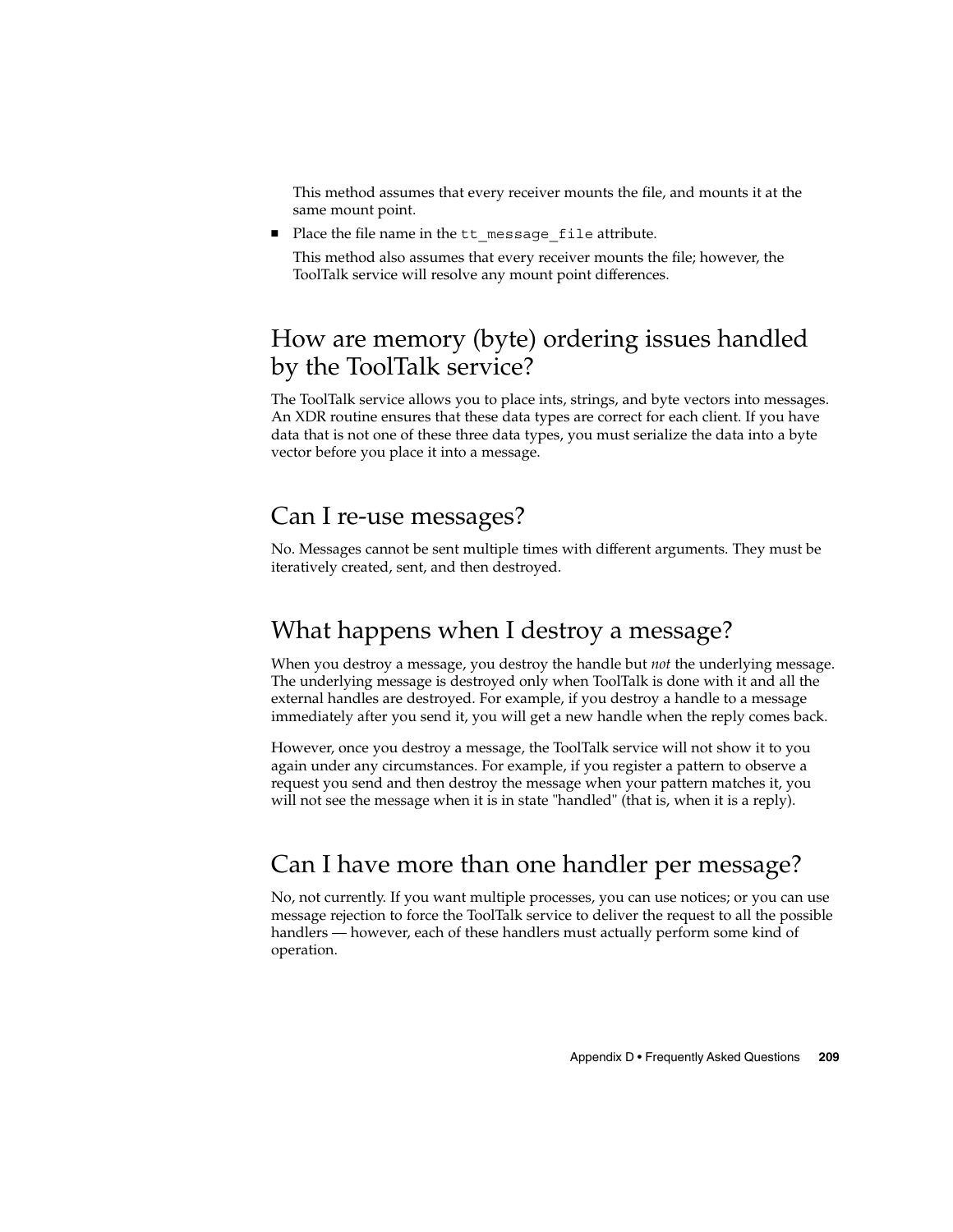This method assumes that every receiver mounts the file, and mounts it at the same mount point.

- Place the file name in the `tt_message_file` attribute.

  This method also assumes that every receiver mounts the file; however, the ToolTalk service will resolve any mount point differences.

## How are memory (byte) ordering issues handled by the ToolTalk service?

The ToolTalk service allows you to place ints, strings, and byte vectors into messages. An XDR routine ensures that these data types are correct for each client. If you have data that is not one of these three data types, you must serialize the data into a byte vector before you place it into a message.

## Can I re-use messages?

No. Messages cannot be sent multiple times with different arguments. They must be iteratively created, sent, and then destroyed.

## What happens when I destroy a message?

When you destroy a message, you destroy the handle but *not* the underlying message. The underlying message is destroyed only when ToolTalk is done with it and all the external handles are destroyed. For example, if you destroy a handle to a message immediately after you send it, you will get a new handle when the reply comes back.

However, once you destroy a message, the ToolTalk service will not show it to you again under any circumstances. For example, if you register a pattern to observe a request you send and then destroy the message when your pattern matches it, you will not see the message when it is in state "handled" (that is, when it is a reply).

## Can I have more than one handler per message?

No, not currently. If you want multiple processes, you can use notices; or you can use message rejection to force the ToolTalk service to deliver the request to all the possible handlers — however, each of these handlers must actually perform some kind of operation.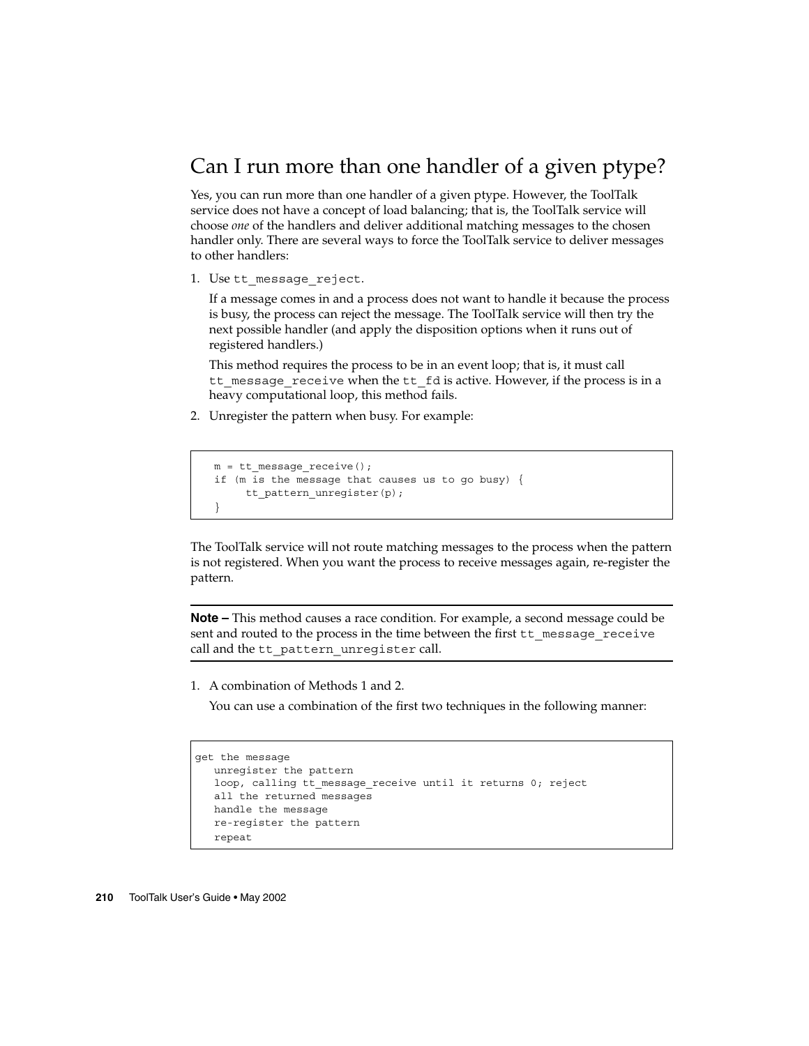## Can I run more than one handler of a given ptype?

Yes, you can run more than one handler of a given ptype. However, the ToolTalk service does not have a concept of load balancing; that is, the ToolTalk service will choose *one* of the handlers and deliver additional matching messages to the chosen handler only. There are several ways to force the ToolTalk service to deliver messages to other handlers:

1. Use `tt_message_reject`.

   If a message comes in and a process does not want to handle it because the process is busy, the process can reject the message. The ToolTalk service will then try the next possible handler (and apply the disposition options when it runs out of registered handlers.)

   This method requires the process to be in an event loop; that is, it must call `tt_message_receive` when the `tt_fd` is active. However, if the process is in a heavy computational loop, this method fails.

2. Unregister the pattern when busy. For example:

```
m = tt_message_receive();
if (m is the message that causes us to go busy) {
     tt_pattern_unregister(p);
}
```

The ToolTalk service will not route matching messages to the process when the pattern is not registered. When you want the process to receive messages again, re-register the pattern.

**Note –** This method causes a race condition. For example, a second message could be sent and routed to the process in the time between the first `tt_message_receive` call and the `tt_pattern_unregister` call.

1. A combination of Methods 1 and 2.

   You can use a combination of the first two techniques in the following manner:

```
get the message
   unregister the pattern
   loop, calling tt_message_receive until it returns 0; reject
   all the returned messages
   handle the message
   re-register the pattern
   repeat
```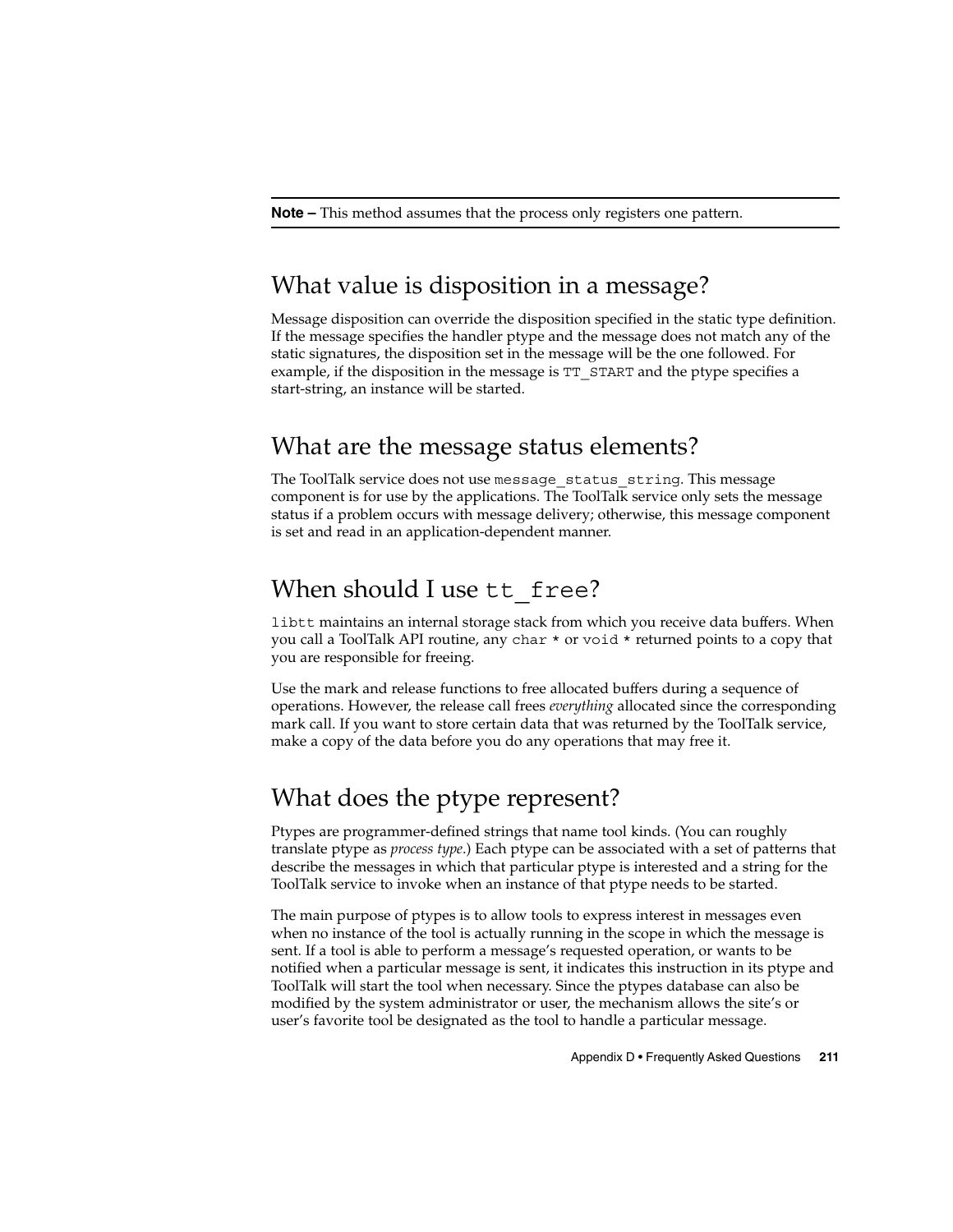**Note –** This method assumes that the process only registers one pattern.

## What value is disposition in a message?

Message disposition can override the disposition specified in the static type definition. If the message specifies the handler ptype and the message does not match any of the static signatures, the disposition set in the message will be the one followed. For example, if the disposition in the message is `TT_START` and the ptype specifies a start-string, an instance will be started.

## What are the message status elements?

The ToolTalk service does not use `message_status_string`. This message component is for use by the applications. The ToolTalk service only sets the message status if a problem occurs with message delivery; otherwise, this message component is set and read in an application-dependent manner.

## When should I use `tt_free`?

`libtt` maintains an internal storage stack from which you receive data buffers. When you call a ToolTalk API routine, any `char *` or `void *` returned points to a copy that you are responsible for freeing.

Use the mark and release functions to free allocated buffers during a sequence of operations. However, the release call frees *everything* allocated since the corresponding mark call. If you want to store certain data that was returned by the ToolTalk service, make a copy of the data before you do any operations that may free it.

## What does the ptype represent?

Ptypes are programmer-defined strings that name tool kinds. (You can roughly translate ptype as *process type*.) Each ptype can be associated with a set of patterns that describe the messages in which that particular ptype is interested and a string for the ToolTalk service to invoke when an instance of that ptype needs to be started.

The main purpose of ptypes is to allow tools to express interest in messages even when no instance of the tool is actually running in the scope in which the message is sent. If a tool is able to perform a message's requested operation, or wants to be notified when a particular message is sent, it indicates this instruction in its ptype and ToolTalk will start the tool when necessary. Since the ptypes database can also be modified by the system administrator or user, the mechanism allows the site's or user's favorite tool be designated as the tool to handle a particular message.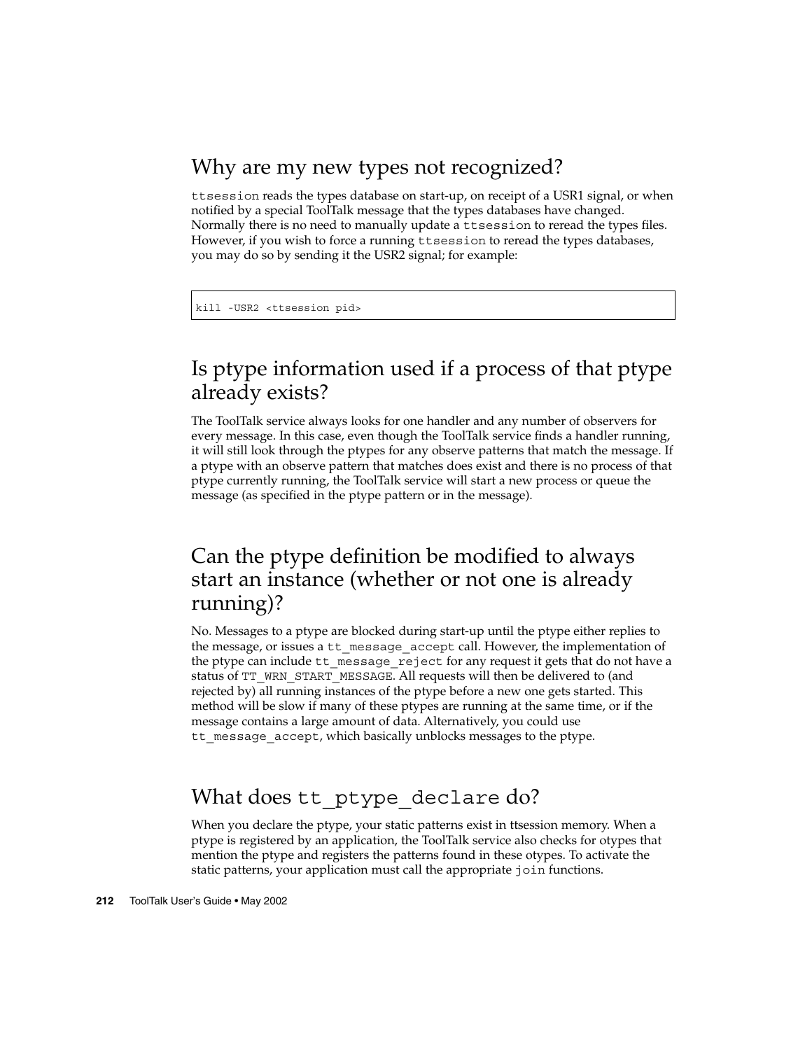## Why are my new types not recognized?

`ttsession` reads the types database on start-up, on receipt of a USR1 signal, or when notified by a special ToolTalk message that the types databases have changed. Normally there is no need to manually update a `ttsession` to reread the types files. However, if you wish to force a running `ttsession` to reread the types databases, you may do so by sending it the USR2 signal; for example:

```
kill -USR2 <ttsession pid>
```

## Is ptype information used if a process of that ptype already exists?

The ToolTalk service always looks for one handler and any number of observers for every message. In this case, even though the ToolTalk service finds a handler running, it will still look through the ptypes for any observe patterns that match the message. If a ptype with an observe pattern that matches does exist and there is no process of that ptype currently running, the ToolTalk service will start a new process or queue the message (as specified in the ptype pattern or in the message).

## Can the ptype definition be modified to always start an instance (whether or not one is already running)?

No. Messages to a ptype are blocked during start-up until the ptype either replies to the message, or issues a `tt_message_accept` call. However, the implementation of the ptype can include `tt_message_reject` for any request it gets that do not have a status of `TT_WRN_START_MESSAGE`. All requests will then be delivered to (and rejected by) all running instances of the ptype before a new one gets started. This method will be slow if many of these ptypes are running at the same time, or if the message contains a large amount of data. Alternatively, you could use `tt_message_accept`, which basically unblocks messages to the ptype.

## What does `tt_ptype_declare` do?

When you declare the ptype, your static patterns exist in ttsession memory. When a ptype is registered by an application, the ToolTalk service also checks for otypes that mention the ptype and registers the patterns found in these otypes. To activate the static patterns, your application must call the appropriate `join` functions.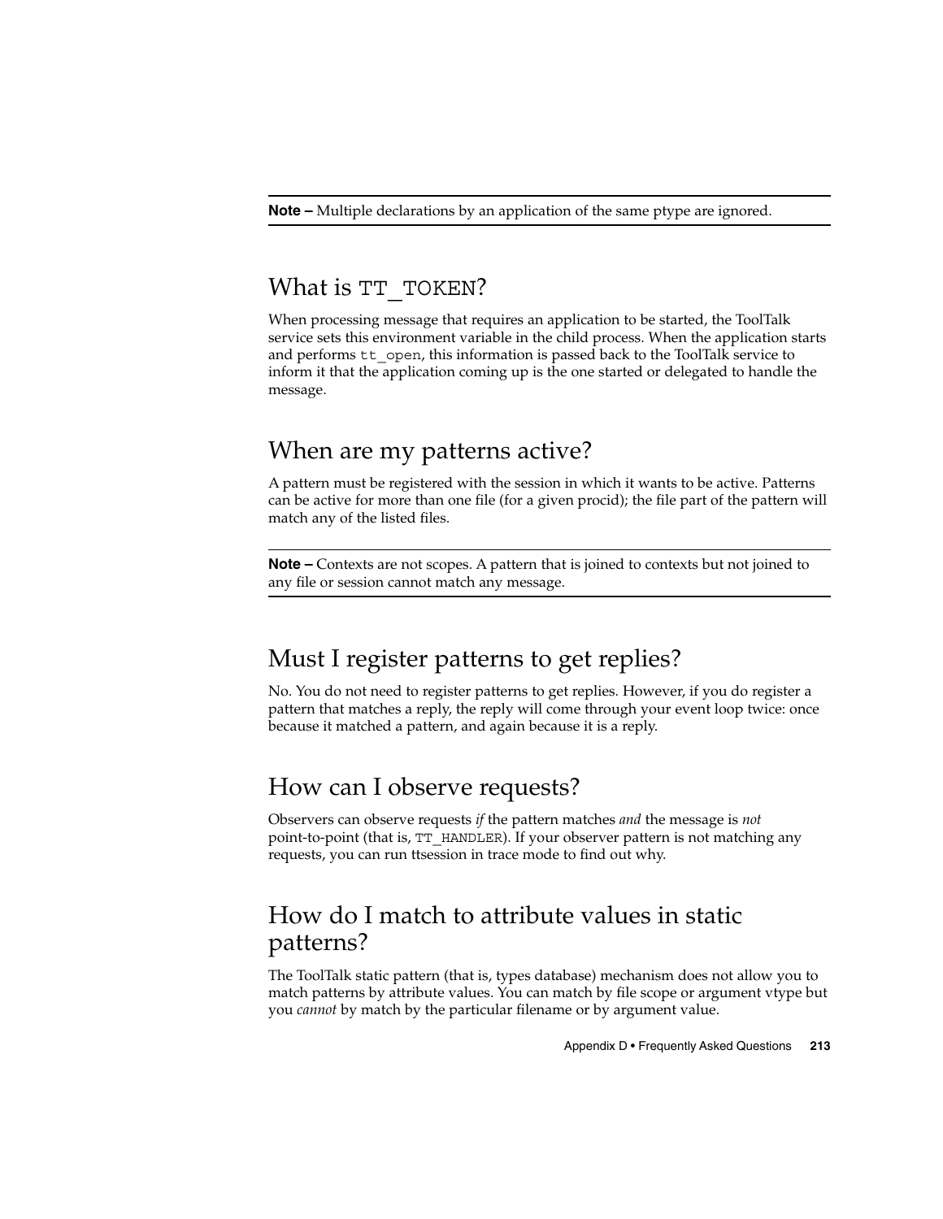**Note –** Multiple declarations by an application of the same ptype are ignored.

## What is `TT_TOKEN`?

When processing message that requires an application to be started, the ToolTalk service sets this environment variable in the child process. When the application starts and performs `tt_open`, this information is passed back to the ToolTalk service to inform it that the application coming up is the one started or delegated to handle the message.

## When are my patterns active?

A pattern must be registered with the session in which it wants to be active. Patterns can be active for more than one file (for a given procid); the file part of the pattern will match any of the listed files.

**Note –** Contexts are not scopes. A pattern that is joined to contexts but not joined to any file or session cannot match any message.

## Must I register patterns to get replies?

No. You do not need to register patterns to get replies. However, if you do register a pattern that matches a reply, the reply will come through your event loop twice: once because it matched a pattern, and again because it is a reply.

## How can I observe requests?

Observers can observe requests *if* the pattern matches *and* the message is *not* point-to-point (that is, `TT_HANDLER`). If your observer pattern is not matching any requests, you can run ttsession in trace mode to find out why.

## How do I match to attribute values in static patterns?

The ToolTalk static pattern (that is, types database) mechanism does not allow you to match patterns by attribute values. You can match by file scope or argument vtype but you *cannot* by match by the particular filename or by argument value.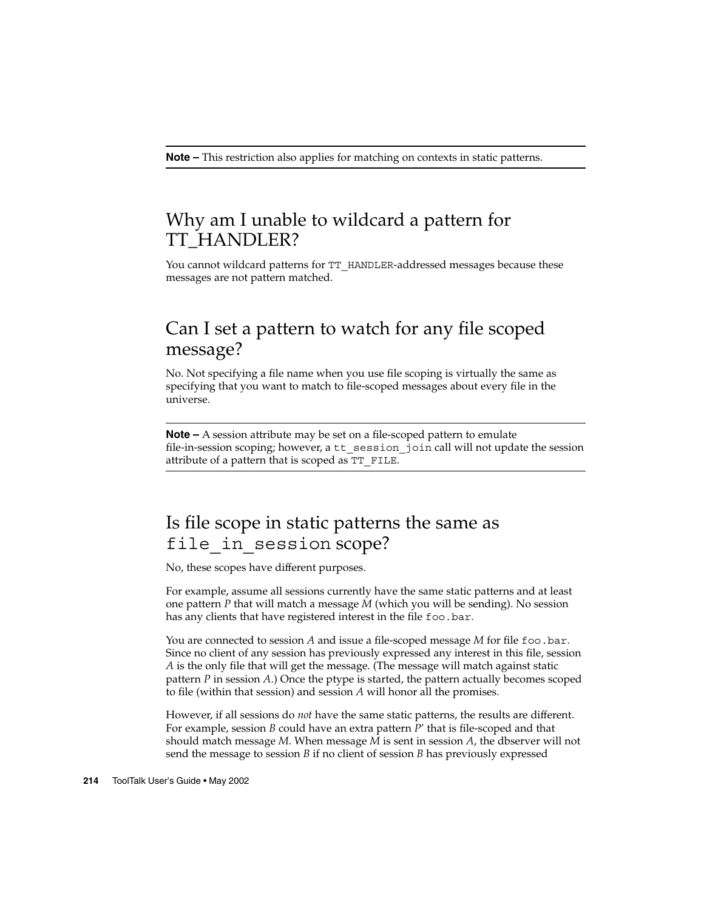**Note –** This restriction also applies for matching on contexts in static patterns.

## Why am I unable to wildcard a pattern for TT_HANDLER?

You cannot wildcard patterns for `TT_HANDLER`-addressed messages because these messages are not pattern matched.

## Can I set a pattern to watch for any file scoped message?

No. Not specifying a file name when you use file scoping is virtually the same as specifying that you want to match to file-scoped messages about every file in the universe.

**Note –** A session attribute may be set on a file-scoped pattern to emulate file-in-session scoping; however, a `tt_session_join` call will not update the session attribute of a pattern that is scoped as `TT_FILE`.

## Is file scope in static patterns the same as `file_in_session` scope?

No, these scopes have different purposes.

For example, assume all sessions currently have the same static patterns and at least one pattern *P* that will match a message *M* (which you will be sending). No session has any clients that have registered interest in the file `foo.bar`.

You are connected to session *A* and issue a file-scoped message *M* for file `foo.bar`. Since no client of any session has previously expressed any interest in this file, session *A* is the only file that will get the message. (The message will match against static pattern *P* in session *A*.) Once the ptype is started, the pattern actually becomes scoped to file (within that session) and session *A* will honor all the promises.

However, if all sessions do *not* have the same static patterns, the results are different. For example, session *B* could have an extra pattern *P*' that is file-scoped and that should match message *M*. When message *M* is sent in session *A*, the dbserver will not send the message to session *B* if no client of session *B* has previously expressed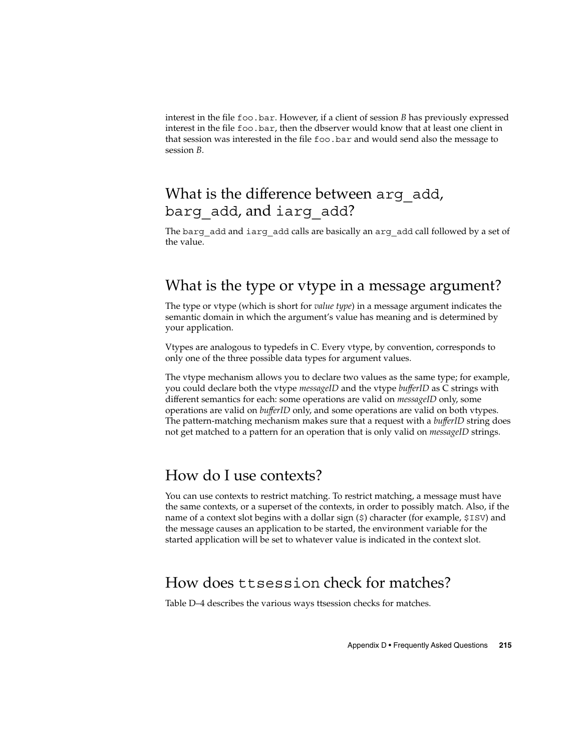interest in the file `foo.bar`. However, if a client of session *B* has previously expressed interest in the file `foo.bar`, then the dbserver would know that at least one client in that session was interested in the file `foo.bar` and would send also the message to session *B*.

## What is the difference between `arg_add`, `barg_add`, and `iarg_add`?

The `barg_add` and `iarg_add` calls are basically an `arg_add` call followed by a set of the value.

## What is the type or vtype in a message argument?

The type or vtype (which is short for *value type*) in a message argument indicates the semantic domain in which the argument's value has meaning and is determined by your application.

Vtypes are analogous to typedefs in C. Every vtype, by convention, corresponds to only one of the three possible data types for argument values.

The vtype mechanism allows you to declare two values as the same type; for example, you could declare both the vtype *messageID* and the vtype *bufferID* as C strings with different semantics for each: some operations are valid on *messageID* only, some operations are valid on *bufferID* only, and some operations are valid on both vtypes. The pattern-matching mechanism makes sure that a request with a *bufferID* string does not get matched to a pattern for an operation that is only valid on *messageID* strings.

## How do I use contexts?

You can use contexts to restrict matching. To restrict matching, a message must have the same contexts, or a superset of the contexts, in order to possibly match. Also, if the name of a context slot begins with a dollar sign (`$`) character (for example, `$ISV`) and the message causes an application to be started, the environment variable for the started application will be set to whatever value is indicated in the context slot.

## How does `ttsession` check for matches?

Table D–4 describes the various ways ttsession checks for matches.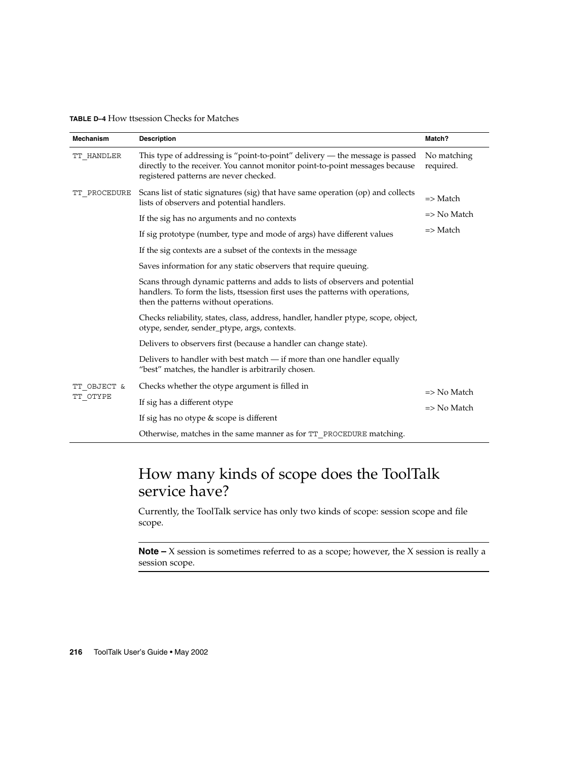**TABLE D–4** How ttsession Checks for Matches

| Mechanism | Description | Match? |
| --- | --- | --- |
| TT_HANDLER | This type of addressing is "point-to-point" delivery — the message is passed directly to the receiver. You cannot monitor point-to-point messages because registered patterns are never checked. | No matching required. |
| TT_PROCEDURE | Scans list of static signatures (sig) that have same operation (op) and collects lists of observers and potential handlers. | => Match |
| | If the sig has no arguments and no contexts | => No Match |
| | If sig prototype (number, type and mode of args) have different values | => Match |
| | If the sig contexts are a subset of the contexts in the message | |
| | Saves information for any static observers that require queuing. | |
| | Scans through dynamic patterns and adds to lists of observers and potential handlers. To form the lists, ttsession first uses the patterns with operations, then the patterns without operations. | |
| | Checks reliability, states, class, address, handler, handler ptype, scope, object, otype, sender, sender_ptype, args, contexts. | |
| | Delivers to observers first (because a handler can change state). | |
| | Delivers to handler with best match — if more than one handler equally "best" matches, the handler is arbitrarily chosen. | |
| TT_OBJECT & TT_OTYPE | Checks whether the otype argument is filled in | => No Match |
| | If sig has a different otype | => No Match |
| | If sig has no otype & scope is different | |
| | Otherwise, matches in the same manner as for TT_PROCEDURE matching. | |

## How many kinds of scope does the ToolTalk service have?

Currently, the ToolTalk service has only two kinds of scope: session scope and file scope.

---

**Note –** X session is sometimes referred to as a scope; however, the X session is really a session scope.

---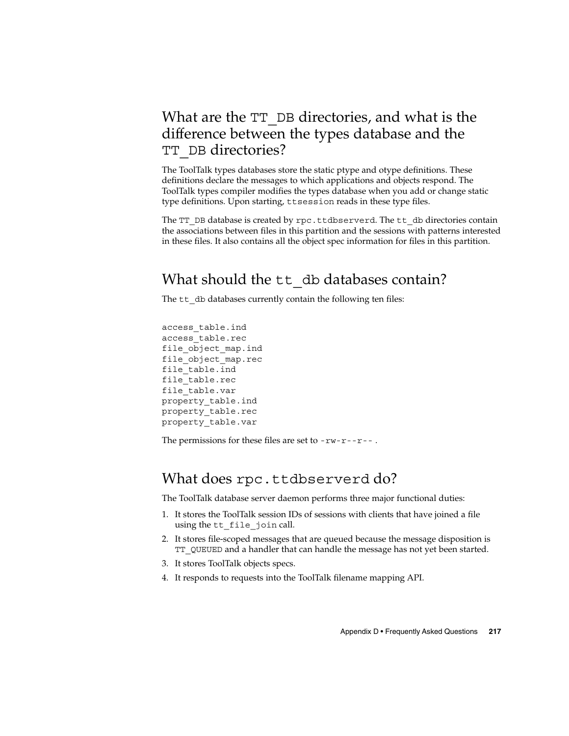## What are the TT_DB directories, and what is the difference between the types database and the TT_DB directories?

The ToolTalk types databases store the static ptype and otype definitions. These definitions declare the messages to which applications and objects respond. The ToolTalk types compiler modifies the types database when you add or change static type definitions. Upon starting, `ttsession` reads in these type files.

The `TT_DB` database is created by `rpc.ttdbserverd`. The `tt_db` directories contain the associations between files in this partition and the sessions with patterns interested in these files. It also contains all the object spec information for files in this partition.

## What should the tt_db databases contain?

The `tt_db` databases currently contain the following ten files:

```
access_table.ind
access_table.rec
file_object_map.ind
file_object_map.rec
file_table.ind
file_table.rec
file_table.var
property_table.ind
property_table.rec
property_table.var
```

The permissions for these files are set to `-rw-r--r--` .

## What does rpc.ttdbserverd do?

The ToolTalk database server daemon performs three major functional duties:

1. It stores the ToolTalk session IDs of sessions with clients that have joined a file using the `tt_file_join` call.
2. It stores file-scoped messages that are queued because the message disposition is `TT_QUEUED` and a handler that can handle the message has not yet been started.
3. It stores ToolTalk objects specs.
4. It responds to requests into the ToolTalk filename mapping API.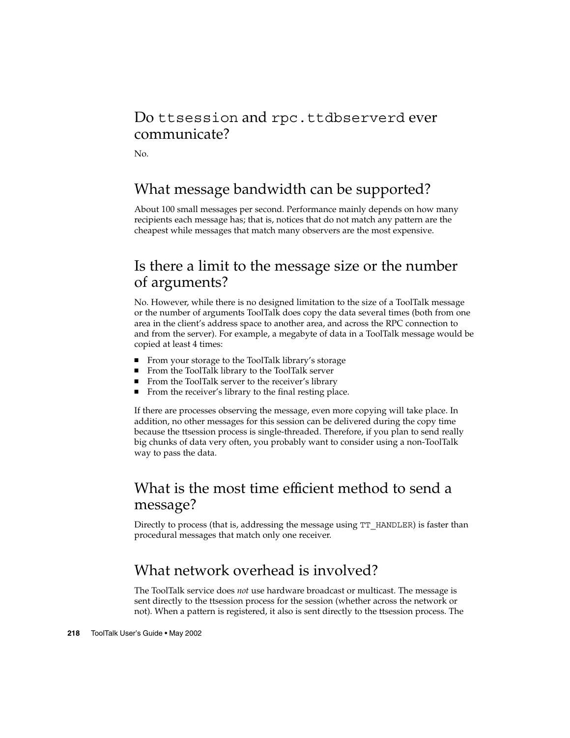## Do `ttsession` and `rpc.ttdbserverd` ever communicate?

No.

## What message bandwidth can be supported?

About 100 small messages per second. Performance mainly depends on how many recipients each message has; that is, notices that do not match any pattern are the cheapest while messages that match many observers are the most expensive.

## Is there a limit to the message size or the number of arguments?

No. However, while there is no designed limitation to the size of a ToolTalk message or the number of arguments ToolTalk does copy the data several times (both from one area in the client's address space to another area, and across the RPC connection to and from the server). For example, a megabyte of data in a ToolTalk message would be copied at least 4 times:

- From your storage to the ToolTalk library's storage
- From the ToolTalk library to the ToolTalk server
- From the ToolTalk server to the receiver's library
- From the receiver's library to the final resting place.

If there are processes observing the message, even more copying will take place. In addition, no other messages for this session can be delivered during the copy time because the ttsession process is single-threaded. Therefore, if you plan to send really big chunks of data very often, you probably want to consider using a non-ToolTalk way to pass the data.

## What is the most time efficient method to send a message?

Directly to process (that is, addressing the message using `TT_HANDLER`) is faster than procedural messages that match only one receiver.

## What network overhead is involved?

The ToolTalk service does *not* use hardware broadcast or multicast. The message is sent directly to the ttsession process for the session (whether across the network or not). When a pattern is registered, it also is sent directly to the ttsession process. The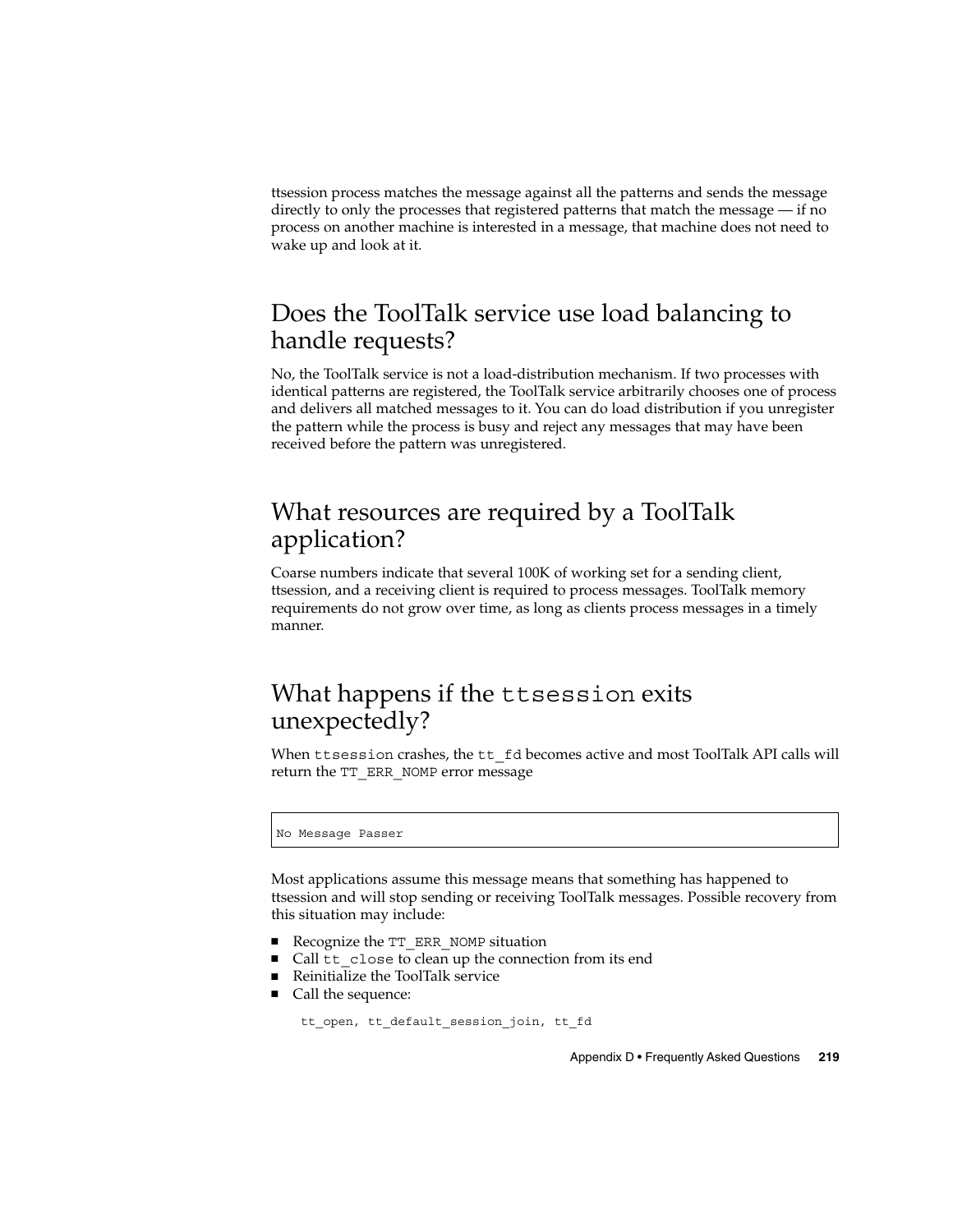ttsession process matches the message against all the patterns and sends the message directly to only the processes that registered patterns that match the message — if no process on another machine is interested in a message, that machine does not need to wake up and look at it.

## Does the ToolTalk service use load balancing to handle requests?

No, the ToolTalk service is not a load-distribution mechanism. If two processes with identical patterns are registered, the ToolTalk service arbitrarily chooses one of process and delivers all matched messages to it. You can do load distribution if you unregister the pattern while the process is busy and reject any messages that may have been received before the pattern was unregistered.

## What resources are required by a ToolTalk application?

Coarse numbers indicate that several 100K of working set for a sending client, ttsession, and a receiving client is required to process messages. ToolTalk memory requirements do not grow over time, as long as clients process messages in a timely manner.

## What happens if the `ttsession` exits unexpectedly?

When `ttsession` crashes, the `tt_fd` becomes active and most ToolTalk API calls will return the `TT_ERR_NOMP` error message

```
No Message Passer
```

Most applications assume this message means that something has happened to ttsession and will stop sending or receiving ToolTalk messages. Possible recovery from this situation may include:

- Recognize the `TT_ERR_NOMP` situation
- Call `tt_close` to clean up the connection from its end
- Reinitialize the ToolTalk service
- Call the sequence:

  ```
  tt_open, tt_default_session_join, tt_fd
  ```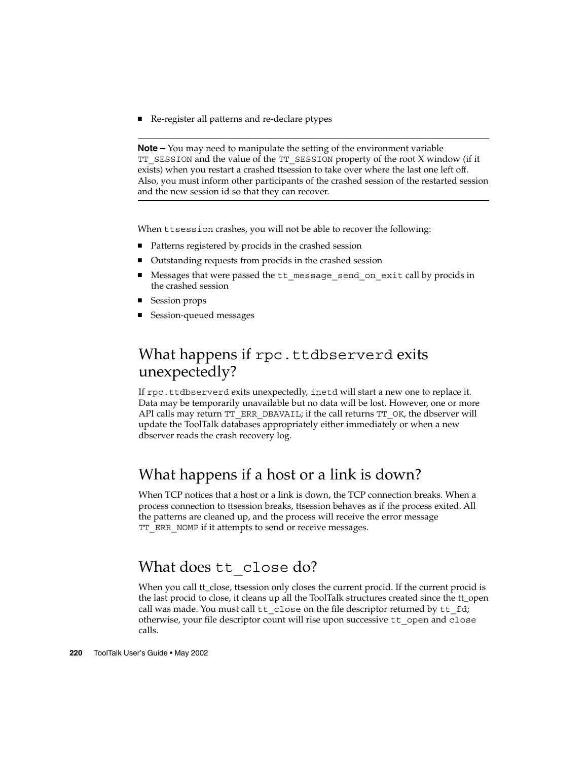- Re-register all patterns and re-declare ptypes

---

**Note –** You may need to manipulate the setting of the environment variable `TT_SESSION` and the value of the `TT_SESSION` property of the root X window (if it exists) when you restart a crashed ttsession to take over where the last one left off. Also, you must inform other participants of the crashed session of the restarted session and the new session id so that they can recover.

---

When `ttsession` crashes, you will not be able to recover the following:

- Patterns registered by procids in the crashed session
- Outstanding requests from procids in the crashed session
- Messages that were passed the `tt_message_send_on_exit` call by procids in the crashed session
- Session props
- Session-queued messages

## What happens if `rpc.ttdbserverd` exits unexpectedly?

If `rpc.ttdbserverd` exits unexpectedly, `inetd` will start a new one to replace it. Data may be temporarily unavailable but no data will be lost. However, one or more API calls may return `TT_ERR_DBAVAIL`; if the call returns `TT_OK`, the dbserver will update the ToolTalk databases appropriately either immediately or when a new dbserver reads the crash recovery log.

## What happens if a host or a link is down?

When TCP notices that a host or a link is down, the TCP connection breaks. When a process connection to ttsession breaks, ttsession behaves as if the process exited. All the patterns are cleaned up, and the process will receive the error message `TT_ERR_NOMP` if it attempts to send or receive messages.

## What does `tt_close` do?

When you call tt_close, ttsession only closes the current procid. If the current procid is the last procid to close, it cleans up all the ToolTalk structures created since the tt_open call was made. You must call `tt_close` on the file descriptor returned by `tt_fd`; otherwise, your file descriptor count will rise upon successive `tt_open` and `close` calls.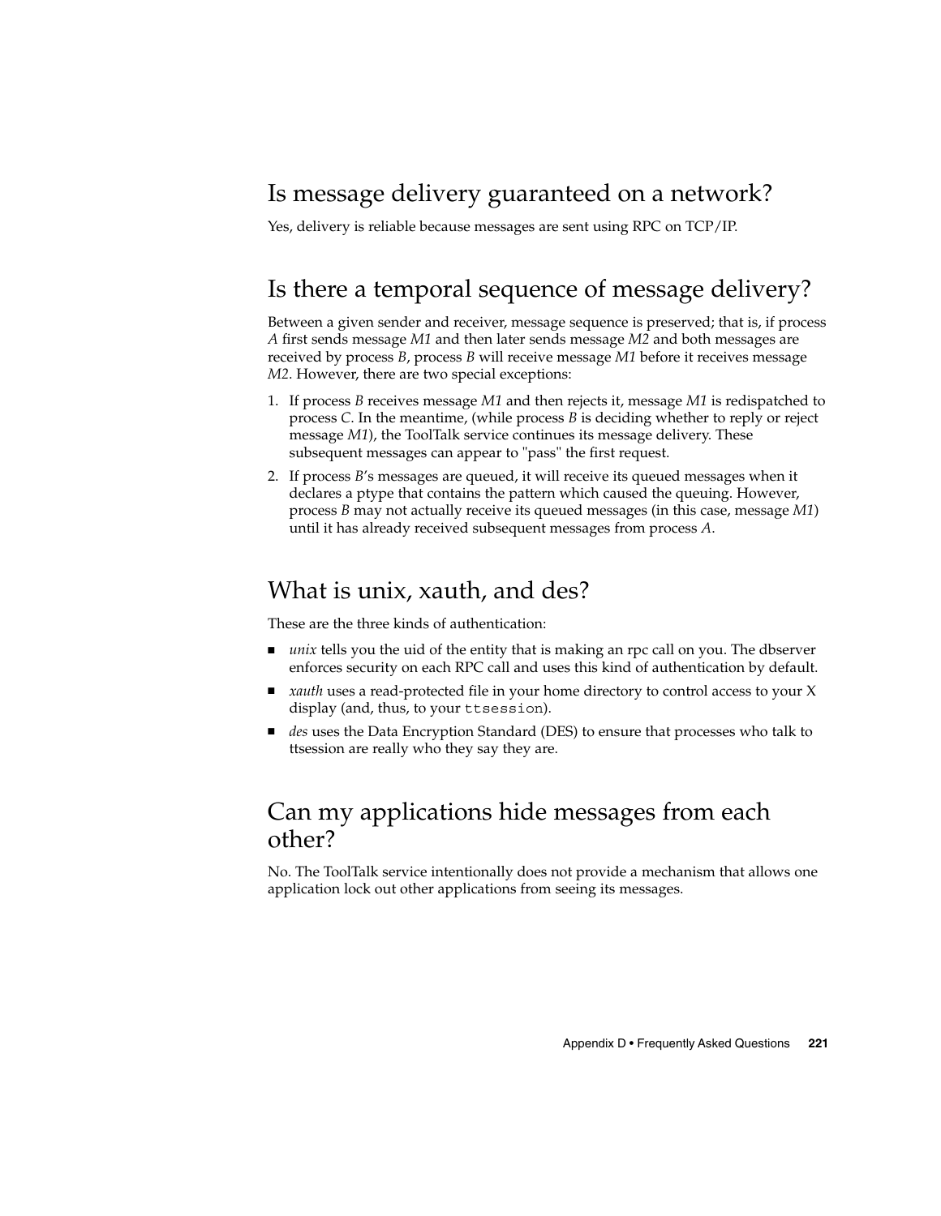## Is message delivery guaranteed on a network?

Yes, delivery is reliable because messages are sent using RPC on TCP/IP.

## Is there a temporal sequence of message delivery?

Between a given sender and receiver, message sequence is preserved; that is, if process *A* first sends message *M1* and then later sends message *M2* and both messages are received by process *B*, process *B* will receive message *M1* before it receives message *M2*. However, there are two special exceptions:

1. If process *B* receives message *M1* and then rejects it, message *M1* is redispatched to process *C*. In the meantime, (while process *B* is deciding whether to reply or reject message *M1*), the ToolTalk service continues its message delivery. These subsequent messages can appear to "pass" the first request.
2. If process *B*'s messages are queued, it will receive its queued messages when it declares a ptype that contains the pattern which caused the queuing. However, process *B* may not actually receive its queued messages (in this case, message *M1*) until it has already received subsequent messages from process *A*.

## What is unix, xauth, and des?

These are the three kinds of authentication:

- *unix* tells you the uid of the entity that is making an rpc call on you. The dbserver enforces security on each RPC call and uses this kind of authentication by default.
- *xauth* uses a read-protected file in your home directory to control access to your X display (and, thus, to your `ttsession`).
- *des* uses the Data Encryption Standard (DES) to ensure that processes who talk to ttsession are really who they say they are.

## Can my applications hide messages from each other?

No. The ToolTalk service intentionally does not provide a mechanism that allows one application lock out other applications from seeing its messages.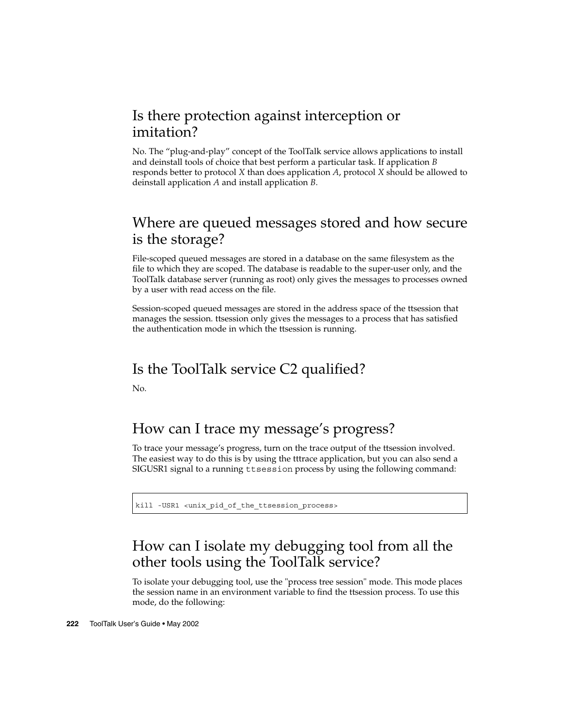## Is there protection against interception or imitation?

No. The "plug-and-play" concept of the ToolTalk service allows applications to install and deinstall tools of choice that best perform a particular task. If application *B* responds better to protocol *X* than does application *A*, protocol *X* should be allowed to deinstall application *A* and install application *B*.

## Where are queued messages stored and how secure is the storage?

File-scoped queued messages are stored in a database on the same filesystem as the file to which they are scoped. The database is readable to the super-user only, and the ToolTalk database server (running as root) only gives the messages to processes owned by a user with read access on the file.

Session-scoped queued messages are stored in the address space of the ttsession that manages the session. ttsession only gives the messages to a process that has satisfied the authentication mode in which the ttsession is running.

## Is the ToolTalk service C2 qualified?

No.

## How can I trace my message's progress?

To trace your message's progress, turn on the trace output of the ttsession involved. The easiest way to do this is by using the tttrace application, but you can also send a SIGUSR1 signal to a running `ttsession` process by using the following command:

```
kill -USR1 <unix_pid_of_the_ttsession_process>
```

## How can I isolate my debugging tool from all the other tools using the ToolTalk service?

To isolate your debugging tool, use the "process tree session" mode. This mode places the session name in an environment variable to find the ttsession process. To use this mode, do the following: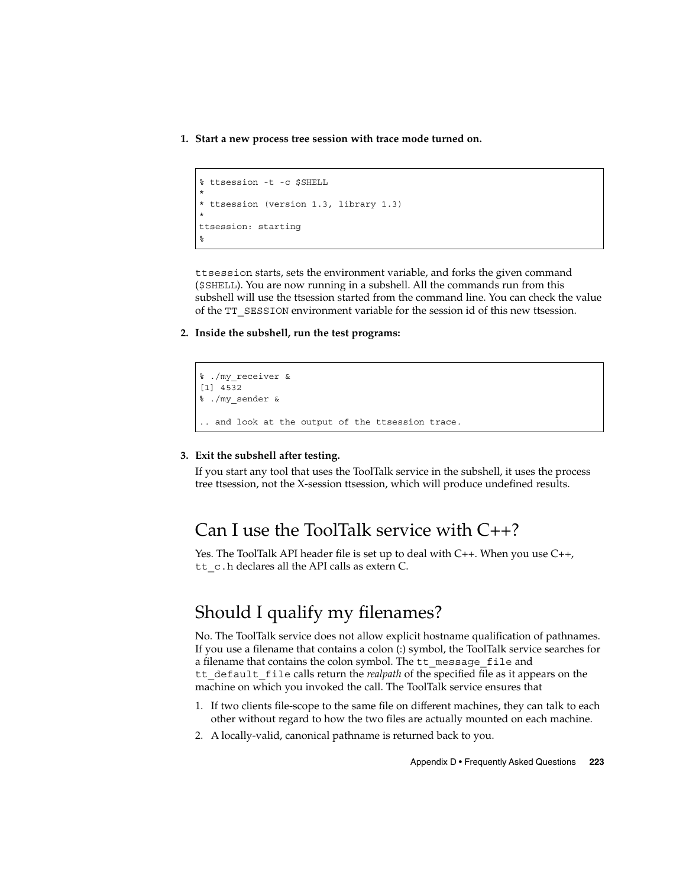1. **Start a new process tree session with trace mode turned on.**

```
% ttsession -t -c $SHELL
*
* ttsession (version 1.3, library 1.3)
*
ttsession: starting
%
```

`ttsession` starts, sets the environment variable, and forks the given command (`$SHELL`). You are now running in a subshell. All the commands run from this subshell will use the ttsession started from the command line. You can check the value of the `TT_SESSION` environment variable for the session id of this new ttsession.

2. **Inside the subshell, run the test programs:**

```
% ./my_receiver &
[1] 4532
% ./my_sender &

.. and look at the output of the ttsession trace.
```

3. **Exit the subshell after testing.**

   If you start any tool that uses the ToolTalk service in the subshell, it uses the process tree ttsession, not the X-session ttsession, which will produce undefined results.

## Can I use the ToolTalk service with C++?

Yes. The ToolTalk API header file is set up to deal with C++. When you use C++, `tt_c.h` declares all the API calls as extern C.

## Should I qualify my filenames?

No. The ToolTalk service does not allow explicit hostname qualification of pathnames. If you use a filename that contains a colon (:) symbol, the ToolTalk service searches for a filename that contains the colon symbol. The `tt_message_file` and `tt_default_file` calls return the *realpath* of the specified file as it appears on the machine on which you invoked the call. The ToolTalk service ensures that

1. If two clients file-scope to the same file on different machines, they can talk to each other without regard to how the two files are actually mounted on each machine.
2. A locally-valid, canonical pathname is returned back to you.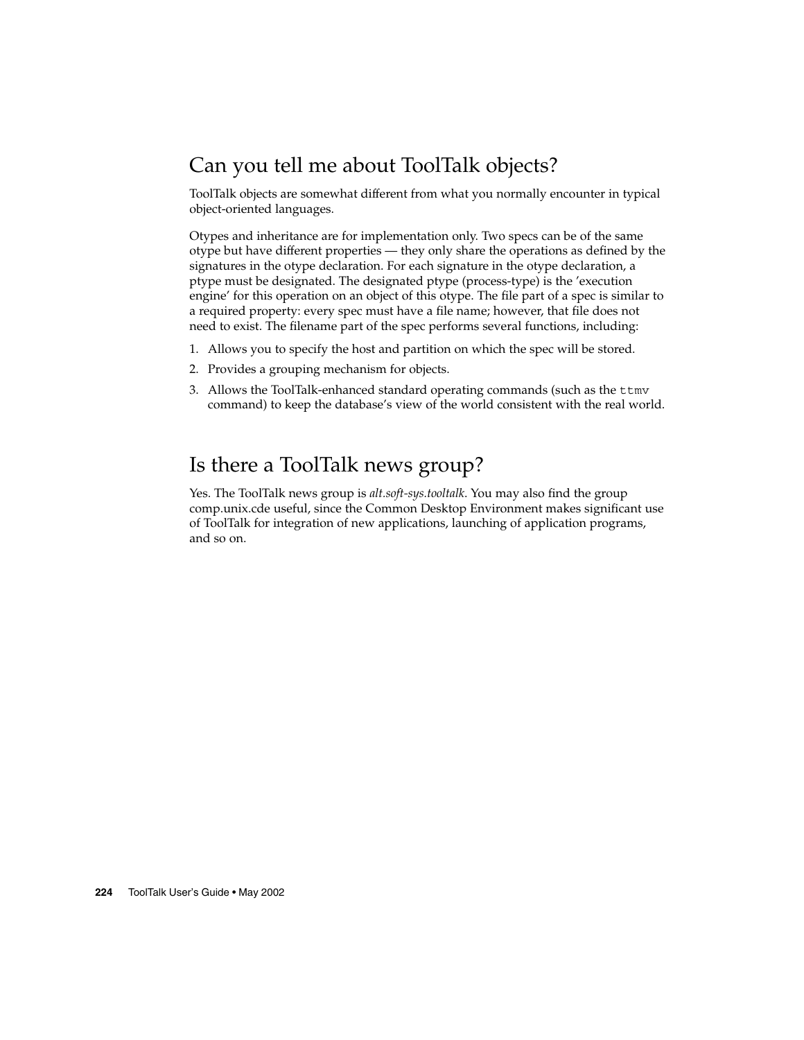## Can you tell me about ToolTalk objects?

ToolTalk objects are somewhat different from what you normally encounter in typical object-oriented languages.

Otypes and inheritance are for implementation only. Two specs can be of the same otype but have different properties — they only share the operations as defined by the signatures in the otype declaration. For each signature in the otype declaration, a ptype must be designated. The designated ptype (process-type) is the 'execution engine' for this operation on an object of this otype. The file part of a spec is similar to a required property: every spec must have a file name; however, that file does not need to exist. The filename part of the spec performs several functions, including:

1. Allows you to specify the host and partition on which the spec will be stored.
2. Provides a grouping mechanism for objects.
3. Allows the ToolTalk-enhanced standard operating commands (such as the `ttmv` command) to keep the database's view of the world consistent with the real world.

## Is there a ToolTalk news group?

Yes. The ToolTalk news group is *alt.soft-sys.tooltalk*. You may also find the group comp.unix.cde useful, since the Common Desktop Environment makes significant use of ToolTalk for integration of new applications, launching of application programs, and so on.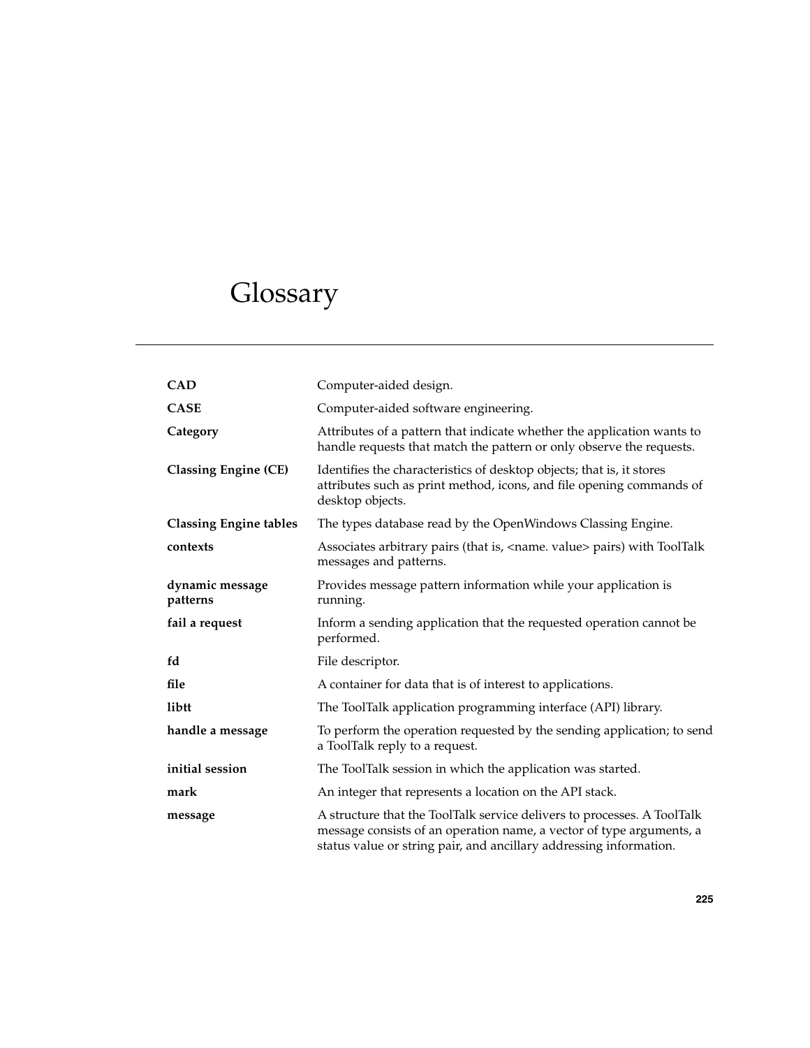# Glossary

**CAD**
Computer-aided design.

**CASE**
Computer-aided software engineering.

**Category**
Attributes of a pattern that indicate whether the application wants to handle requests that match the pattern or only observe the requests.

**Classing Engine (CE)**
Identifies the characteristics of desktop objects; that is, it stores attributes such as print method, icons, and file opening commands of desktop objects.

**Classing Engine tables**
The types database read by the OpenWindows Classing Engine.

**contexts**
Associates arbitrary pairs (that is, <name. value> pairs) with ToolTalk messages and patterns.

**dynamic message patterns**
Provides message pattern information while your application is running.

**fail a request**
Inform a sending application that the requested operation cannot be performed.

**fd**
File descriptor.

**file**
A container for data that is of interest to applications.

**libtt**
The ToolTalk application programming interface (API) library.

**handle a message**
To perform the operation requested by the sending application; to send a ToolTalk reply to a request.

**initial session**
The ToolTalk session in which the application was started.

**mark**
An integer that represents a location on the API stack.

**message**
A structure that the ToolTalk service delivers to processes. A ToolTalk message consists of an operation name, a vector of type arguments, a status value or string pair, and ancillary addressing information.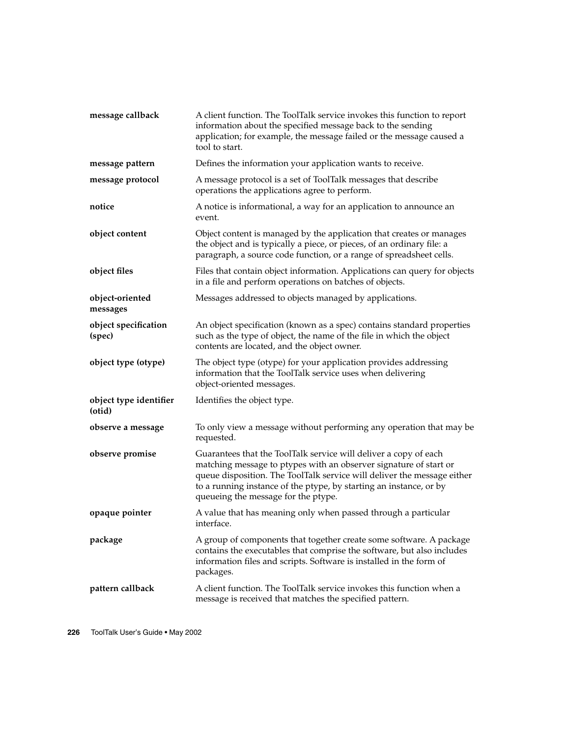**message callback**
A client function. The ToolTalk service invokes this function to report information about the specified message back to the sending application; for example, the message failed or the message caused a tool to start.

**message pattern**
Defines the information your application wants to receive.

**message protocol**
A message protocol is a set of ToolTalk messages that describe operations the applications agree to perform.

**notice**
A notice is informational, a way for an application to announce an event.

**object content**
Object content is managed by the application that creates or manages the object and is typically a piece, or pieces, of an ordinary file: a paragraph, a source code function, or a range of spreadsheet cells.

**object files**
Files that contain object information. Applications can query for objects in a file and perform operations on batches of objects.

**object-oriented messages**
Messages addressed to objects managed by applications.

**object specification (spec)**
An object specification (known as a spec) contains standard properties such as the type of object, the name of the file in which the object contents are located, and the object owner.

**object type (otype)**
The object type (otype) for your application provides addressing information that the ToolTalk service uses when delivering object-oriented messages.

**object type identifier (otid)**
Identifies the object type.

**observe a message**
To only view a message without performing any operation that may be requested.

**observe promise**
Guarantees that the ToolTalk service will deliver a copy of each matching message to ptypes with an observer signature of start or queue disposition. The ToolTalk service will deliver the message either to a running instance of the ptype, by starting an instance, or by queueing the message for the ptype.

**opaque pointer**
A value that has meaning only when passed through a particular interface.

**package**
A group of components that together create some software. A package contains the executables that comprise the software, but also includes information files and scripts. Software is installed in the form of packages.

**pattern callback**
A client function. The ToolTalk service invokes this function when a message is received that matches the specified pattern.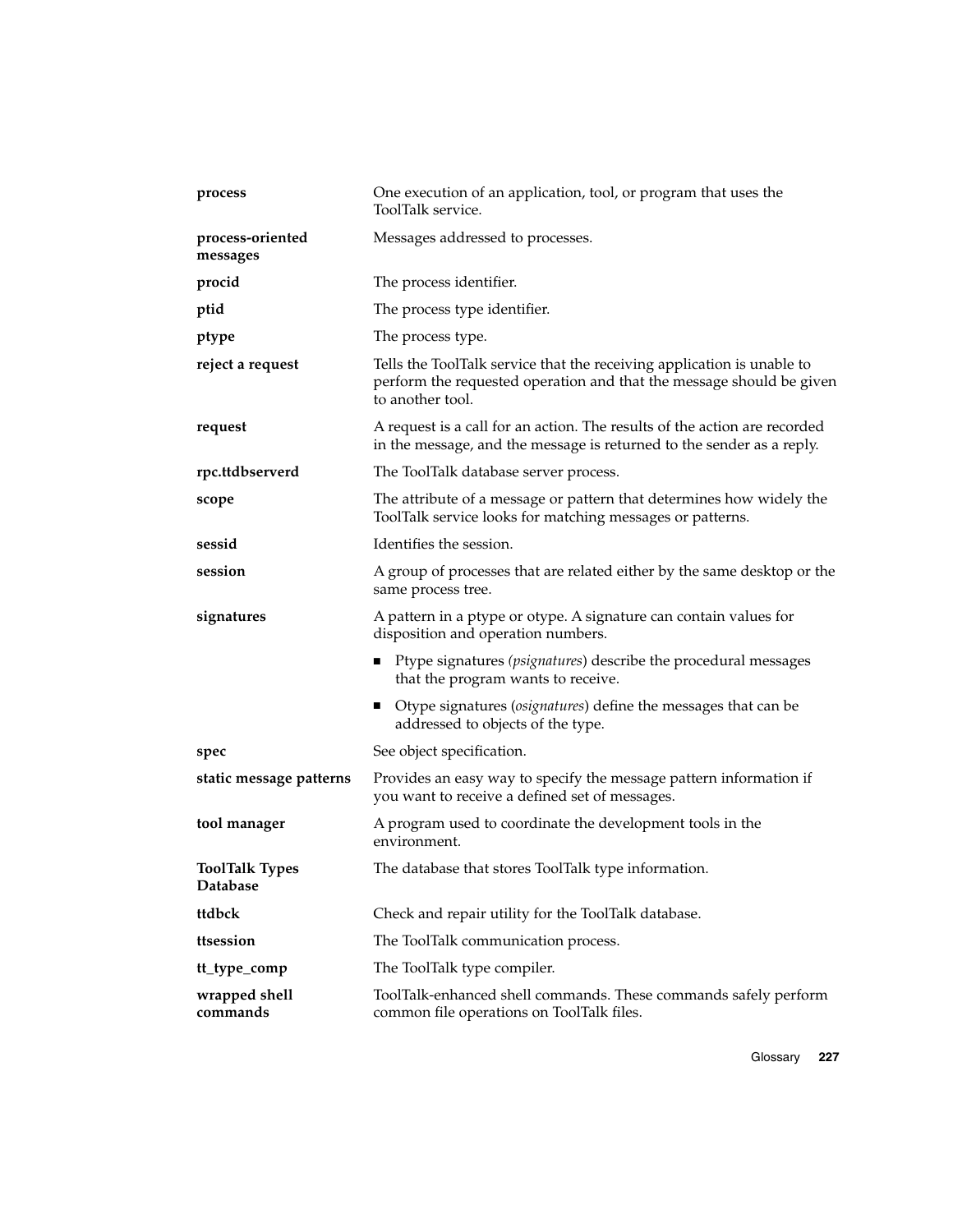| | |
|---|---|
| **process** | One execution of an application, tool, or program that uses the ToolTalk service. |
| **process-oriented messages** | Messages addressed to processes. |
| **procid** | The process identifier. |
| **ptid** | The process type identifier. |
| **ptype** | The process type. |
| **reject a request** | Tells the ToolTalk service that the receiving application is unable to perform the requested operation and that the message should be given to another tool. |
| **request** | A request is a call for an action. The results of the action are recorded in the message, and the message is returned to the sender as a reply. |
| **rpc.ttdbserverd** | The ToolTalk database server process. |
| **scope** | The attribute of a message or pattern that determines how widely the ToolTalk service looks for matching messages or patterns. |
| **sessid** | Identifies the session. |
| **session** | A group of processes that are related either by the same desktop or the same process tree. |
| **signatures** | A pattern in a ptype or otype. A signature can contain values for disposition and operation numbers. <br> ■ Ptype signatures (*psignatures*) describe the procedural messages that the program wants to receive. <br> ■ Otype signatures (*osignatures*) define the messages that can be addressed to objects of the type. |
| **spec** | See object specification. |
| **static message patterns** | Provides an easy way to specify the message pattern information if you want to receive a defined set of messages. |
| **tool manager** | A program used to coordinate the development tools in the environment. |
| **ToolTalk Types Database** | The database that stores ToolTalk type information. |
| **ttdbck** | Check and repair utility for the ToolTalk database. |
| **ttsession** | The ToolTalk communication process. |
| **tt_type_comp** | The ToolTalk type compiler. |
| **wrapped shell commands** | ToolTalk-enhanced shell commands. These commands safely perform common file operations on ToolTalk files. |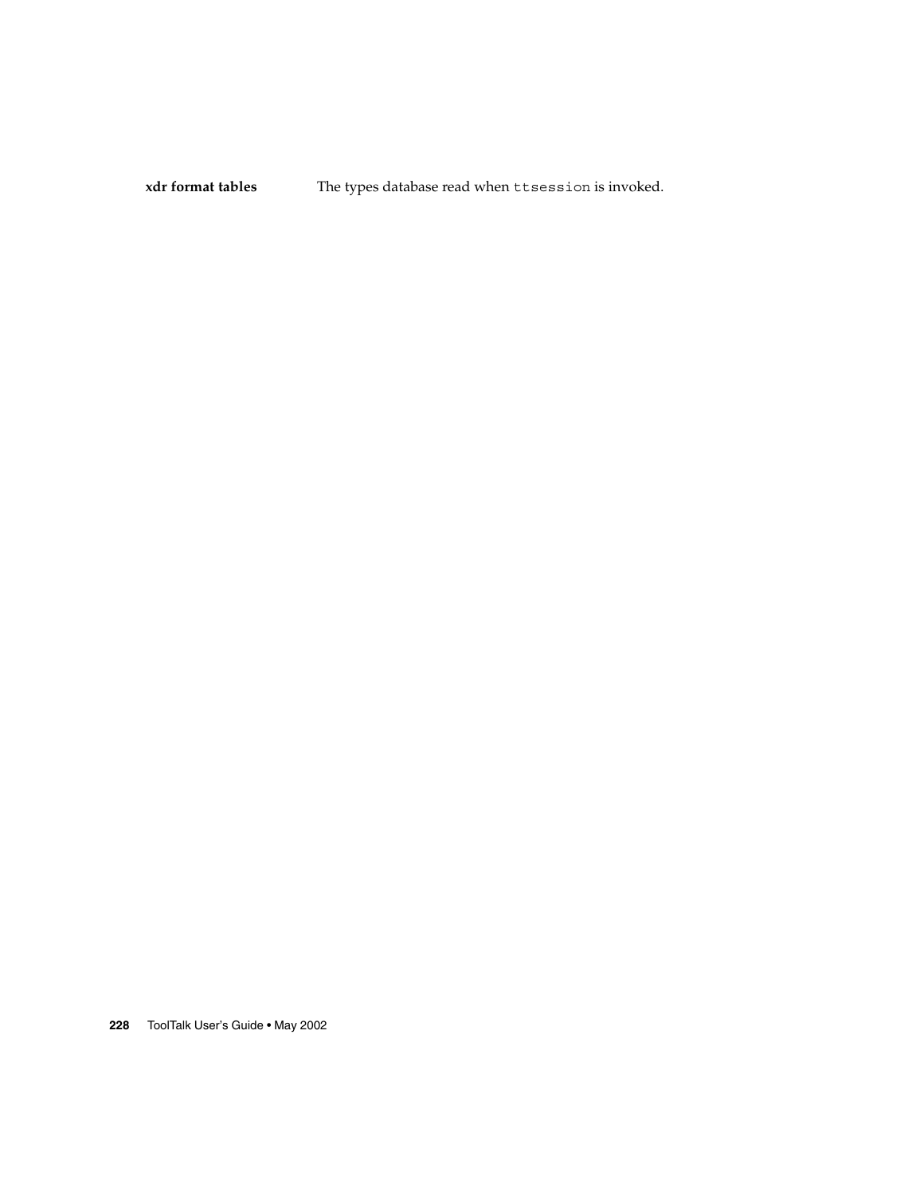**xdr format tables** The types database read when `ttsession` is invoked.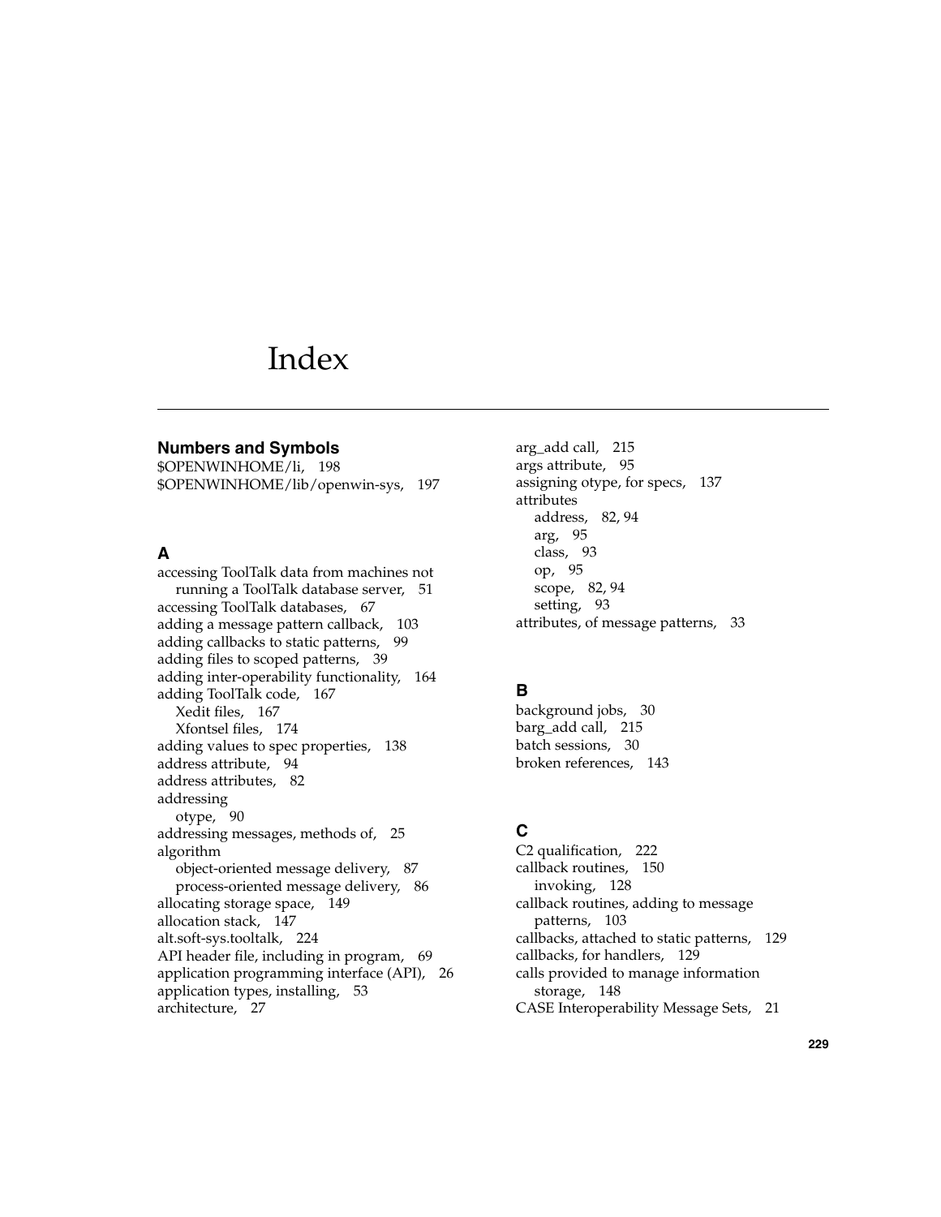# Index

## Numbers and Symbols

$OPENWINHOME/li, 198
$OPENWINHOME/lib/openwin-sys, 197

## A

accessing ToolTalk data from machines not running a ToolTalk database server, 51
accessing ToolTalk databases, 67
adding a message pattern callback, 103
adding callbacks to static patterns, 99
adding files to scoped patterns, 39
adding inter-operability functionality, 164
adding ToolTalk code, 167
  - Xedit files, 167
  - Xfontsel files, 174

adding values to spec properties, 138
address attribute, 94
address attributes, 82
addressing
  - otype, 90

addressing messages, methods of, 25
algorithm
  - object-oriented message delivery, 87
  - process-oriented message delivery, 86

allocating storage space, 149
allocation stack, 147
alt.soft-sys.tooltalk, 224
API header file, including in program, 69
application programming interface (API), 26
application types, installing, 53
architecture, 27
arg_add call, 215
args attribute, 95
assigning otype, for specs, 137
attributes
  - address, 82, 94
  - arg, 95
  - class, 93
  - op, 95
  - scope, 82, 94
  - setting, 93

attributes, of message patterns, 33

## B

background jobs, 30
barg_add call, 215
batch sessions, 30
broken references, 143

## C

C2 qualification, 222
callback routines, 150
  - invoking, 128

callback routines, adding to message patterns, 103
callbacks, attached to static patterns, 129
callbacks, for handlers, 129
calls provided to manage information storage, 148
CASE Interoperability Message Sets, 21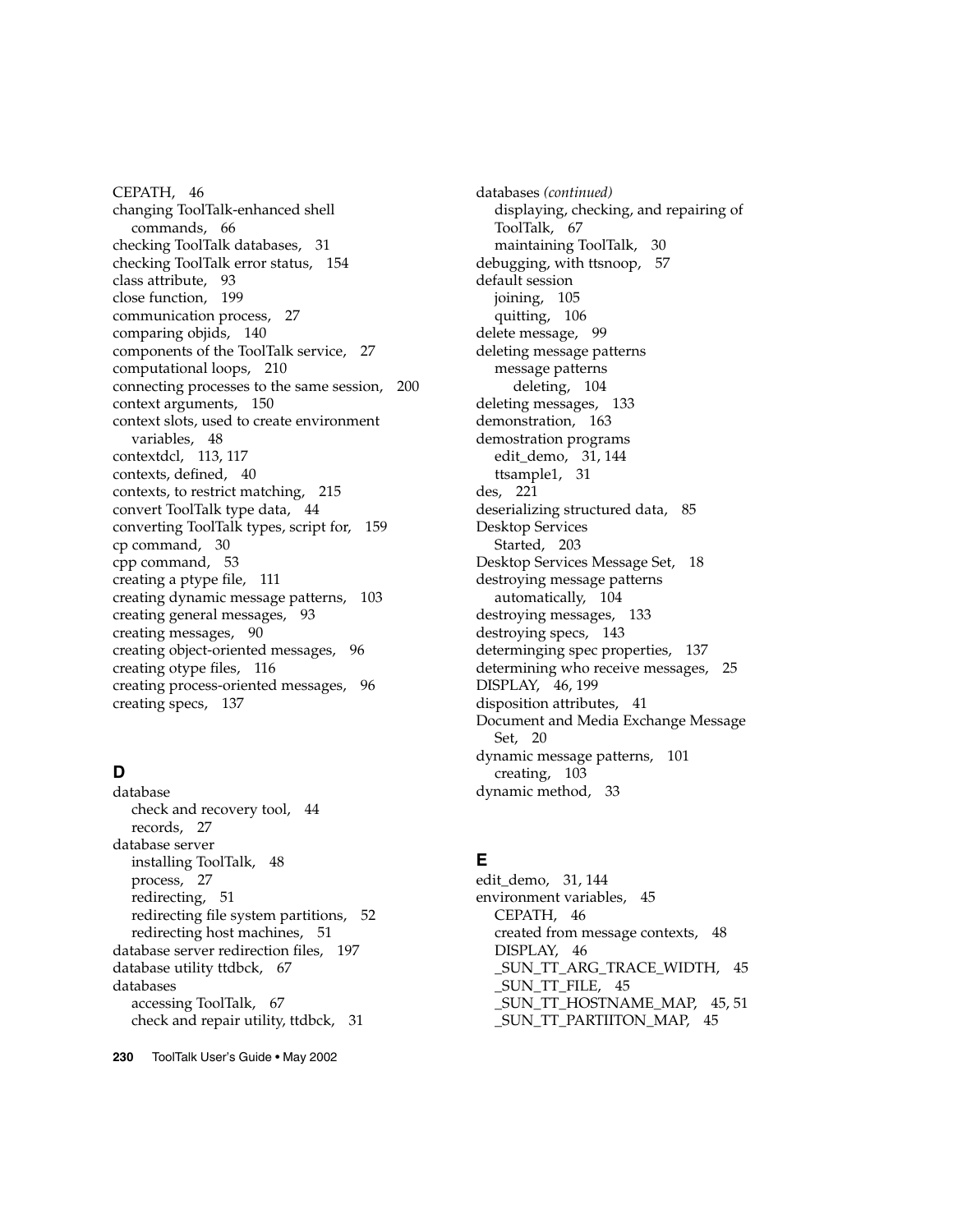CEPATH, 46
changing ToolTalk-enhanced shell
  commands, 66
checking ToolTalk databases, 31
checking ToolTalk error status, 154
class attribute, 93
close function, 199
communication process, 27
comparing objids, 140
components of the ToolTalk service, 27
computational loops, 210
connecting processes to the same session, 200
context arguments, 150
context slots, used to create environment
  variables, 48
contextdcl, 113, 117
contexts, defined, 40
contexts, to restrict matching, 215
convert ToolTalk type data, 44
converting ToolTalk types, script for, 159
cp command, 30
cpp command, 53
creating a ptype file, 111
creating dynamic message patterns, 103
creating general messages, 93
creating messages, 90
creating object-oriented messages, 96
creating otype files, 116
creating process-oriented messages, 96
creating specs, 137

## D

database
  check and recovery tool, 44
  records, 27
database server
  installing ToolTalk, 48
  process, 27
  redirecting, 51
  redirecting file system partitions, 52
  redirecting host machines, 51
database server redirection files, 197
database utility ttdbck, 67
databases
  accessing ToolTalk, 67
  check and repair utility, ttdbck, 31

databases *(continued)*
  displaying, checking, and repairing of
    ToolTalk, 67
  maintaining ToolTalk, 30
debugging, with ttsnoop, 57
default session
  joining, 105
  quitting, 106
delete message, 99
deleting message patterns
  message patterns
    deleting, 104
deleting messages, 133
demonstration, 163
demostration programs
  edit_demo, 31, 144
  ttsample1, 31
des, 221
deserializing structured data, 85
Desktop Services
  Started, 203
Desktop Services Message Set, 18
destroying message patterns
  automatically, 104
destroying messages, 133
destroying specs, 143
determinging spec properties, 137
determining who receive messages, 25
DISPLAY, 46, 199
disposition attributes, 41
Document and Media Exchange Message
  Set, 20
dynamic message patterns, 101
  creating, 103
dynamic method, 33

## E

edit_demo, 31, 144
environment variables, 45
  CEPATH, 46
  created from message contexts, 48
  DISPLAY, 46
  _SUN_TT_ARG_TRACE_WIDTH, 45
  _SUN_TT_FILE, 45
  _SUN_TT_HOSTNAME_MAP, 45, 51
  _SUN_TT_PARTIITON_MAP, 45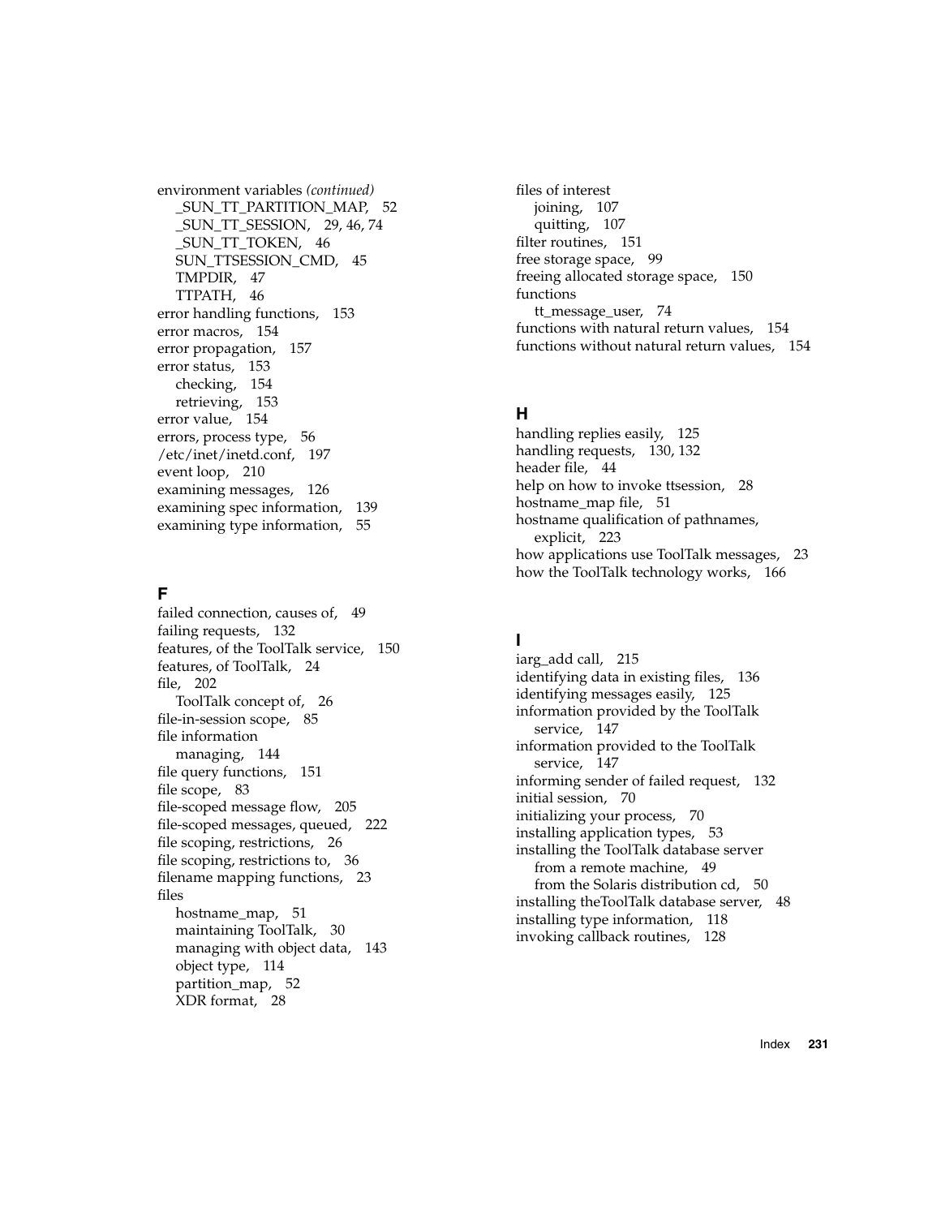environment variables *(continued)*
  _SUN_TT_PARTITION_MAP, 52
  _SUN_TT_SESSION, 29, 46, 74
  _SUN_TT_TOKEN, 46
  SUN_TTSESSION_CMD, 45
  TMPDIR, 47
  TTPATH, 46
error handling functions, 153
error macros, 154
error propagation, 157
error status, 153
  checking, 154
  retrieving, 153
error value, 154
errors, process type, 56
/etc/inet/inetd.conf, 197
event loop, 210
examining messages, 126
examining spec information, 139
examining type information, 55

## F

failed connection, causes of, 49
failing requests, 132
features, of the ToolTalk service, 150
features, of ToolTalk, 24
file, 202
  ToolTalk concept of, 26
file-in-session scope, 85
file information
  managing, 144
file query functions, 151
file scope, 83
file-scoped message flow, 205
file-scoped messages, queued, 222
file scoping, restrictions, 26
file scoping, restrictions to, 36
filename mapping functions, 23
files
  hostname_map, 51
  maintaining ToolTalk, 30
  managing with object data, 143
  object type, 114
  partition_map, 52
  XDR format, 28
files of interest
  joining, 107
  quitting, 107
filter routines, 151
free storage space, 99
freeing allocated storage space, 150
functions
  tt_message_user, 74
functions with natural return values, 154
functions without natural return values, 154

## H

handling replies easily, 125
handling requests, 130, 132
header file, 44
help on how to invoke ttsession, 28
hostname_map file, 51
hostname qualification of pathnames, explicit, 223
how applications use ToolTalk messages, 23
how the ToolTalk technology works, 166

## I

iarg_add call, 215
identifying data in existing files, 136
identifying messages easily, 125
information provided by the ToolTalk service, 147
information provided to the ToolTalk service, 147
informing sender of failed request, 132
initial session, 70
initializing your process, 70
installing application types, 53
installing the ToolTalk database server
  from a remote machine, 49
  from the Solaris distribution cd, 50
installing theToolTalk database server, 48
installing type information, 118
invoking callback routines, 128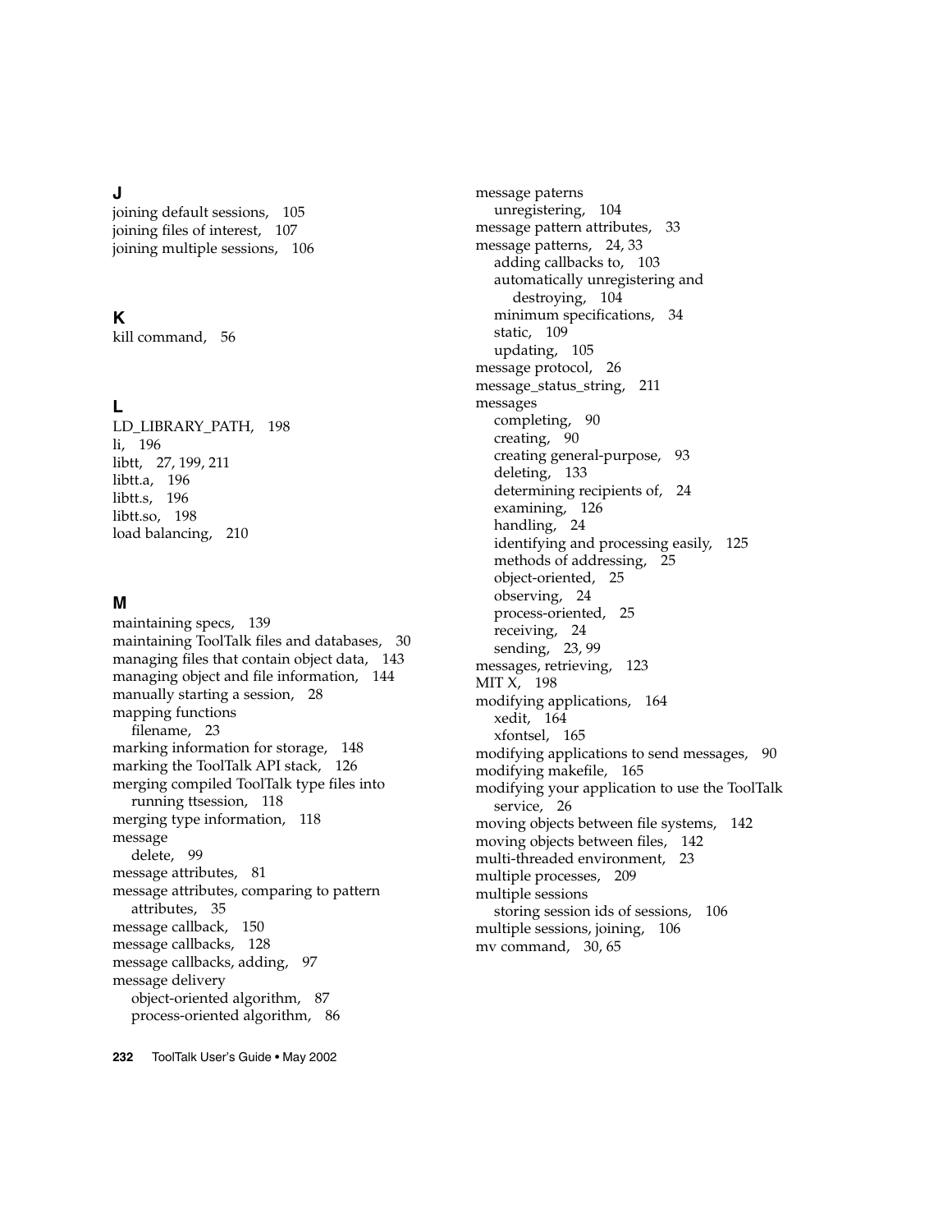## J

joining default sessions, 105
joining files of interest, 107
joining multiple sessions, 106

## K

kill command, 56

## L

LD_LIBRARY_PATH, 198
li, 196
libtt, 27, 199, 211
libtt.a, 196
libtt.s, 196
libtt.so, 198
load balancing, 210

## M

maintaining specs, 139
maintaining ToolTalk files and databases, 30
managing files that contain object data, 143
managing object and file information, 144
manually starting a session, 28
mapping functions
  filename, 23
marking information for storage, 148
marking the ToolTalk API stack, 126
merging compiled ToolTalk type files into running ttsession, 118
merging type information, 118
message
  delete, 99
message attributes, 81
message attributes, comparing to pattern attributes, 35
message callback, 150
message callbacks, 128
message callbacks, adding, 97
message delivery
  object-oriented algorithm, 87
  process-oriented algorithm, 86
message paterns
  unregistering, 104
message pattern attributes, 33
message patterns, 24, 33
  adding callbacks to, 103
  automatically unregistering and destroying, 104
  minimum specifications, 34
  static, 109
  updating, 105
message protocol, 26
message_status_string, 211
messages
  completing, 90
  creating, 90
  creating general-purpose, 93
  deleting, 133
  determining recipients of, 24
  examining, 126
  handling, 24
  identifying and processing easily, 125
  methods of addressing, 25
  object-oriented, 25
  observing, 24
  process-oriented, 25
  receiving, 24
  sending, 23, 99
messages, retrieving, 123
MIT X, 198
modifying applications, 164
  xedit, 164
  xfontsel, 165
modifying applications to send messages, 90
modifying makefile, 165
modifying your application to use the ToolTalk service, 26
moving objects between file systems, 142
moving objects between files, 142
multi-threaded environment, 23
multiple processes, 209
multiple sessions
  storing session ids of sessions, 106
multiple sessions, joining, 106
mv command, 30, 65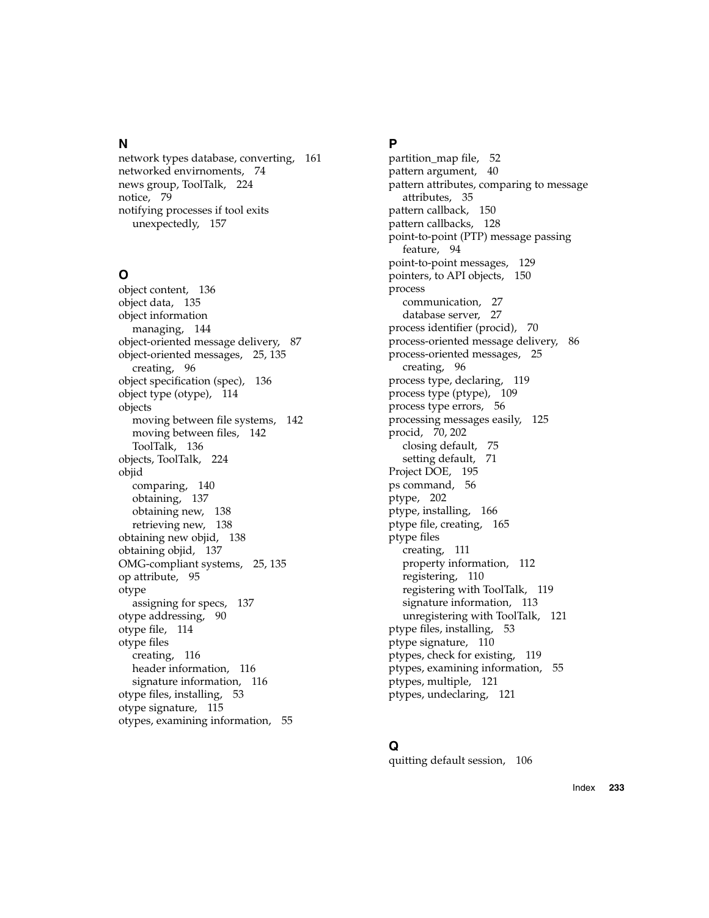## N

network types database, converting, 161
networked envirnoments, 74
news group, ToolTalk, 224
notice, 79
notifying processes if tool exits unexpectedly, 157

## O

object content, 136
object data, 135
object information
- managing, 144

object-oriented message delivery, 87
object-oriented messages, 25, 135
- creating, 96

object specification (spec), 136
object type (otype), 114
objects
- moving between file systems, 142
- moving between files, 142
- ToolTalk, 136

objects, ToolTalk, 224
objid
- comparing, 140
- obtaining, 137
- obtaining new, 138
- retrieving new, 138

obtaining new objid, 138
obtaining objid, 137
OMG-compliant systems, 25, 135
op attribute, 95
otype
- assigning for specs, 137

otype addressing, 90
otype file, 114
otype files
- creating, 116
- header information, 116
- signature information, 116

otype files, installing, 53
otype signature, 115
otypes, examining information, 55

## P

partition_map file, 52
pattern argument, 40
pattern attributes, comparing to message attributes, 35
pattern callback, 150
pattern callbacks, 128
point-to-point (PTP) message passing feature, 94
point-to-point messages, 129
pointers, to API objects, 150
process
- communication, 27
- database server, 27

process identifier (procid), 70
process-oriented message delivery, 86
process-oriented messages, 25
- creating, 96

process type, declaring, 119
process type (ptype), 109
process type errors, 56
processing messages easily, 125
procid, 70, 202
- closing default, 75
- setting default, 71

Project DOE, 195
ps command, 56
ptype, 202
ptype, installing, 166
ptype file, creating, 165
ptype files
- creating, 111
- property information, 112
- registering, 110
- registering with ToolTalk, 119
- signature information, 113
- unregistering with ToolTalk, 121

ptype files, installing, 53
ptype signature, 110
ptypes, check for existing, 119
ptypes, examining information, 55
ptypes, multiple, 121
ptypes, undeclaring, 121

## Q

quitting default session, 106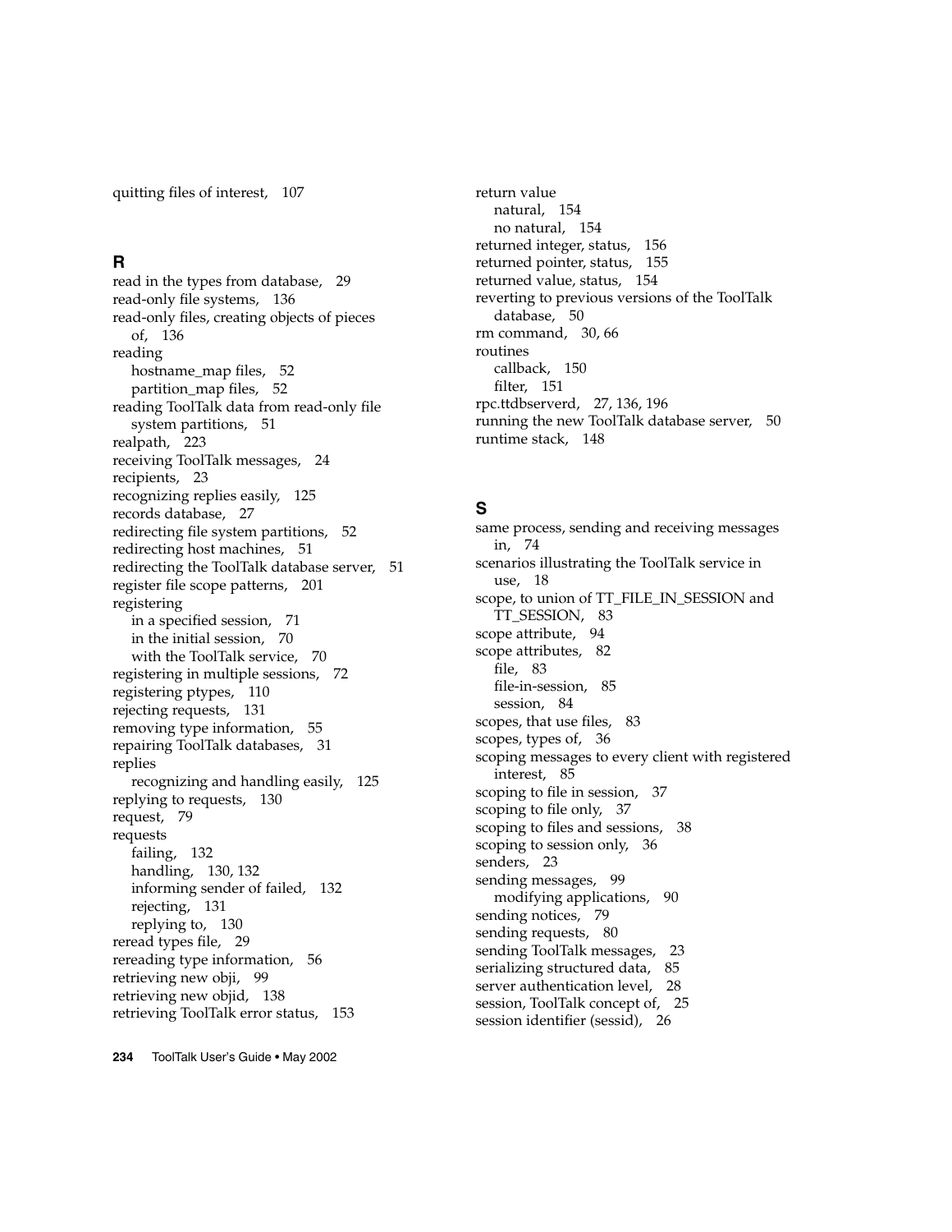quitting files of interest, 107

## R

read in the types from database, 29
read-only file systems, 136
read-only files, creating objects of pieces of, 136
reading
  hostname_map files, 52
  partition_map files, 52
reading ToolTalk data from read-only file system partitions, 51
realpath, 223
receiving ToolTalk messages, 24
recipients, 23
recognizing replies easily, 125
records database, 27
redirecting file system partitions, 52
redirecting host machines, 51
redirecting the ToolTalk database server, 51
register file scope patterns, 201
registering
  in a specified session, 71
  in the initial session, 70
  with the ToolTalk service, 70
registering in multiple sessions, 72
registering ptypes, 110
rejecting requests, 131
removing type information, 55
repairing ToolTalk databases, 31
replies
  recognizing and handling easily, 125
replying to requests, 130
request, 79
requests
  failing, 132
  handling, 130, 132
  informing sender of failed, 132
  rejecting, 131
  replying to, 130
reread types file, 29
rereading type information, 56
retrieving new obji, 99
retrieving new objid, 138
retrieving ToolTalk error status, 153
return value
  natural, 154
  no natural, 154
returned integer, status, 156
returned pointer, status, 155
returned value, status, 154
reverting to previous versions of the ToolTalk database, 50
rm command, 30, 66
routines
  callback, 150
  filter, 151
rpc.ttdbserverd, 27, 136, 196
running the new ToolTalk database server, 50
runtime stack, 148

## S

same process, sending and receiving messages in, 74
scenarios illustrating the ToolTalk service in use, 18
scope, to union of TT_FILE_IN_SESSION and TT_SESSION, 83
scope attribute, 94
scope attributes, 82
  file, 83
  file-in-session, 85
  session, 84
scopes, that use files, 83
scopes, types of, 36
scoping messages to every client with registered interest, 85
scoping to file in session, 37
scoping to file only, 37
scoping to files and sessions, 38
scoping to session only, 36
senders, 23
sending messages, 99
  modifying applications, 90
sending notices, 79
sending requests, 80
sending ToolTalk messages, 23
serializing structured data, 85
server authentication level, 28
session, ToolTalk concept of, 25
session identifier (sessid), 26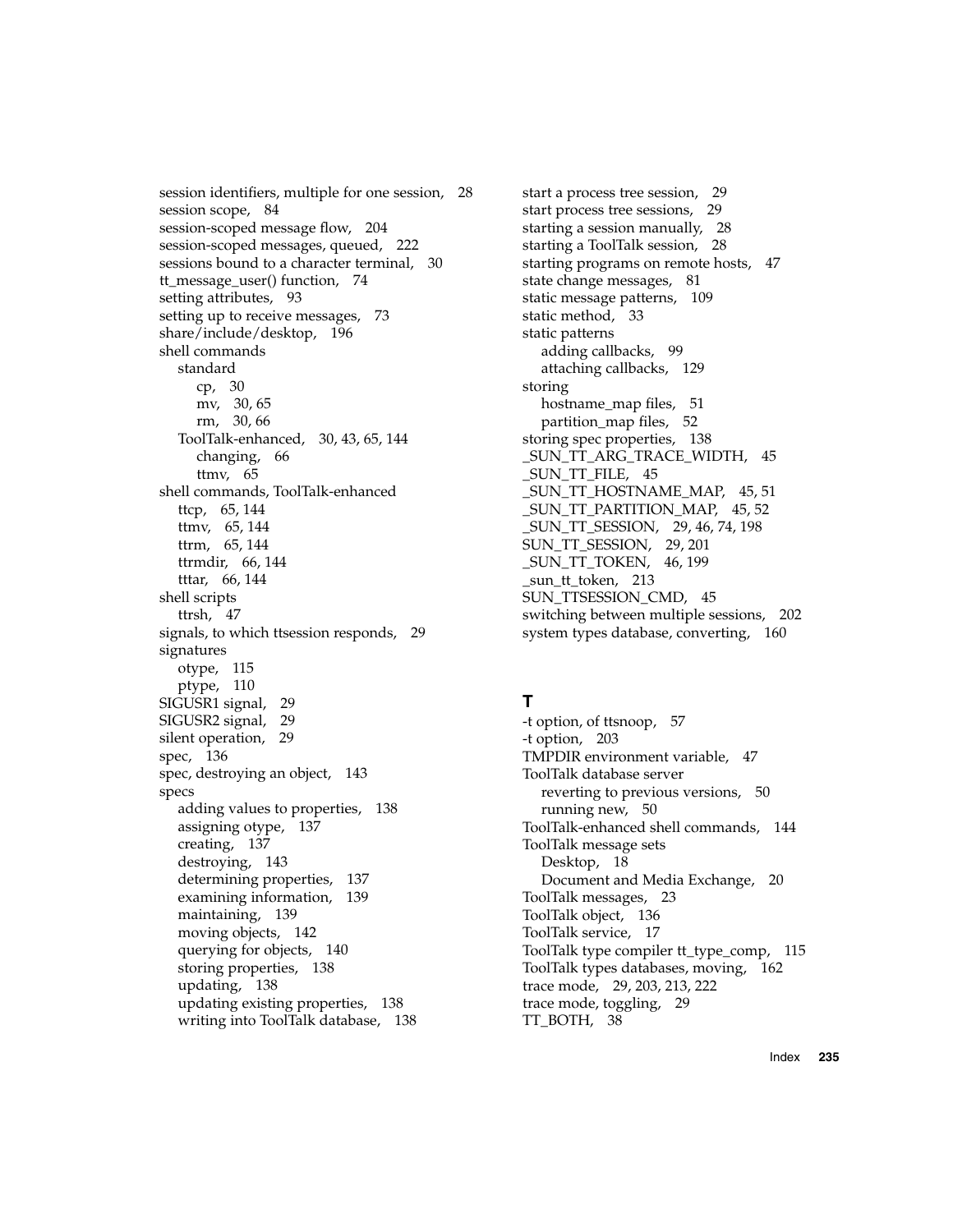session identifiers, multiple for one session, 28
session scope, 84
session-scoped message flow, 204
session-scoped messages, queued, 222
sessions bound to a character terminal, 30
tt_message_user() function, 74
setting attributes, 93
setting up to receive messages, 73
share/include/desktop, 196
shell commands
  standard
    cp, 30
    mv, 30, 65
    rm, 30, 66
  ToolTalk-enhanced, 30, 43, 65, 144
    changing, 66
    ttmv, 65
shell commands, ToolTalk-enhanced
  ttcp, 65, 144
  ttmv, 65, 144
  ttrm, 65, 144
  ttrmdir, 66, 144
  tttar, 66, 144
shell scripts
  ttrsh, 47
signals, to which ttsession responds, 29
signatures
  otype, 115
  ptype, 110
SIGUSR1 signal, 29
SIGUSR2 signal, 29
silent operation, 29
spec, 136
spec, destroying an object, 143
specs
  adding values to properties, 138
  assigning otype, 137
  creating, 137
  destroying, 143
  determining properties, 137
  examining information, 139
  maintaining, 139
  moving objects, 142
  querying for objects, 140
  storing properties, 138
  updating, 138
  updating existing properties, 138
  writing into ToolTalk database, 138
start a process tree session, 29
start process tree sessions, 29
starting a session manually, 28
starting a ToolTalk session, 28
starting programs on remote hosts, 47
state change messages, 81
static message patterns, 109
static method, 33
static patterns
  adding callbacks, 99
  attaching callbacks, 129
storing
  hostname_map files, 51
  partition_map files, 52
storing spec properties, 138
_SUN_TT_ARG_TRACE_WIDTH, 45
_SUN_TT_FILE, 45
_SUN_TT_HOSTNAME_MAP, 45, 51
_SUN_TT_PARTITION_MAP, 45, 52
_SUN_TT_SESSION, 29, 46, 74, 198
SUN_TT_SESSION, 29, 201
_SUN_TT_TOKEN, 46, 199
_sun_tt_token, 213
SUN_TTSESSION_CMD, 45
switching between multiple sessions, 202
system types database, converting, 160

## T

-t option, of ttsnoop, 57
-t option, 203
TMPDIR environment variable, 47
ToolTalk database server
  reverting to previous versions, 50
  running new, 50
ToolTalk-enhanced shell commands, 144
ToolTalk message sets
  Desktop, 18
  Document and Media Exchange, 20
ToolTalk messages, 23
ToolTalk object, 136
ToolTalk service, 17
ToolTalk type compiler tt_type_comp, 115
ToolTalk types databases, moving, 162
trace mode, 29, 203, 213, 222
trace mode, toggling, 29
TT_BOTH, 38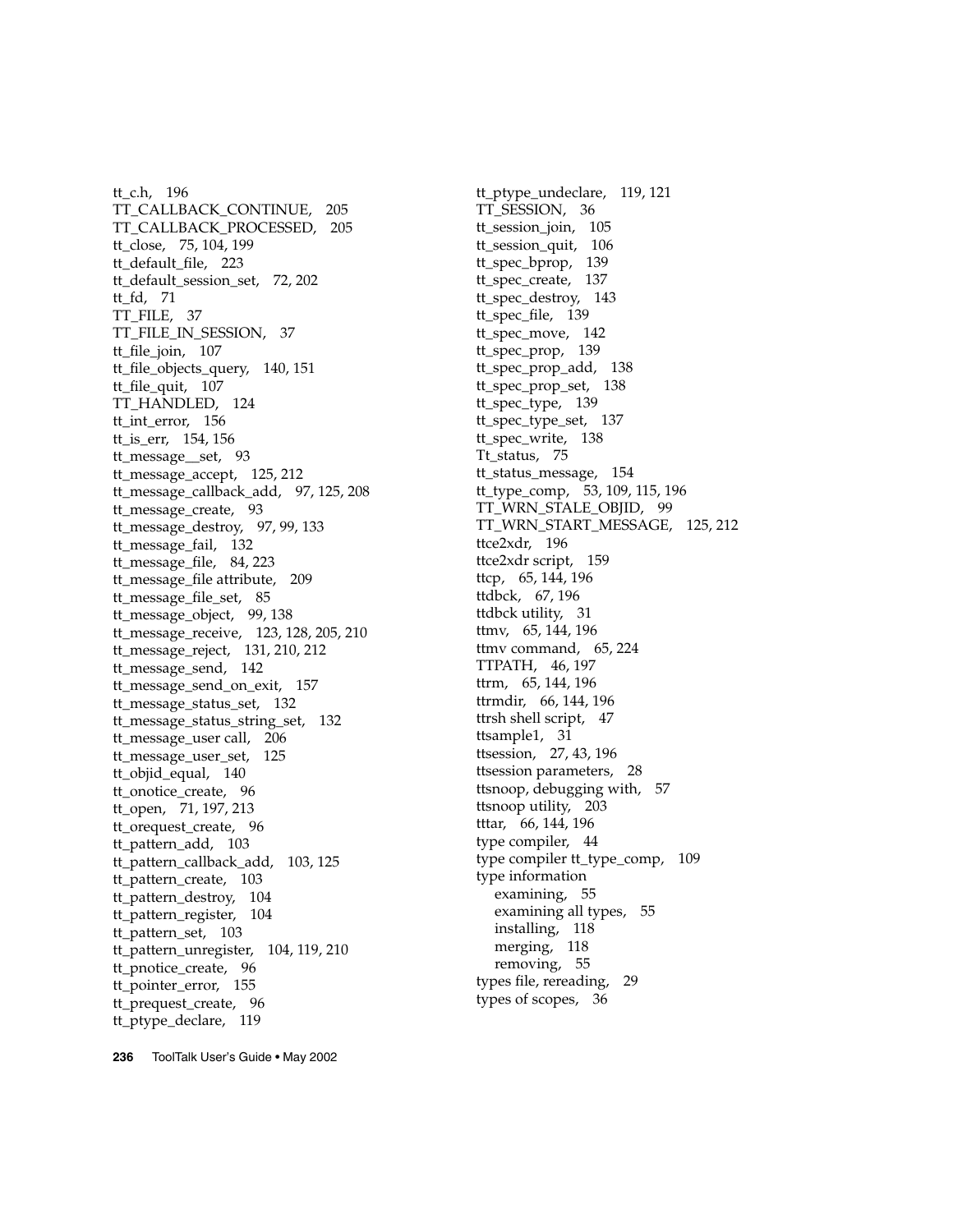tt_c.h, 196
TT_CALLBACK_CONTINUE, 205
TT_CALLBACK_PROCESSED, 205
tt_close, 75, 104, 199
tt_default_file, 223
tt_default_session_set, 72, 202
tt_fd, 71
TT_FILE, 37
TT_FILE_IN_SESSION, 37
tt_file_join, 107
tt_file_objects_query, 140, 151
tt_file_quit, 107
TT_HANDLED, 124
tt_int_error, 156
tt_is_err, 154, 156
tt_message__set, 93
tt_message_accept, 125, 212
tt_message_callback_add, 97, 125, 208
tt_message_create, 93
tt_message_destroy, 97, 99, 133
tt_message_fail, 132
tt_message_file, 84, 223
tt_message_file attribute, 209
tt_message_file_set, 85
tt_message_object, 99, 138
tt_message_receive, 123, 128, 205, 210
tt_message_reject, 131, 210, 212
tt_message_send, 142
tt_message_send_on_exit, 157
tt_message_status_set, 132
tt_message_status_string_set, 132
tt_message_user call, 206
tt_message_user_set, 125
tt_objid_equal, 140
tt_onotice_create, 96
tt_open, 71, 197, 213
tt_orequest_create, 96
tt_pattern_add, 103
tt_pattern_callback_add, 103, 125
tt_pattern_create, 103
tt_pattern_destroy, 104
tt_pattern_register, 104
tt_pattern_set, 103
tt_pattern_unregister, 104, 119, 210
tt_pnotice_create, 96
tt_pointer_error, 155
tt_prequest_create, 96
tt_ptype_declare, 119
tt_ptype_undeclare, 119, 121
TT_SESSION, 36
tt_session_join, 105
tt_session_quit, 106
tt_spec_bprop, 139
tt_spec_create, 137
tt_spec_destroy, 143
tt_spec_file, 139
tt_spec_move, 142
tt_spec_prop, 139
tt_spec_prop_add, 138
tt_spec_prop_set, 138
tt_spec_type, 139
tt_spec_type_set, 137
tt_spec_write, 138
Tt_status, 75
tt_status_message, 154
tt_type_comp, 53, 109, 115, 196
TT_WRN_STALE_OBJID, 99
TT_WRN_START_MESSAGE, 125, 212
ttce2xdr, 196
ttce2xdr script, 159
ttcp, 65, 144, 196
ttdbck, 67, 196
ttdbck utility, 31
ttmv, 65, 144, 196
ttmv command, 65, 224
TTPATH, 46, 197
ttrm, 65, 144, 196
ttrmdir, 66, 144, 196
ttrsh shell script, 47
ttsample1, 31
ttsession, 27, 43, 196
ttsession parameters, 28
ttsnoop, debugging with, 57
ttsnoop utility, 203
tttar, 66, 144, 196
type compiler, 44
type compiler tt_type_comp, 109
type information
- examining, 55
- examining all types, 55
- installing, 118
- merging, 118
- removing, 55

types file, rereading, 29
types of scopes, 36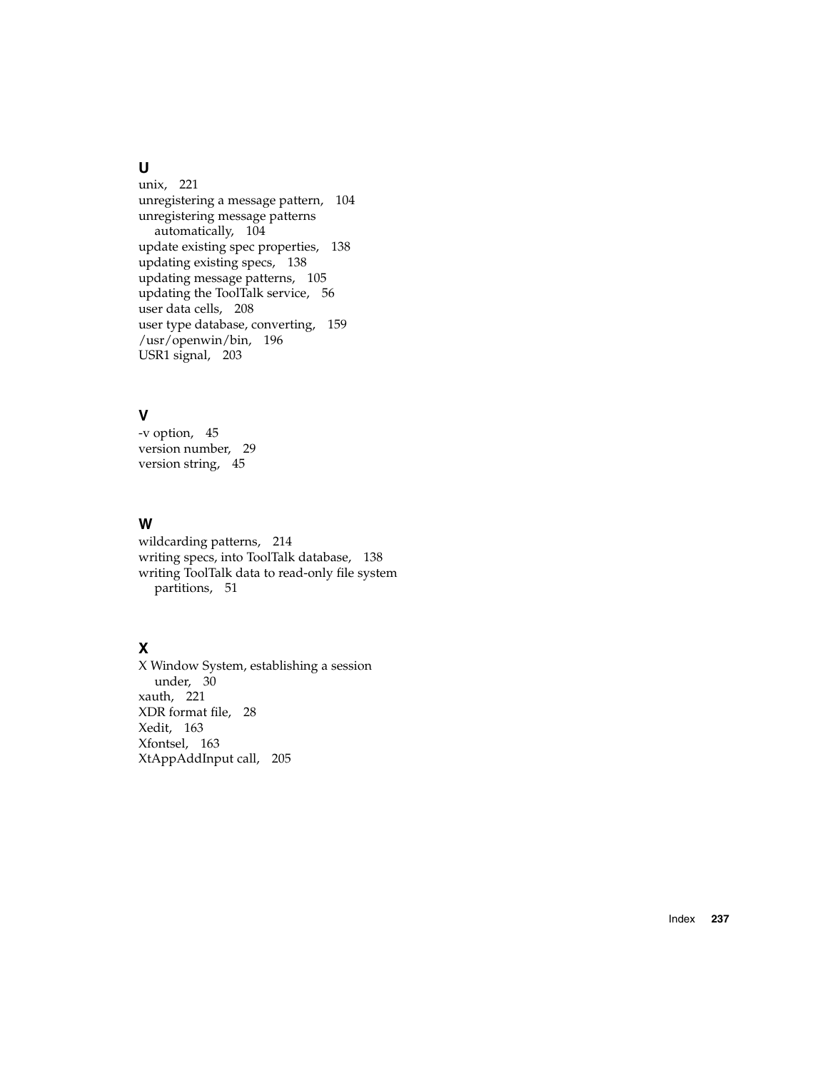## U

unix, 221
unregistering a message pattern, 104
unregistering message patterns automatically, 104
update existing spec properties, 138
updating existing specs, 138
updating message patterns, 105
updating the ToolTalk service, 56
user data cells, 208
user type database, converting, 159
/usr/openwin/bin, 196
USR1 signal, 203

## V

-v option, 45
version number, 29
version string, 45

## W

wildcarding patterns, 214
writing specs, into ToolTalk database, 138
writing ToolTalk data to read-only file system partitions, 51

## X

X Window System, establishing a session under, 30
xauth, 221
XDR format file, 28
Xedit, 163
Xfontsel, 163
XtAppAddInput call, 205